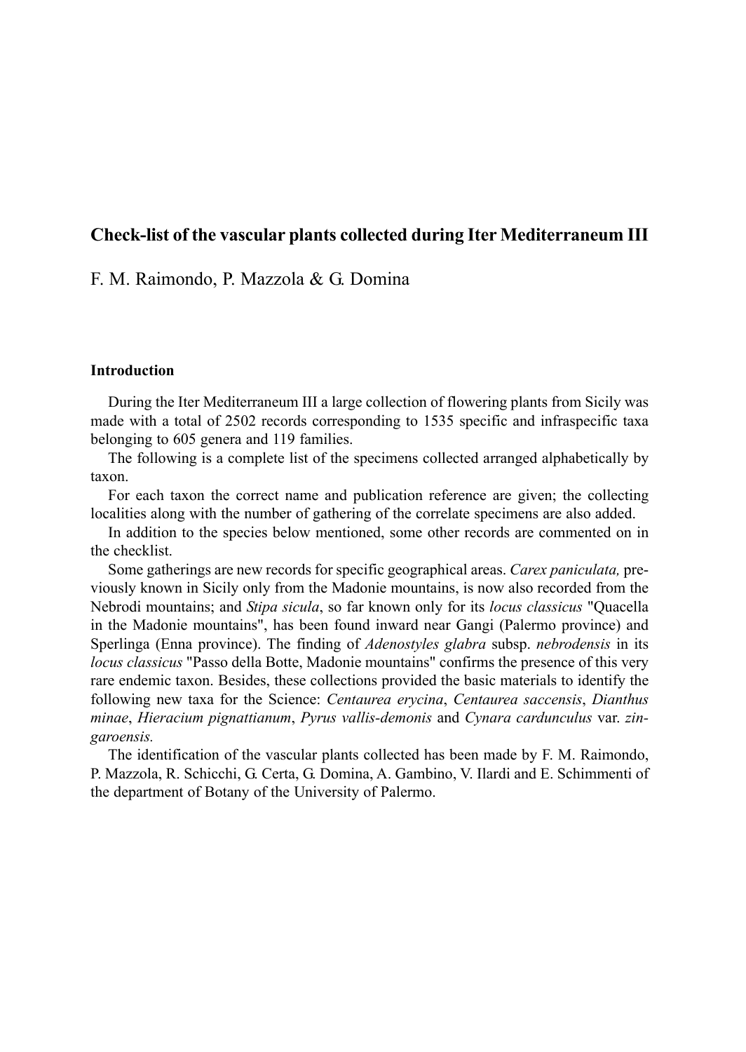# Check-list of the vascular plants collected during Iter Mediterraneum III

F. M. Raimondo, P. Mazzola & G. Domina

## Introduction

During the Iter Mediterraneum III a large collection of flowering plants from Sicily was made with a total of 2502 records corresponding to 1535 specific and infraspecific taxa belonging to 605 genera and 119 families.

The following is a complete list of the specimens collected arranged alphabetically by taxon.

For each taxon the correct name and publication reference are given; the collecting localities along with the number of gathering of the correlate specimens are also added.

In addition to the species below mentioned, some other records are commented on in the checklist.

Some gatherings are new records for specific geographical areas. *Carex paniculata,* previously known in Sicily only from the Madonie mountains, is now also recorded from the Nebrodi mountains; and *Stipa sicula*, so far known only for its *locus classicus* "Quacella in the Madonie mountains", has been found inward near Gangi (Palermo province) and Sperlinga (Enna province). The finding of *Adenostyles glabra* subsp. *nebrodensis* in its *locus classicus* "Passo della Botte, Madonie mountains" confirms the presence of this very rare endemic taxon. Besides, these collections provided the basic materials to identify the following new taxa for the Science: *Centaurea erycina*, *Centaurea saccensis*, *Dianthus minae*, *Hieracium pignattianum*, *Pyrus vallis-demonis* and *Cynara cardunculus* var. *zingaroensis.*

The identification of the vascular plants collected has been made by F. M. Raimondo, P. Mazzola, R. Schicchi, G. Certa, G. Domina, A. Gambino, V. Ilardi and E. Schimmenti of the department of Botany of the University of Palermo.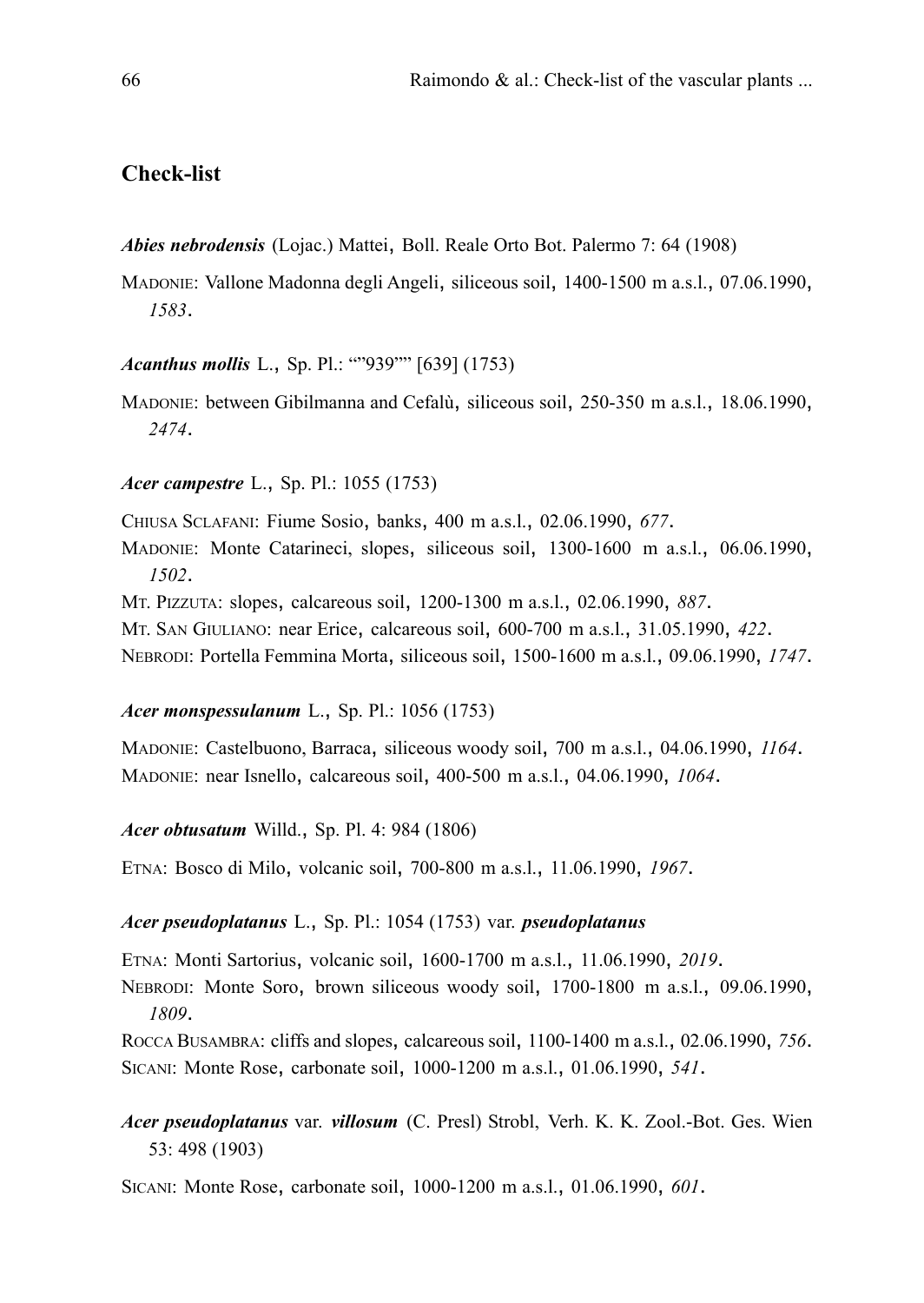## Check-list

***Abies nebrodensis*** (Lojac.) Mattei, Boll. Reale Orto Bot. Palermo 7: 64 (1908)

MADONIE: Vallone Madonna degli Angeli, siliceous soil, 1400-1500 m a.s.l., 07.06.1990, *1583*.

***Acanthus mollis*** L., Sp. Pl.: “”939”” [639] (1753)

MADONIE: between Gibilmanna and Cefalù, siliceous soil, 250-350 m a.s.l., 18.06.1990, *2474*.

***Acer campestre*** L., Sp. Pl.: 1055 (1753)

CHIUSA SCLAFANI: Fiume Sosio, banks, 400 m a.s.l., 02.06.1990, *677*.
MADONIE: Monte Catarineci, slopes, siliceous soil, 1300-1600 m a.s.l., 06.06.1990, *1502*.
MT. PIZZUTA: slopes, calcareous soil, 1200-1300 m a.s.l., 02.06.1990, *887*.
MT. SAN GIULIANO: near Erice, calcareous soil, 600-700 m a.s.l., 31.05.1990, *422*.
NEBRODI: Portella Femmina Morta, siliceous soil, 1500-1600 m a.s.l., 09.06.1990, *1747*.

***Acer monspessulanum*** L., Sp. Pl.: 1056 (1753)

MADONIE: Castelbuono, Barraca, siliceous woody soil, 700 m a.s.l., 04.06.1990, *1164*.
MADONIE: near Isnello, calcareous soil, 400-500 m a.s.l., 04.06.1990, *1064*.

***Acer obtusatum*** Willd., Sp. Pl. 4: 984 (1806)

ETNA: Bosco di Milo, volcanic soil, 700-800 m a.s.l., 11.06.1990, *1967*.

***Acer pseudoplatanus*** L., Sp. Pl.: 1054 (1753) var. ***pseudoplatanus***

ETNA: Monti Sartorius, volcanic soil, 1600-1700 m a.s.l., 11.06.1990, *2019*.
NEBRODI: Monte Soro, brown siliceous woody soil, 1700-1800 m a.s.l., 09.06.1990, *1809*.
ROCCA BUSAMBRA: cliffs and slopes, calcareous soil, 1100-1400 m a.s.l., 02.06.1990, *756*.
SICANI: Monte Rose, carbonate soil, 1000-1200 m a.s.l., 01.06.1990, *541*.

***Acer pseudoplatanus*** var. ***villosum*** (C. Presl) Strobl, Verh. K. K. Zool.-Bot. Ges. Wien 53: 498 (1903)

SICANI: Monte Rose, carbonate soil, 1000-1200 m a.s.l., 01.06.1990, *601*.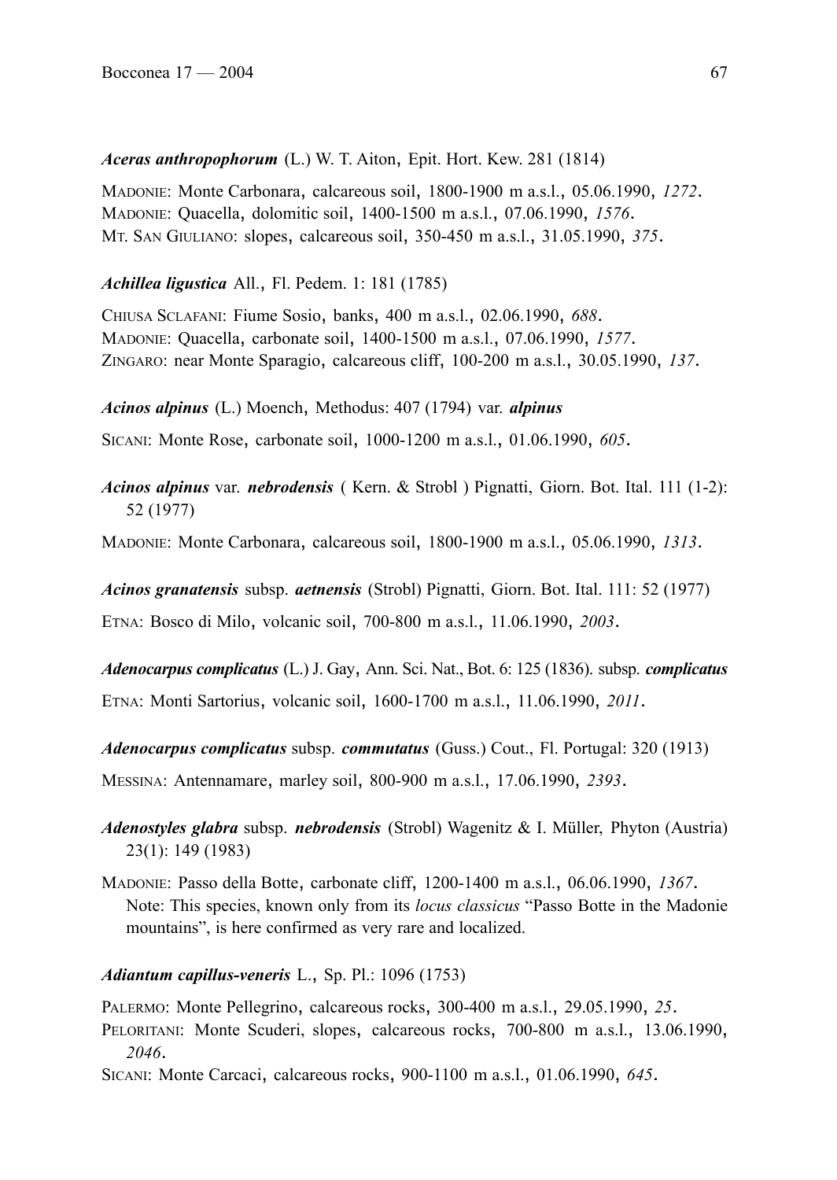***Aceras anthropophorum*** (L.) W. T. Aiton, Epit. Hort. Kew. 281 (1814)

MADONIE: Monte Carbonara, calcareous soil, 1800-1900 m a.s.l., 05.06.1990, *1272*.
MADONIE: Quacella, dolomitic soil, 1400-1500 m a.s.l., 07.06.1990, *1576*.
MT. SAN GIULIANO: slopes, calcareous soil, 350-450 m a.s.l., 31.05.1990, *375*.

***Achillea ligustica*** All., Fl. Pedem. 1: 181 (1785)

CHIUSA SCLAFANI: Fiume Sosio, banks, 400 m a.s.l., 02.06.1990, *688*.
MADONIE: Quacella, carbonate soil, 1400-1500 m a.s.l., 07.06.1990, *1577*.
ZINGARO: near Monte Sparagio, calcareous cliff, 100-200 m a.s.l., 30.05.1990, *137*.

***Acinos alpinus*** (L.) Moench, Methodus: 407 (1794) var. ***alpinus***

SICANI: Monte Rose, carbonate soil, 1000-1200 m a.s.l., 01.06.1990, *605*.

***Acinos alpinus*** var. ***nebrodensis*** ( Kern. & Strobl ) Pignatti, Giorn. Bot. Ital. 111 (1-2): 52 (1977)

MADONIE: Monte Carbonara, calcareous soil, 1800-1900 m a.s.l., 05.06.1990, *1313*.

***Acinos granatensis*** subsp. ***aetnensis*** (Strobl) Pignatti, Giorn. Bot. Ital. 111: 52 (1977)

ETNA: Bosco di Milo, volcanic soil, 700-800 m a.s.l., 11.06.1990, *2003*.

***Adenocarpus complicatus*** (L.) J. Gay, Ann. Sci. Nat., Bot. 6: 125 (1836). subsp. ***complicatus***

ETNA: Monti Sartorius, volcanic soil, 1600-1700 m a.s.l., 11.06.1990, *2011*.

***Adenocarpus complicatus*** subsp. ***commutatus*** (Guss.) Cout., Fl. Portugal: 320 (1913)

MESSINA: Antennamare, marley soil, 800-900 m a.s.l., 17.06.1990, *2393*.

***Adenostyles glabra*** subsp. ***nebrodensis*** (Strobl) Wagenitz & I. Müller, Phyton (Austria) 23(1): 149 (1983)

MADONIE: Passo della Botte, carbonate cliff, 1200-1400 m a.s.l., 06.06.1990, *1367*.
Note: This species, known only from its *locus classicus* "Passo Botte in the Madonie mountains", is here confirmed as very rare and localized.

***Adiantum capillus-veneris*** L., Sp. Pl.: 1096 (1753)

PALERMO: Monte Pellegrino, calcareous rocks, 300-400 m a.s.l., 29.05.1990, *25*.
PELORITANI: Monte Scuderi, slopes, calcareous rocks, 700-800 m a.s.l., 13.06.1990, *2046*.
SICANI: Monte Carcaci, calcareous rocks, 900-1100 m a.s.l., 01.06.1990, *645*.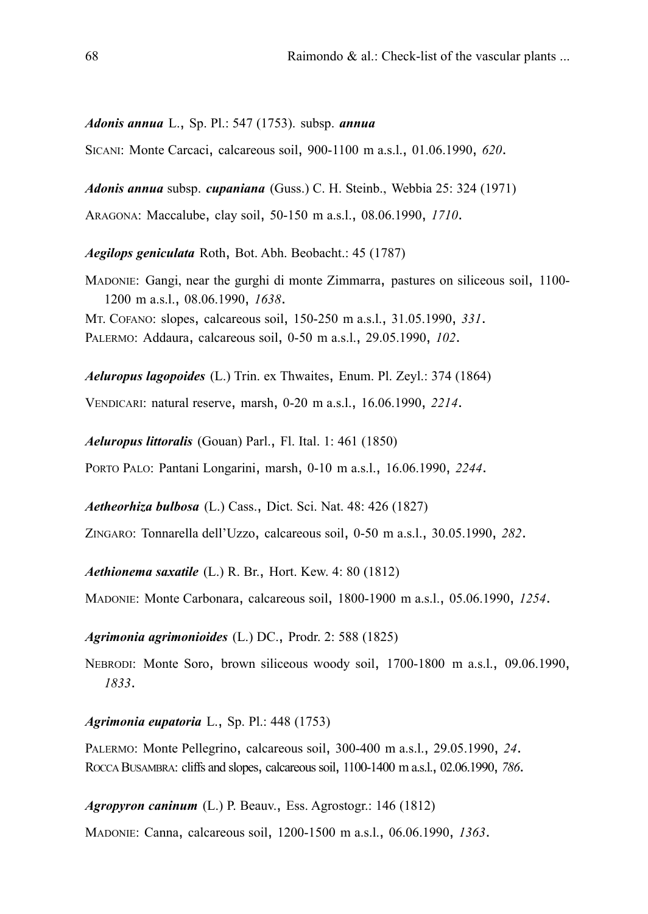***Adonis annua*** L., Sp. Pl.: 547 (1753). subsp. ***annua***

SICANI: Monte Carcaci, calcareous soil, 900-1100 m a.s.l., 01.06.1990, *620*.

***Adonis annua*** subsp. ***cupaniana*** (Guss.) C. H. Steinb., Webbia 25: 324 (1971)

ARAGONA: Maccalube, clay soil, 50-150 m a.s.l., 08.06.1990, *1710*.

***Aegilops geniculata*** Roth, Bot. Abh. Beobacht.: 45 (1787)

MADONIE: Gangi, near the gurghi di monte Zimmarra, pastures on siliceous soil, 1100-1200 m a.s.l., 08.06.1990, *1638*.
MT. COFANO: slopes, calcareous soil, 150-250 m a.s.l., 31.05.1990, *331*.
PALERMO: Addaura, calcareous soil, 0-50 m a.s.l., 29.05.1990, *102*.

***Aeluropus lagopoides*** (L.) Trin. ex Thwaites, Enum. Pl. Zeyl.: 374 (1864)

VENDICARI: natural reserve, marsh, 0-20 m a.s.l., 16.06.1990, *2214*.

***Aeluropus littoralis*** (Gouan) Parl., Fl. Ital. 1: 461 (1850)

PORTO PALO: Pantani Longarini, marsh, 0-10 m a.s.l., 16.06.1990, *2244*.

***Aetheorhiza bulbosa*** (L.) Cass., Dict. Sci. Nat. 48: 426 (1827)

ZINGARO: Tonnarella dell'Uzzo, calcareous soil, 0-50 m a.s.l., 30.05.1990, *282*.

***Aethionema saxatile*** (L.) R. Br., Hort. Kew. 4: 80 (1812)

MADONIE: Monte Carbonara, calcareous soil, 1800-1900 m a.s.l., 05.06.1990, *1254*.

***Agrimonia agrimonioides*** (L.) DC., Prodr. 2: 588 (1825)

NEBRODI: Monte Soro, brown siliceous woody soil, 1700-1800 m a.s.l., 09.06.1990, *1833*.

***Agrimonia eupatoria*** L., Sp. Pl.: 448 (1753)

PALERMO: Monte Pellegrino, calcareous soil, 300-400 m a.s.l., 29.05.1990, *24*.
ROCCA BUSAMBRA: cliffs and slopes, calcareous soil, 1100-1400 m a.s.l., 02.06.1990, *786*.

***Agropyron caninum*** (L.) P. Beauv., Ess. Agrostogr.: 146 (1812)

MADONIE: Canna, calcareous soil, 1200-1500 m a.s.l., 06.06.1990, *1363*.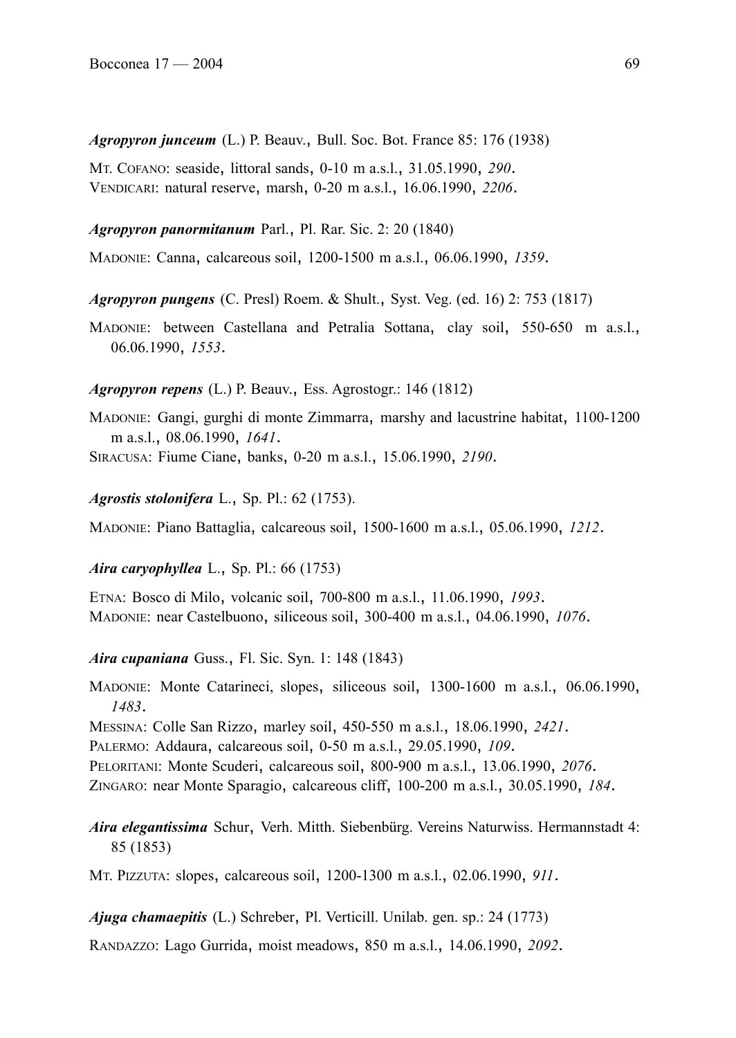***Agropyron junceum*** (L.) P. Beauv., Bull. Soc. Bot. France 85: 176 (1938)

MT. COFANO: seaside, littoral sands, 0-10 m a.s.l., 31.05.1990, *290*.
VENDICARI: natural reserve, marsh, 0-20 m a.s.l., 16.06.1990, *2206*.

***Agropyron panormitanum*** Parl., Pl. Rar. Sic. 2: 20 (1840)

MADONIE: Canna, calcareous soil, 1200-1500 m a.s.l., 06.06.1990, *1359*.

***Agropyron pungens*** (C. Presl) Roem. & Shult., Syst. Veg. (ed. 16) 2: 753 (1817)

MADONIE: between Castellana and Petralia Sottana, clay soil, 550-650 m a.s.l., 06.06.1990, *1553*.

***Agropyron repens*** (L.) P. Beauv., Ess. Agrostogr.: 146 (1812)

MADONIE: Gangi, gurghi di monte Zimmarra, marshy and lacustrine habitat, 1100-1200 m a.s.l., 08.06.1990, *1641*.
SIRACUSA: Fiume Ciane, banks, 0-20 m a.s.l., 15.06.1990, *2190*.

***Agrostis stolonifera*** L., Sp. Pl.: 62 (1753).

MADONIE: Piano Battaglia, calcareous soil, 1500-1600 m a.s.l., 05.06.1990, *1212*.

***Aira caryophyllea*** L., Sp. Pl.: 66 (1753)

ETNA: Bosco di Milo, volcanic soil, 700-800 m a.s.l., 11.06.1990, *1993*.
MADONIE: near Castelbuono, siliceous soil, 300-400 m a.s.l., 04.06.1990, *1076*.

***Aira cupaniana*** Guss., Fl. Sic. Syn. 1: 148 (1843)

MADONIE: Monte Catarineci, slopes, siliceous soil, 1300-1600 m a.s.l., 06.06.1990, *1483*.
MESSINA: Colle San Rizzo, marley soil, 450-550 m a.s.l., 18.06.1990, *2421*.
PALERMO: Addaura, calcareous soil, 0-50 m a.s.l., 29.05.1990, *109*.
PELORITANI: Monte Scuderi, calcareous soil, 800-900 m a.s.l., 13.06.1990, *2076*.
ZINGARO: near Monte Sparagio, calcareous cliff, 100-200 m a.s.l., 30.05.1990, *184*.

***Aira elegantissima*** Schur, Verh. Mitth. Siebenbürg. Vereins Naturwiss. Hermannstadt 4: 85 (1853)

MT. PIZZUTA: slopes, calcareous soil, 1200-1300 m a.s.l., 02.06.1990, *911*.

***Ajuga chamaepitis*** (L.) Schreber, Pl. Verticill. Unilab. gen. sp.: 24 (1773)

RANDAZZO: Lago Gurrida, moist meadows, 850 m a.s.l., 14.06.1990, *2092*.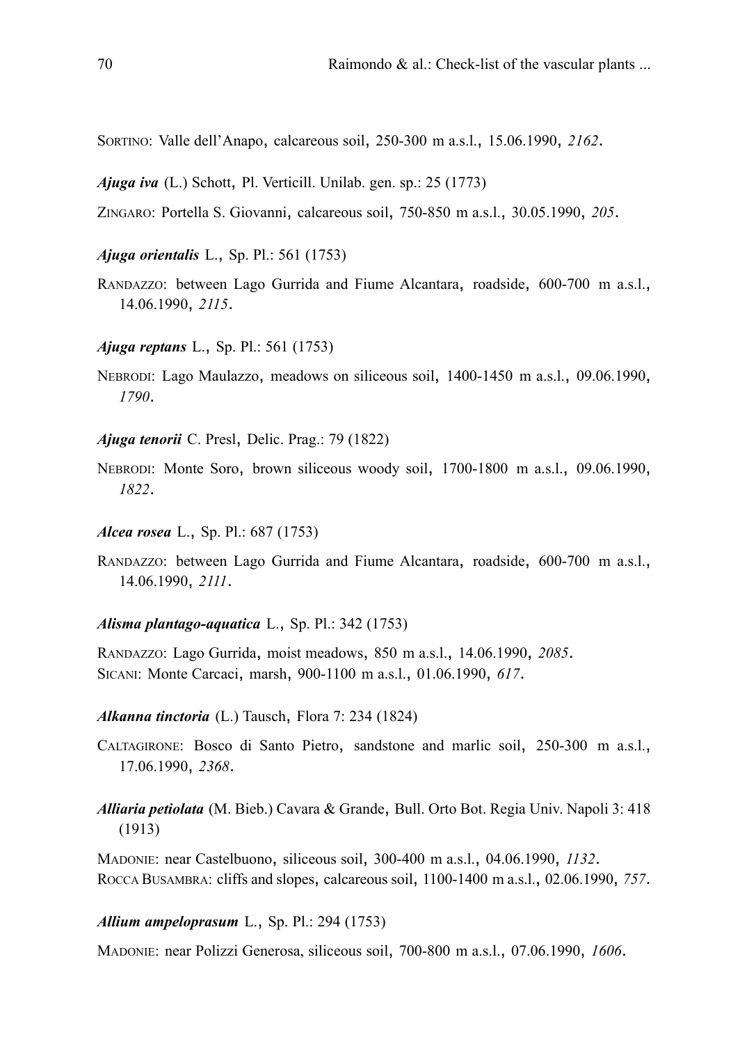SORTINO: Valle dell'Anapo, calcareous soil, 250-300 m a.s.l., 15.06.1990, *2162*.

***Ajuga iva*** (L.) Schott, Pl. Verticill. Unilab. gen. sp.: 25 (1773)

ZINGARO: Portella S. Giovanni, calcareous soil, 750-850 m a.s.l., 30.05.1990, *205*.

***Ajuga orientalis*** L., Sp. Pl.: 561 (1753)

RANDAZZO: between Lago Gurrida and Fiume Alcantara, roadside, 600-700 m a.s.l., 14.06.1990, *2115*.

***Ajuga reptans*** L., Sp. Pl.: 561 (1753)

NEBRODI: Lago Maulazzo, meadows on siliceous soil, 1400-1450 m a.s.l., 09.06.1990, *1790*.

***Ajuga tenorii*** C. Presl, Delic. Prag.: 79 (1822)

NEBRODI: Monte Soro, brown siliceous woody soil, 1700-1800 m a.s.l., 09.06.1990, *1822*.

***Alcea rosea*** L., Sp. Pl.: 687 (1753)

RANDAZZO: between Lago Gurrida and Fiume Alcantara, roadside, 600-700 m a.s.l., 14.06.1990, *2111*.

***Alisma plantago-aquatica*** L., Sp. Pl.: 342 (1753)

RANDAZZO: Lago Gurrida, moist meadows, 850 m a.s.l., 14.06.1990, *2085*.
SICANI: Monte Carcaci, marsh, 900-1100 m a.s.l., 01.06.1990, *617*.

***Alkanna tinctoria*** (L.) Tausch, Flora 7: 234 (1824)

CALTAGIRONE: Bosco di Santo Pietro, sandstone and marlic soil, 250-300 m a.s.l., 17.06.1990, *2368*.

***Alliaria petiolata*** (M. Bieb.) Cavara & Grande, Bull. Orto Bot. Regia Univ. Napoli 3: 418 (1913)

MADONIE: near Castelbuono, siliceous soil, 300-400 m a.s.l., 04.06.1990, *1132*.
ROCCA BUSAMBRA: cliffs and slopes, calcareous soil, 1100-1400 m a.s.l., 02.06.1990, *757*.

***Allium ampeloprasum*** L., Sp. Pl.: 294 (1753)

MADONIE: near Polizzi Generosa, siliceous soil, 700-800 m a.s.l., 07.06.1990, *1606*.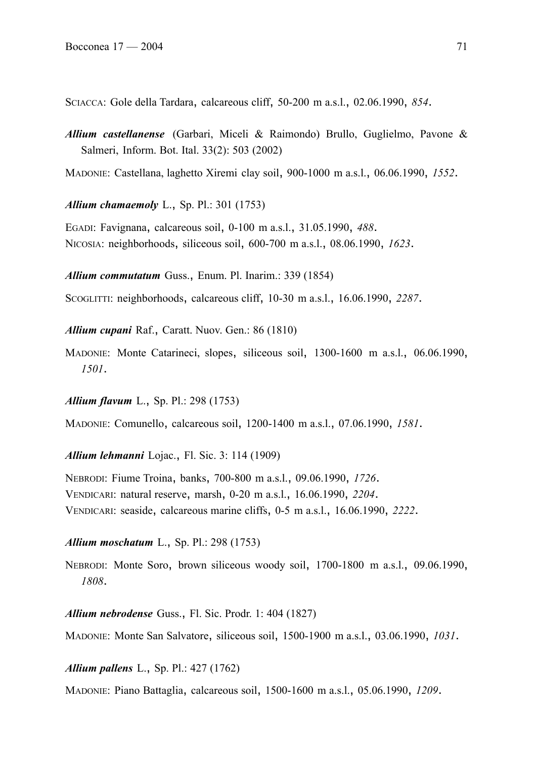SCIACCA: Gole della Tardara, calcareous cliff, 50-200 m a.s.l., 02.06.1990, *854*.

***Allium castellanense*** (Garbari, Miceli & Raimondo) Brullo, Guglielmo, Pavone & Salmeri, Inform. Bot. Ital. 33(2): 503 (2002)

MADONIE: Castellana, laghetto Xiremi clay soil, 900-1000 m a.s.l., 06.06.1990, *1552*.

***Allium chamaemoly*** L., Sp. Pl.: 301 (1753)

EGADI: Favignana, calcareous soil, 0-100 m a.s.l., 31.05.1990, *488*.
NICOSIA: neighborhoods, siliceous soil, 600-700 m a.s.l., 08.06.1990, *1623*.

***Allium commutatum*** Guss., Enum. Pl. Inarim.: 339 (1854)

SCOGLITTI: neighborhoods, calcareous cliff, 10-30 m a.s.l., 16.06.1990, *2287*.

***Allium cupani*** Raf., Caratt. Nuov. Gen.: 86 (1810)

MADONIE: Monte Catarineci, slopes, siliceous soil, 1300-1600 m a.s.l., 06.06.1990, *1501*.

***Allium flavum*** L., Sp. Pl.: 298 (1753)

MADONIE: Comunello, calcareous soil, 1200-1400 m a.s.l., 07.06.1990, *1581*.

***Allium lehmanni*** Lojac., Fl. Sic. 3: 114 (1909)

NEBRODI: Fiume Troina, banks, 700-800 m a.s.l., 09.06.1990, *1726*.
VENDICARI: natural reserve, marsh, 0-20 m a.s.l., 16.06.1990, *2204*.
VENDICARI: seaside, calcareous marine cliffs, 0-5 m a.s.l., 16.06.1990, *2222*.

***Allium moschatum*** L., Sp. Pl.: 298 (1753)

NEBRODI: Monte Soro, brown siliceous woody soil, 1700-1800 m a.s.l., 09.06.1990, *1808*.

***Allium nebrodense*** Guss., Fl. Sic. Prodr. 1: 404 (1827)

MADONIE: Monte San Salvatore, siliceous soil, 1500-1900 m a.s.l., 03.06.1990, *1031*.

***Allium pallens*** L., Sp. Pl.: 427 (1762)

MADONIE: Piano Battaglia, calcareous soil, 1500-1600 m a.s.l., 05.06.1990, *1209*.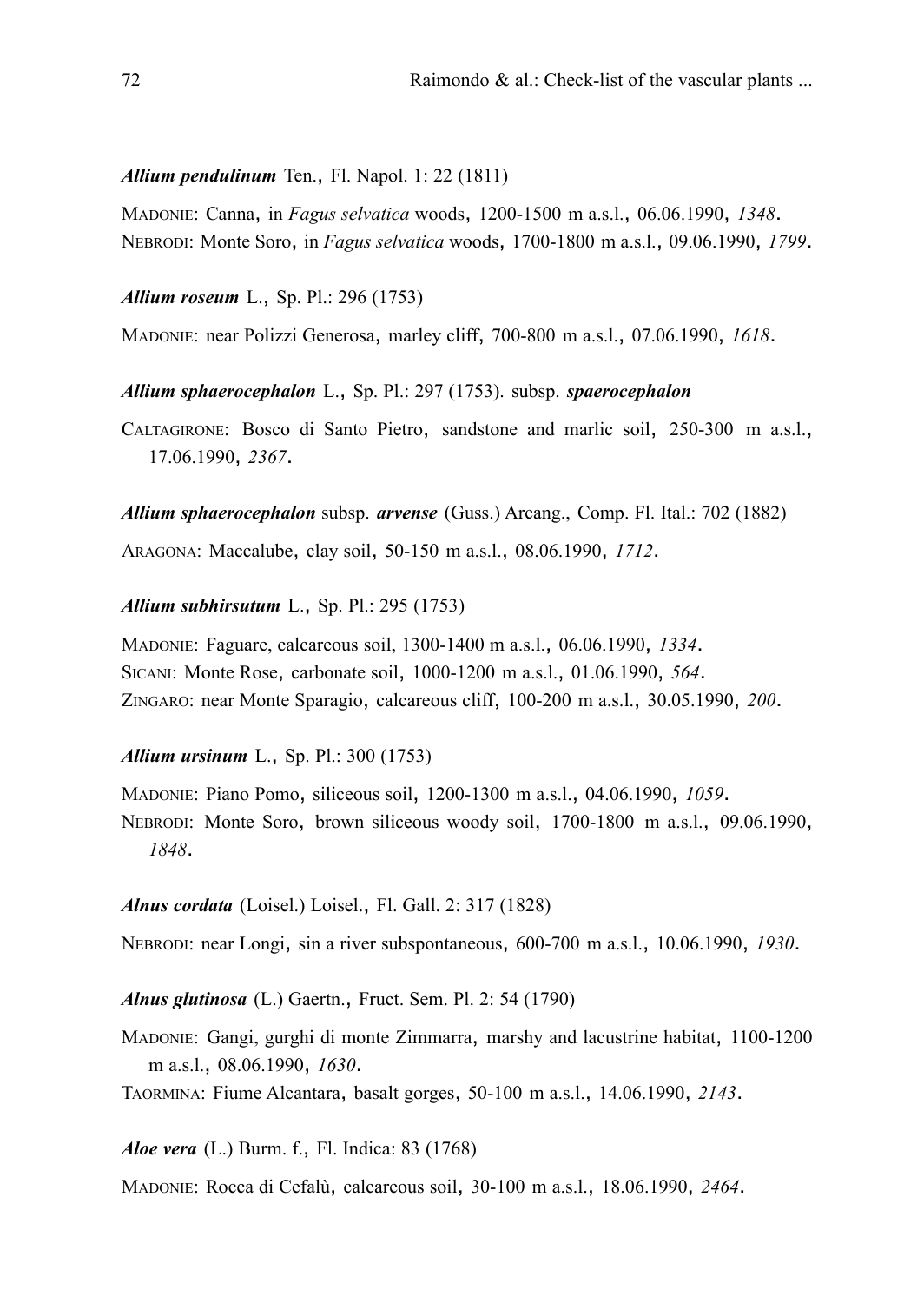***Allium pendulinum*** Ten., Fl. Napol. 1: 22 (1811)

MADONIE: Canna, in *Fagus selvatica* woods, 1200-1500 m a.s.l., 06.06.1990, *1348*.
NEBRODI: Monte Soro, in *Fagus selvatica* woods, 1700-1800 m a.s.l., 09.06.1990, *1799*.

***Allium roseum*** L., Sp. Pl.: 296 (1753)

MADONIE: near Polizzi Generosa, marley cliff, 700-800 m a.s.l., 07.06.1990, *1618*.

***Allium sphaerocephalon*** L., Sp. Pl.: 297 (1753). subsp. ***spaerocephalon***

CALTAGIRONE: Bosco di Santo Pietro, sandstone and marlic soil, 250-300 m a.s.l., 17.06.1990, *2367*.

***Allium sphaerocephalon*** subsp. ***arvense*** (Guss.) Arcang., Comp. Fl. Ital.: 702 (1882)

ARAGONA: Maccalube, clay soil, 50-150 m a.s.l., 08.06.1990, *1712*.

***Allium subhirsutum*** L., Sp. Pl.: 295 (1753)

MADONIE: Faguare, calcareous soil, 1300-1400 m a.s.l., 06.06.1990, *1334*.
SICANI: Monte Rose, carbonate soil, 1000-1200 m a.s.l., 01.06.1990, *564*.
ZINGARO: near Monte Sparagio, calcareous cliff, 100-200 m a.s.l., 30.05.1990, *200*.

***Allium ursinum*** L., Sp. Pl.: 300 (1753)

MADONIE: Piano Pomo, siliceous soil, 1200-1300 m a.s.l., 04.06.1990, *1059*.
NEBRODI: Monte Soro, brown siliceous woody soil, 1700-1800 m a.s.l., 09.06.1990, *1848*.

***Alnus cordata*** (Loisel.) Loisel., Fl. Gall. 2: 317 (1828)

NEBRODI: near Longi, sin a river subspontaneous, 600-700 m a.s.l., 10.06.1990, *1930*.

***Alnus glutinosa*** (L.) Gaertn., Fruct. Sem. Pl. 2: 54 (1790)

MADONIE: Gangi, gurghi di monte Zimmarra, marshy and lacustrine habitat, 1100-1200 m a.s.l., 08.06.1990, *1630*.
TAORMINA: Fiume Alcantara, basalt gorges, 50-100 m a.s.l., 14.06.1990, *2143*.

***Aloe vera*** (L.) Burm. f., Fl. Indica: 83 (1768)

MADONIE: Rocca di Cefalù, calcareous soil, 30-100 m a.s.l., 18.06.1990, *2464*.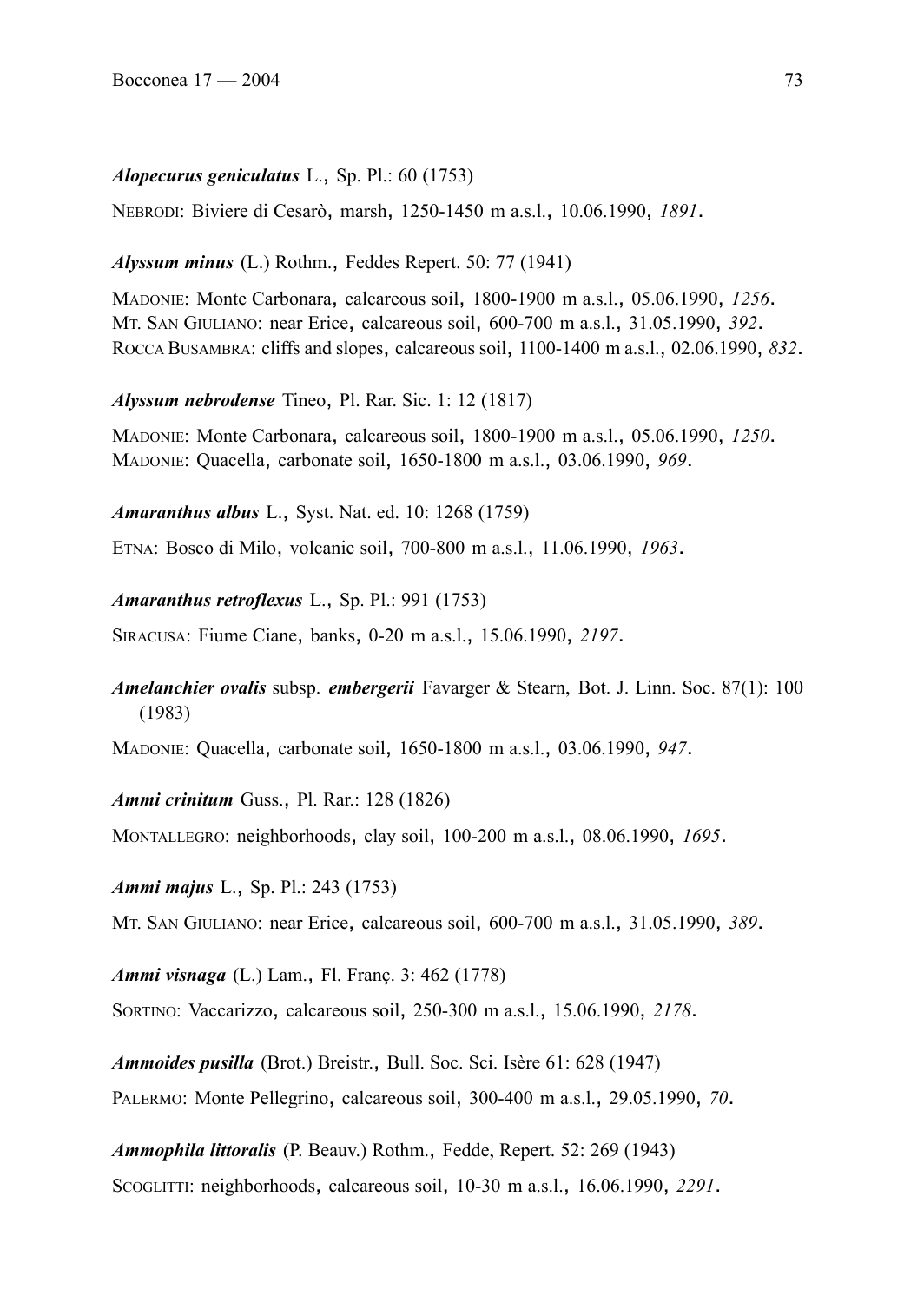***Alopecurus geniculatus*** L., Sp. Pl.: 60 (1753)

NEBRODI: Biviere di Cesarò, marsh, 1250-1450 m a.s.l., 10.06.1990, *1891*.

***Alyssum minus*** (L.) Rothm., Feddes Repert. 50: 77 (1941)

MADONIE: Monte Carbonara, calcareous soil, 1800-1900 m a.s.l., 05.06.1990, *1256*.
MT. SAN GIULIANO: near Erice, calcareous soil, 600-700 m a.s.l., 31.05.1990, *392*.
ROCCA BUSAMBRA: cliffs and slopes, calcareous soil, 1100-1400 m a.s.l., 02.06.1990, *832*.

***Alyssum nebrodense*** Tineo, Pl. Rar. Sic. 1: 12 (1817)

MADONIE: Monte Carbonara, calcareous soil, 1800-1900 m a.s.l., 05.06.1990, *1250*.
MADONIE: Quacella, carbonate soil, 1650-1800 m a.s.l., 03.06.1990, *969*.

***Amaranthus albus*** L., Syst. Nat. ed. 10: 1268 (1759)

ETNA: Bosco di Milo, volcanic soil, 700-800 m a.s.l., 11.06.1990, *1963*.

***Amaranthus retroflexus*** L., Sp. Pl.: 991 (1753)

SIRACUSA: Fiume Ciane, banks, 0-20 m a.s.l., 15.06.1990, *2197*.

***Amelanchier ovalis*** subsp. ***embergerii*** Favarger & Stearn, Bot. J. Linn. Soc. 87(1): 100 (1983)

MADONIE: Quacella, carbonate soil, 1650-1800 m a.s.l., 03.06.1990, *947*.

***Ammi crinitum*** Guss., Pl. Rar.: 128 (1826)

MONTALLEGRO: neighborhoods, clay soil, 100-200 m a.s.l., 08.06.1990, *1695*.

***Ammi majus*** L., Sp. Pl.: 243 (1753)

MT. SAN GIULIANO: near Erice, calcareous soil, 600-700 m a.s.l., 31.05.1990, *389*.

***Ammi visnaga*** (L.) Lam., Fl. Franç. 3: 462 (1778)

SORTINO: Vaccarizzo, calcareous soil, 250-300 m a.s.l., 15.06.1990, *2178*.

***Ammoides pusilla*** (Brot.) Breistr., Bull. Soc. Sci. Isère 61: 628 (1947)

PALERMO: Monte Pellegrino, calcareous soil, 300-400 m a.s.l., 29.05.1990, *70*.

***Ammophila littoralis*** (P. Beauv.) Rothm., Fedde, Repert. 52: 269 (1943)

SCOGLITTI: neighborhoods, calcareous soil, 10-30 m a.s.l., 16.06.1990, *2291*.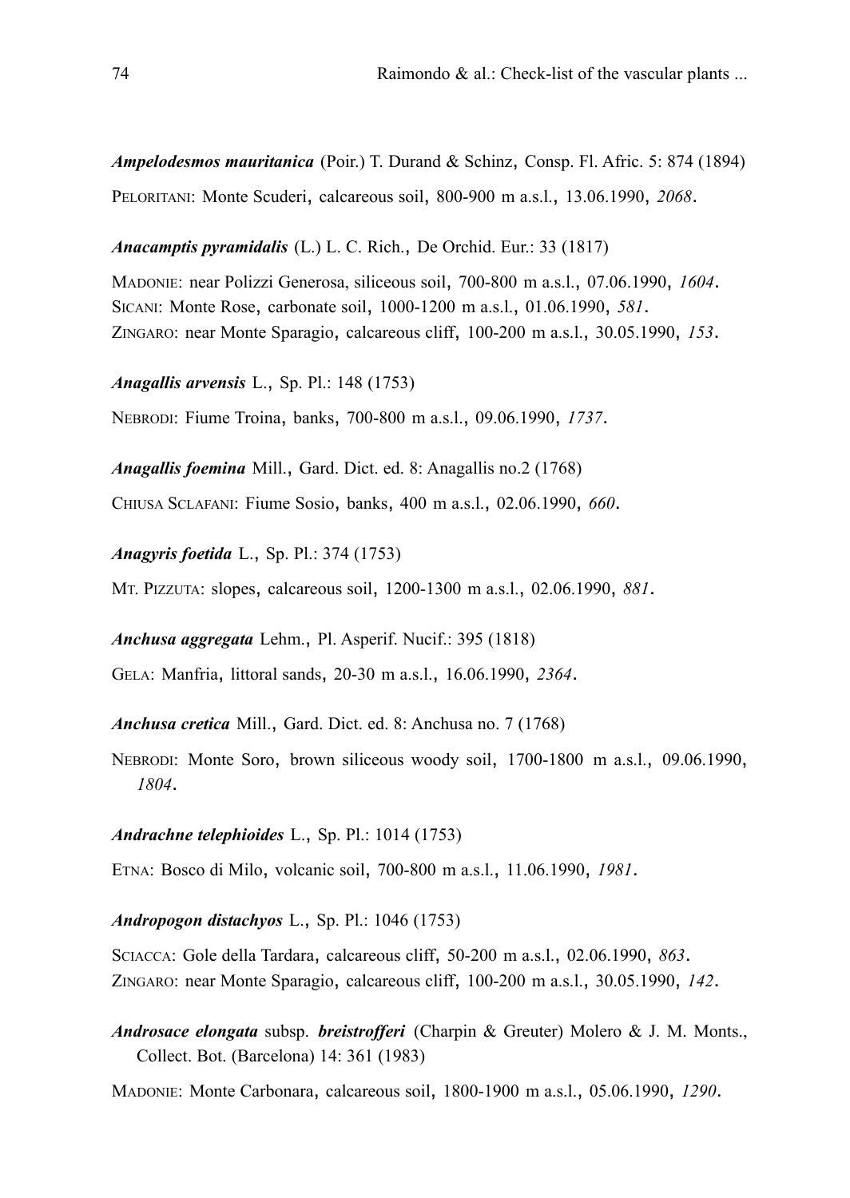***Ampelodesmos mauritanica*** (Poir.) T. Durand & Schinz, Consp. Fl. Afric. 5: 874 (1894)

PELORITANI: Monte Scuderi, calcareous soil, 800-900 m a.s.l., 13.06.1990, *2068*.

***Anacamptis pyramidalis*** (L.) L. C. Rich., De Orchid. Eur.: 33 (1817)

MADONIE: near Polizzi Generosa, siliceous soil, 700-800 m a.s.l., 07.06.1990, *1604*.
SICANI: Monte Rose, carbonate soil, 1000-1200 m a.s.l., 01.06.1990, *581*.
ZINGARO: near Monte Sparagio, calcareous cliff, 100-200 m a.s.l., 30.05.1990, *153*.

***Anagallis arvensis*** L., Sp. Pl.: 148 (1753)

NEBRODI: Fiume Troina, banks, 700-800 m a.s.l., 09.06.1990, *1737*.

***Anagallis foemina*** Mill., Gard. Dict. ed. 8: Anagallis no.2 (1768)

CHIUSA SCLAFANI: Fiume Sosio, banks, 400 m a.s.l., 02.06.1990, *660*.

***Anagyris foetida*** L., Sp. Pl.: 374 (1753)

MT. PIZZUTA: slopes, calcareous soil, 1200-1300 m a.s.l., 02.06.1990, *881*.

***Anchusa aggregata*** Lehm., Pl. Asperif. Nucif.: 395 (1818)

GELA: Manfria, littoral sands, 20-30 m a.s.l., 16.06.1990, *2364*.

***Anchusa cretica*** Mill., Gard. Dict. ed. 8: Anchusa no. 7 (1768)

NEBRODI: Monte Soro, brown siliceous woody soil, 1700-1800 m a.s.l., 09.06.1990, *1804*.

***Andrachne telephioides*** L., Sp. Pl.: 1014 (1753)

ETNA: Bosco di Milo, volcanic soil, 700-800 m a.s.l., 11.06.1990, *1981*.

***Andropogon distachyos*** L., Sp. Pl.: 1046 (1753)

SCIACCA: Gole della Tardara, calcareous cliff, 50-200 m a.s.l., 02.06.1990, *863*.
ZINGARO: near Monte Sparagio, calcareous cliff, 100-200 m a.s.l., 30.05.1990, *142*.

***Androsace elongata*** subsp. ***breistrofferi*** (Charpin & Greuter) Molero & J. M. Monts., Collect. Bot. (Barcelona) 14: 361 (1983)

MADONIE: Monte Carbonara, calcareous soil, 1800-1900 m a.s.l., 05.06.1990, *1290*.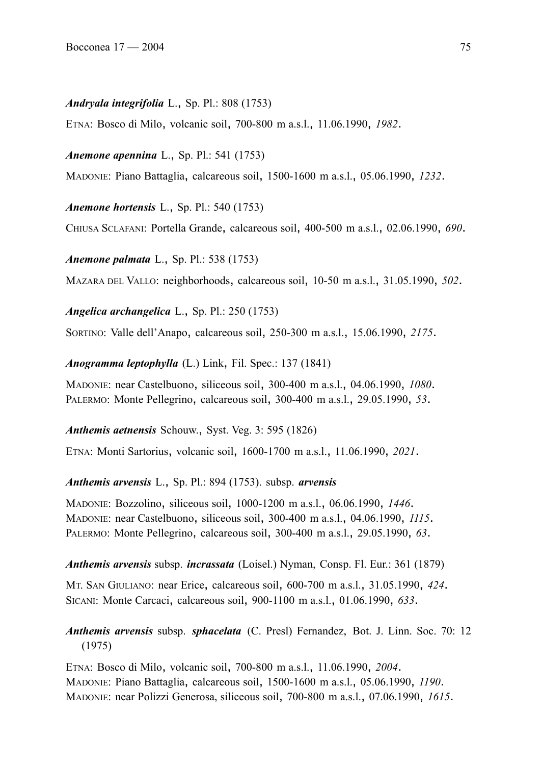***Andryala integrifolia*** L., Sp. Pl.: 808 (1753)

ETNA: Bosco di Milo, volcanic soil, 700-800 m a.s.l., 11.06.1990, *1982*.

***Anemone apennina*** L., Sp. Pl.: 541 (1753)

MADONIE: Piano Battaglia, calcareous soil, 1500-1600 m a.s.l., 05.06.1990, *1232*.

***Anemone hortensis*** L., Sp. Pl.: 540 (1753)

CHIUSA SCLAFANI: Portella Grande, calcareous soil, 400-500 m a.s.l., 02.06.1990, *690*.

***Anemone palmata*** L., Sp. Pl.: 538 (1753)

MAZARA DEL VALLO: neighborhoods, calcareous soil, 10-50 m a.s.l., 31.05.1990, *502*.

***Angelica archangelica*** L., Sp. Pl.: 250 (1753)

SORTINO: Valle dell'Anapo, calcareous soil, 250-300 m a.s.l., 15.06.1990, *2175*.

***Anogramma leptophylla*** (L.) Link, Fil. Spec.: 137 (1841)

MADONIE: near Castelbuono, siliceous soil, 300-400 m a.s.l., 04.06.1990, *1080*.
PALERMO: Monte Pellegrino, calcareous soil, 300-400 m a.s.l., 29.05.1990, *53*.

***Anthemis aetnensis*** Schouw., Syst. Veg. 3: 595 (1826)

ETNA: Monti Sartorius, volcanic soil, 1600-1700 m a.s.l., 11.06.1990, *2021*.

***Anthemis arvensis*** L., Sp. Pl.: 894 (1753). subsp. ***arvensis***

MADONIE: Bozzolino, siliceous soil, 1000-1200 m a.s.l., 06.06.1990, *1446*.
MADONIE: near Castelbuono, siliceous soil, 300-400 m a.s.l., 04.06.1990, *1115*.
PALERMO: Monte Pellegrino, calcareous soil, 300-400 m a.s.l., 29.05.1990, *63*.

***Anthemis arvensis*** subsp. ***incrassata*** (Loisel.) Nyman, Consp. Fl. Eur.: 361 (1879)

MT. SAN GIULIANO: near Erice, calcareous soil, 600-700 m a.s.l., 31.05.1990, *424*.
SICANI: Monte Carcaci, calcareous soil, 900-1100 m a.s.l., 01.06.1990, *633*.

***Anthemis arvensis*** subsp. ***sphacelata*** (C. Presl) Fernandez, Bot. J. Linn. Soc. 70: 12 (1975)

ETNA: Bosco di Milo, volcanic soil, 700-800 m a.s.l., 11.06.1990, *2004*.
MADONIE: Piano Battaglia, calcareous soil, 1500-1600 m a.s.l., 05.06.1990, *1190*.
MADONIE: near Polizzi Generosa, siliceous soil, 700-800 m a.s.l., 07.06.1990, *1615*.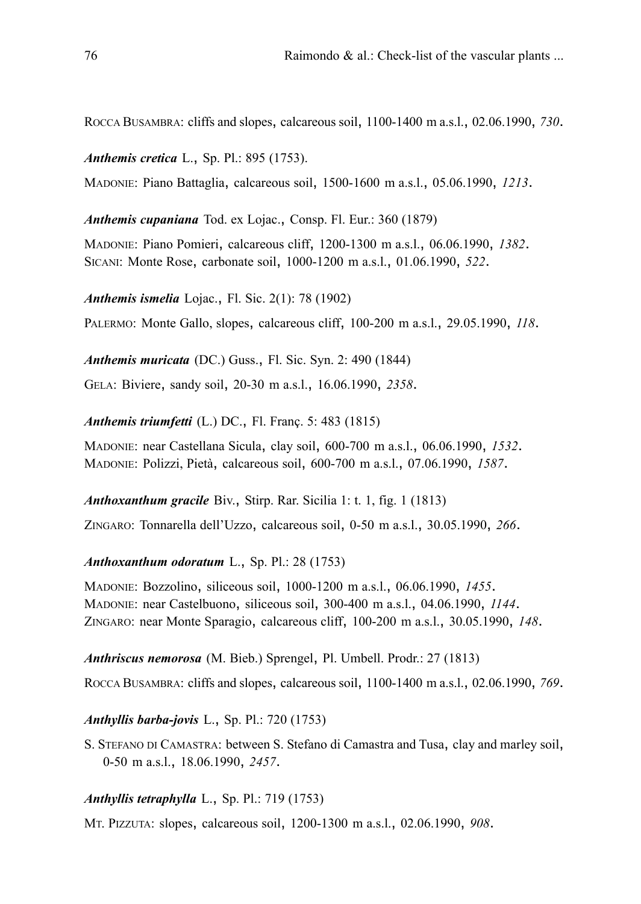ROCCA BUSAMBRA: cliffs and slopes, calcareous soil, 1100-1400 m a.s.l., 02.06.1990, *730*.

***Anthemis cretica*** L., Sp. Pl.: 895 (1753).

MADONIE: Piano Battaglia, calcareous soil, 1500-1600 m a.s.l., 05.06.1990, *1213*.

***Anthemis cupaniana*** Tod. ex Lojac., Consp. Fl. Eur.: 360 (1879)

MADONIE: Piano Pomieri, calcareous cliff, 1200-1300 m a.s.l., 06.06.1990, *1382*.
SICANI: Monte Rose, carbonate soil, 1000-1200 m a.s.l., 01.06.1990, *522*.

***Anthemis ismelia*** Lojac., Fl. Sic. 2(1): 78 (1902)

PALERMO: Monte Gallo, slopes, calcareous cliff, 100-200 m a.s.l., 29.05.1990, *118*.

***Anthemis muricata*** (DC.) Guss., Fl. Sic. Syn. 2: 490 (1844)

GELA: Biviere, sandy soil, 20-30 m a.s.l., 16.06.1990, *2358*.

***Anthemis triumfetti*** (L.) DC., Fl. Franç. 5: 483 (1815)

MADONIE: near Castellana Sicula, clay soil, 600-700 m a.s.l., 06.06.1990, *1532*.
MADONIE: Polizzi, Pietà, calcareous soil, 600-700 m a.s.l., 07.06.1990, *1587*.

***Anthoxanthum gracile*** Biv., Stirp. Rar. Sicilia 1: t. 1, fig. 1 (1813)

ZINGARO: Tonnarella dell'Uzzo, calcareous soil, 0-50 m a.s.l., 30.05.1990, *266*.

***Anthoxanthum odoratum*** L., Sp. Pl.: 28 (1753)

MADONIE: Bozzolino, siliceous soil, 1000-1200 m a.s.l., 06.06.1990, *1455*.
MADONIE: near Castelbuono, siliceous soil, 300-400 m a.s.l., 04.06.1990, *1144*.
ZINGARO: near Monte Sparagio, calcareous cliff, 100-200 m a.s.l., 30.05.1990, *148*.

***Anthriscus nemorosa*** (M. Bieb.) Sprengel, Pl. Umbell. Prodr.: 27 (1813)

ROCCA BUSAMBRA: cliffs and slopes, calcareous soil, 1100-1400 m a.s.l., 02.06.1990, *769*.

***Anthyllis barba-jovis*** L., Sp. Pl.: 720 (1753)

S. STEFANO DI CAMASTRA: between S. Stefano di Camastra and Tusa, clay and marley soil, 0-50 m a.s.l., 18.06.1990, *2457*.

***Anthyllis tetraphylla*** L., Sp. Pl.: 719 (1753)

MT. PIZZUTA: slopes, calcareous soil, 1200-1300 m a.s.l., 02.06.1990, *908*.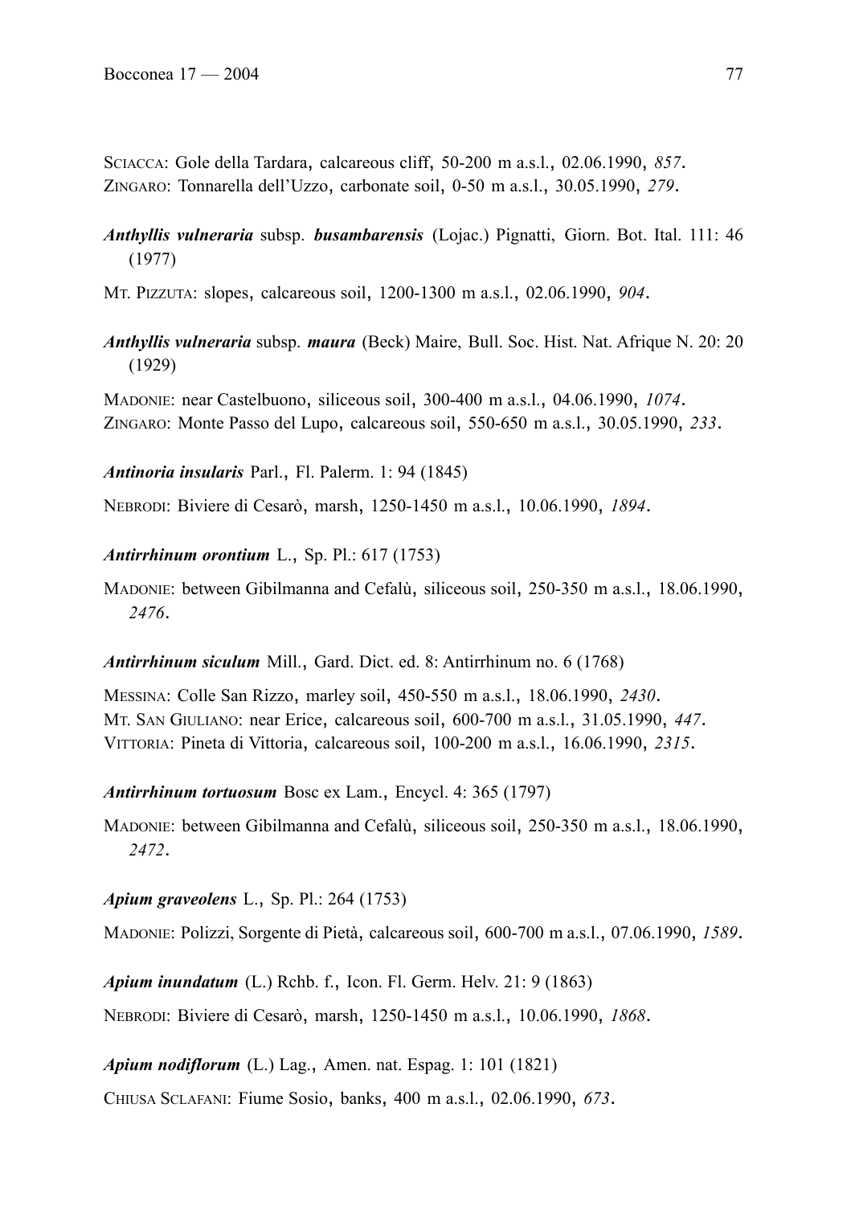SCIACCA: Gole della Tardara, calcareous cliff, 50-200 m a.s.l., 02.06.1990, *857*.
ZINGARO: Tonnarella dell'Uzzo, carbonate soil, 0-50 m a.s.l., 30.05.1990, *279*.

***Anthyllis vulneraria*** subsp. ***busambarensis*** (Lojac.) Pignatti, Giorn. Bot. Ital. 111: 46 (1977)

MT. PIZZUTA: slopes, calcareous soil, 1200-1300 m a.s.l., 02.06.1990, *904*.

***Anthyllis vulneraria*** subsp. ***maura*** (Beck) Maire, Bull. Soc. Hist. Nat. Afrique N. 20: 20 (1929)

MADONIE: near Castelbuono, siliceous soil, 300-400 m a.s.l., 04.06.1990, *1074*.
ZINGARO: Monte Passo del Lupo, calcareous soil, 550-650 m a.s.l., 30.05.1990, *233*.

***Antinoria insularis*** Parl., Fl. Palerm. 1: 94 (1845)

NEBRODI: Biviere di Cesarò, marsh, 1250-1450 m a.s.l., 10.06.1990, *1894*.

***Antirrhinum orontium*** L., Sp. Pl.: 617 (1753)

MADONIE: between Gibilmanna and Cefalù, siliceous soil, 250-350 m a.s.l., 18.06.1990, *2476*.

***Antirrhinum siculum*** Mill., Gard. Dict. ed. 8: Antirrhinum no. 6 (1768)

MESSINA: Colle San Rizzo, marley soil, 450-550 m a.s.l., 18.06.1990, *2430*.
MT. SAN GIULIANO: near Erice, calcareous soil, 600-700 m a.s.l., 31.05.1990, *447*.
VITTORIA: Pineta di Vittoria, calcareous soil, 100-200 m a.s.l., 16.06.1990, *2315*.

***Antirrhinum tortuosum*** Bosc ex Lam., Encycl. 4: 365 (1797)

MADONIE: between Gibilmanna and Cefalù, siliceous soil, 250-350 m a.s.l., 18.06.1990, *2472*.

***Apium graveolens*** L., Sp. Pl.: 264 (1753)

MADONIE: Polizzi, Sorgente di Pietà, calcareous soil, 600-700 m a.s.l., 07.06.1990, *1589*.

***Apium inundatum*** (L.) Rchb. f., Icon. Fl. Germ. Helv. 21: 9 (1863)

NEBRODI: Biviere di Cesarò, marsh, 1250-1450 m a.s.l., 10.06.1990, *1868*.

***Apium nodiflorum*** (L.) Lag., Amen. nat. Espag. 1: 101 (1821)

CHIUSA SCLAFANI: Fiume Sosio, banks, 400 m a.s.l., 02.06.1990, *673*.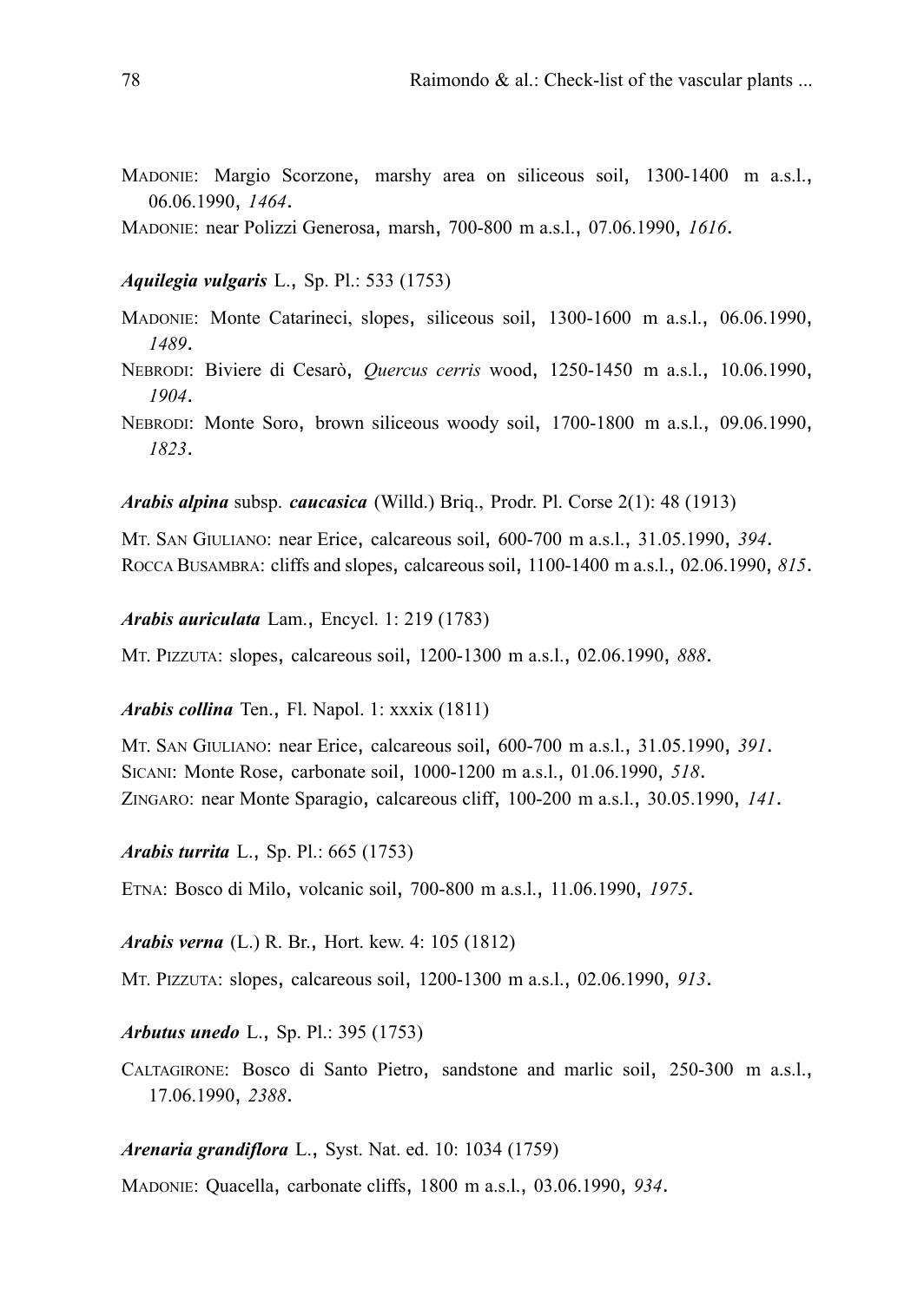MADONIE: Margio Scorzone, marshy area on siliceous soil, 1300-1400 m a.s.l., 06.06.1990, *1464*.

MADONIE: near Polizzi Generosa, marsh, 700-800 m a.s.l., 07.06.1990, *1616*.

***Aquilegia vulgaris*** L., Sp. Pl.: 533 (1753)

MADONIE: Monte Catarineci, slopes, siliceous soil, 1300-1600 m a.s.l., 06.06.1990, *1489*.

NEBRODI: Biviere di Cesarò, *Quercus cerris* wood, 1250-1450 m a.s.l., 10.06.1990, *1904*.

NEBRODI: Monte Soro, brown siliceous woody soil, 1700-1800 m a.s.l., 09.06.1990, *1823*.

***Arabis alpina*** subsp. ***caucasica*** (Willd.) Briq., Prodr. Pl. Corse 2(1): 48 (1913)

MT. SAN GIULIANO: near Erice, calcareous soil, 600-700 m a.s.l., 31.05.1990, *394*.

ROCCA BUSAMBRA: cliffs and slopes, calcareous soil, 1100-1400 m a.s.l., 02.06.1990, *815*.

***Arabis auriculata*** Lam., Encycl. 1: 219 (1783)

MT. PIZZUTA: slopes, calcareous soil, 1200-1300 m a.s.l., 02.06.1990, *888*.

***Arabis collina*** Ten., Fl. Napol. 1: xxxix (1811)

MT. SAN GIULIANO: near Erice, calcareous soil, 600-700 m a.s.l., 31.05.1990, *391*.

SICANI: Monte Rose, carbonate soil, 1000-1200 m a.s.l., 01.06.1990, *518*.

ZINGARO: near Monte Sparagio, calcareous cliff, 100-200 m a.s.l., 30.05.1990, *141*.

***Arabis turrita*** L., Sp. Pl.: 665 (1753)

ETNA: Bosco di Milo, volcanic soil, 700-800 m a.s.l., 11.06.1990, *1975*.

***Arabis verna*** (L.) R. Br., Hort. kew. 4: 105 (1812)

MT. PIZZUTA: slopes, calcareous soil, 1200-1300 m a.s.l., 02.06.1990, *913*.

***Arbutus unedo*** L., Sp. Pl.: 395 (1753)

CALTAGIRONE: Bosco di Santo Pietro, sandstone and marlic soil, 250-300 m a.s.l., 17.06.1990, *2388*.

***Arenaria grandiflora*** L., Syst. Nat. ed. 10: 1034 (1759)

MADONIE: Quacella, carbonate cliffs, 1800 m a.s.l., 03.06.1990, *934*.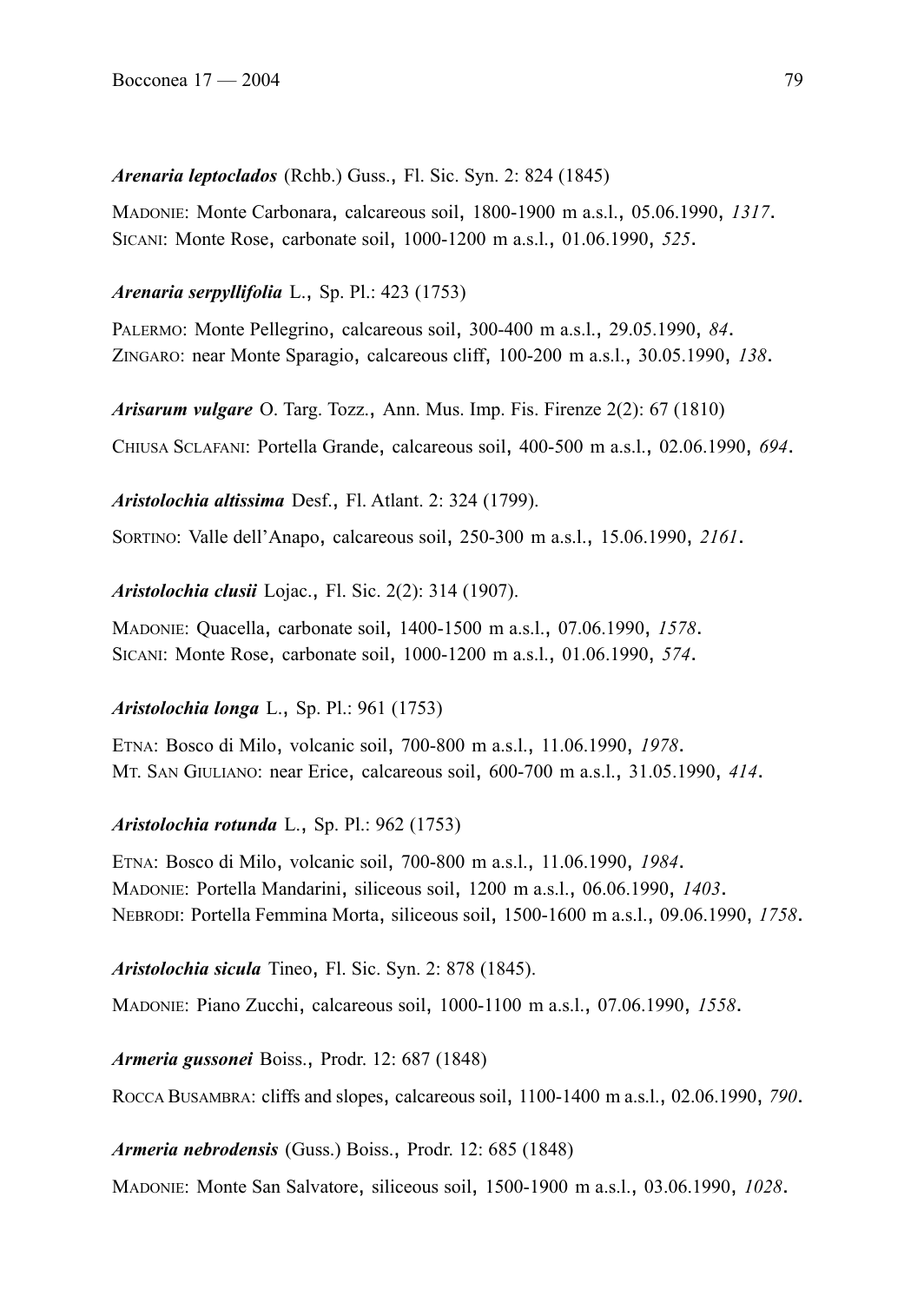***Arenaria leptoclados*** (Rchb.) Guss., Fl. Sic. Syn. 2: 824 (1845)

MADONIE: Monte Carbonara, calcareous soil, 1800-1900 m a.s.l., 05.06.1990, *1317*.
SICANI: Monte Rose, carbonate soil, 1000-1200 m a.s.l., 01.06.1990, *525*.

***Arenaria serpyllifolia*** L., Sp. Pl.: 423 (1753)

PALERMO: Monte Pellegrino, calcareous soil, 300-400 m a.s.l., 29.05.1990, *84*.
ZINGARO: near Monte Sparagio, calcareous cliff, 100-200 m a.s.l., 30.05.1990, *138*.

***Arisarum vulgare*** O. Targ. Tozz., Ann. Mus. Imp. Fis. Firenze 2(2): 67 (1810)

CHIUSA SCLAFANI: Portella Grande, calcareous soil, 400-500 m a.s.l., 02.06.1990, *694*.

***Aristolochia altissima*** Desf., Fl. Atlant. 2: 324 (1799).

SORTINO: Valle dell'Anapo, calcareous soil, 250-300 m a.s.l., 15.06.1990, *2161*.

***Aristolochia clusii*** Lojac., Fl. Sic. 2(2): 314 (1907).

MADONIE: Quacella, carbonate soil, 1400-1500 m a.s.l., 07.06.1990, *1578*.
SICANI: Monte Rose, carbonate soil, 1000-1200 m a.s.l., 01.06.1990, *574*.

***Aristolochia longa*** L., Sp. Pl.: 961 (1753)

ETNA: Bosco di Milo, volcanic soil, 700-800 m a.s.l., 11.06.1990, *1978*.
MT. SAN GIULIANO: near Erice, calcareous soil, 600-700 m a.s.l., 31.05.1990, *414*.

***Aristolochia rotunda*** L., Sp. Pl.: 962 (1753)

ETNA: Bosco di Milo, volcanic soil, 700-800 m a.s.l., 11.06.1990, *1984*.
MADONIE: Portella Mandarini, siliceous soil, 1200 m a.s.l., 06.06.1990, *1403*.
NEBRODI: Portella Femmina Morta, siliceous soil, 1500-1600 m a.s.l., 09.06.1990, *1758*.

***Aristolochia sicula*** Tineo, Fl. Sic. Syn. 2: 878 (1845).

MADONIE: Piano Zucchi, calcareous soil, 1000-1100 m a.s.l., 07.06.1990, *1558*.

***Armeria gussonei*** Boiss., Prodr. 12: 687 (1848)

ROCCA BUSAMBRA: cliffs and slopes, calcareous soil, 1100-1400 m a.s.l., 02.06.1990, *790*.

***Armeria nebrodensis*** (Guss.) Boiss., Prodr. 12: 685 (1848)

MADONIE: Monte San Salvatore, siliceous soil, 1500-1900 m a.s.l., 03.06.1990, *1028*.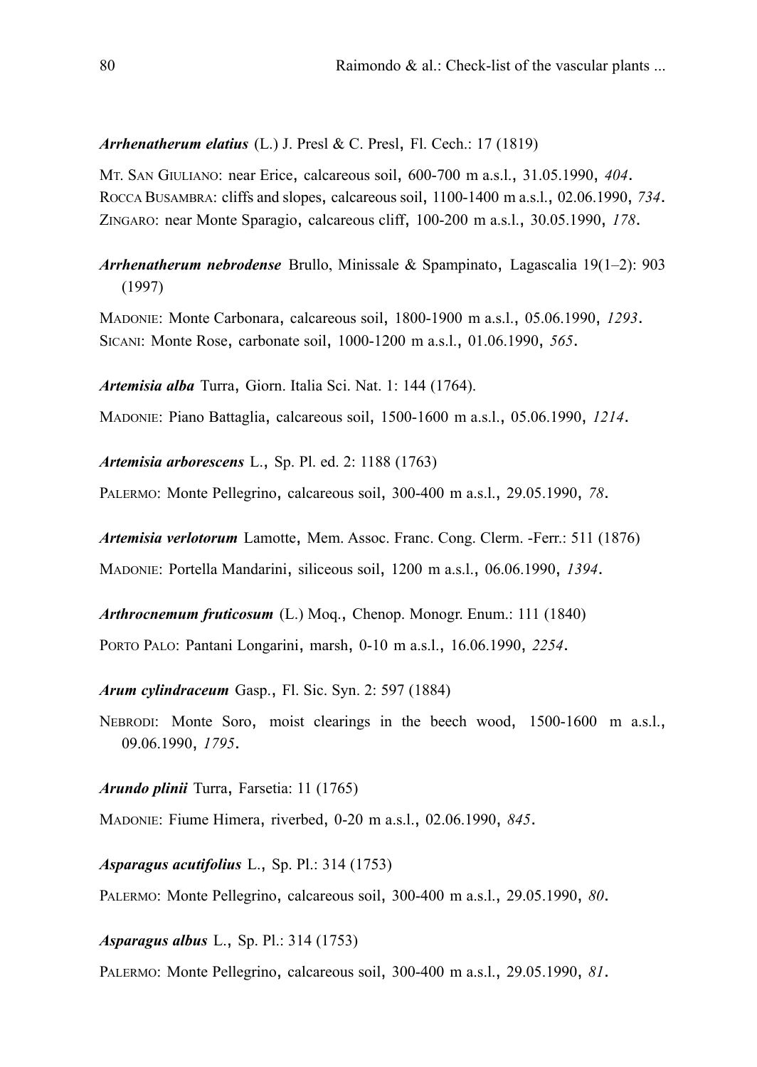***Arrhenatherum elatius*** (L.) J. Presl & C. Presl, Fl. Cech.: 17 (1819)

MT. SAN GIULIANO: near Erice, calcareous soil, 600-700 m a.s.l., 31.05.1990, *404*.
ROCCA BUSAMBRA: cliffs and slopes, calcareous soil, 1100-1400 m a.s.l., 02.06.1990, *734*.
ZINGARO: near Monte Sparagio, calcareous cliff, 100-200 m a.s.l., 30.05.1990, *178*.

***Arrhenatherum nebrodense*** Brullo, Minissale & Spampinato, Lagascalia 19(1–2): 903 (1997)

MADONIE: Monte Carbonara, calcareous soil, 1800-1900 m a.s.l., 05.06.1990, *1293*.
SICANI: Monte Rose, carbonate soil, 1000-1200 m a.s.l., 01.06.1990, *565*.

***Artemisia alba*** Turra, Giorn. Italia Sci. Nat. 1: 144 (1764).

MADONIE: Piano Battaglia, calcareous soil, 1500-1600 m a.s.l., 05.06.1990, *1214*.

***Artemisia arborescens*** L., Sp. Pl. ed. 2: 1188 (1763)

PALERMO: Monte Pellegrino, calcareous soil, 300-400 m a.s.l., 29.05.1990, *78*.

***Artemisia verlotorum*** Lamotte, Mem. Assoc. Franc. Cong. Clerm. -Ferr.: 511 (1876)

MADONIE: Portella Mandarini, siliceous soil, 1200 m a.s.l., 06.06.1990, *1394*.

***Arthrocnemum fruticosum*** (L.) Moq., Chenop. Monogr. Enum.: 111 (1840)

PORTO PALO: Pantani Longarini, marsh, 0-10 m a.s.l., 16.06.1990, *2254*.

***Arum cylindraceum*** Gasp., Fl. Sic. Syn. 2: 597 (1884)

NEBRODI: Monte Soro, moist clearings in the beech wood, 1500-1600 m a.s.l., 09.06.1990, *1795*.

***Arundo plinii*** Turra, Farsetia: 11 (1765)

MADONIE: Fiume Himera, riverbed, 0-20 m a.s.l., 02.06.1990, *845*.

***Asparagus acutifolius*** L., Sp. Pl.: 314 (1753)

PALERMO: Monte Pellegrino, calcareous soil, 300-400 m a.s.l., 29.05.1990, *80*.

***Asparagus albus*** L., Sp. Pl.: 314 (1753)

PALERMO: Monte Pellegrino, calcareous soil, 300-400 m a.s.l., 29.05.1990, *81*.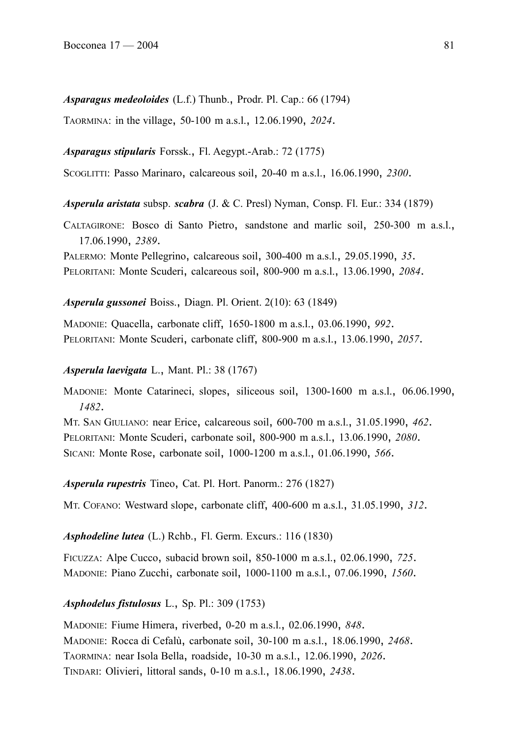***Asparagus medeoloides*** (L.f.) Thunb., Prodr. Pl. Cap.: 66 (1794)

TAORMINA: in the village, 50-100 m a.s.l., 12.06.1990, *2024*.

***Asparagus stipularis*** Forssk., Fl. Aegypt.-Arab.: 72 (1775)

SCOGLITTI: Passo Marinaro, calcareous soil, 20-40 m a.s.l., 16.06.1990, *2300*.

***Asperula aristata*** subsp. ***scabra*** (J. & C. Presl) Nyman, Consp. Fl. Eur.: 334 (1879)

CALTAGIRONE: Bosco di Santo Pietro, sandstone and marlic soil, 250-300 m a.s.l., 17.06.1990, *2389*.
PALERMO: Monte Pellegrino, calcareous soil, 300-400 m a.s.l., 29.05.1990, *35*.
PELORITANI: Monte Scuderi, calcareous soil, 800-900 m a.s.l., 13.06.1990, *2084*.

***Asperula gussonei*** Boiss., Diagn. Pl. Orient. 2(10): 63 (1849)

MADONIE: Quacella, carbonate cliff, 1650-1800 m a.s.l., 03.06.1990, *992*.
PELORITANI: Monte Scuderi, carbonate cliff, 800-900 m a.s.l., 13.06.1990, *2057*.

***Asperula laevigata*** L., Mant. Pl.: 38 (1767)

MADONIE: Monte Catarineci, slopes, siliceous soil, 1300-1600 m a.s.l., 06.06.1990, *1482*.
MT. SAN GIULIANO: near Erice, calcareous soil, 600-700 m a.s.l., 31.05.1990, *462*.
PELORITANI: Monte Scuderi, carbonate soil, 800-900 m a.s.l., 13.06.1990, *2080*.
SICANI: Monte Rose, carbonate soil, 1000-1200 m a.s.l., 01.06.1990, *566*.

***Asperula rupestris*** Tineo, Cat. Pl. Hort. Panorm.: 276 (1827)

MT. COFANO: Westward slope, carbonate cliff, 400-600 m a.s.l., 31.05.1990, *312*.

***Asphodeline lutea*** (L.) Rchb., Fl. Germ. Excurs.: 116 (1830)

FICUZZA: Alpe Cucco, subacid brown soil, 850-1000 m a.s.l., 02.06.1990, *725*.
MADONIE: Piano Zucchi, carbonate soil, 1000-1100 m a.s.l., 07.06.1990, *1560*.

***Asphodelus fistulosus*** L., Sp. Pl.: 309 (1753)

MADONIE: Fiume Himera, riverbed, 0-20 m a.s.l., 02.06.1990, *848*.
MADONIE: Rocca di Cefalù, carbonate soil, 30-100 m a.s.l., 18.06.1990, *2468*.
TAORMINA: near Isola Bella, roadside, 10-30 m a.s.l., 12.06.1990, *2026*.
TINDARI: Olivieri, littoral sands, 0-10 m a.s.l., 18.06.1990, *2438*.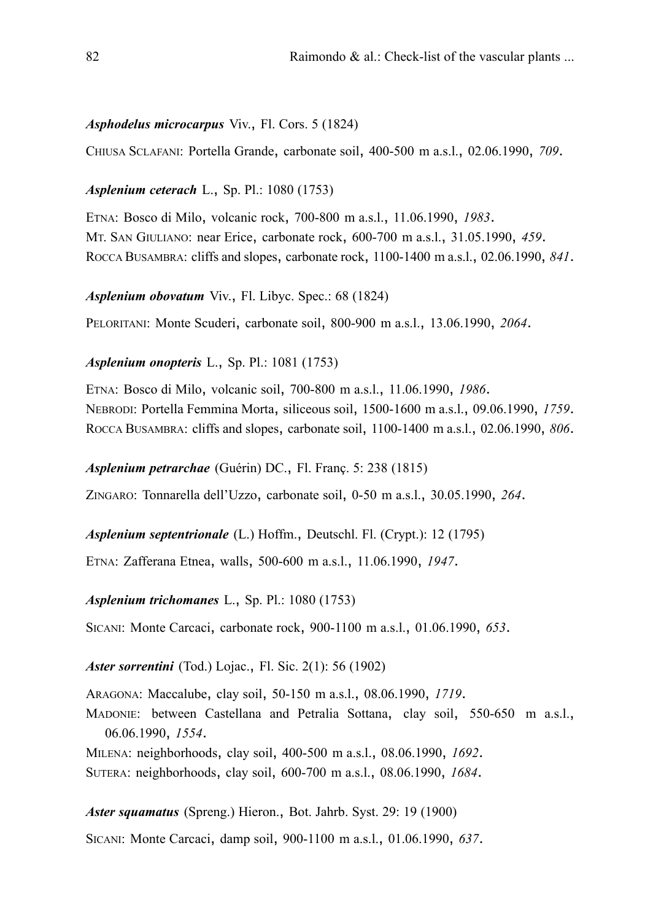***Asphodelus microcarpus*** Viv., Fl. Cors. 5 (1824)

CHIUSA SCLAFANI: Portella Grande, carbonate soil, 400-500 m a.s.l., 02.06.1990, *709*.

***Asplenium ceterach*** L., Sp. Pl.: 1080 (1753)

ETNA: Bosco di Milo, volcanic rock, 700-800 m a.s.l., 11.06.1990, *1983*.
MT. SAN GIULIANO: near Erice, carbonate rock, 600-700 m a.s.l., 31.05.1990, *459*.
ROCCA BUSAMBRA: cliffs and slopes, carbonate rock, 1100-1400 m a.s.l., 02.06.1990, *841*.

***Asplenium obovatum*** Viv., Fl. Libyc. Spec.: 68 (1824)

PELORITANI: Monte Scuderi, carbonate soil, 800-900 m a.s.l., 13.06.1990, *2064*.

***Asplenium onopteris*** L., Sp. Pl.: 1081 (1753)

ETNA: Bosco di Milo, volcanic soil, 700-800 m a.s.l., 11.06.1990, *1986*.
NEBRODI: Portella Femmina Morta, siliceous soil, 1500-1600 m a.s.l., 09.06.1990, *1759*.
ROCCA BUSAMBRA: cliffs and slopes, carbonate soil, 1100-1400 m a.s.l., 02.06.1990, *806*.

***Asplenium petrarchae*** (Guérin) DC., Fl. Franç. 5: 238 (1815)

ZINGARO: Tonnarella dell'Uzzo, carbonate soil, 0-50 m a.s.l., 30.05.1990, *264*.

***Asplenium septentrionale*** (L.) Hoffm., Deutschl. Fl. (Crypt.): 12 (1795)

ETNA: Zafferana Etnea, walls, 500-600 m a.s.l., 11.06.1990, *1947*.

***Asplenium trichomanes*** L., Sp. Pl.: 1080 (1753)

SICANI: Monte Carcaci, carbonate rock, 900-1100 m a.s.l., 01.06.1990, *653*.

***Aster sorrentini*** (Tod.) Lojac., Fl. Sic. 2(1): 56 (1902)

ARAGONA: Maccalube, clay soil, 50-150 m a.s.l., 08.06.1990, *1719*.
MADONIE: between Castellana and Petralia Sottana, clay soil, 550-650 m a.s.l., 06.06.1990, *1554*.
MILENA: neighborhoods, clay soil, 400-500 m a.s.l., 08.06.1990, *1692*.
SUTERA: neighborhoods, clay soil, 600-700 m a.s.l., 08.06.1990, *1684*.

***Aster squamatus*** (Spreng.) Hieron., Bot. Jahrb. Syst. 29: 19 (1900)

SICANI: Monte Carcaci, damp soil, 900-1100 m a.s.l., 01.06.1990, *637*.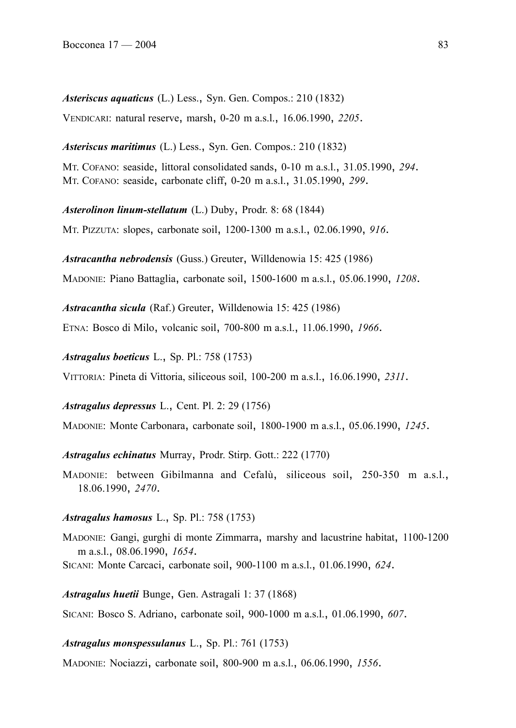***Asteriscus aquaticus*** (L.) Less., Syn. Gen. Compos.: 210 (1832)

VENDICARI: natural reserve, marsh, 0-20 m a.s.l., 16.06.1990, *2205*.

***Asteriscus maritimus*** (L.) Less., Syn. Gen. Compos.: 210 (1832)

MT. COFANO: seaside, littoral consolidated sands, 0-10 m a.s.l., 31.05.1990, *294*.
MT. COFANO: seaside, carbonate cliff, 0-20 m a.s.l., 31.05.1990, *299*.

***Asterolinon linum-stellatum*** (L.) Duby, Prodr. 8: 68 (1844)

MT. PIZZUTA: slopes, carbonate soil, 1200-1300 m a.s.l., 02.06.1990, *916*.

***Astracantha nebrodensis*** (Guss.) Greuter, Willdenowia 15: 425 (1986)

MADONIE: Piano Battaglia, carbonate soil, 1500-1600 m a.s.l., 05.06.1990, *1208*.

***Astracantha sicula*** (Raf.) Greuter, Willdenowia 15: 425 (1986)

ETNA: Bosco di Milo, volcanic soil, 700-800 m a.s.l., 11.06.1990, *1966*.

***Astragalus boeticus*** L., Sp. Pl.: 758 (1753)

VITTORIA: Pineta di Vittoria, siliceous soil, 100-200 m a.s.l., 16.06.1990, *2311*.

***Astragalus depressus*** L., Cent. Pl. 2: 29 (1756)

MADONIE: Monte Carbonara, carbonate soil, 1800-1900 m a.s.l., 05.06.1990, *1245*.

***Astragalus echinatus*** Murray, Prodr. Stirp. Gott.: 222 (1770)

MADONIE: between Gibilmanna and Cefalù, siliceous soil, 250-350 m a.s.l., 18.06.1990, *2470*.

***Astragalus hamosus*** L., Sp. Pl.: 758 (1753)

MADONIE: Gangi, gurghi di monte Zimmarra, marshy and lacustrine habitat, 1100-1200 m a.s.l., 08.06.1990, *1654*.
SICANI: Monte Carcaci, carbonate soil, 900-1100 m a.s.l., 01.06.1990, *624*.

***Astragalus huetii*** Bunge, Gen. Astragali 1: 37 (1868)

SICANI: Bosco S. Adriano, carbonate soil, 900-1000 m a.s.l., 01.06.1990, *607*.

***Astragalus monspessulanus*** L., Sp. Pl.: 761 (1753)

MADONIE: Nociazzi, carbonate soil, 800-900 m a.s.l., 06.06.1990, *1556*.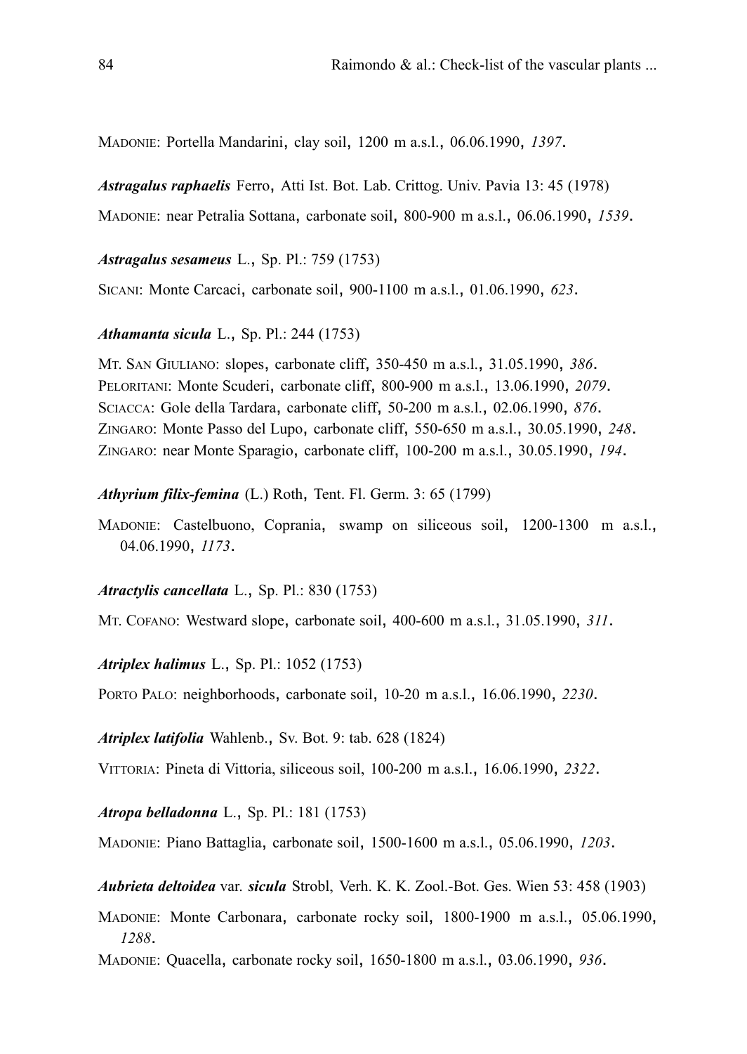MADONIE: Portella Mandarini, clay soil, 1200 m a.s.l., 06.06.1990, *1397*.

***Astragalus raphaelis*** Ferro, Atti Ist. Bot. Lab. Crittog. Univ. Pavia 13: 45 (1978)

MADONIE: near Petralia Sottana, carbonate soil, 800-900 m a.s.l., 06.06.1990, *1539*.

***Astragalus sesameus*** L., Sp. Pl.: 759 (1753)

SICANI: Monte Carcaci, carbonate soil, 900-1100 m a.s.l., 01.06.1990, *623*.

***Athamanta sicula*** L., Sp. Pl.: 244 (1753)

MT. SAN GIULIANO: slopes, carbonate cliff, 350-450 m a.s.l., 31.05.1990, *386*.
PELORITANI: Monte Scuderi, carbonate cliff, 800-900 m a.s.l., 13.06.1990, *2079*.
SCIACCA: Gole della Tardara, carbonate cliff, 50-200 m a.s.l., 02.06.1990, *876*.
ZINGARO: Monte Passo del Lupo, carbonate cliff, 550-650 m a.s.l., 30.05.1990, *248*.
ZINGARO: near Monte Sparagio, carbonate cliff, 100-200 m a.s.l., 30.05.1990, *194*.

***Athyrium filix-femina*** (L.) Roth, Tent. Fl. Germ. 3: 65 (1799)

MADONIE: Castelbuono, Coprania, swamp on siliceous soil, 1200-1300 m a.s.l., 04.06.1990, *1173*.

***Atractylis cancellata*** L., Sp. Pl.: 830 (1753)

MT. COFANO: Westward slope, carbonate soil, 400-600 m a.s.l., 31.05.1990, *311*.

***Atriplex halimus*** L., Sp. Pl.: 1052 (1753)

PORTO PALO: neighborhoods, carbonate soil, 10-20 m a.s.l., 16.06.1990, *2230*.

***Atriplex latifolia*** Wahlenb., Sv. Bot. 9: tab. 628 (1824)

VITTORIA: Pineta di Vittoria, siliceous soil, 100-200 m a.s.l., 16.06.1990, *2322*.

***Atropa belladonna*** L., Sp. Pl.: 181 (1753)

MADONIE: Piano Battaglia, carbonate soil, 1500-1600 m a.s.l., 05.06.1990, *1203*.

***Aubrieta deltoidea*** var. ***sicula*** Strobl, Verh. K. K. Zool.-Bot. Ges. Wien 53: 458 (1903)

MADONIE: Monte Carbonara, carbonate rocky soil, 1800-1900 m a.s.l., 05.06.1990, *1288*.
MADONIE: Quacella, carbonate rocky soil, 1650-1800 m a.s.l., 03.06.1990, *936*.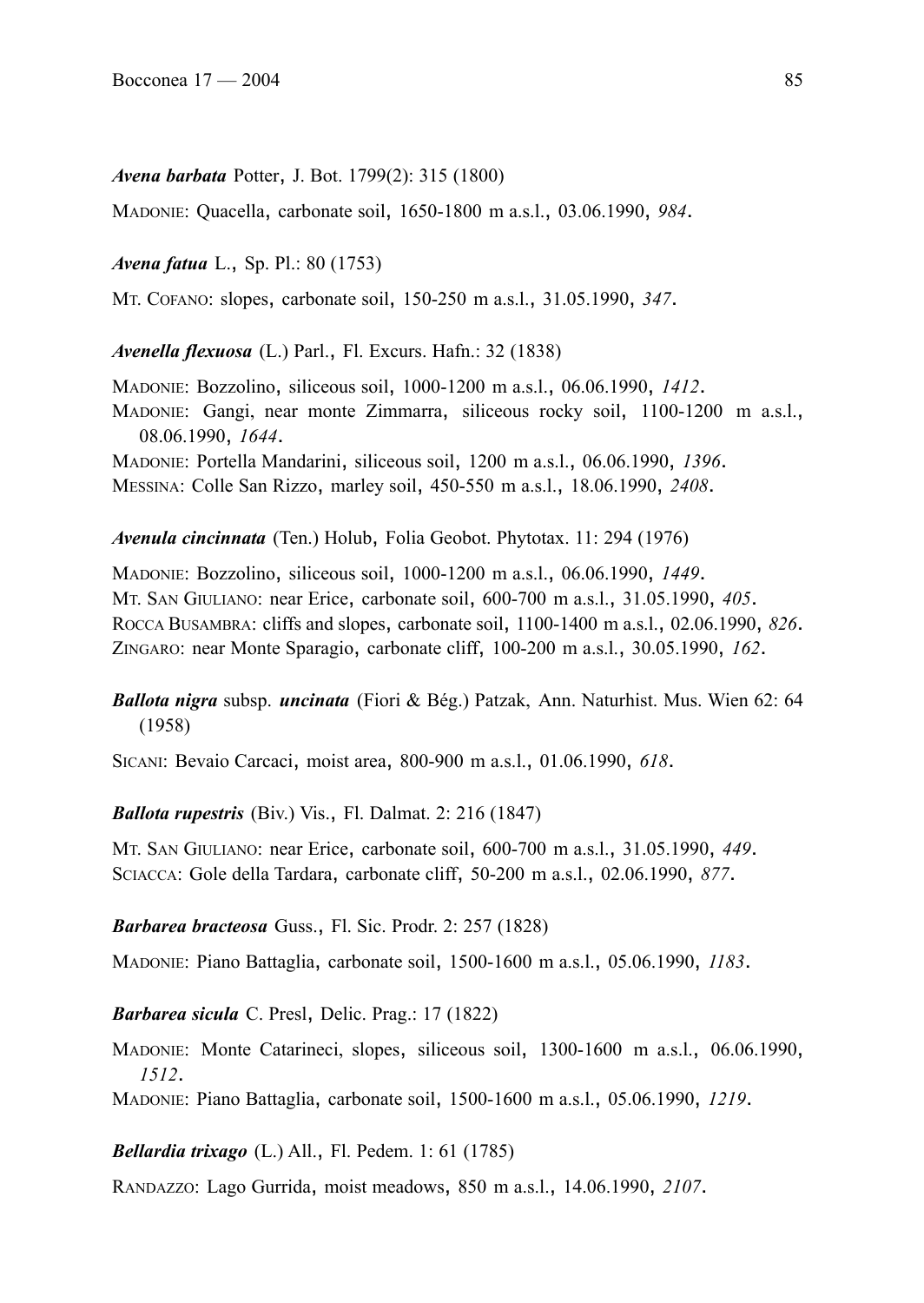***Avena barbata*** Potter, J. Bot. 1799(2): 315 (1800)

MADONIE: Quacella, carbonate soil, 1650-1800 m a.s.l., 03.06.1990, *984*.

***Avena fatua*** L., Sp. Pl.: 80 (1753)

MT. COFANO: slopes, carbonate soil, 150-250 m a.s.l., 31.05.1990, *347*.

***Avenella flexuosa*** (L.) Parl., Fl. Excurs. Hafn.: 32 (1838)

MADONIE: Bozzolino, siliceous soil, 1000-1200 m a.s.l., 06.06.1990, *1412*.
MADONIE: Gangi, near monte Zimmarra, siliceous rocky soil, 1100-1200 m a.s.l., 08.06.1990, *1644*.
MADONIE: Portella Mandarini, siliceous soil, 1200 m a.s.l., 06.06.1990, *1396*.
MESSINA: Colle San Rizzo, marley soil, 450-550 m a.s.l., 18.06.1990, *2408*.

***Avenula cincinnata*** (Ten.) Holub, Folia Geobot. Phytotax. 11: 294 (1976)

MADONIE: Bozzolino, siliceous soil, 1000-1200 m a.s.l., 06.06.1990, *1449*.
MT. SAN GIULIANO: near Erice, carbonate soil, 600-700 m a.s.l., 31.05.1990, *405*.
ROCCA BUSAMBRA: cliffs and slopes, carbonate soil, 1100-1400 m a.s.l., 02.06.1990, *826*.
ZINGARO: near Monte Sparagio, carbonate cliff, 100-200 m a.s.l., 30.05.1990, *162*.

***Ballota nigra*** subsp. ***uncinata*** (Fiori & Bég.) Patzak, Ann. Naturhist. Mus. Wien 62: 64 (1958)

SICANI: Bevaio Carcaci, moist area, 800-900 m a.s.l., 01.06.1990, *618*.

***Ballota rupestris*** (Biv.) Vis., Fl. Dalmat. 2: 216 (1847)

MT. SAN GIULIANO: near Erice, carbonate soil, 600-700 m a.s.l., 31.05.1990, *449*.
SCIACCA: Gole della Tardara, carbonate cliff, 50-200 m a.s.l., 02.06.1990, *877*.

***Barbarea bracteosa*** Guss., Fl. Sic. Prodr. 2: 257 (1828)

MADONIE: Piano Battaglia, carbonate soil, 1500-1600 m a.s.l., 05.06.1990, *1183*.

***Barbarea sicula*** C. Presl, Delic. Prag.: 17 (1822)

MADONIE: Monte Catarineci, slopes, siliceous soil, 1300-1600 m a.s.l., 06.06.1990, *1512*.
MADONIE: Piano Battaglia, carbonate soil, 1500-1600 m a.s.l., 05.06.1990, *1219*.

***Bellardia trixago*** (L.) All., Fl. Pedem. 1: 61 (1785)

RANDAZZO: Lago Gurrida, moist meadows, 850 m a.s.l., 14.06.1990, *2107*.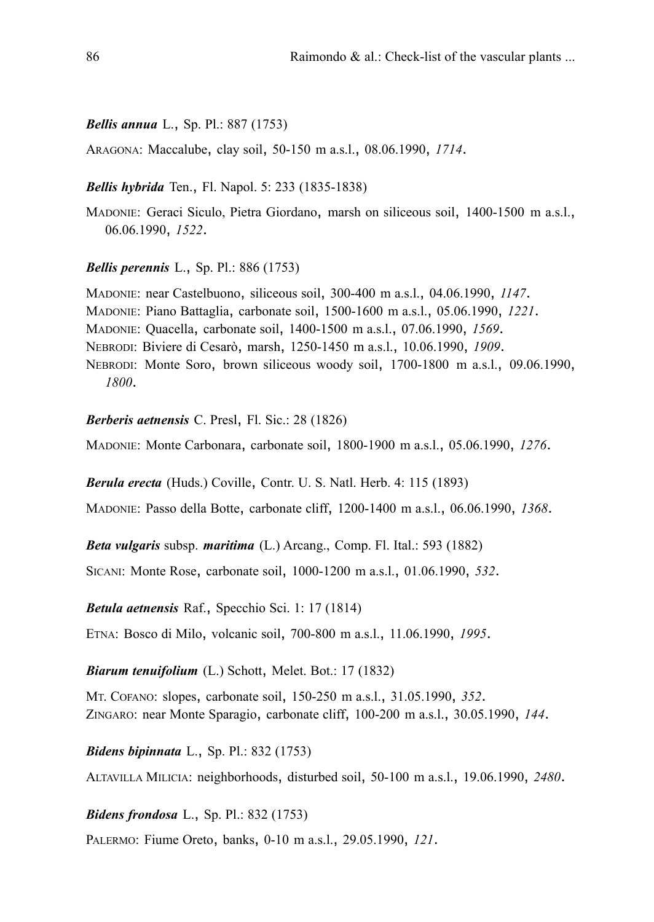***Bellis annua*** L., Sp. Pl.: 887 (1753)

ARAGONA: Maccalube, clay soil, 50-150 m a.s.l., 08.06.1990, *1714*.

***Bellis hybrida*** Ten., Fl. Napol. 5: 233 (1835-1838)

MADONIE: Geraci Siculo, Pietra Giordano, marsh on siliceous soil, 1400-1500 m a.s.l., 06.06.1990, *1522*.

***Bellis perennis*** L., Sp. Pl.: 886 (1753)

MADONIE: near Castelbuono, siliceous soil, 300-400 m a.s.l., 04.06.1990, *1147*.
MADONIE: Piano Battaglia, carbonate soil, 1500-1600 m a.s.l., 05.06.1990, *1221*.
MADONIE: Quacella, carbonate soil, 1400-1500 m a.s.l., 07.06.1990, *1569*.
NEBRODI: Biviere di Cesarò, marsh, 1250-1450 m a.s.l., 10.06.1990, *1909*.
NEBRODI: Monte Soro, brown siliceous woody soil, 1700-1800 m a.s.l., 09.06.1990, *1800*.

***Berberis aetnensis*** C. Presl, Fl. Sic.: 28 (1826)

MADONIE: Monte Carbonara, carbonate soil, 1800-1900 m a.s.l., 05.06.1990, *1276*.

***Berula erecta*** (Huds.) Coville, Contr. U. S. Natl. Herb. 4: 115 (1893)

MADONIE: Passo della Botte, carbonate cliff, 1200-1400 m a.s.l., 06.06.1990, *1368*.

***Beta vulgaris*** subsp. ***maritima*** (L.) Arcang., Comp. Fl. Ital.: 593 (1882)

SICANI: Monte Rose, carbonate soil, 1000-1200 m a.s.l., 01.06.1990, *532*.

***Betula aetnensis*** Raf., Specchio Sci. 1: 17 (1814)

ETNA: Bosco di Milo, volcanic soil, 700-800 m a.s.l., 11.06.1990, *1995*.

***Biarum tenuifolium*** (L.) Schott, Melet. Bot.: 17 (1832)

MT. COFANO: slopes, carbonate soil, 150-250 m a.s.l., 31.05.1990, *352*.
ZINGARO: near Monte Sparagio, carbonate cliff, 100-200 m a.s.l., 30.05.1990, *144*.

***Bidens bipinnata*** L., Sp. Pl.: 832 (1753)

ALTAVILLA MILICIA: neighborhoods, disturbed soil, 50-100 m a.s.l., 19.06.1990, *2480*.

***Bidens frondosa*** L., Sp. Pl.: 832 (1753)

PALERMO: Fiume Oreto, banks, 0-10 m a.s.l., 29.05.1990, *121*.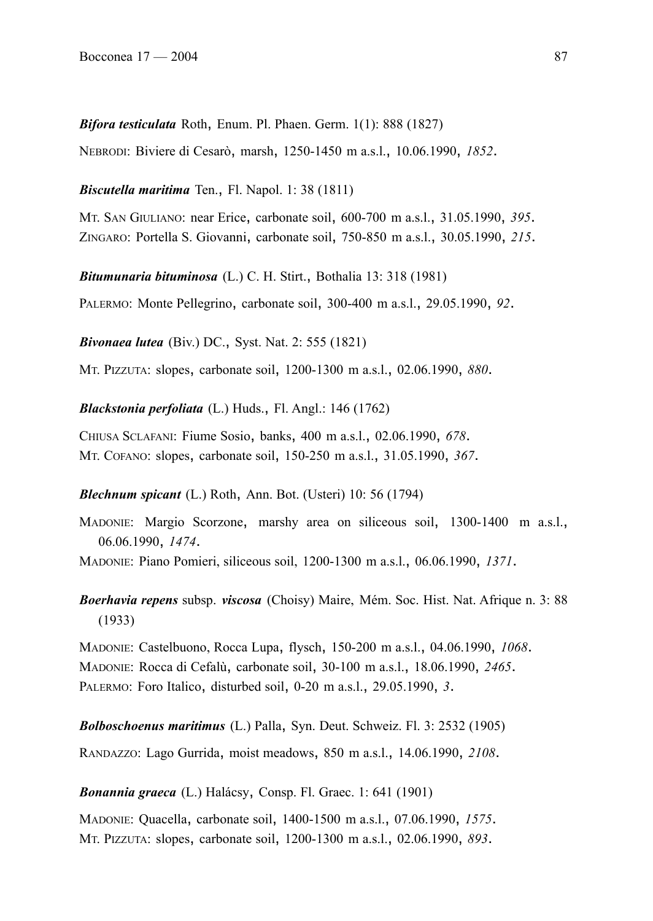***Bifora testiculata*** Roth, Enum. Pl. Phaen. Germ. 1(1): 888 (1827)

NEBRODI: Biviere di Cesarò, marsh, 1250-1450 m a.s.l., 10.06.1990, *1852*.

***Biscutella maritima*** Ten., Fl. Napol. 1: 38 (1811)

MT. SAN GIULIANO: near Erice, carbonate soil, 600-700 m a.s.l., 31.05.1990, *395*.
ZINGARO: Portella S. Giovanni, carbonate soil, 750-850 m a.s.l., 30.05.1990, *215*.

***Bitumunaria bituminosa*** (L.) C. H. Stirt., Bothalia 13: 318 (1981)

PALERMO: Monte Pellegrino, carbonate soil, 300-400 m a.s.l., 29.05.1990, *92*.

***Bivonaea lutea*** (Biv.) DC., Syst. Nat. 2: 555 (1821)

MT. PIZZUTA: slopes, carbonate soil, 1200-1300 m a.s.l., 02.06.1990, *880*.

***Blackstonia perfoliata*** (L.) Huds., Fl. Angl.: 146 (1762)

CHIUSA SCLAFANI: Fiume Sosio, banks, 400 m a.s.l., 02.06.1990, *678*.
MT. COFANO: slopes, carbonate soil, 150-250 m a.s.l., 31.05.1990, *367*.

***Blechnum spicant*** (L.) Roth, Ann. Bot. (Usteri) 10: 56 (1794)

MADONIE: Margio Scorzone, marshy area on siliceous soil, 1300-1400 m a.s.l., 06.06.1990, *1474*.
MADONIE: Piano Pomieri, siliceous soil, 1200-1300 m a.s.l., 06.06.1990, *1371*.

***Boerhavia repens*** subsp. ***viscosa*** (Choisy) Maire, Mém. Soc. Hist. Nat. Afrique n. 3: 88 (1933)

MADONIE: Castelbuono, Rocca Lupa, flysch, 150-200 m a.s.l., 04.06.1990, *1068*.
MADONIE: Rocca di Cefalù, carbonate soil, 30-100 m a.s.l., 18.06.1990, *2465*.
PALERMO: Foro Italico, disturbed soil, 0-20 m a.s.l., 29.05.1990, *3*.

***Bolboschoenus maritimus*** (L.) Palla, Syn. Deut. Schweiz. Fl. 3: 2532 (1905)

RANDAZZO: Lago Gurrida, moist meadows, 850 m a.s.l., 14.06.1990, *2108*.

***Bonannia graeca*** (L.) Halácsy, Consp. Fl. Graec. 1: 641 (1901)

MADONIE: Quacella, carbonate soil, 1400-1500 m a.s.l., 07.06.1990, *1575*.
MT. PIZZUTA: slopes, carbonate soil, 1200-1300 m a.s.l., 02.06.1990, *893*.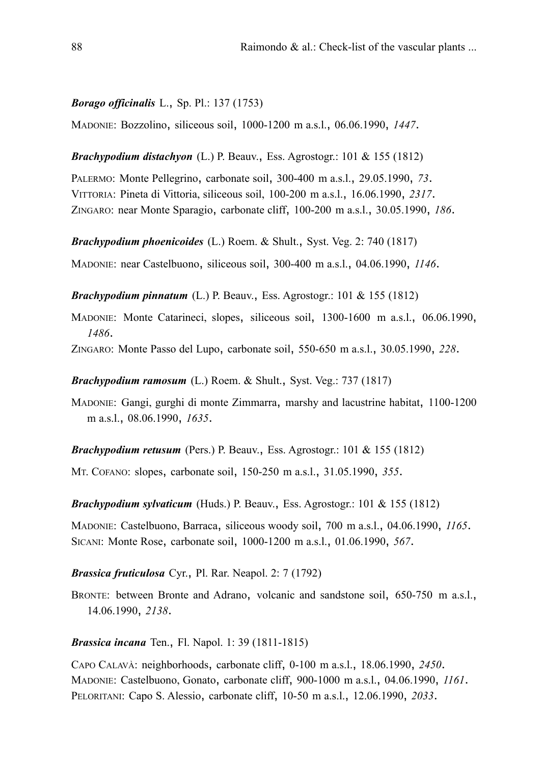***Borago officinalis*** L., Sp. Pl.: 137 (1753)

MADONIE: Bozzolino, siliceous soil, 1000-1200 m a.s.l., 06.06.1990, *1447*.

***Brachypodium distachyon*** (L.) P. Beauv., Ess. Agrostogr.: 101 & 155 (1812)

PALERMO: Monte Pellegrino, carbonate soil, 300-400 m a.s.l., 29.05.1990, *73*.
VITTORIA: Pineta di Vittoria, siliceous soil, 100-200 m a.s.l., 16.06.1990, *2317*.
ZINGARO: near Monte Sparagio, carbonate cliff, 100-200 m a.s.l., 30.05.1990, *186*.

***Brachypodium phoenicoides*** (L.) Roem. & Shult., Syst. Veg. 2: 740 (1817)

MADONIE: near Castelbuono, siliceous soil, 300-400 m a.s.l., 04.06.1990, *1146*.

***Brachypodium pinnatum*** (L.) P. Beauv., Ess. Agrostogr.: 101 & 155 (1812)

MADONIE: Monte Catarineci, slopes, siliceous soil, 1300-1600 m a.s.l., 06.06.1990, *1486*.
ZINGARO: Monte Passo del Lupo, carbonate soil, 550-650 m a.s.l., 30.05.1990, *228*.

***Brachypodium ramosum*** (L.) Roem. & Shult., Syst. Veg.: 737 (1817)

MADONIE: Gangi, gurghi di monte Zimmarra, marshy and lacustrine habitat, 1100-1200 m a.s.l., 08.06.1990, *1635*.

***Brachypodium retusum*** (Pers.) P. Beauv., Ess. Agrostogr.: 101 & 155 (1812)

MT. COFANO: slopes, carbonate soil, 150-250 m a.s.l., 31.05.1990, *355*.

***Brachypodium sylvaticum*** (Huds.) P. Beauv., Ess. Agrostogr.: 101 & 155 (1812)

MADONIE: Castelbuono, Barraca, siliceous woody soil, 700 m a.s.l., 04.06.1990, *1165*.
SICANI: Monte Rose, carbonate soil, 1000-1200 m a.s.l., 01.06.1990, *567*.

***Brassica fruticulosa*** Cyr., Pl. Rar. Neapol. 2: 7 (1792)

BRONTE: between Bronte and Adrano, volcanic and sandstone soil, 650-750 m a.s.l., 14.06.1990, *2138*.

***Brassica incana*** Ten., Fl. Napol. 1: 39 (1811-1815)

CAPO CALAVÀ: neighborhoods, carbonate cliff, 0-100 m a.s.l., 18.06.1990, *2450*.
MADONIE: Castelbuono, Gonato, carbonate cliff, 900-1000 m a.s.l., 04.06.1990, *1161*.
PELORITANI: Capo S. Alessio, carbonate cliff, 10-50 m a.s.l., 12.06.1990, *2033*.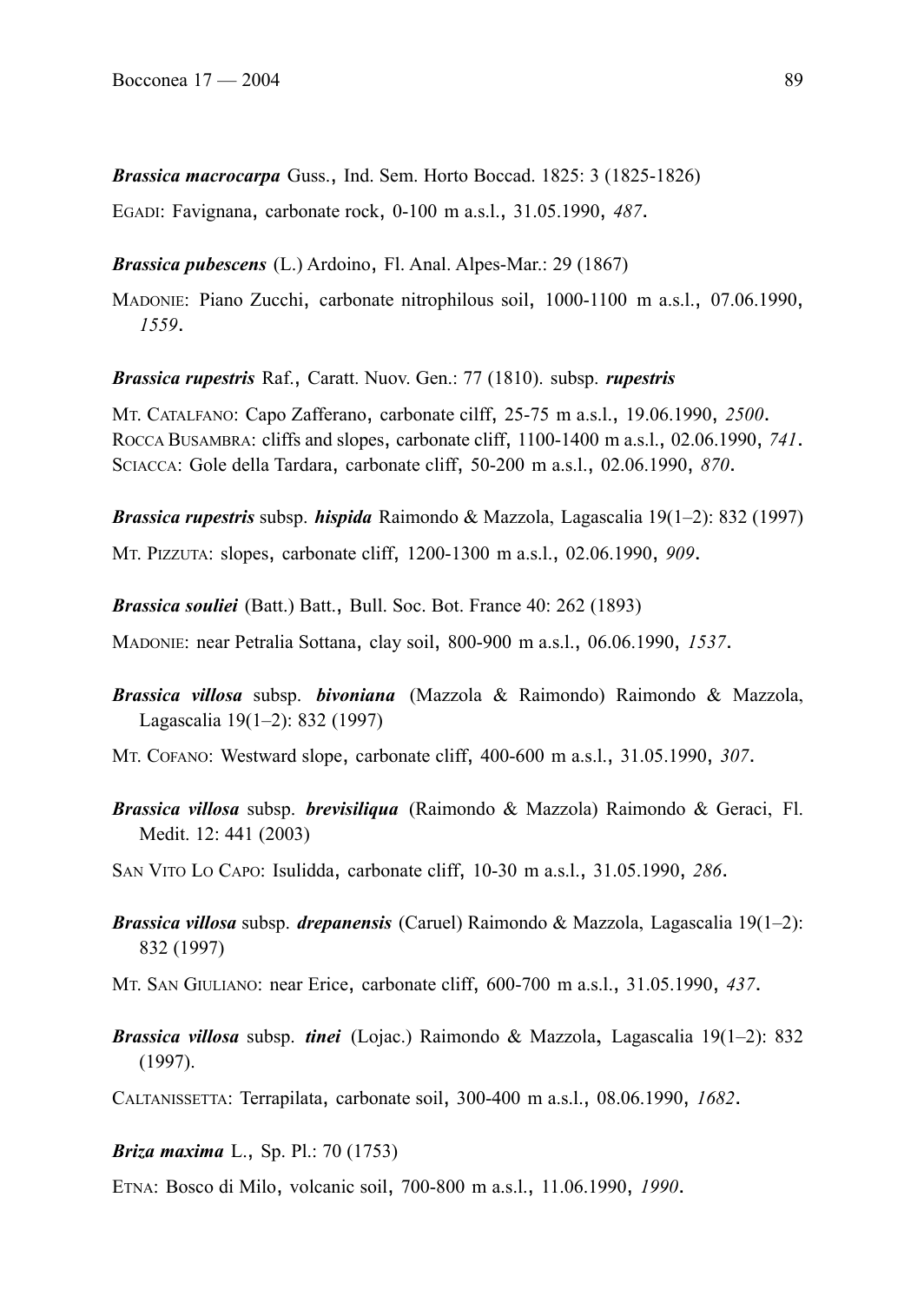***Brassica macrocarpa*** Guss., Ind. Sem. Horto Boccad. 1825: 3 (1825-1826)

EGADI: Favignana, carbonate rock, 0-100 m a.s.l., 31.05.1990, *487*.

***Brassica pubescens*** (L.) Ardoino, Fl. Anal. Alpes-Mar.: 29 (1867)

MADONIE: Piano Zucchi, carbonate nitrophilous soil, 1000-1100 m a.s.l., 07.06.1990, *1559*.

***Brassica rupestris*** Raf., Caratt. Nuov. Gen.: 77 (1810). subsp. ***rupestris***

MT. CATALFANO: Capo Zafferano, carbonate cilff, 25-75 m a.s.l., 19.06.1990, *2500*.
ROCCA BUSAMBRA: cliffs and slopes, carbonate cliff, 1100-1400 m a.s.l., 02.06.1990, *741*.
SCIACCA: Gole della Tardara, carbonate cliff, 50-200 m a.s.l., 02.06.1990, *870*.

***Brassica rupestris*** subsp. ***hispida*** Raimondo & Mazzola, Lagascalia 19(1–2): 832 (1997)

MT. PIZZUTA: slopes, carbonate cliff, 1200-1300 m a.s.l., 02.06.1990, *909*.

***Brassica souliei*** (Batt.) Batt., Bull. Soc. Bot. France 40: 262 (1893)

MADONIE: near Petralia Sottana, clay soil, 800-900 m a.s.l., 06.06.1990, *1537*.

***Brassica villosa*** subsp. ***bivoniana*** (Mazzola & Raimondo) Raimondo & Mazzola, Lagascalia 19(1–2): 832 (1997)

MT. COFANO: Westward slope, carbonate cliff, 400-600 m a.s.l., 31.05.1990, *307*.

***Brassica villosa*** subsp. ***brevisiliqua*** (Raimondo & Mazzola) Raimondo & Geraci, Fl. Medit. 12: 441 (2003)

SAN VITO LO CAPO: Isulidda, carbonate cliff, 10-30 m a.s.l., 31.05.1990, *286*.

***Brassica villosa*** subsp. ***drepanensis*** (Caruel) Raimondo & Mazzola, Lagascalia 19(1–2): 832 (1997)

MT. SAN GIULIANO: near Erice, carbonate cliff, 600-700 m a.s.l., 31.05.1990, *437*.

***Brassica villosa*** subsp. ***tinei*** (Lojac.) Raimondo & Mazzola, Lagascalia 19(1–2): 832 (1997).

CALTANISSETTA: Terrapilata, carbonate soil, 300-400 m a.s.l., 08.06.1990, *1682*.

***Briza maxima*** L., Sp. Pl.: 70 (1753)

ETNA: Bosco di Milo, volcanic soil, 700-800 m a.s.l., 11.06.1990, *1990*.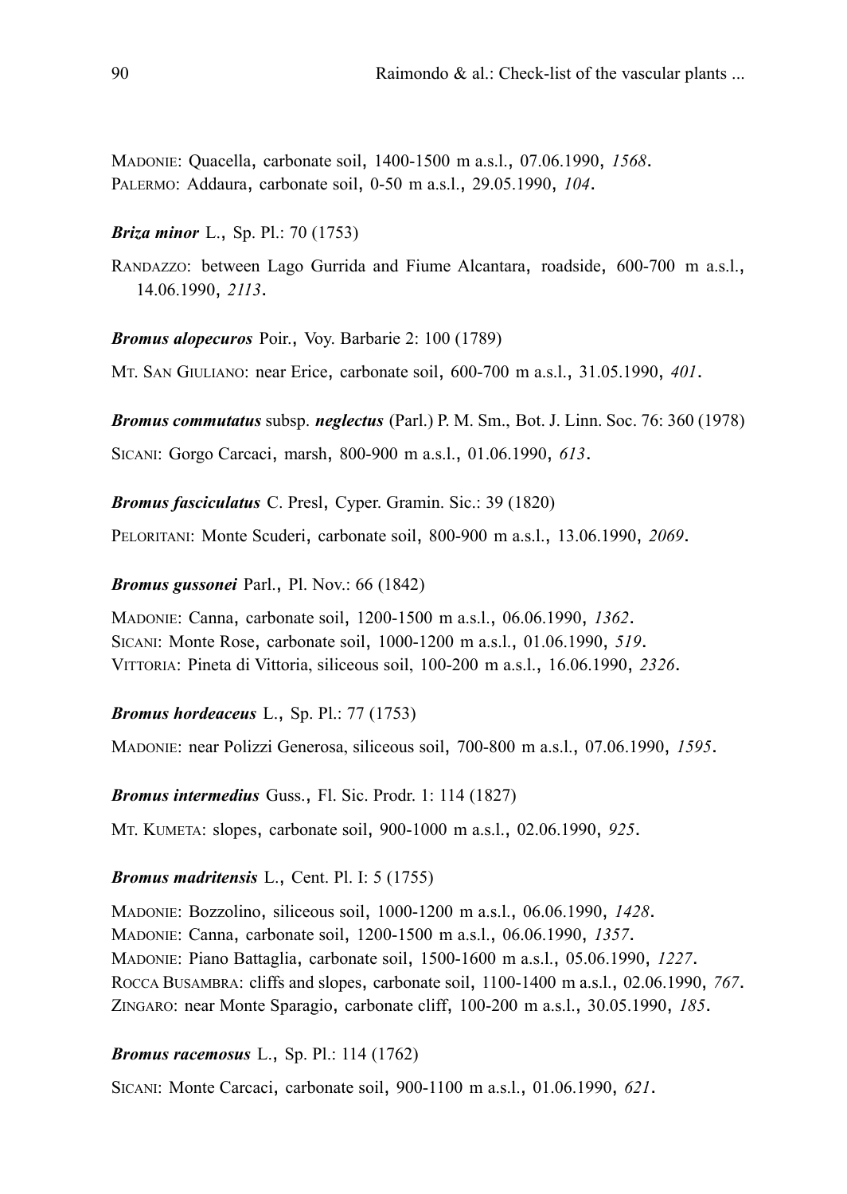MADONIE: Quacella, carbonate soil, 1400-1500 m a.s.l., 07.06.1990, *1568*.
PALERMO: Addaura, carbonate soil, 0-50 m a.s.l., 29.05.1990, *104*.

***Briza minor*** L., Sp. Pl.: 70 (1753)

RANDAZZO: between Lago Gurrida and Fiume Alcantara, roadside, 600-700 m a.s.l., 14.06.1990, *2113*.

***Bromus alopecuros*** Poir., Voy. Barbarie 2: 100 (1789)

MT. SAN GIULIANO: near Erice, carbonate soil, 600-700 m a.s.l., 31.05.1990, *401*.

***Bromus commutatus*** subsp. ***neglectus*** (Parl.) P. M. Sm., Bot. J. Linn. Soc. 76: 360 (1978)

SICANI: Gorgo Carcaci, marsh, 800-900 m a.s.l., 01.06.1990, *613*.

***Bromus fasciculatus*** C. Presl, Cyper. Gramin. Sic.: 39 (1820)

PELORITANI: Monte Scuderi, carbonate soil, 800-900 m a.s.l., 13.06.1990, *2069*.

***Bromus gussonei*** Parl., Pl. Nov.: 66 (1842)

MADONIE: Canna, carbonate soil, 1200-1500 m a.s.l., 06.06.1990, *1362*.
SICANI: Monte Rose, carbonate soil, 1000-1200 m a.s.l., 01.06.1990, *519*.
VITTORIA: Pineta di Vittoria, siliceous soil, 100-200 m a.s.l., 16.06.1990, *2326*.

***Bromus hordeaceus*** L., Sp. Pl.: 77 (1753)

MADONIE: near Polizzi Generosa, siliceous soil, 700-800 m a.s.l., 07.06.1990, *1595*.

***Bromus intermedius*** Guss., Fl. Sic. Prodr. 1: 114 (1827)

MT. KUMETA: slopes, carbonate soil, 900-1000 m a.s.l., 02.06.1990, *925*.

***Bromus madritensis*** L., Cent. Pl. I: 5 (1755)

MADONIE: Bozzolino, siliceous soil, 1000-1200 m a.s.l., 06.06.1990, *1428*.
MADONIE: Canna, carbonate soil, 1200-1500 m a.s.l., 06.06.1990, *1357*.
MADONIE: Piano Battaglia, carbonate soil, 1500-1600 m a.s.l., 05.06.1990, *1227*.
ROCCA BUSAMBRA: cliffs and slopes, carbonate soil, 1100-1400 m a.s.l., 02.06.1990, *767*.
ZINGARO: near Monte Sparagio, carbonate cliff, 100-200 m a.s.l., 30.05.1990, *185*.

***Bromus racemosus*** L., Sp. Pl.: 114 (1762)

SICANI: Monte Carcaci, carbonate soil, 900-1100 m a.s.l., 01.06.1990, *621*.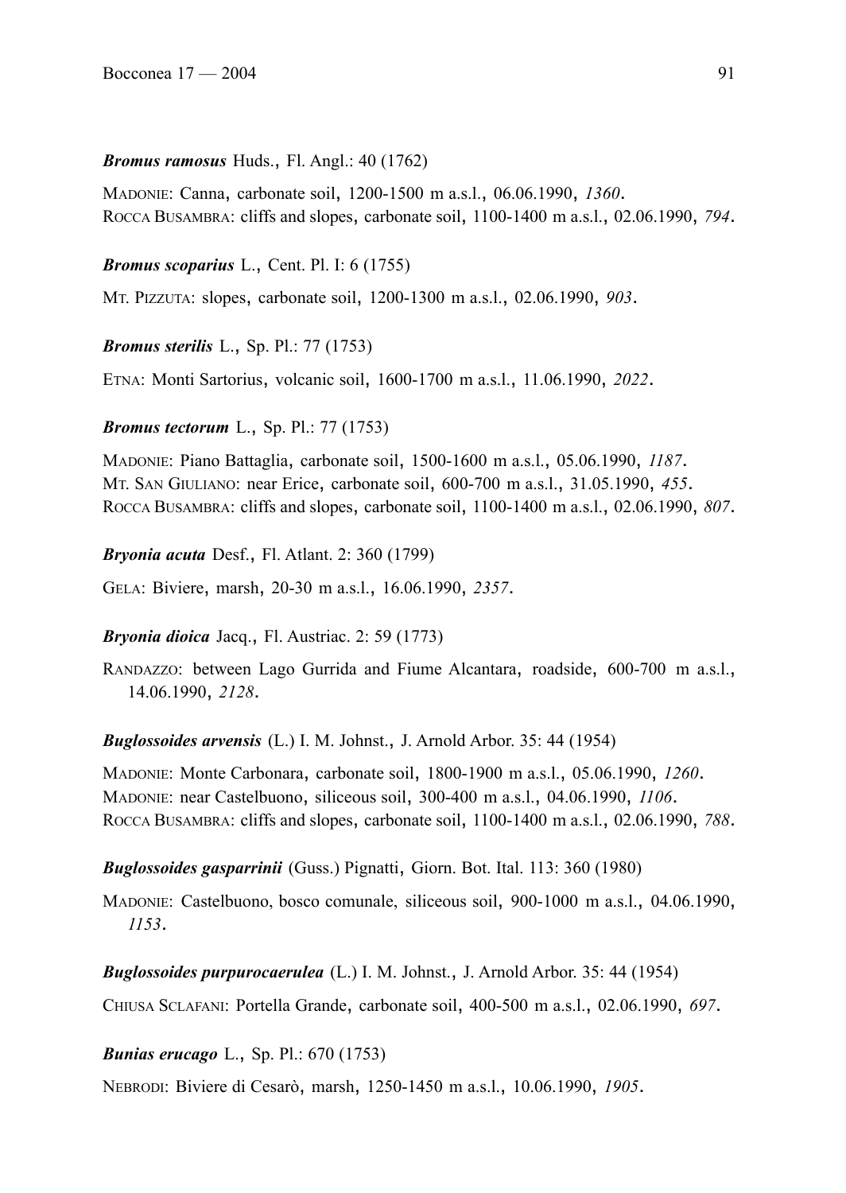***Bromus ramosus*** Huds., Fl. Angl.: 40 (1762)

MADONIE: Canna, carbonate soil, 1200-1500 m a.s.l., 06.06.1990, *1360*.
ROCCA BUSAMBRA: cliffs and slopes, carbonate soil, 1100-1400 m a.s.l., 02.06.1990, *794*.

***Bromus scoparius*** L., Cent. Pl. I: 6 (1755)

MT. PIZZUTA: slopes, carbonate soil, 1200-1300 m a.s.l., 02.06.1990, *903*.

***Bromus sterilis*** L., Sp. Pl.: 77 (1753)

ETNA: Monti Sartorius, volcanic soil, 1600-1700 m a.s.l., 11.06.1990, *2022*.

***Bromus tectorum*** L., Sp. Pl.: 77 (1753)

MADONIE: Piano Battaglia, carbonate soil, 1500-1600 m a.s.l., 05.06.1990, *1187*.
MT. SAN GIULIANO: near Erice, carbonate soil, 600-700 m a.s.l., 31.05.1990, *455*.
ROCCA BUSAMBRA: cliffs and slopes, carbonate soil, 1100-1400 m a.s.l., 02.06.1990, *807*.

***Bryonia acuta*** Desf., Fl. Atlant. 2: 360 (1799)

GELA: Biviere, marsh, 20-30 m a.s.l., 16.06.1990, *2357*.

***Bryonia dioica*** Jacq., Fl. Austriac. 2: 59 (1773)

RANDAZZO: between Lago Gurrida and Fiume Alcantara, roadside, 600-700 m a.s.l., 14.06.1990, *2128*.

***Buglossoides arvensis*** (L.) I. M. Johnst., J. Arnold Arbor. 35: 44 (1954)

MADONIE: Monte Carbonara, carbonate soil, 1800-1900 m a.s.l., 05.06.1990, *1260*.
MADONIE: near Castelbuono, siliceous soil, 300-400 m a.s.l., 04.06.1990, *1106*.
ROCCA BUSAMBRA: cliffs and slopes, carbonate soil, 1100-1400 m a.s.l., 02.06.1990, *788*.

***Buglossoides gasparrinii*** (Guss.) Pignatti, Giorn. Bot. Ital. 113: 360 (1980)

MADONIE: Castelbuono, bosco comunale, siliceous soil, 900-1000 m a.s.l., 04.06.1990, *1153*.

***Buglossoides purpurocaerulea*** (L.) I. M. Johnst., J. Arnold Arbor. 35: 44 (1954)

CHIUSA SCLAFANI: Portella Grande, carbonate soil, 400-500 m a.s.l., 02.06.1990, *697*.

***Bunias erucago*** L., Sp. Pl.: 670 (1753)

NEBRODI: Biviere di Cesarò, marsh, 1250-1450 m a.s.l., 10.06.1990, *1905*.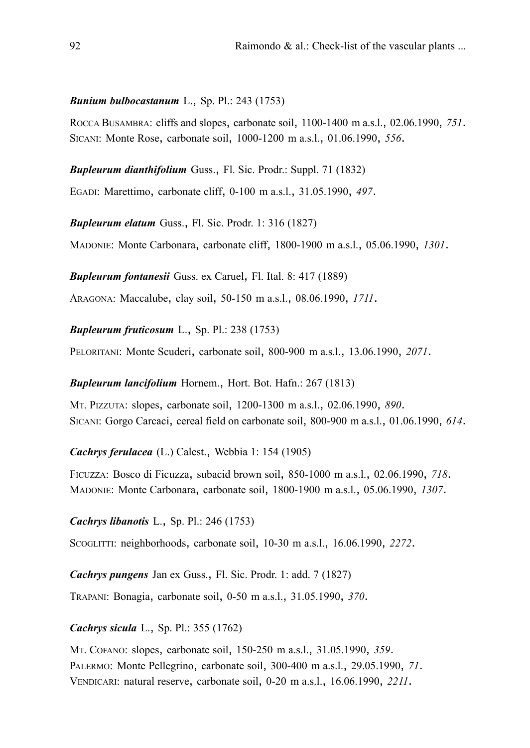***Bunium bulbocastanum*** L., Sp. Pl.: 243 (1753)

ROCCA BUSAMBRA: cliffs and slopes, carbonate soil, 1100-1400 m a.s.l., 02.06.1990, *751*.
SICANI: Monte Rose, carbonate soil, 1000-1200 m a.s.l., 01.06.1990, *556*.

***Bupleurum dianthifolium*** Guss., Fl. Sic. Prodr.: Suppl. 71 (1832)

EGADI: Marettimo, carbonate cliff, 0-100 m a.s.l., 31.05.1990, *497*.

***Bupleurum elatum*** Guss., Fl. Sic. Prodr. 1: 316 (1827)

MADONIE: Monte Carbonara, carbonate cliff, 1800-1900 m a.s.l., 05.06.1990, *1301*.

***Bupleurum fontanesii*** Guss. ex Caruel, Fl. Ital. 8: 417 (1889)

ARAGONA: Maccalube, clay soil, 50-150 m a.s.l., 08.06.1990, *1711*.

***Bupleurum fruticosum*** L., Sp. Pl.: 238 (1753)

PELORITANI: Monte Scuderi, carbonate soil, 800-900 m a.s.l., 13.06.1990, *2071*.

***Bupleurum lancifolium*** Hornem., Hort. Bot. Hafn.: 267 (1813)

MT. PIZZUTA: slopes, carbonate soil, 1200-1300 m a.s.l., 02.06.1990, *890*.
SICANI: Gorgo Carcaci, cereal field on carbonate soil, 800-900 m a.s.l., 01.06.1990, *614*.

***Cachrys ferulacea*** (L.) Calest., Webbia 1: 154 (1905)

FICUZZA: Bosco di Ficuzza, subacid brown soil, 850-1000 m a.s.l., 02.06.1990, *718*.
MADONIE: Monte Carbonara, carbonate soil, 1800-1900 m a.s.l., 05.06.1990, *1307*.

***Cachrys libanotis*** L., Sp. Pl.: 246 (1753)

SCOGLITTI: neighborhoods, carbonate soil, 10-30 m a.s.l., 16.06.1990, *2272*.

***Cachrys pungens*** Jan ex Guss., Fl. Sic. Prodr. 1: add. 7 (1827)

TRAPANI: Bonagia, carbonate soil, 0-50 m a.s.l., 31.05.1990, *370*.

***Cachrys sicula*** L., Sp. Pl.: 355 (1762)

MT. COFANO: slopes, carbonate soil, 150-250 m a.s.l., 31.05.1990, *359*.
PALERMO: Monte Pellegrino, carbonate soil, 300-400 m a.s.l., 29.05.1990, *71*.
VENDICARI: natural reserve, carbonate soil, 0-20 m a.s.l., 16.06.1990, *2211*.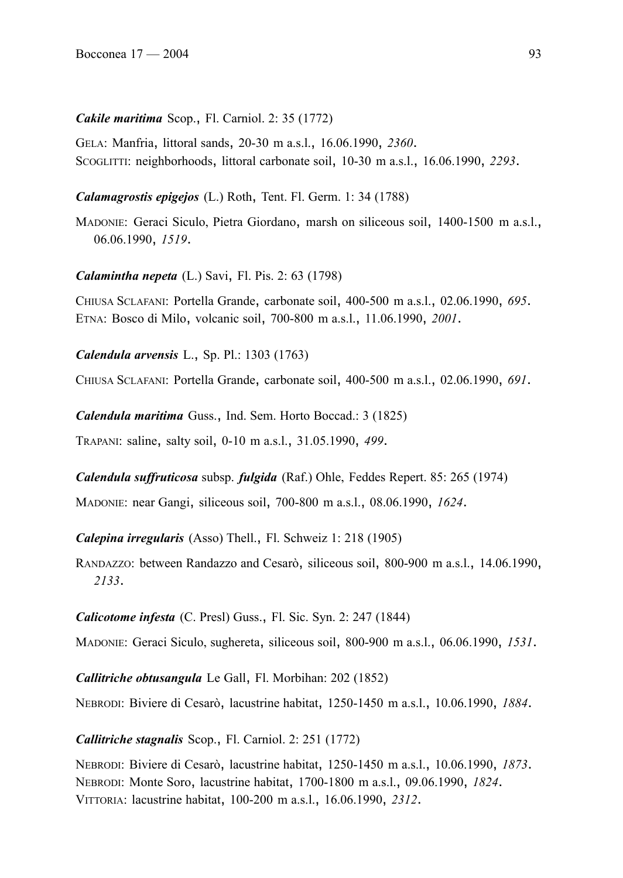***Cakile maritima*** Scop., Fl. Carniol. 2: 35 (1772)

GELA: Manfria, littoral sands, 20-30 m a.s.l., 16.06.1990, *2360*.
SCOGLITTI: neighborhoods, littoral carbonate soil, 10-30 m a.s.l., 16.06.1990, *2293*.

***Calamagrostis epigejos*** (L.) Roth, Tent. Fl. Germ. 1: 34 (1788)

MADONIE: Geraci Siculo, Pietra Giordano, marsh on siliceous soil, 1400-1500 m a.s.l., 06.06.1990, *1519*.

***Calamintha nepeta*** (L.) Savi, Fl. Pis. 2: 63 (1798)

CHIUSA SCLAFANI: Portella Grande, carbonate soil, 400-500 m a.s.l., 02.06.1990, *695*.
ETNA: Bosco di Milo, volcanic soil, 700-800 m a.s.l., 11.06.1990, *2001*.

***Calendula arvensis*** L., Sp. Pl.: 1303 (1763)

CHIUSA SCLAFANI: Portella Grande, carbonate soil, 400-500 m a.s.l., 02.06.1990, *691*.

***Calendula maritima*** Guss., Ind. Sem. Horto Boccad.: 3 (1825)

TRAPANI: saline, salty soil, 0-10 m a.s.l., 31.05.1990, *499*.

***Calendula suffruticosa*** subsp. ***fulgida*** (Raf.) Ohle, Feddes Repert. 85: 265 (1974)

MADONIE: near Gangi, siliceous soil, 700-800 m a.s.l., 08.06.1990, *1624*.

***Calepina irregularis*** (Asso) Thell., Fl. Schweiz 1: 218 (1905)

RANDAZZO: between Randazzo and Cesarò, siliceous soil, 800-900 m a.s.l., 14.06.1990, *2133*.

***Calicotome infesta*** (C. Presl) Guss., Fl. Sic. Syn. 2: 247 (1844)

MADONIE: Geraci Siculo, sughereta, siliceous soil, 800-900 m a.s.l., 06.06.1990, *1531*.

***Callitriche obtusangula*** Le Gall, Fl. Morbihan: 202 (1852)

NEBRODI: Biviere di Cesarò, lacustrine habitat, 1250-1450 m a.s.l., 10.06.1990, *1884*.

***Callitriche stagnalis*** Scop., Fl. Carniol. 2: 251 (1772)

NEBRODI: Biviere di Cesarò, lacustrine habitat, 1250-1450 m a.s.l., 10.06.1990, *1873*.
NEBRODI: Monte Soro, lacustrine habitat, 1700-1800 m a.s.l., 09.06.1990, *1824*.
VITTORIA: lacustrine habitat, 100-200 m a.s.l., 16.06.1990, *2312*.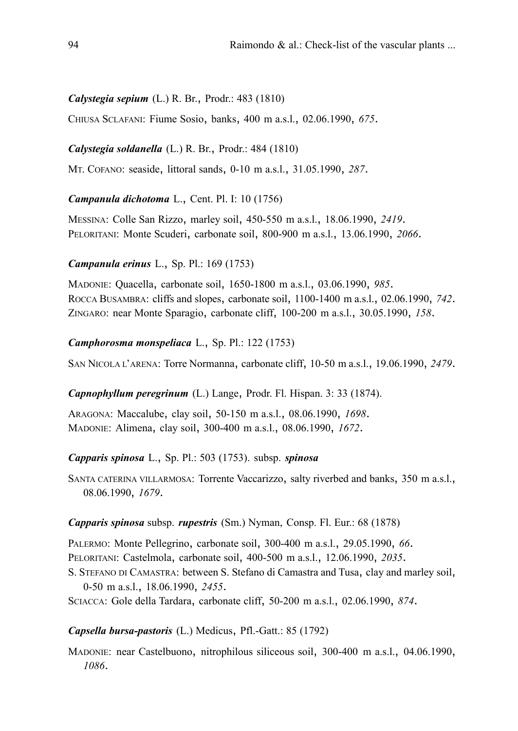***Calystegia sepium*** (L.) R. Br., Prodr.: 483 (1810)

CHIUSA SCLAFANI: Fiume Sosio, banks, 400 m a.s.l., 02.06.1990, *675*.

***Calystegia soldanella*** (L.) R. Br., Prodr.: 484 (1810)

MT. COFANO: seaside, littoral sands, 0-10 m a.s.l., 31.05.1990, *287*.

***Campanula dichotoma*** L., Cent. Pl. I: 10 (1756)

MESSINA: Colle San Rizzo, marley soil, 450-550 m a.s.l., 18.06.1990, *2419*.
PELORITANI: Monte Scuderi, carbonate soil, 800-900 m a.s.l., 13.06.1990, *2066*.

***Campanula erinus*** L., Sp. Pl.: 169 (1753)

MADONIE: Quacella, carbonate soil, 1650-1800 m a.s.l., 03.06.1990, *985*.
ROCCA BUSAMBRA: cliffs and slopes, carbonate soil, 1100-1400 m a.s.l., 02.06.1990, *742*.
ZINGARO: near Monte Sparagio, carbonate cliff, 100-200 m a.s.l., 30.05.1990, *158*.

***Camphorosma monspeliaca*** L., Sp. Pl.: 122 (1753)

SAN NICOLA L'ARENA: Torre Normanna, carbonate cliff, 10-50 m a.s.l., 19.06.1990, *2479*.

***Capnophyllum peregrinum*** (L.) Lange, Prodr. Fl. Hispan. 3: 33 (1874).

ARAGONA: Maccalube, clay soil, 50-150 m a.s.l., 08.06.1990, *1698*.
MADONIE: Alimena, clay soil, 300-400 m a.s.l., 08.06.1990, *1672*.

***Capparis spinosa*** L., Sp. Pl.: 503 (1753). subsp. ***spinosa***

SANTA CATERINA VILLARMOSA: Torrente Vaccarizzo, salty riverbed and banks, 350 m a.s.l., 08.06.1990, *1679*.

***Capparis spinosa*** subsp. ***rupestris*** (Sm.) Nyman, Consp. Fl. Eur.: 68 (1878)

PALERMO: Monte Pellegrino, carbonate soil, 300-400 m a.s.l., 29.05.1990, *66*.
PELORITANI: Castelmola, carbonate soil, 400-500 m a.s.l., 12.06.1990, *2035*.
S. STEFANO DI CAMASTRA: between S. Stefano di Camastra and Tusa, clay and marley soil, 0-50 m a.s.l., 18.06.1990, *2455*.
SCIACCA: Gole della Tardara, carbonate cliff, 50-200 m a.s.l., 02.06.1990, *874*.

***Capsella bursa-pastoris*** (L.) Medicus, Pfl.-Gatt.: 85 (1792)

MADONIE: near Castelbuono, nitrophilous siliceous soil, 300-400 m a.s.l., 04.06.1990, *1086*.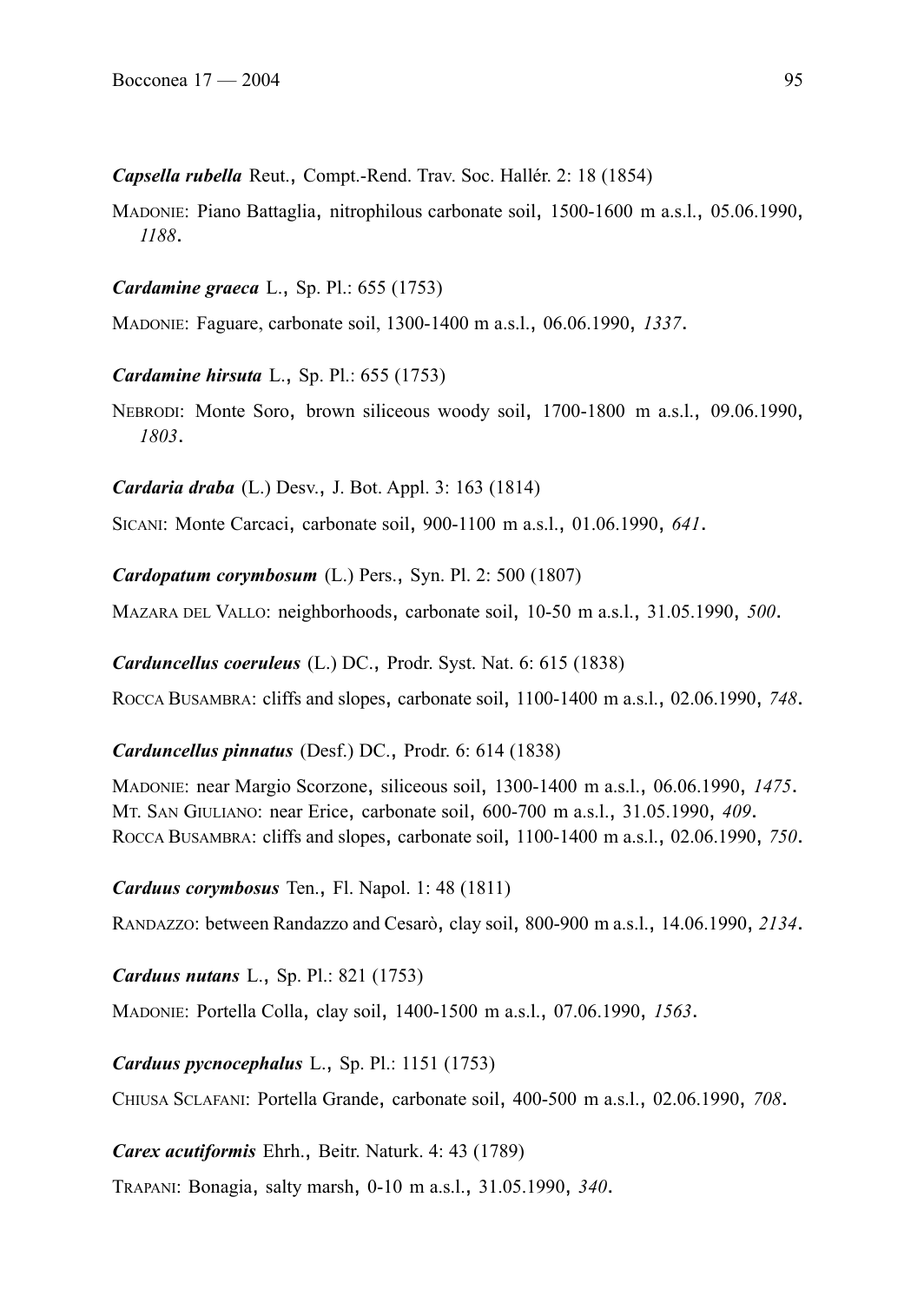***Capsella rubella*** Reut., Compt.-Rend. Trav. Soc. Hallér. 2: 18 (1854)

MADONIE: Piano Battaglia, nitrophilous carbonate soil, 1500-1600 m a.s.l., 05.06.1990, *1188*.

***Cardamine graeca*** L., Sp. Pl.: 655 (1753)

MADONIE: Faguare, carbonate soil, 1300-1400 m a.s.l., 06.06.1990, *1337*.

***Cardamine hirsuta*** L., Sp. Pl.: 655 (1753)

NEBRODI: Monte Soro, brown siliceous woody soil, 1700-1800 m a.s.l., 09.06.1990, *1803*.

***Cardaria draba*** (L.) Desv., J. Bot. Appl. 3: 163 (1814)

SICANI: Monte Carcaci, carbonate soil, 900-1100 m a.s.l., 01.06.1990, *641*.

***Cardopatum corymbosum*** (L.) Pers., Syn. Pl. 2: 500 (1807)

MAZARA DEL VALLO: neighborhoods, carbonate soil, 10-50 m a.s.l., 31.05.1990, *500*.

***Carduncellus coeruleus*** (L.) DC., Prodr. Syst. Nat. 6: 615 (1838)

ROCCA BUSAMBRA: cliffs and slopes, carbonate soil, 1100-1400 m a.s.l., 02.06.1990, *748*.

***Carduncellus pinnatus*** (Desf.) DC., Prodr. 6: 614 (1838)

MADONIE: near Margio Scorzone, siliceous soil, 1300-1400 m a.s.l., 06.06.1990, *1475*.
MT. SAN GIULIANO: near Erice, carbonate soil, 600-700 m a.s.l., 31.05.1990, *409*.
ROCCA BUSAMBRA: cliffs and slopes, carbonate soil, 1100-1400 m a.s.l., 02.06.1990, *750*.

***Carduus corymbosus*** Ten., Fl. Napol. 1: 48 (1811)

RANDAZZO: between Randazzo and Cesarò, clay soil, 800-900 m a.s.l., 14.06.1990, *2134*.

***Carduus nutans*** L., Sp. Pl.: 821 (1753)

MADONIE: Portella Colla, clay soil, 1400-1500 m a.s.l., 07.06.1990, *1563*.

***Carduus pycnocephalus*** L., Sp. Pl.: 1151 (1753)

CHIUSA SCLAFANI: Portella Grande, carbonate soil, 400-500 m a.s.l., 02.06.1990, *708*.

***Carex acutiformis*** Ehrh., Beitr. Naturk. 4: 43 (1789)

TRAPANI: Bonagia, salty marsh, 0-10 m a.s.l., 31.05.1990, *340*.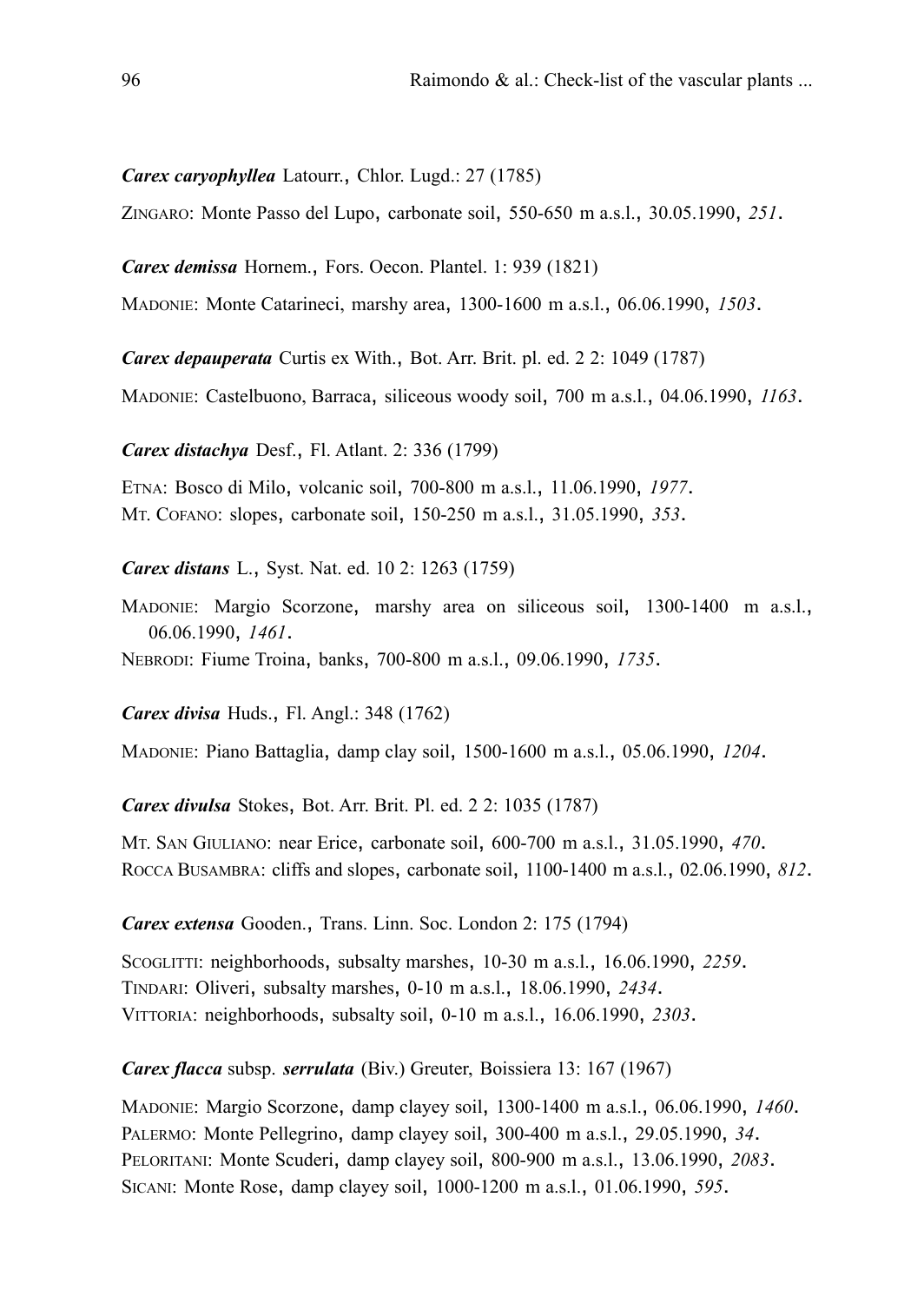***Carex caryophyllea*** Latourr., Chlor. Lugd.: 27 (1785)

ZINGARO: Monte Passo del Lupo, carbonate soil, 550-650 m a.s.l., 30.05.1990, *251*.

***Carex demissa*** Hornem., Fors. Oecon. Plantel. 1: 939 (1821)

MADONIE: Monte Catarineci, marshy area, 1300-1600 m a.s.l., 06.06.1990, *1503*.

***Carex depauperata*** Curtis ex With., Bot. Arr. Brit. pl. ed. 2 2: 1049 (1787)

MADONIE: Castelbuono, Barraca, siliceous woody soil, 700 m a.s.l., 04.06.1990, *1163*.

***Carex distachya*** Desf., Fl. Atlant. 2: 336 (1799)

ETNA: Bosco di Milo, volcanic soil, 700-800 m a.s.l., 11.06.1990, *1977*.
MT. COFANO: slopes, carbonate soil, 150-250 m a.s.l., 31.05.1990, *353*.

***Carex distans*** L., Syst. Nat. ed. 10 2: 1263 (1759)

MADONIE: Margio Scorzone, marshy area on siliceous soil, 1300-1400 m a.s.l., 06.06.1990, *1461*.
NEBRODI: Fiume Troina, banks, 700-800 m a.s.l., 09.06.1990, *1735*.

***Carex divisa*** Huds., Fl. Angl.: 348 (1762)

MADONIE: Piano Battaglia, damp clay soil, 1500-1600 m a.s.l., 05.06.1990, *1204*.

***Carex divulsa*** Stokes, Bot. Arr. Brit. Pl. ed. 2 2: 1035 (1787)

MT. SAN GIULIANO: near Erice, carbonate soil, 600-700 m a.s.l., 31.05.1990, *470*.
ROCCA BUSAMBRA: cliffs and slopes, carbonate soil, 1100-1400 m a.s.l., 02.06.1990, *812*.

***Carex extensa*** Gooden., Trans. Linn. Soc. London 2: 175 (1794)

SCOGLITTI: neighborhoods, subsalty marshes, 10-30 m a.s.l., 16.06.1990, *2259*.
TINDARI: Oliveri, subsalty marshes, 0-10 m a.s.l., 18.06.1990, *2434*.
VITTORIA: neighborhoods, subsalty soil, 0-10 m a.s.l., 16.06.1990, *2303*.

***Carex flacca*** subsp. ***serrulata*** (Biv.) Greuter, Boissiera 13: 167 (1967)

MADONIE: Margio Scorzone, damp clayey soil, 1300-1400 m a.s.l., 06.06.1990, *1460*.
PALERMO: Monte Pellegrino, damp clayey soil, 300-400 m a.s.l., 29.05.1990, *34*.
PELORITANI: Monte Scuderi, damp clayey soil, 800-900 m a.s.l., 13.06.1990, *2083*.
SICANI: Monte Rose, damp clayey soil, 1000-1200 m a.s.l., 01.06.1990, *595*.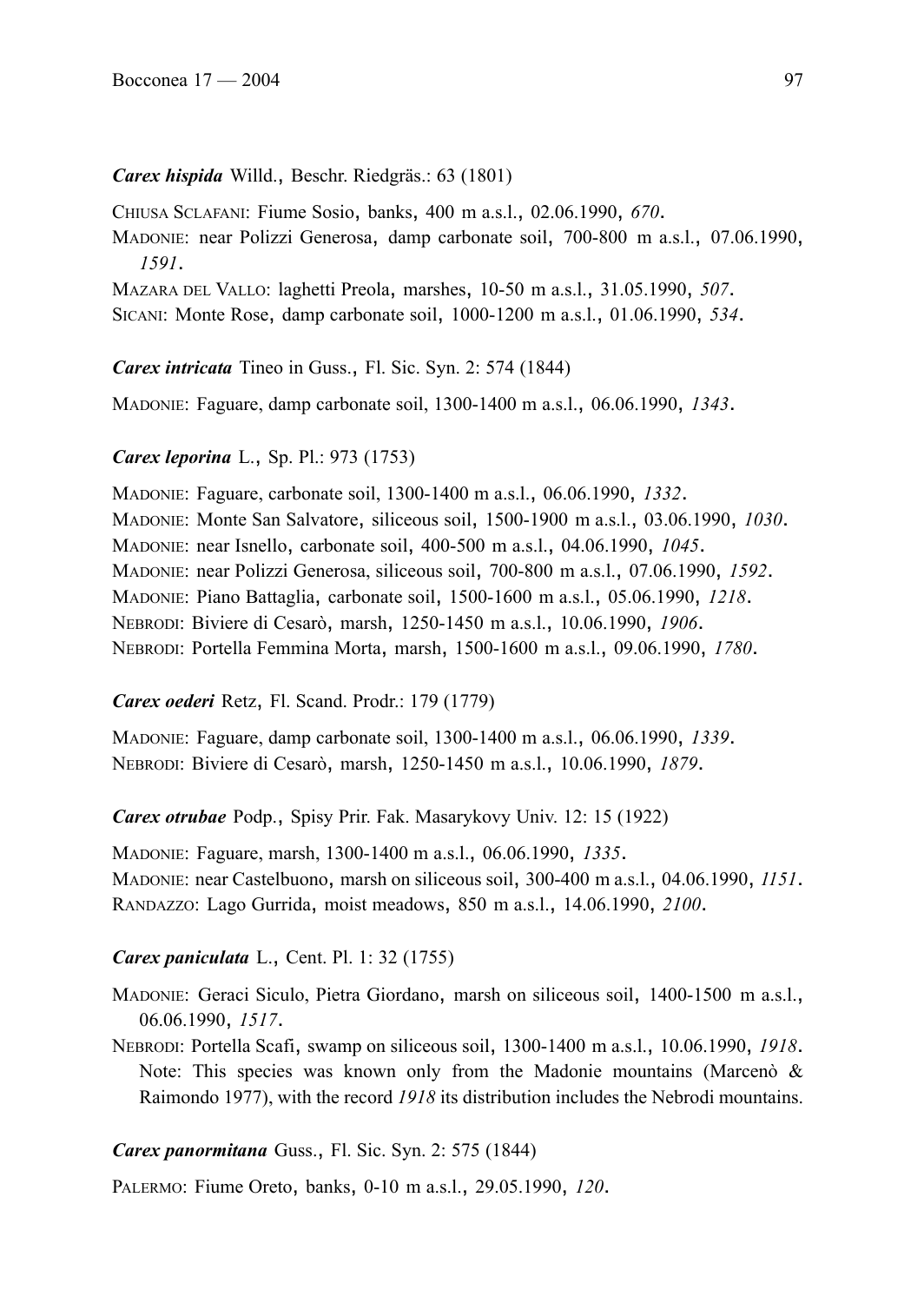***Carex hispida*** Willd., Beschr. Riedgräs.: 63 (1801)

CHIUSA SCLAFANI: Fiume Sosio, banks, 400 m a.s.l., 02.06.1990, *670*.
MADONIE: near Polizzi Generosa, damp carbonate soil, 700-800 m a.s.l., 07.06.1990, *1591*.
MAZARA DEL VALLO: laghetti Preola, marshes, 10-50 m a.s.l., 31.05.1990, *507*.
SICANI: Monte Rose, damp carbonate soil, 1000-1200 m a.s.l., 01.06.1990, *534*.

***Carex intricata*** Tineo in Guss., Fl. Sic. Syn. 2: 574 (1844)

MADONIE: Faguare, damp carbonate soil, 1300-1400 m a.s.l., 06.06.1990, *1343*.

***Carex leporina*** L., Sp. Pl.: 973 (1753)

MADONIE: Faguare, carbonate soil, 1300-1400 m a.s.l., 06.06.1990, *1332*.
MADONIE: Monte San Salvatore, siliceous soil, 1500-1900 m a.s.l., 03.06.1990, *1030*.
MADONIE: near Isnello, carbonate soil, 400-500 m a.s.l., 04.06.1990, *1045*.
MADONIE: near Polizzi Generosa, siliceous soil, 700-800 m a.s.l., 07.06.1990, *1592*.
MADONIE: Piano Battaglia, carbonate soil, 1500-1600 m a.s.l., 05.06.1990, *1218*.
NEBRODI: Biviere di Cesarò, marsh, 1250-1450 m a.s.l., 10.06.1990, *1906*.
NEBRODI: Portella Femmina Morta, marsh, 1500-1600 m a.s.l., 09.06.1990, *1780*.

***Carex oederi*** Retz, Fl. Scand. Prodr.: 179 (1779)

MADONIE: Faguare, damp carbonate soil, 1300-1400 m a.s.l., 06.06.1990, *1339*.
NEBRODI: Biviere di Cesarò, marsh, 1250-1450 m a.s.l., 10.06.1990, *1879*.

***Carex otrubae*** Podp., Spisy Prir. Fak. Masarykovy Univ. 12: 15 (1922)

MADONIE: Faguare, marsh, 1300-1400 m a.s.l., 06.06.1990, *1335*.
MADONIE: near Castelbuono, marsh on siliceous soil, 300-400 m a.s.l., 04.06.1990, *1151*.
RANDAZZO: Lago Gurrida, moist meadows, 850 m a.s.l., 14.06.1990, *2100*.

***Carex paniculata*** L., Cent. Pl. 1: 32 (1755)

MADONIE: Geraci Siculo, Pietra Giordano, marsh on siliceous soil, 1400-1500 m a.s.l., 06.06.1990, *1517*.
NEBRODI: Portella Scafi, swamp on siliceous soil, 1300-1400 m a.s.l., 10.06.1990, *1918*. Note: This species was known only from the Madonie mountains (Marcenò & Raimondo 1977), with the record *1918* its distribution includes the Nebrodi mountains.

***Carex panormitana*** Guss., Fl. Sic. Syn. 2: 575 (1844)

PALERMO: Fiume Oreto, banks, 0-10 m a.s.l., 29.05.1990, *120*.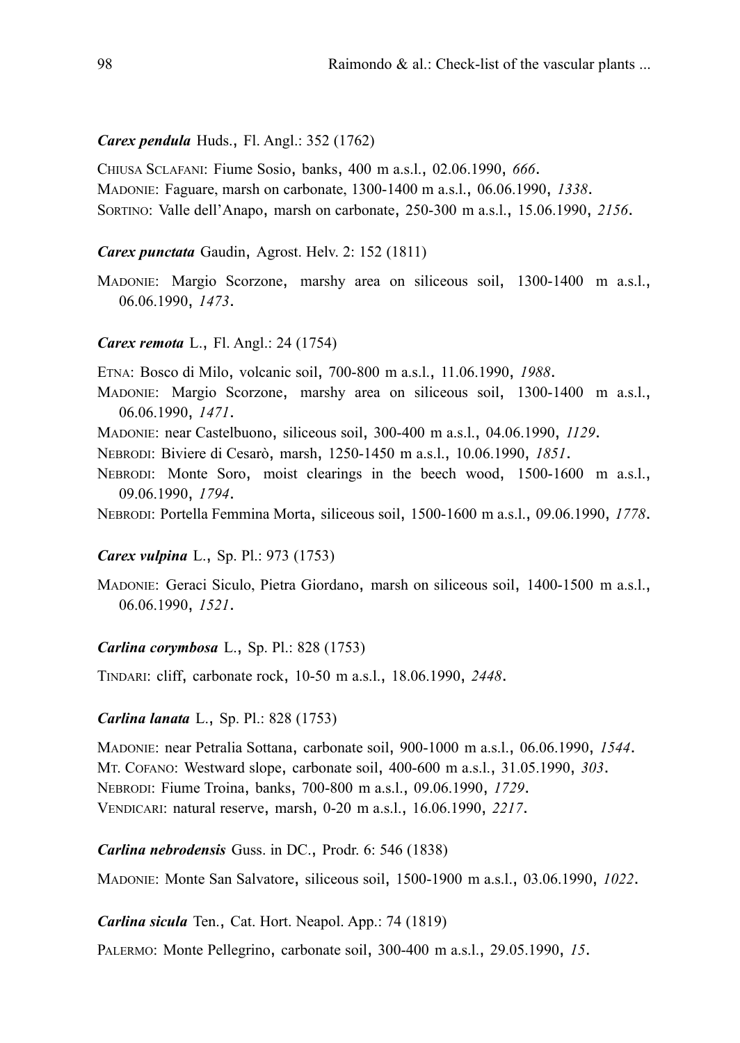***Carex pendula*** Huds., Fl. Angl.: 352 (1762)

CHIUSA SCLAFANI: Fiume Sosio, banks, 400 m a.s.l., 02.06.1990, *666*.
MADONIE: Faguare, marsh on carbonate, 1300-1400 m a.s.l., 06.06.1990, *1338*.
SORTINO: Valle dell'Anapo, marsh on carbonate, 250-300 m a.s.l., 15.06.1990, *2156*.

***Carex punctata*** Gaudin, Agrost. Helv. 2: 152 (1811)

MADONIE: Margio Scorzone, marshy area on siliceous soil, 1300-1400 m a.s.l., 06.06.1990, *1473*.

***Carex remota*** L., Fl. Angl.: 24 (1754)

ETNA: Bosco di Milo, volcanic soil, 700-800 m a.s.l., 11.06.1990, *1988*.
MADONIE: Margio Scorzone, marshy area on siliceous soil, 1300-1400 m a.s.l., 06.06.1990, *1471*.
MADONIE: near Castelbuono, siliceous soil, 300-400 m a.s.l., 04.06.1990, *1129*.
NEBRODI: Biviere di Cesarò, marsh, 1250-1450 m a.s.l., 10.06.1990, *1851*.
NEBRODI: Monte Soro, moist clearings in the beech wood, 1500-1600 m a.s.l., 09.06.1990, *1794*.
NEBRODI: Portella Femmina Morta, siliceous soil, 1500-1600 m a.s.l., 09.06.1990, *1778*.

***Carex vulpina*** L., Sp. Pl.: 973 (1753)

MADONIE: Geraci Siculo, Pietra Giordano, marsh on siliceous soil, 1400-1500 m a.s.l., 06.06.1990, *1521*.

***Carlina corymbosa*** L., Sp. Pl.: 828 (1753)

TINDARI: cliff, carbonate rock, 10-50 m a.s.l., 18.06.1990, *2448*.

***Carlina lanata*** L., Sp. Pl.: 828 (1753)

MADONIE: near Petralia Sottana, carbonate soil, 900-1000 m a.s.l., 06.06.1990, *1544*.
MT. COFANO: Westward slope, carbonate soil, 400-600 m a.s.l., 31.05.1990, *303*.
NEBRODI: Fiume Troina, banks, 700-800 m a.s.l., 09.06.1990, *1729*.
VENDICARI: natural reserve, marsh, 0-20 m a.s.l., 16.06.1990, *2217*.

***Carlina nebrodensis*** Guss. in DC., Prodr. 6: 546 (1838)

MADONIE: Monte San Salvatore, siliceous soil, 1500-1900 m a.s.l., 03.06.1990, *1022*.

***Carlina sicula*** Ten., Cat. Hort. Neapol. App.: 74 (1819)

PALERMO: Monte Pellegrino, carbonate soil, 300-400 m a.s.l., 29.05.1990, *15*.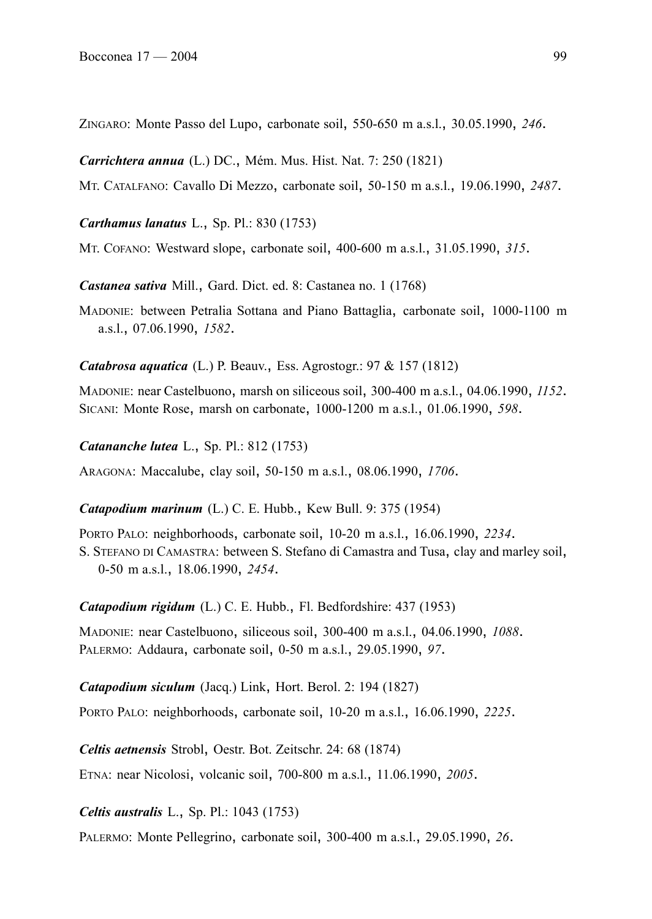ZINGARO: Monte Passo del Lupo, carbonate soil, 550-650 m a.s.l., 30.05.1990, *246*.

***Carrichtera annua*** (L.) DC., Mém. Mus. Hist. Nat. 7: 250 (1821)

MT. CATALFANO: Cavallo Di Mezzo, carbonate soil, 50-150 m a.s.l., 19.06.1990, *2487*.

***Carthamus lanatus*** L., Sp. Pl.: 830 (1753)

MT. COFANO: Westward slope, carbonate soil, 400-600 m a.s.l., 31.05.1990, *315*.

***Castanea sativa*** Mill., Gard. Dict. ed. 8: Castanea no. 1 (1768)

MADONIE: between Petralia Sottana and Piano Battaglia, carbonate soil, 1000-1100 m a.s.l., 07.06.1990, *1582*.

***Catabrosa aquatica*** (L.) P. Beauv., Ess. Agrostogr.: 97 & 157 (1812)

MADONIE: near Castelbuono, marsh on siliceous soil, 300-400 m a.s.l., 04.06.1990, *1152*.
SICANI: Monte Rose, marsh on carbonate, 1000-1200 m a.s.l., 01.06.1990, *598*.

***Catananche lutea*** L., Sp. Pl.: 812 (1753)

ARAGONA: Maccalube, clay soil, 50-150 m a.s.l., 08.06.1990, *1706*.

***Catapodium marinum*** (L.) C. E. Hubb., Kew Bull. 9: 375 (1954)

PORTO PALO: neighborhoods, carbonate soil, 10-20 m a.s.l., 16.06.1990, *2234*.
S. STEFANO DI CAMASTRA: between S. Stefano di Camastra and Tusa, clay and marley soil, 0-50 m a.s.l., 18.06.1990, *2454*.

***Catapodium rigidum*** (L.) C. E. Hubb., Fl. Bedfordshire: 437 (1953)

MADONIE: near Castelbuono, siliceous soil, 300-400 m a.s.l., 04.06.1990, *1088*.
PALERMO: Addaura, carbonate soil, 0-50 m a.s.l., 29.05.1990, *97*.

***Catapodium siculum*** (Jacq.) Link, Hort. Berol. 2: 194 (1827)

PORTO PALO: neighborhoods, carbonate soil, 10-20 m a.s.l., 16.06.1990, *2225*.

***Celtis aetnensis*** Strobl, Oestr. Bot. Zeitschr. 24: 68 (1874)

ETNA: near Nicolosi, volcanic soil, 700-800 m a.s.l., 11.06.1990, *2005*.

***Celtis australis*** L., Sp. Pl.: 1043 (1753)

PALERMO: Monte Pellegrino, carbonate soil, 300-400 m a.s.l., 29.05.1990, *26*.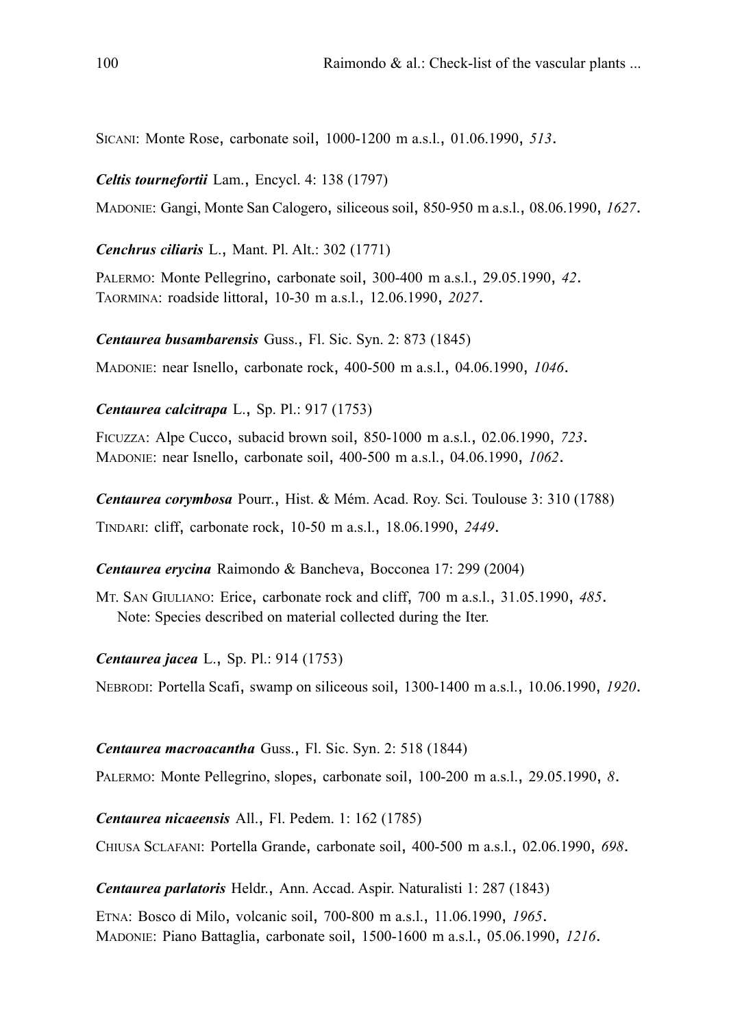SICANI: Monte Rose, carbonate soil, 1000-1200 m a.s.l., 01.06.1990, *513*.

***Celtis tournefortii*** Lam., Encycl. 4: 138 (1797)

MADONIE: Gangi, Monte San Calogero, siliceous soil, 850-950 m a.s.l., 08.06.1990, *1627*.

***Cenchrus ciliaris*** L., Mant. Pl. Alt.: 302 (1771)

PALERMO: Monte Pellegrino, carbonate soil, 300-400 m a.s.l., 29.05.1990, *42*.
TAORMINA: roadside littoral, 10-30 m a.s.l., 12.06.1990, *2027*.

***Centaurea busambarensis*** Guss., Fl. Sic. Syn. 2: 873 (1845)

MADONIE: near Isnello, carbonate rock, 400-500 m a.s.l., 04.06.1990, *1046*.

***Centaurea calcitrapa*** L., Sp. Pl.: 917 (1753)

FICUZZA: Alpe Cucco, subacid brown soil, 850-1000 m a.s.l., 02.06.1990, *723*.
MADONIE: near Isnello, carbonate soil, 400-500 m a.s.l., 04.06.1990, *1062*.

***Centaurea corymbosa*** Pourr., Hist. & Mém. Acad. Roy. Sci. Toulouse 3: 310 (1788)

TINDARI: cliff, carbonate rock, 10-50 m a.s.l., 18.06.1990, *2449*.

***Centaurea erycina*** Raimondo & Bancheva, Bocconea 17: 299 (2004)

MT. SAN GIULIANO: Erice, carbonate rock and cliff, 700 m a.s.l., 31.05.1990, *485*.
Note: Species described on material collected during the Iter.

***Centaurea jacea*** L., Sp. Pl.: 914 (1753)

NEBRODI: Portella Scafi, swamp on siliceous soil, 1300-1400 m a.s.l., 10.06.1990, *1920*.

***Centaurea macroacantha*** Guss., Fl. Sic. Syn. 2: 518 (1844)

PALERMO: Monte Pellegrino, slopes, carbonate soil, 100-200 m a.s.l., 29.05.1990, *8*.

***Centaurea nicaeensis*** All., Fl. Pedem. 1: 162 (1785)

CHIUSA SCLAFANI: Portella Grande, carbonate soil, 400-500 m a.s.l., 02.06.1990, *698*.

***Centaurea parlatoris*** Heldr., Ann. Accad. Aspir. Naturalisti 1: 287 (1843)

ETNA: Bosco di Milo, volcanic soil, 700-800 m a.s.l., 11.06.1990, *1965*.
MADONIE: Piano Battaglia, carbonate soil, 1500-1600 m a.s.l., 05.06.1990, *1216*.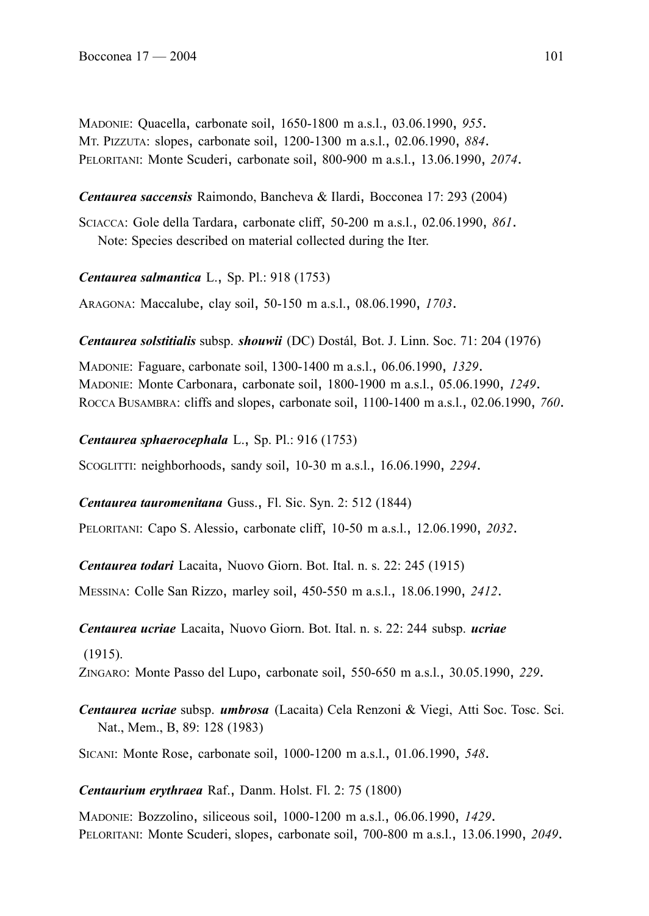MADONIE: Quacella, carbonate soil, 1650-1800 m a.s.l., 03.06.1990, *955*.
MT. PIZZUTA: slopes, carbonate soil, 1200-1300 m a.s.l., 02.06.1990, *884*.
PELORITANI: Monte Scuderi, carbonate soil, 800-900 m a.s.l., 13.06.1990, *2074*.

***Centaurea saccensis*** Raimondo, Bancheva & Ilardi, Bocconea 17: 293 (2004)

SCIACCA: Gole della Tardara, carbonate cliff, 50-200 m a.s.l., 02.06.1990, *861*.
Note: Species described on material collected during the Iter.

***Centaurea salmantica*** L., Sp. Pl.: 918 (1753)

ARAGONA: Maccalube, clay soil, 50-150 m a.s.l., 08.06.1990, *1703*.

***Centaurea solstitialis*** subsp. ***shouwii*** (DC) Dostál, Bot. J. Linn. Soc. 71: 204 (1976)

MADONIE: Faguare, carbonate soil, 1300-1400 m a.s.l., 06.06.1990, *1329*.
MADONIE: Monte Carbonara, carbonate soil, 1800-1900 m a.s.l., 05.06.1990, *1249*.
ROCCA BUSAMBRA: cliffs and slopes, carbonate soil, 1100-1400 m a.s.l., 02.06.1990, *760*.

***Centaurea sphaerocephala*** L., Sp. Pl.: 916 (1753)

SCOGLITTI: neighborhoods, sandy soil, 10-30 m a.s.l., 16.06.1990, *2294*.

***Centaurea tauromenitana*** Guss., Fl. Sic. Syn. 2: 512 (1844)

PELORITANI: Capo S. Alessio, carbonate cliff, 10-50 m a.s.l., 12.06.1990, *2032*.

***Centaurea todari*** Lacaita, Nuovo Giorn. Bot. Ital. n. s. 22: 245 (1915)

MESSINA: Colle San Rizzo, marley soil, 450-550 m a.s.l., 18.06.1990, *2412*.

***Centaurea ucriae*** Lacaita, Nuovo Giorn. Bot. Ital. n. s. 22: 244 subsp. ***ucriae***
(1915).

ZINGARO: Monte Passo del Lupo, carbonate soil, 550-650 m a.s.l., 30.05.1990, *229*.

***Centaurea ucriae*** subsp. ***umbrosa*** (Lacaita) Cela Renzoni & Viegi, Atti Soc. Tosc. Sci. Nat., Mem., B, 89: 128 (1983)

SICANI: Monte Rose, carbonate soil, 1000-1200 m a.s.l., 01.06.1990, *548*.

***Centaurium erythraea*** Raf., Danm. Holst. Fl. 2: 75 (1800)

MADONIE: Bozzolino, siliceous soil, 1000-1200 m a.s.l., 06.06.1990, *1429*.
PELORITANI: Monte Scuderi, slopes, carbonate soil, 700-800 m a.s.l., 13.06.1990, *2049*.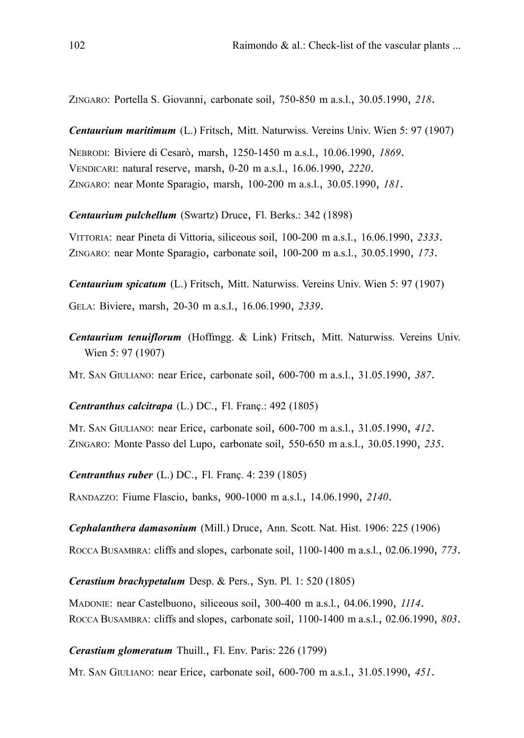ZINGARO: Portella S. Giovanni, carbonate soil, 750-850 m a.s.l., 30.05.1990, *218*.

***Centaurium maritimum*** (L.) Fritsch, Mitt. Naturwiss. Vereins Univ. Wien 5: 97 (1907)

NEBRODI: Biviere di Cesarò, marsh, 1250-1450 m a.s.l., 10.06.1990, *1869*.
VENDICARI: natural reserve, marsh, 0-20 m a.s.l., 16.06.1990, *2220*.
ZINGARO: near Monte Sparagio, marsh, 100-200 m a.s.l., 30.05.1990, *181*.

***Centaurium pulchellum*** (Swartz) Druce, Fl. Berks.: 342 (1898)

VITTORIA: near Pineta di Vittoria, siliceous soil, 100-200 m a.s.l., 16.06.1990, *2333*.
ZINGARO: near Monte Sparagio, carbonate soil, 100-200 m a.s.l., 30.05.1990, *173*.

***Centaurium spicatum*** (L.) Fritsch, Mitt. Naturwiss. Vereins Univ. Wien 5: 97 (1907)

GELA: Biviere, marsh, 20-30 m a.s.l., 16.06.1990, *2339*.

***Centaurium tenuiflorum*** (Hoffmgg. & Link) Fritsch, Mitt. Naturwiss. Vereins Univ. Wien 5: 97 (1907)

MT. SAN GIULIANO: near Erice, carbonate soil, 600-700 m a.s.l., 31.05.1990, *387*.

***Centranthus calcitrapa*** (L.) DC., Fl. Franç.: 492 (1805)

MT. SAN GIULIANO: near Erice, carbonate soil, 600-700 m a.s.l., 31.05.1990, *412*.
ZINGARO: Monte Passo del Lupo, carbonate soil, 550-650 m a.s.l., 30.05.1990, *235*.

***Centranthus ruber*** (L.) DC., Fl. Franç. 4: 239 (1805)

RANDAZZO: Fiume Flascio, banks, 900-1000 m a.s.l., 14.06.1990, *2140*.

***Cephalanthera damasonium*** (Mill.) Druce, Ann. Scott. Nat. Hist. 1906: 225 (1906)

ROCCA BUSAMBRA: cliffs and slopes, carbonate soil, 1100-1400 m a.s.l., 02.06.1990, *773*.

***Cerastium brachypetalum*** Desp. & Pers., Syn. Pl. 1: 520 (1805)

MADONIE: near Castelbuono, siliceous soil, 300-400 m a.s.l., 04.06.1990, *1114*.
ROCCA BUSAMBRA: cliffs and slopes, carbonate soil, 1100-1400 m a.s.l., 02.06.1990, *803*.

***Cerastium glomeratum*** Thuill., Fl. Env. Paris: 226 (1799)

MT. SAN GIULIANO: near Erice, carbonate soil, 600-700 m a.s.l., 31.05.1990, *451*.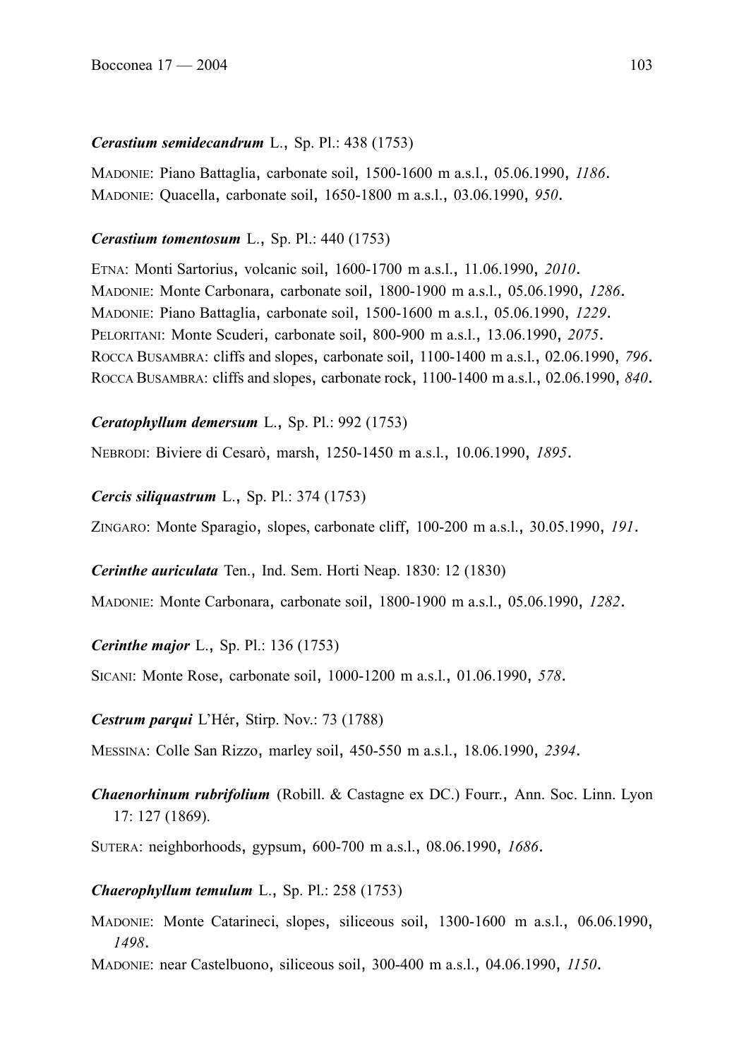***Cerastium semidecandrum*** L., Sp. Pl.: 438 (1753)

MADONIE: Piano Battaglia, carbonate soil, 1500-1600 m a.s.l., 05.06.1990, *1186*.
MADONIE: Quacella, carbonate soil, 1650-1800 m a.s.l., 03.06.1990, *950*.

***Cerastium tomentosum*** L., Sp. Pl.: 440 (1753)

ETNA: Monti Sartorius, volcanic soil, 1600-1700 m a.s.l., 11.06.1990, *2010*.
MADONIE: Monte Carbonara, carbonate soil, 1800-1900 m a.s.l., 05.06.1990, *1286*.
MADONIE: Piano Battaglia, carbonate soil, 1500-1600 m a.s.l., 05.06.1990, *1229*.
PELORITANI: Monte Scuderi, carbonate soil, 800-900 m a.s.l., 13.06.1990, *2075*.
ROCCA BUSAMBRA: cliffs and slopes, carbonate soil, 1100-1400 m a.s.l., 02.06.1990, *796*.
ROCCA BUSAMBRA: cliffs and slopes, carbonate rock, 1100-1400 m a.s.l., 02.06.1990, *840*.

***Ceratophyllum demersum*** L., Sp. Pl.: 992 (1753)

NEBRODI: Biviere di Cesarò, marsh, 1250-1450 m a.s.l., 10.06.1990, *1895*.

***Cercis siliquastrum*** L., Sp. Pl.: 374 (1753)

ZINGARO: Monte Sparagio, slopes, carbonate cliff, 100-200 m a.s.l., 30.05.1990, *191*.

***Cerinthe auriculata*** Ten., Ind. Sem. Horti Neap. 1830: 12 (1830)

MADONIE: Monte Carbonara, carbonate soil, 1800-1900 m a.s.l., 05.06.1990, *1282*.

***Cerinthe major*** L., Sp. Pl.: 136 (1753)

SICANI: Monte Rose, carbonate soil, 1000-1200 m a.s.l., 01.06.1990, *578*.

***Cestrum parqui*** L'Hér, Stirp. Nov.: 73 (1788)

MESSINA: Colle San Rizzo, marley soil, 450-550 m a.s.l., 18.06.1990, *2394*.

***Chaenorhinum rubrifolium*** (Robill. & Castagne ex DC.) Fourr., Ann. Soc. Linn. Lyon 17: 127 (1869).

SUTERA: neighborhoods, gypsum, 600-700 m a.s.l., 08.06.1990, *1686*.

***Chaerophyllum temulum*** L., Sp. Pl.: 258 (1753)

MADONIE: Monte Catarineci, slopes, siliceous soil, 1300-1600 m a.s.l., 06.06.1990, *1498*.
MADONIE: near Castelbuono, siliceous soil, 300-400 m a.s.l., 04.06.1990, *1150*.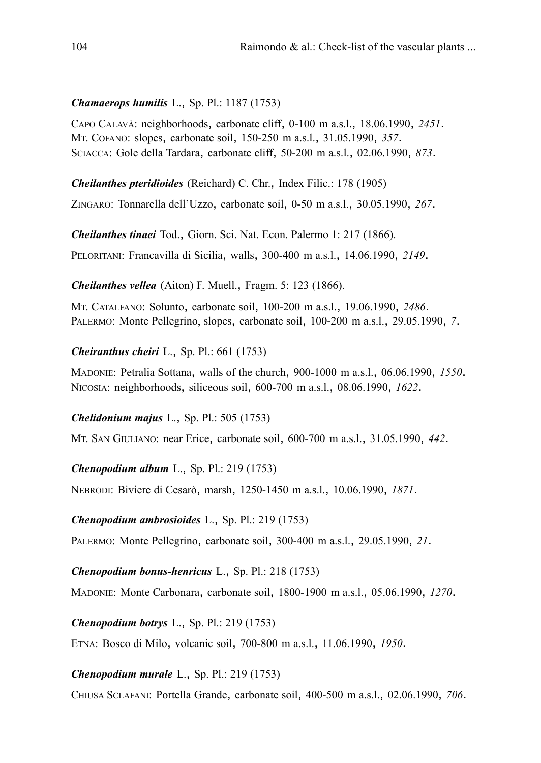***Chamaerops humilis*** L., Sp. Pl.: 1187 (1753)

CAPO CALAVÀ: neighborhoods, carbonate cliff, 0-100 m a.s.l., 18.06.1990, *2451*.
MT. COFANO: slopes, carbonate soil, 150-250 m a.s.l., 31.05.1990, *357*.
SCIACCA: Gole della Tardara, carbonate cliff, 50-200 m a.s.l., 02.06.1990, *873*.

***Cheilanthes pteridioides*** (Reichard) C. Chr., Index Filic.: 178 (1905)

ZINGARO: Tonnarella dell'Uzzo, carbonate soil, 0-50 m a.s.l., 30.05.1990, *267*.

***Cheilanthes tinaei*** Tod., Giorn. Sci. Nat. Econ. Palermo 1: 217 (1866).

PELORITANI: Francavilla di Sicilia, walls, 300-400 m a.s.l., 14.06.1990, *2149*.

***Cheilanthes vellea*** (Aiton) F. Muell., Fragm. 5: 123 (1866).

MT. CATALFANO: Solunto, carbonate soil, 100-200 m a.s.l., 19.06.1990, *2486*.
PALERMO: Monte Pellegrino, slopes, carbonate soil, 100-200 m a.s.l., 29.05.1990, *7*.

***Cheiranthus cheiri*** L., Sp. Pl.: 661 (1753)

MADONIE: Petralia Sottana, walls of the church, 900-1000 m a.s.l., 06.06.1990, *1550*.
NICOSIA: neighborhoods, siliceous soil, 600-700 m a.s.l., 08.06.1990, *1622*.

***Chelidonium majus*** L., Sp. Pl.: 505 (1753)

MT. SAN GIULIANO: near Erice, carbonate soil, 600-700 m a.s.l., 31.05.1990, *442*.

***Chenopodium album*** L., Sp. Pl.: 219 (1753)

NEBRODI: Biviere di Cesarò, marsh, 1250-1450 m a.s.l., 10.06.1990, *1871*.

***Chenopodium ambrosioides*** L., Sp. Pl.: 219 (1753)

PALERMO: Monte Pellegrino, carbonate soil, 300-400 m a.s.l., 29.05.1990, *21*.

***Chenopodium bonus-henricus*** L., Sp. Pl.: 218 (1753)

MADONIE: Monte Carbonara, carbonate soil, 1800-1900 m a.s.l., 05.06.1990, *1270*.

***Chenopodium botrys*** L., Sp. Pl.: 219 (1753)

ETNA: Bosco di Milo, volcanic soil, 700-800 m a.s.l., 11.06.1990, *1950*.

***Chenopodium murale*** L., Sp. Pl.: 219 (1753)

CHIUSA SCLAFANI: Portella Grande, carbonate soil, 400-500 m a.s.l., 02.06.1990, *706*.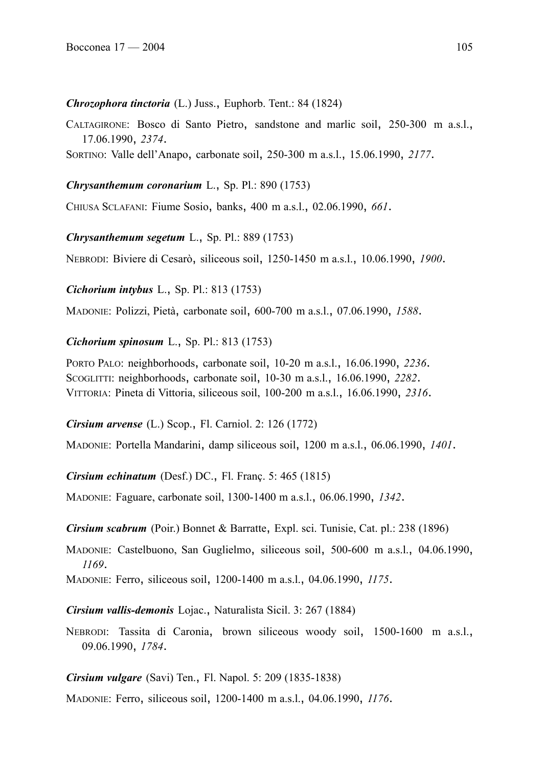***Chrozophora tinctoria*** (L.) Juss., Euphorb. Tent.: 84 (1824)

CALTAGIRONE: Bosco di Santo Pietro, sandstone and marlic soil, 250-300 m a.s.l., 17.06.1990, *2374*.
SORTINO: Valle dell'Anapo, carbonate soil, 250-300 m a.s.l., 15.06.1990, *2177*.

***Chrysanthemum coronarium*** L., Sp. Pl.: 890 (1753)

CHIUSA SCLAFANI: Fiume Sosio, banks, 400 m a.s.l., 02.06.1990, *661*.

***Chrysanthemum segetum*** L., Sp. Pl.: 889 (1753)

NEBRODI: Biviere di Cesarò, siliceous soil, 1250-1450 m a.s.l., 10.06.1990, *1900*.

***Cichorium intybus*** L., Sp. Pl.: 813 (1753)

MADONIE: Polizzi, Pietà, carbonate soil, 600-700 m a.s.l., 07.06.1990, *1588*.

***Cichorium spinosum*** L., Sp. Pl.: 813 (1753)

PORTO PALO: neighborhoods, carbonate soil, 10-20 m a.s.l., 16.06.1990, *2236*.
SCOGLITTI: neighborhoods, carbonate soil, 10-30 m a.s.l., 16.06.1990, *2282*.
VITTORIA: Pineta di Vittoria, siliceous soil, 100-200 m a.s.l., 16.06.1990, *2316*.

***Cirsium arvense*** (L.) Scop., Fl. Carniol. 2: 126 (1772)

MADONIE: Portella Mandarini, damp siliceous soil, 1200 m a.s.l., 06.06.1990, *1401*.

***Cirsium echinatum*** (Desf.) DC., Fl. Franç. 5: 465 (1815)

MADONIE: Faguare, carbonate soil, 1300-1400 m a.s.l., 06.06.1990, *1342*.

***Cirsium scabrum*** (Poir.) Bonnet & Barratte, Expl. sci. Tunisie, Cat. pl.: 238 (1896)

MADONIE: Castelbuono, San Guglielmo, siliceous soil, 500-600 m a.s.l., 04.06.1990, *1169*.
MADONIE: Ferro, siliceous soil, 1200-1400 m a.s.l., 04.06.1990, *1175*.

***Cirsium vallis-demonis*** Lojac., Naturalista Sicil. 3: 267 (1884)

NEBRODI: Tassita di Caronia, brown siliceous woody soil, 1500-1600 m a.s.l., 09.06.1990, *1784*.

***Cirsium vulgare*** (Savi) Ten., Fl. Napol. 5: 209 (1835-1838)

MADONIE: Ferro, siliceous soil, 1200-1400 m a.s.l., 04.06.1990, *1176*.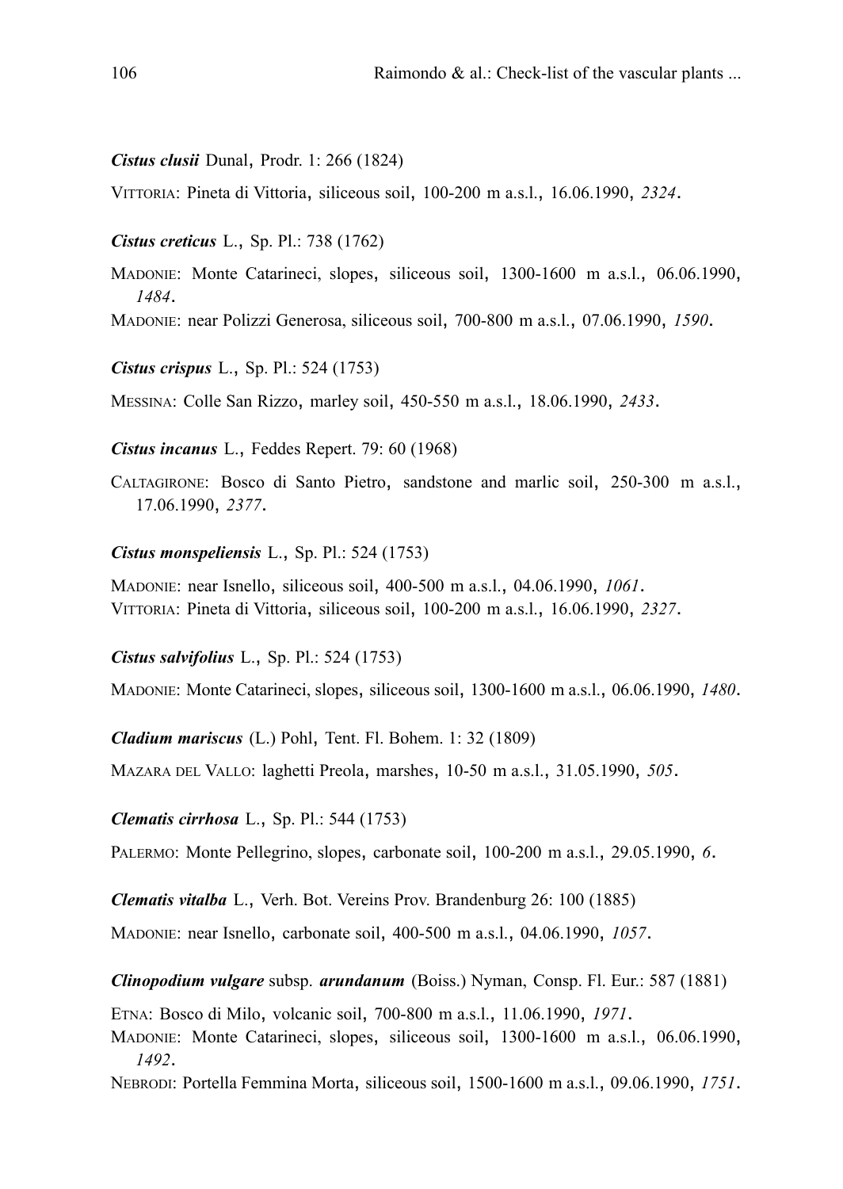***Cistus clusii*** Dunal, Prodr. 1: 266 (1824)

VITTORIA: Pineta di Vittoria, siliceous soil, 100-200 m a.s.l., 16.06.1990, *2324*.

***Cistus creticus*** L., Sp. Pl.: 738 (1762)

MADONIE: Monte Catarineci, slopes, siliceous soil, 1300-1600 m a.s.l., 06.06.1990, *1484*.

MADONIE: near Polizzi Generosa, siliceous soil, 700-800 m a.s.l., 07.06.1990, *1590*.

***Cistus crispus*** L., Sp. Pl.: 524 (1753)

MESSINA: Colle San Rizzo, marley soil, 450-550 m a.s.l., 18.06.1990, *2433*.

***Cistus incanus*** L., Feddes Repert. 79: 60 (1968)

CALTAGIRONE: Bosco di Santo Pietro, sandstone and marlic soil, 250-300 m a.s.l., 17.06.1990, *2377*.

***Cistus monspeliensis*** L., Sp. Pl.: 524 (1753)

MADONIE: near Isnello, siliceous soil, 400-500 m a.s.l., 04.06.1990, *1061*.

VITTORIA: Pineta di Vittoria, siliceous soil, 100-200 m a.s.l., 16.06.1990, *2327*.

***Cistus salvifolius*** L., Sp. Pl.: 524 (1753)

MADONIE: Monte Catarineci, slopes, siliceous soil, 1300-1600 m a.s.l., 06.06.1990, *1480*.

***Cladium mariscus*** (L.) Pohl, Tent. Fl. Bohem. 1: 32 (1809)

MAZARA DEL VALLO: laghetti Preola, marshes, 10-50 m a.s.l., 31.05.1990, *505*.

***Clematis cirrhosa*** L., Sp. Pl.: 544 (1753)

PALERMO: Monte Pellegrino, slopes, carbonate soil, 100-200 m a.s.l., 29.05.1990, *6*.

***Clematis vitalba*** L., Verh. Bot. Vereins Prov. Brandenburg 26: 100 (1885)

MADONIE: near Isnello, carbonate soil, 400-500 m a.s.l., 04.06.1990, *1057*.

***Clinopodium vulgare*** subsp. ***arundanum*** (Boiss.) Nyman, Consp. Fl. Eur.: 587 (1881)

ETNA: Bosco di Milo, volcanic soil, 700-800 m a.s.l., 11.06.1990, *1971*.

MADONIE: Monte Catarineci, slopes, siliceous soil, 1300-1600 m a.s.l., 06.06.1990, *1492*.

NEBRODI: Portella Femmina Morta, siliceous soil, 1500-1600 m a.s.l., 09.06.1990, *1751*.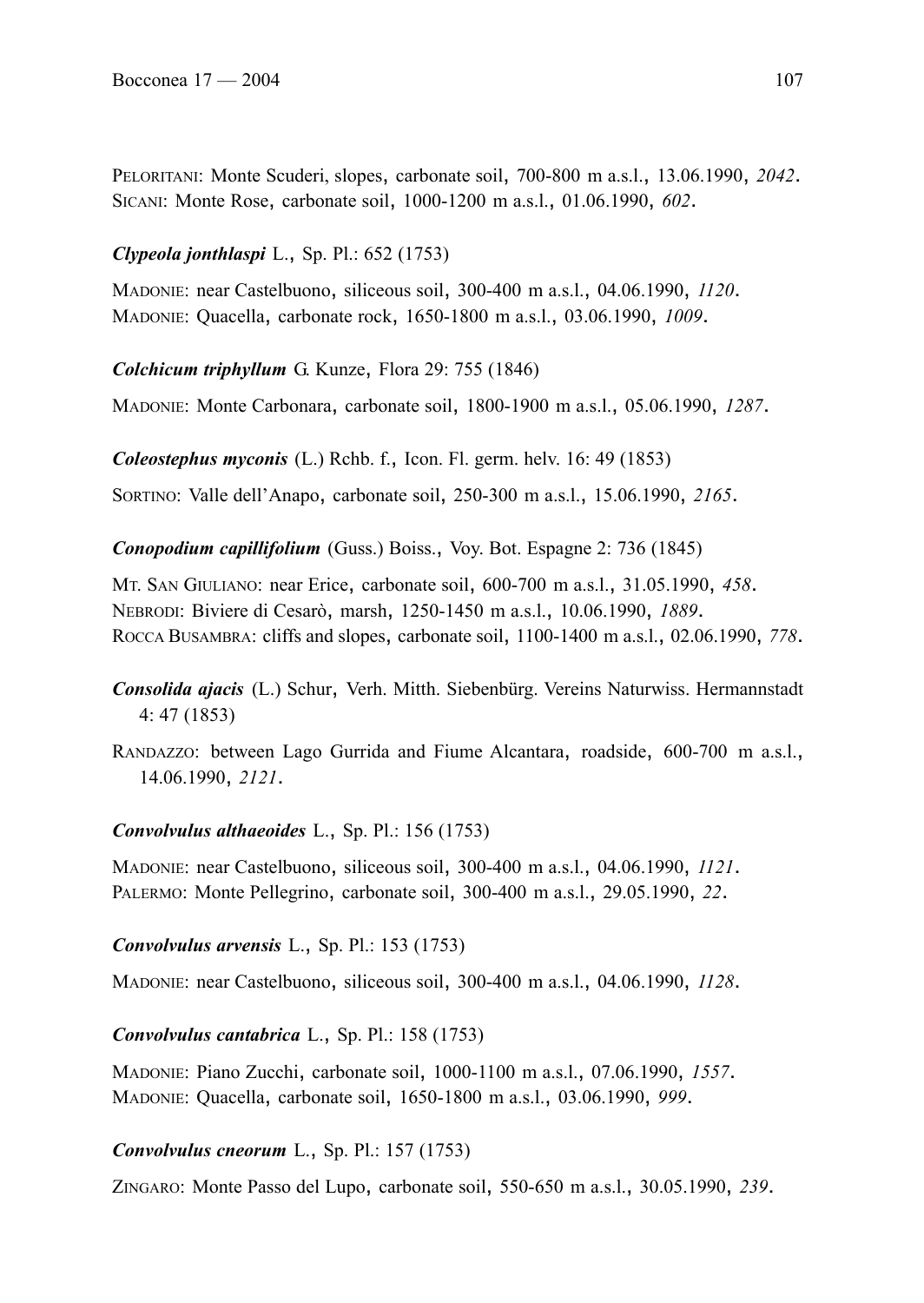PELORITANI: Monte Scuderi, slopes, carbonate soil, 700-800 m a.s.l., 13.06.1990, *2042*.
SICANI: Monte Rose, carbonate soil, 1000-1200 m a.s.l., 01.06.1990, *602*.

***Clypeola jonthlaspi*** L., Sp. Pl.: 652 (1753)

MADONIE: near Castelbuono, siliceous soil, 300-400 m a.s.l., 04.06.1990, *1120*.
MADONIE: Quacella, carbonate rock, 1650-1800 m a.s.l., 03.06.1990, *1009*.

***Colchicum triphyllum*** G. Kunze, Flora 29: 755 (1846)

MADONIE: Monte Carbonara, carbonate soil, 1800-1900 m a.s.l., 05.06.1990, *1287*.

***Coleostephus myconis*** (L.) Rchb. f., Icon. Fl. germ. helv. 16: 49 (1853)

SORTINO: Valle dell'Anapo, carbonate soil, 250-300 m a.s.l., 15.06.1990, *2165*.

***Conopodium capillifolium*** (Guss.) Boiss., Voy. Bot. Espagne 2: 736 (1845)

MT. SAN GIULIANO: near Erice, carbonate soil, 600-700 m a.s.l., 31.05.1990, *458*.
NEBRODI: Biviere di Cesarò, marsh, 1250-1450 m a.s.l., 10.06.1990, *1889*.
ROCCA BUSAMBRA: cliffs and slopes, carbonate soil, 1100-1400 m a.s.l., 02.06.1990, *778*.

***Consolida ajacis*** (L.) Schur, Verh. Mitth. Siebenbürg. Vereins Naturwiss. Hermannstadt 4: 47 (1853)

RANDAZZO: between Lago Gurrida and Fiume Alcantara, roadside, 600-700 m a.s.l., 14.06.1990, *2121*.

***Convolvulus althaeoides*** L., Sp. Pl.: 156 (1753)

MADONIE: near Castelbuono, siliceous soil, 300-400 m a.s.l., 04.06.1990, *1121*.
PALERMO: Monte Pellegrino, carbonate soil, 300-400 m a.s.l., 29.05.1990, *22*.

***Convolvulus arvensis*** L., Sp. Pl.: 153 (1753)

MADONIE: near Castelbuono, siliceous soil, 300-400 m a.s.l., 04.06.1990, *1128*.

***Convolvulus cantabrica*** L., Sp. Pl.: 158 (1753)

MADONIE: Piano Zucchi, carbonate soil, 1000-1100 m a.s.l., 07.06.1990, *1557*.
MADONIE: Quacella, carbonate soil, 1650-1800 m a.s.l., 03.06.1990, *999*.

***Convolvulus cneorum*** L., Sp. Pl.: 157 (1753)

ZINGARO: Monte Passo del Lupo, carbonate soil, 550-650 m a.s.l., 30.05.1990, *239*.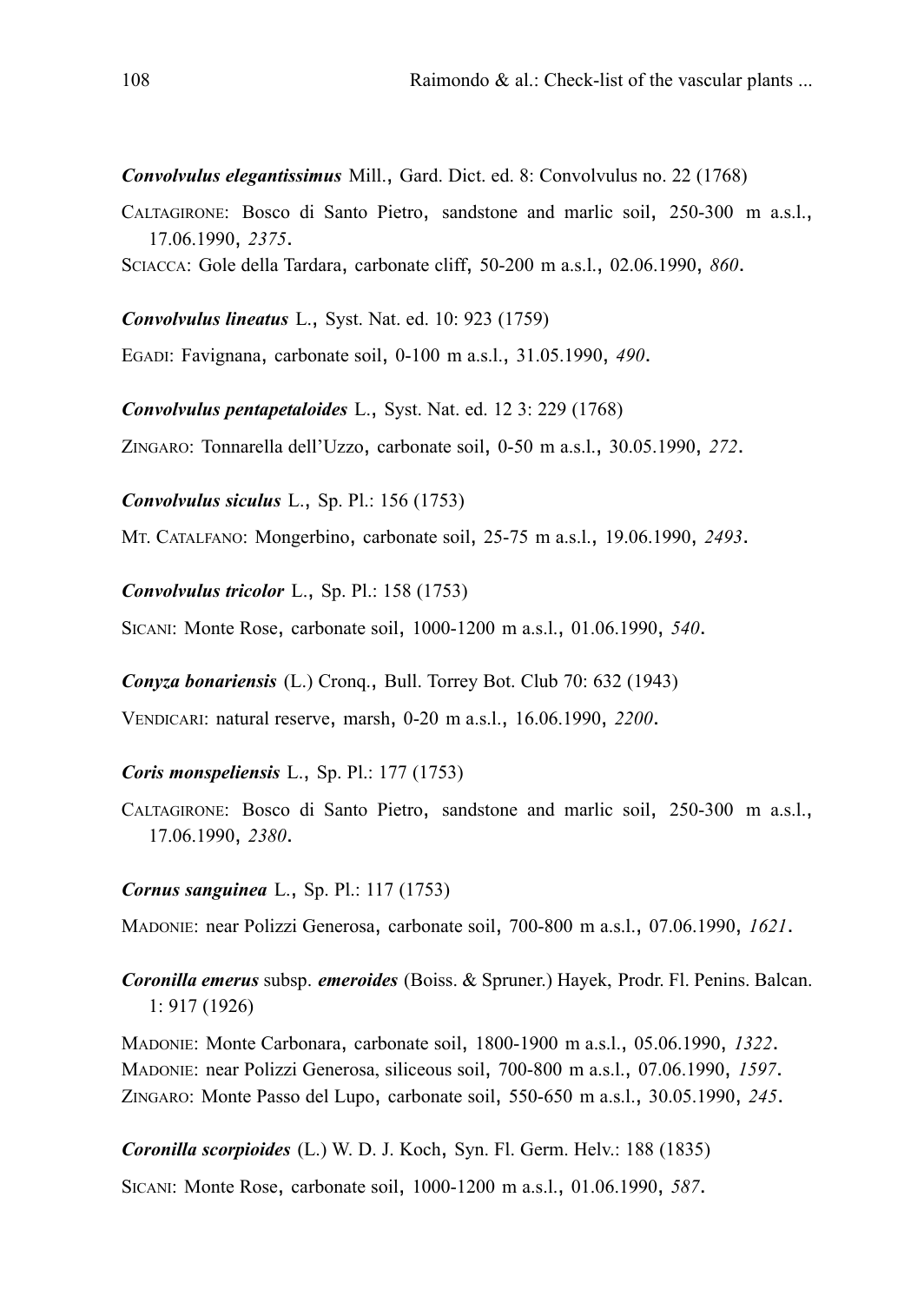***Convolvulus elegantissimus*** Mill., Gard. Dict. ed. 8: Convolvulus no. 22 (1768)

CALTAGIRONE: Bosco di Santo Pietro, sandstone and marlic soil, 250-300 m a.s.l., 17.06.1990, *2375*.
SCIACCA: Gole della Tardara, carbonate cliff, 50-200 m a.s.l., 02.06.1990, *860*.

***Convolvulus lineatus*** L., Syst. Nat. ed. 10: 923 (1759)

EGADI: Favignana, carbonate soil, 0-100 m a.s.l., 31.05.1990, *490*.

***Convolvulus pentapetaloides*** L., Syst. Nat. ed. 12 3: 229 (1768)

ZINGARO: Tonnarella dell'Uzzo, carbonate soil, 0-50 m a.s.l., 30.05.1990, *272*.

***Convolvulus siculus*** L., Sp. Pl.: 156 (1753)

MT. CATALFANO: Mongerbino, carbonate soil, 25-75 m a.s.l., 19.06.1990, *2493*.

***Convolvulus tricolor*** L., Sp. Pl.: 158 (1753)

SICANI: Monte Rose, carbonate soil, 1000-1200 m a.s.l., 01.06.1990, *540*.

***Conyza bonariensis*** (L.) Cronq., Bull. Torrey Bot. Club 70: 632 (1943)

VENDICARI: natural reserve, marsh, 0-20 m a.s.l., 16.06.1990, *2200*.

***Coris monspeliensis*** L., Sp. Pl.: 177 (1753)

CALTAGIRONE: Bosco di Santo Pietro, sandstone and marlic soil, 250-300 m a.s.l., 17.06.1990, *2380*.

***Cornus sanguinea*** L., Sp. Pl.: 117 (1753)

MADONIE: near Polizzi Generosa, carbonate soil, 700-800 m a.s.l., 07.06.1990, *1621*.

***Coronilla emerus*** subsp. ***emeroides*** (Boiss. & Spruner.) Hayek, Prodr. Fl. Penins. Balcan. 1: 917 (1926)

MADONIE: Monte Carbonara, carbonate soil, 1800-1900 m a.s.l., 05.06.1990, *1322*.
MADONIE: near Polizzi Generosa, siliceous soil, 700-800 m a.s.l., 07.06.1990, *1597*.
ZINGARO: Monte Passo del Lupo, carbonate soil, 550-650 m a.s.l., 30.05.1990, *245*.

***Coronilla scorpioides*** (L.) W. D. J. Koch, Syn. Fl. Germ. Helv.: 188 (1835)

SICANI: Monte Rose, carbonate soil, 1000-1200 m a.s.l., 01.06.1990, *587*.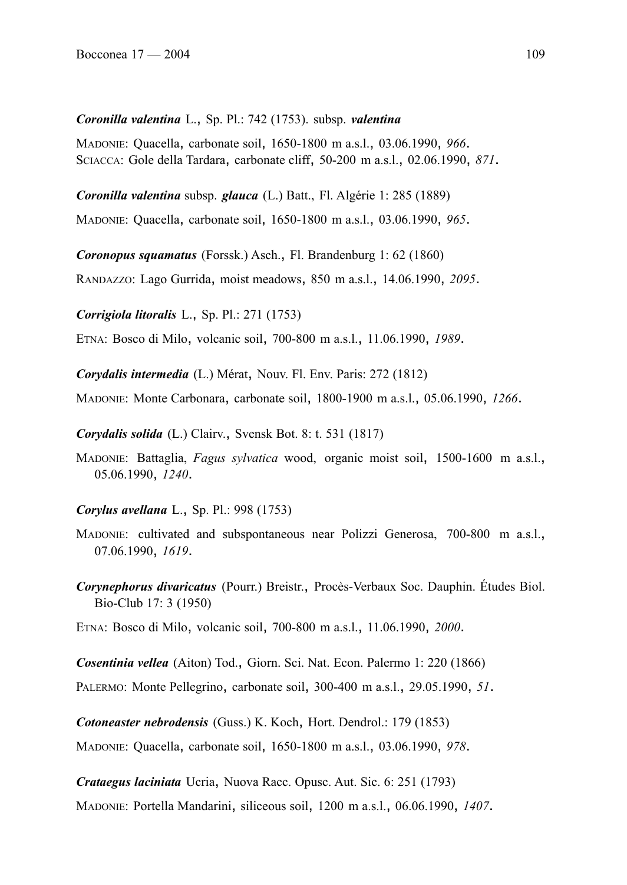***Coronilla valentina*** L., Sp. Pl.: 742 (1753). subsp. ***valentina***

MADONIE: Quacella, carbonate soil, 1650-1800 m a.s.l., 03.06.1990, *966*.
SCIACCA: Gole della Tardara, carbonate cliff, 50-200 m a.s.l., 02.06.1990, *871*.

***Coronilla valentina*** subsp. ***glauca*** (L.) Batt., Fl. Algérie 1: 285 (1889)

MADONIE: Quacella, carbonate soil, 1650-1800 m a.s.l., 03.06.1990, *965*.

***Coronopus squamatus*** (Forssk.) Asch., Fl. Brandenburg 1: 62 (1860)

RANDAZZO: Lago Gurrida, moist meadows, 850 m a.s.l., 14.06.1990, *2095*.

***Corrigiola litoralis*** L., Sp. Pl.: 271 (1753)

ETNA: Bosco di Milo, volcanic soil, 700-800 m a.s.l., 11.06.1990, *1989*.

***Corydalis intermedia*** (L.) Mérat, Nouv. Fl. Env. Paris: 272 (1812)

MADONIE: Monte Carbonara, carbonate soil, 1800-1900 m a.s.l., 05.06.1990, *1266*.

***Corydalis solida*** (L.) Clairv., Svensk Bot. 8: t. 531 (1817)

MADONIE: Battaglia, *Fagus sylvatica* wood, organic moist soil, 1500-1600 m a.s.l., 05.06.1990, *1240*.

***Corylus avellana*** L., Sp. Pl.: 998 (1753)

MADONIE: cultivated and subspontaneous near Polizzi Generosa, 700-800 m a.s.l., 07.06.1990, *1619*.

***Corynephorus divaricatus*** (Pourr.) Breistr., Procès-Verbaux Soc. Dauphin. Études Biol. Bio-Club 17: 3 (1950)

ETNA: Bosco di Milo, volcanic soil, 700-800 m a.s.l., 11.06.1990, *2000*.

***Cosentinia vellea*** (Aiton) Tod., Giorn. Sci. Nat. Econ. Palermo 1: 220 (1866)

PALERMO: Monte Pellegrino, carbonate soil, 300-400 m a.s.l., 29.05.1990, *51*.

***Cotoneaster nebrodensis*** (Guss.) K. Koch, Hort. Dendrol.: 179 (1853)

MADONIE: Quacella, carbonate soil, 1650-1800 m a.s.l., 03.06.1990, *978*.

***Crataegus laciniata*** Ucria, Nuova Racc. Opusc. Aut. Sic. 6: 251 (1793)

MADONIE: Portella Mandarini, siliceous soil, 1200 m a.s.l., 06.06.1990, *1407*.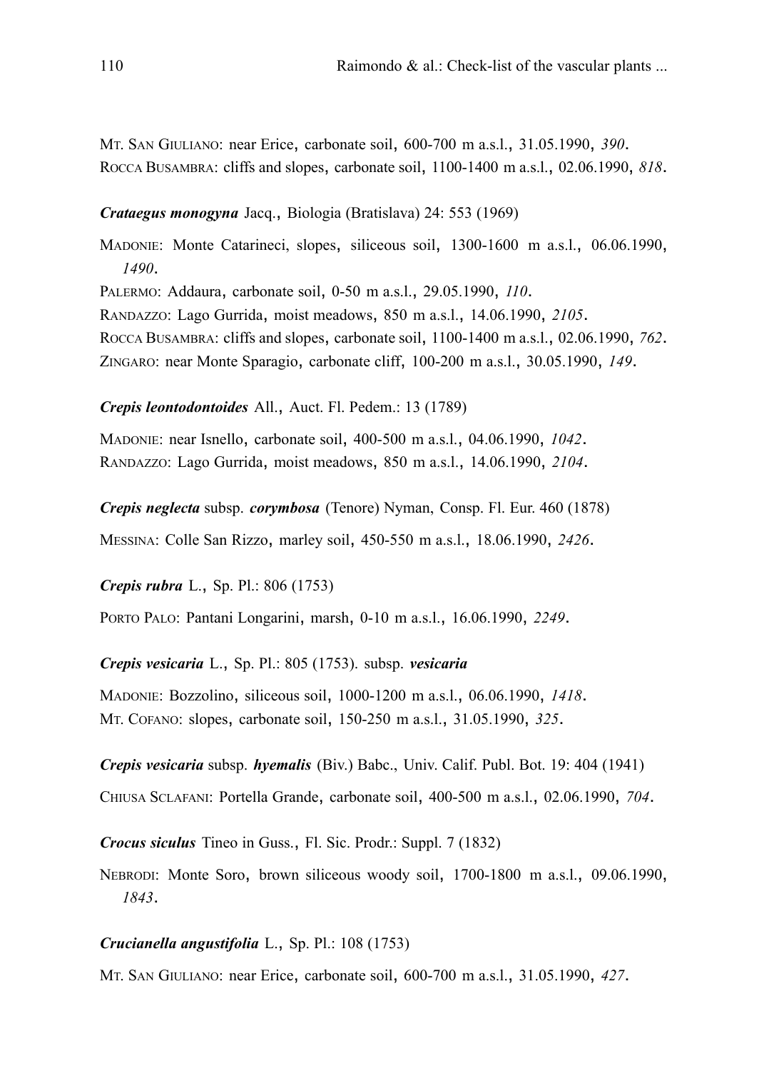MT. SAN GIULIANO: near Erice, carbonate soil, 600-700 m a.s.l., 31.05.1990, *390*.
ROCCA BUSAMBRA: cliffs and slopes, carbonate soil, 1100-1400 m a.s.l., 02.06.1990, *818*.

***Crataegus monogyna*** Jacq., Biologia (Bratislava) 24: 553 (1969)

MADONIE: Monte Catarineci, slopes, siliceous soil, 1300-1600 m a.s.l., 06.06.1990, *1490*.
PALERMO: Addaura, carbonate soil, 0-50 m a.s.l., 29.05.1990, *110*.
RANDAZZO: Lago Gurrida, moist meadows, 850 m a.s.l., 14.06.1990, *2105*.
ROCCA BUSAMBRA: cliffs and slopes, carbonate soil, 1100-1400 m a.s.l., 02.06.1990, *762*.
ZINGARO: near Monte Sparagio, carbonate cliff, 100-200 m a.s.l., 30.05.1990, *149*.

***Crepis leontodontoides*** All., Auct. Fl. Pedem.: 13 (1789)

MADONIE: near Isnello, carbonate soil, 400-500 m a.s.l., 04.06.1990, *1042*.
RANDAZZO: Lago Gurrida, moist meadows, 850 m a.s.l., 14.06.1990, *2104*.

***Crepis neglecta*** subsp. ***corymbosa*** (Tenore) Nyman, Consp. Fl. Eur. 460 (1878)

MESSINA: Colle San Rizzo, marley soil, 450-550 m a.s.l., 18.06.1990, *2426*.

***Crepis rubra*** L., Sp. Pl.: 806 (1753)

PORTO PALO: Pantani Longarini, marsh, 0-10 m a.s.l., 16.06.1990, *2249*.

***Crepis vesicaria*** L., Sp. Pl.: 805 (1753). subsp. ***vesicaria***

MADONIE: Bozzolino, siliceous soil, 1000-1200 m a.s.l., 06.06.1990, *1418*.
MT. COFANO: slopes, carbonate soil, 150-250 m a.s.l., 31.05.1990, *325*.

***Crepis vesicaria*** subsp. ***hyemalis*** (Biv.) Babc., Univ. Calif. Publ. Bot. 19: 404 (1941)

CHIUSA SCLAFANI: Portella Grande, carbonate soil, 400-500 m a.s.l., 02.06.1990, *704*.

***Crocus siculus*** Tineo in Guss., Fl. Sic. Prodr.: Suppl. 7 (1832)

NEBRODI: Monte Soro, brown siliceous woody soil, 1700-1800 m a.s.l., 09.06.1990, *1843*.

***Crucianella angustifolia*** L., Sp. Pl.: 108 (1753)

MT. SAN GIULIANO: near Erice, carbonate soil, 600-700 m a.s.l., 31.05.1990, *427*.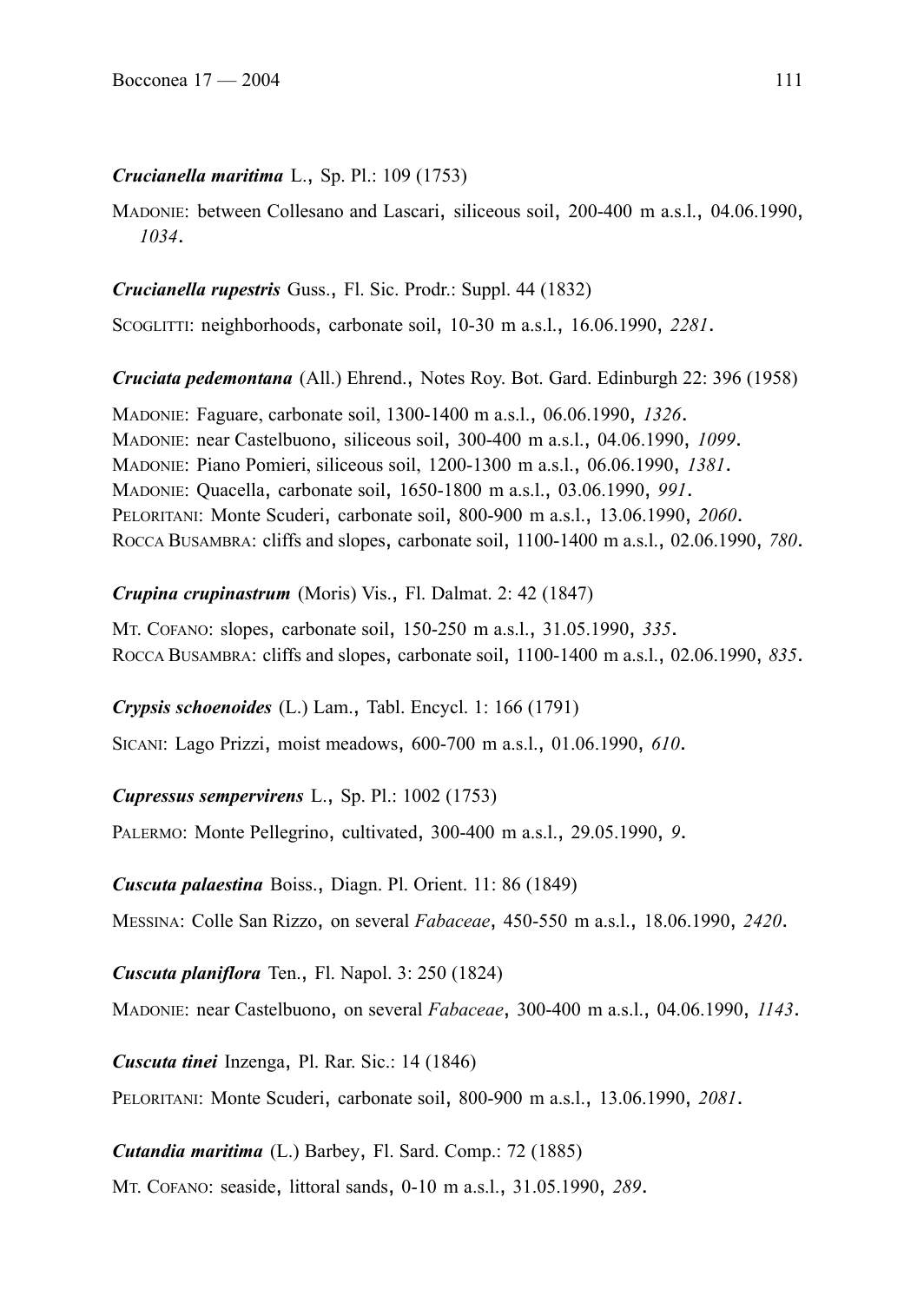***Crucianella maritima*** L., Sp. Pl.: 109 (1753)

MADONIE: between Collesano and Lascari, siliceous soil, 200-400 m a.s.l., 04.06.1990, *1034*.

***Crucianella rupestris*** Guss., Fl. Sic. Prodr.: Suppl. 44 (1832)

SCOGLITTI: neighborhoods, carbonate soil, 10-30 m a.s.l., 16.06.1990, *2281*.

***Cruciata pedemontana*** (All.) Ehrend., Notes Roy. Bot. Gard. Edinburgh 22: 396 (1958)

MADONIE: Faguare, carbonate soil, 1300-1400 m a.s.l., 06.06.1990, *1326*.
MADONIE: near Castelbuono, siliceous soil, 300-400 m a.s.l., 04.06.1990, *1099*.
MADONIE: Piano Pomieri, siliceous soil, 1200-1300 m a.s.l., 06.06.1990, *1381*.
MADONIE: Quacella, carbonate soil, 1650-1800 m a.s.l., 03.06.1990, *991*.
PELORITANI: Monte Scuderi, carbonate soil, 800-900 m a.s.l., 13.06.1990, *2060*.
ROCCA BUSAMBRA: cliffs and slopes, carbonate soil, 1100-1400 m a.s.l., 02.06.1990, *780*.

***Crupina crupinastrum*** (Moris) Vis., Fl. Dalmat. 2: 42 (1847)

MT. COFANO: slopes, carbonate soil, 150-250 m a.s.l., 31.05.1990, *335*.
ROCCA BUSAMBRA: cliffs and slopes, carbonate soil, 1100-1400 m a.s.l., 02.06.1990, *835*.

***Crypsis schoenoides*** (L.) Lam., Tabl. Encycl. 1: 166 (1791)

SICANI: Lago Prizzi, moist meadows, 600-700 m a.s.l., 01.06.1990, *610*.

***Cupressus sempervirens*** L., Sp. Pl.: 1002 (1753)

PALERMO: Monte Pellegrino, cultivated, 300-400 m a.s.l., 29.05.1990, *9*.

***Cuscuta palaestina*** Boiss., Diagn. Pl. Orient. 11: 86 (1849)

MESSINA: Colle San Rizzo, on several *Fabaceae*, 450-550 m a.s.l., 18.06.1990, *2420*.

***Cuscuta planiflora*** Ten., Fl. Napol. 3: 250 (1824)

MADONIE: near Castelbuono, on several *Fabaceae*, 300-400 m a.s.l., 04.06.1990, *1143*.

***Cuscuta tinei*** Inzenga, Pl. Rar. Sic.: 14 (1846)

PELORITANI: Monte Scuderi, carbonate soil, 800-900 m a.s.l., 13.06.1990, *2081*.

***Cutandia maritima*** (L.) Barbey, Fl. Sard. Comp.: 72 (1885)

MT. COFANO: seaside, littoral sands, 0-10 m a.s.l., 31.05.1990, *289*.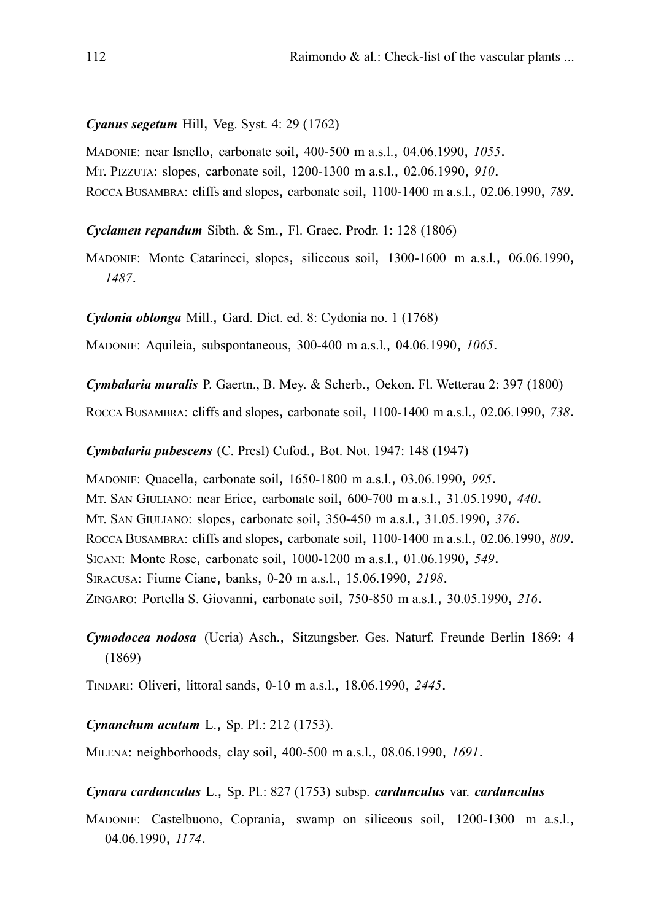***Cyanus segetum*** Hill, Veg. Syst. 4: 29 (1762)

MADONIE: near Isnello, carbonate soil, 400-500 m a.s.l., 04.06.1990, *1055*.
MT. PIZZUTA: slopes, carbonate soil, 1200-1300 m a.s.l., 02.06.1990, *910*.
ROCCA BUSAMBRA: cliffs and slopes, carbonate soil, 1100-1400 m a.s.l., 02.06.1990, *789*.

***Cyclamen repandum*** Sibth. & Sm., Fl. Graec. Prodr. 1: 128 (1806)

MADONIE: Monte Catarineci, slopes, siliceous soil, 1300-1600 m a.s.l., 06.06.1990, *1487*.

***Cydonia oblonga*** Mill., Gard. Dict. ed. 8: Cydonia no. 1 (1768)

MADONIE: Aquileia, subspontaneous, 300-400 m a.s.l., 04.06.1990, *1065*.

***Cymbalaria muralis*** P. Gaertn., B. Mey. & Scherb., Oekon. Fl. Wetterau 2: 397 (1800)

ROCCA BUSAMBRA: cliffs and slopes, carbonate soil, 1100-1400 m a.s.l., 02.06.1990, *738*.

***Cymbalaria pubescens*** (C. Presl) Cufod., Bot. Not. 1947: 148 (1947)

MADONIE: Quacella, carbonate soil, 1650-1800 m a.s.l., 03.06.1990, *995*.
MT. SAN GIULIANO: near Erice, carbonate soil, 600-700 m a.s.l., 31.05.1990, *440*.
MT. SAN GIULIANO: slopes, carbonate soil, 350-450 m a.s.l., 31.05.1990, *376*.
ROCCA BUSAMBRA: cliffs and slopes, carbonate soil, 1100-1400 m a.s.l., 02.06.1990, *809*.
SICANI: Monte Rose, carbonate soil, 1000-1200 m a.s.l., 01.06.1990, *549*.
SIRACUSA: Fiume Ciane, banks, 0-20 m a.s.l., 15.06.1990, *2198*.
ZINGARO: Portella S. Giovanni, carbonate soil, 750-850 m a.s.l., 30.05.1990, *216*.

***Cymodocea nodosa*** (Ucria) Asch., Sitzungsber. Ges. Naturf. Freunde Berlin 1869: 4 (1869)

TINDARI: Oliveri, littoral sands, 0-10 m a.s.l., 18.06.1990, *2445*.

***Cynanchum acutum*** L., Sp. Pl.: 212 (1753).

MILENA: neighborhoods, clay soil, 400-500 m a.s.l., 08.06.1990, *1691*.

***Cynara cardunculus*** L., Sp. Pl.: 827 (1753) subsp. ***cardunculus*** var. ***cardunculus***

MADONIE: Castelbuono, Coprania, swamp on siliceous soil, 1200-1300 m a.s.l., 04.06.1990, *1174*.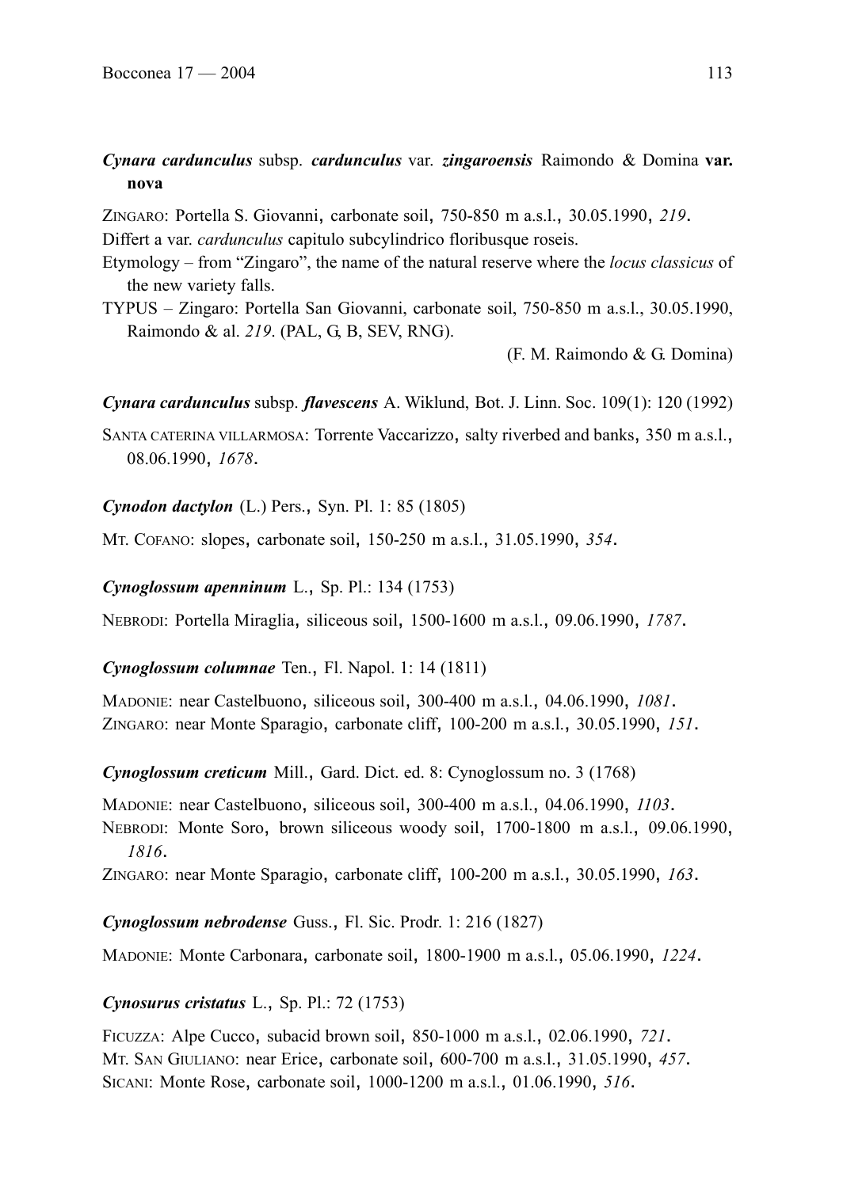***Cynara cardunculus*** subsp. ***cardunculus*** var. ***zingaroensis*** Raimondo & Domina **var. nova**

ZINGARO: Portella S. Giovanni, carbonate soil, 750-850 m a.s.l., 30.05.1990, *219*.

Differt a var. *cardunculus* capitulo subcylindrico floribusque roseis.

Etymology – from "Zingaro", the name of the natural reserve where the *locus classicus* of the new variety falls.

TYPUS – Zingaro: Portella San Giovanni, carbonate soil, 750-850 m a.s.l., 30.05.1990, Raimondo & al. *219*. (PAL, G, B, SEV, RNG).

(F. M. Raimondo & G. Domina)

***Cynara cardunculus*** subsp. ***flavescens*** A. Wiklund, Bot. J. Linn. Soc. 109(1): 120 (1992)

SANTA CATERINA VILLARMOSA: Torrente Vaccarizzo, salty riverbed and banks, 350 m a.s.l., 08.06.1990, *1678*.

***Cynodon dactylon*** (L.) Pers., Syn. Pl. 1: 85 (1805)

MT. COFANO: slopes, carbonate soil, 150-250 m a.s.l., 31.05.1990, *354*.

***Cynoglossum apenninum*** L., Sp. Pl.: 134 (1753)

NEBRODI: Portella Miraglia, siliceous soil, 1500-1600 m a.s.l., 09.06.1990, *1787*.

***Cynoglossum columnae*** Ten., Fl. Napol. 1: 14 (1811)

MADONIE: near Castelbuono, siliceous soil, 300-400 m a.s.l., 04.06.1990, *1081*.
ZINGARO: near Monte Sparagio, carbonate cliff, 100-200 m a.s.l., 30.05.1990, *151*.

***Cynoglossum creticum*** Mill., Gard. Dict. ed. 8: Cynoglossum no. 3 (1768)

MADONIE: near Castelbuono, siliceous soil, 300-400 m a.s.l., 04.06.1990, *1103*.
NEBRODI: Monte Soro, brown siliceous woody soil, 1700-1800 m a.s.l., 09.06.1990, *1816*.
ZINGARO: near Monte Sparagio, carbonate cliff, 100-200 m a.s.l., 30.05.1990, *163*.

***Cynoglossum nebrodense*** Guss., Fl. Sic. Prodr. 1: 216 (1827)

MADONIE: Monte Carbonara, carbonate soil, 1800-1900 m a.s.l., 05.06.1990, *1224*.

***Cynosurus cristatus*** L., Sp. Pl.: 72 (1753)

FICUZZA: Alpe Cucco, subacid brown soil, 850-1000 m a.s.l., 02.06.1990, *721*.
MT. SAN GIULIANO: near Erice, carbonate soil, 600-700 m a.s.l., 31.05.1990, *457*.
SICANI: Monte Rose, carbonate soil, 1000-1200 m a.s.l., 01.06.1990, *516*.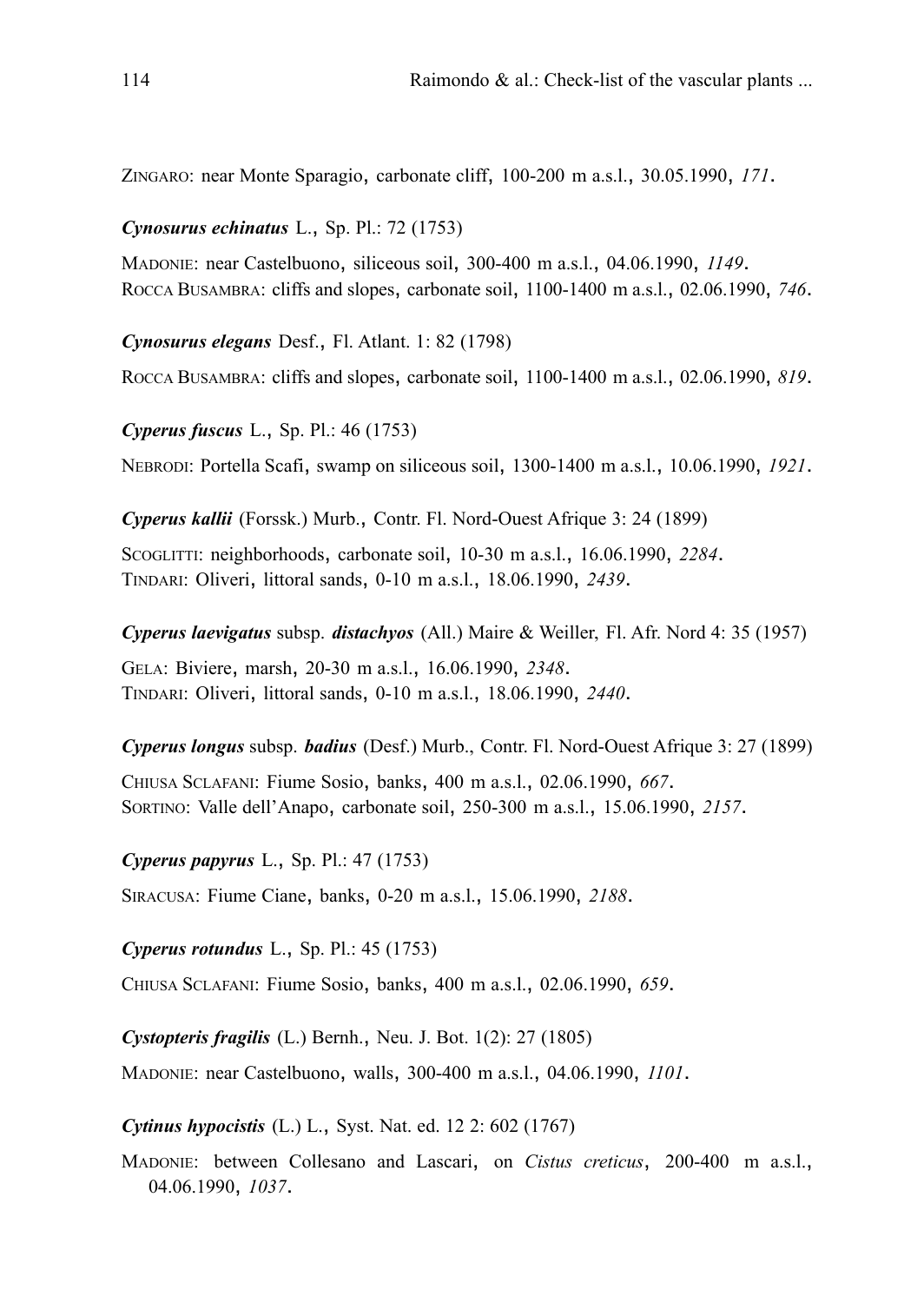ZINGARO: near Monte Sparagio, carbonate cliff, 100-200 m a.s.l., 30.05.1990, *171*.

***Cynosurus echinatus*** L., Sp. Pl.: 72 (1753)

MADONIE: near Castelbuono, siliceous soil, 300-400 m a.s.l., 04.06.1990, *1149*.
ROCCA BUSAMBRA: cliffs and slopes, carbonate soil, 1100-1400 m a.s.l., 02.06.1990, *746*.

***Cynosurus elegans*** Desf., Fl. Atlant. 1: 82 (1798)

ROCCA BUSAMBRA: cliffs and slopes, carbonate soil, 1100-1400 m a.s.l., 02.06.1990, *819*.

***Cyperus fuscus*** L., Sp. Pl.: 46 (1753)

NEBRODI: Portella Scafi, swamp on siliceous soil, 1300-1400 m a.s.l., 10.06.1990, *1921*.

***Cyperus kallii*** (Forssk.) Murb., Contr. Fl. Nord-Ouest Afrique 3: 24 (1899)

SCOGLITTI: neighborhoods, carbonate soil, 10-30 m a.s.l., 16.06.1990, *2284*.
TINDARI: Oliveri, littoral sands, 0-10 m a.s.l., 18.06.1990, *2439*.

***Cyperus laevigatus*** subsp. ***distachyos*** (All.) Maire & Weiller, Fl. Afr. Nord 4: 35 (1957)

GELA: Biviere, marsh, 20-30 m a.s.l., 16.06.1990, *2348*.
TINDARI: Oliveri, littoral sands, 0-10 m a.s.l., 18.06.1990, *2440*.

***Cyperus longus*** subsp. ***badius*** (Desf.) Murb., Contr. Fl. Nord-Ouest Afrique 3: 27 (1899)

CHIUSA SCLAFANI: Fiume Sosio, banks, 400 m a.s.l., 02.06.1990, *667*.
SORTINO: Valle dell'Anapo, carbonate soil, 250-300 m a.s.l., 15.06.1990, *2157*.

***Cyperus papyrus*** L., Sp. Pl.: 47 (1753)

SIRACUSA: Fiume Ciane, banks, 0-20 m a.s.l., 15.06.1990, *2188*.

***Cyperus rotundus*** L., Sp. Pl.: 45 (1753)

CHIUSA SCLAFANI: Fiume Sosio, banks, 400 m a.s.l., 02.06.1990, *659*.

***Cystopteris fragilis*** (L.) Bernh., Neu. J. Bot. 1(2): 27 (1805)

MADONIE: near Castelbuono, walls, 300-400 m a.s.l., 04.06.1990, *1101*.

***Cytinus hypocistis*** (L.) L., Syst. Nat. ed. 12 2: 602 (1767)

MADONIE: between Collesano and Lascari, on *Cistus creticus*, 200-400 m a.s.l., 04.06.1990, *1037*.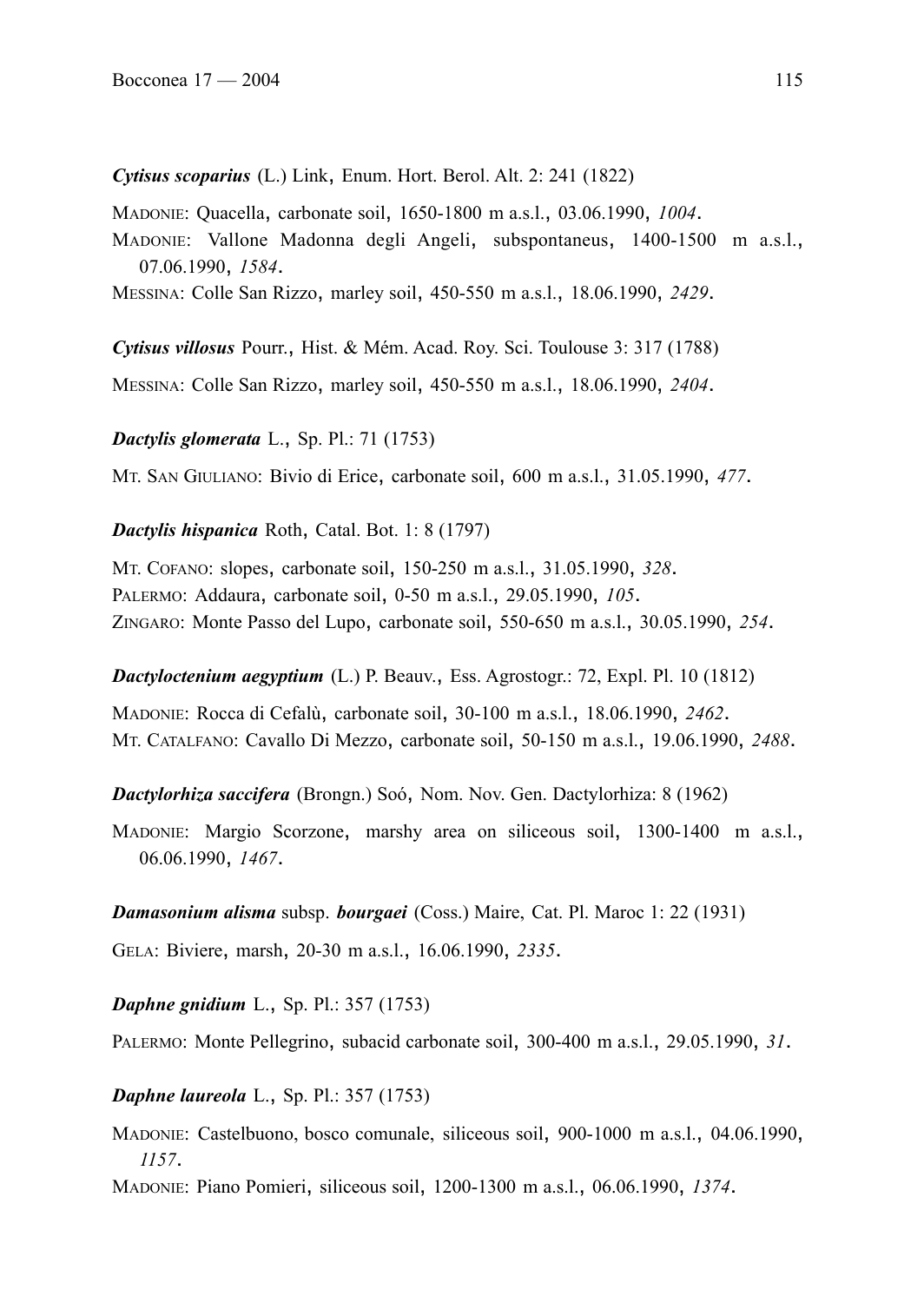***Cytisus scoparius*** (L.) Link, Enum. Hort. Berol. Alt. 2: 241 (1822)

MADONIE: Quacella, carbonate soil, 1650-1800 m a.s.l., 03.06.1990, *1004*.
MADONIE: Vallone Madonna degli Angeli, subspontaneus, 1400-1500 m a.s.l., 07.06.1990, *1584*.
MESSINA: Colle San Rizzo, marley soil, 450-550 m a.s.l., 18.06.1990, *2429*.

***Cytisus villosus*** Pourr., Hist. & Mém. Acad. Roy. Sci. Toulouse 3: 317 (1788)

MESSINA: Colle San Rizzo, marley soil, 450-550 m a.s.l., 18.06.1990, *2404*.

***Dactylis glomerata*** L., Sp. Pl.: 71 (1753)

MT. SAN GIULIANO: Bivio di Erice, carbonate soil, 600 m a.s.l., 31.05.1990, *477*.

***Dactylis hispanica*** Roth, Catal. Bot. 1: 8 (1797)

MT. COFANO: slopes, carbonate soil, 150-250 m a.s.l., 31.05.1990, *328*.
PALERMO: Addaura, carbonate soil, 0-50 m a.s.l., 29.05.1990, *105*.
ZINGARO: Monte Passo del Lupo, carbonate soil, 550-650 m a.s.l., 30.05.1990, *254*.

***Dactyloctenium aegyptium*** (L.) P. Beauv., Ess. Agrostogr.: 72, Expl. Pl. 10 (1812)

MADONIE: Rocca di Cefalù, carbonate soil, 30-100 m a.s.l., 18.06.1990, *2462*.
MT. CATALFANO: Cavallo Di Mezzo, carbonate soil, 50-150 m a.s.l., 19.06.1990, *2488*.

***Dactylorhiza saccifera*** (Brongn.) Soó, Nom. Nov. Gen. Dactylorhiza: 8 (1962)

MADONIE: Margio Scorzone, marshy area on siliceous soil, 1300-1400 m a.s.l., 06.06.1990, *1467*.

***Damasonium alisma*** subsp. ***bourgaei*** (Coss.) Maire, Cat. Pl. Maroc 1: 22 (1931)

GELA: Biviere, marsh, 20-30 m a.s.l., 16.06.1990, *2335*.

***Daphne gnidium*** L., Sp. Pl.: 357 (1753)

PALERMO: Monte Pellegrino, subacid carbonate soil, 300-400 m a.s.l., 29.05.1990, *31*.

***Daphne laureola*** L., Sp. Pl.: 357 (1753)

MADONIE: Castelbuono, bosco comunale, siliceous soil, 900-1000 m a.s.l., 04.06.1990, *1157*.
MADONIE: Piano Pomieri, siliceous soil, 1200-1300 m a.s.l., 06.06.1990, *1374*.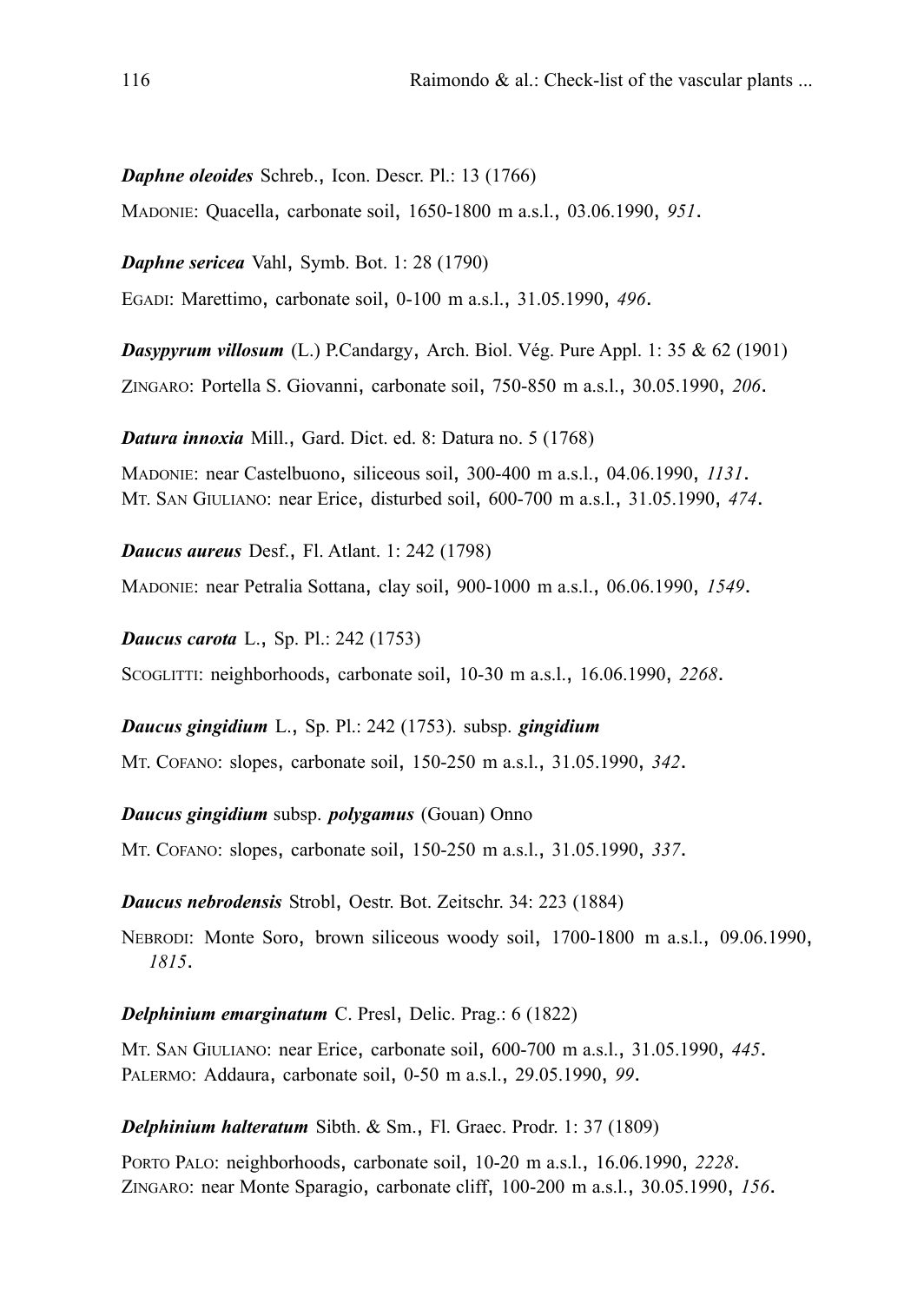***Daphne oleoides*** Schreb., Icon. Descr. Pl.: 13 (1766)

MADONIE: Quacella, carbonate soil, 1650-1800 m a.s.l., 03.06.1990, *951*.

***Daphne sericea*** Vahl, Symb. Bot. 1: 28 (1790)

EGADI: Marettimo, carbonate soil, 0-100 m a.s.l., 31.05.1990, *496*.

***Dasypyrum villosum*** (L.) P.Candargy, Arch. Biol. Vég. Pure Appl. 1: 35 & 62 (1901)

ZINGARO: Portella S. Giovanni, carbonate soil, 750-850 m a.s.l., 30.05.1990, *206*.

***Datura innoxia*** Mill., Gard. Dict. ed. 8: Datura no. 5 (1768)

MADONIE: near Castelbuono, siliceous soil, 300-400 m a.s.l., 04.06.1990, *1131*.
MT. SAN GIULIANO: near Erice, disturbed soil, 600-700 m a.s.l., 31.05.1990, *474*.

***Daucus aureus*** Desf., Fl. Atlant. 1: 242 (1798)

MADONIE: near Petralia Sottana, clay soil, 900-1000 m a.s.l., 06.06.1990, *1549*.

***Daucus carota*** L., Sp. Pl.: 242 (1753)

SCOGLITTI: neighborhoods, carbonate soil, 10-30 m a.s.l., 16.06.1990, *2268*.

***Daucus gingidium*** L., Sp. Pl.: 242 (1753). subsp. ***gingidium***

MT. COFANO: slopes, carbonate soil, 150-250 m a.s.l., 31.05.1990, *342*.

***Daucus gingidium*** subsp. ***polygamus*** (Gouan) Onno

MT. COFANO: slopes, carbonate soil, 150-250 m a.s.l., 31.05.1990, *337*.

***Daucus nebrodensis*** Strobl, Oestr. Bot. Zeitschr. 34: 223 (1884)

NEBRODI: Monte Soro, brown siliceous woody soil, 1700-1800 m a.s.l., 09.06.1990, *1815*.

***Delphinium emarginatum*** C. Presl, Delic. Prag.: 6 (1822)

MT. SAN GIULIANO: near Erice, carbonate soil, 600-700 m a.s.l., 31.05.1990, *445*.
PALERMO: Addaura, carbonate soil, 0-50 m a.s.l., 29.05.1990, *99*.

***Delphinium halteratum*** Sibth. & Sm., Fl. Graec. Prodr. 1: 37 (1809)

PORTO PALO: neighborhoods, carbonate soil, 10-20 m a.s.l., 16.06.1990, *2228*.
ZINGARO: near Monte Sparagio, carbonate cliff, 100-200 m a.s.l., 30.05.1990, *156*.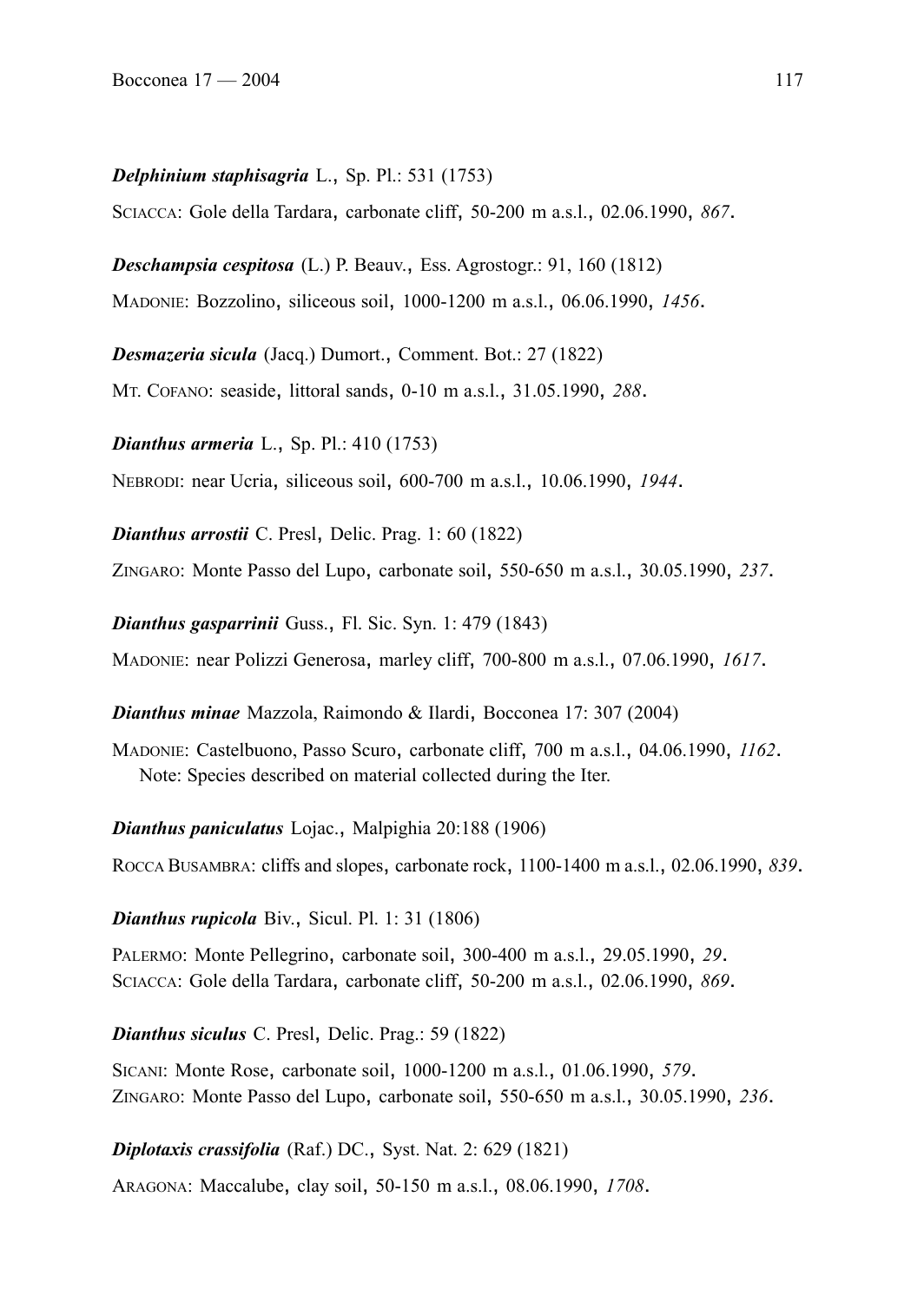***Delphinium staphisagria*** L., Sp. Pl.: 531 (1753)

SCIACCA: Gole della Tardara, carbonate cliff, 50-200 m a.s.l., 02.06.1990, *867*.

***Deschampsia cespitosa*** (L.) P. Beauv., Ess. Agrostogr.: 91, 160 (1812)

MADONIE: Bozzolino, siliceous soil, 1000-1200 m a.s.l., 06.06.1990, *1456*.

***Desmazeria sicula*** (Jacq.) Dumort., Comment. Bot.: 27 (1822)

MT. COFANO: seaside, littoral sands, 0-10 m a.s.l., 31.05.1990, *288*.

***Dianthus armeria*** L., Sp. Pl.: 410 (1753)

NEBRODI: near Ucria, siliceous soil, 600-700 m a.s.l., 10.06.1990, *1944*.

***Dianthus arrostii*** C. Presl, Delic. Prag. 1: 60 (1822)

ZINGARO: Monte Passo del Lupo, carbonate soil, 550-650 m a.s.l., 30.05.1990, *237*.

***Dianthus gasparrinii*** Guss., Fl. Sic. Syn. 1: 479 (1843)

MADONIE: near Polizzi Generosa, marley cliff, 700-800 m a.s.l., 07.06.1990, *1617*.

***Dianthus minae*** Mazzola, Raimondo & Ilardi, Bocconea 17: 307 (2004)

MADONIE: Castelbuono, Passo Scuro, carbonate cliff, 700 m a.s.l., 04.06.1990, *1162*.
Note: Species described on material collected during the Iter.

***Dianthus paniculatus*** Lojac., Malpighia 20:188 (1906)

ROCCA BUSAMBRA: cliffs and slopes, carbonate rock, 1100-1400 m a.s.l., 02.06.1990, *839*.

***Dianthus rupicola*** Biv., Sicul. Pl. 1: 31 (1806)

PALERMO: Monte Pellegrino, carbonate soil, 300-400 m a.s.l., 29.05.1990, *29*.
SCIACCA: Gole della Tardara, carbonate cliff, 50-200 m a.s.l., 02.06.1990, *869*.

***Dianthus siculus*** C. Presl, Delic. Prag.: 59 (1822)

SICANI: Monte Rose, carbonate soil, 1000-1200 m a.s.l., 01.06.1990, *579*.
ZINGARO: Monte Passo del Lupo, carbonate soil, 550-650 m a.s.l., 30.05.1990, *236*.

***Diplotaxis crassifolia*** (Raf.) DC., Syst. Nat. 2: 629 (1821)

ARAGONA: Maccalube, clay soil, 50-150 m a.s.l., 08.06.1990, *1708*.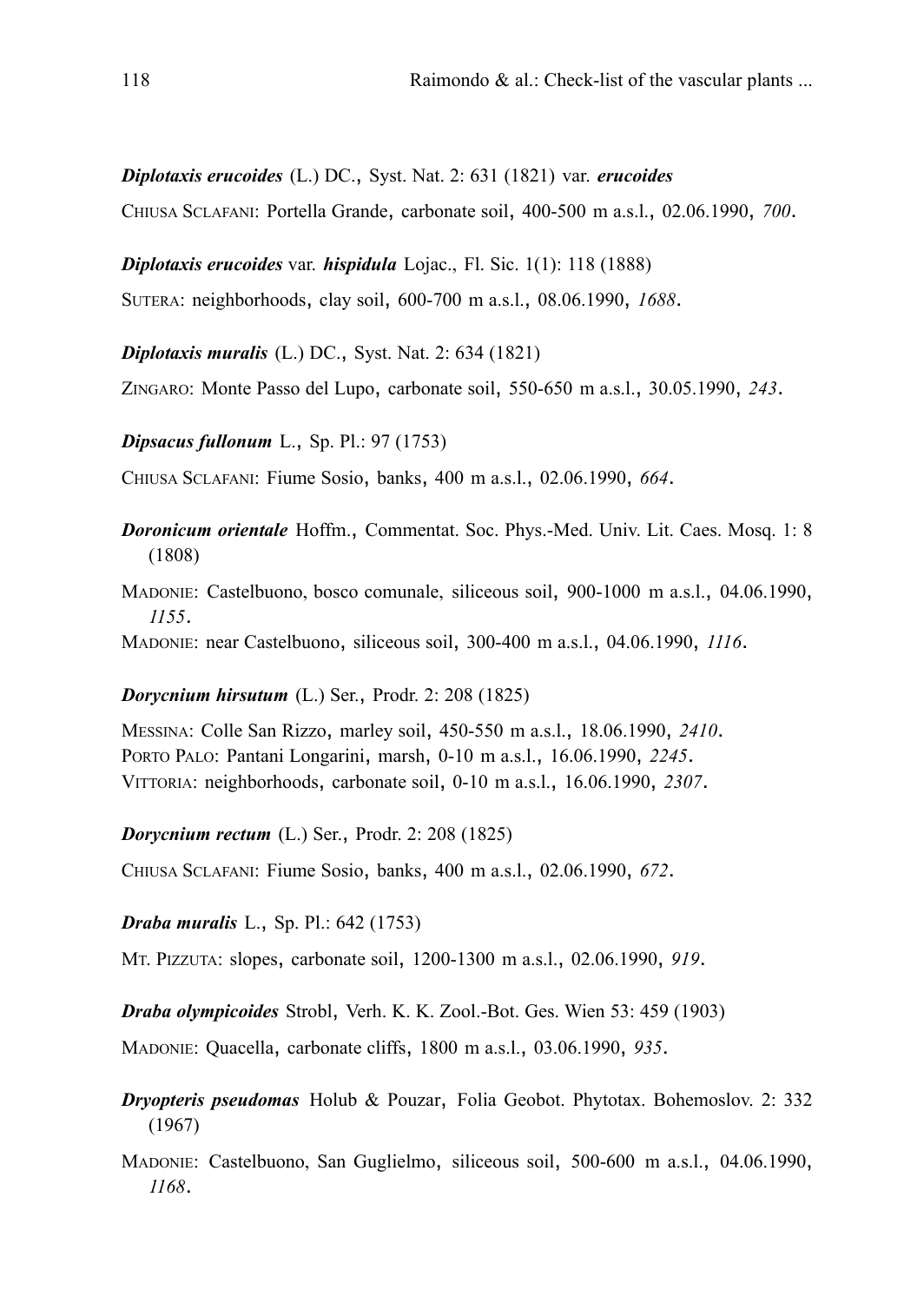***Diplotaxis erucoides*** (L.) DC., Syst. Nat. 2: 631 (1821) var. ***erucoides***

CHIUSA SCLAFANI: Portella Grande, carbonate soil, 400-500 m a.s.l., 02.06.1990, *700*.

***Diplotaxis erucoides*** var. ***hispidula*** Lojac., Fl. Sic. 1(1): 118 (1888)

SUTERA: neighborhoods, clay soil, 600-700 m a.s.l., 08.06.1990, *1688*.

***Diplotaxis muralis*** (L.) DC., Syst. Nat. 2: 634 (1821)

ZINGARO: Monte Passo del Lupo, carbonate soil, 550-650 m a.s.l., 30.05.1990, *243*.

***Dipsacus fullonum*** L., Sp. Pl.: 97 (1753)

CHIUSA SCLAFANI: Fiume Sosio, banks, 400 m a.s.l., 02.06.1990, *664*.

***Doronicum orientale*** Hoffm., Commentat. Soc. Phys.-Med. Univ. Lit. Caes. Mosq. 1: 8 (1808)

MADONIE: Castelbuono, bosco comunale, siliceous soil, 900-1000 m a.s.l., 04.06.1990, *1155*.
MADONIE: near Castelbuono, siliceous soil, 300-400 m a.s.l., 04.06.1990, *1116*.

***Dorycnium hirsutum*** (L.) Ser., Prodr. 2: 208 (1825)

MESSINA: Colle San Rizzo, marley soil, 450-550 m a.s.l., 18.06.1990, *2410*.
PORTO PALO: Pantani Longarini, marsh, 0-10 m a.s.l., 16.06.1990, *2245*.
VITTORIA: neighborhoods, carbonate soil, 0-10 m a.s.l., 16.06.1990, *2307*.

***Dorycnium rectum*** (L.) Ser., Prodr. 2: 208 (1825)

CHIUSA SCLAFANI: Fiume Sosio, banks, 400 m a.s.l., 02.06.1990, *672*.

***Draba muralis*** L., Sp. Pl.: 642 (1753)

MT. PIZZUTA: slopes, carbonate soil, 1200-1300 m a.s.l., 02.06.1990, *919*.

***Draba olympicoides*** Strobl, Verh. K. K. Zool.-Bot. Ges. Wien 53: 459 (1903)

MADONIE: Quacella, carbonate cliffs, 1800 m a.s.l., 03.06.1990, *935*.

***Dryopteris pseudomas*** Holub & Pouzar, Folia Geobot. Phytotax. Bohemoslov. 2: 332 (1967)

MADONIE: Castelbuono, San Guglielmo, siliceous soil, 500-600 m a.s.l., 04.06.1990, *1168*.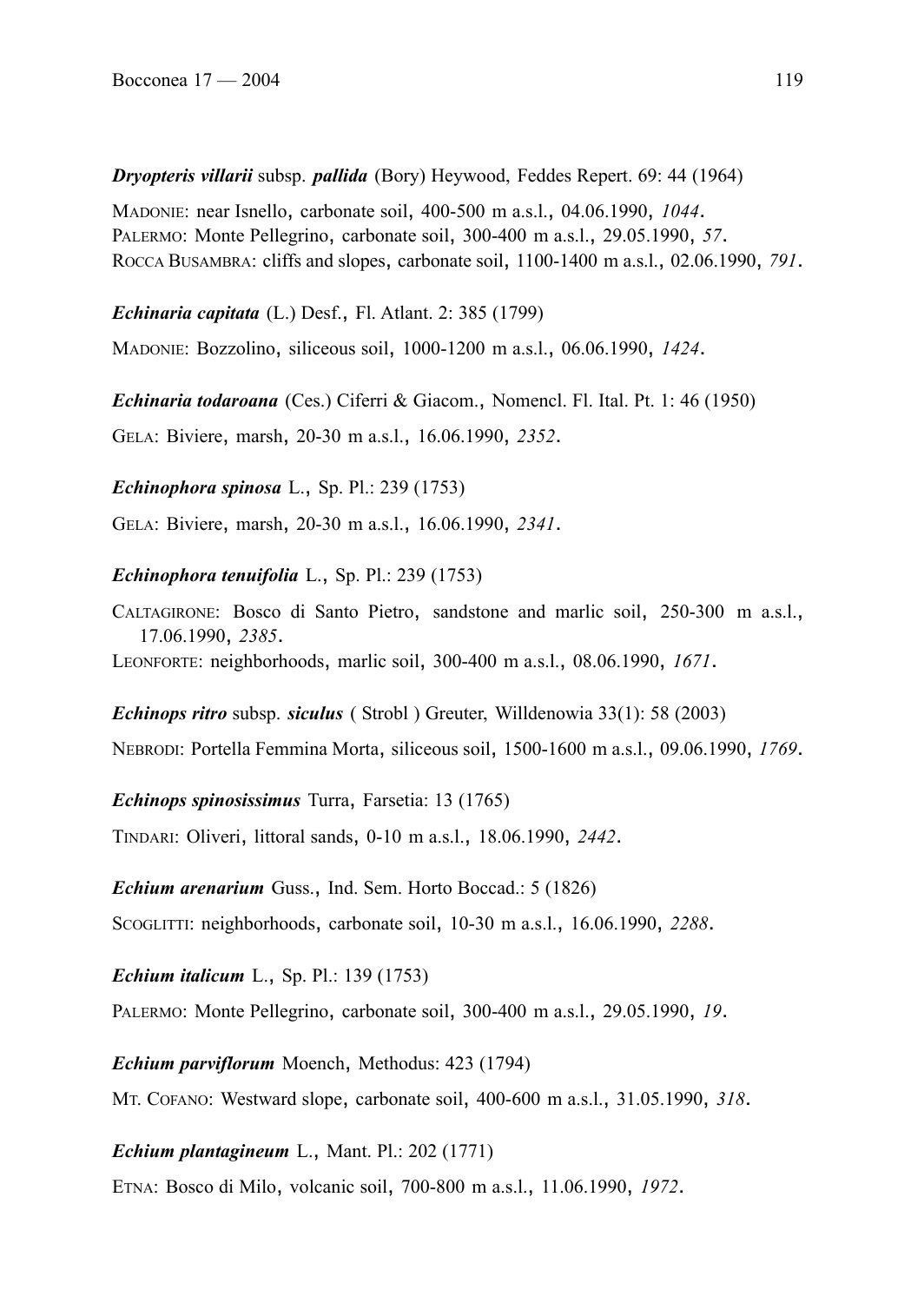***Dryopteris villarii*** subsp. ***pallida*** (Bory) Heywood, Feddes Repert. 69: 44 (1964)

MADONIE: near Isnello, carbonate soil, 400-500 m a.s.l., 04.06.1990, *1044*.
PALERMO: Monte Pellegrino, carbonate soil, 300-400 m a.s.l., 29.05.1990, *57*.
ROCCA BUSAMBRA: cliffs and slopes, carbonate soil, 1100-1400 m a.s.l., 02.06.1990, *791*.

***Echinaria capitata*** (L.) Desf., Fl. Atlant. 2: 385 (1799)

MADONIE: Bozzolino, siliceous soil, 1000-1200 m a.s.l., 06.06.1990, *1424*.

***Echinaria todaroana*** (Ces.) Ciferri & Giacom., Nomencl. Fl. Ital. Pt. 1: 46 (1950)

GELA: Biviere, marsh, 20-30 m a.s.l., 16.06.1990, *2352*.

***Echinophora spinosa*** L., Sp. Pl.: 239 (1753)

GELA: Biviere, marsh, 20-30 m a.s.l., 16.06.1990, *2341*.

***Echinophora tenuifolia*** L., Sp. Pl.: 239 (1753)

CALTAGIRONE: Bosco di Santo Pietro, sandstone and marlic soil, 250-300 m a.s.l., 17.06.1990, *2385*.
LEONFORTE: neighborhoods, marlic soil, 300-400 m a.s.l., 08.06.1990, *1671*.

***Echinops ritro*** subsp. ***siculus*** ( Strobl ) Greuter, Willdenowia 33(1): 58 (2003)

NEBRODI: Portella Femmina Morta, siliceous soil, 1500-1600 m a.s.l., 09.06.1990, *1769*.

***Echinops spinosissimus*** Turra, Farsetia: 13 (1765)

TINDARI: Oliveri, littoral sands, 0-10 m a.s.l., 18.06.1990, *2442*.

***Echium arenarium*** Guss., Ind. Sem. Horto Boccad.: 5 (1826)

SCOGLITTI: neighborhoods, carbonate soil, 10-30 m a.s.l., 16.06.1990, *2288*.

***Echium italicum*** L., Sp. Pl.: 139 (1753)

PALERMO: Monte Pellegrino, carbonate soil, 300-400 m a.s.l., 29.05.1990, *19*.

***Echium parviflorum*** Moench, Methodus: 423 (1794)

MT. COFANO: Westward slope, carbonate soil, 400-600 m a.s.l., 31.05.1990, *318*.

***Echium plantagineum*** L., Mant. Pl.: 202 (1771)

ETNA: Bosco di Milo, volcanic soil, 700-800 m a.s.l., 11.06.1990, *1972*.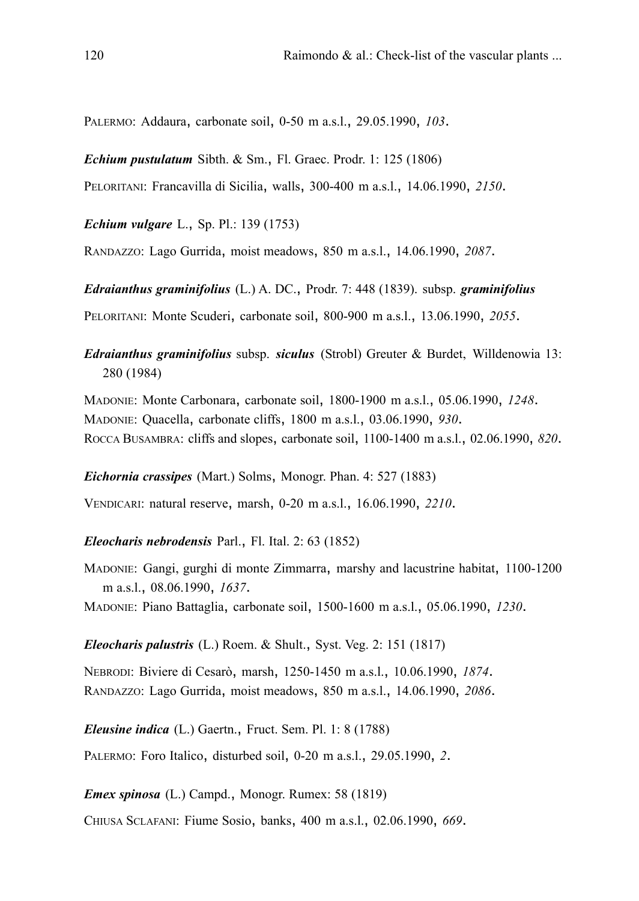PALERMO: Addaura, carbonate soil, 0-50 m a.s.l., 29.05.1990, *103*.

***Echium pustulatum*** Sibth. & Sm., Fl. Graec. Prodr. 1: 125 (1806)

PELORITANI: Francavilla di Sicilia, walls, 300-400 m a.s.l., 14.06.1990, *2150*.

***Echium vulgare*** L., Sp. Pl.: 139 (1753)

RANDAZZO: Lago Gurrida, moist meadows, 850 m a.s.l., 14.06.1990, *2087*.

***Edraianthus graminifolius*** (L.) A. DC., Prodr. 7: 448 (1839). subsp. ***graminifolius***

PELORITANI: Monte Scuderi, carbonate soil, 800-900 m a.s.l., 13.06.1990, *2055*.

***Edraianthus graminifolius*** subsp. ***siculus*** (Strobl) Greuter & Burdet, Willdenowia 13: 280 (1984)

MADONIE: Monte Carbonara, carbonate soil, 1800-1900 m a.s.l., 05.06.1990, *1248*.
MADONIE: Quacella, carbonate cliffs, 1800 m a.s.l., 03.06.1990, *930*.
ROCCA BUSAMBRA: cliffs and slopes, carbonate soil, 1100-1400 m a.s.l., 02.06.1990, *820*.

***Eichornia crassipes*** (Mart.) Solms, Monogr. Phan. 4: 527 (1883)

VENDICARI: natural reserve, marsh, 0-20 m a.s.l., 16.06.1990, *2210*.

***Eleocharis nebrodensis*** Parl., Fl. Ital. 2: 63 (1852)

MADONIE: Gangi, gurghi di monte Zimmarra, marshy and lacustrine habitat, 1100-1200 m a.s.l., 08.06.1990, *1637*.
MADONIE: Piano Battaglia, carbonate soil, 1500-1600 m a.s.l., 05.06.1990, *1230*.

***Eleocharis palustris*** (L.) Roem. & Shult., Syst. Veg. 2: 151 (1817)

NEBRODI: Biviere di Cesarò, marsh, 1250-1450 m a.s.l., 10.06.1990, *1874*.
RANDAZZO: Lago Gurrida, moist meadows, 850 m a.s.l., 14.06.1990, *2086*.

***Eleusine indica*** (L.) Gaertn., Fruct. Sem. Pl. 1: 8 (1788)

PALERMO: Foro Italico, disturbed soil, 0-20 m a.s.l., 29.05.1990, *2*.

***Emex spinosa*** (L.) Campd., Monogr. Rumex: 58 (1819)

CHIUSA SCLAFANI: Fiume Sosio, banks, 400 m a.s.l., 02.06.1990, *669*.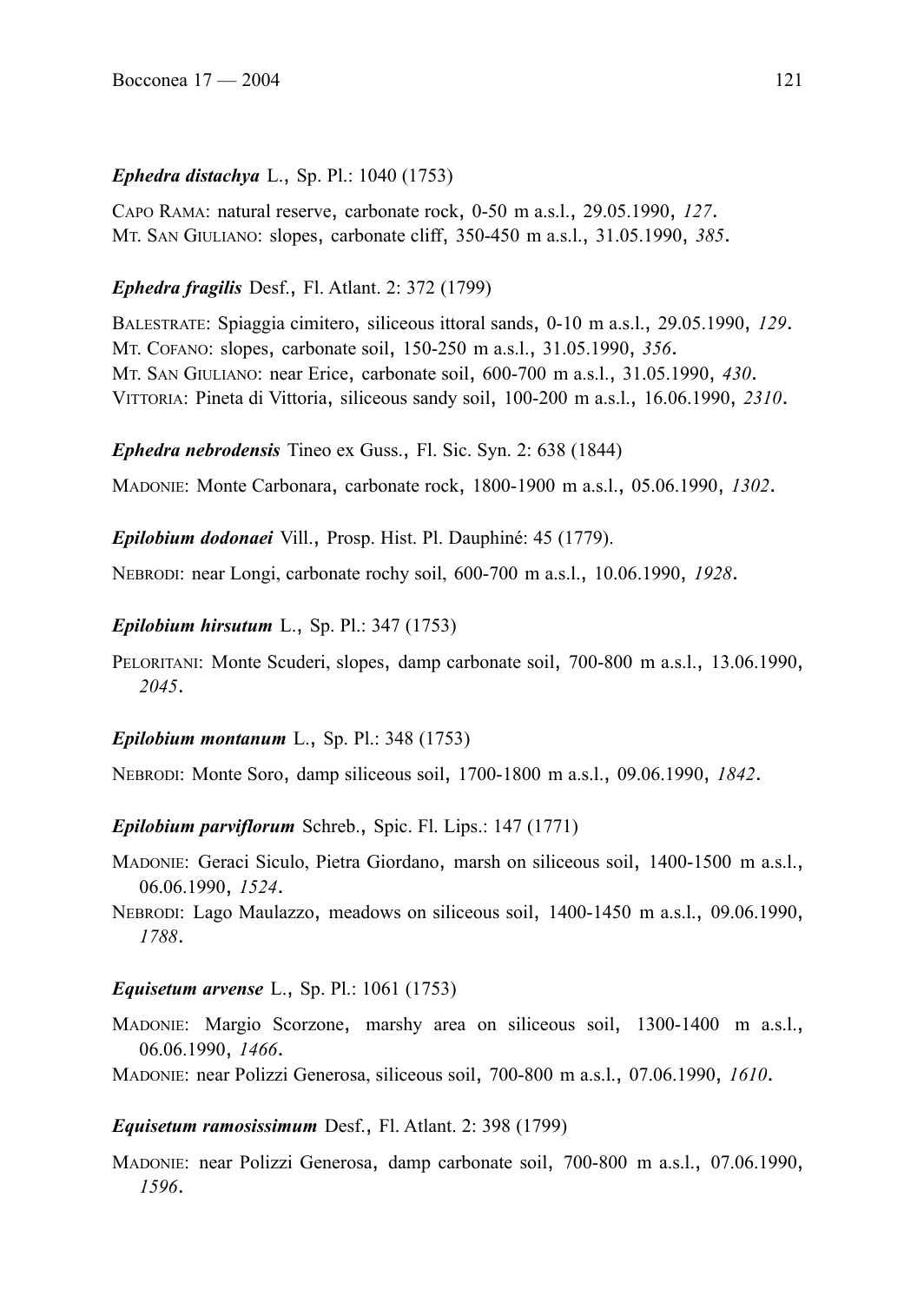***Ephedra distachya*** L., Sp. Pl.: 1040 (1753)

CAPO RAMA: natural reserve, carbonate rock, 0-50 m a.s.l., 29.05.1990, *127*.
MT. SAN GIULIANO: slopes, carbonate cliff, 350-450 m a.s.l., 31.05.1990, *385*.

***Ephedra fragilis*** Desf., Fl. Atlant. 2: 372 (1799)

BALESTRATE: Spiaggia cimitero, siliceous ittoral sands, 0-10 m a.s.l., 29.05.1990, *129*.
MT. COFANO: slopes, carbonate soil, 150-250 m a.s.l., 31.05.1990, *356*.
MT. SAN GIULIANO: near Erice, carbonate soil, 600-700 m a.s.l., 31.05.1990, *430*.
VITTORIA: Pineta di Vittoria, siliceous sandy soil, 100-200 m a.s.l., 16.06.1990, *2310*.

***Ephedra nebrodensis*** Tineo ex Guss., Fl. Sic. Syn. 2: 638 (1844)

MADONIE: Monte Carbonara, carbonate rock, 1800-1900 m a.s.l., 05.06.1990, *1302*.

***Epilobium dodonaei*** Vill., Prosp. Hist. Pl. Dauphiné: 45 (1779).

NEBRODI: near Longi, carbonate rochy soil, 600-700 m a.s.l., 10.06.1990, *1928*.

***Epilobium hirsutum*** L., Sp. Pl.: 347 (1753)

PELORITANI: Monte Scuderi, slopes, damp carbonate soil, 700-800 m a.s.l., 13.06.1990, *2045*.

***Epilobium montanum*** L., Sp. Pl.: 348 (1753)

NEBRODI: Monte Soro, damp siliceous soil, 1700-1800 m a.s.l., 09.06.1990, *1842*.

***Epilobium parviflorum*** Schreb., Spic. Fl. Lips.: 147 (1771)

MADONIE: Geraci Siculo, Pietra Giordano, marsh on siliceous soil, 1400-1500 m a.s.l., 06.06.1990, *1524*.
NEBRODI: Lago Maulazzo, meadows on siliceous soil, 1400-1450 m a.s.l., 09.06.1990, *1788*.

***Equisetum arvense*** L., Sp. Pl.: 1061 (1753)

MADONIE: Margio Scorzone, marshy area on siliceous soil, 1300-1400 m a.s.l., 06.06.1990, *1466*.
MADONIE: near Polizzi Generosa, siliceous soil, 700-800 m a.s.l., 07.06.1990, *1610*.

***Equisetum ramosissimum*** Desf., Fl. Atlant. 2: 398 (1799)

MADONIE: near Polizzi Generosa, damp carbonate soil, 700-800 m a.s.l., 07.06.1990, *1596*.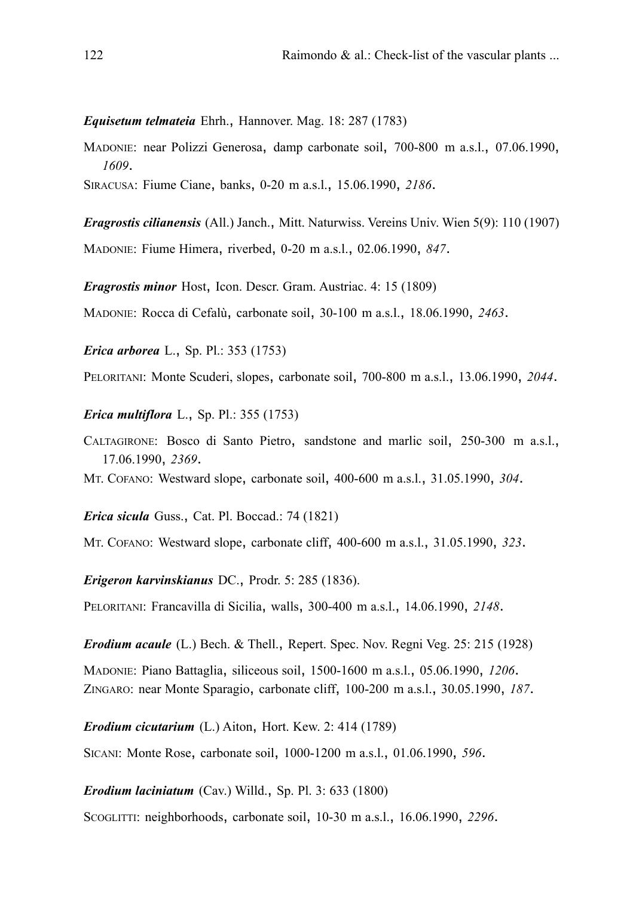***Equisetum telmateia*** Ehrh., Hannover. Mag. 18: 287 (1783)

MADONIE: near Polizzi Generosa, damp carbonate soil, 700-800 m a.s.l., 07.06.1990, *1609*.
SIRACUSA: Fiume Ciane, banks, 0-20 m a.s.l., 15.06.1990, *2186*.

***Eragrostis cilianensis*** (All.) Janch., Mitt. Naturwiss. Vereins Univ. Wien 5(9): 110 (1907)

MADONIE: Fiume Himera, riverbed, 0-20 m a.s.l., 02.06.1990, *847*.

***Eragrostis minor*** Host, Icon. Descr. Gram. Austriac. 4: 15 (1809)

MADONIE: Rocca di Cefalù, carbonate soil, 30-100 m a.s.l., 18.06.1990, *2463*.

***Erica arborea*** L., Sp. Pl.: 353 (1753)

PELORITANI: Monte Scuderi, slopes, carbonate soil, 700-800 m a.s.l., 13.06.1990, *2044*.

***Erica multiflora*** L., Sp. Pl.: 355 (1753)

CALTAGIRONE: Bosco di Santo Pietro, sandstone and marlic soil, 250-300 m a.s.l., 17.06.1990, *2369*.
MT. COFANO: Westward slope, carbonate soil, 400-600 m a.s.l., 31.05.1990, *304*.

***Erica sicula*** Guss., Cat. Pl. Boccad.: 74 (1821)

MT. COFANO: Westward slope, carbonate cliff, 400-600 m a.s.l., 31.05.1990, *323*.

***Erigeron karvinskianus*** DC., Prodr. 5: 285 (1836).

PELORITANI: Francavilla di Sicilia, walls, 300-400 m a.s.l., 14.06.1990, *2148*.

***Erodium acaule*** (L.) Bech. & Thell., Repert. Spec. Nov. Regni Veg. 25: 215 (1928)

MADONIE: Piano Battaglia, siliceous soil, 1500-1600 m a.s.l., 05.06.1990, *1206*.
ZINGARO: near Monte Sparagio, carbonate cliff, 100-200 m a.s.l., 30.05.1990, *187*.

***Erodium cicutarium*** (L.) Aiton, Hort. Kew. 2: 414 (1789)

SICANI: Monte Rose, carbonate soil, 1000-1200 m a.s.l., 01.06.1990, *596*.

***Erodium laciniatum*** (Cav.) Willd., Sp. Pl. 3: 633 (1800)

SCOGLITTI: neighborhoods, carbonate soil, 10-30 m a.s.l., 16.06.1990, *2296*.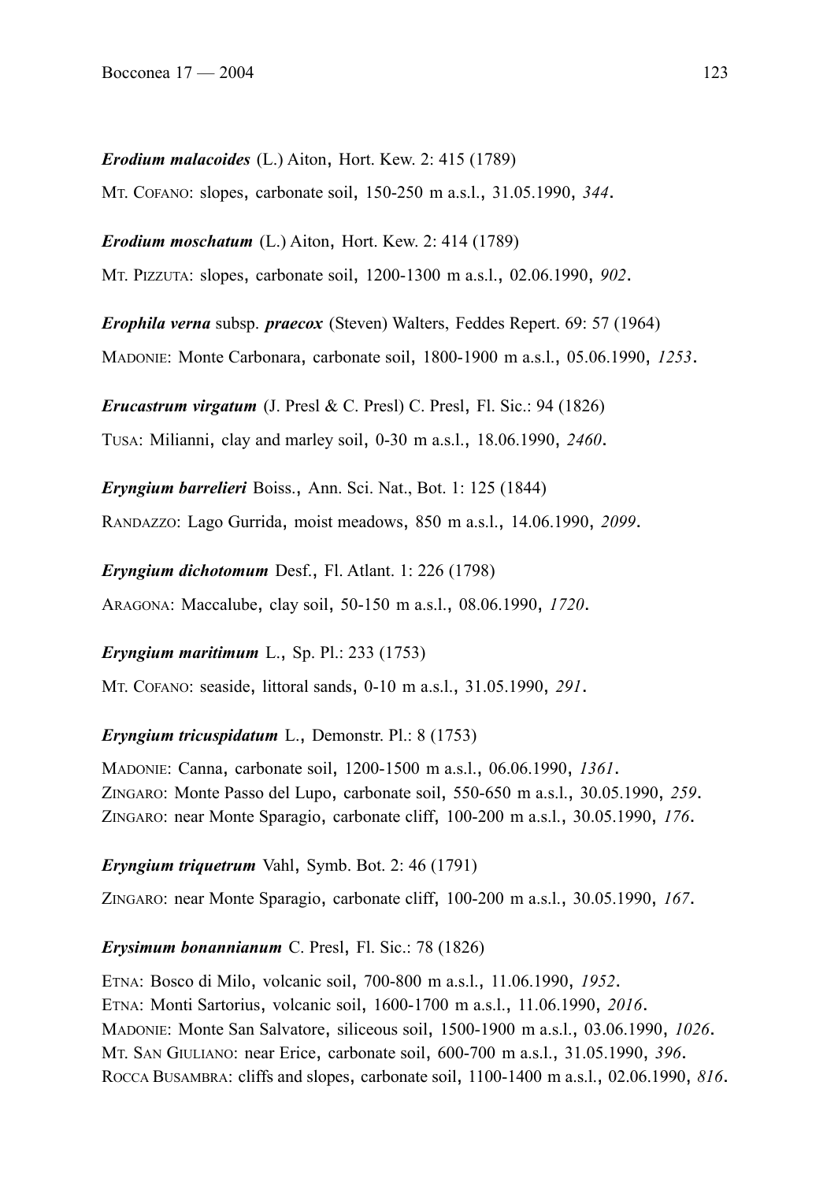***Erodium malacoides*** (L.) Aiton, Hort. Kew. 2: 415 (1789)

MT. COFANO: slopes, carbonate soil, 150-250 m a.s.l., 31.05.1990, *344*.

***Erodium moschatum*** (L.) Aiton, Hort. Kew. 2: 414 (1789)

MT. PIZZUTA: slopes, carbonate soil, 1200-1300 m a.s.l., 02.06.1990, *902*.

***Erophila verna*** subsp. ***praecox*** (Steven) Walters, Feddes Repert. 69: 57 (1964)

MADONIE: Monte Carbonara, carbonate soil, 1800-1900 m a.s.l., 05.06.1990, *1253*.

***Erucastrum virgatum*** (J. Presl & C. Presl) C. Presl, Fl. Sic.: 94 (1826)

TUSA: Milianni, clay and marley soil, 0-30 m a.s.l., 18.06.1990, *2460*.

***Eryngium barrelieri*** Boiss., Ann. Sci. Nat., Bot. 1: 125 (1844)

RANDAZZO: Lago Gurrida, moist meadows, 850 m a.s.l., 14.06.1990, *2099*.

***Eryngium dichotomum*** Desf., Fl. Atlant. 1: 226 (1798)

ARAGONA: Maccalube, clay soil, 50-150 m a.s.l., 08.06.1990, *1720*.

***Eryngium maritimum*** L., Sp. Pl.: 233 (1753)

MT. COFANO: seaside, littoral sands, 0-10 m a.s.l., 31.05.1990, *291*.

***Eryngium tricuspidatum*** L., Demonstr. Pl.: 8 (1753)

MADONIE: Canna, carbonate soil, 1200-1500 m a.s.l., 06.06.1990, *1361*.
ZINGARO: Monte Passo del Lupo, carbonate soil, 550-650 m a.s.l., 30.05.1990, *259*.
ZINGARO: near Monte Sparagio, carbonate cliff, 100-200 m a.s.l., 30.05.1990, *176*.

***Eryngium triquetrum*** Vahl, Symb. Bot. 2: 46 (1791)

ZINGARO: near Monte Sparagio, carbonate cliff, 100-200 m a.s.l., 30.05.1990, *167*.

***Erysimum bonannianum*** C. Presl, Fl. Sic.: 78 (1826)

ETNA: Bosco di Milo, volcanic soil, 700-800 m a.s.l., 11.06.1990, *1952*.
ETNA: Monti Sartorius, volcanic soil, 1600-1700 m a.s.l., 11.06.1990, *2016*.
MADONIE: Monte San Salvatore, siliceous soil, 1500-1900 m a.s.l., 03.06.1990, *1026*.
MT. SAN GIULIANO: near Erice, carbonate soil, 600-700 m a.s.l., 31.05.1990, *396*.
ROCCA BUSAMBRA: cliffs and slopes, carbonate soil, 1100-1400 m a.s.l., 02.06.1990, *816*.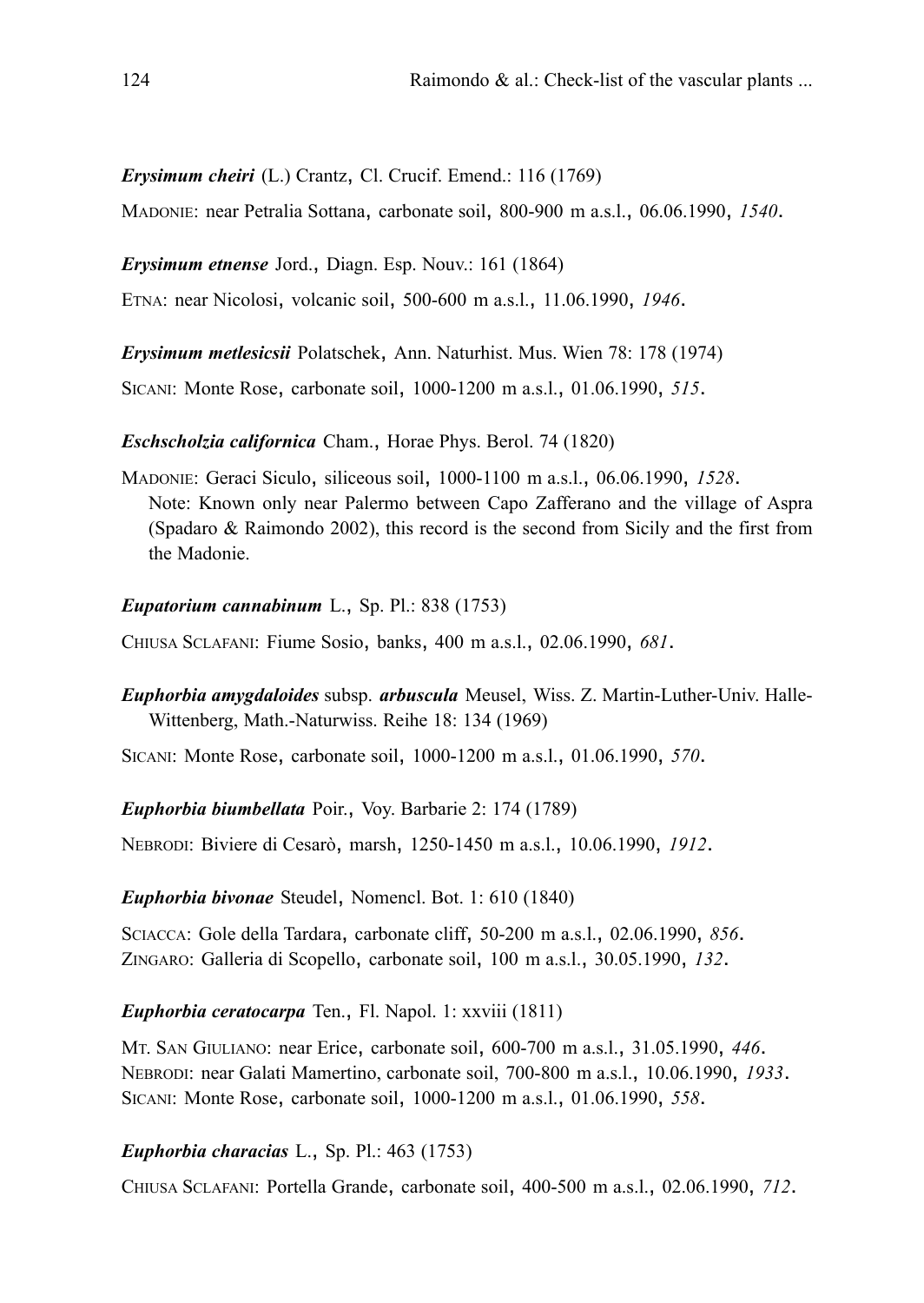***Erysimum cheiri*** (L.) Crantz, Cl. Crucif. Emend.: 116 (1769)

MADONIE: near Petralia Sottana, carbonate soil, 800-900 m a.s.l., 06.06.1990, *1540*.

***Erysimum etnense*** Jord., Diagn. Esp. Nouv.: 161 (1864)

ETNA: near Nicolosi, volcanic soil, 500-600 m a.s.l., 11.06.1990, *1946*.

***Erysimum metlesicsii*** Polatschek, Ann. Naturhist. Mus. Wien 78: 178 (1974)

SICANI: Monte Rose, carbonate soil, 1000-1200 m a.s.l., 01.06.1990, *515*.

***Eschscholzia californica*** Cham., Horae Phys. Berol. 74 (1820)

MADONIE: Geraci Siculo, siliceous soil, 1000-1100 m a.s.l., 06.06.1990, *1528*.
Note: Known only near Palermo between Capo Zafferano and the village of Aspra (Spadaro & Raimondo 2002), this record is the second from Sicily and the first from the Madonie.

***Eupatorium cannabinum*** L., Sp. Pl.: 838 (1753)

CHIUSA SCLAFANI: Fiume Sosio, banks, 400 m a.s.l., 02.06.1990, *681*.

***Euphorbia amygdaloides*** subsp. ***arbuscula*** Meusel, Wiss. Z. Martin-Luther-Univ. Halle-Wittenberg, Math.-Naturwiss. Reihe 18: 134 (1969)

SICANI: Monte Rose, carbonate soil, 1000-1200 m a.s.l., 01.06.1990, *570*.

***Euphorbia biumbellata*** Poir., Voy. Barbarie 2: 174 (1789)

NEBRODI: Biviere di Cesarò, marsh, 1250-1450 m a.s.l., 10.06.1990, *1912*.

***Euphorbia bivonae*** Steudel, Nomencl. Bot. 1: 610 (1840)

SCIACCA: Gole della Tardara, carbonate cliff, 50-200 m a.s.l., 02.06.1990, *856*.
ZINGARO: Galleria di Scopello, carbonate soil, 100 m a.s.l., 30.05.1990, *132*.

***Euphorbia ceratocarpa*** Ten., Fl. Napol. 1: xxviii (1811)

MT. SAN GIULIANO: near Erice, carbonate soil, 600-700 m a.s.l., 31.05.1990, *446*.
NEBRODI: near Galati Mamertino, carbonate soil, 700-800 m a.s.l., 10.06.1990, *1933*.
SICANI: Monte Rose, carbonate soil, 1000-1200 m a.s.l., 01.06.1990, *558*.

***Euphorbia characias*** L., Sp. Pl.: 463 (1753)

CHIUSA SCLAFANI: Portella Grande, carbonate soil, 400-500 m a.s.l., 02.06.1990, *712*.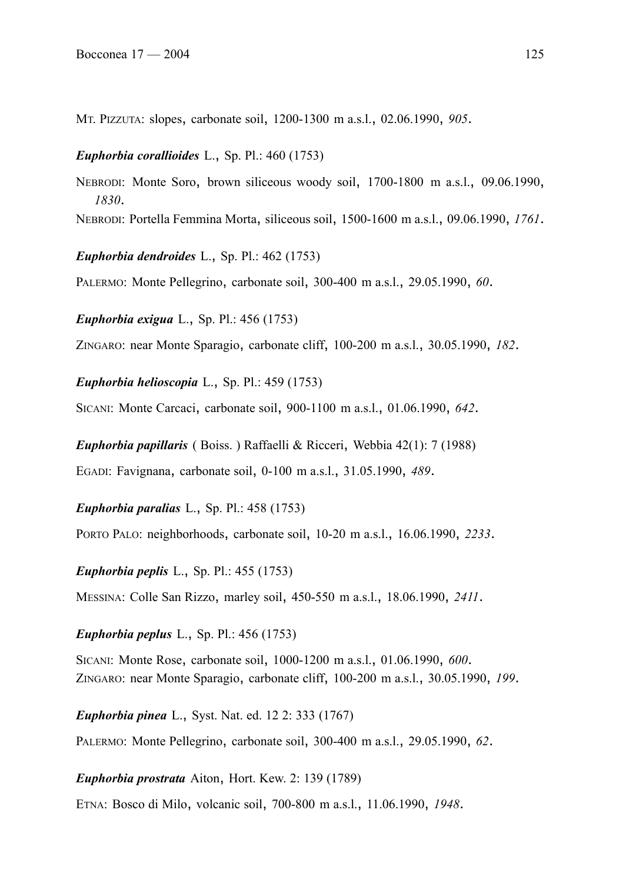MT. PIZZUTA: slopes, carbonate soil, 1200-1300 m a.s.l., 02.06.1990, *905*.

***Euphorbia corallioides*** L., Sp. Pl.: 460 (1753)

NEBRODI: Monte Soro, brown siliceous woody soil, 1700-1800 m a.s.l., 09.06.1990, *1830*.
NEBRODI: Portella Femmina Morta, siliceous soil, 1500-1600 m a.s.l., 09.06.1990, *1761*.

***Euphorbia dendroides*** L., Sp. Pl.: 462 (1753)

PALERMO: Monte Pellegrino, carbonate soil, 300-400 m a.s.l., 29.05.1990, *60*.

***Euphorbia exigua*** L., Sp. Pl.: 456 (1753)

ZINGARO: near Monte Sparagio, carbonate cliff, 100-200 m a.s.l., 30.05.1990, *182*.

***Euphorbia helioscopia*** L., Sp. Pl.: 459 (1753)

SICANI: Monte Carcaci, carbonate soil, 900-1100 m a.s.l., 01.06.1990, *642*.

***Euphorbia papillaris*** ( Boiss. ) Raffaelli & Ricceri, Webbia 42(1): 7 (1988)

EGADI: Favignana, carbonate soil, 0-100 m a.s.l., 31.05.1990, *489*.

***Euphorbia paralias*** L., Sp. Pl.: 458 (1753)

PORTO PALO: neighborhoods, carbonate soil, 10-20 m a.s.l., 16.06.1990, *2233*.

***Euphorbia peplis*** L., Sp. Pl.: 455 (1753)

MESSINA: Colle San Rizzo, marley soil, 450-550 m a.s.l., 18.06.1990, *2411*.

***Euphorbia peplus*** L., Sp. Pl.: 456 (1753)

SICANI: Monte Rose, carbonate soil, 1000-1200 m a.s.l., 01.06.1990, *600*.
ZINGARO: near Monte Sparagio, carbonate cliff, 100-200 m a.s.l., 30.05.1990, *199*.

***Euphorbia pinea*** L., Syst. Nat. ed. 12 2: 333 (1767)

PALERMO: Monte Pellegrino, carbonate soil, 300-400 m a.s.l., 29.05.1990, *62*.

***Euphorbia prostrata*** Aiton, Hort. Kew. 2: 139 (1789)

ETNA: Bosco di Milo, volcanic soil, 700-800 m a.s.l., 11.06.1990, *1948*.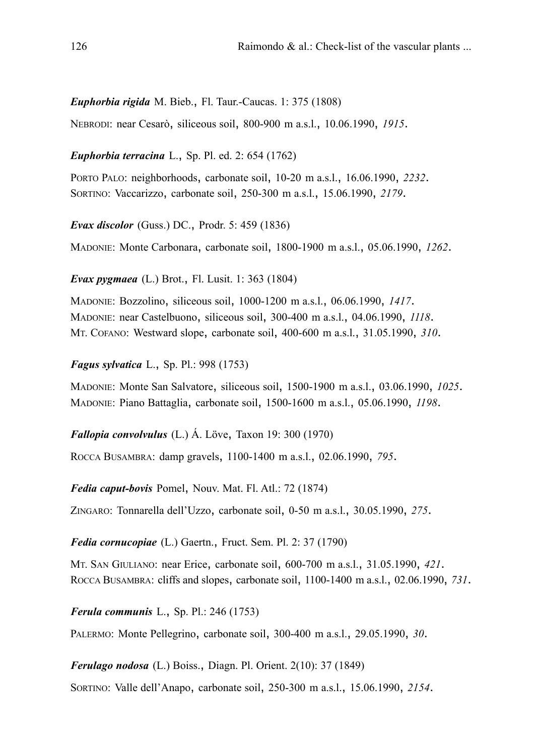***Euphorbia rigida*** M. Bieb., Fl. Taur.-Caucas. 1: 375 (1808)

NEBRODI: near Cesarò, siliceous soil, 800-900 m a.s.l., 10.06.1990, *1915*.

***Euphorbia terracina*** L., Sp. Pl. ed. 2: 654 (1762)

PORTO PALO: neighborhoods, carbonate soil, 10-20 m a.s.l., 16.06.1990, *2232*.
SORTINO: Vaccarizzo, carbonate soil, 250-300 m a.s.l., 15.06.1990, *2179*.

***Evax discolor*** (Guss.) DC., Prodr. 5: 459 (1836)

MADONIE: Monte Carbonara, carbonate soil, 1800-1900 m a.s.l., 05.06.1990, *1262*.

***Evax pygmaea*** (L.) Brot., Fl. Lusit. 1: 363 (1804)

MADONIE: Bozzolino, siliceous soil, 1000-1200 m a.s.l., 06.06.1990, *1417*.
MADONIE: near Castelbuono, siliceous soil, 300-400 m a.s.l., 04.06.1990, *1118*.
MT. COFANO: Westward slope, carbonate soil, 400-600 m a.s.l., 31.05.1990, *310*.

***Fagus sylvatica*** L., Sp. Pl.: 998 (1753)

MADONIE: Monte San Salvatore, siliceous soil, 1500-1900 m a.s.l., 03.06.1990, *1025*.
MADONIE: Piano Battaglia, carbonate soil, 1500-1600 m a.s.l., 05.06.1990, *1198*.

***Fallopia convolvulus*** (L.) Á. Löve, Taxon 19: 300 (1970)

ROCCA BUSAMBRA: damp gravels, 1100-1400 m a.s.l., 02.06.1990, *795*.

***Fedia caput-bovis*** Pomel, Nouv. Mat. Fl. Atl.: 72 (1874)

ZINGARO: Tonnarella dell'Uzzo, carbonate soil, 0-50 m a.s.l., 30.05.1990, *275*.

***Fedia cornucopiae*** (L.) Gaertn., Fruct. Sem. Pl. 2: 37 (1790)

MT. SAN GIULIANO: near Erice, carbonate soil, 600-700 m a.s.l., 31.05.1990, *421*.
ROCCA BUSAMBRA: cliffs and slopes, carbonate soil, 1100-1400 m a.s.l., 02.06.1990, *731*.

***Ferula communis*** L., Sp. Pl.: 246 (1753)

PALERMO: Monte Pellegrino, carbonate soil, 300-400 m a.s.l., 29.05.1990, *30*.

***Ferulago nodosa*** (L.) Boiss., Diagn. Pl. Orient. 2(10): 37 (1849)

SORTINO: Valle dell'Anapo, carbonate soil, 250-300 m a.s.l., 15.06.1990, *2154*.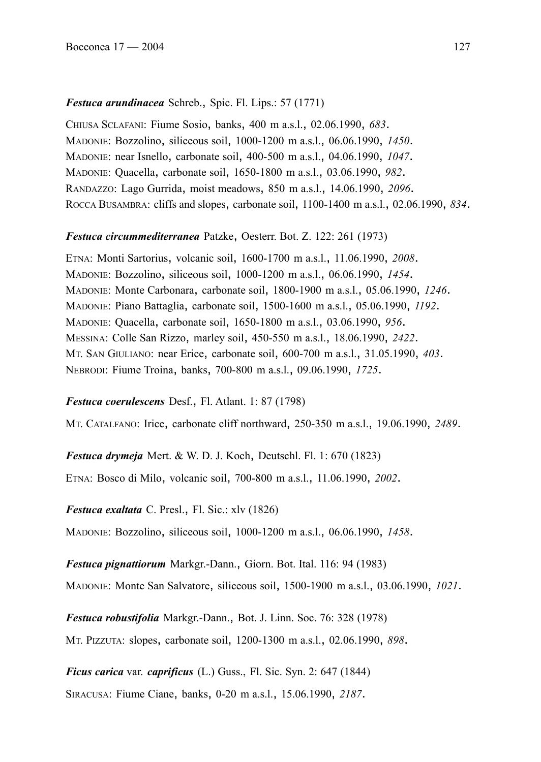***Festuca arundinacea*** Schreb., Spic. Fl. Lips.: 57 (1771)

CHIUSA SCLAFANI: Fiume Sosio, banks, 400 m a.s.l., 02.06.1990, *683*.
MADONIE: Bozzolino, siliceous soil, 1000-1200 m a.s.l., 06.06.1990, *1450*.
MADONIE: near Isnello, carbonate soil, 400-500 m a.s.l., 04.06.1990, *1047*.
MADONIE: Quacella, carbonate soil, 1650-1800 m a.s.l., 03.06.1990, *982*.
RANDAZZO: Lago Gurrida, moist meadows, 850 m a.s.l., 14.06.1990, *2096*.
ROCCA BUSAMBRA: cliffs and slopes, carbonate soil, 1100-1400 m a.s.l., 02.06.1990, *834*.

***Festuca circummediterranea*** Patzke, Oesterr. Bot. Z. 122: 261 (1973)

ETNA: Monti Sartorius, volcanic soil, 1600-1700 m a.s.l., 11.06.1990, *2008*.
MADONIE: Bozzolino, siliceous soil, 1000-1200 m a.s.l., 06.06.1990, *1454*.
MADONIE: Monte Carbonara, carbonate soil, 1800-1900 m a.s.l., 05.06.1990, *1246*.
MADONIE: Piano Battaglia, carbonate soil, 1500-1600 m a.s.l., 05.06.1990, *1192*.
MADONIE: Quacella, carbonate soil, 1650-1800 m a.s.l., 03.06.1990, *956*.
MESSINA: Colle San Rizzo, marley soil, 450-550 m a.s.l., 18.06.1990, *2422*.
MT. SAN GIULIANO: near Erice, carbonate soil, 600-700 m a.s.l., 31.05.1990, *403*.
NEBRODI: Fiume Troina, banks, 700-800 m a.s.l., 09.06.1990, *1725*.

***Festuca coerulescens*** Desf., Fl. Atlant. 1: 87 (1798)

MT. CATALFANO: Irice, carbonate cliff northward, 250-350 m a.s.l., 19.06.1990, *2489*.

***Festuca drymeja*** Mert. & W. D. J. Koch, Deutschl. Fl. 1: 670 (1823)

ETNA: Bosco di Milo, volcanic soil, 700-800 m a.s.l., 11.06.1990, *2002*.

***Festuca exaltata*** C. Presl., Fl. Sic.: xlv (1826)

MADONIE: Bozzolino, siliceous soil, 1000-1200 m a.s.l., 06.06.1990, *1458*.

***Festuca pignattiorum*** Markgr.-Dann., Giorn. Bot. Ital. 116: 94 (1983)

MADONIE: Monte San Salvatore, siliceous soil, 1500-1900 m a.s.l., 03.06.1990, *1021*.

***Festuca robustifolia*** Markgr.-Dann., Bot. J. Linn. Soc. 76: 328 (1978)

MT. PIZZUTA: slopes, carbonate soil, 1200-1300 m a.s.l., 02.06.1990, *898*.

***Ficus carica*** var. ***caprificus*** (L.) Guss., Fl. Sic. Syn. 2: 647 (1844)

SIRACUSA: Fiume Ciane, banks, 0-20 m a.s.l., 15.06.1990, *2187*.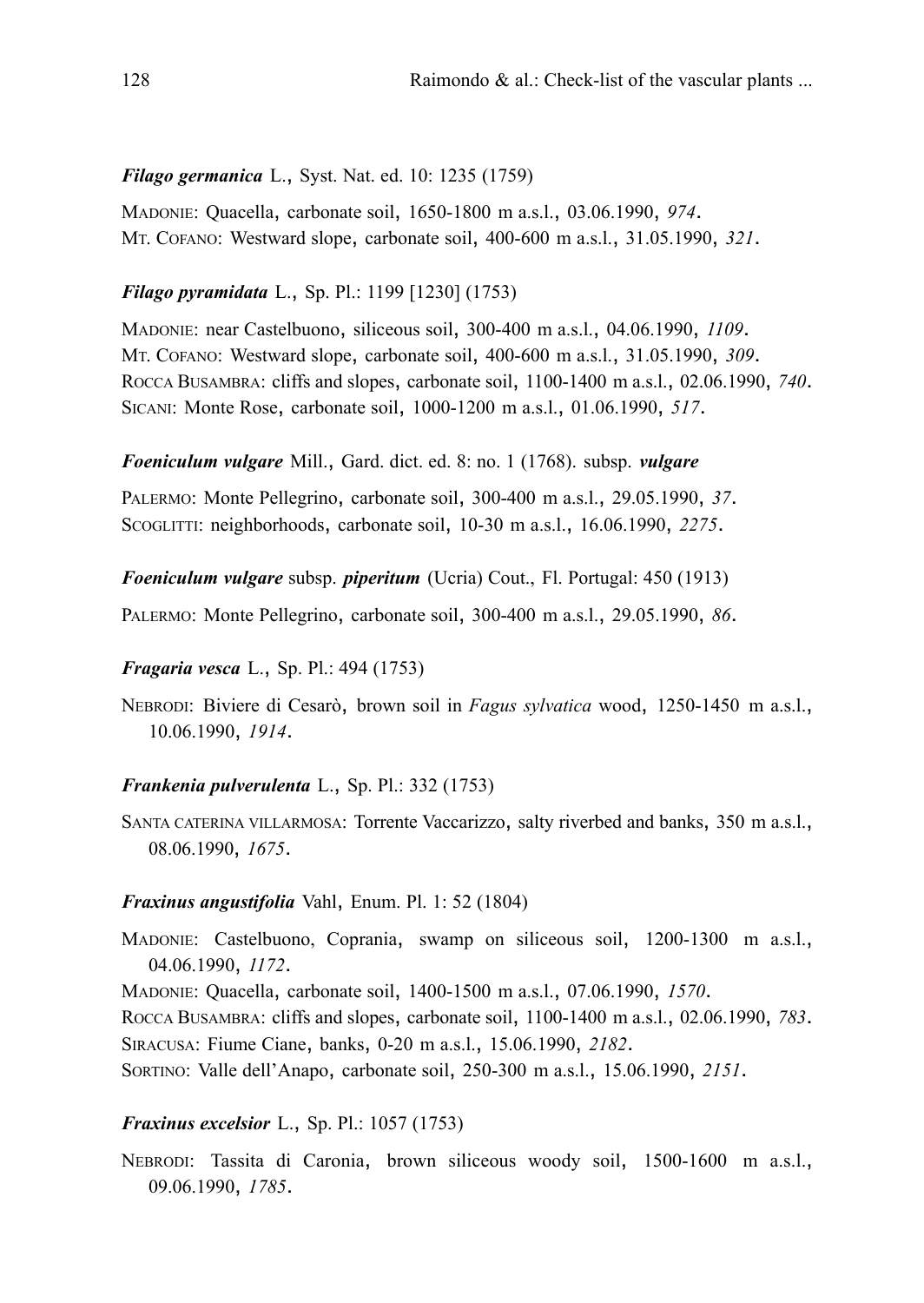***Filago germanica*** L., Syst. Nat. ed. 10: 1235 (1759)

MADONIE: Quacella, carbonate soil, 1650-1800 m a.s.l., 03.06.1990, *974*.
MT. COFANO: Westward slope, carbonate soil, 400-600 m a.s.l., 31.05.1990, *321*.

***Filago pyramidata*** L., Sp. Pl.: 1199 [1230] (1753)

MADONIE: near Castelbuono, siliceous soil, 300-400 m a.s.l., 04.06.1990, *1109*.
MT. COFANO: Westward slope, carbonate soil, 400-600 m a.s.l., 31.05.1990, *309*.
ROCCA BUSAMBRA: cliffs and slopes, carbonate soil, 1100-1400 m a.s.l., 02.06.1990, *740*.
SICANI: Monte Rose, carbonate soil, 1000-1200 m a.s.l., 01.06.1990, *517*.

***Foeniculum vulgare*** Mill., Gard. dict. ed. 8: no. 1 (1768). subsp. ***vulgare***

PALERMO: Monte Pellegrino, carbonate soil, 300-400 m a.s.l., 29.05.1990, *37*.
SCOGLITTI: neighborhoods, carbonate soil, 10-30 m a.s.l., 16.06.1990, *2275*.

***Foeniculum vulgare*** subsp. ***piperitum*** (Ucria) Cout., Fl. Portugal: 450 (1913)

PALERMO: Monte Pellegrino, carbonate soil, 300-400 m a.s.l., 29.05.1990, *86*.

***Fragaria vesca*** L., Sp. Pl.: 494 (1753)

NEBRODI: Biviere di Cesarò, brown soil in *Fagus sylvatica* wood, 1250-1450 m a.s.l., 10.06.1990, *1914*.

***Frankenia pulverulenta*** L., Sp. Pl.: 332 (1753)

SANTA CATERINA VILLARMOSA: Torrente Vaccarizzo, salty riverbed and banks, 350 m a.s.l., 08.06.1990, *1675*.

***Fraxinus angustifolia*** Vahl, Enum. Pl. 1: 52 (1804)

MADONIE: Castelbuono, Coprania, swamp on siliceous soil, 1200-1300 m a.s.l., 04.06.1990, *1172*.
MADONIE: Quacella, carbonate soil, 1400-1500 m a.s.l., 07.06.1990, *1570*.
ROCCA BUSAMBRA: cliffs and slopes, carbonate soil, 1100-1400 m a.s.l., 02.06.1990, *783*.
SIRACUSA: Fiume Ciane, banks, 0-20 m a.s.l., 15.06.1990, *2182*.
SORTINO: Valle dell'Anapo, carbonate soil, 250-300 m a.s.l., 15.06.1990, *2151*.

***Fraxinus excelsior*** L., Sp. Pl.: 1057 (1753)

NEBRODI: Tassita di Caronia, brown siliceous woody soil, 1500-1600 m a.s.l., 09.06.1990, *1785*.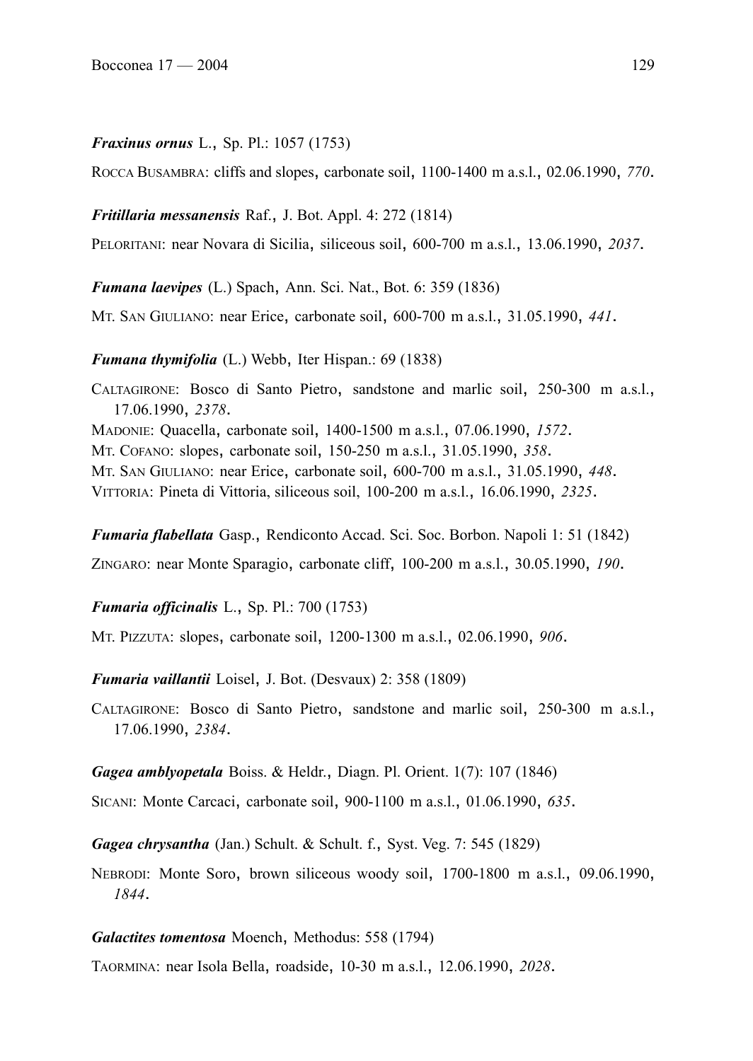***Fraxinus ornus*** L., Sp. Pl.: 1057 (1753)

ROCCA BUSAMBRA: cliffs and slopes, carbonate soil, 1100-1400 m a.s.l., 02.06.1990, *770*.

***Fritillaria messanensis*** Raf., J. Bot. Appl. 4: 272 (1814)

PELORITANI: near Novara di Sicilia, siliceous soil, 600-700 m a.s.l., 13.06.1990, *2037*.

***Fumana laevipes*** (L.) Spach, Ann. Sci. Nat., Bot. 6: 359 (1836)

MT. SAN GIULIANO: near Erice, carbonate soil, 600-700 m a.s.l., 31.05.1990, *441*.

***Fumana thymifolia*** (L.) Webb, Iter Hispan.: 69 (1838)

CALTAGIRONE: Bosco di Santo Pietro, sandstone and marlic soil, 250-300 m a.s.l., 17.06.1990, *2378*.
MADONIE: Quacella, carbonate soil, 1400-1500 m a.s.l., 07.06.1990, *1572*.
MT. COFANO: slopes, carbonate soil, 150-250 m a.s.l., 31.05.1990, *358*.
MT. SAN GIULIANO: near Erice, carbonate soil, 600-700 m a.s.l., 31.05.1990, *448*.
VITTORIA: Pineta di Vittoria, siliceous soil, 100-200 m a.s.l., 16.06.1990, *2325*.

***Fumaria flabellata*** Gasp., Rendiconto Accad. Sci. Soc. Borbon. Napoli 1: 51 (1842)

ZINGARO: near Monte Sparagio, carbonate cliff, 100-200 m a.s.l., 30.05.1990, *190*.

***Fumaria officinalis*** L., Sp. Pl.: 700 (1753)

MT. PIZZUTA: slopes, carbonate soil, 1200-1300 m a.s.l., 02.06.1990, *906*.

***Fumaria vaillantii*** Loisel, J. Bot. (Desvaux) 2: 358 (1809)

CALTAGIRONE: Bosco di Santo Pietro, sandstone and marlic soil, 250-300 m a.s.l., 17.06.1990, *2384*.

***Gagea amblyopetala*** Boiss. & Heldr., Diagn. Pl. Orient. 1(7): 107 (1846)

SICANI: Monte Carcaci, carbonate soil, 900-1100 m a.s.l., 01.06.1990, *635*.

***Gagea chrysantha*** (Jan.) Schult. & Schult. f., Syst. Veg. 7: 545 (1829)

NEBRODI: Monte Soro, brown siliceous woody soil, 1700-1800 m a.s.l., 09.06.1990, *1844*.

***Galactites tomentosa*** Moench, Methodus: 558 (1794)

TAORMINA: near Isola Bella, roadside, 10-30 m a.s.l., 12.06.1990, *2028*.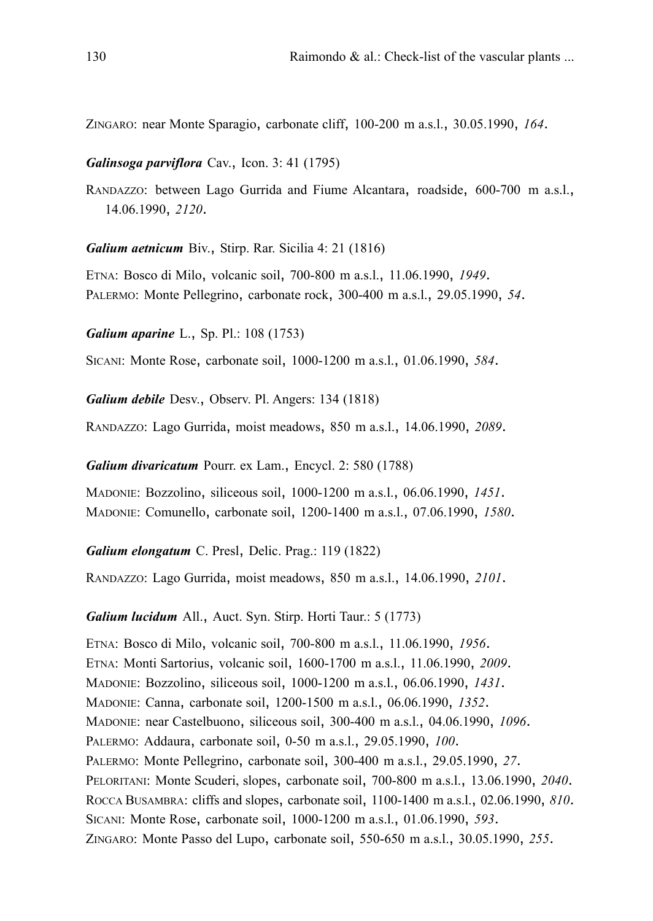ZINGARO: near Monte Sparagio, carbonate cliff, 100-200 m a.s.l., 30.05.1990, *164*.

***Galinsoga parviflora*** Cav., Icon. 3: 41 (1795)

RANDAZZO: between Lago Gurrida and Fiume Alcantara, roadside, 600-700 m a.s.l., 14.06.1990, *2120*.

***Galium aetnicum*** Biv., Stirp. Rar. Sicilia 4: 21 (1816)

ETNA: Bosco di Milo, volcanic soil, 700-800 m a.s.l., 11.06.1990, *1949*.
PALERMO: Monte Pellegrino, carbonate rock, 300-400 m a.s.l., 29.05.1990, *54*.

***Galium aparine*** L., Sp. Pl.: 108 (1753)

SICANI: Monte Rose, carbonate soil, 1000-1200 m a.s.l., 01.06.1990, *584*.

***Galium debile*** Desv., Observ. Pl. Angers: 134 (1818)

RANDAZZO: Lago Gurrida, moist meadows, 850 m a.s.l., 14.06.1990, *2089*.

***Galium divaricatum*** Pourr. ex Lam., Encycl. 2: 580 (1788)

MADONIE: Bozzolino, siliceous soil, 1000-1200 m a.s.l., 06.06.1990, *1451*.
MADONIE: Comunello, carbonate soil, 1200-1400 m a.s.l., 07.06.1990, *1580*.

***Galium elongatum*** C. Presl, Delic. Prag.: 119 (1822)

RANDAZZO: Lago Gurrida, moist meadows, 850 m a.s.l., 14.06.1990, *2101*.

***Galium lucidum*** All., Auct. Syn. Stirp. Horti Taur.: 5 (1773)

ETNA: Bosco di Milo, volcanic soil, 700-800 m a.s.l., 11.06.1990, *1956*.
ETNA: Monti Sartorius, volcanic soil, 1600-1700 m a.s.l., 11.06.1990, *2009*.
MADONIE: Bozzolino, siliceous soil, 1000-1200 m a.s.l., 06.06.1990, *1431*.
MADONIE: Canna, carbonate soil, 1200-1500 m a.s.l., 06.06.1990, *1352*.
MADONIE: near Castelbuono, siliceous soil, 300-400 m a.s.l., 04.06.1990, *1096*.
PALERMO: Addaura, carbonate soil, 0-50 m a.s.l., 29.05.1990, *100*.
PALERMO: Monte Pellegrino, carbonate soil, 300-400 m a.s.l., 29.05.1990, *27*.
PELORITANI: Monte Scuderi, slopes, carbonate soil, 700-800 m a.s.l., 13.06.1990, *2040*.
ROCCA BUSAMBRA: cliffs and slopes, carbonate soil, 1100-1400 m a.s.l., 02.06.1990, *810*.
SICANI: Monte Rose, carbonate soil, 1000-1200 m a.s.l., 01.06.1990, *593*.
ZINGARO: Monte Passo del Lupo, carbonate soil, 550-650 m a.s.l., 30.05.1990, *255*.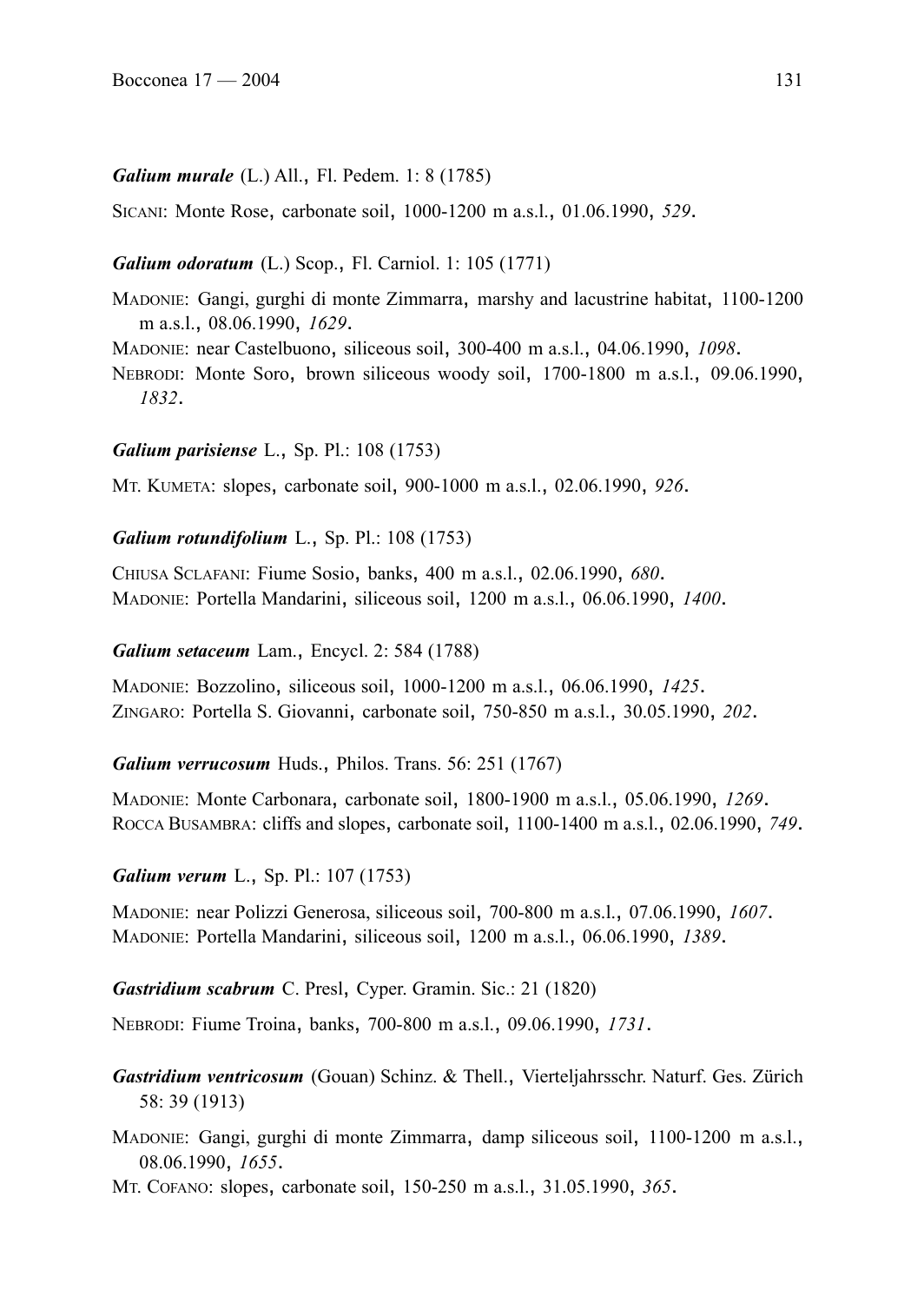***Galium murale*** (L.) All., Fl. Pedem. 1: 8 (1785)

SICANI: Monte Rose, carbonate soil, 1000-1200 m a.s.l., 01.06.1990, *529*.

***Galium odoratum*** (L.) Scop., Fl. Carniol. 1: 105 (1771)

MADONIE: Gangi, gurghi di monte Zimmarra, marshy and lacustrine habitat, 1100-1200 m a.s.l., 08.06.1990, *1629*.
MADONIE: near Castelbuono, siliceous soil, 300-400 m a.s.l., 04.06.1990, *1098*.
NEBRODI: Monte Soro, brown siliceous woody soil, 1700-1800 m a.s.l., 09.06.1990, *1832*.

***Galium parisiense*** L., Sp. Pl.: 108 (1753)

MT. KUMETA: slopes, carbonate soil, 900-1000 m a.s.l., 02.06.1990, *926*.

***Galium rotundifolium*** L., Sp. Pl.: 108 (1753)

CHIUSA SCLAFANI: Fiume Sosio, banks, 400 m a.s.l., 02.06.1990, *680*.
MADONIE: Portella Mandarini, siliceous soil, 1200 m a.s.l., 06.06.1990, *1400*.

***Galium setaceum*** Lam., Encycl. 2: 584 (1788)

MADONIE: Bozzolino, siliceous soil, 1000-1200 m a.s.l., 06.06.1990, *1425*.
ZINGARO: Portella S. Giovanni, carbonate soil, 750-850 m a.s.l., 30.05.1990, *202*.

***Galium verrucosum*** Huds., Philos. Trans. 56: 251 (1767)

MADONIE: Monte Carbonara, carbonate soil, 1800-1900 m a.s.l., 05.06.1990, *1269*.
ROCCA BUSAMBRA: cliffs and slopes, carbonate soil, 1100-1400 m a.s.l., 02.06.1990, *749*.

***Galium verum*** L., Sp. Pl.: 107 (1753)

MADONIE: near Polizzi Generosa, siliceous soil, 700-800 m a.s.l., 07.06.1990, *1607*.
MADONIE: Portella Mandarini, siliceous soil, 1200 m a.s.l., 06.06.1990, *1389*.

***Gastridium scabrum*** C. Presl, Cyper. Gramin. Sic.: 21 (1820)

NEBRODI: Fiume Troina, banks, 700-800 m a.s.l., 09.06.1990, *1731*.

***Gastridium ventricosum*** (Gouan) Schinz. & Thell., Vierteljahrsschr. Naturf. Ges. Zürich 58: 39 (1913)

MADONIE: Gangi, gurghi di monte Zimmarra, damp siliceous soil, 1100-1200 m a.s.l., 08.06.1990, *1655*.
MT. COFANO: slopes, carbonate soil, 150-250 m a.s.l., 31.05.1990, *365*.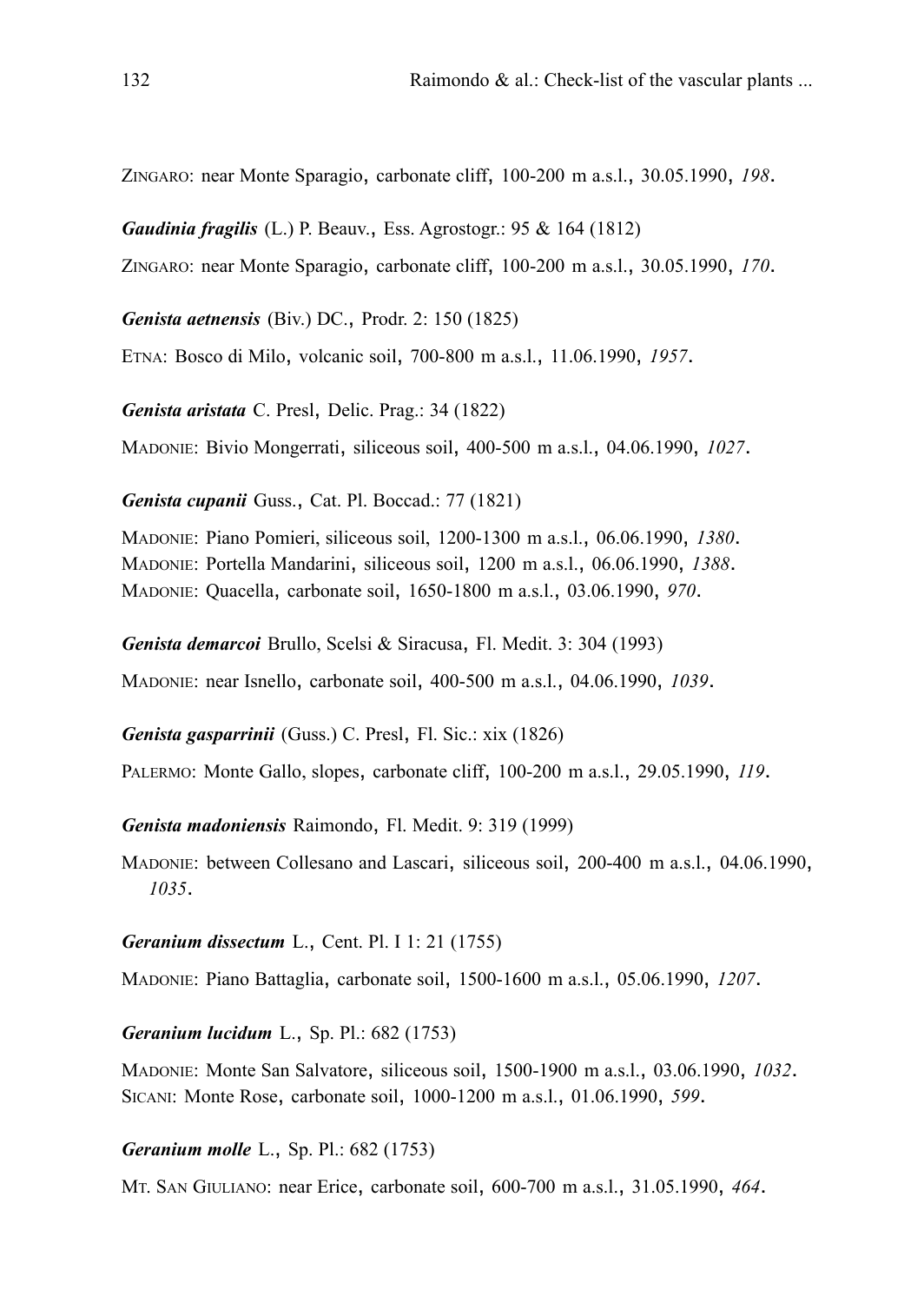ZINGARO: near Monte Sparagio, carbonate cliff, 100-200 m a.s.l., 30.05.1990, *198*.

***Gaudinia fragilis*** (L.) P. Beauv., Ess. Agrostogr.: 95 & 164 (1812)

ZINGARO: near Monte Sparagio, carbonate cliff, 100-200 m a.s.l., 30.05.1990, *170*.

***Genista aetnensis*** (Biv.) DC., Prodr. 2: 150 (1825)

ETNA: Bosco di Milo, volcanic soil, 700-800 m a.s.l., 11.06.1990, *1957*.

***Genista aristata*** C. Presl, Delic. Prag.: 34 (1822)

MADONIE: Bivio Mongerrati, siliceous soil, 400-500 m a.s.l., 04.06.1990, *1027*.

***Genista cupanii*** Guss., Cat. Pl. Boccad.: 77 (1821)

MADONIE: Piano Pomieri, siliceous soil, 1200-1300 m a.s.l., 06.06.1990, *1380*.
MADONIE: Portella Mandarini, siliceous soil, 1200 m a.s.l., 06.06.1990, *1388*.
MADONIE: Quacella, carbonate soil, 1650-1800 m a.s.l., 03.06.1990, *970*.

***Genista demarcoi*** Brullo, Scelsi & Siracusa, Fl. Medit. 3: 304 (1993)

MADONIE: near Isnello, carbonate soil, 400-500 m a.s.l., 04.06.1990, *1039*.

***Genista gasparrinii*** (Guss.) C. Presl, Fl. Sic.: xix (1826)

PALERMO: Monte Gallo, slopes, carbonate cliff, 100-200 m a.s.l., 29.05.1990, *119*.

***Genista madoniensis*** Raimondo, Fl. Medit. 9: 319 (1999)

MADONIE: between Collesano and Lascari, siliceous soil, 200-400 m a.s.l., 04.06.1990, *1035*.

***Geranium dissectum*** L., Cent. Pl. I 1: 21 (1755)

MADONIE: Piano Battaglia, carbonate soil, 1500-1600 m a.s.l., 05.06.1990, *1207*.

***Geranium lucidum*** L., Sp. Pl.: 682 (1753)

MADONIE: Monte San Salvatore, siliceous soil, 1500-1900 m a.s.l., 03.06.1990, *1032*.
SICANI: Monte Rose, carbonate soil, 1000-1200 m a.s.l., 01.06.1990, *599*.

***Geranium molle*** L., Sp. Pl.: 682 (1753)

MT. SAN GIULIANO: near Erice, carbonate soil, 600-700 m a.s.l., 31.05.1990, *464*.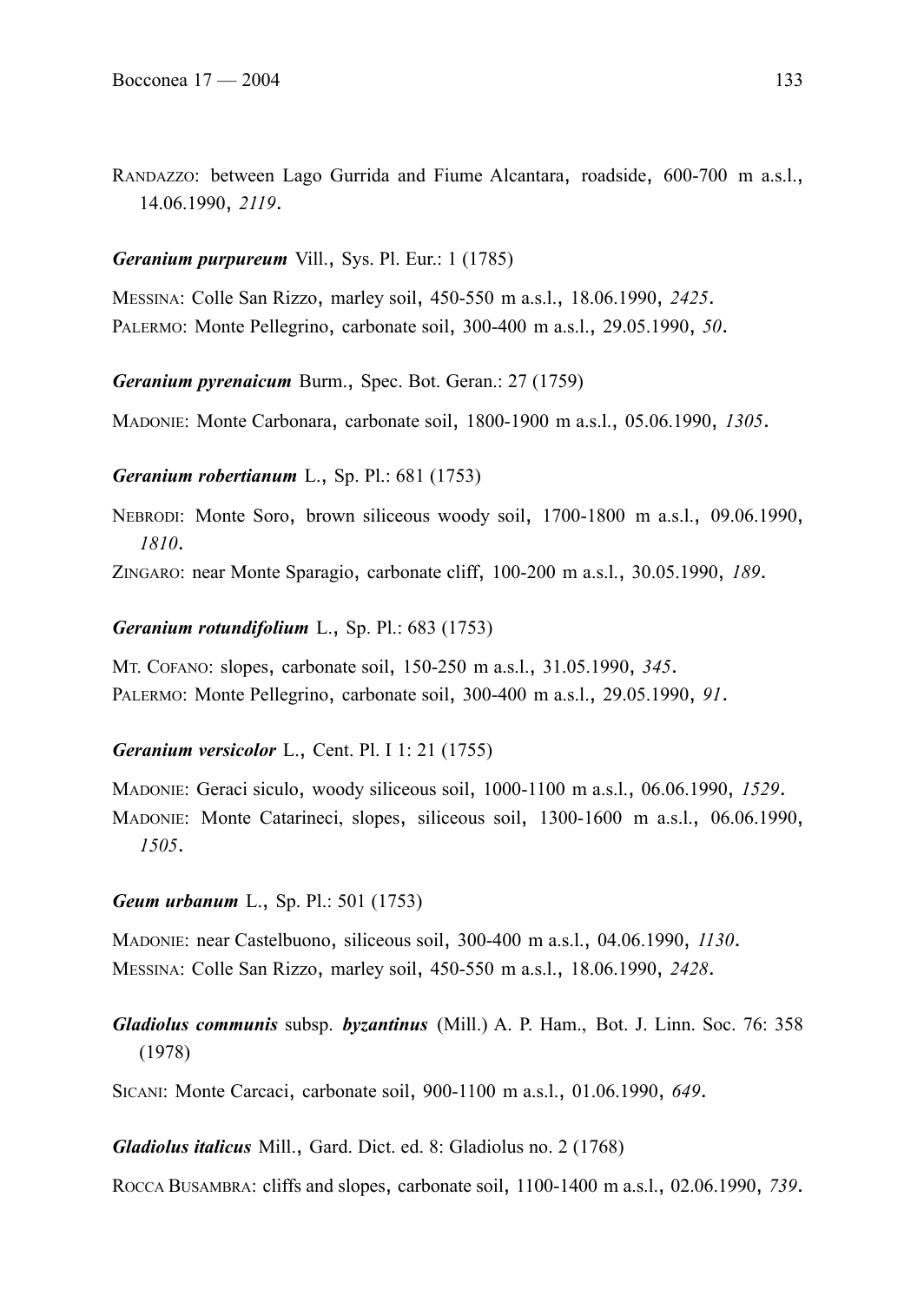RANDAZZO: between Lago Gurrida and Fiume Alcantara, roadside, 600-700 m a.s.l., 14.06.1990, *2119*.

***Geranium purpureum*** Vill., Sys. Pl. Eur.: 1 (1785)

MESSINA: Colle San Rizzo, marley soil, 450-550 m a.s.l., 18.06.1990, *2425*.
PALERMO: Monte Pellegrino, carbonate soil, 300-400 m a.s.l., 29.05.1990, *50*.

***Geranium pyrenaicum*** Burm., Spec. Bot. Geran.: 27 (1759)

MADONIE: Monte Carbonara, carbonate soil, 1800-1900 m a.s.l., 05.06.1990, *1305*.

***Geranium robertianum*** L., Sp. Pl.: 681 (1753)

NEBRODI: Monte Soro, brown siliceous woody soil, 1700-1800 m a.s.l., 09.06.1990, *1810*.
ZINGARO: near Monte Sparagio, carbonate cliff, 100-200 m a.s.l., 30.05.1990, *189*.

***Geranium rotundifolium*** L., Sp. Pl.: 683 (1753)

MT. COFANO: slopes, carbonate soil, 150-250 m a.s.l., 31.05.1990, *345*.
PALERMO: Monte Pellegrino, carbonate soil, 300-400 m a.s.l., 29.05.1990, *91*.

***Geranium versicolor*** L., Cent. Pl. I 1: 21 (1755)

MADONIE: Geraci siculo, woody siliceous soil, 1000-1100 m a.s.l., 06.06.1990, *1529*.
MADONIE: Monte Catarineci, slopes, siliceous soil, 1300-1600 m a.s.l., 06.06.1990, *1505*.

***Geum urbanum*** L., Sp. Pl.: 501 (1753)

MADONIE: near Castelbuono, siliceous soil, 300-400 m a.s.l., 04.06.1990, *1130*.
MESSINA: Colle San Rizzo, marley soil, 450-550 m a.s.l., 18.06.1990, *2428*.

***Gladiolus communis*** subsp. ***byzantinus*** (Mill.) A. P. Ham., Bot. J. Linn. Soc. 76: 358 (1978)

SICANI: Monte Carcaci, carbonate soil, 900-1100 m a.s.l., 01.06.1990, *649*.

***Gladiolus italicus*** Mill., Gard. Dict. ed. 8: Gladiolus no. 2 (1768)

ROCCA BUSAMBRA: cliffs and slopes, carbonate soil, 1100-1400 m a.s.l., 02.06.1990, *739*.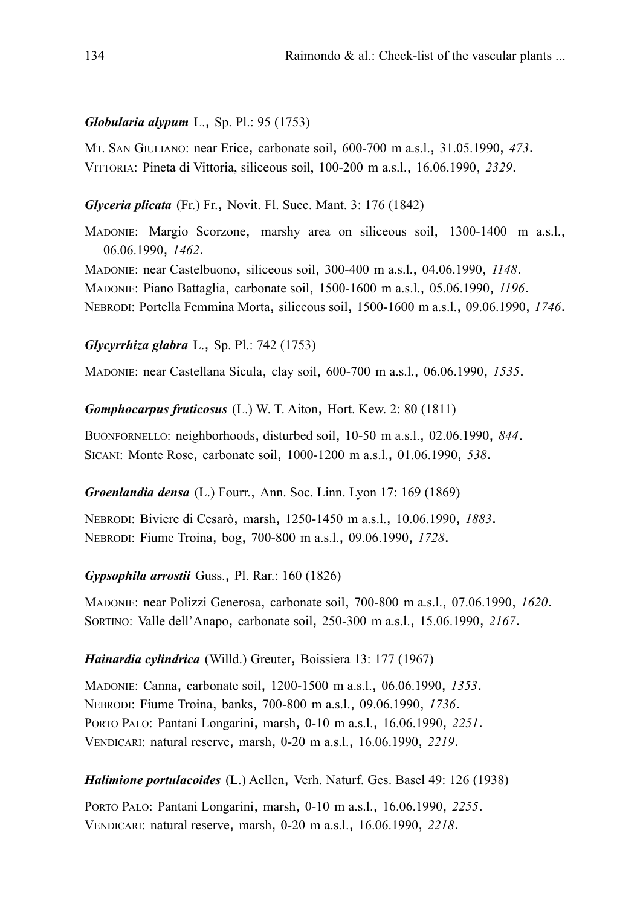***Globularia alypum*** L., Sp. Pl.: 95 (1753)

MT. SAN GIULIANO: near Erice, carbonate soil, 600-700 m a.s.l., 31.05.1990, *473*.
VITTORIA: Pineta di Vittoria, siliceous soil, 100-200 m a.s.l., 16.06.1990, *2329*.

***Glyceria plicata*** (Fr.) Fr., Novit. Fl. Suec. Mant. 3: 176 (1842)

MADONIE: Margio Scorzone, marshy area on siliceous soil, 1300-1400 m a.s.l., 06.06.1990, *1462*.
MADONIE: near Castelbuono, siliceous soil, 300-400 m a.s.l., 04.06.1990, *1148*.
MADONIE: Piano Battaglia, carbonate soil, 1500-1600 m a.s.l., 05.06.1990, *1196*.
NEBRODI: Portella Femmina Morta, siliceous soil, 1500-1600 m a.s.l., 09.06.1990, *1746*.

***Glycyrrhiza glabra*** L., Sp. Pl.: 742 (1753)

MADONIE: near Castellana Sicula, clay soil, 600-700 m a.s.l., 06.06.1990, *1535*.

***Gomphocarpus fruticosus*** (L.) W. T. Aiton, Hort. Kew. 2: 80 (1811)

BUONFORNELLO: neighborhoods, disturbed soil, 10-50 m a.s.l., 02.06.1990, *844*.
SICANI: Monte Rose, carbonate soil, 1000-1200 m a.s.l., 01.06.1990, *538*.

***Groenlandia densa*** (L.) Fourr., Ann. Soc. Linn. Lyon 17: 169 (1869)

NEBRODI: Biviere di Cesarò, marsh, 1250-1450 m a.s.l., 10.06.1990, *1883*.
NEBRODI: Fiume Troina, bog, 700-800 m a.s.l., 09.06.1990, *1728*.

***Gypsophila arrostii*** Guss., Pl. Rar.: 160 (1826)

MADONIE: near Polizzi Generosa, carbonate soil, 700-800 m a.s.l., 07.06.1990, *1620*.
SORTINO: Valle dell'Anapo, carbonate soil, 250-300 m a.s.l., 15.06.1990, *2167*.

***Hainardia cylindrica*** (Willd.) Greuter, Boissiera 13: 177 (1967)

MADONIE: Canna, carbonate soil, 1200-1500 m a.s.l., 06.06.1990, *1353*.
NEBRODI: Fiume Troina, banks, 700-800 m a.s.l., 09.06.1990, *1736*.
PORTO PALO: Pantani Longarini, marsh, 0-10 m a.s.l., 16.06.1990, *2251*.
VENDICARI: natural reserve, marsh, 0-20 m a.s.l., 16.06.1990, *2219*.

***Halimione portulacoides*** (L.) Aellen, Verh. Naturf. Ges. Basel 49: 126 (1938)

PORTO PALO: Pantani Longarini, marsh, 0-10 m a.s.l., 16.06.1990, *2255*.
VENDICARI: natural reserve, marsh, 0-20 m a.s.l., 16.06.1990, *2218*.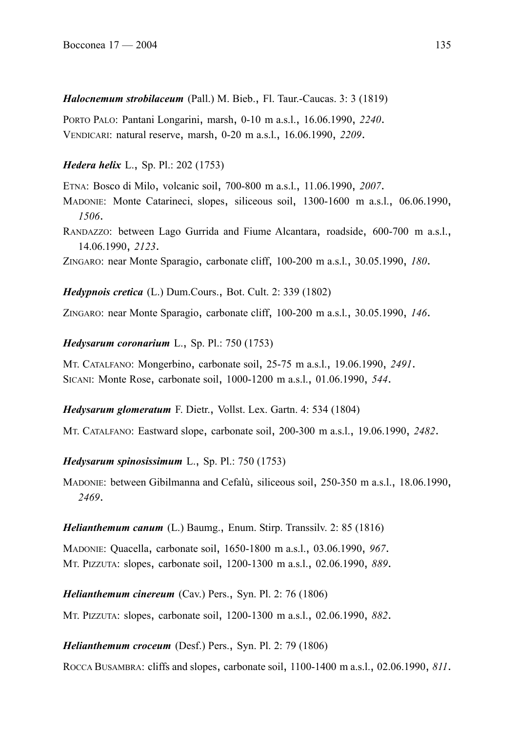***Halocnemum strobilaceum*** (Pall.) M. Bieb., Fl. Taur.-Caucas. 3: 3 (1819)

PORTO PALO: Pantani Longarini, marsh, 0-10 m a.s.l., 16.06.1990, *2240*.
VENDICARI: natural reserve, marsh, 0-20 m a.s.l., 16.06.1990, *2209*.

***Hedera helix*** L., Sp. Pl.: 202 (1753)

ETNA: Bosco di Milo, volcanic soil, 700-800 m a.s.l., 11.06.1990, *2007*.
MADONIE: Monte Catarineci, slopes, siliceous soil, 1300-1600 m a.s.l., 06.06.1990, *1506*.
RANDAZZO: between Lago Gurrida and Fiume Alcantara, roadside, 600-700 m a.s.l., 14.06.1990, *2123*.
ZINGARO: near Monte Sparagio, carbonate cliff, 100-200 m a.s.l., 30.05.1990, *180*.

***Hedypnois cretica*** (L.) Dum.Cours., Bot. Cult. 2: 339 (1802)

ZINGARO: near Monte Sparagio, carbonate cliff, 100-200 m a.s.l., 30.05.1990, *146*.

***Hedysarum coronarium*** L., Sp. Pl.: 750 (1753)

MT. CATALFANO: Mongerbino, carbonate soil, 25-75 m a.s.l., 19.06.1990, *2491*.
SICANI: Monte Rose, carbonate soil, 1000-1200 m a.s.l., 01.06.1990, *544*.

***Hedysarum glomeratum*** F. Dietr., Vollst. Lex. Gartn. 4: 534 (1804)

MT. CATALFANO: Eastward slope, carbonate soil, 200-300 m a.s.l., 19.06.1990, *2482*.

***Hedysarum spinosissimum*** L., Sp. Pl.: 750 (1753)

MADONIE: between Gibilmanna and Cefalù, siliceous soil, 250-350 m a.s.l., 18.06.1990, *2469*.

***Helianthemum canum*** (L.) Baumg., Enum. Stirp. Transsilv. 2: 85 (1816)

MADONIE: Quacella, carbonate soil, 1650-1800 m a.s.l., 03.06.1990, *967*.
MT. PIZZUTA: slopes, carbonate soil, 1200-1300 m a.s.l., 02.06.1990, *889*.

***Helianthemum cinereum*** (Cav.) Pers., Syn. Pl. 2: 76 (1806)

MT. PIZZUTA: slopes, carbonate soil, 1200-1300 m a.s.l., 02.06.1990, *882*.

***Helianthemum croceum*** (Desf.) Pers., Syn. Pl. 2: 79 (1806)

ROCCA BUSAMBRA: cliffs and slopes, carbonate soil, 1100-1400 m a.s.l., 02.06.1990, *811*.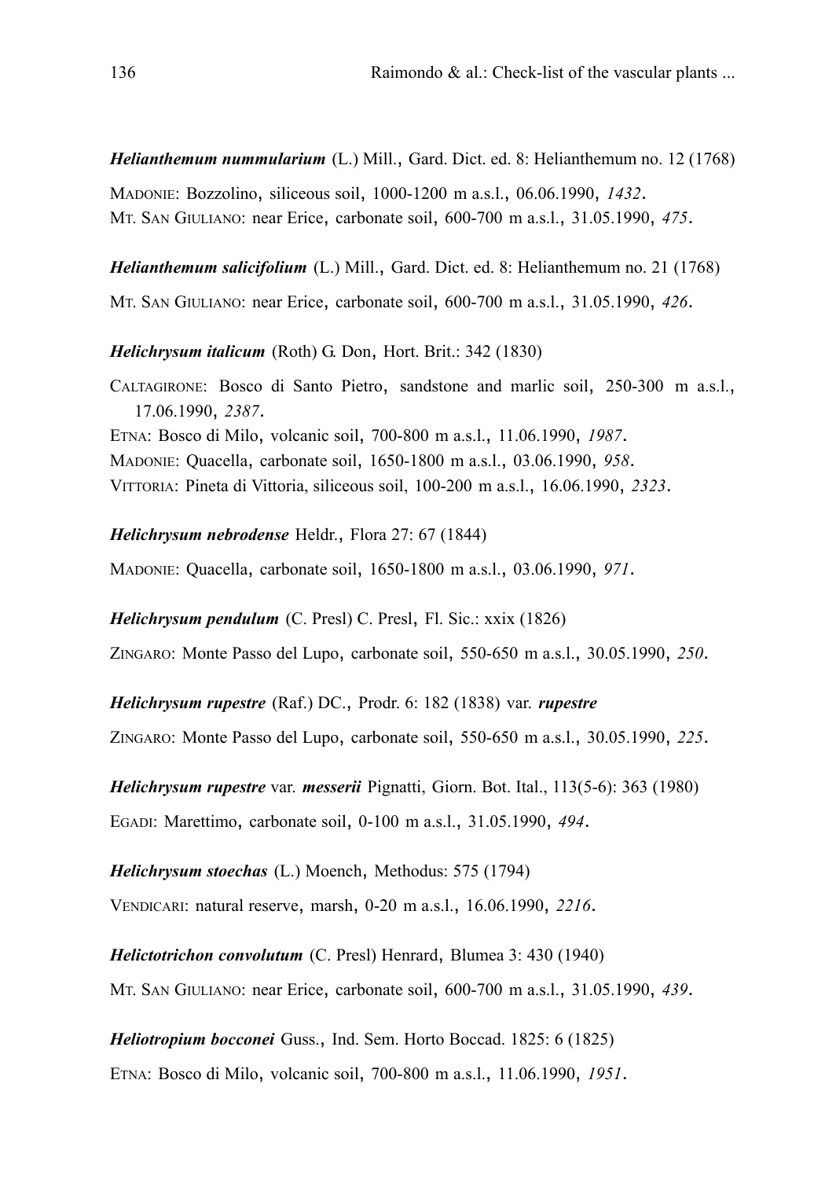***Helianthemum nummularium*** (L.) Mill., Gard. Dict. ed. 8: Helianthemum no. 12 (1768)

MADONIE: Bozzolino, siliceous soil, 1000-1200 m a.s.l., 06.06.1990, *1432*.
MT. SAN GIULIANO: near Erice, carbonate soil, 600-700 m a.s.l., 31.05.1990, *475*.

***Helianthemum salicifolium*** (L.) Mill., Gard. Dict. ed. 8: Helianthemum no. 21 (1768)

MT. SAN GIULIANO: near Erice, carbonate soil, 600-700 m a.s.l., 31.05.1990, *426*.

***Helichrysum italicum*** (Roth) G. Don, Hort. Brit.: 342 (1830)

CALTAGIRONE: Bosco di Santo Pietro, sandstone and marlic soil, 250-300 m a.s.l., 17.06.1990, *2387*.
ETNA: Bosco di Milo, volcanic soil, 700-800 m a.s.l., 11.06.1990, *1987*.
MADONIE: Quacella, carbonate soil, 1650-1800 m a.s.l., 03.06.1990, *958*.
VITTORIA: Pineta di Vittoria, siliceous soil, 100-200 m a.s.l., 16.06.1990, *2323*.

***Helichrysum nebrodense*** Heldr., Flora 27: 67 (1844)

MADONIE: Quacella, carbonate soil, 1650-1800 m a.s.l., 03.06.1990, *971*.

***Helichrysum pendulum*** (C. Presl) C. Presl, Fl. Sic.: xxix (1826)

ZINGARO: Monte Passo del Lupo, carbonate soil, 550-650 m a.s.l., 30.05.1990, *250*.

***Helichrysum rupestre*** (Raf.) DC., Prodr. 6: 182 (1838) var. ***rupestre***

ZINGARO: Monte Passo del Lupo, carbonate soil, 550-650 m a.s.l., 30.05.1990, *225*.

***Helichrysum rupestre*** var. ***messerii*** Pignatti, Giorn. Bot. Ital., 113(5-6): 363 (1980)

EGADI: Marettimo, carbonate soil, 0-100 m a.s.l., 31.05.1990, *494*.

***Helichrysum stoechas*** (L.) Moench, Methodus: 575 (1794)

VENDICARI: natural reserve, marsh, 0-20 m a.s.l., 16.06.1990, *2216*.

***Helictotrichon convolutum*** (C. Presl) Henrard, Blumea 3: 430 (1940)

MT. SAN GIULIANO: near Erice, carbonate soil, 600-700 m a.s.l., 31.05.1990, *439*.

***Heliotropium bocconei*** Guss., Ind. Sem. Horto Boccad. 1825: 6 (1825)

ETNA: Bosco di Milo, volcanic soil, 700-800 m a.s.l., 11.06.1990, *1951*.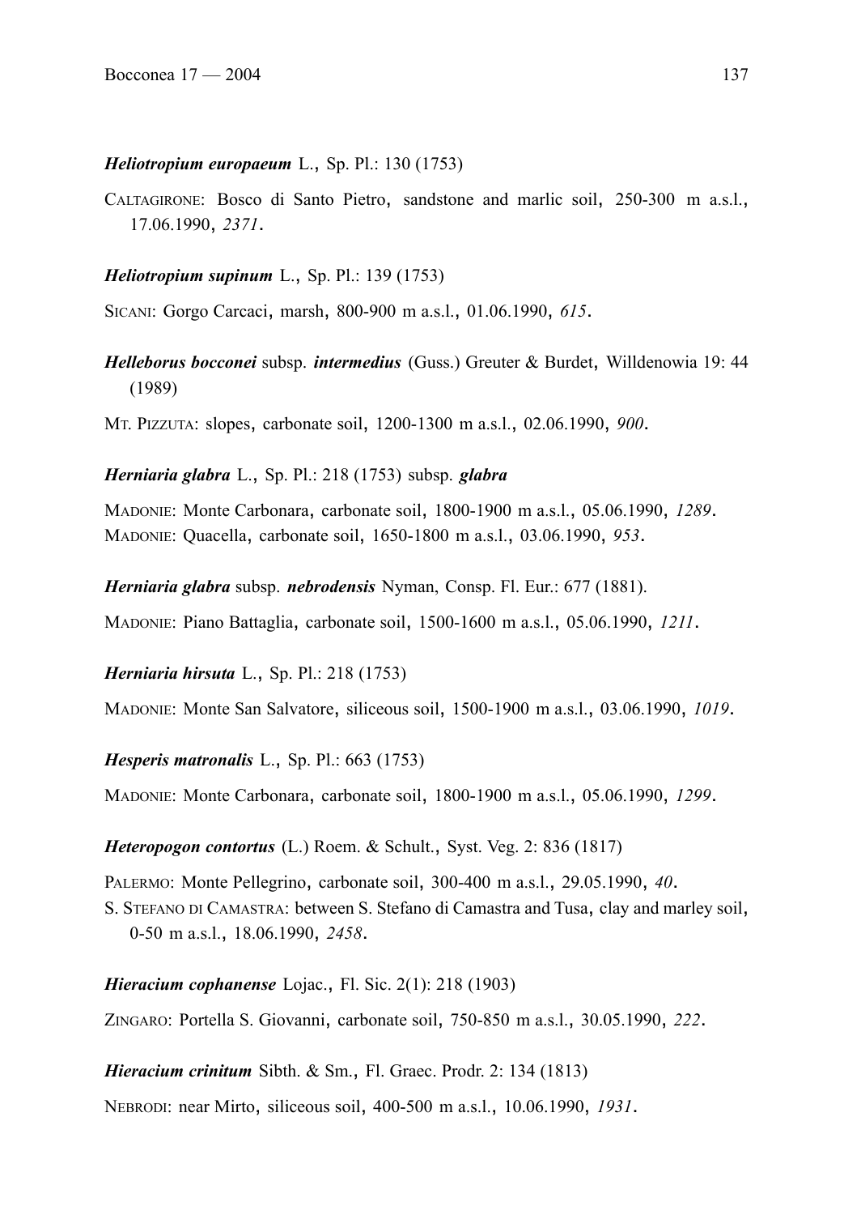***Heliotropium europaeum*** L., Sp. Pl.: 130 (1753)

CALTAGIRONE: Bosco di Santo Pietro, sandstone and marlic soil, 250-300 m a.s.l., 17.06.1990, *2371*.

***Heliotropium supinum*** L., Sp. Pl.: 139 (1753)

SICANI: Gorgo Carcaci, marsh, 800-900 m a.s.l., 01.06.1990, *615*.

***Helleborus bocconei*** subsp. ***intermedius*** (Guss.) Greuter & Burdet, Willdenowia 19: 44 (1989)

MT. PIZZUTA: slopes, carbonate soil, 1200-1300 m a.s.l., 02.06.1990, *900*.

***Herniaria glabra*** L., Sp. Pl.: 218 (1753) subsp. ***glabra***

MADONIE: Monte Carbonara, carbonate soil, 1800-1900 m a.s.l., 05.06.1990, *1289*.
MADONIE: Quacella, carbonate soil, 1650-1800 m a.s.l., 03.06.1990, *953*.

***Herniaria glabra*** subsp. ***nebrodensis*** Nyman, Consp. Fl. Eur.: 677 (1881).

MADONIE: Piano Battaglia, carbonate soil, 1500-1600 m a.s.l., 05.06.1990, *1211*.

***Herniaria hirsuta*** L., Sp. Pl.: 218 (1753)

MADONIE: Monte San Salvatore, siliceous soil, 1500-1900 m a.s.l., 03.06.1990, *1019*.

***Hesperis matronalis*** L., Sp. Pl.: 663 (1753)

MADONIE: Monte Carbonara, carbonate soil, 1800-1900 m a.s.l., 05.06.1990, *1299*.

***Heteropogon contortus*** (L.) Roem. & Schult., Syst. Veg. 2: 836 (1817)

PALERMO: Monte Pellegrino, carbonate soil, 300-400 m a.s.l., 29.05.1990, *40*.
S. STEFANO DI CAMASTRA: between S. Stefano di Camastra and Tusa, clay and marley soil, 0-50 m a.s.l., 18.06.1990, *2458*.

***Hieracium cophanense*** Lojac., Fl. Sic. 2(1): 218 (1903)

ZINGARO: Portella S. Giovanni, carbonate soil, 750-850 m a.s.l., 30.05.1990, *222*.

***Hieracium crinitum*** Sibth. & Sm., Fl. Graec. Prodr. 2: 134 (1813)

NEBRODI: near Mirto, siliceous soil, 400-500 m a.s.l., 10.06.1990, *1931*.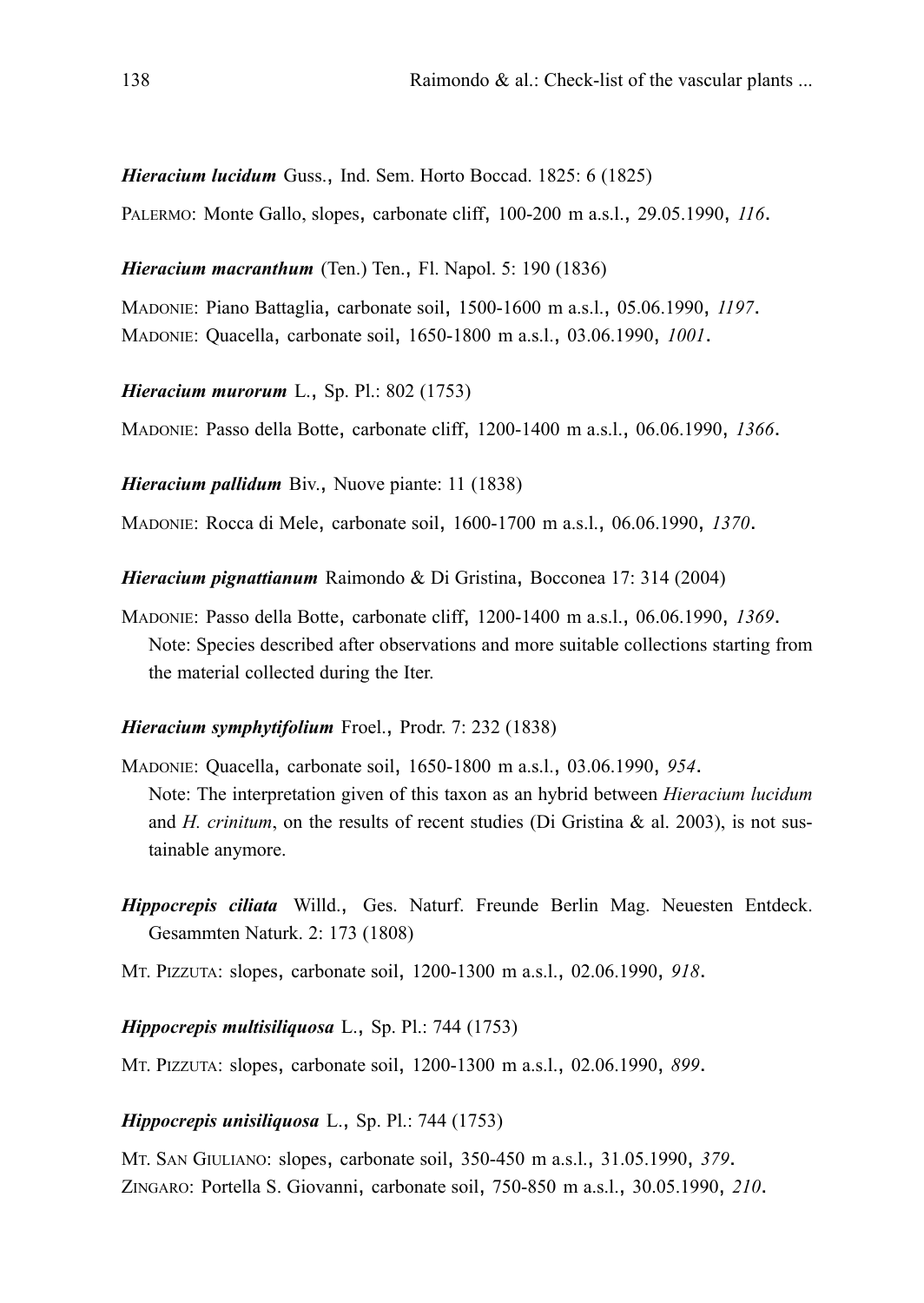***Hieracium lucidum*** Guss., Ind. Sem. Horto Boccad. 1825: 6 (1825)

PALERMO: Monte Gallo, slopes, carbonate cliff, 100-200 m a.s.l., 29.05.1990, *116*.

***Hieracium macranthum*** (Ten.) Ten., Fl. Napol. 5: 190 (1836)

MADONIE: Piano Battaglia, carbonate soil, 1500-1600 m a.s.l., 05.06.1990, *1197*.
MADONIE: Quacella, carbonate soil, 1650-1800 m a.s.l., 03.06.1990, *1001*.

***Hieracium murorum*** L., Sp. Pl.: 802 (1753)

MADONIE: Passo della Botte, carbonate cliff, 1200-1400 m a.s.l., 06.06.1990, *1366*.

***Hieracium pallidum*** Biv., Nuove piante: 11 (1838)

MADONIE: Rocca di Mele, carbonate soil, 1600-1700 m a.s.l., 06.06.1990, *1370*.

***Hieracium pignattianum*** Raimondo & Di Gristina, Bocconea 17: 314 (2004)

MADONIE: Passo della Botte, carbonate cliff, 1200-1400 m a.s.l., 06.06.1990, *1369*.
Note: Species described after observations and more suitable collections starting from the material collected during the Iter.

***Hieracium symphytifolium*** Froel., Prodr. 7: 232 (1838)

MADONIE: Quacella, carbonate soil, 1650-1800 m a.s.l., 03.06.1990, *954*.
Note: The interpretation given of this taxon as an hybrid between *Hieracium lucidum* and *H. crinitum*, on the results of recent studies (Di Gristina & al. 2003), is not sustainable anymore.

***Hippocrepis ciliata*** Willd., Ges. Naturf. Freunde Berlin Mag. Neuesten Entdeck. Gesammten Naturk. 2: 173 (1808)

MT. PIZZUTA: slopes, carbonate soil, 1200-1300 m a.s.l., 02.06.1990, *918*.

***Hippocrepis multisiliquosa*** L., Sp. Pl.: 744 (1753)

MT. PIZZUTA: slopes, carbonate soil, 1200-1300 m a.s.l., 02.06.1990, *899*.

***Hippocrepis unisiliquosa*** L., Sp. Pl.: 744 (1753)

MT. SAN GIULIANO: slopes, carbonate soil, 350-450 m a.s.l., 31.05.1990, *379*.
ZINGARO: Portella S. Giovanni, carbonate soil, 750-850 m a.s.l., 30.05.1990, *210*.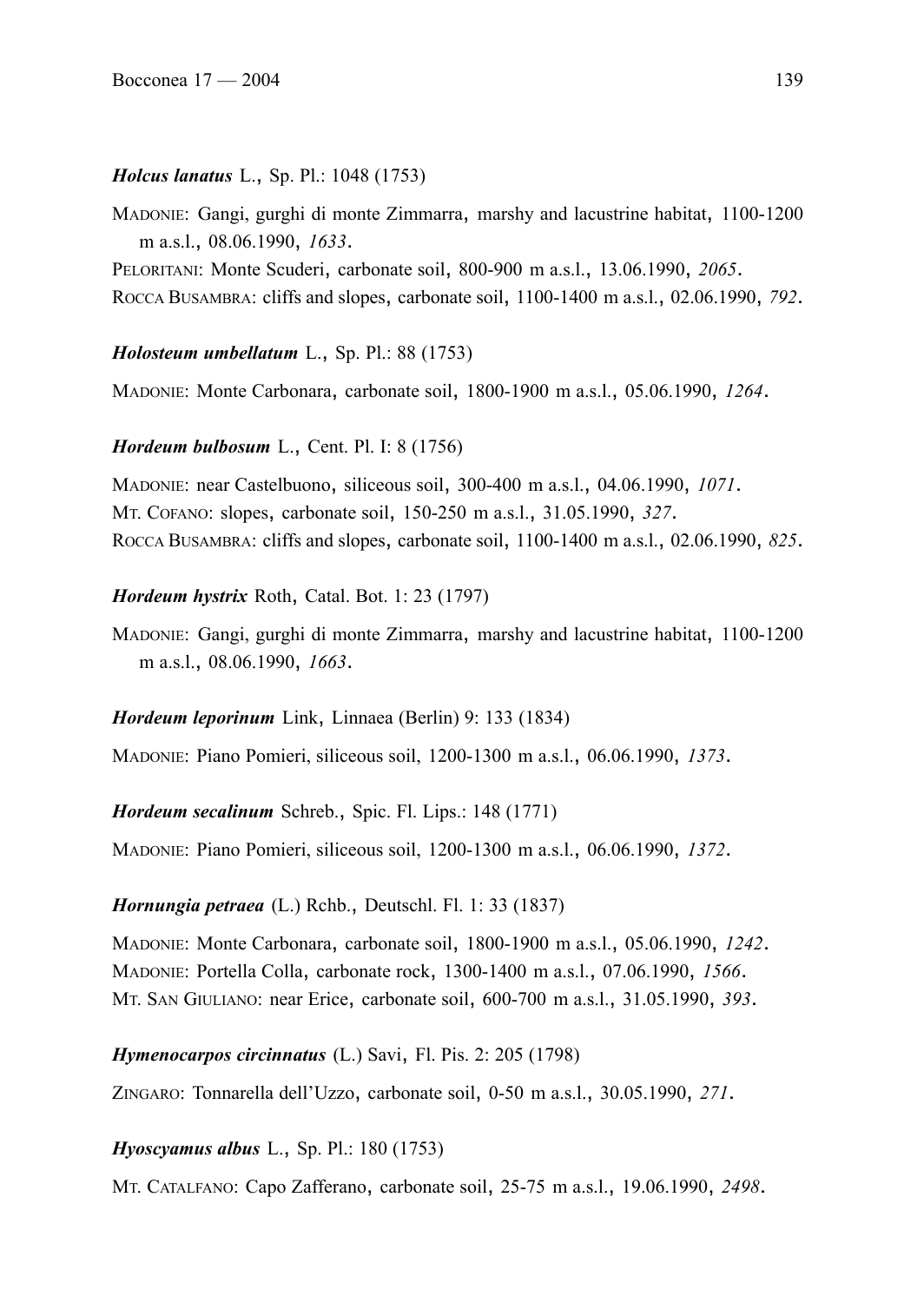***Holcus lanatus*** L., Sp. Pl.: 1048 (1753)

MADONIE: Gangi, gurghi di monte Zimmarra, marshy and lacustrine habitat, 1100-1200 m a.s.l., 08.06.1990, *1633*.
PELORITANI: Monte Scuderi, carbonate soil, 800-900 m a.s.l., 13.06.1990, *2065*.
ROCCA BUSAMBRA: cliffs and slopes, carbonate soil, 1100-1400 m a.s.l., 02.06.1990, *792*.

***Holosteum umbellatum*** L., Sp. Pl.: 88 (1753)

MADONIE: Monte Carbonara, carbonate soil, 1800-1900 m a.s.l., 05.06.1990, *1264*.

***Hordeum bulbosum*** L., Cent. Pl. I: 8 (1756)

MADONIE: near Castelbuono, siliceous soil, 300-400 m a.s.l., 04.06.1990, *1071*.
MT. COFANO: slopes, carbonate soil, 150-250 m a.s.l., 31.05.1990, *327*.
ROCCA BUSAMBRA: cliffs and slopes, carbonate soil, 1100-1400 m a.s.l., 02.06.1990, *825*.

***Hordeum hystrix*** Roth, Catal. Bot. 1: 23 (1797)

MADONIE: Gangi, gurghi di monte Zimmarra, marshy and lacustrine habitat, 1100-1200 m a.s.l., 08.06.1990, *1663*.

***Hordeum leporinum*** Link, Linnaea (Berlin) 9: 133 (1834)

MADONIE: Piano Pomieri, siliceous soil, 1200-1300 m a.s.l., 06.06.1990, *1373*.

***Hordeum secalinum*** Schreb., Spic. Fl. Lips.: 148 (1771)

MADONIE: Piano Pomieri, siliceous soil, 1200-1300 m a.s.l., 06.06.1990, *1372*.

***Hornungia petraea*** (L.) Rchb., Deutschl. Fl. 1: 33 (1837)

MADONIE: Monte Carbonara, carbonate soil, 1800-1900 m a.s.l., 05.06.1990, *1242*.
MADONIE: Portella Colla, carbonate rock, 1300-1400 m a.s.l., 07.06.1990, *1566*.
MT. SAN GIULIANO: near Erice, carbonate soil, 600-700 m a.s.l., 31.05.1990, *393*.

***Hymenocarpos circinnatus*** (L.) Savi, Fl. Pis. 2: 205 (1798)

ZINGARO: Tonnarella dell'Uzzo, carbonate soil, 0-50 m a.s.l., 30.05.1990, *271*.

***Hyoscyamus albus*** L., Sp. Pl.: 180 (1753)

MT. CATALFANO: Capo Zafferano, carbonate soil, 25-75 m a.s.l., 19.06.1990, *2498*.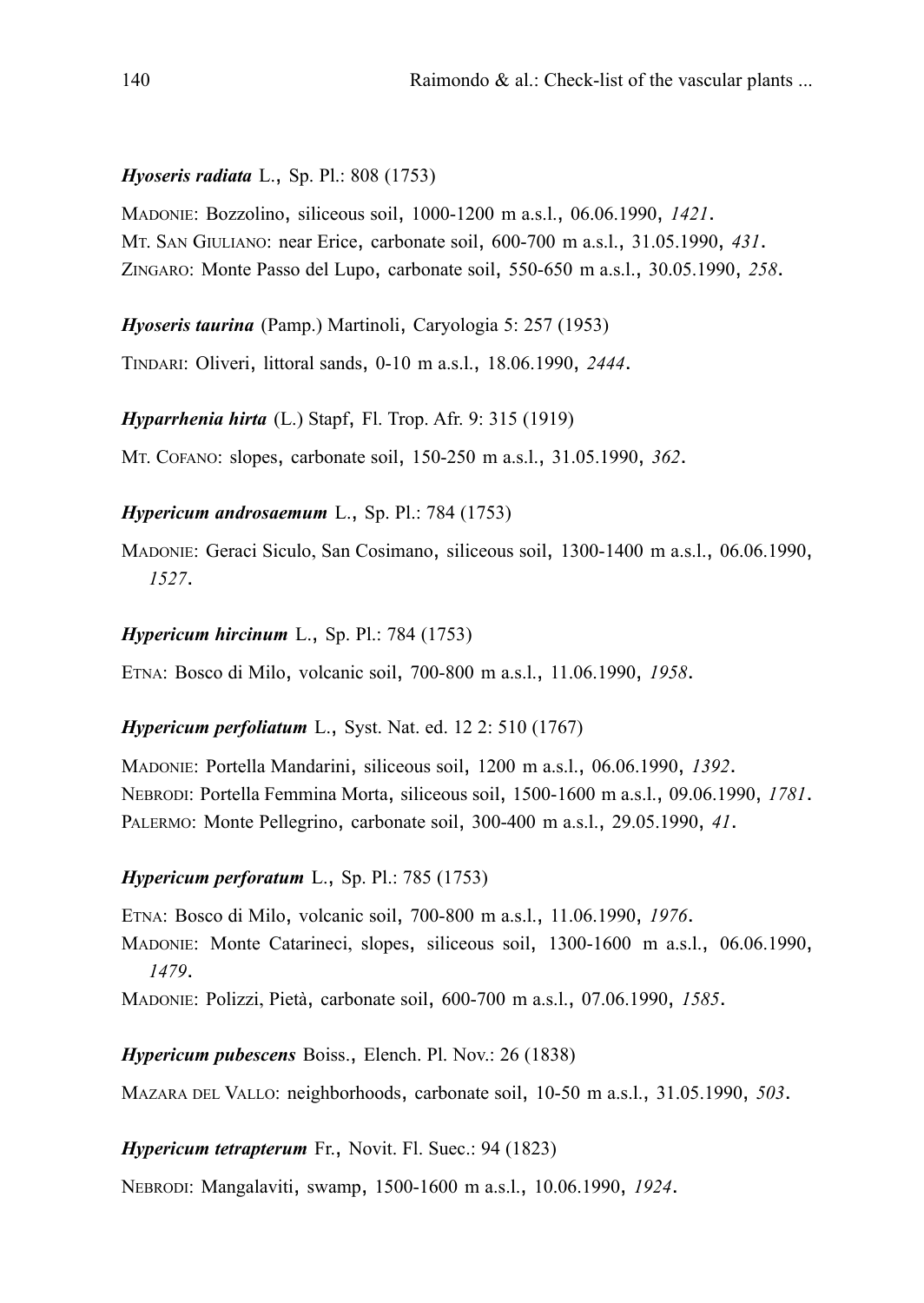***Hyoseris radiata*** L., Sp. Pl.: 808 (1753)

MADONIE: Bozzolino, siliceous soil, 1000-1200 m a.s.l., 06.06.1990, *1421*.
MT. SAN GIULIANO: near Erice, carbonate soil, 600-700 m a.s.l., 31.05.1990, *431*.
ZINGARO: Monte Passo del Lupo, carbonate soil, 550-650 m a.s.l., 30.05.1990, *258*.

***Hyoseris taurina*** (Pamp.) Martinoli, Caryologia 5: 257 (1953)

TINDARI: Oliveri, littoral sands, 0-10 m a.s.l., 18.06.1990, *2444*.

***Hyparrhenia hirta*** (L.) Stapf, Fl. Trop. Afr. 9: 315 (1919)

MT. COFANO: slopes, carbonate soil, 150-250 m a.s.l., 31.05.1990, *362*.

***Hypericum androsaemum*** L., Sp. Pl.: 784 (1753)

MADONIE: Geraci Siculo, San Cosimano, siliceous soil, 1300-1400 m a.s.l., 06.06.1990, *1527*.

***Hypericum hircinum*** L., Sp. Pl.: 784 (1753)

ETNA: Bosco di Milo, volcanic soil, 700-800 m a.s.l., 11.06.1990, *1958*.

***Hypericum perfoliatum*** L., Syst. Nat. ed. 12 2: 510 (1767)

MADONIE: Portella Mandarini, siliceous soil, 1200 m a.s.l., 06.06.1990, *1392*.
NEBRODI: Portella Femmina Morta, siliceous soil, 1500-1600 m a.s.l., 09.06.1990, *1781*.
PALERMO: Monte Pellegrino, carbonate soil, 300-400 m a.s.l., 29.05.1990, *41*.

***Hypericum perforatum*** L., Sp. Pl.: 785 (1753)

ETNA: Bosco di Milo, volcanic soil, 700-800 m a.s.l., 11.06.1990, *1976*.
MADONIE: Monte Catarineci, slopes, siliceous soil, 1300-1600 m a.s.l., 06.06.1990, *1479*.
MADONIE: Polizzi, Pietà, carbonate soil, 600-700 m a.s.l., 07.06.1990, *1585*.

***Hypericum pubescens*** Boiss., Elench. Pl. Nov.: 26 (1838)

MAZARA DEL VALLO: neighborhoods, carbonate soil, 10-50 m a.s.l., 31.05.1990, *503*.

***Hypericum tetrapterum*** Fr., Novit. Fl. Suec.: 94 (1823)

NEBRODI: Mangalaviti, swamp, 1500-1600 m a.s.l., 10.06.1990, *1924*.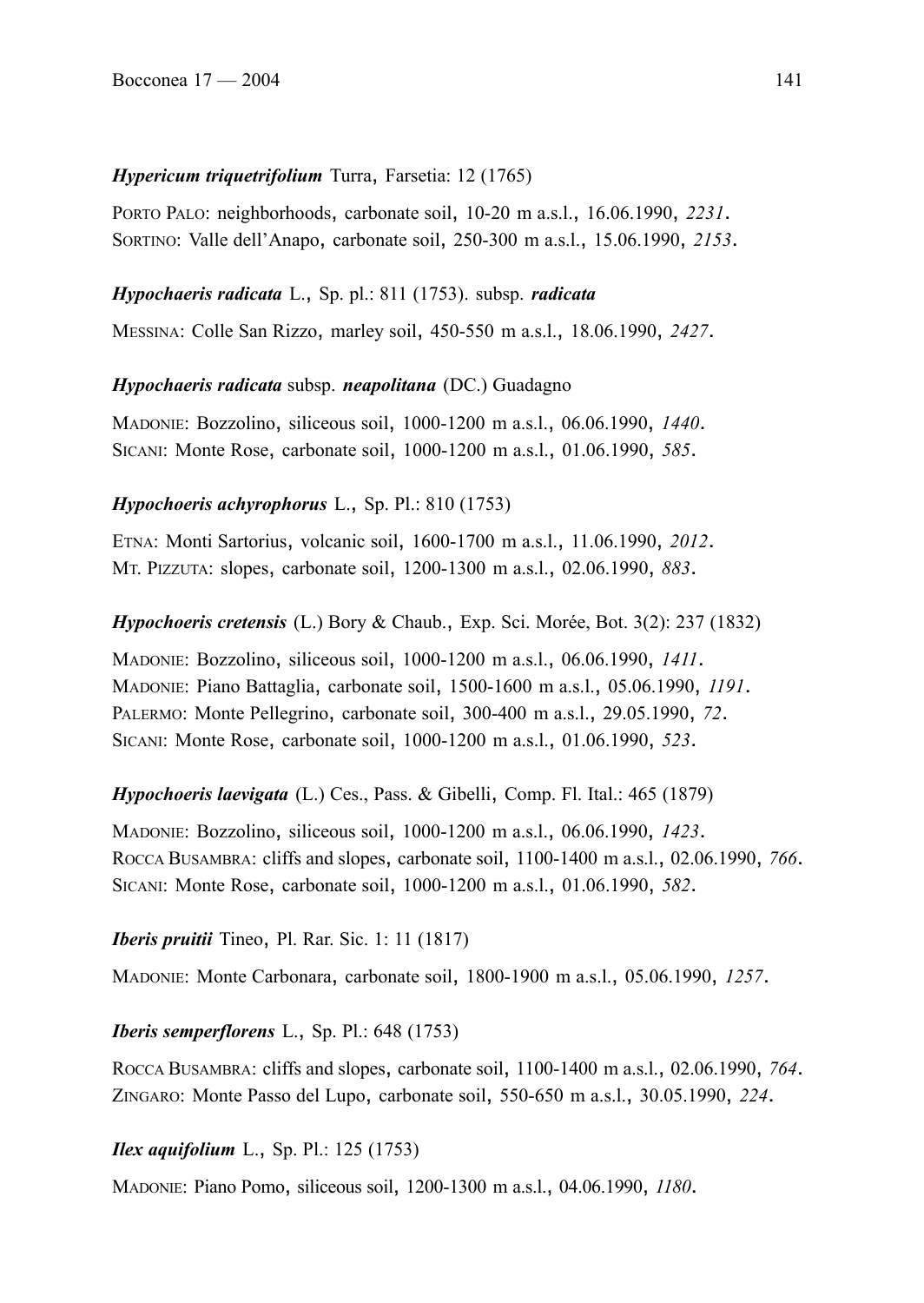***Hypericum triquetrifolium*** Turra, Farsetia: 12 (1765)

PORTO PALO: neighborhoods, carbonate soil, 10-20 m a.s.l., 16.06.1990, *2231*.
SORTINO: Valle dell'Anapo, carbonate soil, 250-300 m a.s.l., 15.06.1990, *2153*.

***Hypochaeris radicata*** L., Sp. pl.: 811 (1753). subsp. ***radicata***

MESSINA: Colle San Rizzo, marley soil, 450-550 m a.s.l., 18.06.1990, *2427*.

***Hypochaeris radicata*** subsp. ***neapolitana*** (DC.) Guadagno

MADONIE: Bozzolino, siliceous soil, 1000-1200 m a.s.l., 06.06.1990, *1440*.
SICANI: Monte Rose, carbonate soil, 1000-1200 m a.s.l., 01.06.1990, *585*.

***Hypochoeris achyrophorus*** L., Sp. Pl.: 810 (1753)

ETNA: Monti Sartorius, volcanic soil, 1600-1700 m a.s.l., 11.06.1990, *2012*.
MT. PIZZUTA: slopes, carbonate soil, 1200-1300 m a.s.l., 02.06.1990, *883*.

***Hypochoeris cretensis*** (L.) Bory & Chaub., Exp. Sci. Morée, Bot. 3(2): 237 (1832)

MADONIE: Bozzolino, siliceous soil, 1000-1200 m a.s.l., 06.06.1990, *1411*.
MADONIE: Piano Battaglia, carbonate soil, 1500-1600 m a.s.l., 05.06.1990, *1191*.
PALERMO: Monte Pellegrino, carbonate soil, 300-400 m a.s.l., 29.05.1990, *72*.
SICANI: Monte Rose, carbonate soil, 1000-1200 m a.s.l., 01.06.1990, *523*.

***Hypochoeris laevigata*** (L.) Ces., Pass. & Gibelli, Comp. Fl. Ital.: 465 (1879)

MADONIE: Bozzolino, siliceous soil, 1000-1200 m a.s.l., 06.06.1990, *1423*.
ROCCA BUSAMBRA: cliffs and slopes, carbonate soil, 1100-1400 m a.s.l., 02.06.1990, *766*.
SICANI: Monte Rose, carbonate soil, 1000-1200 m a.s.l., 01.06.1990, *582*.

***Iberis pruitii*** Tineo, Pl. Rar. Sic. 1: 11 (1817)

MADONIE: Monte Carbonara, carbonate soil, 1800-1900 m a.s.l., 05.06.1990, *1257*.

***Iberis semperflorens*** L., Sp. Pl.: 648 (1753)

ROCCA BUSAMBRA: cliffs and slopes, carbonate soil, 1100-1400 m a.s.l., 02.06.1990, *764*.
ZINGARO: Monte Passo del Lupo, carbonate soil, 550-650 m a.s.l., 30.05.1990, *224*.

***Ilex aquifolium*** L., Sp. Pl.: 125 (1753)

MADONIE: Piano Pomo, siliceous soil, 1200-1300 m a.s.l., 04.06.1990, *1180*.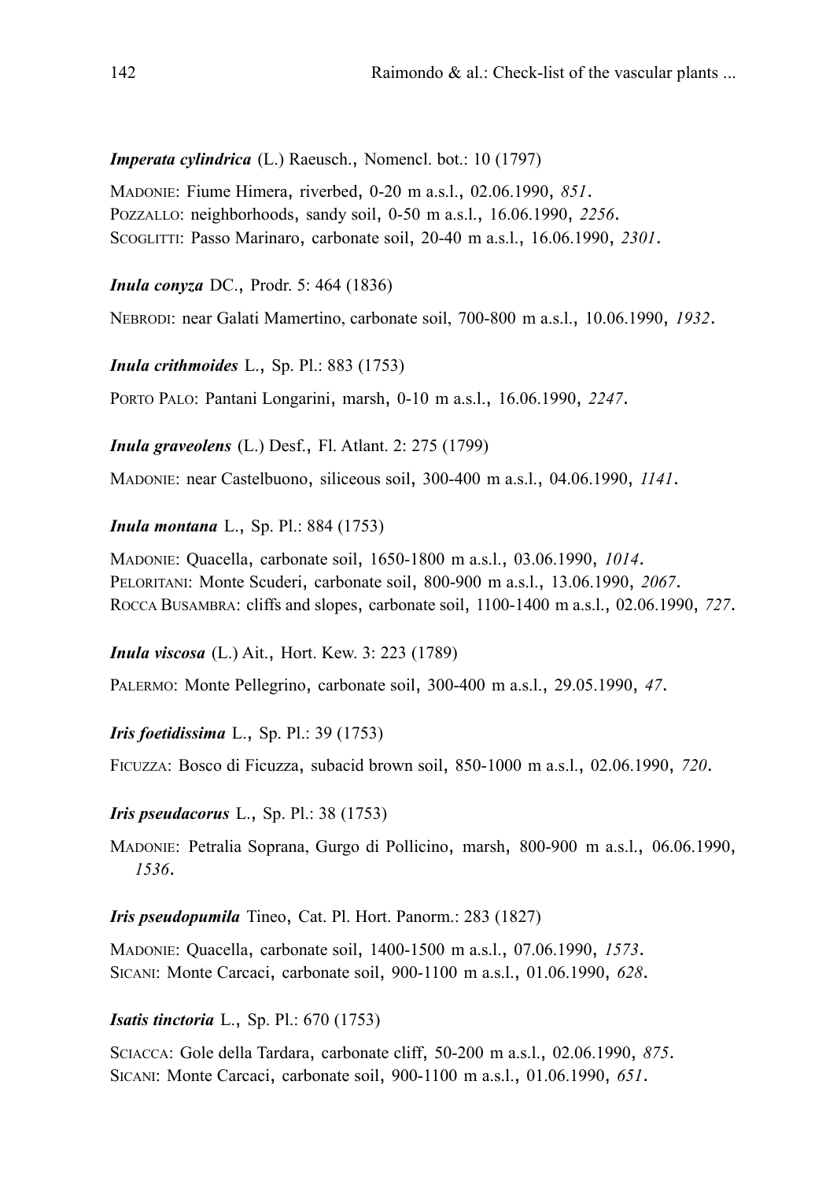***Imperata cylindrica*** (L.) Raeusch., Nomencl. bot.: 10 (1797)

MADONIE: Fiume Himera, riverbed, 0-20 m a.s.l., 02.06.1990, *851*.
POZZALLO: neighborhoods, sandy soil, 0-50 m a.s.l., 16.06.1990, *2256*.
SCOGLITTI: Passo Marinaro, carbonate soil, 20-40 m a.s.l., 16.06.1990, *2301*.

***Inula conyza*** DC., Prodr. 5: 464 (1836)

NEBRODI: near Galati Mamertino, carbonate soil, 700-800 m a.s.l., 10.06.1990, *1932*.

***Inula crithmoides*** L., Sp. Pl.: 883 (1753)

PORTO PALO: Pantani Longarini, marsh, 0-10 m a.s.l., 16.06.1990, *2247*.

***Inula graveolens*** (L.) Desf., Fl. Atlant. 2: 275 (1799)

MADONIE: near Castelbuono, siliceous soil, 300-400 m a.s.l., 04.06.1990, *1141*.

***Inula montana*** L., Sp. Pl.: 884 (1753)

MADONIE: Quacella, carbonate soil, 1650-1800 m a.s.l., 03.06.1990, *1014*.
PELORITANI: Monte Scuderi, carbonate soil, 800-900 m a.s.l., 13.06.1990, *2067*.
ROCCA BUSAMBRA: cliffs and slopes, carbonate soil, 1100-1400 m a.s.l., 02.06.1990, *727*.

***Inula viscosa*** (L.) Ait., Hort. Kew. 3: 223 (1789)

PALERMO: Monte Pellegrino, carbonate soil, 300-400 m a.s.l., 29.05.1990, *47*.

***Iris foetidissima*** L., Sp. Pl.: 39 (1753)

FICUZZA: Bosco di Ficuzza, subacid brown soil, 850-1000 m a.s.l., 02.06.1990, *720*.

***Iris pseudacorus*** L., Sp. Pl.: 38 (1753)

MADONIE: Petralia Soprana, Gurgo di Pollicino, marsh, 800-900 m a.s.l., 06.06.1990, *1536*.

***Iris pseudopumila*** Tineo, Cat. Pl. Hort. Panorm.: 283 (1827)

MADONIE: Quacella, carbonate soil, 1400-1500 m a.s.l., 07.06.1990, *1573*.
SICANI: Monte Carcaci, carbonate soil, 900-1100 m a.s.l., 01.06.1990, *628*.

***Isatis tinctoria*** L., Sp. Pl.: 670 (1753)

SCIACCA: Gole della Tardara, carbonate cliff, 50-200 m a.s.l., 02.06.1990, *875*.
SICANI: Monte Carcaci, carbonate soil, 900-1100 m a.s.l., 01.06.1990, *651*.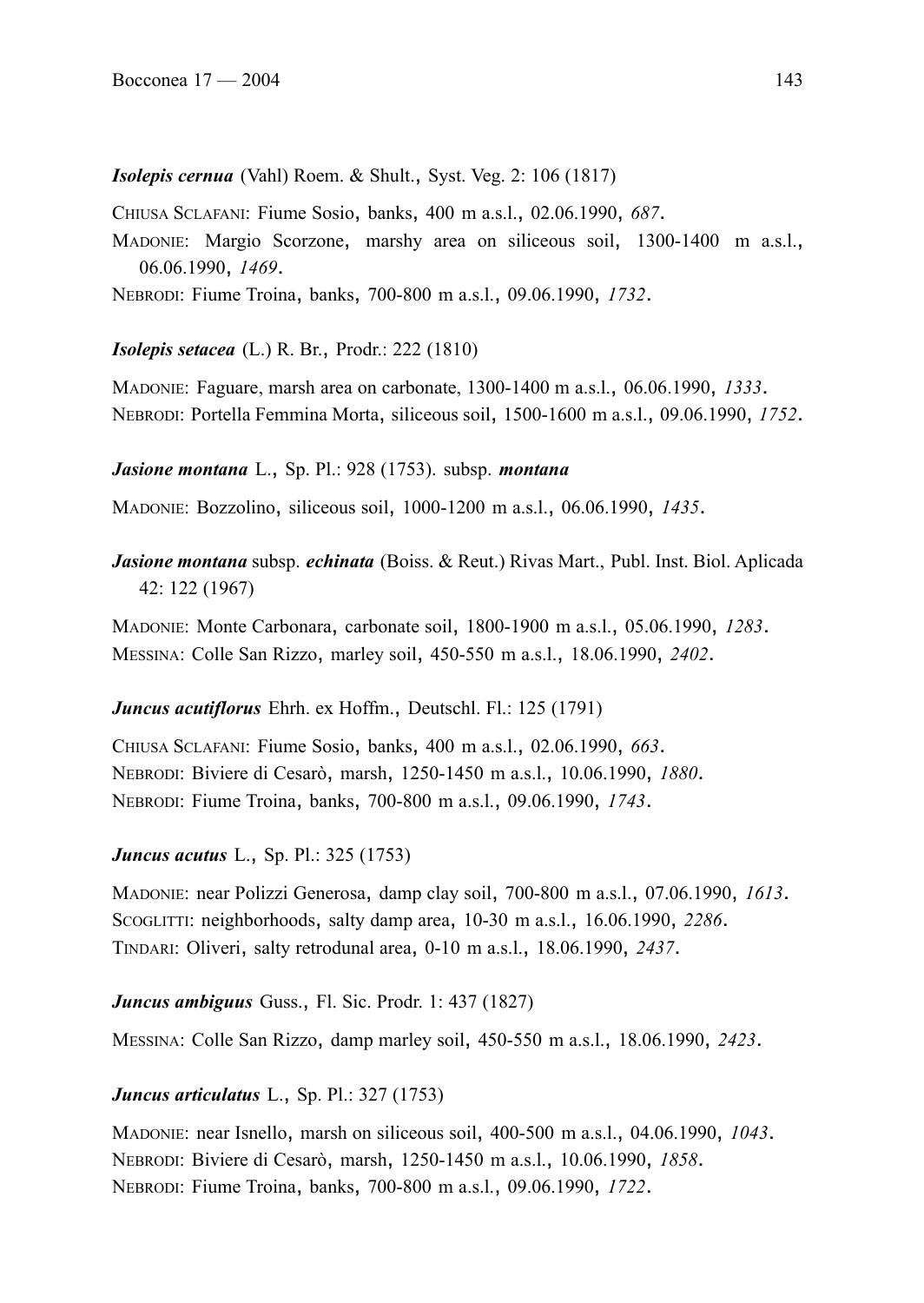***Isolepis cernua*** (Vahl) Roem. & Shult., Syst. Veg. 2: 106 (1817)

CHIUSA SCLAFANI: Fiume Sosio, banks, 400 m a.s.l., 02.06.1990, *687*.
MADONIE: Margio Scorzone, marshy area on siliceous soil, 1300-1400 m a.s.l., 06.06.1990, *1469*.
NEBRODI: Fiume Troina, banks, 700-800 m a.s.l., 09.06.1990, *1732*.

***Isolepis setacea*** (L.) R. Br., Prodr.: 222 (1810)

MADONIE: Faguare, marsh area on carbonate, 1300-1400 m a.s.l., 06.06.1990, *1333*.
NEBRODI: Portella Femmina Morta, siliceous soil, 1500-1600 m a.s.l., 09.06.1990, *1752*.

***Jasione montana*** L., Sp. Pl.: 928 (1753). subsp. ***montana***

MADONIE: Bozzolino, siliceous soil, 1000-1200 m a.s.l., 06.06.1990, *1435*.

***Jasione montana*** subsp. ***echinata*** (Boiss. & Reut.) Rivas Mart., Publ. Inst. Biol. Aplicada 42: 122 (1967)

MADONIE: Monte Carbonara, carbonate soil, 1800-1900 m a.s.l., 05.06.1990, *1283*.
MESSINA: Colle San Rizzo, marley soil, 450-550 m a.s.l., 18.06.1990, *2402*.

***Juncus acutiflorus*** Ehrh. ex Hoffm., Deutschl. Fl.: 125 (1791)

CHIUSA SCLAFANI: Fiume Sosio, banks, 400 m a.s.l., 02.06.1990, *663*.
NEBRODI: Biviere di Cesarò, marsh, 1250-1450 m a.s.l., 10.06.1990, *1880*.
NEBRODI: Fiume Troina, banks, 700-800 m a.s.l., 09.06.1990, *1743*.

***Juncus acutus*** L., Sp. Pl.: 325 (1753)

MADONIE: near Polizzi Generosa, damp clay soil, 700-800 m a.s.l., 07.06.1990, *1613*.
SCOGLITTI: neighborhoods, salty damp area, 10-30 m a.s.l., 16.06.1990, *2286*.
TINDARI: Oliveri, salty retrodunal area, 0-10 m a.s.l., 18.06.1990, *2437*.

***Juncus ambiguus*** Guss., Fl. Sic. Prodr. 1: 437 (1827)

MESSINA: Colle San Rizzo, damp marley soil, 450-550 m a.s.l., 18.06.1990, *2423*.

***Juncus articulatus*** L., Sp. Pl.: 327 (1753)

MADONIE: near Isnello, marsh on siliceous soil, 400-500 m a.s.l., 04.06.1990, *1043*.
NEBRODI: Biviere di Cesarò, marsh, 1250-1450 m a.s.l., 10.06.1990, *1858*.
NEBRODI: Fiume Troina, banks, 700-800 m a.s.l., 09.06.1990, *1722*.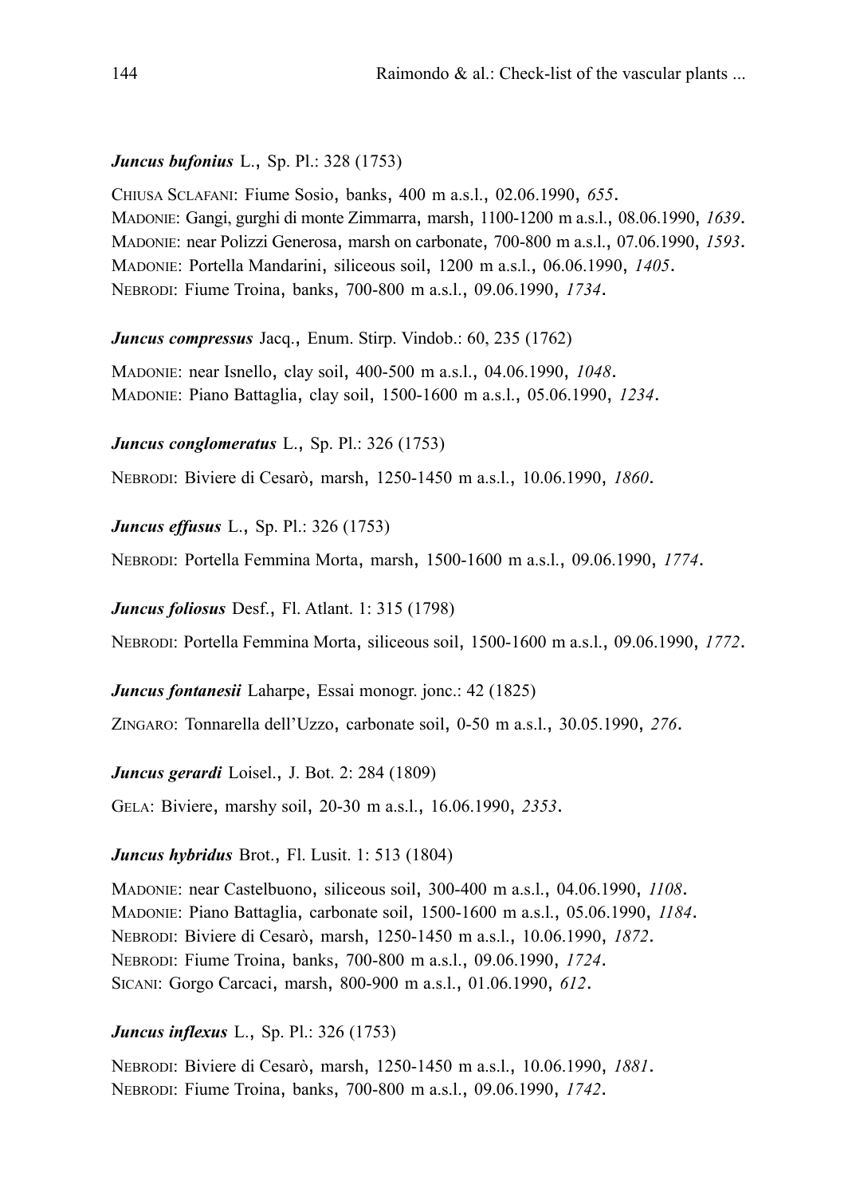***Juncus bufonius*** L., Sp. Pl.: 328 (1753)

CHIUSA SCLAFANI: Fiume Sosio, banks, 400 m a.s.l., 02.06.1990, *655*.
MADONIE: Gangi, gurghi di monte Zimmarra, marsh, 1100-1200 m a.s.l., 08.06.1990, *1639*.
MADONIE: near Polizzi Generosa, marsh on carbonate, 700-800 m a.s.l., 07.06.1990, *1593*.
MADONIE: Portella Mandarini, siliceous soil, 1200 m a.s.l., 06.06.1990, *1405*.
NEBRODI: Fiume Troina, banks, 700-800 m a.s.l., 09.06.1990, *1734*.

***Juncus compressus*** Jacq., Enum. Stirp. Vindob.: 60, 235 (1762)

MADONIE: near Isnello, clay soil, 400-500 m a.s.l., 04.06.1990, *1048*.
MADONIE: Piano Battaglia, clay soil, 1500-1600 m a.s.l., 05.06.1990, *1234*.

***Juncus conglomeratus*** L., Sp. Pl.: 326 (1753)

NEBRODI: Biviere di Cesarò, marsh, 1250-1450 m a.s.l., 10.06.1990, *1860*.

***Juncus effusus*** L., Sp. Pl.: 326 (1753)

NEBRODI: Portella Femmina Morta, marsh, 1500-1600 m a.s.l., 09.06.1990, *1774*.

***Juncus foliosus*** Desf., Fl. Atlant. 1: 315 (1798)

NEBRODI: Portella Femmina Morta, siliceous soil, 1500-1600 m a.s.l., 09.06.1990, *1772*.

***Juncus fontanesii*** Laharpe, Essai monogr. jonc.: 42 (1825)

ZINGARO: Tonnarella dell'Uzzo, carbonate soil, 0-50 m a.s.l., 30.05.1990, *276*.

***Juncus gerardi*** Loisel., J. Bot. 2: 284 (1809)

GELA: Biviere, marshy soil, 20-30 m a.s.l., 16.06.1990, *2353*.

***Juncus hybridus*** Brot., Fl. Lusit. 1: 513 (1804)

MADONIE: near Castelbuono, siliceous soil, 300-400 m a.s.l., 04.06.1990, *1108*.
MADONIE: Piano Battaglia, carbonate soil, 1500-1600 m a.s.l., 05.06.1990, *1184*.
NEBRODI: Biviere di Cesarò, marsh, 1250-1450 m a.s.l., 10.06.1990, *1872*.
NEBRODI: Fiume Troina, banks, 700-800 m a.s.l., 09.06.1990, *1724*.
SICANI: Gorgo Carcaci, marsh, 800-900 m a.s.l., 01.06.1990, *612*.

***Juncus inflexus*** L., Sp. Pl.: 326 (1753)

NEBRODI: Biviere di Cesarò, marsh, 1250-1450 m a.s.l., 10.06.1990, *1881*.
NEBRODI: Fiume Troina, banks, 700-800 m a.s.l., 09.06.1990, *1742*.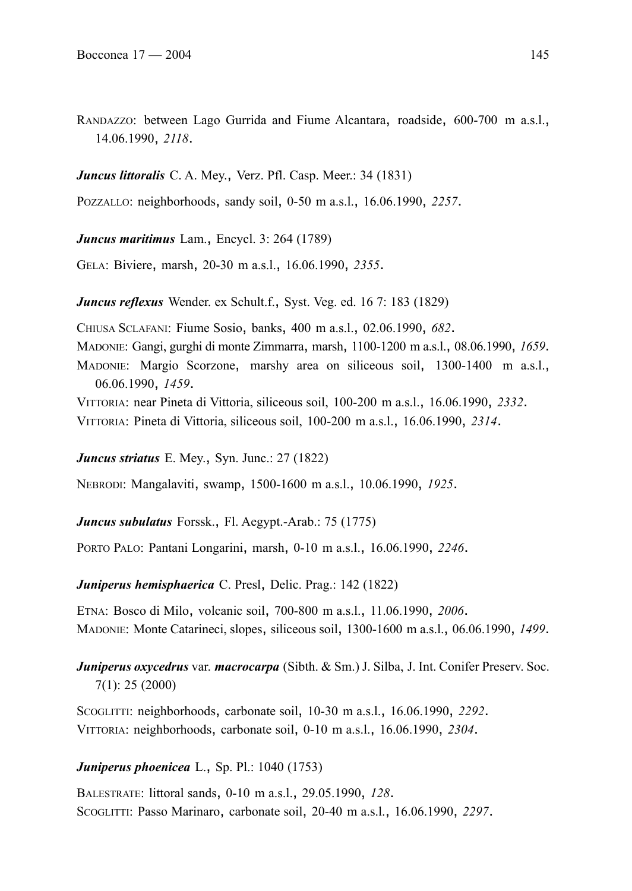RANDAZZO: between Lago Gurrida and Fiume Alcantara, roadside, 600-700 m a.s.l., 14.06.1990, *2118*.

***Juncus littoralis*** C. A. Mey., Verz. Pfl. Casp. Meer.: 34 (1831)

POZZALLO: neighborhoods, sandy soil, 0-50 m a.s.l., 16.06.1990, *2257*.

***Juncus maritimus*** Lam., Encycl. 3: 264 (1789)

GELA: Biviere, marsh, 20-30 m a.s.l., 16.06.1990, *2355*.

***Juncus reflexus*** Wender. ex Schult.f., Syst. Veg. ed. 16 7: 183 (1829)

CHIUSA SCLAFANI: Fiume Sosio, banks, 400 m a.s.l., 02.06.1990, *682*.
MADONIE: Gangi, gurghi di monte Zimmarra, marsh, 1100-1200 m a.s.l., 08.06.1990, *1659*.
MADONIE: Margio Scorzone, marshy area on siliceous soil, 1300-1400 m a.s.l., 06.06.1990, *1459*.
VITTORIA: near Pineta di Vittoria, siliceous soil, 100-200 m a.s.l., 16.06.1990, *2332*.
VITTORIA: Pineta di Vittoria, siliceous soil, 100-200 m a.s.l., 16.06.1990, *2314*.

***Juncus striatus*** E. Mey., Syn. Junc.: 27 (1822)

NEBRODI: Mangalaviti, swamp, 1500-1600 m a.s.l., 10.06.1990, *1925*.

***Juncus subulatus*** Forssk., Fl. Aegypt.-Arab.: 75 (1775)

PORTO PALO: Pantani Longarini, marsh, 0-10 m a.s.l., 16.06.1990, *2246*.

***Juniperus hemisphaerica*** C. Presl, Delic. Prag.: 142 (1822)

ETNA: Bosco di Milo, volcanic soil, 700-800 m a.s.l., 11.06.1990, *2006*.
MADONIE: Monte Catarineci, slopes, siliceous soil, 1300-1600 m a.s.l., 06.06.1990, *1499*.

***Juniperus oxycedrus*** var. ***macrocarpa*** (Sibth. & Sm.) J. Silba, J. Int. Conifer Preserv. Soc. 7(1): 25 (2000)

SCOGLITTI: neighborhoods, carbonate soil, 10-30 m a.s.l., 16.06.1990, *2292*.
VITTORIA: neighborhoods, carbonate soil, 0-10 m a.s.l., 16.06.1990, *2304*.

***Juniperus phoenicea*** L., Sp. Pl.: 1040 (1753)

BALESTRATE: littoral sands, 0-10 m a.s.l., 29.05.1990, *128*.
SCOGLITTI: Passo Marinaro, carbonate soil, 20-40 m a.s.l., 16.06.1990, *2297*.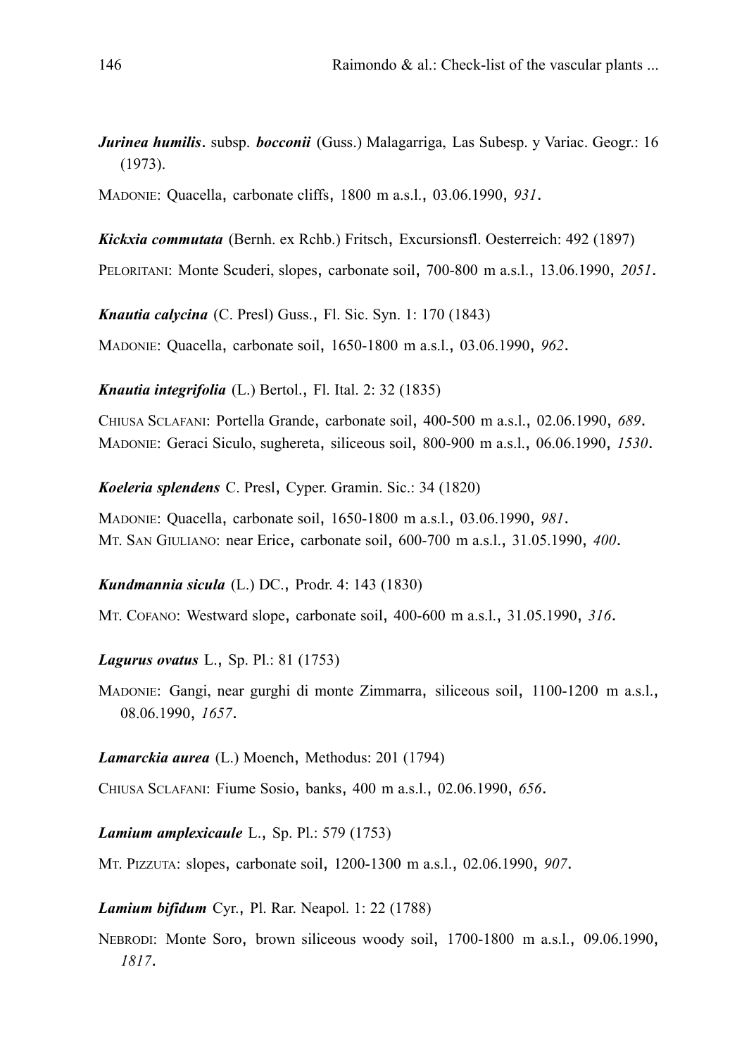***Jurinea humilis*. subsp. *bocconii*** (Guss.) Malagarriga, Las Subesp. y Variac. Geogr.: 16 (1973).

MADONIE: Quacella, carbonate cliffs, 1800 m a.s.l., 03.06.1990, *931*.

***Kickxia commutata*** (Bernh. ex Rchb.) Fritsch, Excursionsfl. Oesterreich: 492 (1897)

PELORITANI: Monte Scuderi, slopes, carbonate soil, 700-800 m a.s.l., 13.06.1990, *2051*.

***Knautia calycina*** (C. Presl) Guss., Fl. Sic. Syn. 1: 170 (1843)

MADONIE: Quacella, carbonate soil, 1650-1800 m a.s.l., 03.06.1990, *962*.

***Knautia integrifolia*** (L.) Bertol., Fl. Ital. 2: 32 (1835)

CHIUSA SCLAFANI: Portella Grande, carbonate soil, 400-500 m a.s.l., 02.06.1990, *689*.
MADONIE: Geraci Siculo, sughereta, siliceous soil, 800-900 m a.s.l., 06.06.1990, *1530*.

***Koeleria splendens*** C. Presl, Cyper. Gramin. Sic.: 34 (1820)

MADONIE: Quacella, carbonate soil, 1650-1800 m a.s.l., 03.06.1990, *981*.
MT. SAN GIULIANO: near Erice, carbonate soil, 600-700 m a.s.l., 31.05.1990, *400*.

***Kundmannia sicula*** (L.) DC., Prodr. 4: 143 (1830)

MT. COFANO: Westward slope, carbonate soil, 400-600 m a.s.l., 31.05.1990, *316*.

***Lagurus ovatus*** L., Sp. Pl.: 81 (1753)

MADONIE: Gangi, near gurghi di monte Zimmarra, siliceous soil, 1100-1200 m a.s.l., 08.06.1990, *1657*.

***Lamarckia aurea*** (L.) Moench, Methodus: 201 (1794)

CHIUSA SCLAFANI: Fiume Sosio, banks, 400 m a.s.l., 02.06.1990, *656*.

***Lamium amplexicaule*** L., Sp. Pl.: 579 (1753)

MT. PIZZUTA: slopes, carbonate soil, 1200-1300 m a.s.l., 02.06.1990, *907*.

***Lamium bifidum*** Cyr., Pl. Rar. Neapol. 1: 22 (1788)

NEBRODI: Monte Soro, brown siliceous woody soil, 1700-1800 m a.s.l., 09.06.1990, *1817*.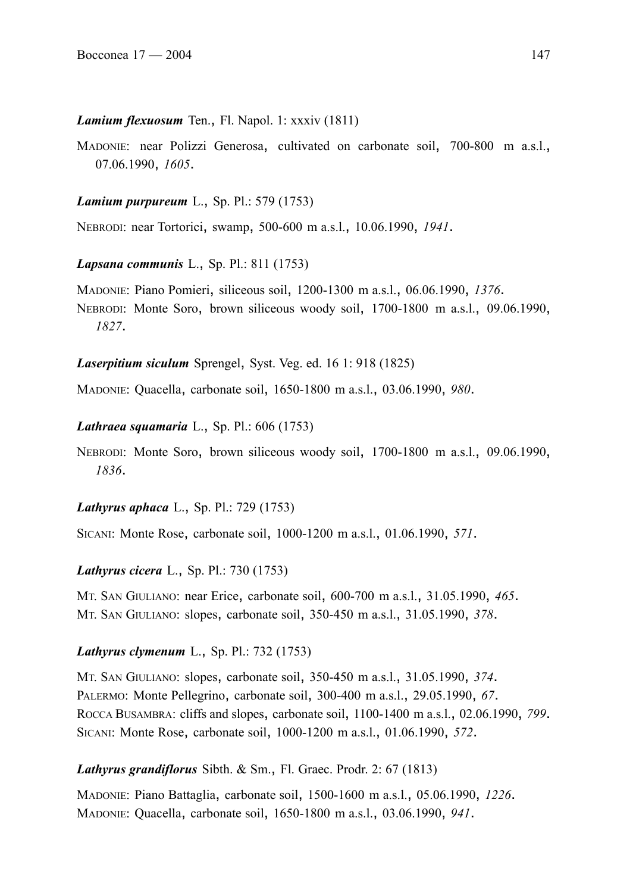***Lamium flexuosum*** Ten., Fl. Napol. 1: xxxiv (1811)

MADONIE: near Polizzi Generosa, cultivated on carbonate soil, 700-800 m a.s.l., 07.06.1990, *1605*.

***Lamium purpureum*** L., Sp. Pl.: 579 (1753)

NEBRODI: near Tortorici, swamp, 500-600 m a.s.l., 10.06.1990, *1941*.

***Lapsana communis*** L., Sp. Pl.: 811 (1753)

MADONIE: Piano Pomieri, siliceous soil, 1200-1300 m a.s.l., 06.06.1990, *1376*.
NEBRODI: Monte Soro, brown siliceous woody soil, 1700-1800 m a.s.l., 09.06.1990, *1827*.

***Laserpitium siculum*** Sprengel, Syst. Veg. ed. 16 1: 918 (1825)

MADONIE: Quacella, carbonate soil, 1650-1800 m a.s.l., 03.06.1990, *980*.

***Lathraea squamaria*** L., Sp. Pl.: 606 (1753)

NEBRODI: Monte Soro, brown siliceous woody soil, 1700-1800 m a.s.l., 09.06.1990, *1836*.

***Lathyrus aphaca*** L., Sp. Pl.: 729 (1753)

SICANI: Monte Rose, carbonate soil, 1000-1200 m a.s.l., 01.06.1990, *571*.

***Lathyrus cicera*** L., Sp. Pl.: 730 (1753)

MT. SAN GIULIANO: near Erice, carbonate soil, 600-700 m a.s.l., 31.05.1990, *465*.
MT. SAN GIULIANO: slopes, carbonate soil, 350-450 m a.s.l., 31.05.1990, *378*.

***Lathyrus clymenum*** L., Sp. Pl.: 732 (1753)

MT. SAN GIULIANO: slopes, carbonate soil, 350-450 m a.s.l., 31.05.1990, *374*.
PALERMO: Monte Pellegrino, carbonate soil, 300-400 m a.s.l., 29.05.1990, *67*.
ROCCA BUSAMBRA: cliffs and slopes, carbonate soil, 1100-1400 m a.s.l., 02.06.1990, *799*.
SICANI: Monte Rose, carbonate soil, 1000-1200 m a.s.l., 01.06.1990, *572*.

***Lathyrus grandiflorus*** Sibth. & Sm., Fl. Graec. Prodr. 2: 67 (1813)

MADONIE: Piano Battaglia, carbonate soil, 1500-1600 m a.s.l., 05.06.1990, *1226*.
MADONIE: Quacella, carbonate soil, 1650-1800 m a.s.l., 03.06.1990, *941*.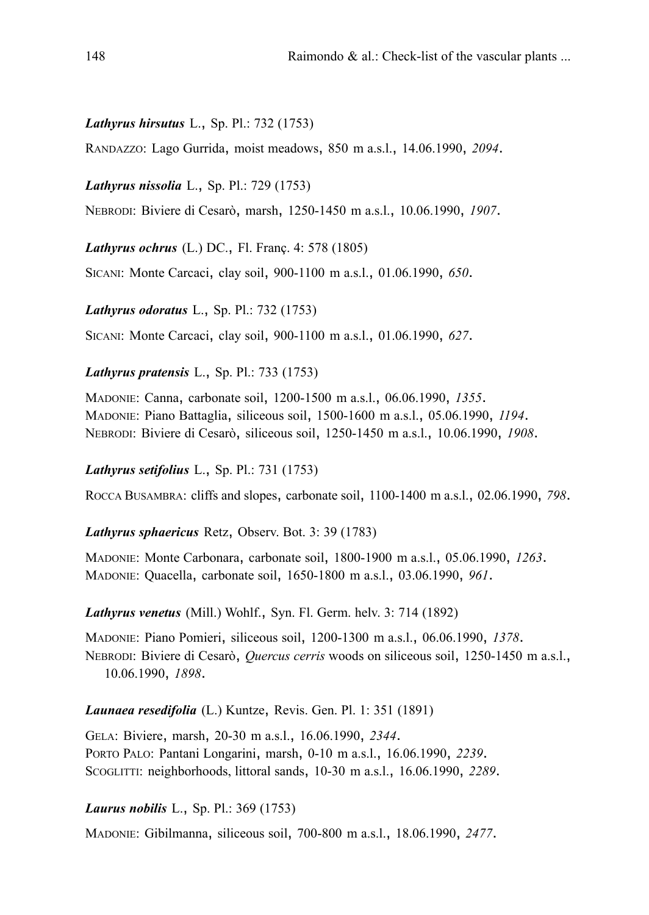***Lathyrus hirsutus*** L., Sp. Pl.: 732 (1753)

RANDAZZO: Lago Gurrida, moist meadows, 850 m a.s.l., 14.06.1990, *2094*.

***Lathyrus nissolia*** L., Sp. Pl.: 729 (1753)

NEBRODI: Biviere di Cesarò, marsh, 1250-1450 m a.s.l., 10.06.1990, *1907*.

***Lathyrus ochrus*** (L.) DC., Fl. Franç. 4: 578 (1805)

SICANI: Monte Carcaci, clay soil, 900-1100 m a.s.l., 01.06.1990, *650*.

***Lathyrus odoratus*** L., Sp. Pl.: 732 (1753)

SICANI: Monte Carcaci, clay soil, 900-1100 m a.s.l., 01.06.1990, *627*.

***Lathyrus pratensis*** L., Sp. Pl.: 733 (1753)

MADONIE: Canna, carbonate soil, 1200-1500 m a.s.l., 06.06.1990, *1355*.
MADONIE: Piano Battaglia, siliceous soil, 1500-1600 m a.s.l., 05.06.1990, *1194*.
NEBRODI: Biviere di Cesarò, siliceous soil, 1250-1450 m a.s.l., 10.06.1990, *1908*.

***Lathyrus setifolius*** L., Sp. Pl.: 731 (1753)

ROCCA BUSAMBRA: cliffs and slopes, carbonate soil, 1100-1400 m a.s.l., 02.06.1990, *798*.

***Lathyrus sphaericus*** Retz, Observ. Bot. 3: 39 (1783)

MADONIE: Monte Carbonara, carbonate soil, 1800-1900 m a.s.l., 05.06.1990, *1263*.
MADONIE: Quacella, carbonate soil, 1650-1800 m a.s.l., 03.06.1990, *961*.

***Lathyrus venetus*** (Mill.) Wohlf., Syn. Fl. Germ. helv. 3: 714 (1892)

MADONIE: Piano Pomieri, siliceous soil, 1200-1300 m a.s.l., 06.06.1990, *1378*.
NEBRODI: Biviere di Cesarò, *Quercus cerris* woods on siliceous soil, 1250-1450 m a.s.l., 10.06.1990, *1898*.

***Launaea resedifolia*** (L.) Kuntze, Revis. Gen. Pl. 1: 351 (1891)

GELA: Biviere, marsh, 20-30 m a.s.l., 16.06.1990, *2344*.
PORTO PALO: Pantani Longarini, marsh, 0-10 m a.s.l., 16.06.1990, *2239*.
SCOGLITTI: neighborhoods, littoral sands, 10-30 m a.s.l., 16.06.1990, *2289*.

***Laurus nobilis*** L., Sp. Pl.: 369 (1753)

MADONIE: Gibilmanna, siliceous soil, 700-800 m a.s.l., 18.06.1990, *2477*.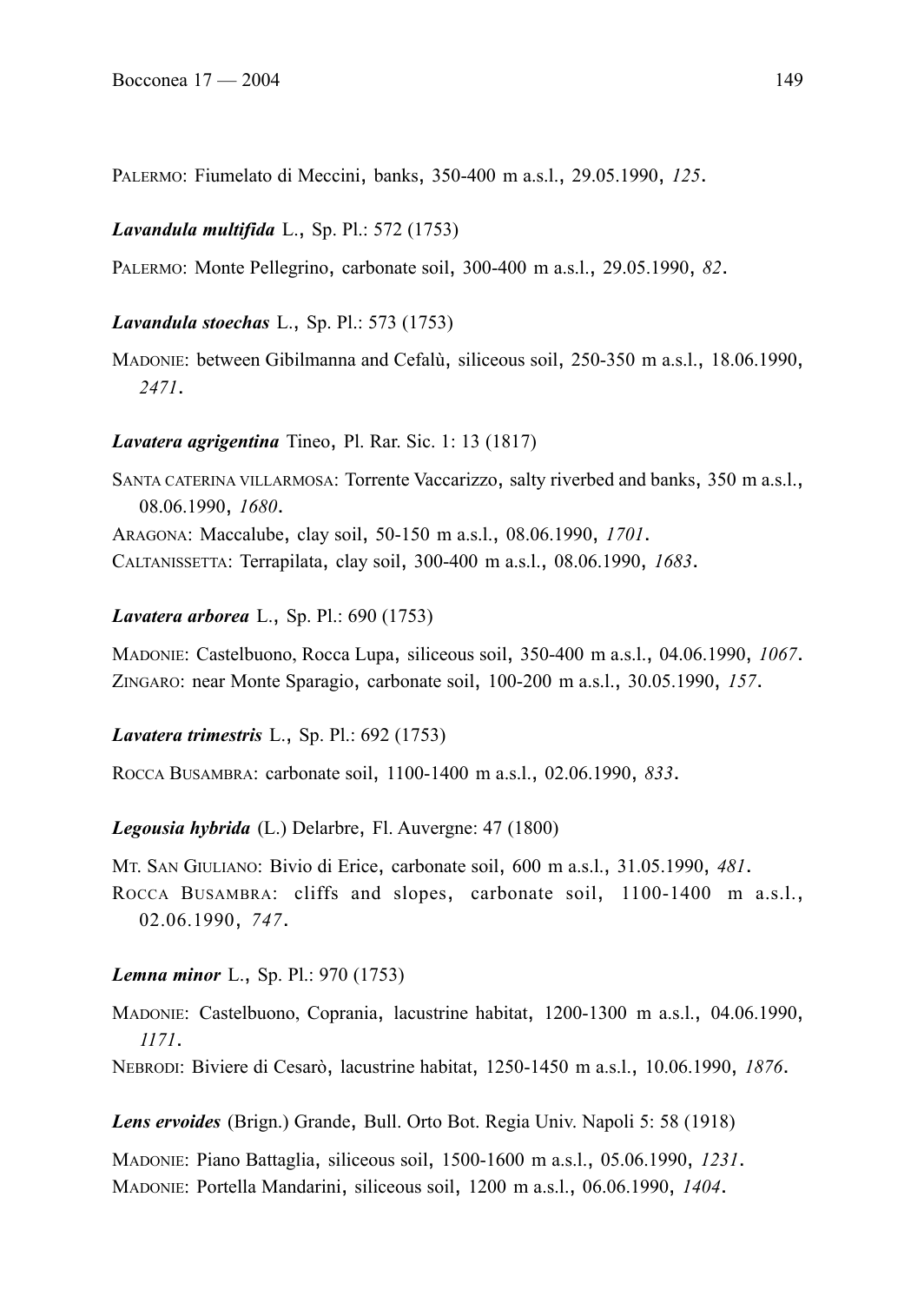PALERMO: Fiumelato di Meccini, banks, 350-400 m a.s.l., 29.05.1990, *125*.

***Lavandula multifida*** L., Sp. Pl.: 572 (1753)

PALERMO: Monte Pellegrino, carbonate soil, 300-400 m a.s.l., 29.05.1990, *82*.

***Lavandula stoechas*** L., Sp. Pl.: 573 (1753)

MADONIE: between Gibilmanna and Cefalù, siliceous soil, 250-350 m a.s.l., 18.06.1990, *2471*.

***Lavatera agrigentina*** Tineo, Pl. Rar. Sic. 1: 13 (1817)

SANTA CATERINA VILLARMOSA: Torrente Vaccarizzo, salty riverbed and banks, 350 m a.s.l., 08.06.1990, *1680*.
ARAGONA: Maccalube, clay soil, 50-150 m a.s.l., 08.06.1990, *1701*.
CALTANISSETTA: Terrapilata, clay soil, 300-400 m a.s.l., 08.06.1990, *1683*.

***Lavatera arborea*** L., Sp. Pl.: 690 (1753)

MADONIE: Castelbuono, Rocca Lupa, siliceous soil, 350-400 m a.s.l., 04.06.1990, *1067*.
ZINGARO: near Monte Sparagio, carbonate soil, 100-200 m a.s.l., 30.05.1990, *157*.

***Lavatera trimestris*** L., Sp. Pl.: 692 (1753)

ROCCA BUSAMBRA: carbonate soil, 1100-1400 m a.s.l., 02.06.1990, *833*.

***Legousia hybrida*** (L.) Delarbre, Fl. Auvergne: 47 (1800)

MT. SAN GIULIANO: Bivio di Erice, carbonate soil, 600 m a.s.l., 31.05.1990, *481*.
ROCCA BUSAMBRA: cliffs and slopes, carbonate soil, 1100-1400 m a.s.l., 02.06.1990, *747*.

***Lemna minor*** L., Sp. Pl.: 970 (1753)

MADONIE: Castelbuono, Coprania, lacustrine habitat, 1200-1300 m a.s.l., 04.06.1990, *1171*.
NEBRODI: Biviere di Cesarò, lacustrine habitat, 1250-1450 m a.s.l., 10.06.1990, *1876*.

***Lens ervoides*** (Brign.) Grande, Bull. Orto Bot. Regia Univ. Napoli 5: 58 (1918)

MADONIE: Piano Battaglia, siliceous soil, 1500-1600 m a.s.l., 05.06.1990, *1231*.
MADONIE: Portella Mandarini, siliceous soil, 1200 m a.s.l., 06.06.1990, *1404*.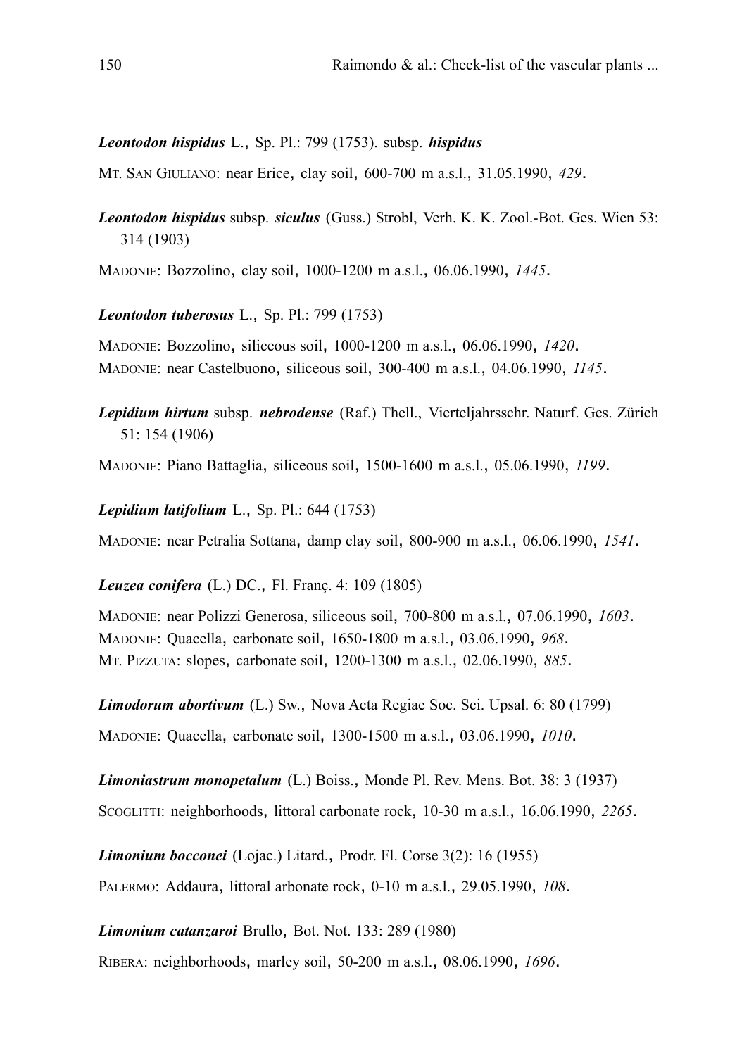***Leontodon hispidus*** L., Sp. Pl.: 799 (1753). subsp. ***hispidus***

MT. SAN GIULIANO: near Erice, clay soil, 600-700 m a.s.l., 31.05.1990, *429*.

***Leontodon hispidus*** subsp. ***siculus*** (Guss.) Strobl, Verh. K. K. Zool.-Bot. Ges. Wien 53: 314 (1903)

MADONIE: Bozzolino, clay soil, 1000-1200 m a.s.l., 06.06.1990, *1445*.

***Leontodon tuberosus*** L., Sp. Pl.: 799 (1753)

MADONIE: Bozzolino, siliceous soil, 1000-1200 m a.s.l., 06.06.1990, *1420*.
MADONIE: near Castelbuono, siliceous soil, 300-400 m a.s.l., 04.06.1990, *1145*.

***Lepidium hirtum*** subsp. ***nebrodense*** (Raf.) Thell., Vierteljahrsschr. Naturf. Ges. Zürich 51: 154 (1906)

MADONIE: Piano Battaglia, siliceous soil, 1500-1600 m a.s.l., 05.06.1990, *1199*.

***Lepidium latifolium*** L., Sp. Pl.: 644 (1753)

MADONIE: near Petralia Sottana, damp clay soil, 800-900 m a.s.l., 06.06.1990, *1541*.

***Leuzea conifera*** (L.) DC., Fl. Franç. 4: 109 (1805)

MADONIE: near Polizzi Generosa, siliceous soil, 700-800 m a.s.l., 07.06.1990, *1603*.
MADONIE: Quacella, carbonate soil, 1650-1800 m a.s.l., 03.06.1990, *968*.
MT. PIZZUTA: slopes, carbonate soil, 1200-1300 m a.s.l., 02.06.1990, *885*.

***Limodorum abortivum*** (L.) Sw., Nova Acta Regiae Soc. Sci. Upsal. 6: 80 (1799)

MADONIE: Quacella, carbonate soil, 1300-1500 m a.s.l., 03.06.1990, *1010*.

***Limoniastrum monopetalum*** (L.) Boiss., Monde Pl. Rev. Mens. Bot. 38: 3 (1937)

SCOGLITTI: neighborhoods, littoral carbonate rock, 10-30 m a.s.l., 16.06.1990, *2265*.

***Limonium bocconei*** (Lojac.) Litard., Prodr. Fl. Corse 3(2): 16 (1955)

PALERMO: Addaura, littoral arbonate rock, 0-10 m a.s.l., 29.05.1990, *108*.

***Limonium catanzaroi*** Brullo, Bot. Not. 133: 289 (1980)

RIBERA: neighborhoods, marley soil, 50-200 m a.s.l., 08.06.1990, *1696*.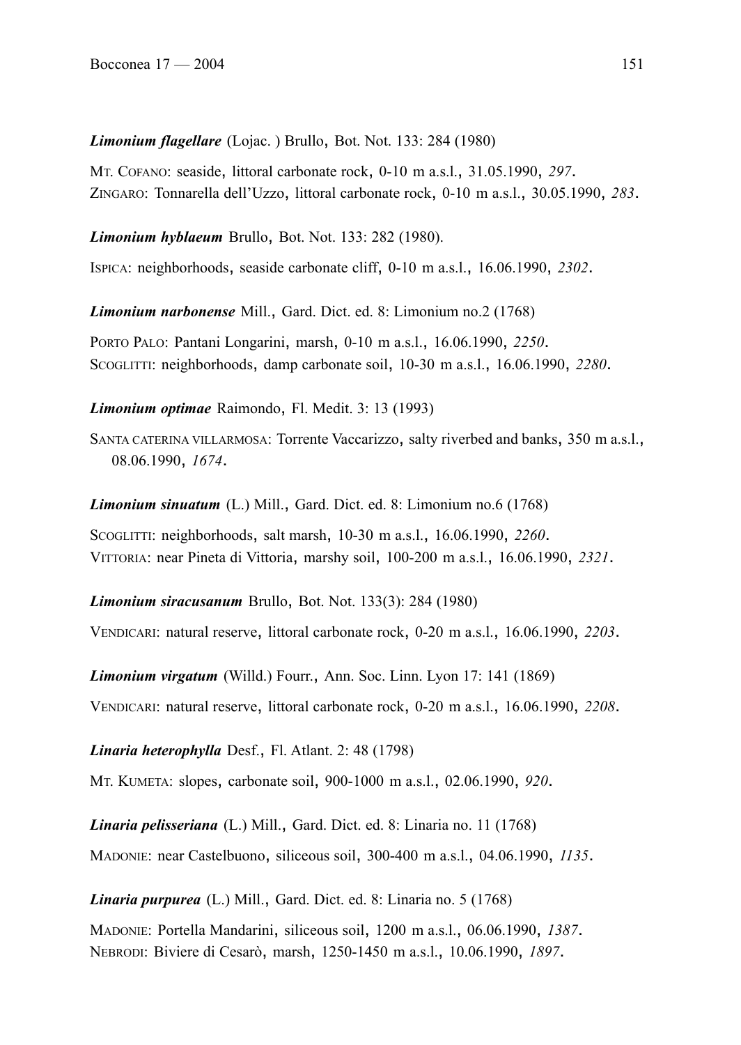***Limonium flagellare*** (Lojac. ) Brullo, Bot. Not. 133: 284 (1980)

MT. COFANO: seaside, littoral carbonate rock, 0-10 m a.s.l., 31.05.1990, *297*.
ZINGARO: Tonnarella dell'Uzzo, littoral carbonate rock, 0-10 m a.s.l., 30.05.1990, *283*.

***Limonium hyblaeum*** Brullo, Bot. Not. 133: 282 (1980).

ISPICA: neighborhoods, seaside carbonate cliff, 0-10 m a.s.l., 16.06.1990, *2302*.

***Limonium narbonense*** Mill., Gard. Dict. ed. 8: Limonium no.2 (1768)

PORTO PALO: Pantani Longarini, marsh, 0-10 m a.s.l., 16.06.1990, *2250*.
SCOGLITTI: neighborhoods, damp carbonate soil, 10-30 m a.s.l., 16.06.1990, *2280*.

***Limonium optimae*** Raimondo, Fl. Medit. 3: 13 (1993)

SANTA CATERINA VILLARMOSA: Torrente Vaccarizzo, salty riverbed and banks, 350 m a.s.l., 08.06.1990, *1674*.

***Limonium sinuatum*** (L.) Mill., Gard. Dict. ed. 8: Limonium no.6 (1768)

SCOGLITTI: neighborhoods, salt marsh, 10-30 m a.s.l., 16.06.1990, *2260*.
VITTORIA: near Pineta di Vittoria, marshy soil, 100-200 m a.s.l., 16.06.1990, *2321*.

***Limonium siracusanum*** Brullo, Bot. Not. 133(3): 284 (1980)

VENDICARI: natural reserve, littoral carbonate rock, 0-20 m a.s.l., 16.06.1990, *2203*.

***Limonium virgatum*** (Willd.) Fourr., Ann. Soc. Linn. Lyon 17: 141 (1869)

VENDICARI: natural reserve, littoral carbonate rock, 0-20 m a.s.l., 16.06.1990, *2208*.

***Linaria heterophylla*** Desf., Fl. Atlant. 2: 48 (1798)

MT. KUMETA: slopes, carbonate soil, 900-1000 m a.s.l., 02.06.1990, *920*.

***Linaria pelisseriana*** (L.) Mill., Gard. Dict. ed. 8: Linaria no. 11 (1768)

MADONIE: near Castelbuono, siliceous soil, 300-400 m a.s.l., 04.06.1990, *1135*.

***Linaria purpurea*** (L.) Mill., Gard. Dict. ed. 8: Linaria no. 5 (1768)

MADONIE: Portella Mandarini, siliceous soil, 1200 m a.s.l., 06.06.1990, *1387*.
NEBRODI: Biviere di Cesarò, marsh, 1250-1450 m a.s.l., 10.06.1990, *1897*.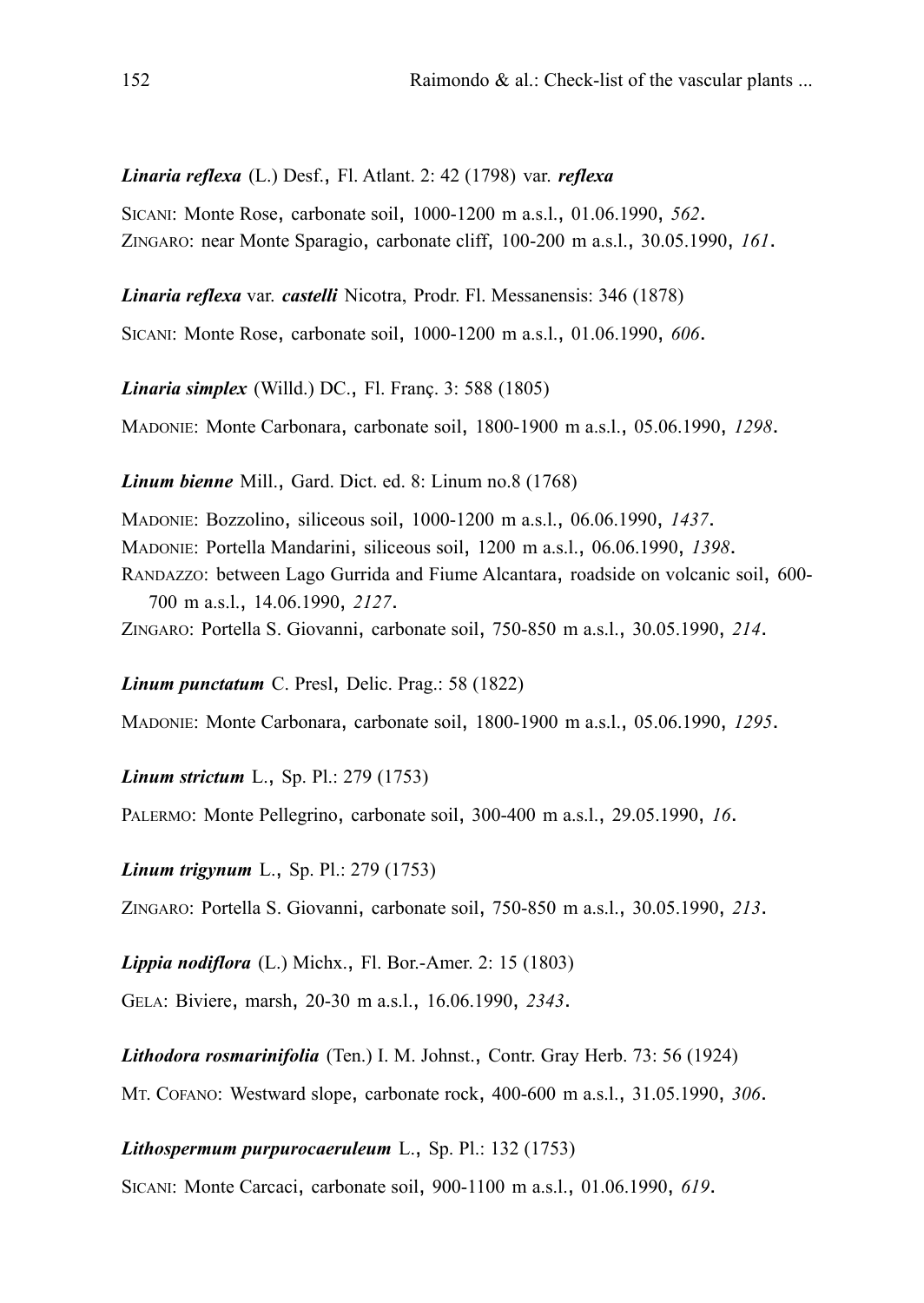***Linaria reflexa*** (L.) Desf., Fl. Atlant. 2: 42 (1798) var. ***reflexa***

SICANI: Monte Rose, carbonate soil, 1000-1200 m a.s.l., 01.06.1990, *562*.
ZINGARO: near Monte Sparagio, carbonate cliff, 100-200 m a.s.l., 30.05.1990, *161*.

***Linaria reflexa*** var. ***castelli*** Nicotra, Prodr. Fl. Messanensis: 346 (1878)

SICANI: Monte Rose, carbonate soil, 1000-1200 m a.s.l., 01.06.1990, *606*.

***Linaria simplex*** (Willd.) DC., Fl. Franç. 3: 588 (1805)

MADONIE: Monte Carbonara, carbonate soil, 1800-1900 m a.s.l., 05.06.1990, *1298*.

***Linum bienne*** Mill., Gard. Dict. ed. 8: Linum no.8 (1768)

MADONIE: Bozzolino, siliceous soil, 1000-1200 m a.s.l., 06.06.1990, *1437*.
MADONIE: Portella Mandarini, siliceous soil, 1200 m a.s.l., 06.06.1990, *1398*.
RANDAZZO: between Lago Gurrida and Fiume Alcantara, roadside on volcanic soil, 600-700 m a.s.l., 14.06.1990, *2127*.
ZINGARO: Portella S. Giovanni, carbonate soil, 750-850 m a.s.l., 30.05.1990, *214*.

***Linum punctatum*** C. Presl, Delic. Prag.: 58 (1822)

MADONIE: Monte Carbonara, carbonate soil, 1800-1900 m a.s.l., 05.06.1990, *1295*.

***Linum strictum*** L., Sp. Pl.: 279 (1753)

PALERMO: Monte Pellegrino, carbonate soil, 300-400 m a.s.l., 29.05.1990, *16*.

***Linum trigynum*** L., Sp. Pl.: 279 (1753)

ZINGARO: Portella S. Giovanni, carbonate soil, 750-850 m a.s.l., 30.05.1990, *213*.

***Lippia nodiflora*** (L.) Michx., Fl. Bor.-Amer. 2: 15 (1803)

GELA: Biviere, marsh, 20-30 m a.s.l., 16.06.1990, *2343*.

***Lithodora rosmarinifolia*** (Ten.) I. M. Johnst., Contr. Gray Herb. 73: 56 (1924)

MT. COFANO: Westward slope, carbonate rock, 400-600 m a.s.l., 31.05.1990, *306*.

***Lithospermum purpurocaeruleum*** L., Sp. Pl.: 132 (1753)

SICANI: Monte Carcaci, carbonate soil, 900-1100 m a.s.l., 01.06.1990, *619*.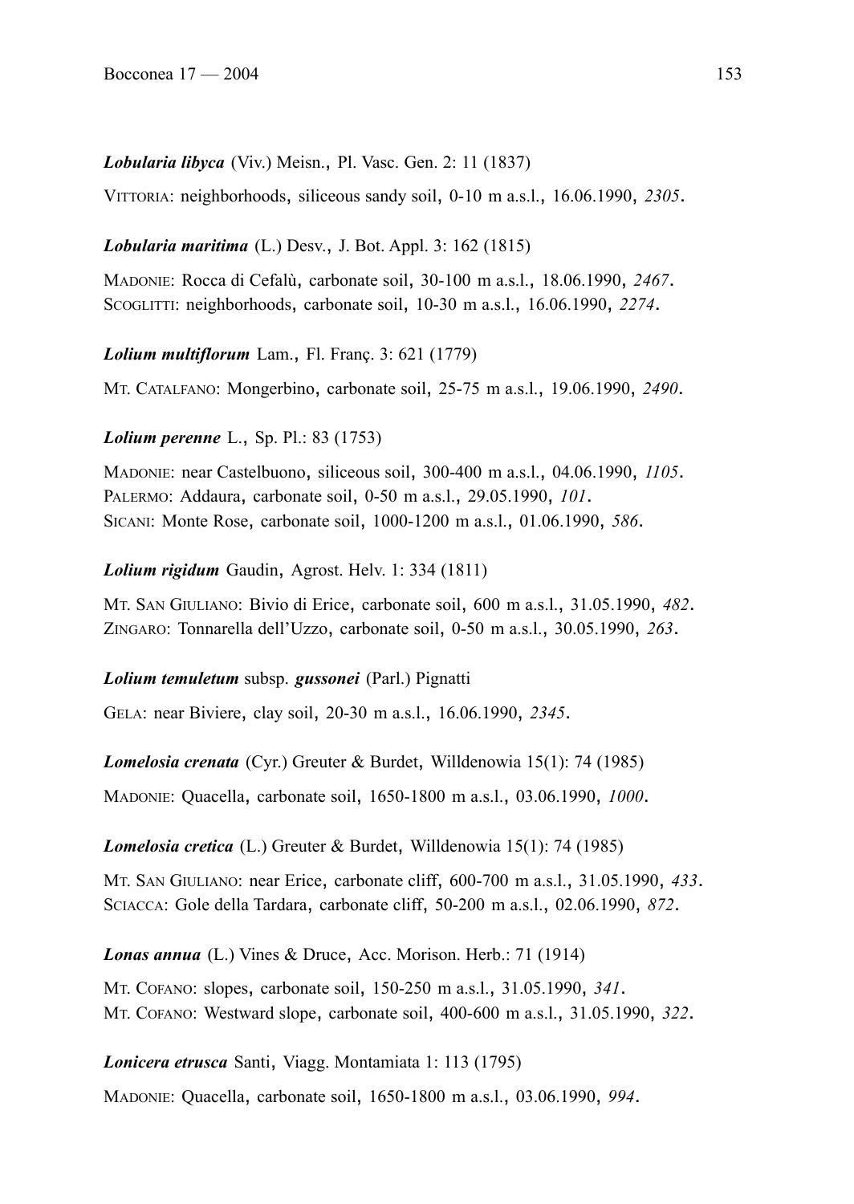***Lobularia libyca*** (Viv.) Meisn., Pl. Vasc. Gen. 2: 11 (1837)

VITTORIA: neighborhoods, siliceous sandy soil, 0-10 m a.s.l., 16.06.1990, *2305*.

***Lobularia maritima*** (L.) Desv., J. Bot. Appl. 3: 162 (1815)

MADONIE: Rocca di Cefalù, carbonate soil, 30-100 m a.s.l., 18.06.1990, *2467*.
SCOGLITTI: neighborhoods, carbonate soil, 10-30 m a.s.l., 16.06.1990, *2274*.

***Lolium multiflorum*** Lam., Fl. Franç. 3: 621 (1779)

MT. CATALFANO: Mongerbino, carbonate soil, 25-75 m a.s.l., 19.06.1990, *2490*.

***Lolium perenne*** L., Sp. Pl.: 83 (1753)

MADONIE: near Castelbuono, siliceous soil, 300-400 m a.s.l., 04.06.1990, *1105*.
PALERMO: Addaura, carbonate soil, 0-50 m a.s.l., 29.05.1990, *101*.
SICANI: Monte Rose, carbonate soil, 1000-1200 m a.s.l., 01.06.1990, *586*.

***Lolium rigidum*** Gaudin, Agrost. Helv. 1: 334 (1811)

MT. SAN GIULIANO: Bivio di Erice, carbonate soil, 600 m a.s.l., 31.05.1990, *482*.
ZINGARO: Tonnarella dell'Uzzo, carbonate soil, 0-50 m a.s.l., 30.05.1990, *263*.

***Lolium temuletum*** subsp. ***gussonei*** (Parl.) Pignatti

GELA: near Biviere, clay soil, 20-30 m a.s.l., 16.06.1990, *2345*.

***Lomelosia crenata*** (Cyr.) Greuter & Burdet, Willdenowia 15(1): 74 (1985)

MADONIE: Quacella, carbonate soil, 1650-1800 m a.s.l., 03.06.1990, *1000*.

***Lomelosia cretica*** (L.) Greuter & Burdet, Willdenowia 15(1): 74 (1985)

MT. SAN GIULIANO: near Erice, carbonate cliff, 600-700 m a.s.l., 31.05.1990, *433*.
SCIACCA: Gole della Tardara, carbonate cliff, 50-200 m a.s.l., 02.06.1990, *872*.

***Lonas annua*** (L.) Vines & Druce, Acc. Morison. Herb.: 71 (1914)

MT. COFANO: slopes, carbonate soil, 150-250 m a.s.l., 31.05.1990, *341*.
MT. COFANO: Westward slope, carbonate soil, 400-600 m a.s.l., 31.05.1990, *322*.

***Lonicera etrusca*** Santi, Viagg. Montamiata 1: 113 (1795)

MADONIE: Quacella, carbonate soil, 1650-1800 m a.s.l., 03.06.1990, *994*.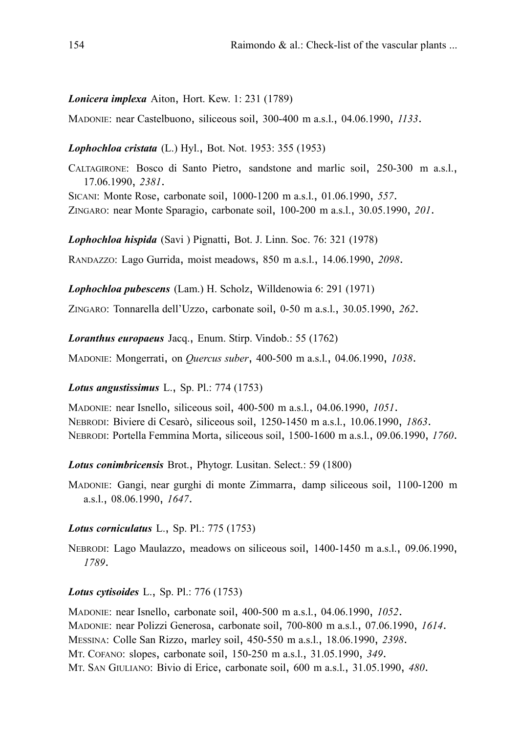***Lonicera implexa*** Aiton, Hort. Kew. 1: 231 (1789)

MADONIE: near Castelbuono, siliceous soil, 300-400 m a.s.l., 04.06.1990, *1133*.

***Lophochloa cristata*** (L.) Hyl., Bot. Not. 1953: 355 (1953)

CALTAGIRONE: Bosco di Santo Pietro, sandstone and marlic soil, 250-300 m a.s.l., 17.06.1990, *2381*.
SICANI: Monte Rose, carbonate soil, 1000-1200 m a.s.l., 01.06.1990, *557*.
ZINGARO: near Monte Sparagio, carbonate soil, 100-200 m a.s.l., 30.05.1990, *201*.

***Lophochloa hispida*** (Savi ) Pignatti, Bot. J. Linn. Soc. 76: 321 (1978)

RANDAZZO: Lago Gurrida, moist meadows, 850 m a.s.l., 14.06.1990, *2098*.

***Lophochloa pubescens*** (Lam.) H. Scholz, Willdenowia 6: 291 (1971)

ZINGARO: Tonnarella dell'Uzzo, carbonate soil, 0-50 m a.s.l., 30.05.1990, *262*.

***Loranthus europaeus*** Jacq., Enum. Stirp. Vindob.: 55 (1762)

MADONIE: Mongerrati, on *Quercus suber*, 400-500 m a.s.l., 04.06.1990, *1038*.

***Lotus angustissimus*** L., Sp. Pl.: 774 (1753)

MADONIE: near Isnello, siliceous soil, 400-500 m a.s.l., 04.06.1990, *1051*.
NEBRODI: Biviere di Cesarò, siliceous soil, 1250-1450 m a.s.l., 10.06.1990, *1863*.
NEBRODI: Portella Femmina Morta, siliceous soil, 1500-1600 m a.s.l., 09.06.1990, *1760*.

***Lotus conimbricensis*** Brot., Phytogr. Lusitan. Select.: 59 (1800)

MADONIE: Gangi, near gurghi di monte Zimmarra, damp siliceous soil, 1100-1200 m a.s.l., 08.06.1990, *1647*.

***Lotus corniculatus*** L., Sp. Pl.: 775 (1753)

NEBRODI: Lago Maulazzo, meadows on siliceous soil, 1400-1450 m a.s.l., 09.06.1990, *1789*.

***Lotus cytisoides*** L., Sp. Pl.: 776 (1753)

MADONIE: near Isnello, carbonate soil, 400-500 m a.s.l., 04.06.1990, *1052*.
MADONIE: near Polizzi Generosa, carbonate soil, 700-800 m a.s.l., 07.06.1990, *1614*.
MESSINA: Colle San Rizzo, marley soil, 450-550 m a.s.l., 18.06.1990, *2398*.
MT. COFANO: slopes, carbonate soil, 150-250 m a.s.l., 31.05.1990, *349*.
MT. SAN GIULIANO: Bivio di Erice, carbonate soil, 600 m a.s.l., 31.05.1990, *480*.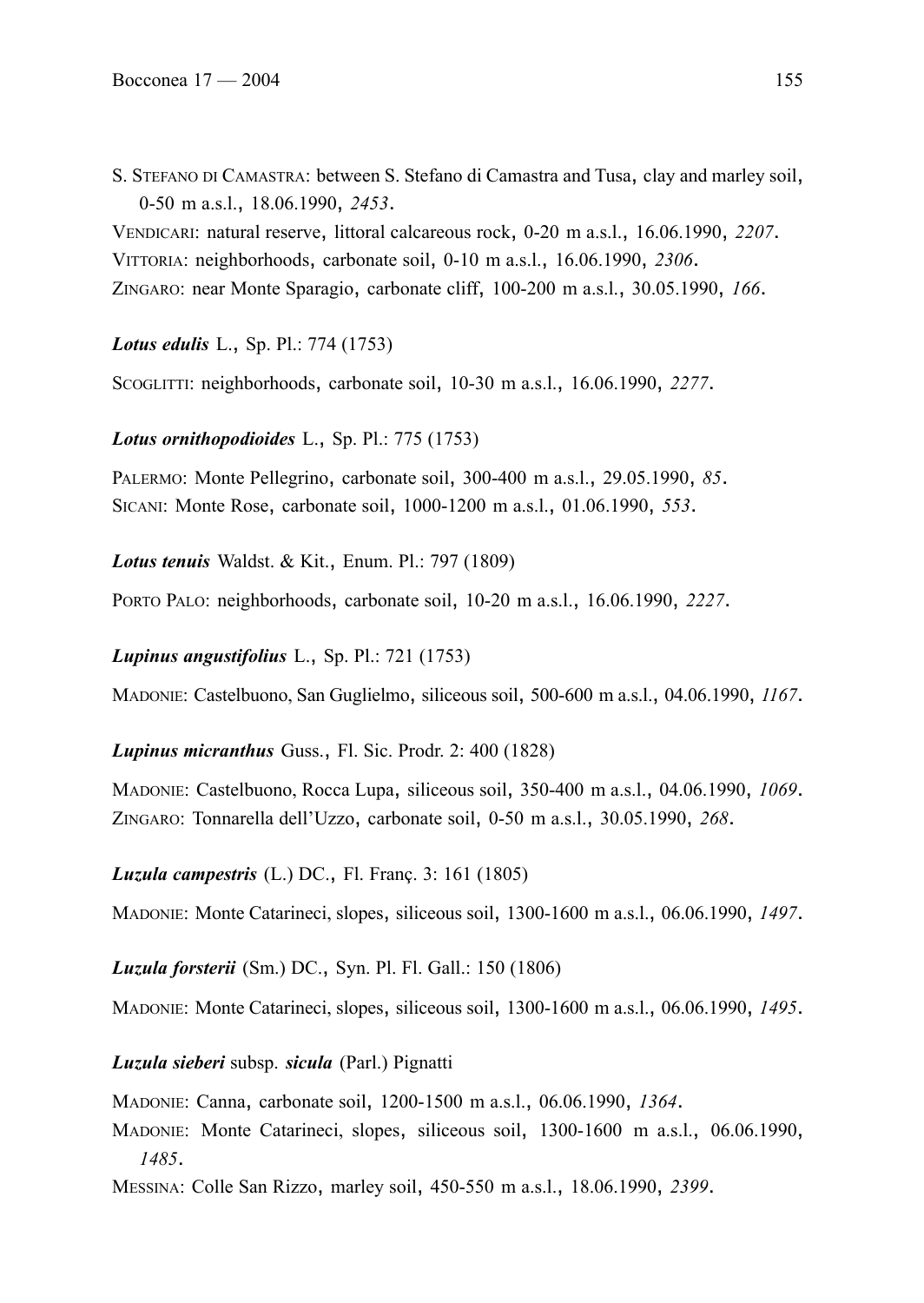S. Stefano di Camastra: between S. Stefano di Camastra and Tusa, clay and marley soil, 0-50 m a.s.l., 18.06.1990, *2453*.

Vendicari: natural reserve, littoral calcareous rock, 0-20 m a.s.l., 16.06.1990, *2207*.

Vittoria: neighborhoods, carbonate soil, 0-10 m a.s.l., 16.06.1990, *2306*.

Zingaro: near Monte Sparagio, carbonate cliff, 100-200 m a.s.l., 30.05.1990, *166*.

***Lotus edulis*** L., Sp. Pl.: 774 (1753)

Scoglitti: neighborhoods, carbonate soil, 10-30 m a.s.l., 16.06.1990, *2277*.

***Lotus ornithopodioides*** L., Sp. Pl.: 775 (1753)

Palermo: Monte Pellegrino, carbonate soil, 300-400 m a.s.l., 29.05.1990, *85*.

Sicani: Monte Rose, carbonate soil, 1000-1200 m a.s.l., 01.06.1990, *553*.

***Lotus tenuis*** Waldst. & Kit., Enum. Pl.: 797 (1809)

Porto Palo: neighborhoods, carbonate soil, 10-20 m a.s.l., 16.06.1990, *2227*.

***Lupinus angustifolius*** L., Sp. Pl.: 721 (1753)

Madonie: Castelbuono, San Guglielmo, siliceous soil, 500-600 m a.s.l., 04.06.1990, *1167*.

***Lupinus micranthus*** Guss., Fl. Sic. Prodr. 2: 400 (1828)

Madonie: Castelbuono, Rocca Lupa, siliceous soil, 350-400 m a.s.l., 04.06.1990, *1069*.

Zingaro: Tonnarella dell'Uzzo, carbonate soil, 0-50 m a.s.l., 30.05.1990, *268*.

***Luzula campestris*** (L.) DC., Fl. Franç. 3: 161 (1805)

Madonie: Monte Catarineci, slopes, siliceous soil, 1300-1600 m a.s.l., 06.06.1990, *1497*.

***Luzula forsterii*** (Sm.) DC., Syn. Pl. Fl. Gall.: 150 (1806)

Madonie: Monte Catarineci, slopes, siliceous soil, 1300-1600 m a.s.l., 06.06.1990, *1495*.

***Luzula sieberi*** subsp. ***sicula*** (Parl.) Pignatti

Madonie: Canna, carbonate soil, 1200-1500 m a.s.l., 06.06.1990, *1364*.

Madonie: Monte Catarineci, slopes, siliceous soil, 1300-1600 m a.s.l., 06.06.1990, *1485*.

Messina: Colle San Rizzo, marley soil, 450-550 m a.s.l., 18.06.1990, *2399*.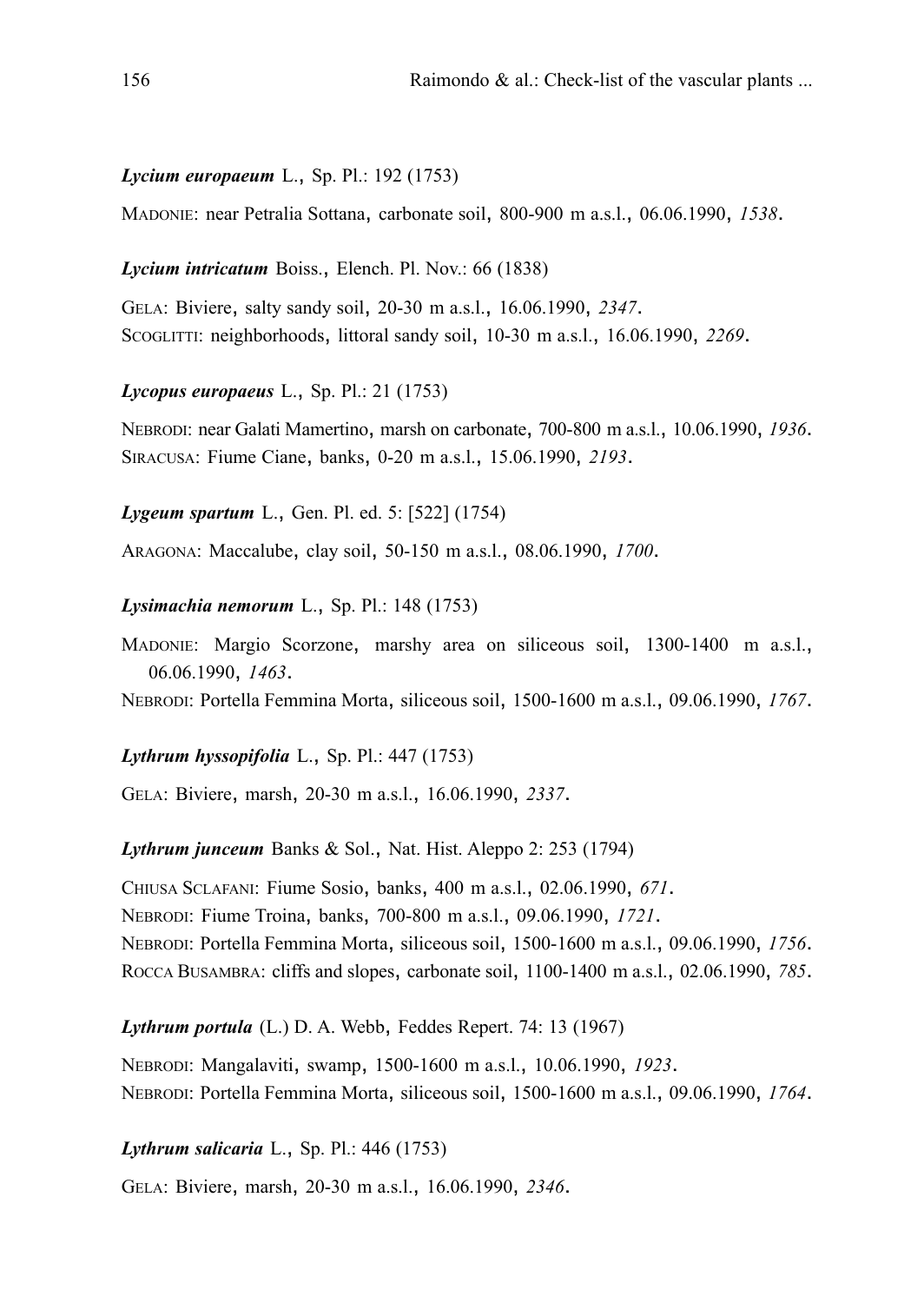***Lycium europaeum*** L., Sp. Pl.: 192 (1753)

MADONIE: near Petralia Sottana, carbonate soil, 800-900 m a.s.l., 06.06.1990, *1538*.

***Lycium intricatum*** Boiss., Elench. Pl. Nov.: 66 (1838)

GELA: Biviere, salty sandy soil, 20-30 m a.s.l., 16.06.1990, *2347*.
SCOGLITTI: neighborhoods, littoral sandy soil, 10-30 m a.s.l., 16.06.1990, *2269*.

***Lycopus europaeus*** L., Sp. Pl.: 21 (1753)

NEBRODI: near Galati Mamertino, marsh on carbonate, 700-800 m a.s.l., 10.06.1990, *1936*.
SIRACUSA: Fiume Ciane, banks, 0-20 m a.s.l., 15.06.1990, *2193*.

***Lygeum spartum*** L., Gen. Pl. ed. 5: [522] (1754)

ARAGONA: Maccalube, clay soil, 50-150 m a.s.l., 08.06.1990, *1700*.

***Lysimachia nemorum*** L., Sp. Pl.: 148 (1753)

MADONIE: Margio Scorzone, marshy area on siliceous soil, 1300-1400 m a.s.l., 06.06.1990, *1463*.
NEBRODI: Portella Femmina Morta, siliceous soil, 1500-1600 m a.s.l., 09.06.1990, *1767*.

***Lythrum hyssopifolia*** L., Sp. Pl.: 447 (1753)

GELA: Biviere, marsh, 20-30 m a.s.l., 16.06.1990, *2337*.

***Lythrum junceum*** Banks & Sol., Nat. Hist. Aleppo 2: 253 (1794)

CHIUSA SCLAFANI: Fiume Sosio, banks, 400 m a.s.l., 02.06.1990, *671*.
NEBRODI: Fiume Troina, banks, 700-800 m a.s.l., 09.06.1990, *1721*.
NEBRODI: Portella Femmina Morta, siliceous soil, 1500-1600 m a.s.l., 09.06.1990, *1756*.
ROCCA BUSAMBRA: cliffs and slopes, carbonate soil, 1100-1400 m a.s.l., 02.06.1990, *785*.

***Lythrum portula*** (L.) D. A. Webb, Feddes Repert. 74: 13 (1967)

NEBRODI: Mangalaviti, swamp, 1500-1600 m a.s.l., 10.06.1990, *1923*.
NEBRODI: Portella Femmina Morta, siliceous soil, 1500-1600 m a.s.l., 09.06.1990, *1764*.

***Lythrum salicaria*** L., Sp. Pl.: 446 (1753)

GELA: Biviere, marsh, 20-30 m a.s.l., 16.06.1990, *2346*.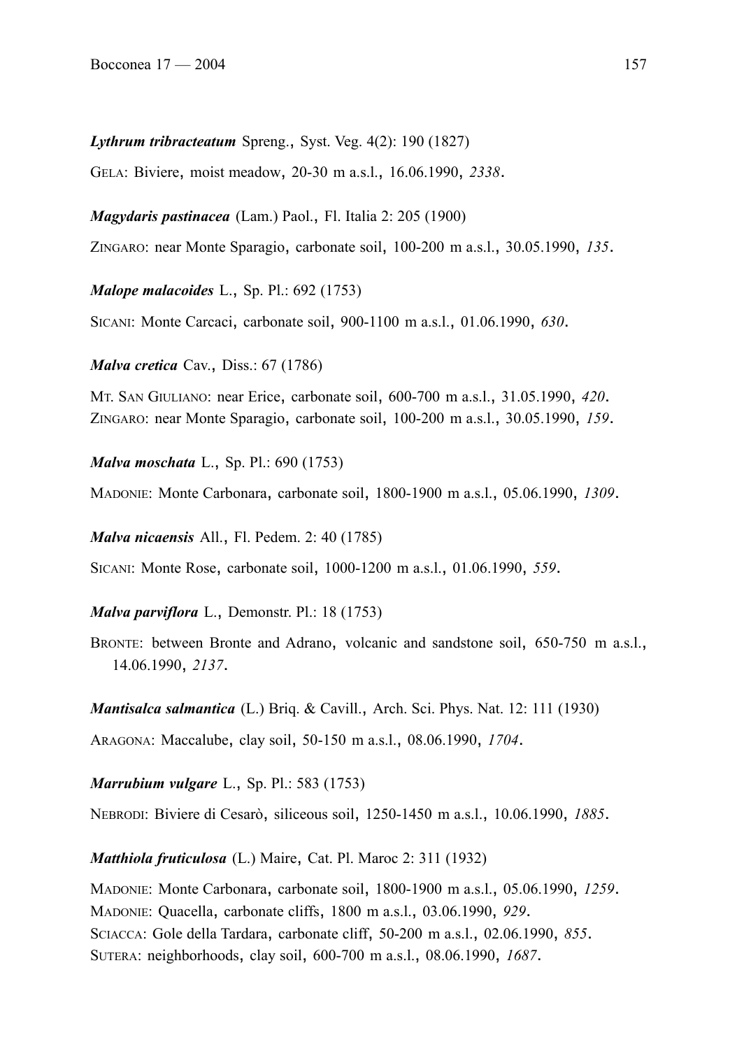***Lythrum tribracteatum*** Spreng., Syst. Veg. 4(2): 190 (1827)

GELA: Biviere, moist meadow, 20-30 m a.s.l., 16.06.1990, *2338*.

***Magydaris pastinacea*** (Lam.) Paol., Fl. Italia 2: 205 (1900)

ZINGARO: near Monte Sparagio, carbonate soil, 100-200 m a.s.l., 30.05.1990, *135*.

***Malope malacoides*** L., Sp. Pl.: 692 (1753)

SICANI: Monte Carcaci, carbonate soil, 900-1100 m a.s.l., 01.06.1990, *630*.

***Malva cretica*** Cav., Diss.: 67 (1786)

MT. SAN GIULIANO: near Erice, carbonate soil, 600-700 m a.s.l., 31.05.1990, *420*.
ZINGARO: near Monte Sparagio, carbonate soil, 100-200 m a.s.l., 30.05.1990, *159*.

***Malva moschata*** L., Sp. Pl.: 690 (1753)

MADONIE: Monte Carbonara, carbonate soil, 1800-1900 m a.s.l., 05.06.1990, *1309*.

***Malva nicaensis*** All., Fl. Pedem. 2: 40 (1785)

SICANI: Monte Rose, carbonate soil, 1000-1200 m a.s.l., 01.06.1990, *559*.

***Malva parviflora*** L., Demonstr. Pl.: 18 (1753)

BRONTE: between Bronte and Adrano, volcanic and sandstone soil, 650-750 m a.s.l., 14.06.1990, *2137*.

***Mantisalca salmantica*** (L.) Briq. & Cavill., Arch. Sci. Phys. Nat. 12: 111 (1930)

ARAGONA: Maccalube, clay soil, 50-150 m a.s.l., 08.06.1990, *1704*.

***Marrubium vulgare*** L., Sp. Pl.: 583 (1753)

NEBRODI: Biviere di Cesarò, siliceous soil, 1250-1450 m a.s.l., 10.06.1990, *1885*.

***Matthiola fruticulosa*** (L.) Maire, Cat. Pl. Maroc 2: 311 (1932)

MADONIE: Monte Carbonara, carbonate soil, 1800-1900 m a.s.l., 05.06.1990, *1259*.
MADONIE: Quacella, carbonate cliffs, 1800 m a.s.l., 03.06.1990, *929*.
SCIACCA: Gole della Tardara, carbonate cliff, 50-200 m a.s.l., 02.06.1990, *855*.
SUTERA: neighborhoods, clay soil, 600-700 m a.s.l., 08.06.1990, *1687*.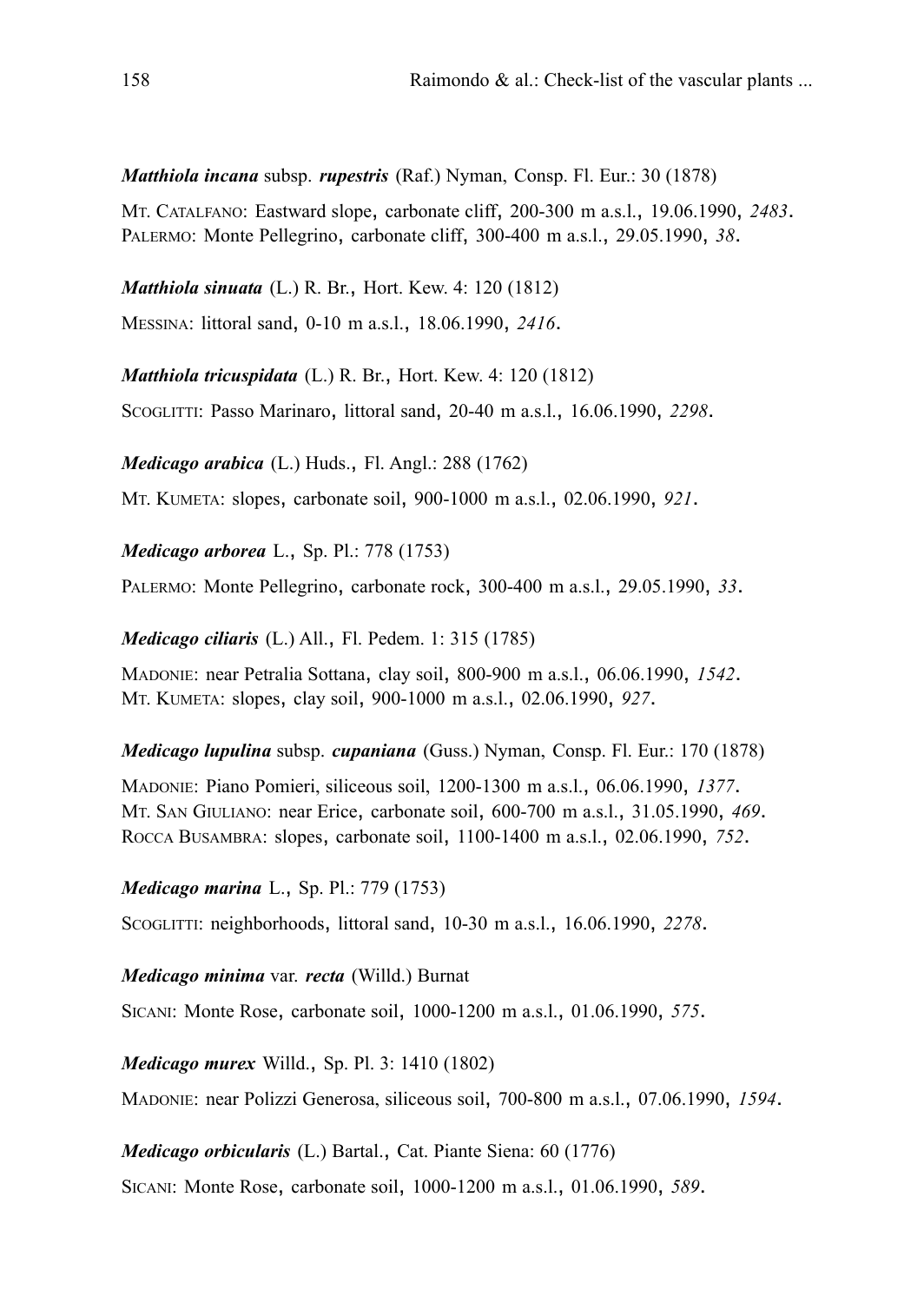***Matthiola incana*** subsp. ***rupestris*** (Raf.) Nyman, Consp. Fl. Eur.: 30 (1878)

MT. CATALFANO: Eastward slope, carbonate cliff, 200-300 m a.s.l., 19.06.1990, *2483*.
PALERMO: Monte Pellegrino, carbonate cliff, 300-400 m a.s.l., 29.05.1990, *38*.

***Matthiola sinuata*** (L.) R. Br., Hort. Kew. 4: 120 (1812)

MESSINA: littoral sand, 0-10 m a.s.l., 18.06.1990, *2416*.

***Matthiola tricuspidata*** (L.) R. Br., Hort. Kew. 4: 120 (1812)

SCOGLITTI: Passo Marinaro, littoral sand, 20-40 m a.s.l., 16.06.1990, *2298*.

***Medicago arabica*** (L.) Huds., Fl. Angl.: 288 (1762)

MT. KUMETA: slopes, carbonate soil, 900-1000 m a.s.l., 02.06.1990, *921*.

***Medicago arborea*** L., Sp. Pl.: 778 (1753)

PALERMO: Monte Pellegrino, carbonate rock, 300-400 m a.s.l., 29.05.1990, *33*.

***Medicago ciliaris*** (L.) All., Fl. Pedem. 1: 315 (1785)

MADONIE: near Petralia Sottana, clay soil, 800-900 m a.s.l., 06.06.1990, *1542*.
MT. KUMETA: slopes, clay soil, 900-1000 m a.s.l., 02.06.1990, *927*.

***Medicago lupulina*** subsp. ***cupaniana*** (Guss.) Nyman, Consp. Fl. Eur.: 170 (1878)

MADONIE: Piano Pomieri, siliceous soil, 1200-1300 m a.s.l., 06.06.1990, *1377*.
MT. SAN GIULIANO: near Erice, carbonate soil, 600-700 m a.s.l., 31.05.1990, *469*.
ROCCA BUSAMBRA: slopes, carbonate soil, 1100-1400 m a.s.l., 02.06.1990, *752*.

***Medicago marina*** L., Sp. Pl.: 779 (1753)

SCOGLITTI: neighborhoods, littoral sand, 10-30 m a.s.l., 16.06.1990, *2278*.

***Medicago minima*** var. ***recta*** (Willd.) Burnat

SICANI: Monte Rose, carbonate soil, 1000-1200 m a.s.l., 01.06.1990, *575*.

***Medicago murex*** Willd., Sp. Pl. 3: 1410 (1802)

MADONIE: near Polizzi Generosa, siliceous soil, 700-800 m a.s.l., 07.06.1990, *1594*.

***Medicago orbicularis*** (L.) Bartal., Cat. Piante Siena: 60 (1776)

SICANI: Monte Rose, carbonate soil, 1000-1200 m a.s.l., 01.06.1990, *589*.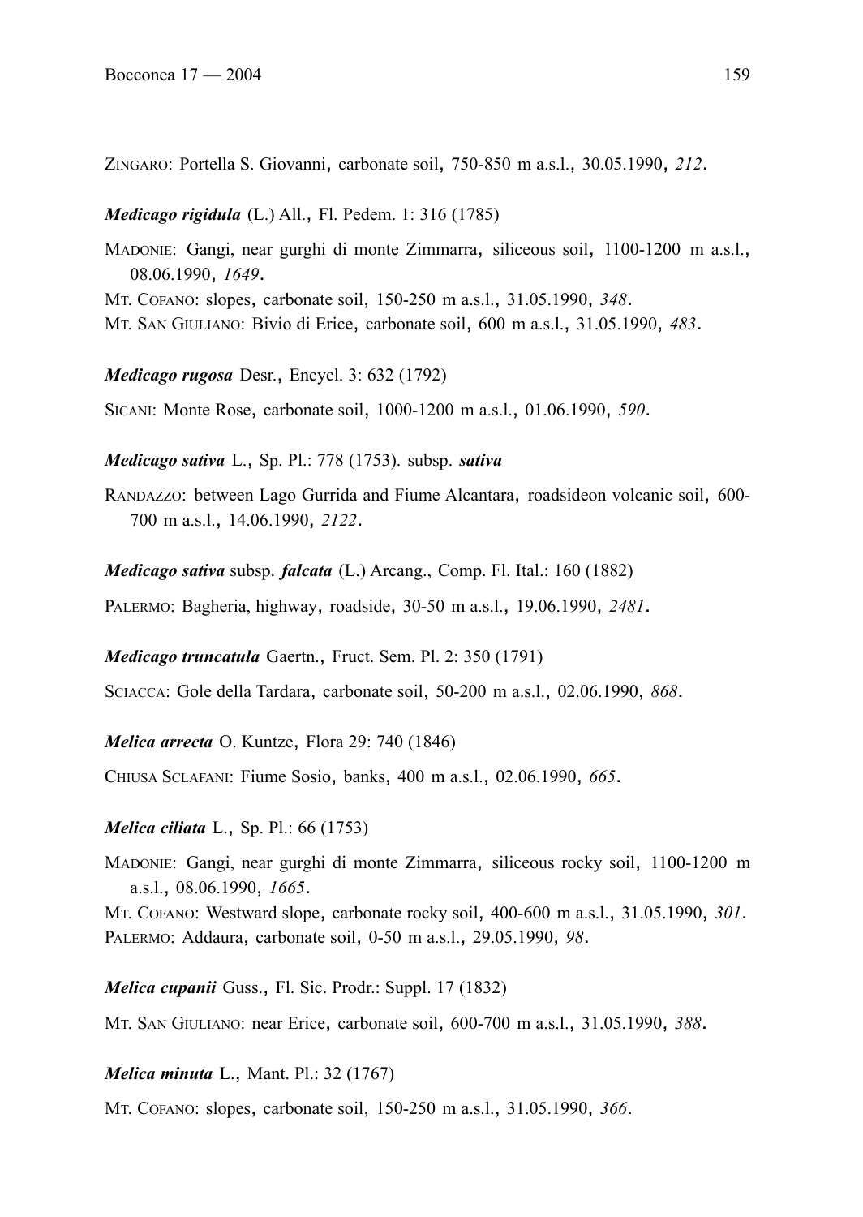ZINGARO: Portella S. Giovanni, carbonate soil, 750-850 m a.s.l., 30.05.1990, *212*.

***Medicago rigidula*** (L.) All., Fl. Pedem. 1: 316 (1785)

MADONIE: Gangi, near gurghi di monte Zimmarra, siliceous soil, 1100-1200 m a.s.l., 08.06.1990, *1649*.
MT. COFANO: slopes, carbonate soil, 150-250 m a.s.l., 31.05.1990, *348*.
MT. SAN GIULIANO: Bivio di Erice, carbonate soil, 600 m a.s.l., 31.05.1990, *483*.

***Medicago rugosa*** Desr., Encycl. 3: 632 (1792)

SICANI: Monte Rose, carbonate soil, 1000-1200 m a.s.l., 01.06.1990, *590*.

***Medicago sativa*** L., Sp. Pl.: 778 (1753). subsp. ***sativa***

RANDAZZO: between Lago Gurrida and Fiume Alcantara, roadsideon volcanic soil, 600-700 m a.s.l., 14.06.1990, *2122*.

***Medicago sativa*** subsp. ***falcata*** (L.) Arcang., Comp. Fl. Ital.: 160 (1882)

PALERMO: Bagheria, highway, roadside, 30-50 m a.s.l., 19.06.1990, *2481*.

***Medicago truncatula*** Gaertn., Fruct. Sem. Pl. 2: 350 (1791)

SCIACCA: Gole della Tardara, carbonate soil, 50-200 m a.s.l., 02.06.1990, *868*.

***Melica arrecta*** O. Kuntze, Flora 29: 740 (1846)

CHIUSA SCLAFANI: Fiume Sosio, banks, 400 m a.s.l., 02.06.1990, *665*.

***Melica ciliata*** L., Sp. Pl.: 66 (1753)

MADONIE: Gangi, near gurghi di monte Zimmarra, siliceous rocky soil, 1100-1200 m a.s.l., 08.06.1990, *1665*.
MT. COFANO: Westward slope, carbonate rocky soil, 400-600 m a.s.l., 31.05.1990, *301*.
PALERMO: Addaura, carbonate soil, 0-50 m a.s.l., 29.05.1990, *98*.

***Melica cupanii*** Guss., Fl. Sic. Prodr.: Suppl. 17 (1832)

MT. SAN GIULIANO: near Erice, carbonate soil, 600-700 m a.s.l., 31.05.1990, *388*.

***Melica minuta*** L., Mant. Pl.: 32 (1767)

MT. COFANO: slopes, carbonate soil, 150-250 m a.s.l., 31.05.1990, *366*.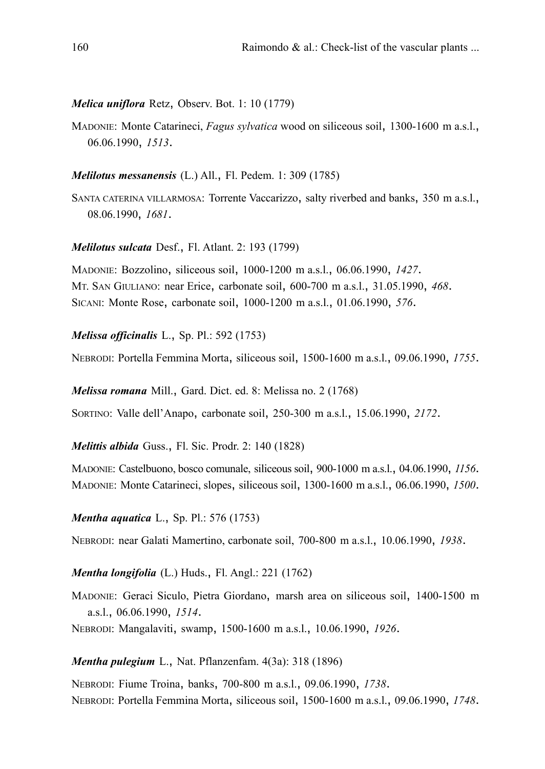***Melica uniflora*** Retz, Observ. Bot. 1: 10 (1779)

MADONIE: Monte Catarineci, *Fagus sylvatica* wood on siliceous soil, 1300-1600 m a.s.l., 06.06.1990, *1513*.

***Melilotus messanensis*** (L.) All., Fl. Pedem. 1: 309 (1785)

SANTA CATERINA VILLARMOSA: Torrente Vaccarizzo, salty riverbed and banks, 350 m a.s.l., 08.06.1990, *1681*.

***Melilotus sulcata*** Desf., Fl. Atlant. 2: 193 (1799)

MADONIE: Bozzolino, siliceous soil, 1000-1200 m a.s.l., 06.06.1990, *1427*.
MT. SAN GIULIANO: near Erice, carbonate soil, 600-700 m a.s.l., 31.05.1990, *468*.
SICANI: Monte Rose, carbonate soil, 1000-1200 m a.s.l., 01.06.1990, *576*.

***Melissa officinalis*** L., Sp. Pl.: 592 (1753)

NEBRODI: Portella Femmina Morta, siliceous soil, 1500-1600 m a.s.l., 09.06.1990, *1755*.

***Melissa romana*** Mill., Gard. Dict. ed. 8: Melissa no. 2 (1768)

SORTINO: Valle dell'Anapo, carbonate soil, 250-300 m a.s.l., 15.06.1990, *2172*.

***Melittis albida*** Guss., Fl. Sic. Prodr. 2: 140 (1828)

MADONIE: Castelbuono, bosco comunale, siliceous soil, 900-1000 m a.s.l., 04.06.1990, *1156*.
MADONIE: Monte Catarineci, slopes, siliceous soil, 1300-1600 m a.s.l., 06.06.1990, *1500*.

***Mentha aquatica*** L., Sp. Pl.: 576 (1753)

NEBRODI: near Galati Mamertino, carbonate soil, 700-800 m a.s.l., 10.06.1990, *1938*.

***Mentha longifolia*** (L.) Huds., Fl. Angl.: 221 (1762)

MADONIE: Geraci Siculo, Pietra Giordano, marsh area on siliceous soil, 1400-1500 m a.s.l., 06.06.1990, *1514*.
NEBRODI: Mangalaviti, swamp, 1500-1600 m a.s.l., 10.06.1990, *1926*.

***Mentha pulegium*** L., Nat. Pflanzenfam. 4(3a): 318 (1896)

NEBRODI: Fiume Troina, banks, 700-800 m a.s.l., 09.06.1990, *1738*.
NEBRODI: Portella Femmina Morta, siliceous soil, 1500-1600 m a.s.l., 09.06.1990, *1748*.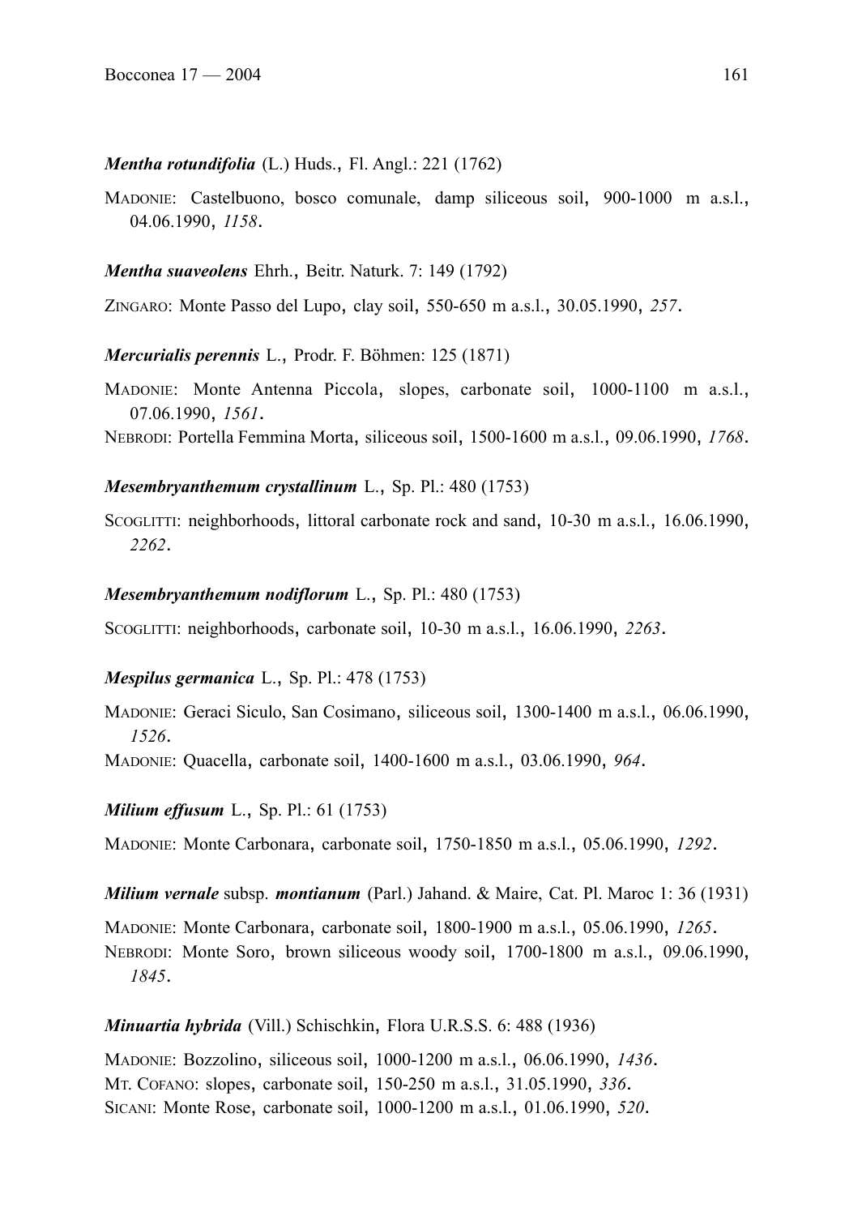***Mentha rotundifolia*** (L.) Huds., Fl. Angl.: 221 (1762)

MADONIE: Castelbuono, bosco comunale, damp siliceous soil, 900-1000 m a.s.l., 04.06.1990, *1158*.

***Mentha suaveolens*** Ehrh., Beitr. Naturk. 7: 149 (1792)

ZINGARO: Monte Passo del Lupo, clay soil, 550-650 m a.s.l., 30.05.1990, *257*.

***Mercurialis perennis*** L., Prodr. F. Böhmen: 125 (1871)

MADONIE: Monte Antenna Piccola, slopes, carbonate soil, 1000-1100 m a.s.l., 07.06.1990, *1561*.

NEBRODI: Portella Femmina Morta, siliceous soil, 1500-1600 m a.s.l., 09.06.1990, *1768*.

***Mesembryanthemum crystallinum*** L., Sp. Pl.: 480 (1753)

SCOGLITTI: neighborhoods, littoral carbonate rock and sand, 10-30 m a.s.l., 16.06.1990, *2262*.

***Mesembryanthemum nodiflorum*** L., Sp. Pl.: 480 (1753)

SCOGLITTI: neighborhoods, carbonate soil, 10-30 m a.s.l., 16.06.1990, *2263*.

***Mespilus germanica*** L., Sp. Pl.: 478 (1753)

MADONIE: Geraci Siculo, San Cosimano, siliceous soil, 1300-1400 m a.s.l., 06.06.1990, *1526*.

MADONIE: Quacella, carbonate soil, 1400-1600 m a.s.l., 03.06.1990, *964*.

***Milium effusum*** L., Sp. Pl.: 61 (1753)

MADONIE: Monte Carbonara, carbonate soil, 1750-1850 m a.s.l., 05.06.1990, *1292*.

***Milium vernale*** subsp. ***montianum*** (Parl.) Jahand. & Maire, Cat. Pl. Maroc 1: 36 (1931)

MADONIE: Monte Carbonara, carbonate soil, 1800-1900 m a.s.l., 05.06.1990, *1265*.

NEBRODI: Monte Soro, brown siliceous woody soil, 1700-1800 m a.s.l., 09.06.1990, *1845*.

***Minuartia hybrida*** (Vill.) Schischkin, Flora U.R.S.S. 6: 488 (1936)

MADONIE: Bozzolino, siliceous soil, 1000-1200 m a.s.l., 06.06.1990, *1436*.

MT. COFANO: slopes, carbonate soil, 150-250 m a.s.l., 31.05.1990, *336*.

SICANI: Monte Rose, carbonate soil, 1000-1200 m a.s.l., 01.06.1990, *520*.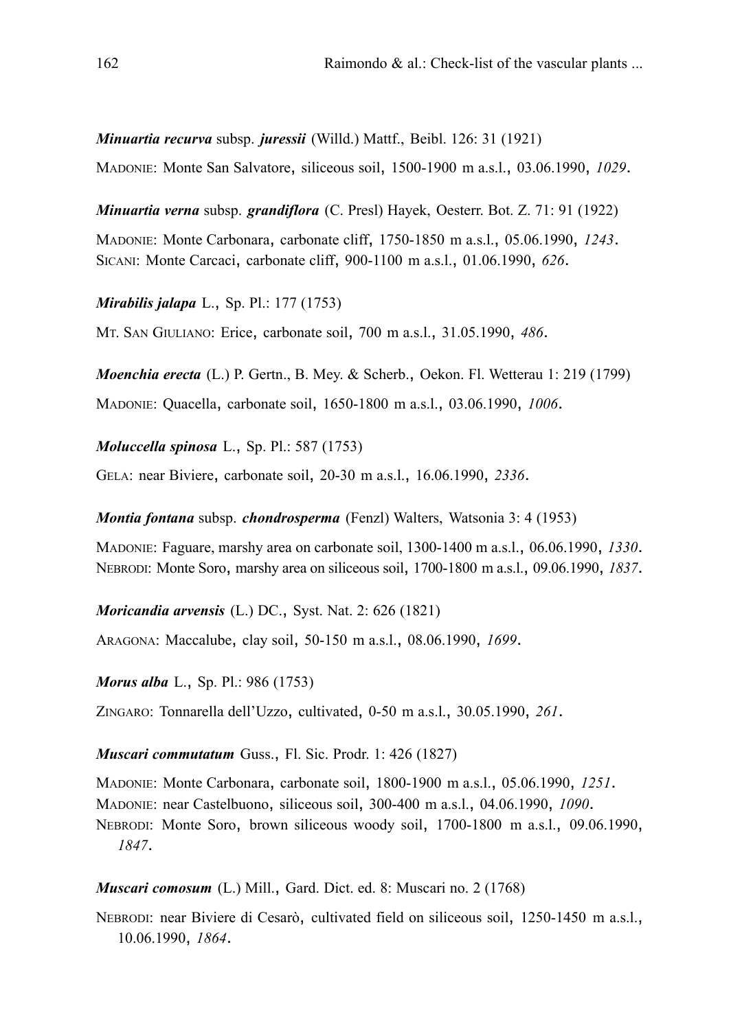***Minuartia recurva*** subsp. ***juressii*** (Willd.) Mattf., Beibl. 126: 31 (1921)

MADONIE: Monte San Salvatore, siliceous soil, 1500-1900 m a.s.l., 03.06.1990, *1029*.

***Minuartia verna*** subsp. ***grandiflora*** (C. Presl) Hayek, Oesterr. Bot. Z. 71: 91 (1922)

MADONIE: Monte Carbonara, carbonate cliff, 1750-1850 m a.s.l., 05.06.1990, *1243*.
SICANI: Monte Carcaci, carbonate cliff, 900-1100 m a.s.l., 01.06.1990, *626*.

***Mirabilis jalapa*** L., Sp. Pl.: 177 (1753)

MT. SAN GIULIANO: Erice, carbonate soil, 700 m a.s.l., 31.05.1990, *486*.

***Moenchia erecta*** (L.) P. Gertn., B. Mey. & Scherb., Oekon. Fl. Wetterau 1: 219 (1799)

MADONIE: Quacella, carbonate soil, 1650-1800 m a.s.l., 03.06.1990, *1006*.

***Moluccella spinosa*** L., Sp. Pl.: 587 (1753)

GELA: near Biviere, carbonate soil, 20-30 m a.s.l., 16.06.1990, *2336*.

***Montia fontana*** subsp. ***chondrosperma*** (Fenzl) Walters, Watsonia 3: 4 (1953)

MADONIE: Faguare, marshy area on carbonate soil, 1300-1400 m a.s.l., 06.06.1990, *1330*.
NEBRODI: Monte Soro, marshy area on siliceous soil, 1700-1800 m a.s.l., 09.06.1990, *1837*.

***Moricandia arvensis*** (L.) DC., Syst. Nat. 2: 626 (1821)

ARAGONA: Maccalube, clay soil, 50-150 m a.s.l., 08.06.1990, *1699*.

***Morus alba*** L., Sp. Pl.: 986 (1753)

ZINGARO: Tonnarella dell'Uzzo, cultivated, 0-50 m a.s.l., 30.05.1990, *261*.

***Muscari commutatum*** Guss., Fl. Sic. Prodr. 1: 426 (1827)

MADONIE: Monte Carbonara, carbonate soil, 1800-1900 m a.s.l., 05.06.1990, *1251*.
MADONIE: near Castelbuono, siliceous soil, 300-400 m a.s.l., 04.06.1990, *1090*.
NEBRODI: Monte Soro, brown siliceous woody soil, 1700-1800 m a.s.l., 09.06.1990, *1847*.

***Muscari comosum*** (L.) Mill., Gard. Dict. ed. 8: Muscari no. 2 (1768)

NEBRODI: near Biviere di Cesarò, cultivated field on siliceous soil, 1250-1450 m a.s.l., 10.06.1990, *1864*.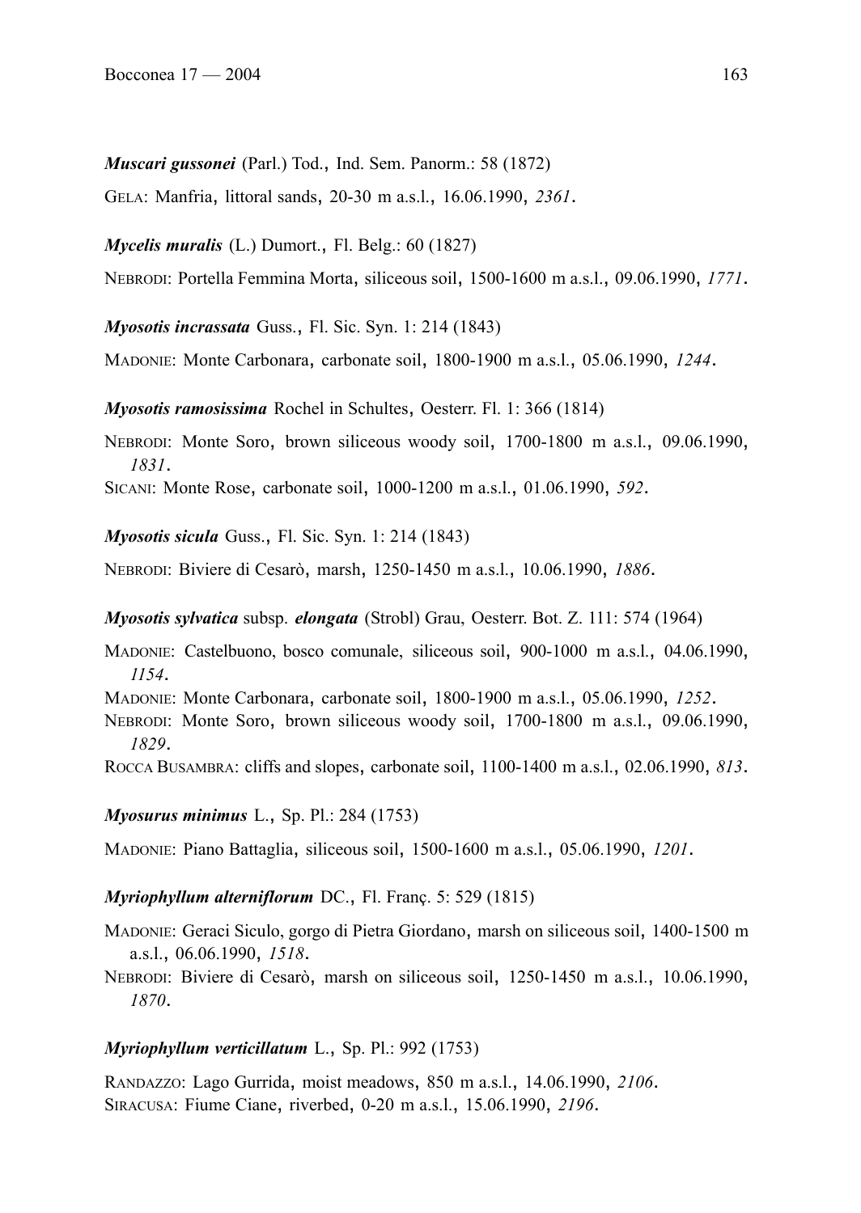***Muscari gussonei*** (Parl.) Tod., Ind. Sem. Panorm.: 58 (1872)

GELA: Manfria, littoral sands, 20-30 m a.s.l., 16.06.1990, *2361*.

***Mycelis muralis*** (L.) Dumort., Fl. Belg.: 60 (1827)

NEBRODI: Portella Femmina Morta, siliceous soil, 1500-1600 m a.s.l., 09.06.1990, *1771*.

***Myosotis incrassata*** Guss., Fl. Sic. Syn. 1: 214 (1843)

MADONIE: Monte Carbonara, carbonate soil, 1800-1900 m a.s.l., 05.06.1990, *1244*.

***Myosotis ramosissima*** Rochel in Schultes, Oesterr. Fl. 1: 366 (1814)

NEBRODI: Monte Soro, brown siliceous woody soil, 1700-1800 m a.s.l., 09.06.1990, *1831*.

SICANI: Monte Rose, carbonate soil, 1000-1200 m a.s.l., 01.06.1990, *592*.

***Myosotis sicula*** Guss., Fl. Sic. Syn. 1: 214 (1843)

NEBRODI: Biviere di Cesarò, marsh, 1250-1450 m a.s.l., 10.06.1990, *1886*.

***Myosotis sylvatica*** subsp. ***elongata*** (Strobl) Grau, Oesterr. Bot. Z. 111: 574 (1964)

MADONIE: Castelbuono, bosco comunale, siliceous soil, 900-1000 m a.s.l., 04.06.1990, *1154*.

MADONIE: Monte Carbonara, carbonate soil, 1800-1900 m a.s.l., 05.06.1990, *1252*.

NEBRODI: Monte Soro, brown siliceous woody soil, 1700-1800 m a.s.l., 09.06.1990, *1829*.

ROCCA BUSAMBRA: cliffs and slopes, carbonate soil, 1100-1400 m a.s.l., 02.06.1990, *813*.

***Myosurus minimus*** L., Sp. Pl.: 284 (1753)

MADONIE: Piano Battaglia, siliceous soil, 1500-1600 m a.s.l., 05.06.1990, *1201*.

***Myriophyllum alterniflorum*** DC., Fl. Franç. 5: 529 (1815)

MADONIE: Geraci Siculo, gorgo di Pietra Giordano, marsh on siliceous soil, 1400-1500 m a.s.l., 06.06.1990, *1518*.

NEBRODI: Biviere di Cesarò, marsh on siliceous soil, 1250-1450 m a.s.l., 10.06.1990, *1870*.

***Myriophyllum verticillatum*** L., Sp. Pl.: 992 (1753)

RANDAZZO: Lago Gurrida, moist meadows, 850 m a.s.l., 14.06.1990, *2106*.

SIRACUSA: Fiume Ciane, riverbed, 0-20 m a.s.l., 15.06.1990, *2196*.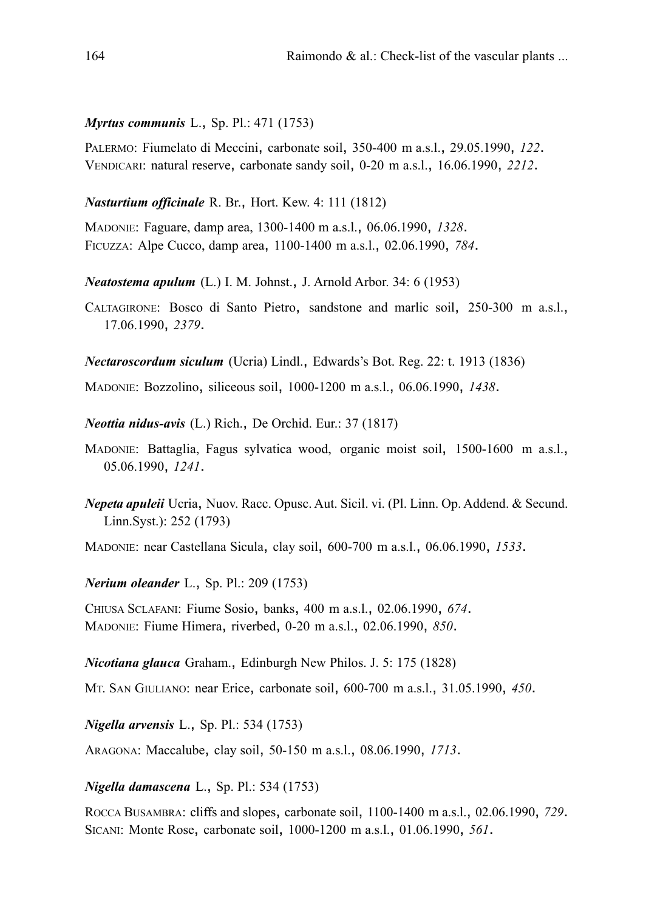***Myrtus communis*** L., Sp. Pl.: 471 (1753)

PALERMO: Fiumelato di Meccini, carbonate soil, 350-400 m a.s.l., 29.05.1990, *122*.
VENDICARI: natural reserve, carbonate sandy soil, 0-20 m a.s.l., 16.06.1990, *2212*.

***Nasturtium officinale*** R. Br., Hort. Kew. 4: 111 (1812)

MADONIE: Faguare, damp area, 1300-1400 m a.s.l., 06.06.1990, *1328*.
FICUZZA: Alpe Cucco, damp area, 1100-1400 m a.s.l., 02.06.1990, *784*.

***Neatostema apulum*** (L.) I. M. Johnst., J. Arnold Arbor. 34: 6 (1953)

CALTAGIRONE: Bosco di Santo Pietro, sandstone and marlic soil, 250-300 m a.s.l., 17.06.1990, *2379*.

***Nectaroscordum siculum*** (Ucria) Lindl., Edwards's Bot. Reg. 22: t. 1913 (1836)

MADONIE: Bozzolino, siliceous soil, 1000-1200 m a.s.l., 06.06.1990, *1438*.

***Neottia nidus-avis*** (L.) Rich., De Orchid. Eur.: 37 (1817)

MADONIE: Battaglia, Fagus sylvatica wood, organic moist soil, 1500-1600 m a.s.l., 05.06.1990, *1241*.

***Nepeta apuleii*** Ucria, Nuov. Racc. Opusc. Aut. Sicil. vi. (Pl. Linn. Op. Addend. & Secund. Linn.Syst.): 252 (1793)

MADONIE: near Castellana Sicula, clay soil, 600-700 m a.s.l., 06.06.1990, *1533*.

***Nerium oleander*** L., Sp. Pl.: 209 (1753)

CHIUSA SCLAFANI: Fiume Sosio, banks, 400 m a.s.l., 02.06.1990, *674*.
MADONIE: Fiume Himera, riverbed, 0-20 m a.s.l., 02.06.1990, *850*.

***Nicotiana glauca*** Graham., Edinburgh New Philos. J. 5: 175 (1828)

MT. SAN GIULIANO: near Erice, carbonate soil, 600-700 m a.s.l., 31.05.1990, *450*.

***Nigella arvensis*** L., Sp. Pl.: 534 (1753)

ARAGONA: Maccalube, clay soil, 50-150 m a.s.l., 08.06.1990, *1713*.

***Nigella damascena*** L., Sp. Pl.: 534 (1753)

ROCCA BUSAMBRA: cliffs and slopes, carbonate soil, 1100-1400 m a.s.l., 02.06.1990, *729*.
SICANI: Monte Rose, carbonate soil, 1000-1200 m a.s.l., 01.06.1990, *561*.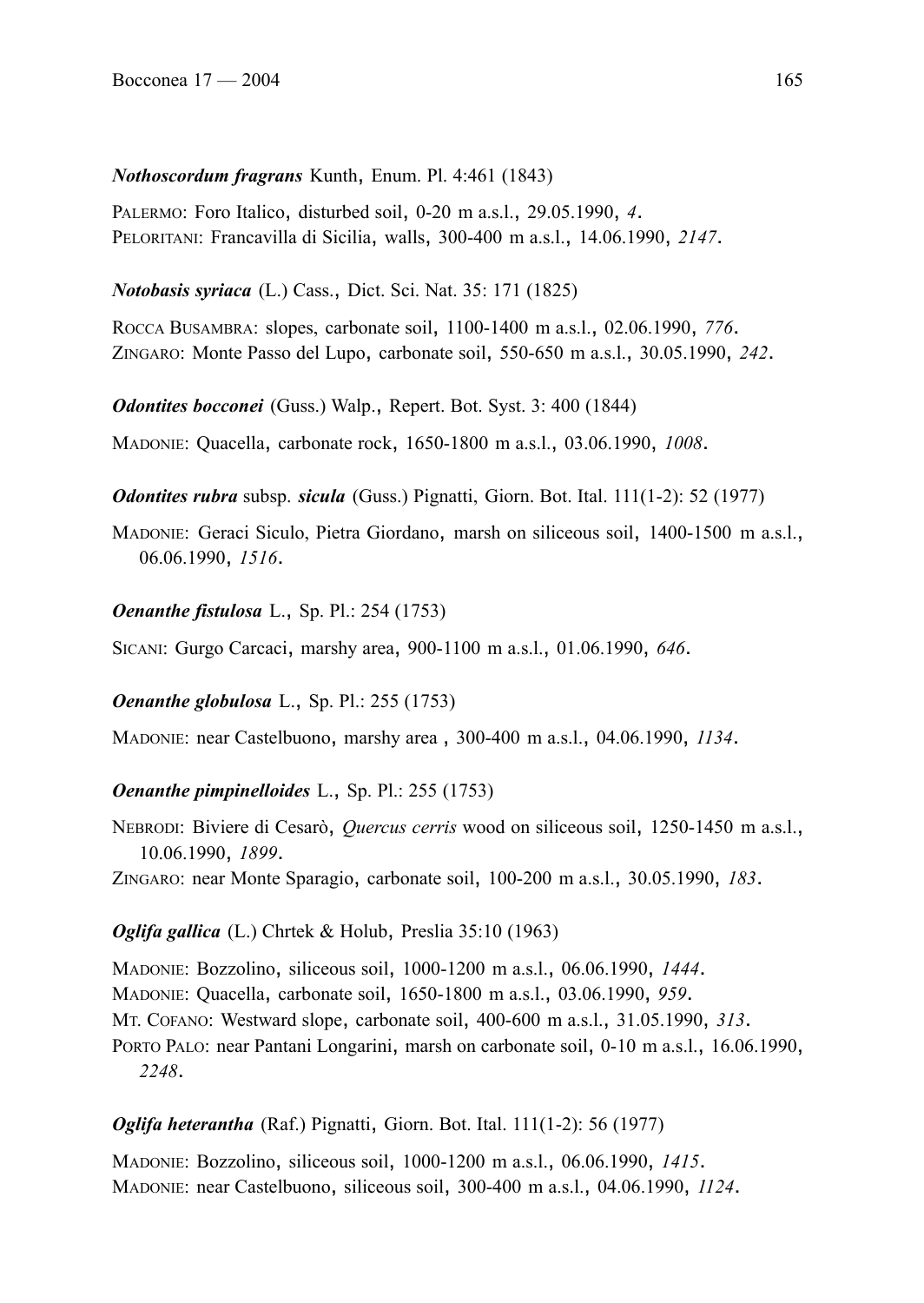***Nothoscordum fragrans*** Kunth, Enum. Pl. 4:461 (1843)

PALERMO: Foro Italico, disturbed soil, 0-20 m a.s.l., 29.05.1990, *4*.
PELORITANI: Francavilla di Sicilia, walls, 300-400 m a.s.l., 14.06.1990, *2147*.

***Notobasis syriaca*** (L.) Cass., Dict. Sci. Nat. 35: 171 (1825)

ROCCA BUSAMBRA: slopes, carbonate soil, 1100-1400 m a.s.l., 02.06.1990, *776*.
ZINGARO: Monte Passo del Lupo, carbonate soil, 550-650 m a.s.l., 30.05.1990, *242*.

***Odontites bocconei*** (Guss.) Walp., Repert. Bot. Syst. 3: 400 (1844)

MADONIE: Quacella, carbonate rock, 1650-1800 m a.s.l., 03.06.1990, *1008*.

***Odontites rubra*** subsp. ***sicula*** (Guss.) Pignatti, Giorn. Bot. Ital. 111(1-2): 52 (1977)

MADONIE: Geraci Siculo, Pietra Giordano, marsh on siliceous soil, 1400-1500 m a.s.l., 06.06.1990, *1516*.

***Oenanthe fistulosa*** L., Sp. Pl.: 254 (1753)

SICANI: Gurgo Carcaci, marshy area, 900-1100 m a.s.l., 01.06.1990, *646*.

***Oenanthe globulosa*** L., Sp. Pl.: 255 (1753)

MADONIE: near Castelbuono, marshy area , 300-400 m a.s.l., 04.06.1990, *1134*.

***Oenanthe pimpinelloides*** L., Sp. Pl.: 255 (1753)

NEBRODI: Biviere di Cesarò, *Quercus cerris* wood on siliceous soil, 1250-1450 m a.s.l., 10.06.1990, *1899*.
ZINGARO: near Monte Sparagio, carbonate soil, 100-200 m a.s.l., 30.05.1990, *183*.

***Oglifa gallica*** (L.) Chrtek & Holub, Preslia 35:10 (1963)

MADONIE: Bozzolino, siliceous soil, 1000-1200 m a.s.l., 06.06.1990, *1444*.
MADONIE: Quacella, carbonate soil, 1650-1800 m a.s.l., 03.06.1990, *959*.
MT. COFANO: Westward slope, carbonate soil, 400-600 m a.s.l., 31.05.1990, *313*.
PORTO PALO: near Pantani Longarini, marsh on carbonate soil, 0-10 m a.s.l., 16.06.1990, *2248*.

***Oglifa heterantha*** (Raf.) Pignatti, Giorn. Bot. Ital. 111(1-2): 56 (1977)

MADONIE: Bozzolino, siliceous soil, 1000-1200 m a.s.l., 06.06.1990, *1415*.
MADONIE: near Castelbuono, siliceous soil, 300-400 m a.s.l., 04.06.1990, *1124*.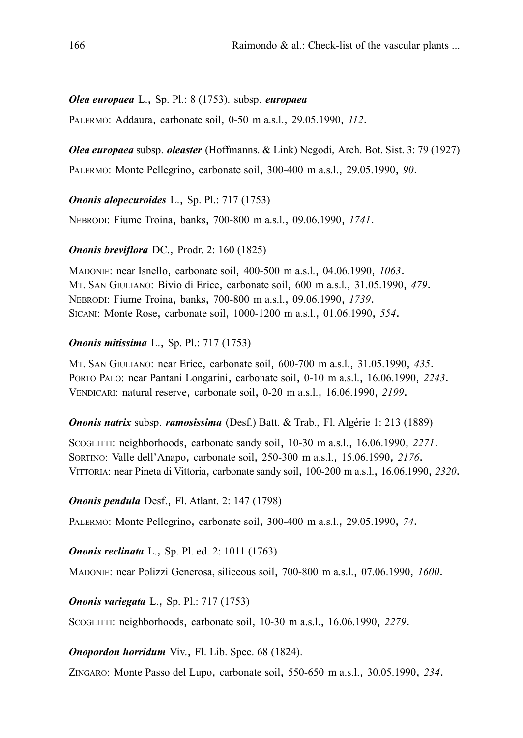***Olea europaea*** L., Sp. Pl.: 8 (1753). subsp. ***europaea***

PALERMO: Addaura, carbonate soil, 0-50 m a.s.l., 29.05.1990, *112*.

***Olea europaea*** subsp. ***oleaster*** (Hoffmanns. & Link) Negodi, Arch. Bot. Sist. 3: 79 (1927)

PALERMO: Monte Pellegrino, carbonate soil, 300-400 m a.s.l., 29.05.1990, *90*.

***Ononis alopecuroides*** L., Sp. Pl.: 717 (1753)

NEBRODI: Fiume Troina, banks, 700-800 m a.s.l., 09.06.1990, *1741*.

***Ononis breviflora*** DC., Prodr. 2: 160 (1825)

MADONIE: near Isnello, carbonate soil, 400-500 m a.s.l., 04.06.1990, *1063*.
MT. SAN GIULIANO: Bivio di Erice, carbonate soil, 600 m a.s.l., 31.05.1990, *479*.
NEBRODI: Fiume Troina, banks, 700-800 m a.s.l., 09.06.1990, *1739*.
SICANI: Monte Rose, carbonate soil, 1000-1200 m a.s.l., 01.06.1990, *554*.

***Ononis mitissima*** L., Sp. Pl.: 717 (1753)

MT. SAN GIULIANO: near Erice, carbonate soil, 600-700 m a.s.l., 31.05.1990, *435*.
PORTO PALO: near Pantani Longarini, carbonate soil, 0-10 m a.s.l., 16.06.1990, *2243*.
VENDICARI: natural reserve, carbonate soil, 0-20 m a.s.l., 16.06.1990, *2199*.

***Ononis natrix*** subsp. ***ramosissima*** (Desf.) Batt. & Trab., Fl. Algérie 1: 213 (1889)

SCOGLITTI: neighborhoods, carbonate sandy soil, 10-30 m a.s.l., 16.06.1990, *2271*.
SORTINO: Valle dell'Anapo, carbonate soil, 250-300 m a.s.l., 15.06.1990, *2176*.
VITTORIA: near Pineta di Vittoria, carbonate sandy soil, 100-200 m a.s.l., 16.06.1990, *2320*.

***Ononis pendula*** Desf., Fl. Atlant. 2: 147 (1798)

PALERMO: Monte Pellegrino, carbonate soil, 300-400 m a.s.l., 29.05.1990, *74*.

***Ononis reclinata*** L., Sp. Pl. ed. 2: 1011 (1763)

MADONIE: near Polizzi Generosa, siliceous soil, 700-800 m a.s.l., 07.06.1990, *1600*.

***Ononis variegata*** L., Sp. Pl.: 717 (1753)

SCOGLITTI: neighborhoods, carbonate soil, 10-30 m a.s.l., 16.06.1990, *2279*.

***Onopordon horridum*** Viv., Fl. Lib. Spec. 68 (1824).

ZINGARO: Monte Passo del Lupo, carbonate soil, 550-650 m a.s.l., 30.05.1990, *234*.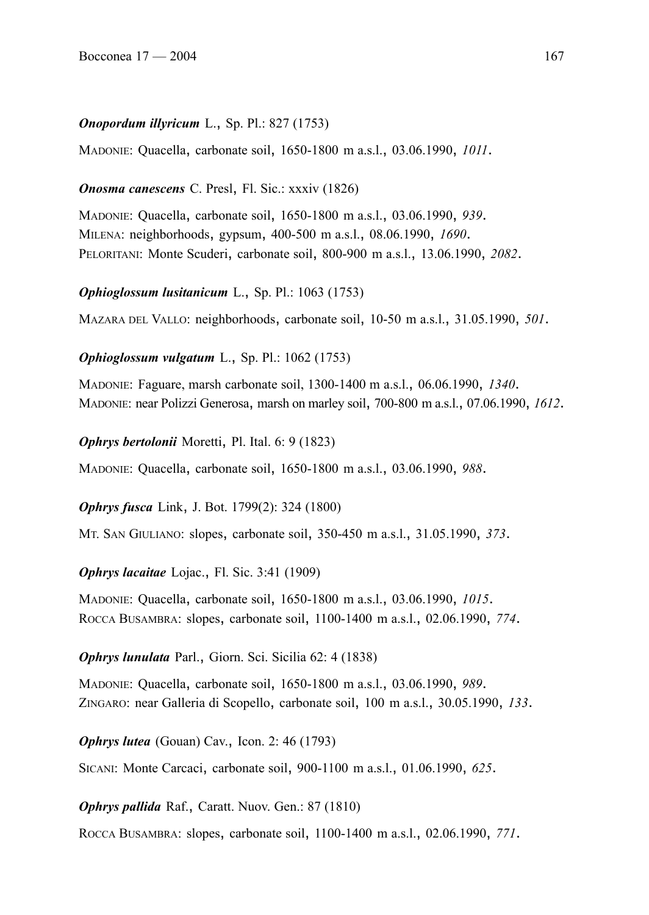***Onopordum illyricum*** L., Sp. Pl.: 827 (1753)

MADONIE: Quacella, carbonate soil, 1650-1800 m a.s.l., 03.06.1990, *1011*.

***Onosma canescens*** C. Presl, Fl. Sic.: xxxiv (1826)

MADONIE: Quacella, carbonate soil, 1650-1800 m a.s.l., 03.06.1990, *939*.
MILENA: neighborhoods, gypsum, 400-500 m a.s.l., 08.06.1990, *1690*.
PELORITANI: Monte Scuderi, carbonate soil, 800-900 m a.s.l., 13.06.1990, *2082*.

***Ophioglossum lusitanicum*** L., Sp. Pl.: 1063 (1753)

MAZARA DEL VALLO: neighborhoods, carbonate soil, 10-50 m a.s.l., 31.05.1990, *501*.

***Ophioglossum vulgatum*** L., Sp. Pl.: 1062 (1753)

MADONIE: Faguare, marsh carbonate soil, 1300-1400 m a.s.l., 06.06.1990, *1340*.
MADONIE: near Polizzi Generosa, marsh on marley soil, 700-800 m a.s.l., 07.06.1990, *1612*.

***Ophrys bertolonii*** Moretti, Pl. Ital. 6: 9 (1823)

MADONIE: Quacella, carbonate soil, 1650-1800 m a.s.l., 03.06.1990, *988*.

***Ophrys fusca*** Link, J. Bot. 1799(2): 324 (1800)

MT. SAN GIULIANO: slopes, carbonate soil, 350-450 m a.s.l., 31.05.1990, *373*.

***Ophrys lacaitae*** Lojac., Fl. Sic. 3:41 (1909)

MADONIE: Quacella, carbonate soil, 1650-1800 m a.s.l., 03.06.1990, *1015*.
ROCCA BUSAMBRA: slopes, carbonate soil, 1100-1400 m a.s.l., 02.06.1990, *774*.

***Ophrys lunulata*** Parl., Giorn. Sci. Sicilia 62: 4 (1838)

MADONIE: Quacella, carbonate soil, 1650-1800 m a.s.l., 03.06.1990, *989*.
ZINGARO: near Galleria di Scopello, carbonate soil, 100 m a.s.l., 30.05.1990, *133*.

***Ophrys lutea*** (Gouan) Cav., Icon. 2: 46 (1793)

SICANI: Monte Carcaci, carbonate soil, 900-1100 m a.s.l., 01.06.1990, *625*.

***Ophrys pallida*** Raf., Caratt. Nuov. Gen.: 87 (1810)

ROCCA BUSAMBRA: slopes, carbonate soil, 1100-1400 m a.s.l., 02.06.1990, *771*.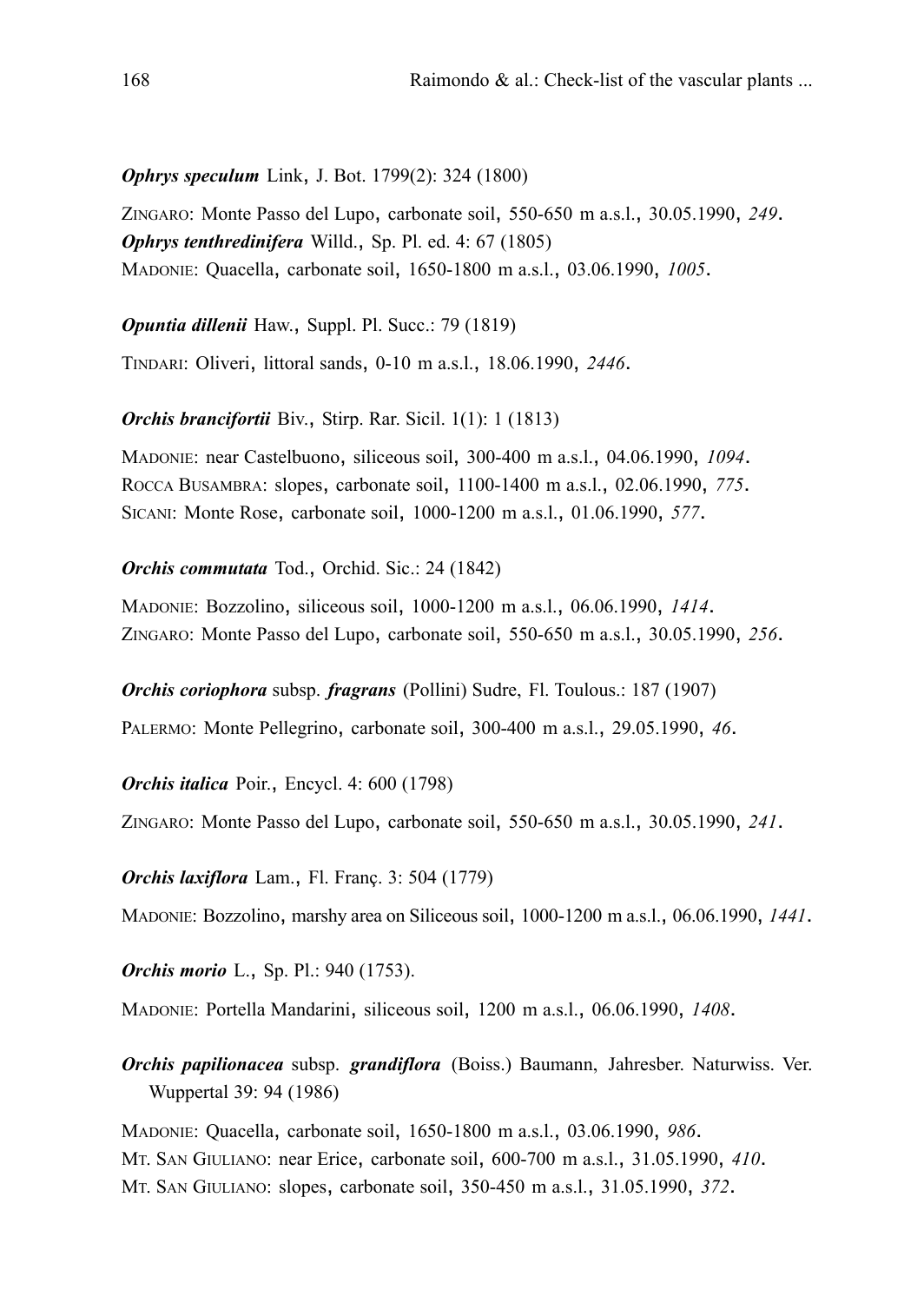***Ophrys speculum*** Link, J. Bot. 1799(2): 324 (1800)

ZINGARO: Monte Passo del Lupo, carbonate soil, 550-650 m a.s.l., 30.05.1990, *249*.

***Ophrys tenthredinifera*** Willd., Sp. Pl. ed. 4: 67 (1805)

MADONIE: Quacella, carbonate soil, 1650-1800 m a.s.l., 03.06.1990, *1005*.

***Opuntia dillenii*** Haw., Suppl. Pl. Succ.: 79 (1819)

TINDARI: Oliveri, littoral sands, 0-10 m a.s.l., 18.06.1990, *2446*.

***Orchis brancifortii*** Biv., Stirp. Rar. Sicil. 1(1): 1 (1813)

MADONIE: near Castelbuono, siliceous soil, 300-400 m a.s.l., 04.06.1990, *1094*.
ROCCA BUSAMBRA: slopes, carbonate soil, 1100-1400 m a.s.l., 02.06.1990, *775*.
SICANI: Monte Rose, carbonate soil, 1000-1200 m a.s.l., 01.06.1990, *577*.

***Orchis commutata*** Tod., Orchid. Sic.: 24 (1842)

MADONIE: Bozzolino, siliceous soil, 1000-1200 m a.s.l., 06.06.1990, *1414*.
ZINGARO: Monte Passo del Lupo, carbonate soil, 550-650 m a.s.l., 30.05.1990, *256*.

***Orchis coriophora*** subsp. ***fragrans*** (Pollini) Sudre, Fl. Toulous.: 187 (1907)

PALERMO: Monte Pellegrino, carbonate soil, 300-400 m a.s.l., 29.05.1990, *46*.

***Orchis italica*** Poir., Encycl. 4: 600 (1798)

ZINGARO: Monte Passo del Lupo, carbonate soil, 550-650 m a.s.l., 30.05.1990, *241*.

***Orchis laxiflora*** Lam., Fl. Franç. 3: 504 (1779)

MADONIE: Bozzolino, marshy area on Siliceous soil, 1000-1200 m a.s.l., 06.06.1990, *1441*.

***Orchis morio*** L., Sp. Pl.: 940 (1753).

MADONIE: Portella Mandarini, siliceous soil, 1200 m a.s.l., 06.06.1990, *1408*.

***Orchis papilionacea*** subsp. ***grandiflora*** (Boiss.) Baumann, Jahresber. Naturwiss. Ver. Wuppertal 39: 94 (1986)

MADONIE: Quacella, carbonate soil, 1650-1800 m a.s.l., 03.06.1990, *986*.
MT. SAN GIULIANO: near Erice, carbonate soil, 600-700 m a.s.l., 31.05.1990, *410*.
MT. SAN GIULIANO: slopes, carbonate soil, 350-450 m a.s.l., 31.05.1990, *372*.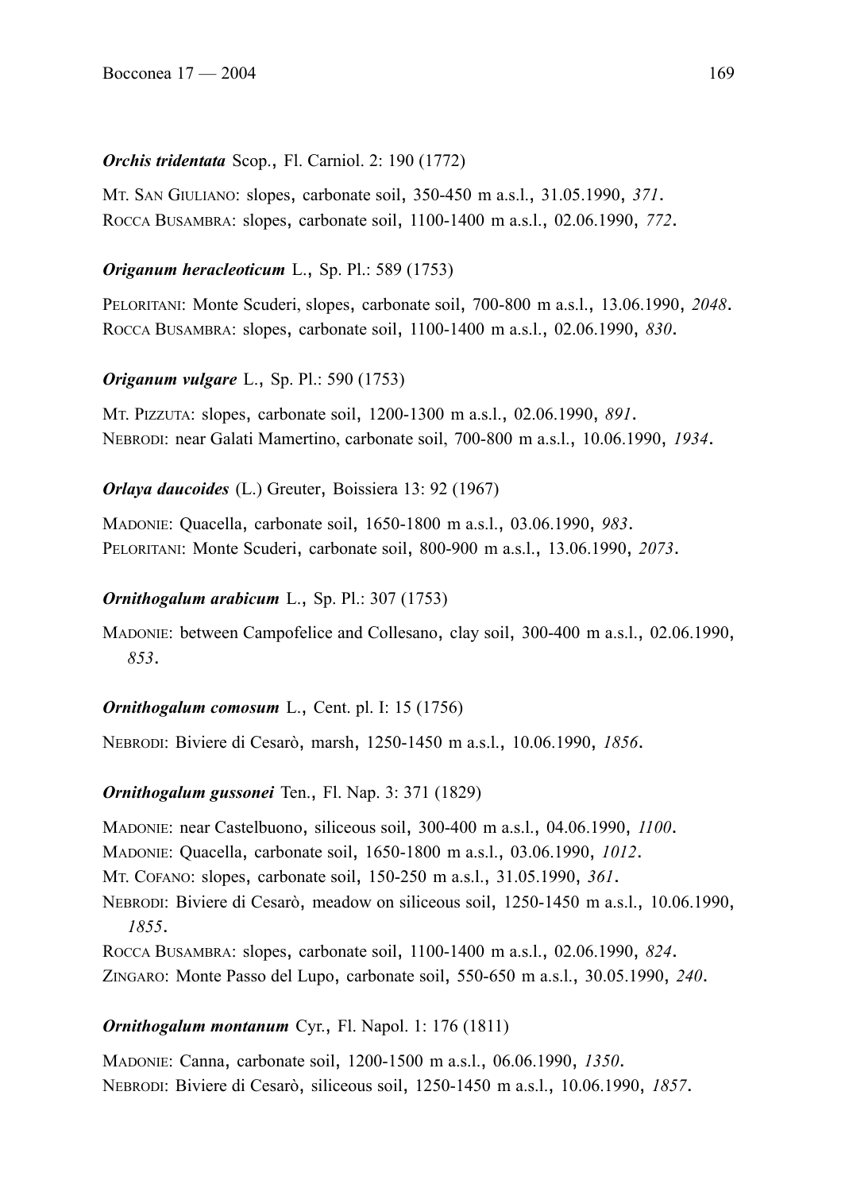***Orchis tridentata*** Scop., Fl. Carniol. 2: 190 (1772)

MT. SAN GIULIANO: slopes, carbonate soil, 350-450 m a.s.l., 31.05.1990, *371*.
ROCCA BUSAMBRA: slopes, carbonate soil, 1100-1400 m a.s.l., 02.06.1990, *772*.

***Origanum heracleoticum*** L., Sp. Pl.: 589 (1753)

PELORITANI: Monte Scuderi, slopes, carbonate soil, 700-800 m a.s.l., 13.06.1990, *2048*.
ROCCA BUSAMBRA: slopes, carbonate soil, 1100-1400 m a.s.l., 02.06.1990, *830*.

***Origanum vulgare*** L., Sp. Pl.: 590 (1753)

MT. PIZZUTA: slopes, carbonate soil, 1200-1300 m a.s.l., 02.06.1990, *891*.
NEBRODI: near Galati Mamertino, carbonate soil, 700-800 m a.s.l., 10.06.1990, *1934*.

***Orlaya daucoides*** (L.) Greuter, Boissiera 13: 92 (1967)

MADONIE: Quacella, carbonate soil, 1650-1800 m a.s.l., 03.06.1990, *983*.
PELORITANI: Monte Scuderi, carbonate soil, 800-900 m a.s.l., 13.06.1990, *2073*.

***Ornithogalum arabicum*** L., Sp. Pl.: 307 (1753)

MADONIE: between Campofelice and Collesano, clay soil, 300-400 m a.s.l., 02.06.1990, *853*.

***Ornithogalum comosum*** L., Cent. pl. I: 15 (1756)

NEBRODI: Biviere di Cesarò, marsh, 1250-1450 m a.s.l., 10.06.1990, *1856*.

***Ornithogalum gussonei*** Ten., Fl. Nap. 3: 371 (1829)

MADONIE: near Castelbuono, siliceous soil, 300-400 m a.s.l., 04.06.1990, *1100*.
MADONIE: Quacella, carbonate soil, 1650-1800 m a.s.l., 03.06.1990, *1012*.
MT. COFANO: slopes, carbonate soil, 150-250 m a.s.l., 31.05.1990, *361*.
NEBRODI: Biviere di Cesarò, meadow on siliceous soil, 1250-1450 m a.s.l., 10.06.1990, *1855*.
ROCCA BUSAMBRA: slopes, carbonate soil, 1100-1400 m a.s.l., 02.06.1990, *824*.
ZINGARO: Monte Passo del Lupo, carbonate soil, 550-650 m a.s.l., 30.05.1990, *240*.

***Ornithogalum montanum*** Cyr., Fl. Napol. 1: 176 (1811)

MADONIE: Canna, carbonate soil, 1200-1500 m a.s.l., 06.06.1990, *1350*.
NEBRODI: Biviere di Cesarò, siliceous soil, 1250-1450 m a.s.l., 10.06.1990, *1857*.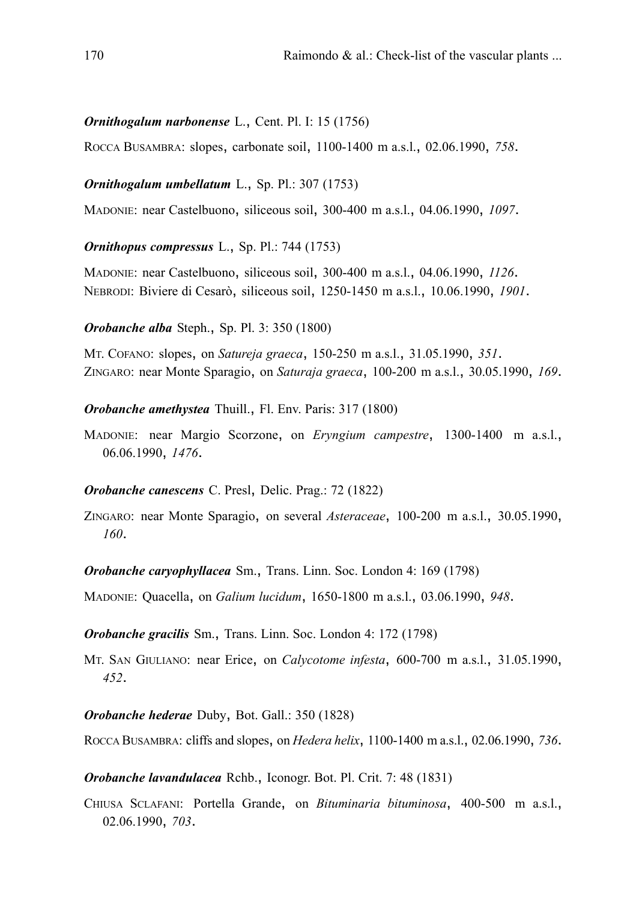***Ornithogalum narbonense*** L., Cent. Pl. I: 15 (1756)

ROCCA BUSAMBRA: slopes, carbonate soil, 1100-1400 m a.s.l., 02.06.1990, *758*.

***Ornithogalum umbellatum*** L., Sp. Pl.: 307 (1753)

MADONIE: near Castelbuono, siliceous soil, 300-400 m a.s.l., 04.06.1990, *1097*.

***Ornithopus compressus*** L., Sp. Pl.: 744 (1753)

MADONIE: near Castelbuono, siliceous soil, 300-400 m a.s.l., 04.06.1990, *1126*.
NEBRODI: Biviere di Cesarò, siliceous soil, 1250-1450 m a.s.l., 10.06.1990, *1901*.

***Orobanche alba*** Steph., Sp. Pl. 3: 350 (1800)

MT. COFANO: slopes, on *Satureja graeca*, 150-250 m a.s.l., 31.05.1990, *351*.
ZINGARO: near Monte Sparagio, on *Saturaja graeca*, 100-200 m a.s.l., 30.05.1990, *169*.

***Orobanche amethystea*** Thuill., Fl. Env. Paris: 317 (1800)

MADONIE: near Margio Scorzone, on *Eryngium campestre*, 1300-1400 m a.s.l., 06.06.1990, *1476*.

***Orobanche canescens*** C. Presl, Delic. Prag.: 72 (1822)

ZINGARO: near Monte Sparagio, on several *Asteraceae*, 100-200 m a.s.l., 30.05.1990, *160*.

***Orobanche caryophyllacea*** Sm., Trans. Linn. Soc. London 4: 169 (1798)

MADONIE: Quacella, on *Galium lucidum*, 1650-1800 m a.s.l., 03.06.1990, *948*.

***Orobanche gracilis*** Sm., Trans. Linn. Soc. London 4: 172 (1798)

MT. SAN GIULIANO: near Erice, on *Calycotome infesta*, 600-700 m a.s.l., 31.05.1990, *452*.

***Orobanche hederae*** Duby, Bot. Gall.: 350 (1828)

ROCCA BUSAMBRA: cliffs and slopes, on *Hedera helix*, 1100-1400 m a.s.l., 02.06.1990, *736*.

***Orobanche lavandulacea*** Rchb., Iconogr. Bot. Pl. Crit. 7: 48 (1831)

CHIUSA SCLAFANI: Portella Grande, on *Bituminaria bituminosa*, 400-500 m a.s.l., 02.06.1990, *703*.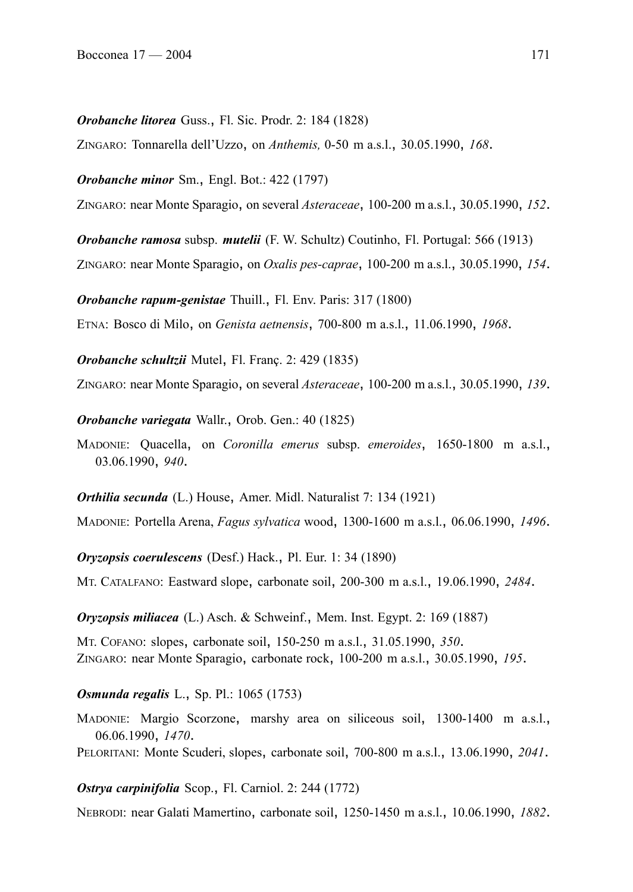***Orobanche litorea*** Guss., Fl. Sic. Prodr. 2: 184 (1828)

ZINGARO: Tonnarella dell'Uzzo, on *Anthemis,* 0-50 m a.s.l., 30.05.1990, *168*.

***Orobanche minor*** Sm., Engl. Bot.: 422 (1797)

ZINGARO: near Monte Sparagio, on several *Asteraceae*, 100-200 m a.s.l., 30.05.1990, *152*.

***Orobanche ramosa*** subsp. ***mutelii*** (F. W. Schultz) Coutinho, Fl. Portugal: 566 (1913)

ZINGARO: near Monte Sparagio, on *Oxalis pes-caprae*, 100-200 m a.s.l., 30.05.1990, *154*.

***Orobanche rapum-genistae*** Thuill., Fl. Env. Paris: 317 (1800)

ETNA: Bosco di Milo, on *Genista aetnensis*, 700-800 m a.s.l., 11.06.1990, *1968*.

***Orobanche schultzii*** Mutel, Fl. Franç. 2: 429 (1835)

ZINGARO: near Monte Sparagio, on several *Asteraceae*, 100-200 m a.s.l., 30.05.1990, *139*.

***Orobanche variegata*** Wallr., Orob. Gen.: 40 (1825)

MADONIE: Quacella, on *Coronilla emerus* subsp. *emeroides*, 1650-1800 m a.s.l., 03.06.1990, *940*.

***Orthilia secunda*** (L.) House, Amer. Midl. Naturalist 7: 134 (1921)

MADONIE: Portella Arena, *Fagus sylvatica* wood, 1300-1600 m a.s.l., 06.06.1990, *1496*.

***Oryzopsis coerulescens*** (Desf.) Hack., Pl. Eur. 1: 34 (1890)

MT. CATALFANO: Eastward slope, carbonate soil, 200-300 m a.s.l., 19.06.1990, *2484*.

***Oryzopsis miliacea*** (L.) Asch. & Schweinf., Mem. Inst. Egypt. 2: 169 (1887)

MT. COFANO: slopes, carbonate soil, 150-250 m a.s.l., 31.05.1990, *350*.
ZINGARO: near Monte Sparagio, carbonate rock, 100-200 m a.s.l., 30.05.1990, *195*.

***Osmunda regalis*** L., Sp. Pl.: 1065 (1753)

MADONIE: Margio Scorzone, marshy area on siliceous soil, 1300-1400 m a.s.l., 06.06.1990, *1470*.
PELORITANI: Monte Scuderi, slopes, carbonate soil, 700-800 m a.s.l., 13.06.1990, *2041*.

***Ostrya carpinifolia*** Scop., Fl. Carniol. 2: 244 (1772)

NEBRODI: near Galati Mamertino, carbonate soil, 1250-1450 m a.s.l., 10.06.1990, *1882*.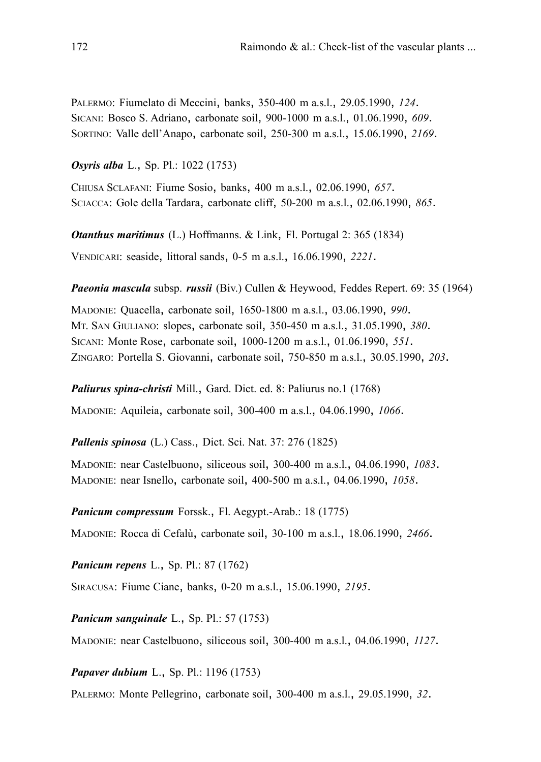PALERMO: Fiumelato di Meccini, banks, 350-400 m a.s.l., 29.05.1990, *124*.
SICANI: Bosco S. Adriano, carbonate soil, 900-1000 m a.s.l., 01.06.1990, *609*.
SORTINO: Valle dell'Anapo, carbonate soil, 250-300 m a.s.l., 15.06.1990, *2169*.

***Osyris alba*** L., Sp. Pl.: 1022 (1753)

CHIUSA SCLAFANI: Fiume Sosio, banks, 400 m a.s.l., 02.06.1990, *657*.
SCIACCA: Gole della Tardara, carbonate cliff, 50-200 m a.s.l., 02.06.1990, *865*.

***Otanthus maritimus*** (L.) Hoffmanns. & Link, Fl. Portugal 2: 365 (1834)

VENDICARI: seaside, littoral sands, 0-5 m a.s.l., 16.06.1990, *2221*.

***Paeonia mascula*** subsp. ***russii*** (Biv.) Cullen & Heywood, Feddes Repert. 69: 35 (1964)

MADONIE: Quacella, carbonate soil, 1650-1800 m a.s.l., 03.06.1990, *990*.
MT. SAN GIULIANO: slopes, carbonate soil, 350-450 m a.s.l., 31.05.1990, *380*.
SICANI: Monte Rose, carbonate soil, 1000-1200 m a.s.l., 01.06.1990, *551*.
ZINGARO: Portella S. Giovanni, carbonate soil, 750-850 m a.s.l., 30.05.1990, *203*.

***Paliurus spina-christi*** Mill., Gard. Dict. ed. 8: Paliurus no.1 (1768)

MADONIE: Aquileia, carbonate soil, 300-400 m a.s.l., 04.06.1990, *1066*.

***Pallenis spinosa*** (L.) Cass., Dict. Sci. Nat. 37: 276 (1825)

MADONIE: near Castelbuono, siliceous soil, 300-400 m a.s.l., 04.06.1990, *1083*.
MADONIE: near Isnello, carbonate soil, 400-500 m a.s.l., 04.06.1990, *1058*.

***Panicum compressum*** Forssk., Fl. Aegypt.-Arab.: 18 (1775)

MADONIE: Rocca di Cefalù, carbonate soil, 30-100 m a.s.l., 18.06.1990, *2466*.

***Panicum repens*** L., Sp. Pl.: 87 (1762)

SIRACUSA: Fiume Ciane, banks, 0-20 m a.s.l., 15.06.1990, *2195*.

***Panicum sanguinale*** L., Sp. Pl.: 57 (1753)

MADONIE: near Castelbuono, siliceous soil, 300-400 m a.s.l., 04.06.1990, *1127*.

***Papaver dubium*** L., Sp. Pl.: 1196 (1753)

PALERMO: Monte Pellegrino, carbonate soil, 300-400 m a.s.l., 29.05.1990, *32*.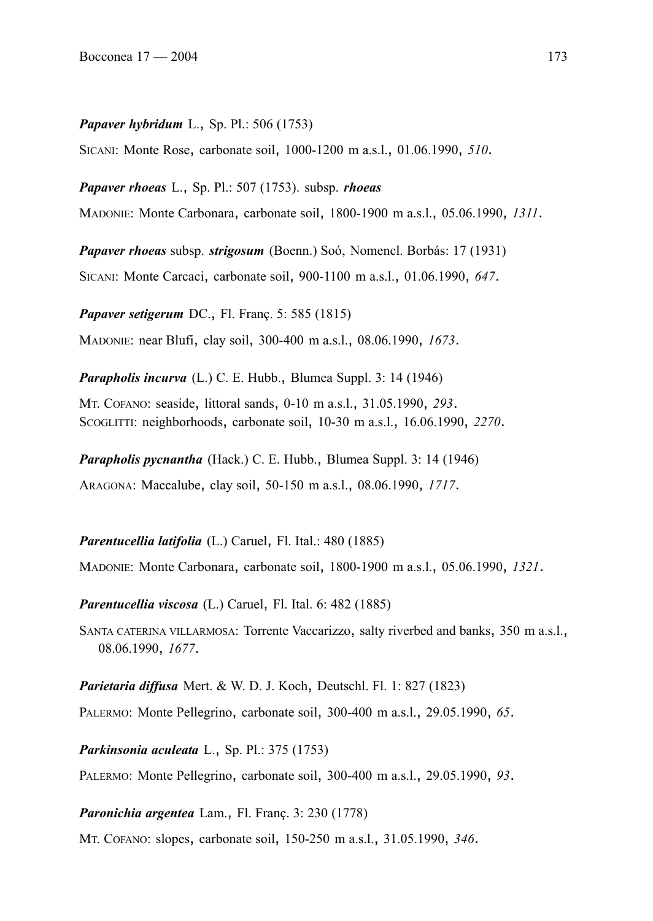***Papaver hybridum*** L., Sp. Pl.: 506 (1753)

SICANI: Monte Rose, carbonate soil, 1000-1200 m a.s.l., 01.06.1990, *510*.

***Papaver rhoeas*** L., Sp. Pl.: 507 (1753). subsp. ***rhoeas***

MADONIE: Monte Carbonara, carbonate soil, 1800-1900 m a.s.l., 05.06.1990, *1311*.

***Papaver rhoeas*** subsp. ***strigosum*** (Boenn.) Soó, Nomencl. Borbás: 17 (1931)

SICANI: Monte Carcaci, carbonate soil, 900-1100 m a.s.l., 01.06.1990, *647*.

***Papaver setigerum*** DC., Fl. Franç. 5: 585 (1815)

MADONIE: near Blufi, clay soil, 300-400 m a.s.l., 08.06.1990, *1673*.

***Parapholis incurva*** (L.) C. E. Hubb., Blumea Suppl. 3: 14 (1946)

MT. COFANO: seaside, littoral sands, 0-10 m a.s.l., 31.05.1990, *293*.
SCOGLITTI: neighborhoods, carbonate soil, 10-30 m a.s.l., 16.06.1990, *2270*.

***Parapholis pycnantha*** (Hack.) C. E. Hubb., Blumea Suppl. 3: 14 (1946)

ARAGONA: Maccalube, clay soil, 50-150 m a.s.l., 08.06.1990, *1717*.

***Parentucellia latifolia*** (L.) Caruel, Fl. Ital.: 480 (1885)

MADONIE: Monte Carbonara, carbonate soil, 1800-1900 m a.s.l., 05.06.1990, *1321*.

***Parentucellia viscosa*** (L.) Caruel, Fl. Ital. 6: 482 (1885)

SANTA CATERINA VILLARMOSA: Torrente Vaccarizzo, salty riverbed and banks, 350 m a.s.l., 08.06.1990, *1677*.

***Parietaria diffusa*** Mert. & W. D. J. Koch, Deutschl. Fl. 1: 827 (1823)

PALERMO: Monte Pellegrino, carbonate soil, 300-400 m a.s.l., 29.05.1990, *65*.

***Parkinsonia aculeata*** L., Sp. Pl.: 375 (1753)

PALERMO: Monte Pellegrino, carbonate soil, 300-400 m a.s.l., 29.05.1990, *93*.

***Paronichia argentea*** Lam., Fl. Franç. 3: 230 (1778)

MT. COFANO: slopes, carbonate soil, 150-250 m a.s.l., 31.05.1990, *346*.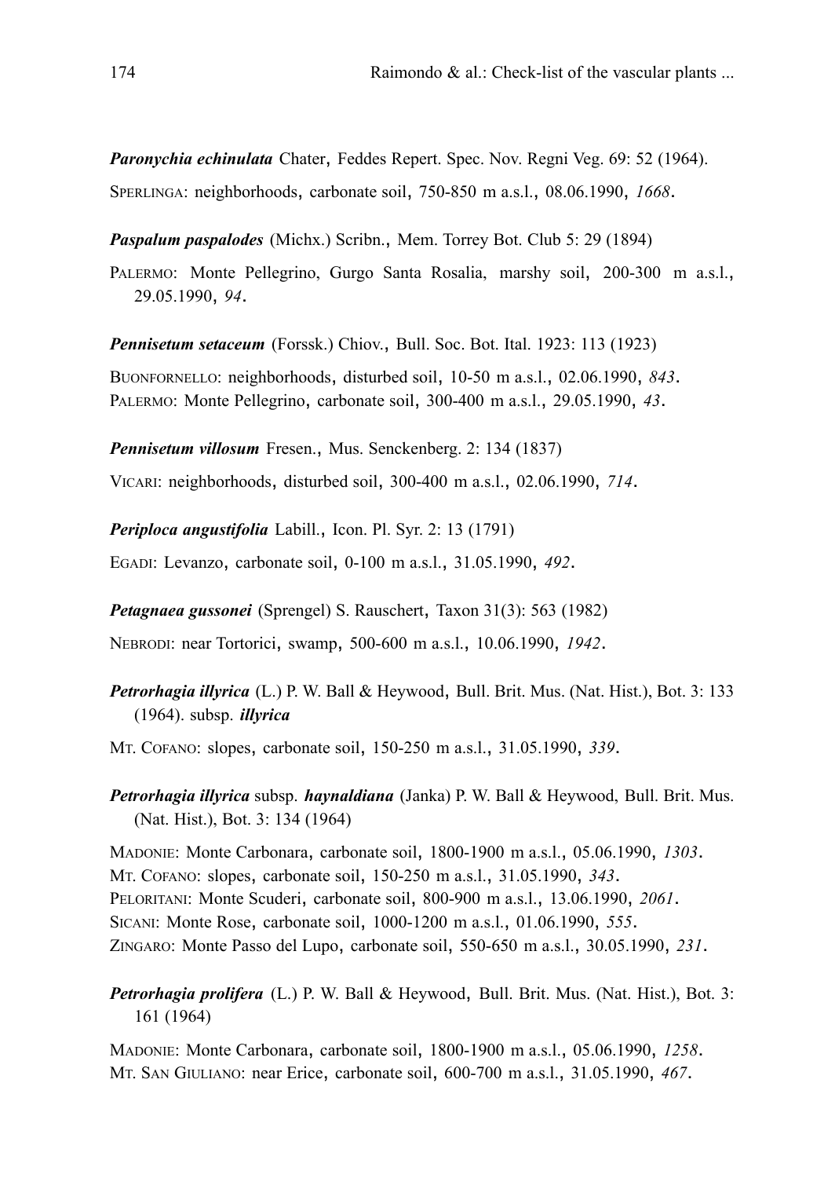***Paronychia echinulata*** Chater, Feddes Repert. Spec. Nov. Regni Veg. 69: 52 (1964).

SPERLINGA: neighborhoods, carbonate soil, 750-850 m a.s.l., 08.06.1990, *1668*.

***Paspalum paspalodes*** (Michx.) Scribn., Mem. Torrey Bot. Club 5: 29 (1894)

PALERMO: Monte Pellegrino, Gurgo Santa Rosalia, marshy soil, 200-300 m a.s.l., 29.05.1990, *94*.

***Pennisetum setaceum*** (Forssk.) Chiov., Bull. Soc. Bot. Ital. 1923: 113 (1923)

BUONFORNELLO: neighborhoods, disturbed soil, 10-50 m a.s.l., 02.06.1990, *843*.
PALERMO: Monte Pellegrino, carbonate soil, 300-400 m a.s.l., 29.05.1990, *43*.

***Pennisetum villosum*** Fresen., Mus. Senckenberg. 2: 134 (1837)

VICARI: neighborhoods, disturbed soil, 300-400 m a.s.l., 02.06.1990, *714*.

***Periploca angustifolia*** Labill., Icon. Pl. Syr. 2: 13 (1791)

EGADI: Levanzo, carbonate soil, 0-100 m a.s.l., 31.05.1990, *492*.

***Petagnaea gussonei*** (Sprengel) S. Rauschert, Taxon 31(3): 563 (1982)

NEBRODI: near Tortorici, swamp, 500-600 m a.s.l., 10.06.1990, *1942*.

***Petrorhagia illyrica*** (L.) P. W. Ball & Heywood, Bull. Brit. Mus. (Nat. Hist.), Bot. 3: 133 (1964). subsp. ***illyrica***

MT. COFANO: slopes, carbonate soil, 150-250 m a.s.l., 31.05.1990, *339*.

***Petrorhagia illyrica*** subsp. ***haynaldiana*** (Janka) P. W. Ball & Heywood, Bull. Brit. Mus. (Nat. Hist.), Bot. 3: 134 (1964)

MADONIE: Monte Carbonara, carbonate soil, 1800-1900 m a.s.l., 05.06.1990, *1303*.
MT. COFANO: slopes, carbonate soil, 150-250 m a.s.l., 31.05.1990, *343*.
PELORITANI: Monte Scuderi, carbonate soil, 800-900 m a.s.l., 13.06.1990, *2061*.
SICANI: Monte Rose, carbonate soil, 1000-1200 m a.s.l., 01.06.1990, *555*.
ZINGARO: Monte Passo del Lupo, carbonate soil, 550-650 m a.s.l., 30.05.1990, *231*.

***Petrorhagia prolifera*** (L.) P. W. Ball & Heywood, Bull. Brit. Mus. (Nat. Hist.), Bot. 3: 161 (1964)

MADONIE: Monte Carbonara, carbonate soil, 1800-1900 m a.s.l., 05.06.1990, *1258*.
MT. SAN GIULIANO: near Erice, carbonate soil, 600-700 m a.s.l., 31.05.1990, *467*.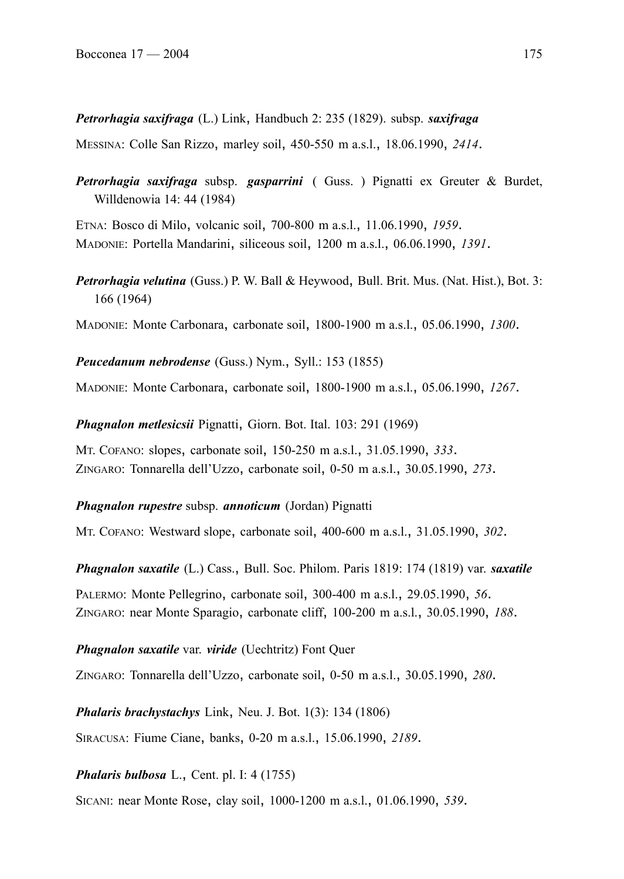***Petrorhagia saxifraga*** (L.) Link, Handbuch 2: 235 (1829). subsp. ***saxifraga***

MESSINA: Colle San Rizzo, marley soil, 450-550 m a.s.l., 18.06.1990, *2414*.

***Petrorhagia saxifraga*** subsp. ***gasparrini*** ( Guss. ) Pignatti ex Greuter & Burdet, Willdenowia 14: 44 (1984)

ETNA: Bosco di Milo, volcanic soil, 700-800 m a.s.l., 11.06.1990, *1959*.
MADONIE: Portella Mandarini, siliceous soil, 1200 m a.s.l., 06.06.1990, *1391*.

***Petrorhagia velutina*** (Guss.) P. W. Ball & Heywood, Bull. Brit. Mus. (Nat. Hist.), Bot. 3: 166 (1964)

MADONIE: Monte Carbonara, carbonate soil, 1800-1900 m a.s.l., 05.06.1990, *1300*.

***Peucedanum nebrodense*** (Guss.) Nym., Syll.: 153 (1855)

MADONIE: Monte Carbonara, carbonate soil, 1800-1900 m a.s.l., 05.06.1990, *1267*.

***Phagnalon metlesicsii*** Pignatti, Giorn. Bot. Ital. 103: 291 (1969)

MT. COFANO: slopes, carbonate soil, 150-250 m a.s.l., 31.05.1990, *333*.
ZINGARO: Tonnarella dell'Uzzo, carbonate soil, 0-50 m a.s.l., 30.05.1990, *273*.

***Phagnalon rupestre*** subsp. ***annoticum*** (Jordan) Pignatti

MT. COFANO: Westward slope, carbonate soil, 400-600 m a.s.l., 31.05.1990, *302*.

***Phagnalon saxatile*** (L.) Cass., Bull. Soc. Philom. Paris 1819: 174 (1819) var. ***saxatile***

PALERMO: Monte Pellegrino, carbonate soil, 300-400 m a.s.l., 29.05.1990, *56*.
ZINGARO: near Monte Sparagio, carbonate cliff, 100-200 m a.s.l., 30.05.1990, *188*.

***Phagnalon saxatile*** var. ***viride*** (Uechtritz) Font Quer

ZINGARO: Tonnarella dell'Uzzo, carbonate soil, 0-50 m a.s.l., 30.05.1990, *280*.

***Phalaris brachystachys*** Link, Neu. J. Bot. 1(3): 134 (1806)

SIRACUSA: Fiume Ciane, banks, 0-20 m a.s.l., 15.06.1990, *2189*.

***Phalaris bulbosa*** L., Cent. pl. I: 4 (1755)

SICANI: near Monte Rose, clay soil, 1000-1200 m a.s.l., 01.06.1990, *539*.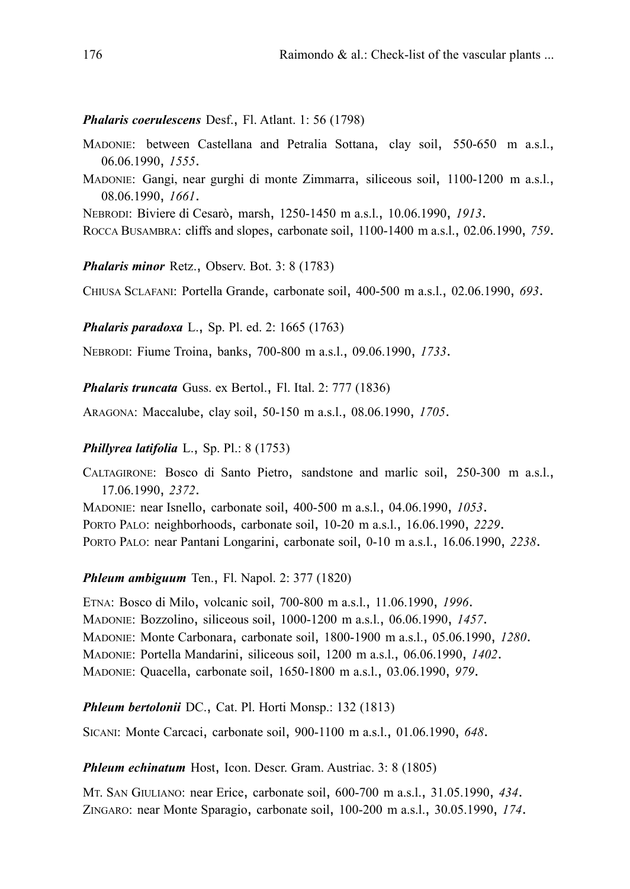***Phalaris coerulescens*** Desf., Fl. Atlant. 1: 56 (1798)

MADONIE: between Castellana and Petralia Sottana, clay soil, 550-650 m a.s.l., 06.06.1990, *1555*.

MADONIE: Gangi, near gurghi di monte Zimmarra, siliceous soil, 1100-1200 m a.s.l., 08.06.1990, *1661*.

NEBRODI: Biviere di Cesarò, marsh, 1250-1450 m a.s.l., 10.06.1990, *1913*.

ROCCA BUSAMBRA: cliffs and slopes, carbonate soil, 1100-1400 m a.s.l., 02.06.1990, *759*.

***Phalaris minor*** Retz., Observ. Bot. 3: 8 (1783)

CHIUSA SCLAFANI: Portella Grande, carbonate soil, 400-500 m a.s.l., 02.06.1990, *693*.

***Phalaris paradoxa*** L., Sp. Pl. ed. 2: 1665 (1763)

NEBRODI: Fiume Troina, banks, 700-800 m a.s.l., 09.06.1990, *1733*.

***Phalaris truncata*** Guss. ex Bertol., Fl. Ital. 2: 777 (1836)

ARAGONA: Maccalube, clay soil, 50-150 m a.s.l., 08.06.1990, *1705*.

***Phillyrea latifolia*** L., Sp. Pl.: 8 (1753)

CALTAGIRONE: Bosco di Santo Pietro, sandstone and marlic soil, 250-300 m a.s.l., 17.06.1990, *2372*.

MADONIE: near Isnello, carbonate soil, 400-500 m a.s.l., 04.06.1990, *1053*.

PORTO PALO: neighborhoods, carbonate soil, 10-20 m a.s.l., 16.06.1990, *2229*.

PORTO PALO: near Pantani Longarini, carbonate soil, 0-10 m a.s.l., 16.06.1990, *2238*.

***Phleum ambiguum*** Ten., Fl. Napol. 2: 377 (1820)

ETNA: Bosco di Milo, volcanic soil, 700-800 m a.s.l., 11.06.1990, *1996*.

MADONIE: Bozzolino, siliceous soil, 1000-1200 m a.s.l., 06.06.1990, *1457*.

MADONIE: Monte Carbonara, carbonate soil, 1800-1900 m a.s.l., 05.06.1990, *1280*.

MADONIE: Portella Mandarini, siliceous soil, 1200 m a.s.l., 06.06.1990, *1402*.

MADONIE: Quacella, carbonate soil, 1650-1800 m a.s.l., 03.06.1990, *979*.

***Phleum bertolonii*** DC., Cat. Pl. Horti Monsp.: 132 (1813)

SICANI: Monte Carcaci, carbonate soil, 900-1100 m a.s.l., 01.06.1990, *648*.

***Phleum echinatum*** Host, Icon. Descr. Gram. Austriac. 3: 8 (1805)

MT. SAN GIULIANO: near Erice, carbonate soil, 600-700 m a.s.l., 31.05.1990, *434*.

ZINGARO: near Monte Sparagio, carbonate soil, 100-200 m a.s.l., 30.05.1990, *174*.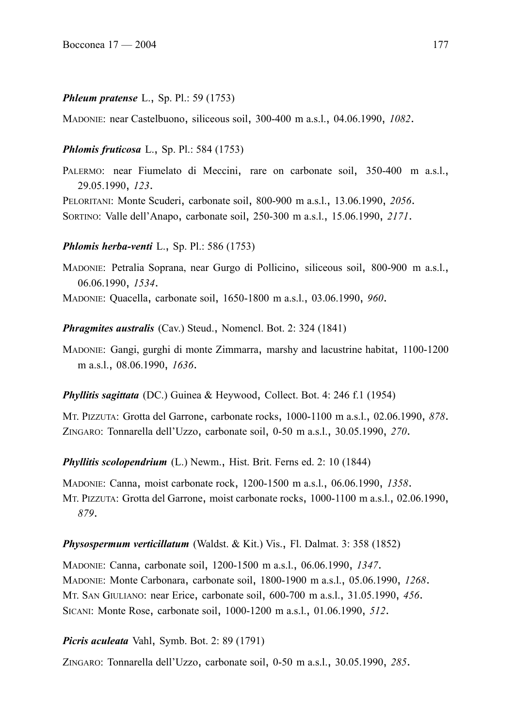***Phleum pratense*** L., Sp. Pl.: 59 (1753)

MADONIE: near Castelbuono, siliceous soil, 300-400 m a.s.l., 04.06.1990, *1082*.

***Phlomis fruticosa*** L., Sp. Pl.: 584 (1753)

PALERMO: near Fiumelato di Meccini, rare on carbonate soil, 350-400 m a.s.l., 29.05.1990, *123*.
PELORITANI: Monte Scuderi, carbonate soil, 800-900 m a.s.l., 13.06.1990, *2056*.
SORTINO: Valle dell'Anapo, carbonate soil, 250-300 m a.s.l., 15.06.1990, *2171*.

***Phlomis herba-venti*** L., Sp. Pl.: 586 (1753)

MADONIE: Petralia Soprana, near Gurgo di Pollicino, siliceous soil, 800-900 m a.s.l., 06.06.1990, *1534*.
MADONIE: Quacella, carbonate soil, 1650-1800 m a.s.l., 03.06.1990, *960*.

***Phragmites australis*** (Cav.) Steud., Nomencl. Bot. 2: 324 (1841)

MADONIE: Gangi, gurghi di monte Zimmarra, marshy and lacustrine habitat, 1100-1200 m a.s.l., 08.06.1990, *1636*.

***Phyllitis sagittata*** (DC.) Guinea & Heywood, Collect. Bot. 4: 246 f.1 (1954)

MT. PIZZUTA: Grotta del Garrone, carbonate rocks, 1000-1100 m a.s.l., 02.06.1990, *878*.
ZINGARO: Tonnarella dell'Uzzo, carbonate soil, 0-50 m a.s.l., 30.05.1990, *270*.

***Phyllitis scolopendrium*** (L.) Newm., Hist. Brit. Ferns ed. 2: 10 (1844)

MADONIE: Canna, moist carbonate rock, 1200-1500 m a.s.l., 06.06.1990, *1358*.
MT. PIZZUTA: Grotta del Garrone, moist carbonate rocks, 1000-1100 m a.s.l., 02.06.1990, *879*.

***Physospermum verticillatum*** (Waldst. & Kit.) Vis., Fl. Dalmat. 3: 358 (1852)

MADONIE: Canna, carbonate soil, 1200-1500 m a.s.l., 06.06.1990, *1347*.
MADONIE: Monte Carbonara, carbonate soil, 1800-1900 m a.s.l., 05.06.1990, *1268*.
MT. SAN GIULIANO: near Erice, carbonate soil, 600-700 m a.s.l., 31.05.1990, *456*.
SICANI: Monte Rose, carbonate soil, 1000-1200 m a.s.l., 01.06.1990, *512*.

***Picris aculeata*** Vahl, Symb. Bot. 2: 89 (1791)

ZINGARO: Tonnarella dell'Uzzo, carbonate soil, 0-50 m a.s.l., 30.05.1990, *285*.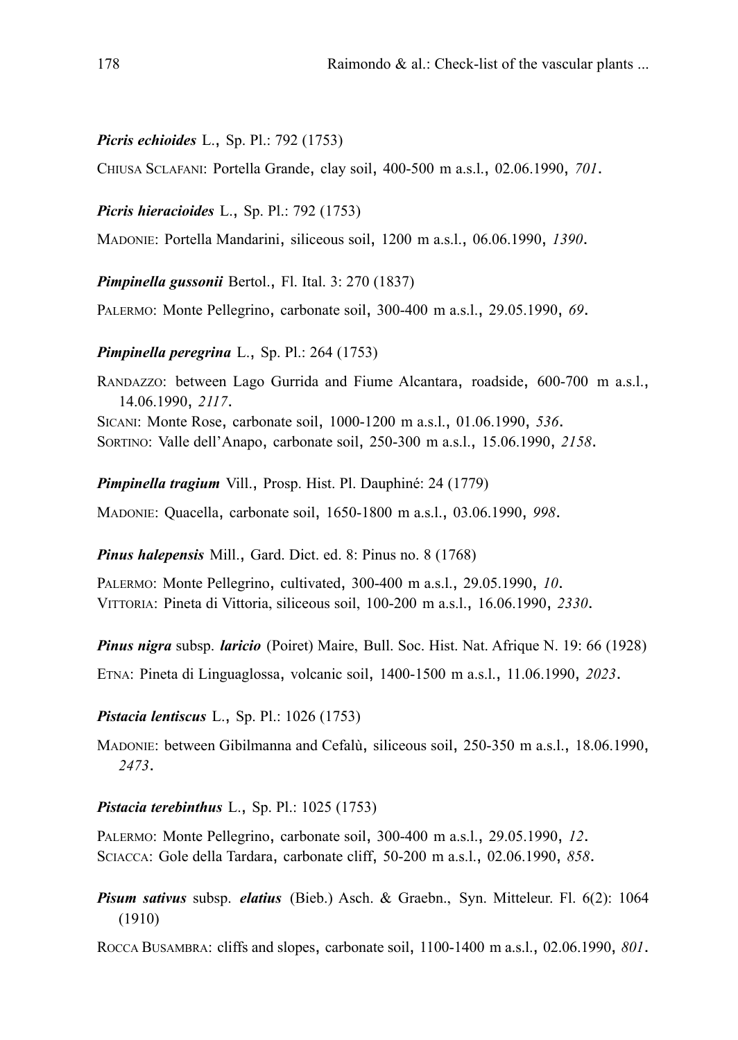***Picris echioides*** L., Sp. Pl.: 792 (1753)

CHIUSA SCLAFANI: Portella Grande, clay soil, 400-500 m a.s.l., 02.06.1990, *701*.

***Picris hieracioides*** L., Sp. Pl.: 792 (1753)

MADONIE: Portella Mandarini, siliceous soil, 1200 m a.s.l., 06.06.1990, *1390*.

***Pimpinella gussonii*** Bertol., Fl. Ital. 3: 270 (1837)

PALERMO: Monte Pellegrino, carbonate soil, 300-400 m a.s.l., 29.05.1990, *69*.

***Pimpinella peregrina*** L., Sp. Pl.: 264 (1753)

RANDAZZO: between Lago Gurrida and Fiume Alcantara, roadside, 600-700 m a.s.l., 14.06.1990, *2117*.
SICANI: Monte Rose, carbonate soil, 1000-1200 m a.s.l., 01.06.1990, *536*.
SORTINO: Valle dell'Anapo, carbonate soil, 250-300 m a.s.l., 15.06.1990, *2158*.

***Pimpinella tragium*** Vill., Prosp. Hist. Pl. Dauphiné: 24 (1779)

MADONIE: Quacella, carbonate soil, 1650-1800 m a.s.l., 03.06.1990, *998*.

***Pinus halepensis*** Mill., Gard. Dict. ed. 8: Pinus no. 8 (1768)

PALERMO: Monte Pellegrino, cultivated, 300-400 m a.s.l., 29.05.1990, *10*.
VITTORIA: Pineta di Vittoria, siliceous soil, 100-200 m a.s.l., 16.06.1990, *2330*.

***Pinus nigra*** subsp. ***laricio*** (Poiret) Maire, Bull. Soc. Hist. Nat. Afrique N. 19: 66 (1928)

ETNA: Pineta di Linguaglossa, volcanic soil, 1400-1500 m a.s.l., 11.06.1990, *2023*.

***Pistacia lentiscus*** L., Sp. Pl.: 1026 (1753)

MADONIE: between Gibilmanna and Cefalù, siliceous soil, 250-350 m a.s.l., 18.06.1990, *2473*.

***Pistacia terebinthus*** L., Sp. Pl.: 1025 (1753)

PALERMO: Monte Pellegrino, carbonate soil, 300-400 m a.s.l., 29.05.1990, *12*.
SCIACCA: Gole della Tardara, carbonate cliff, 50-200 m a.s.l., 02.06.1990, *858*.

***Pisum sativus*** subsp. ***elatius*** (Bieb.) Asch. & Graebn., Syn. Mitteleur. Fl. 6(2): 1064 (1910)

ROCCA BUSAMBRA: cliffs and slopes, carbonate soil, 1100-1400 m a.s.l., 02.06.1990, *801*.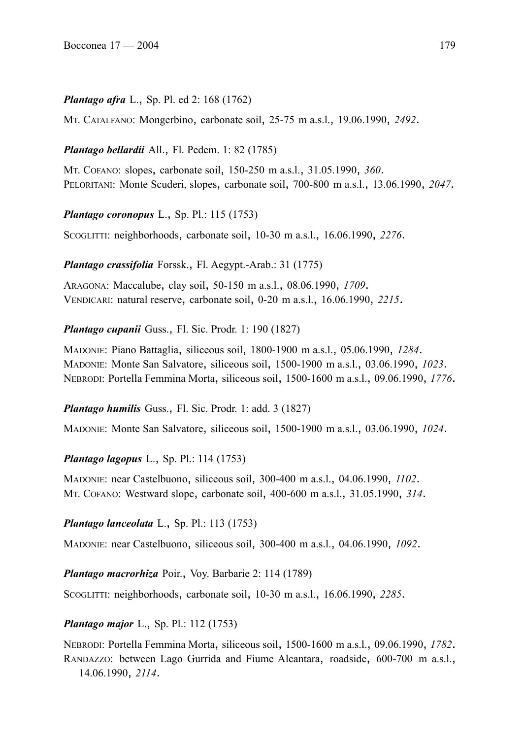***Plantago afra*** L., Sp. Pl. ed 2: 168 (1762)

MT. CATALFANO: Mongerbino, carbonate soil, 25-75 m a.s.l., 19.06.1990, *2492*.

***Plantago bellardii*** All., Fl. Pedem. 1: 82 (1785)

MT. COFANO: slopes, carbonate soil, 150-250 m a.s.l., 31.05.1990, *360*.
PELORITANI: Monte Scuderi, slopes, carbonate soil, 700-800 m a.s.l., 13.06.1990, *2047*.

***Plantago coronopus*** L., Sp. Pl.: 115 (1753)

SCOGLITTI: neighborhoods, carbonate soil, 10-30 m a.s.l., 16.06.1990, *2276*.

***Plantago crassifolia*** Forssk., Fl. Aegypt.-Arab.: 31 (1775)

ARAGONA: Maccalube, clay soil, 50-150 m a.s.l., 08.06.1990, *1709*.
VENDICARI: natural reserve, carbonate soil, 0-20 m a.s.l., 16.06.1990, *2215*.

***Plantago cupanii*** Guss., Fl. Sic. Prodr. 1: 190 (1827)

MADONIE: Piano Battaglia, siliceous soil, 1800-1900 m a.s.l., 05.06.1990, *1284*.
MADONIE: Monte San Salvatore, siliceous soil, 1500-1900 m a.s.l., 03.06.1990, *1023*.
NEBRODI: Portella Femmina Morta, siliceous soil, 1500-1600 m a.s.l., 09.06.1990, *1776*.

***Plantago humilis*** Guss., Fl. Sic. Prodr. 1: add. 3 (1827)

MADONIE: Monte San Salvatore, siliceous soil, 1500-1900 m a.s.l., 03.06.1990, *1024*.

***Plantago lagopus*** L., Sp. Pl.: 114 (1753)

MADONIE: near Castelbuono, siliceous soil, 300-400 m a.s.l., 04.06.1990, *1102*.
MT. COFANO: Westward slope, carbonate soil, 400-600 m a.s.l., 31.05.1990, *314*.

***Plantago lanceolata*** L., Sp. Pl.: 113 (1753)

MADONIE: near Castelbuono, siliceous soil, 300-400 m a.s.l., 04.06.1990, *1092*.

***Plantago macrorhiza*** Poir., Voy. Barbarie 2: 114 (1789)

SCOGLITTI: neighborhoods, carbonate soil, 10-30 m a.s.l., 16.06.1990, *2285*.

***Plantago major*** L., Sp. Pl.: 112 (1753)

NEBRODI: Portella Femmina Morta, siliceous soil, 1500-1600 m a.s.l., 09.06.1990, *1782*.
RANDAZZO: between Lago Gurrida and Fiume Alcantara, roadside, 600-700 m a.s.l., 14.06.1990, *2114*.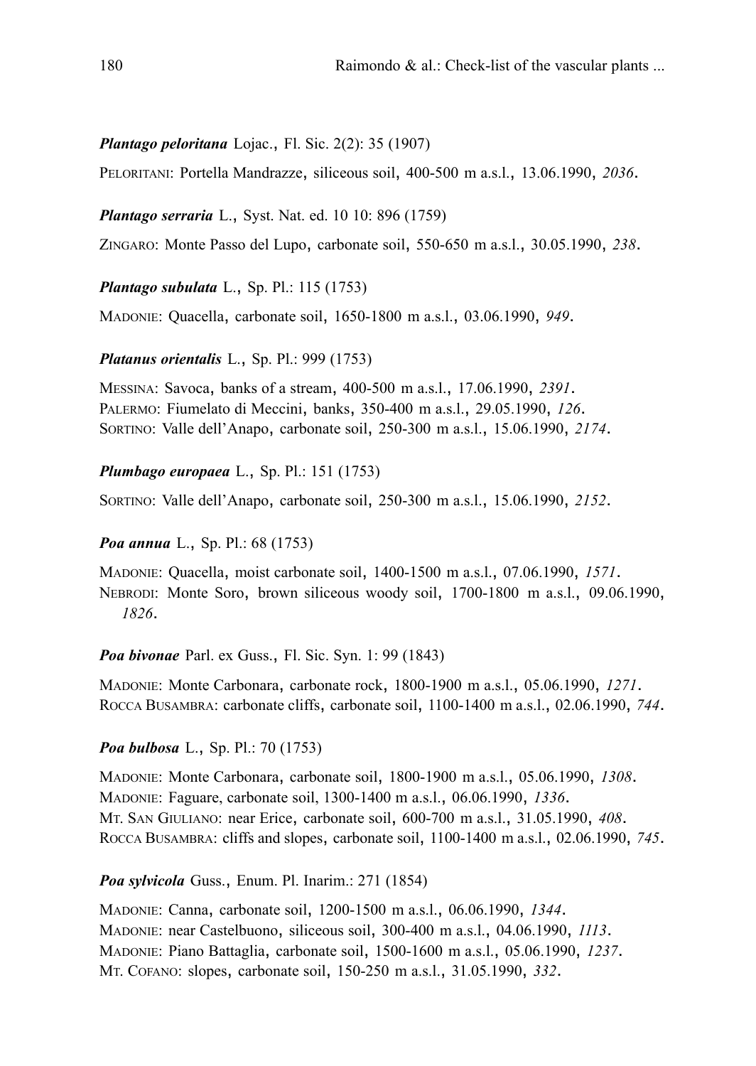***Plantago peloritana*** Lojac., Fl. Sic. 2(2): 35 (1907)

PELORITANI: Portella Mandrazze, siliceous soil, 400-500 m a.s.l., 13.06.1990, *2036*.

***Plantago serraria*** L., Syst. Nat. ed. 10 10: 896 (1759)

ZINGARO: Monte Passo del Lupo, carbonate soil, 550-650 m a.s.l., 30.05.1990, *238*.

***Plantago subulata*** L., Sp. Pl.: 115 (1753)

MADONIE: Quacella, carbonate soil, 1650-1800 m a.s.l., 03.06.1990, *949*.

***Platanus orientalis*** L., Sp. Pl.: 999 (1753)

MESSINA: Savoca, banks of a stream, 400-500 m a.s.l., 17.06.1990, *2391*.
PALERMO: Fiumelato di Meccini, banks, 350-400 m a.s.l., 29.05.1990, *126*.
SORTINO: Valle dell'Anapo, carbonate soil, 250-300 m a.s.l., 15.06.1990, *2174*.

***Plumbago europaea*** L., Sp. Pl.: 151 (1753)

SORTINO: Valle dell'Anapo, carbonate soil, 250-300 m a.s.l., 15.06.1990, *2152*.

***Poa annua*** L., Sp. Pl.: 68 (1753)

MADONIE: Quacella, moist carbonate soil, 1400-1500 m a.s.l., 07.06.1990, *1571*.
NEBRODI: Monte Soro, brown siliceous woody soil, 1700-1800 m a.s.l., 09.06.1990, *1826*.

***Poa bivonae*** Parl. ex Guss., Fl. Sic. Syn. 1: 99 (1843)

MADONIE: Monte Carbonara, carbonate rock, 1800-1900 m a.s.l., 05.06.1990, *1271*.
ROCCA BUSAMBRA: carbonate cliffs, carbonate soil, 1100-1400 m a.s.l., 02.06.1990, *744*.

***Poa bulbosa*** L., Sp. Pl.: 70 (1753)

MADONIE: Monte Carbonara, carbonate soil, 1800-1900 m a.s.l., 05.06.1990, *1308*.
MADONIE: Faguare, carbonate soil, 1300-1400 m a.s.l., 06.06.1990, *1336*.
MT. SAN GIULIANO: near Erice, carbonate soil, 600-700 m a.s.l., 31.05.1990, *408*.
ROCCA BUSAMBRA: cliffs and slopes, carbonate soil, 1100-1400 m a.s.l., 02.06.1990, *745*.

***Poa sylvicola*** Guss., Enum. Pl. Inarim.: 271 (1854)

MADONIE: Canna, carbonate soil, 1200-1500 m a.s.l., 06.06.1990, *1344*.
MADONIE: near Castelbuono, siliceous soil, 300-400 m a.s.l., 04.06.1990, *1113*.
MADONIE: Piano Battaglia, carbonate soil, 1500-1600 m a.s.l., 05.06.1990, *1237*.
MT. COFANO: slopes, carbonate soil, 150-250 m a.s.l., 31.05.1990, *332*.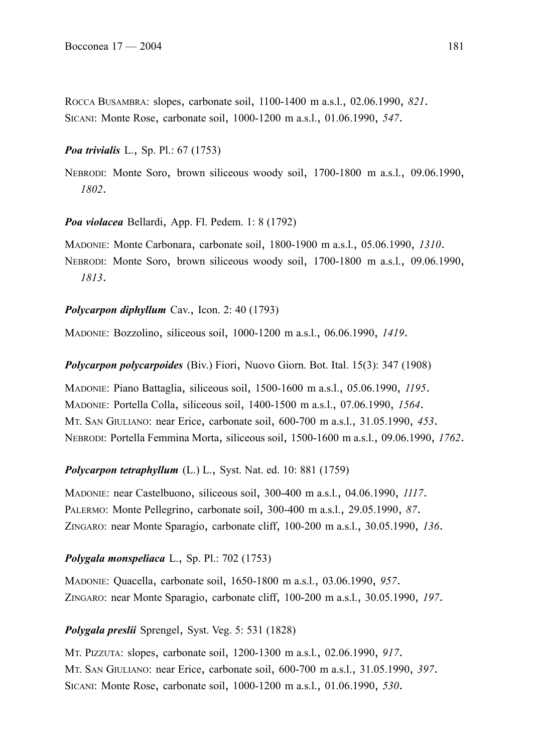Rocca Busambra: slopes, carbonate soil, 1100-1400 m a.s.l., 02.06.1990, *821*.
Sicani: Monte Rose, carbonate soil, 1000-1200 m a.s.l., 01.06.1990, *547*.

***Poa trivialis*** L., Sp. Pl.: 67 (1753)

Nebrodi: Monte Soro, brown siliceous woody soil, 1700-1800 m a.s.l., 09.06.1990, *1802*.

***Poa violacea*** Bellardi, App. Fl. Pedem. 1: 8 (1792)

Madonie: Monte Carbonara, carbonate soil, 1800-1900 m a.s.l., 05.06.1990, *1310*.
Nebrodi: Monte Soro, brown siliceous woody soil, 1700-1800 m a.s.l., 09.06.1990, *1813*.

***Polycarpon diphyllum*** Cav., Icon. 2: 40 (1793)

Madonie: Bozzolino, siliceous soil, 1000-1200 m a.s.l., 06.06.1990, *1419*.

***Polycarpon polycarpoides*** (Biv.) Fiori, Nuovo Giorn. Bot. Ital. 15(3): 347 (1908)

Madonie: Piano Battaglia, siliceous soil, 1500-1600 m a.s.l., 05.06.1990, *1195*.
Madonie: Portella Colla, siliceous soil, 1400-1500 m a.s.l., 07.06.1990, *1564*.
Mt. San Giuliano: near Erice, carbonate soil, 600-700 m a.s.l., 31.05.1990, *453*.
Nebrodi: Portella Femmina Morta, siliceous soil, 1500-1600 m a.s.l., 09.06.1990, *1762*.

***Polycarpon tetraphyllum*** (L.) L., Syst. Nat. ed. 10: 881 (1759)

Madonie: near Castelbuono, siliceous soil, 300-400 m a.s.l., 04.06.1990, *1117*.
Palermo: Monte Pellegrino, carbonate soil, 300-400 m a.s.l., 29.05.1990, *87*.
Zingaro: near Monte Sparagio, carbonate cliff, 100-200 m a.s.l., 30.05.1990, *136*.

***Polygala monspeliaca*** L., Sp. Pl.: 702 (1753)

Madonie: Quacella, carbonate soil, 1650-1800 m a.s.l., 03.06.1990, *957*.
Zingaro: near Monte Sparagio, carbonate cliff, 100-200 m a.s.l., 30.05.1990, *197*.

***Polygala preslii*** Sprengel, Syst. Veg. 5: 531 (1828)

Mt. Pizzuta: slopes, carbonate soil, 1200-1300 m a.s.l., 02.06.1990, *917*.
Mt. San Giuliano: near Erice, carbonate soil, 600-700 m a.s.l., 31.05.1990, *397*.
Sicani: Monte Rose, carbonate soil, 1000-1200 m a.s.l., 01.06.1990, *530*.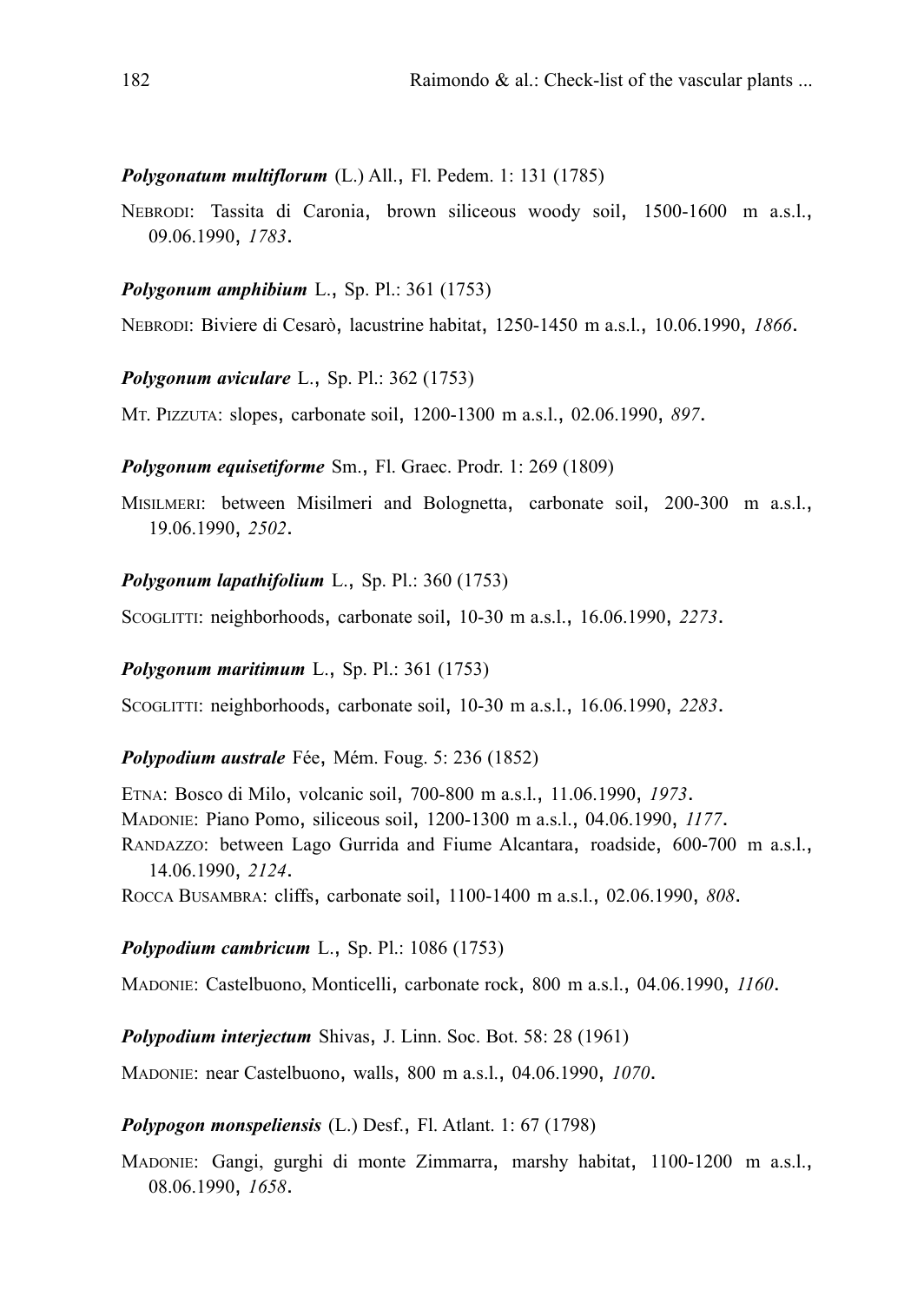***Polygonatum multiflorum*** (L.) All., Fl. Pedem. 1: 131 (1785)

NEBRODI: Tassita di Caronia, brown siliceous woody soil, 1500-1600 m a.s.l., 09.06.1990, *1783*.

***Polygonum amphibium*** L., Sp. Pl.: 361 (1753)

NEBRODI: Biviere di Cesarò, lacustrine habitat, 1250-1450 m a.s.l., 10.06.1990, *1866*.

***Polygonum aviculare*** L., Sp. Pl.: 362 (1753)

MT. PIZZUTA: slopes, carbonate soil, 1200-1300 m a.s.l., 02.06.1990, *897*.

***Polygonum equisetiforme*** Sm., Fl. Graec. Prodr. 1: 269 (1809)

MISILMERI: between Misilmeri and Bolognetta, carbonate soil, 200-300 m a.s.l., 19.06.1990, *2502*.

***Polygonum lapathifolium*** L., Sp. Pl.: 360 (1753)

SCOGLITTI: neighborhoods, carbonate soil, 10-30 m a.s.l., 16.06.1990, *2273*.

***Polygonum maritimum*** L., Sp. Pl.: 361 (1753)

SCOGLITTI: neighborhoods, carbonate soil, 10-30 m a.s.l., 16.06.1990, *2283*.

***Polypodium australe*** Fée, Mém. Foug. 5: 236 (1852)

ETNA: Bosco di Milo, volcanic soil, 700-800 m a.s.l., 11.06.1990, *1973*.
MADONIE: Piano Pomo, siliceous soil, 1200-1300 m a.s.l., 04.06.1990, *1177*.
RANDAZZO: between Lago Gurrida and Fiume Alcantara, roadside, 600-700 m a.s.l., 14.06.1990, *2124*.
ROCCA BUSAMBRA: cliffs, carbonate soil, 1100-1400 m a.s.l., 02.06.1990, *808*.

***Polypodium cambricum*** L., Sp. Pl.: 1086 (1753)

MADONIE: Castelbuono, Monticelli, carbonate rock, 800 m a.s.l., 04.06.1990, *1160*.

***Polypodium interjectum*** Shivas, J. Linn. Soc. Bot. 58: 28 (1961)

MADONIE: near Castelbuono, walls, 800 m a.s.l., 04.06.1990, *1070*.

***Polypogon monspeliensis*** (L.) Desf., Fl. Atlant. 1: 67 (1798)

MADONIE: Gangi, gurghi di monte Zimmarra, marshy habitat, 1100-1200 m a.s.l., 08.06.1990, *1658*.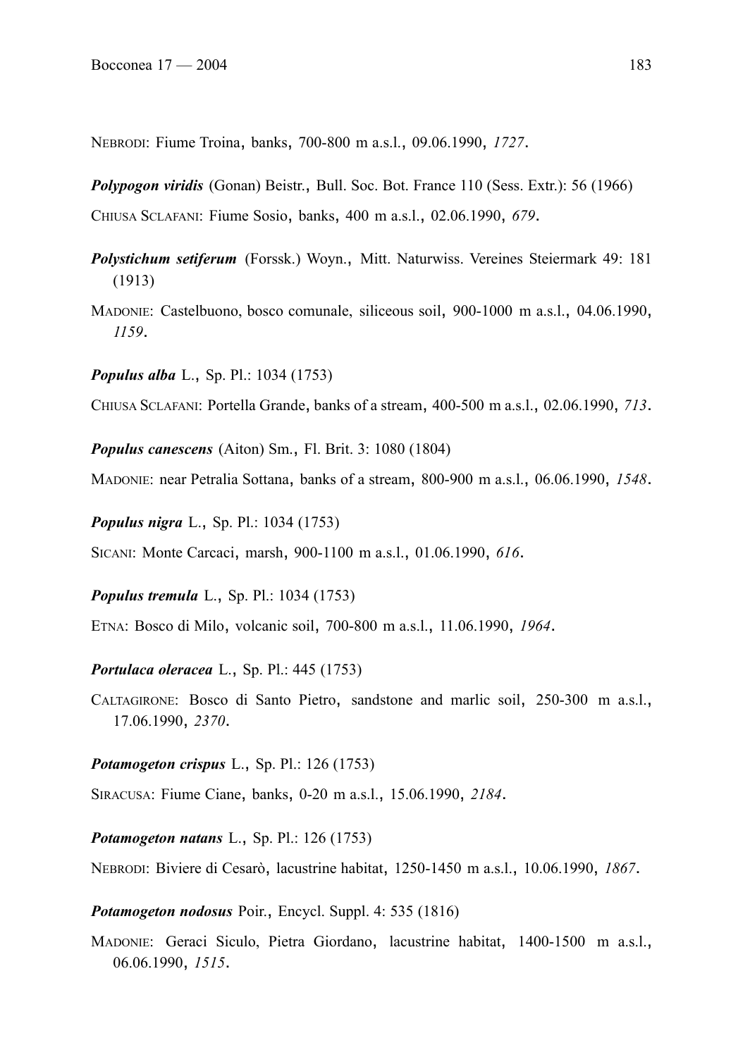NEBRODI: Fiume Troina, banks, 700-800 m a.s.l., 09.06.1990, *1727*.

***Polypogon viridis*** (Gonan) Beistr., Bull. Soc. Bot. France 110 (Sess. Extr.): 56 (1966)

CHIUSA SCLAFANI: Fiume Sosio, banks, 400 m a.s.l., 02.06.1990, *679*.

***Polystichum setiferum*** (Forssk.) Woyn., Mitt. Naturwiss. Vereines Steiermark 49: 181 (1913)

MADONIE: Castelbuono, bosco comunale, siliceous soil, 900-1000 m a.s.l., 04.06.1990, *1159*.

***Populus alba*** L., Sp. Pl.: 1034 (1753)

CHIUSA SCLAFANI: Portella Grande, banks of a stream, 400-500 m a.s.l., 02.06.1990, *713*.

***Populus canescens*** (Aiton) Sm., Fl. Brit. 3: 1080 (1804)

MADONIE: near Petralia Sottana, banks of a stream, 800-900 m a.s.l., 06.06.1990, *1548*.

***Populus nigra*** L., Sp. Pl.: 1034 (1753)

SICANI: Monte Carcaci, marsh, 900-1100 m a.s.l., 01.06.1990, *616*.

***Populus tremula*** L., Sp. Pl.: 1034 (1753)

ETNA: Bosco di Milo, volcanic soil, 700-800 m a.s.l., 11.06.1990, *1964*.

***Portulaca oleracea*** L., Sp. Pl.: 445 (1753)

CALTAGIRONE: Bosco di Santo Pietro, sandstone and marlic soil, 250-300 m a.s.l., 17.06.1990, *2370*.

***Potamogeton crispus*** L., Sp. Pl.: 126 (1753)

SIRACUSA: Fiume Ciane, banks, 0-20 m a.s.l., 15.06.1990, *2184*.

***Potamogeton natans*** L., Sp. Pl.: 126 (1753)

NEBRODI: Biviere di Cesarò, lacustrine habitat, 1250-1450 m a.s.l., 10.06.1990, *1867*.

***Potamogeton nodosus*** Poir., Encycl. Suppl. 4: 535 (1816)

MADONIE: Geraci Siculo, Pietra Giordano, lacustrine habitat, 1400-1500 m a.s.l., 06.06.1990, *1515*.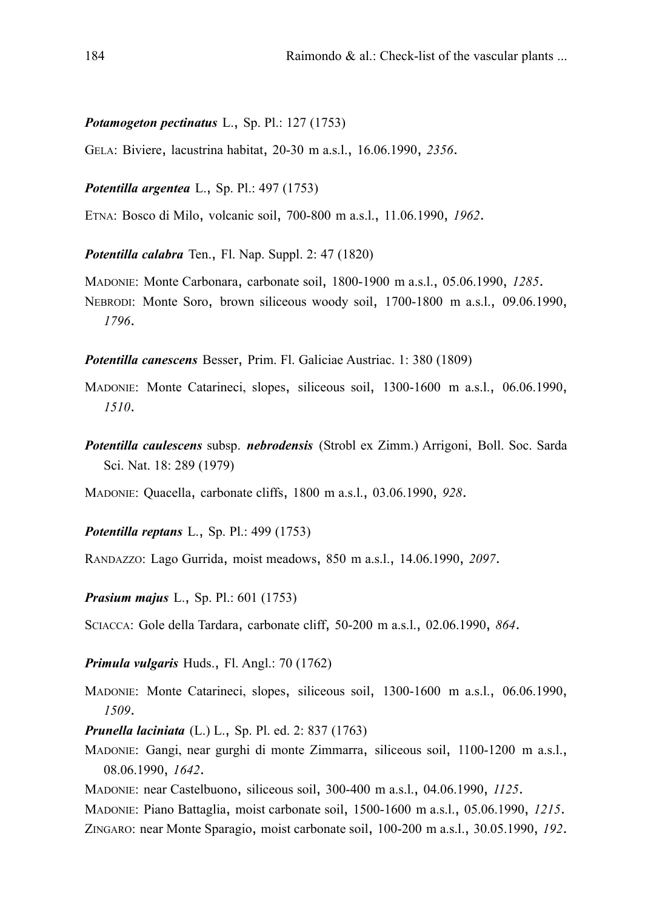***Potamogeton pectinatus*** L., Sp. Pl.: 127 (1753)

GELA: Biviere, lacustrina habitat, 20-30 m a.s.l., 16.06.1990, *2356*.

***Potentilla argentea*** L., Sp. Pl.: 497 (1753)

ETNA: Bosco di Milo, volcanic soil, 700-800 m a.s.l., 11.06.1990, *1962*.

***Potentilla calabra*** Ten., Fl. Nap. Suppl. 2: 47 (1820)

MADONIE: Monte Carbonara, carbonate soil, 1800-1900 m a.s.l., 05.06.1990, *1285*.
NEBRODI: Monte Soro, brown siliceous woody soil, 1700-1800 m a.s.l., 09.06.1990, *1796*.

***Potentilla canescens*** Besser, Prim. Fl. Galiciae Austriac. 1: 380 (1809)

MADONIE: Monte Catarineci, slopes, siliceous soil, 1300-1600 m a.s.l., 06.06.1990, *1510*.

***Potentilla caulescens*** subsp. ***nebrodensis*** (Strobl ex Zimm.) Arrigoni, Boll. Soc. Sarda Sci. Nat. 18: 289 (1979)

MADONIE: Quacella, carbonate cliffs, 1800 m a.s.l., 03.06.1990, *928*.

***Potentilla reptans*** L., Sp. Pl.: 499 (1753)

RANDAZZO: Lago Gurrida, moist meadows, 850 m a.s.l., 14.06.1990, *2097*.

***Prasium majus*** L., Sp. Pl.: 601 (1753)

SCIACCA: Gole della Tardara, carbonate cliff, 50-200 m a.s.l., 02.06.1990, *864*.

***Primula vulgaris*** Huds., Fl. Angl.: 70 (1762)

MADONIE: Monte Catarineci, slopes, siliceous soil, 1300-1600 m a.s.l., 06.06.1990, *1509*.

***Prunella laciniata*** (L.) L., Sp. Pl. ed. 2: 837 (1763)

MADONIE: Gangi, near gurghi di monte Zimmarra, siliceous soil, 1100-1200 m a.s.l., 08.06.1990, *1642*.
MADONIE: near Castelbuono, siliceous soil, 300-400 m a.s.l., 04.06.1990, *1125*.
MADONIE: Piano Battaglia, moist carbonate soil, 1500-1600 m a.s.l., 05.06.1990, *1215*.
ZINGARO: near Monte Sparagio, moist carbonate soil, 100-200 m a.s.l., 30.05.1990, *192*.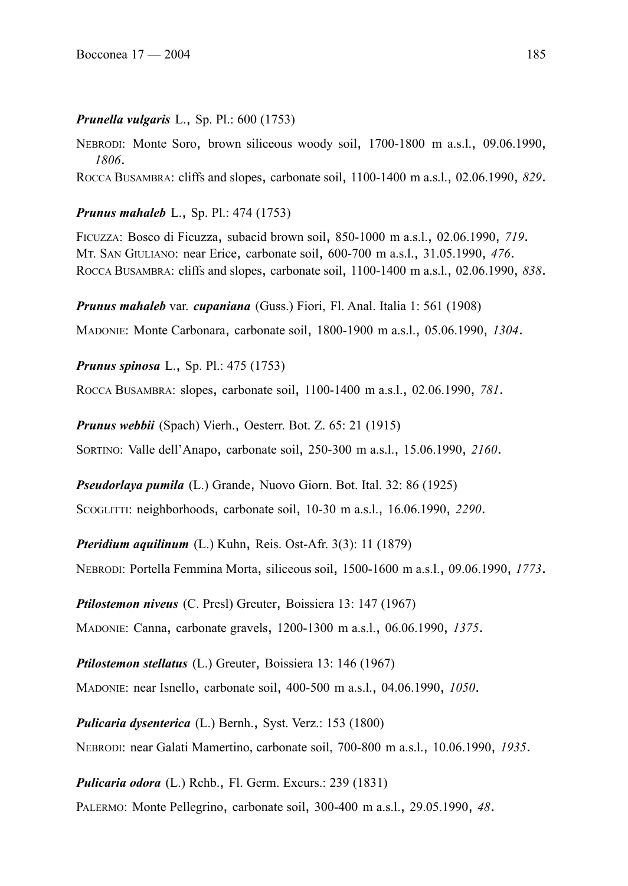***Prunella vulgaris*** L., Sp. Pl.: 600 (1753)

NEBRODI: Monte Soro, brown siliceous woody soil, 1700-1800 m a.s.l., 09.06.1990, *1806*.

ROCCA BUSAMBRA: cliffs and slopes, carbonate soil, 1100-1400 m a.s.l., 02.06.1990, *829*.

***Prunus mahaleb*** L., Sp. Pl.: 474 (1753)

FICUZZA: Bosco di Ficuzza, subacid brown soil, 850-1000 m a.s.l., 02.06.1990, *719*.

MT. SAN GIULIANO: near Erice, carbonate soil, 600-700 m a.s.l., 31.05.1990, *476*.

ROCCA BUSAMBRA: cliffs and slopes, carbonate soil, 1100-1400 m a.s.l., 02.06.1990, *838*.

***Prunus mahaleb*** var. ***cupaniana*** (Guss.) Fiori, Fl. Anal. Italia 1: 561 (1908)

MADONIE: Monte Carbonara, carbonate soil, 1800-1900 m a.s.l., 05.06.1990, *1304*.

***Prunus spinosa*** L., Sp. Pl.: 475 (1753)

ROCCA BUSAMBRA: slopes, carbonate soil, 1100-1400 m a.s.l., 02.06.1990, *781*.

***Prunus webbii*** (Spach) Vierh., Oesterr. Bot. Z. 65: 21 (1915)

SORTINO: Valle dell'Anapo, carbonate soil, 250-300 m a.s.l., 15.06.1990, *2160*.

***Pseudorlaya pumila*** (L.) Grande, Nuovo Giorn. Bot. Ital. 32: 86 (1925)

SCOGLITTI: neighborhoods, carbonate soil, 10-30 m a.s.l., 16.06.1990, *2290*.

***Pteridium aquilinum*** (L.) Kuhn, Reis. Ost-Afr. 3(3): 11 (1879)

NEBRODI: Portella Femmina Morta, siliceous soil, 1500-1600 m a.s.l., 09.06.1990, *1773*.

***Ptilostemon niveus*** (C. Presl) Greuter, Boissiera 13: 147 (1967)

MADONIE: Canna, carbonate gravels, 1200-1300 m a.s.l., 06.06.1990, *1375*.

***Ptilostemon stellatus*** (L.) Greuter, Boissiera 13: 146 (1967)

MADONIE: near Isnello, carbonate soil, 400-500 m a.s.l., 04.06.1990, *1050*.

***Pulicaria dysenterica*** (L.) Bernh., Syst. Verz.: 153 (1800)

NEBRODI: near Galati Mamertino, carbonate soil, 700-800 m a.s.l., 10.06.1990, *1935*.

***Pulicaria odora*** (L.) Rchb., Fl. Germ. Excurs.: 239 (1831)

PALERMO: Monte Pellegrino, carbonate soil, 300-400 m a.s.l., 29.05.1990, *48*.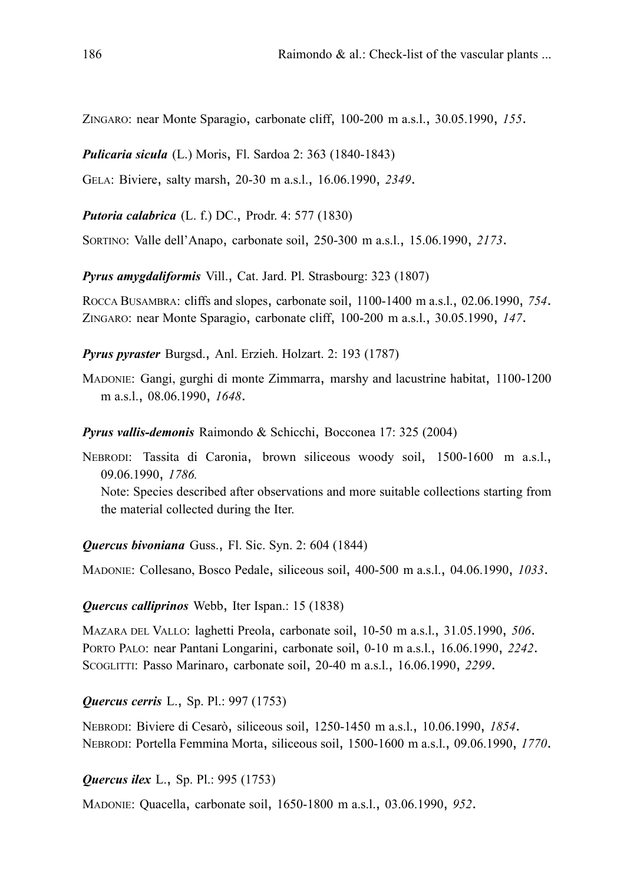ZINGARO: near Monte Sparagio, carbonate cliff, 100-200 m a.s.l., 30.05.1990, *155*.

***Pulicaria sicula*** (L.) Moris, Fl. Sardoa 2: 363 (1840-1843)

GELA: Biviere, salty marsh, 20-30 m a.s.l., 16.06.1990, *2349*.

***Putoria calabrica*** (L. f.) DC., Prodr. 4: 577 (1830)

SORTINO: Valle dell'Anapo, carbonate soil, 250-300 m a.s.l., 15.06.1990, *2173*.

***Pyrus amygdaliformis*** Vill., Cat. Jard. Pl. Strasbourg: 323 (1807)

ROCCA BUSAMBRA: cliffs and slopes, carbonate soil, 1100-1400 m a.s.l., 02.06.1990, *754*.
ZINGARO: near Monte Sparagio, carbonate cliff, 100-200 m a.s.l., 30.05.1990, *147*.

***Pyrus pyraster*** Burgsd., Anl. Erzieh. Holzart. 2: 193 (1787)

MADONIE: Gangi, gurghi di monte Zimmarra, marshy and lacustrine habitat, 1100-1200 m a.s.l., 08.06.1990, *1648*.

***Pyrus vallis-demonis*** Raimondo & Schicchi, Bocconea 17: 325 (2004)

NEBRODI: Tassita di Caronia, brown siliceous woody soil, 1500-1600 m a.s.l., 09.06.1990, *1786.*
Note: Species described after observations and more suitable collections starting from the material collected during the Iter.

***Quercus bivoniana*** Guss., Fl. Sic. Syn. 2: 604 (1844)

MADONIE: Collesano, Bosco Pedale, siliceous soil, 400-500 m a.s.l., 04.06.1990, *1033*.

***Quercus calliprinos*** Webb, Iter Ispan.: 15 (1838)

MAZARA DEL VALLO: laghetti Preola, carbonate soil, 10-50 m a.s.l., 31.05.1990, *506*.
PORTO PALO: near Pantani Longarini, carbonate soil, 0-10 m a.s.l., 16.06.1990, *2242*.
SCOGLITTI: Passo Marinaro, carbonate soil, 20-40 m a.s.l., 16.06.1990, *2299*.

***Quercus cerris*** L., Sp. Pl.: 997 (1753)

NEBRODI: Biviere di Cesarò, siliceous soil, 1250-1450 m a.s.l., 10.06.1990, *1854*.
NEBRODI: Portella Femmina Morta, siliceous soil, 1500-1600 m a.s.l., 09.06.1990, *1770*.

***Quercus ilex*** L., Sp. Pl.: 995 (1753)

MADONIE: Quacella, carbonate soil, 1650-1800 m a.s.l., 03.06.1990, *952*.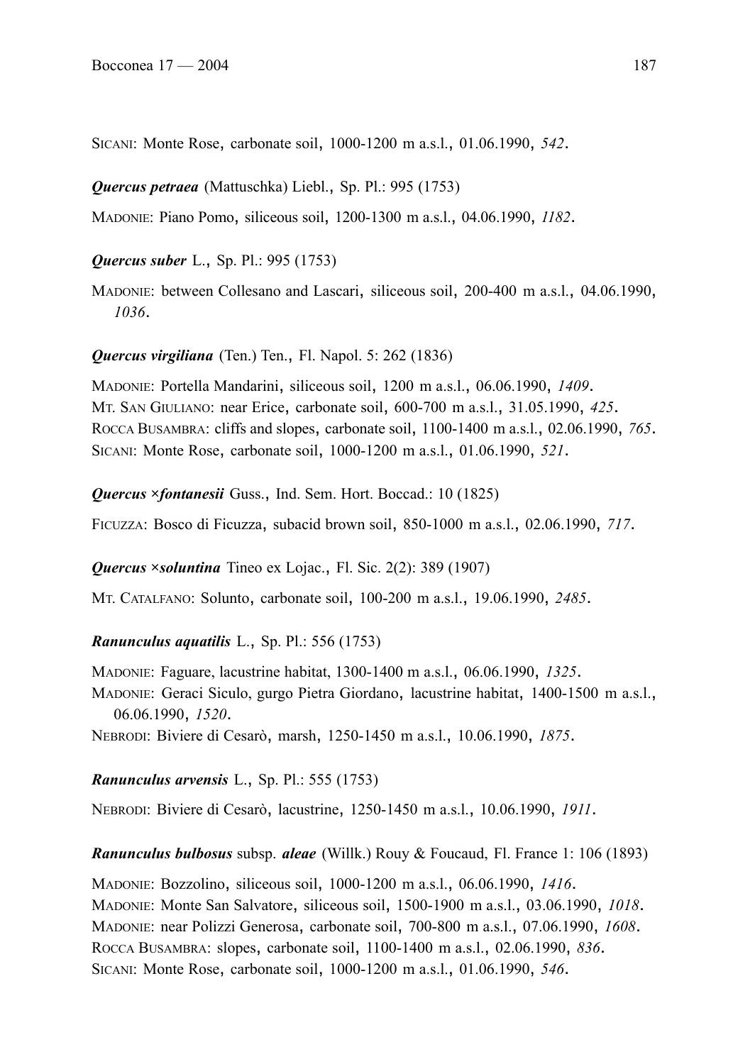SICANI: Monte Rose, carbonate soil, 1000-1200 m a.s.l., 01.06.1990, *542*.

***Quercus petraea*** (Mattuschka) Liebl., Sp. Pl.: 995 (1753)

MADONIE: Piano Pomo, siliceous soil, 1200-1300 m a.s.l., 04.06.1990, *1182*.

***Quercus suber*** L., Sp. Pl.: 995 (1753)

MADONIE: between Collesano and Lascari, siliceous soil, 200-400 m a.s.l., 04.06.1990, *1036*.

***Quercus virgiliana*** (Ten.) Ten., Fl. Napol. 5: 262 (1836)

MADONIE: Portella Mandarini, siliceous soil, 1200 m a.s.l., 06.06.1990, *1409*.
MT. SAN GIULIANO: near Erice, carbonate soil, 600-700 m a.s.l., 31.05.1990, *425*.
ROCCA BUSAMBRA: cliffs and slopes, carbonate soil, 1100-1400 m a.s.l., 02.06.1990, *765*.
SICANI: Monte Rose, carbonate soil, 1000-1200 m a.s.l., 01.06.1990, *521*.

***Quercus ×fontanesii*** Guss., Ind. Sem. Hort. Boccad.: 10 (1825)

FICUZZA: Bosco di Ficuzza, subacid brown soil, 850-1000 m a.s.l., 02.06.1990, *717*.

***Quercus ×soluntina*** Tineo ex Lojac., Fl. Sic. 2(2): 389 (1907)

MT. CATALFANO: Solunto, carbonate soil, 100-200 m a.s.l., 19.06.1990, *2485*.

***Ranunculus aquatilis*** L., Sp. Pl.: 556 (1753)

MADONIE: Faguare, lacustrine habitat, 1300-1400 m a.s.l., 06.06.1990, *1325*.
MADONIE: Geraci Siculo, gurgo Pietra Giordano, lacustrine habitat, 1400-1500 m a.s.l., 06.06.1990, *1520*.
NEBRODI: Biviere di Cesarò, marsh, 1250-1450 m a.s.l., 10.06.1990, *1875*.

***Ranunculus arvensis*** L., Sp. Pl.: 555 (1753)

NEBRODI: Biviere di Cesarò, lacustrine, 1250-1450 m a.s.l., 10.06.1990, *1911*.

***Ranunculus bulbosus*** subsp. ***aleae*** (Willk.) Rouy & Foucaud, Fl. France 1: 106 (1893)

MADONIE: Bozzolino, siliceous soil, 1000-1200 m a.s.l., 06.06.1990, *1416*.
MADONIE: Monte San Salvatore, siliceous soil, 1500-1900 m a.s.l., 03.06.1990, *1018*.
MADONIE: near Polizzi Generosa, carbonate soil, 700-800 m a.s.l., 07.06.1990, *1608*.
ROCCA BUSAMBRA: slopes, carbonate soil, 1100-1400 m a.s.l., 02.06.1990, *836*.
SICANI: Monte Rose, carbonate soil, 1000-1200 m a.s.l., 01.06.1990, *546*.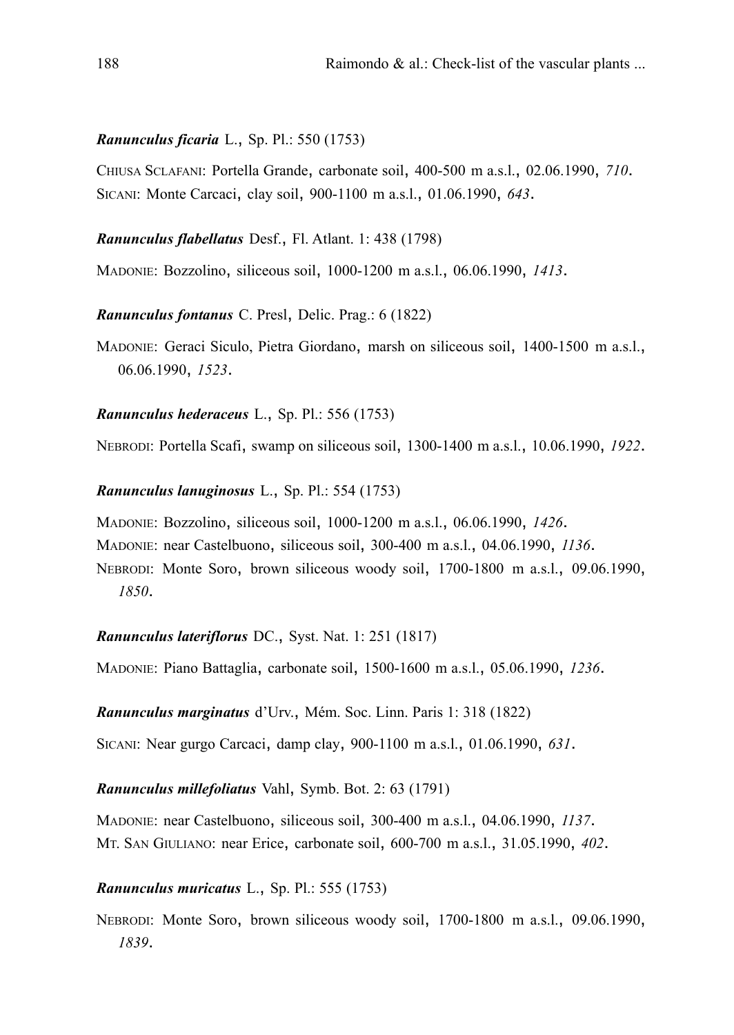***Ranunculus ficaria*** L., Sp. Pl.: 550 (1753)

CHIUSA SCLAFANI: Portella Grande, carbonate soil, 400-500 m a.s.l., 02.06.1990, *710*.
SICANI: Monte Carcaci, clay soil, 900-1100 m a.s.l., 01.06.1990, *643*.

***Ranunculus flabellatus*** Desf., Fl. Atlant. 1: 438 (1798)

MADONIE: Bozzolino, siliceous soil, 1000-1200 m a.s.l., 06.06.1990, *1413*.

***Ranunculus fontanus*** C. Presl, Delic. Prag.: 6 (1822)

MADONIE: Geraci Siculo, Pietra Giordano, marsh on siliceous soil, 1400-1500 m a.s.l., 06.06.1990, *1523*.

***Ranunculus hederaceus*** L., Sp. Pl.: 556 (1753)

NEBRODI: Portella Scafi, swamp on siliceous soil, 1300-1400 m a.s.l., 10.06.1990, *1922*.

***Ranunculus lanuginosus*** L., Sp. Pl.: 554 (1753)

MADONIE: Bozzolino, siliceous soil, 1000-1200 m a.s.l., 06.06.1990, *1426*.
MADONIE: near Castelbuono, siliceous soil, 300-400 m a.s.l., 04.06.1990, *1136*.
NEBRODI: Monte Soro, brown siliceous woody soil, 1700-1800 m a.s.l., 09.06.1990, *1850*.

***Ranunculus lateriflorus*** DC., Syst. Nat. 1: 251 (1817)

MADONIE: Piano Battaglia, carbonate soil, 1500-1600 m a.s.l., 05.06.1990, *1236*.

***Ranunculus marginatus*** d'Urv., Mém. Soc. Linn. Paris 1: 318 (1822)

SICANI: Near gurgo Carcaci, damp clay, 900-1100 m a.s.l., 01.06.1990, *631*.

***Ranunculus millefoliatus*** Vahl, Symb. Bot. 2: 63 (1791)

MADONIE: near Castelbuono, siliceous soil, 300-400 m a.s.l., 04.06.1990, *1137*.
MT. SAN GIULIANO: near Erice, carbonate soil, 600-700 m a.s.l., 31.05.1990, *402*.

***Ranunculus muricatus*** L., Sp. Pl.: 555 (1753)

NEBRODI: Monte Soro, brown siliceous woody soil, 1700-1800 m a.s.l., 09.06.1990, *1839*.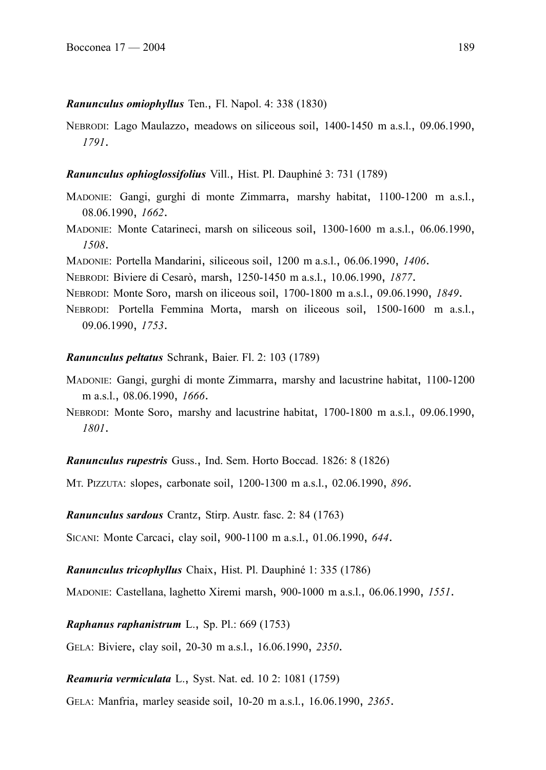***Ranunculus omiophyllus*** Ten., Fl. Napol. 4: 338 (1830)

NEBRODI: Lago Maulazzo, meadows on siliceous soil, 1400-1450 m a.s.l., 09.06.1990, *1791*.

***Ranunculus ophioglossifolius*** Vill., Hist. Pl. Dauphiné 3: 731 (1789)

MADONIE: Gangi, gurghi di monte Zimmarra, marshy habitat, 1100-1200 m a.s.l., 08.06.1990, *1662*.

MADONIE: Monte Catarineci, marsh on siliceous soil, 1300-1600 m a.s.l., 06.06.1990, *1508*.

MADONIE: Portella Mandarini, siliceous soil, 1200 m a.s.l., 06.06.1990, *1406*.

NEBRODI: Biviere di Cesarò, marsh, 1250-1450 m a.s.l., 10.06.1990, *1877*.

NEBRODI: Monte Soro, marsh on iliceous soil, 1700-1800 m a.s.l., 09.06.1990, *1849*.

NEBRODI: Portella Femmina Morta, marsh on iliceous soil, 1500-1600 m a.s.l., 09.06.1990, *1753*.

***Ranunculus peltatus*** Schrank, Baier. Fl. 2: 103 (1789)

MADONIE: Gangi, gurghi di monte Zimmarra, marshy and lacustrine habitat, 1100-1200 m a.s.l., 08.06.1990, *1666*.

NEBRODI: Monte Soro, marshy and lacustrine habitat, 1700-1800 m a.s.l., 09.06.1990, *1801*.

***Ranunculus rupestris*** Guss., Ind. Sem. Horto Boccad. 1826: 8 (1826)

MT. PIZZUTA: slopes, carbonate soil, 1200-1300 m a.s.l., 02.06.1990, *896*.

***Ranunculus sardous*** Crantz, Stirp. Austr. fasc. 2: 84 (1763)

SICANI: Monte Carcaci, clay soil, 900-1100 m a.s.l., 01.06.1990, *644*.

***Ranunculus tricophyllus*** Chaix, Hist. Pl. Dauphiné 1: 335 (1786)

MADONIE: Castellana, laghetto Xiremi marsh, 900-1000 m a.s.l., 06.06.1990, *1551*.

***Raphanus raphanistrum*** L., Sp. Pl.: 669 (1753)

GELA: Biviere, clay soil, 20-30 m a.s.l., 16.06.1990, *2350*.

***Reamuria vermiculata*** L., Syst. Nat. ed. 10 2: 1081 (1759)

GELA: Manfria, marley seaside soil, 10-20 m a.s.l., 16.06.1990, *2365*.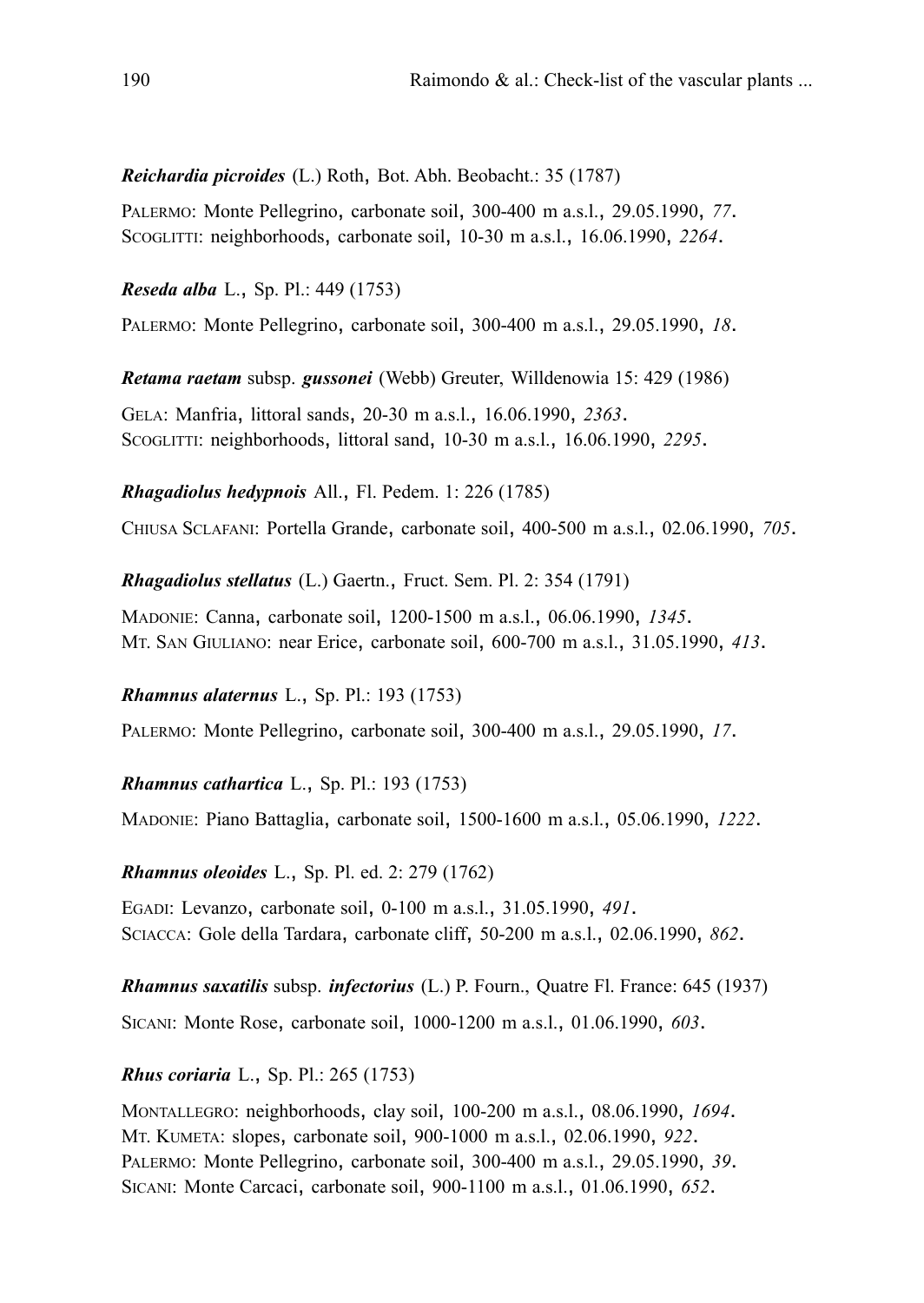***Reichardia picroides*** (L.) Roth, Bot. Abh. Beobacht.: 35 (1787)

PALERMO: Monte Pellegrino, carbonate soil, 300-400 m a.s.l., 29.05.1990, *77*.
SCOGLITTI: neighborhoods, carbonate soil, 10-30 m a.s.l., 16.06.1990, *2264*.

***Reseda alba*** L., Sp. Pl.: 449 (1753)

PALERMO: Monte Pellegrino, carbonate soil, 300-400 m a.s.l., 29.05.1990, *18*.

***Retama raetam*** subsp. ***gussonei*** (Webb) Greuter, Willdenowia 15: 429 (1986)

GELA: Manfria, littoral sands, 20-30 m a.s.l., 16.06.1990, *2363*.
SCOGLITTI: neighborhoods, littoral sand, 10-30 m a.s.l., 16.06.1990, *2295*.

***Rhagadiolus hedypnois*** All., Fl. Pedem. 1: 226 (1785)

CHIUSA SCLAFANI: Portella Grande, carbonate soil, 400-500 m a.s.l., 02.06.1990, *705*.

***Rhagadiolus stellatus*** (L.) Gaertn., Fruct. Sem. Pl. 2: 354 (1791)

MADONIE: Canna, carbonate soil, 1200-1500 m a.s.l., 06.06.1990, *1345*.
MT. SAN GIULIANO: near Erice, carbonate soil, 600-700 m a.s.l., 31.05.1990, *413*.

***Rhamnus alaternus*** L., Sp. Pl.: 193 (1753)

PALERMO: Monte Pellegrino, carbonate soil, 300-400 m a.s.l., 29.05.1990, *17*.

***Rhamnus cathartica*** L., Sp. Pl.: 193 (1753)

MADONIE: Piano Battaglia, carbonate soil, 1500-1600 m a.s.l., 05.06.1990, *1222*.

***Rhamnus oleoides*** L., Sp. Pl. ed. 2: 279 (1762)

EGADI: Levanzo, carbonate soil, 0-100 m a.s.l., 31.05.1990, *491*.
SCIACCA: Gole della Tardara, carbonate cliff, 50-200 m a.s.l., 02.06.1990, *862*.

***Rhamnus saxatilis*** subsp. ***infectorius*** (L.) P. Fourn., Quatre Fl. France: 645 (1937)

SICANI: Monte Rose, carbonate soil, 1000-1200 m a.s.l., 01.06.1990, *603*.

***Rhus coriaria*** L., Sp. Pl.: 265 (1753)

MONTALLEGRO: neighborhoods, clay soil, 100-200 m a.s.l., 08.06.1990, *1694*.
MT. KUMETA: slopes, carbonate soil, 900-1000 m a.s.l., 02.06.1990, *922*.
PALERMO: Monte Pellegrino, carbonate soil, 300-400 m a.s.l., 29.05.1990, *39*.
SICANI: Monte Carcaci, carbonate soil, 900-1100 m a.s.l., 01.06.1990, *652*.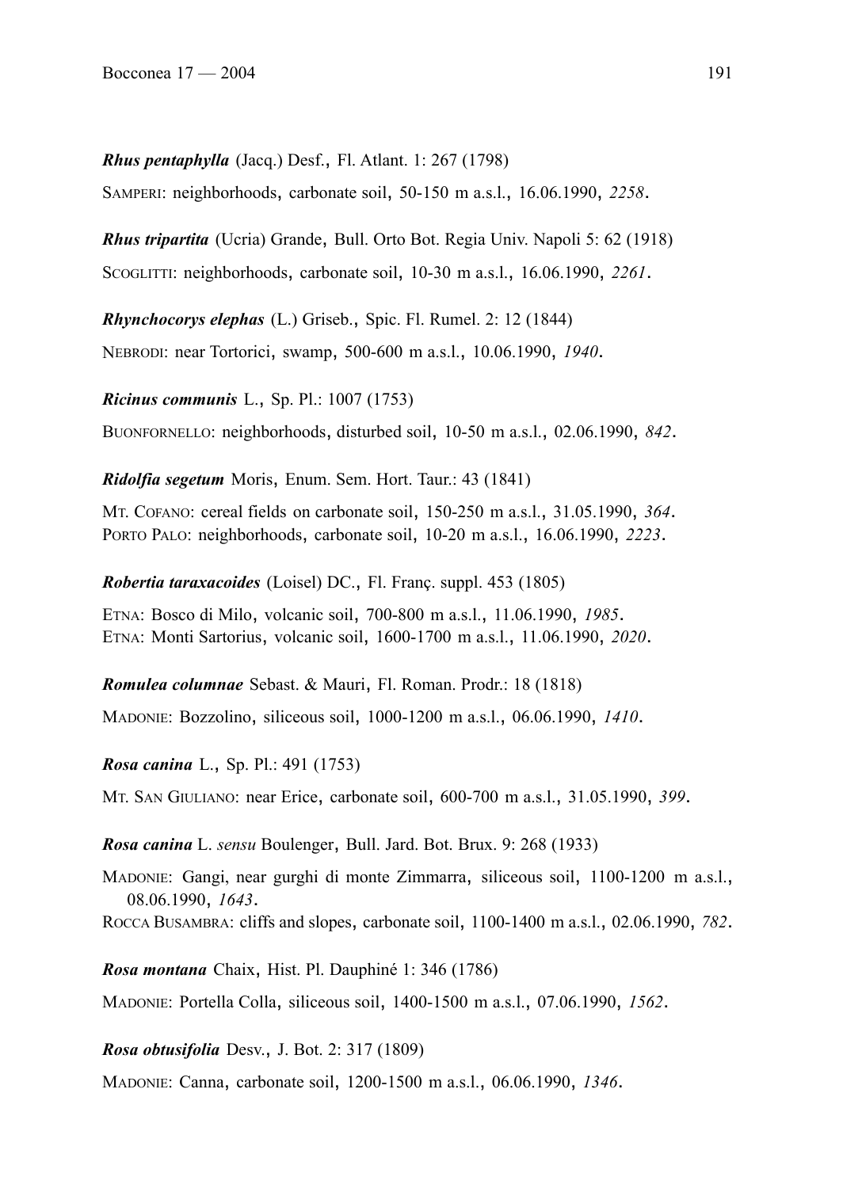***Rhus pentaphylla*** (Jacq.) Desf., Fl. Atlant. 1: 267 (1798)

SAMPERI: neighborhoods, carbonate soil, 50-150 m a.s.l., 16.06.1990, *2258*.

***Rhus tripartita*** (Ucria) Grande, Bull. Orto Bot. Regia Univ. Napoli 5: 62 (1918)

SCOGLITTI: neighborhoods, carbonate soil, 10-30 m a.s.l., 16.06.1990, *2261*.

***Rhynchocorys elephas*** (L.) Griseb., Spic. Fl. Rumel. 2: 12 (1844)

NEBRODI: near Tortorici, swamp, 500-600 m a.s.l., 10.06.1990, *1940*.

***Ricinus communis*** L., Sp. Pl.: 1007 (1753)

BUONFORNELLO: neighborhoods, disturbed soil, 10-50 m a.s.l., 02.06.1990, *842*.

***Ridolfia segetum*** Moris, Enum. Sem. Hort. Taur.: 43 (1841)

MT. COFANO: cereal fields on carbonate soil, 150-250 m a.s.l., 31.05.1990, *364*.
PORTO PALO: neighborhoods, carbonate soil, 10-20 m a.s.l., 16.06.1990, *2223*.

***Robertia taraxacoides*** (Loisel) DC., Fl. Franç. suppl. 453 (1805)

ETNA: Bosco di Milo, volcanic soil, 700-800 m a.s.l., 11.06.1990, *1985*.
ETNA: Monti Sartorius, volcanic soil, 1600-1700 m a.s.l., 11.06.1990, *2020*.

***Romulea columnae*** Sebast. & Mauri, Fl. Roman. Prodr.: 18 (1818)

MADONIE: Bozzolino, siliceous soil, 1000-1200 m a.s.l., 06.06.1990, *1410*.

***Rosa canina*** L., Sp. Pl.: 491 (1753)

MT. SAN GIULIANO: near Erice, carbonate soil, 600-700 m a.s.l., 31.05.1990, *399*.

***Rosa canina*** L. *sensu* Boulenger, Bull. Jard. Bot. Brux. 9: 268 (1933)

MADONIE: Gangi, near gurghi di monte Zimmarra, siliceous soil, 1100-1200 m a.s.l., 08.06.1990, *1643*.
ROCCA BUSAMBRA: cliffs and slopes, carbonate soil, 1100-1400 m a.s.l., 02.06.1990, *782*.

***Rosa montana*** Chaix, Hist. Pl. Dauphiné 1: 346 (1786)

MADONIE: Portella Colla, siliceous soil, 1400-1500 m a.s.l., 07.06.1990, *1562*.

***Rosa obtusifolia*** Desv., J. Bot. 2: 317 (1809)

MADONIE: Canna, carbonate soil, 1200-1500 m a.s.l., 06.06.1990, *1346*.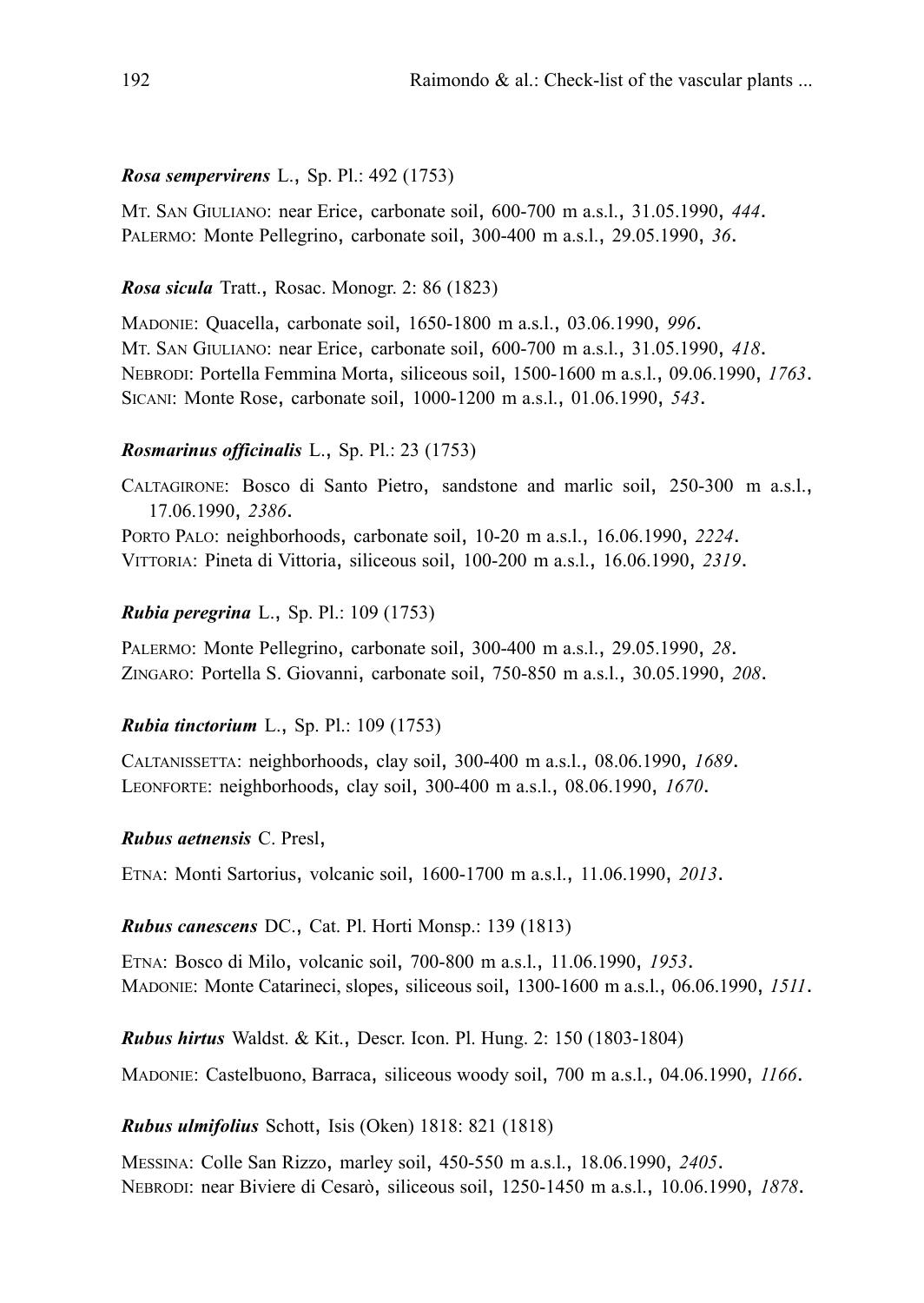***Rosa sempervirens*** L., Sp. Pl.: 492 (1753)

MT. SAN GIULIANO: near Erice, carbonate soil, 600-700 m a.s.l., 31.05.1990, *444*.
PALERMO: Monte Pellegrino, carbonate soil, 300-400 m a.s.l., 29.05.1990, *36*.

***Rosa sicula*** Tratt., Rosac. Monogr. 2: 86 (1823)

MADONIE: Quacella, carbonate soil, 1650-1800 m a.s.l., 03.06.1990, *996*.
MT. SAN GIULIANO: near Erice, carbonate soil, 600-700 m a.s.l., 31.05.1990, *418*.
NEBRODI: Portella Femmina Morta, siliceous soil, 1500-1600 m a.s.l., 09.06.1990, *1763*.
SICANI: Monte Rose, carbonate soil, 1000-1200 m a.s.l., 01.06.1990, *543*.

***Rosmarinus officinalis*** L., Sp. Pl.: 23 (1753)

CALTAGIRONE: Bosco di Santo Pietro, sandstone and marlic soil, 250-300 m a.s.l., 17.06.1990, *2386*.
PORTO PALO: neighborhoods, carbonate soil, 10-20 m a.s.l., 16.06.1990, *2224*.
VITTORIA: Pineta di Vittoria, siliceous soil, 100-200 m a.s.l., 16.06.1990, *2319*.

***Rubia peregrina*** L., Sp. Pl.: 109 (1753)

PALERMO: Monte Pellegrino, carbonate soil, 300-400 m a.s.l., 29.05.1990, *28*.
ZINGARO: Portella S. Giovanni, carbonate soil, 750-850 m a.s.l., 30.05.1990, *208*.

***Rubia tinctorium*** L., Sp. Pl.: 109 (1753)

CALTANISSETTA: neighborhoods, clay soil, 300-400 m a.s.l., 08.06.1990, *1689*.
LEONFORTE: neighborhoods, clay soil, 300-400 m a.s.l., 08.06.1990, *1670*.

***Rubus aetnensis*** C. Presl,

ETNA: Monti Sartorius, volcanic soil, 1600-1700 m a.s.l., 11.06.1990, *2013*.

***Rubus canescens*** DC., Cat. Pl. Horti Monsp.: 139 (1813)

ETNA: Bosco di Milo, volcanic soil, 700-800 m a.s.l., 11.06.1990, *1953*.
MADONIE: Monte Catarineci, slopes, siliceous soil, 1300-1600 m a.s.l., 06.06.1990, *1511*.

***Rubus hirtus*** Waldst. & Kit., Descr. Icon. Pl. Hung. 2: 150 (1803-1804)

MADONIE: Castelbuono, Barraca, siliceous woody soil, 700 m a.s.l., 04.06.1990, *1166*.

***Rubus ulmifolius*** Schott, Isis (Oken) 1818: 821 (1818)

MESSINA: Colle San Rizzo, marley soil, 450-550 m a.s.l., 18.06.1990, *2405*.
NEBRODI: near Biviere di Cesarò, siliceous soil, 1250-1450 m a.s.l., 10.06.1990, *1878*.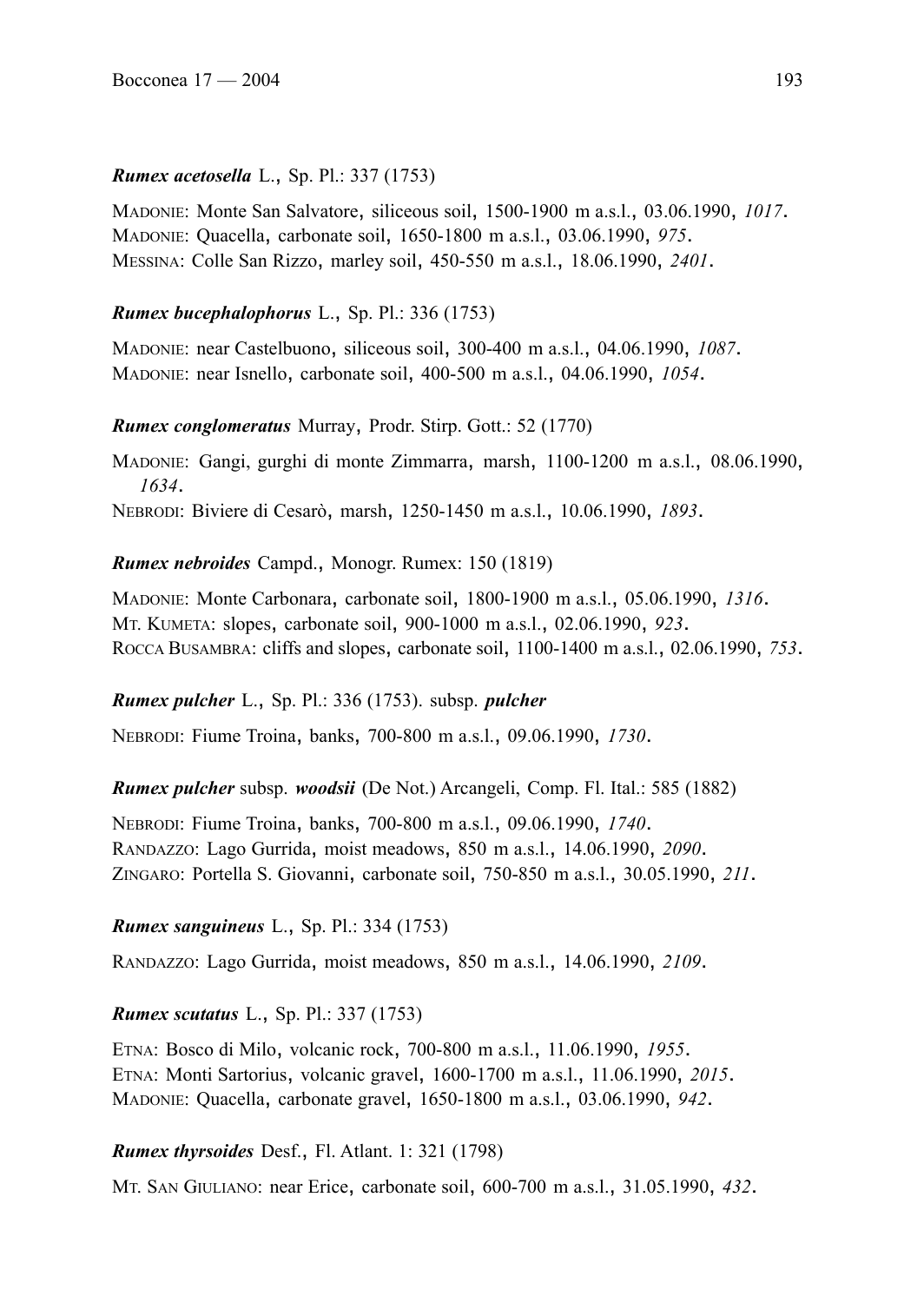***Rumex acetosella*** L., Sp. Pl.: 337 (1753)

MADONIE: Monte San Salvatore, siliceous soil, 1500-1900 m a.s.l., 03.06.1990, *1017*.
MADONIE: Quacella, carbonate soil, 1650-1800 m a.s.l., 03.06.1990, *975*.
MESSINA: Colle San Rizzo, marley soil, 450-550 m a.s.l., 18.06.1990, *2401*.

***Rumex bucephalophorus*** L., Sp. Pl.: 336 (1753)

MADONIE: near Castelbuono, siliceous soil, 300-400 m a.s.l., 04.06.1990, *1087*.
MADONIE: near Isnello, carbonate soil, 400-500 m a.s.l., 04.06.1990, *1054*.

***Rumex conglomeratus*** Murray, Prodr. Stirp. Gott.: 52 (1770)

MADONIE: Gangi, gurghi di monte Zimmarra, marsh, 1100-1200 m a.s.l., 08.06.1990, *1634*.
NEBRODI: Biviere di Cesarò, marsh, 1250-1450 m a.s.l., 10.06.1990, *1893*.

***Rumex nebroides*** Campd., Monogr. Rumex: 150 (1819)

MADONIE: Monte Carbonara, carbonate soil, 1800-1900 m a.s.l., 05.06.1990, *1316*.
MT. KUMETA: slopes, carbonate soil, 900-1000 m a.s.l., 02.06.1990, *923*.
ROCCA BUSAMBRA: cliffs and slopes, carbonate soil, 1100-1400 m a.s.l., 02.06.1990, *753*.

***Rumex pulcher*** L., Sp. Pl.: 336 (1753). subsp. ***pulcher***

NEBRODI: Fiume Troina, banks, 700-800 m a.s.l., 09.06.1990, *1730*.

***Rumex pulcher*** subsp. ***woodsii*** (De Not.) Arcangeli, Comp. Fl. Ital.: 585 (1882)

NEBRODI: Fiume Troina, banks, 700-800 m a.s.l., 09.06.1990, *1740*.
RANDAZZO: Lago Gurrida, moist meadows, 850 m a.s.l., 14.06.1990, *2090*.
ZINGARO: Portella S. Giovanni, carbonate soil, 750-850 m a.s.l., 30.05.1990, *211*.

***Rumex sanguineus*** L., Sp. Pl.: 334 (1753)

RANDAZZO: Lago Gurrida, moist meadows, 850 m a.s.l., 14.06.1990, *2109*.

***Rumex scutatus*** L., Sp. Pl.: 337 (1753)

ETNA: Bosco di Milo, volcanic rock, 700-800 m a.s.l., 11.06.1990, *1955*.
ETNA: Monti Sartorius, volcanic gravel, 1600-1700 m a.s.l., 11.06.1990, *2015*.
MADONIE: Quacella, carbonate gravel, 1650-1800 m a.s.l., 03.06.1990, *942*.

***Rumex thyrsoides*** Desf., Fl. Atlant. 1: 321 (1798)

MT. SAN GIULIANO: near Erice, carbonate soil, 600-700 m a.s.l., 31.05.1990, *432*.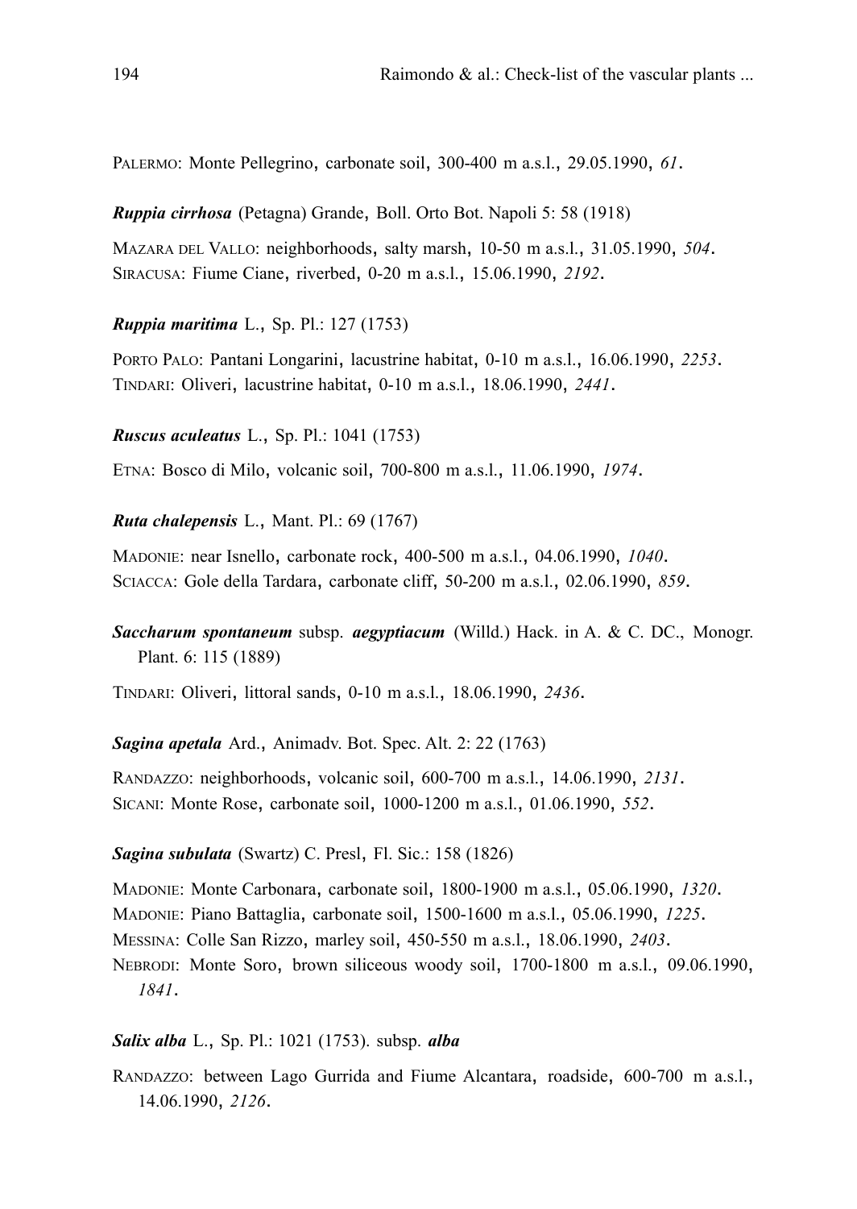PALERMO: Monte Pellegrino, carbonate soil, 300-400 m a.s.l., 29.05.1990, *61*.

***Ruppia cirrhosa*** (Petagna) Grande, Boll. Orto Bot. Napoli 5: 58 (1918)

MAZARA DEL VALLO: neighborhoods, salty marsh, 10-50 m a.s.l., 31.05.1990, *504*.
SIRACUSA: Fiume Ciane, riverbed, 0-20 m a.s.l., 15.06.1990, *2192*.

***Ruppia maritima*** L., Sp. Pl.: 127 (1753)

PORTO PALO: Pantani Longarini, lacustrine habitat, 0-10 m a.s.l., 16.06.1990, *2253*.
TINDARI: Oliveri, lacustrine habitat, 0-10 m a.s.l., 18.06.1990, *2441*.

***Ruscus aculeatus*** L., Sp. Pl.: 1041 (1753)

ETNA: Bosco di Milo, volcanic soil, 700-800 m a.s.l., 11.06.1990, *1974*.

***Ruta chalepensis*** L., Mant. Pl.: 69 (1767)

MADONIE: near Isnello, carbonate rock, 400-500 m a.s.l., 04.06.1990, *1040*.
SCIACCA: Gole della Tardara, carbonate cliff, 50-200 m a.s.l., 02.06.1990, *859*.

***Saccharum spontaneum*** subsp. ***aegyptiacum*** (Willd.) Hack. in A. & C. DC., Monogr. Plant. 6: 115 (1889)

TINDARI: Oliveri, littoral sands, 0-10 m a.s.l., 18.06.1990, *2436*.

***Sagina apetala*** Ard., Animadv. Bot. Spec. Alt. 2: 22 (1763)

RANDAZZO: neighborhoods, volcanic soil, 600-700 m a.s.l., 14.06.1990, *2131*.
SICANI: Monte Rose, carbonate soil, 1000-1200 m a.s.l., 01.06.1990, *552*.

***Sagina subulata*** (Swartz) C. Presl, Fl. Sic.: 158 (1826)

MADONIE: Monte Carbonara, carbonate soil, 1800-1900 m a.s.l., 05.06.1990, *1320*.
MADONIE: Piano Battaglia, carbonate soil, 1500-1600 m a.s.l., 05.06.1990, *1225*.
MESSINA: Colle San Rizzo, marley soil, 450-550 m a.s.l., 18.06.1990, *2403*.
NEBRODI: Monte Soro, brown siliceous woody soil, 1700-1800 m a.s.l., 09.06.1990, *1841*.

***Salix alba*** L., Sp. Pl.: 1021 (1753). subsp. ***alba***

RANDAZZO: between Lago Gurrida and Fiume Alcantara, roadside, 600-700 m a.s.l., 14.06.1990, *2126*.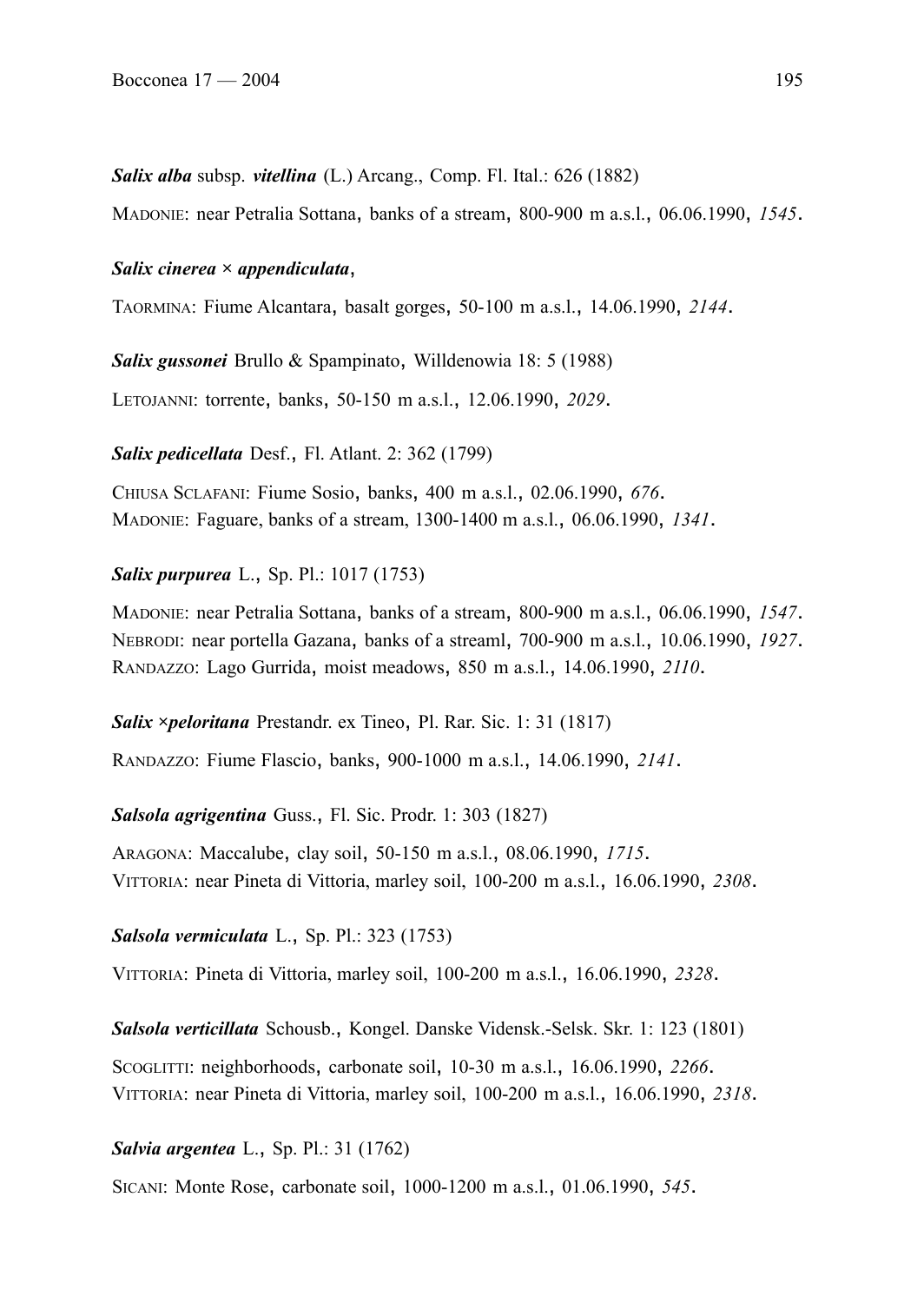***Salix alba*** subsp. ***vitellina*** (L.) Arcang., Comp. Fl. Ital.: 626 (1882)

MADONIE: near Petralia Sottana, banks of a stream, 800-900 m a.s.l., 06.06.1990, *1545*.

***Salix cinerea* × *appendiculata***,

TAORMINA: Fiume Alcantara, basalt gorges, 50-100 m a.s.l., 14.06.1990, *2144*.

***Salix gussonei*** Brullo & Spampinato, Willdenowia 18: 5 (1988)

LETOJANNI: torrente, banks, 50-150 m a.s.l., 12.06.1990, *2029*.

***Salix pedicellata*** Desf., Fl. Atlant. 2: 362 (1799)

CHIUSA SCLAFANI: Fiume Sosio, banks, 400 m a.s.l., 02.06.1990, *676*.
MADONIE: Faguare, banks of a stream, 1300-1400 m a.s.l., 06.06.1990, *1341*.

***Salix purpurea*** L., Sp. Pl.: 1017 (1753)

MADONIE: near Petralia Sottana, banks of a stream, 800-900 m a.s.l., 06.06.1990, *1547*.
NEBRODI: near portella Gazana, banks of a streaml, 700-900 m a.s.l., 10.06.1990, *1927*.
RANDAZZO: Lago Gurrida, moist meadows, 850 m a.s.l., 14.06.1990, *2110*.

***Salix ×peloritana*** Prestandr. ex Tineo, Pl. Rar. Sic. 1: 31 (1817)

RANDAZZO: Fiume Flascio, banks, 900-1000 m a.s.l., 14.06.1990, *2141*.

***Salsola agrigentina*** Guss., Fl. Sic. Prodr. 1: 303 (1827)

ARAGONA: Maccalube, clay soil, 50-150 m a.s.l., 08.06.1990, *1715*.
VITTORIA: near Pineta di Vittoria, marley soil, 100-200 m a.s.l., 16.06.1990, *2308*.

***Salsola vermiculata*** L., Sp. Pl.: 323 (1753)

VITTORIA: Pineta di Vittoria, marley soil, 100-200 m a.s.l., 16.06.1990, *2328*.

***Salsola verticillata*** Schousb., Kongel. Danske Vidensk.-Selsk. Skr. 1: 123 (1801)

SCOGLITTI: neighborhoods, carbonate soil, 10-30 m a.s.l., 16.06.1990, *2266*.
VITTORIA: near Pineta di Vittoria, marley soil, 100-200 m a.s.l., 16.06.1990, *2318*.

***Salvia argentea*** L., Sp. Pl.: 31 (1762)

SICANI: Monte Rose, carbonate soil, 1000-1200 m a.s.l., 01.06.1990, *545*.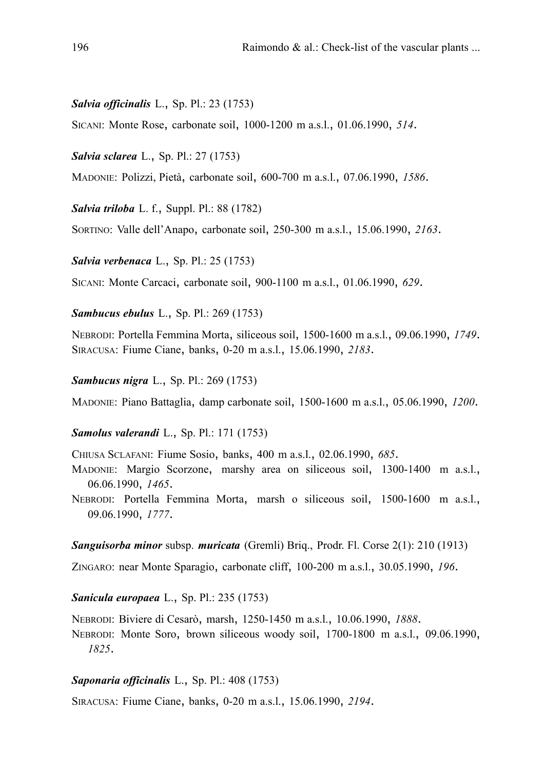***Salvia officinalis*** L., Sp. Pl.: 23 (1753)

SICANI: Monte Rose, carbonate soil, 1000-1200 m a.s.l., 01.06.1990, *514*.

***Salvia sclarea*** L., Sp. Pl.: 27 (1753)

MADONIE: Polizzi, Pietà, carbonate soil, 600-700 m a.s.l., 07.06.1990, *1586*.

***Salvia triloba*** L. f., Suppl. Pl.: 88 (1782)

SORTINO: Valle dell'Anapo, carbonate soil, 250-300 m a.s.l., 15.06.1990, *2163*.

***Salvia verbenaca*** L., Sp. Pl.: 25 (1753)

SICANI: Monte Carcaci, carbonate soil, 900-1100 m a.s.l., 01.06.1990, *629*.

***Sambucus ebulus*** L., Sp. Pl.: 269 (1753)

NEBRODI: Portella Femmina Morta, siliceous soil, 1500-1600 m a.s.l., 09.06.1990, *1749*.
SIRACUSA: Fiume Ciane, banks, 0-20 m a.s.l., 15.06.1990, *2183*.

***Sambucus nigra*** L., Sp. Pl.: 269 (1753)

MADONIE: Piano Battaglia, damp carbonate soil, 1500-1600 m a.s.l., 05.06.1990, *1200*.

***Samolus valerandi*** L., Sp. Pl.: 171 (1753)

CHIUSA SCLAFANI: Fiume Sosio, banks, 400 m a.s.l., 02.06.1990, *685*.
MADONIE: Margio Scorzone, marshy area on siliceous soil, 1300-1400 m a.s.l., 06.06.1990, *1465*.
NEBRODI: Portella Femmina Morta, marsh o siliceous soil, 1500-1600 m a.s.l., 09.06.1990, *1777*.

***Sanguisorba minor*** subsp. ***muricata*** (Gremli) Briq., Prodr. Fl. Corse 2(1): 210 (1913)

ZINGARO: near Monte Sparagio, carbonate cliff, 100-200 m a.s.l., 30.05.1990, *196*.

***Sanicula europaea*** L., Sp. Pl.: 235 (1753)

NEBRODI: Biviere di Cesarò, marsh, 1250-1450 m a.s.l., 10.06.1990, *1888*.
NEBRODI: Monte Soro, brown siliceous woody soil, 1700-1800 m a.s.l., 09.06.1990, *1825*.

***Saponaria officinalis*** L., Sp. Pl.: 408 (1753)

SIRACUSA: Fiume Ciane, banks, 0-20 m a.s.l., 15.06.1990, *2194*.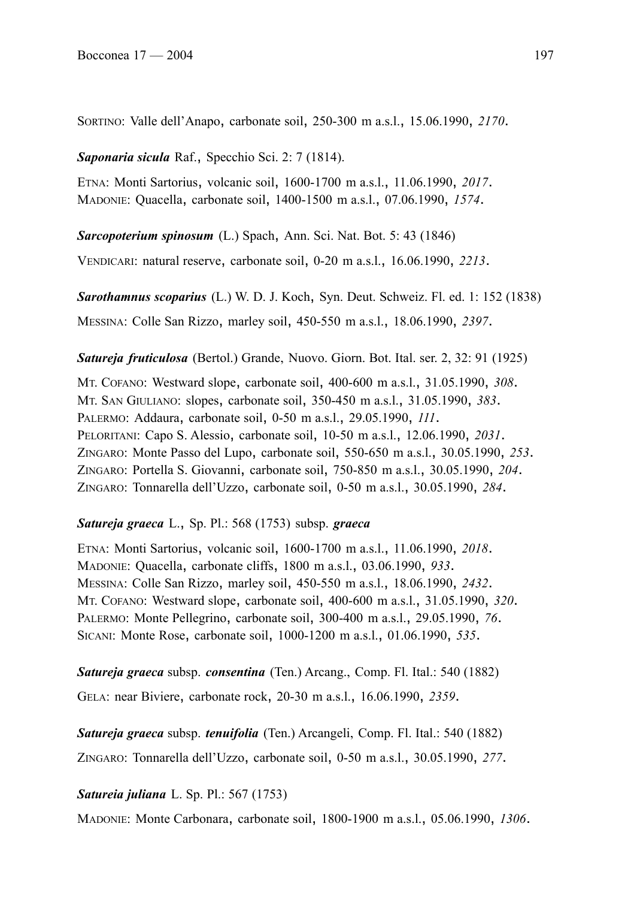SORTINO: Valle dell'Anapo, carbonate soil, 250-300 m a.s.l., 15.06.1990, *2170*.

***Saponaria sicula*** Raf., Specchio Sci. 2: 7 (1814).

ETNA: Monti Sartorius, volcanic soil, 1600-1700 m a.s.l., 11.06.1990, *2017*.
MADONIE: Quacella, carbonate soil, 1400-1500 m a.s.l., 07.06.1990, *1574*.

***Sarcopoterium spinosum*** (L.) Spach, Ann. Sci. Nat. Bot. 5: 43 (1846)

VENDICARI: natural reserve, carbonate soil, 0-20 m a.s.l., 16.06.1990, *2213*.

***Sarothamnus scoparius*** (L.) W. D. J. Koch, Syn. Deut. Schweiz. Fl. ed. 1: 152 (1838)

MESSINA: Colle San Rizzo, marley soil, 450-550 m a.s.l., 18.06.1990, *2397*.

***Satureja fruticulosa*** (Bertol.) Grande, Nuovo. Giorn. Bot. Ital. ser. 2, 32: 91 (1925)

MT. COFANO: Westward slope, carbonate soil, 400-600 m a.s.l., 31.05.1990, *308*.
MT. SAN GIULIANO: slopes, carbonate soil, 350-450 m a.s.l., 31.05.1990, *383*.
PALERMO: Addaura, carbonate soil, 0-50 m a.s.l., 29.05.1990, *111*.
PELORITANI: Capo S. Alessio, carbonate soil, 10-50 m a.s.l., 12.06.1990, *2031*.
ZINGARO: Monte Passo del Lupo, carbonate soil, 550-650 m a.s.l., 30.05.1990, *253*.
ZINGARO: Portella S. Giovanni, carbonate soil, 750-850 m a.s.l., 30.05.1990, *204*.
ZINGARO: Tonnarella dell'Uzzo, carbonate soil, 0-50 m a.s.l., 30.05.1990, *284*.

***Satureja graeca*** L., Sp. Pl.: 568 (1753) subsp. ***graeca***

ETNA: Monti Sartorius, volcanic soil, 1600-1700 m a.s.l., 11.06.1990, *2018*.
MADONIE: Quacella, carbonate cliffs, 1800 m a.s.l., 03.06.1990, *933*.
MESSINA: Colle San Rizzo, marley soil, 450-550 m a.s.l., 18.06.1990, *2432*.
MT. COFANO: Westward slope, carbonate soil, 400-600 m a.s.l., 31.05.1990, *320*.
PALERMO: Monte Pellegrino, carbonate soil, 300-400 m a.s.l., 29.05.1990, *76*.
SICANI: Monte Rose, carbonate soil, 1000-1200 m a.s.l., 01.06.1990, *535*.

***Satureja graeca*** subsp. ***consentina*** (Ten.) Arcang., Comp. Fl. Ital.: 540 (1882)

GELA: near Biviere, carbonate rock, 20-30 m a.s.l., 16.06.1990, *2359*.

***Satureja graeca*** subsp. ***tenuifolia*** (Ten.) Arcangeli, Comp. Fl. Ital.: 540 (1882)

ZINGARO: Tonnarella dell'Uzzo, carbonate soil, 0-50 m a.s.l., 30.05.1990, *277*.

***Satureia juliana*** L. Sp. Pl.: 567 (1753)

MADONIE: Monte Carbonara, carbonate soil, 1800-1900 m a.s.l., 05.06.1990, *1306*.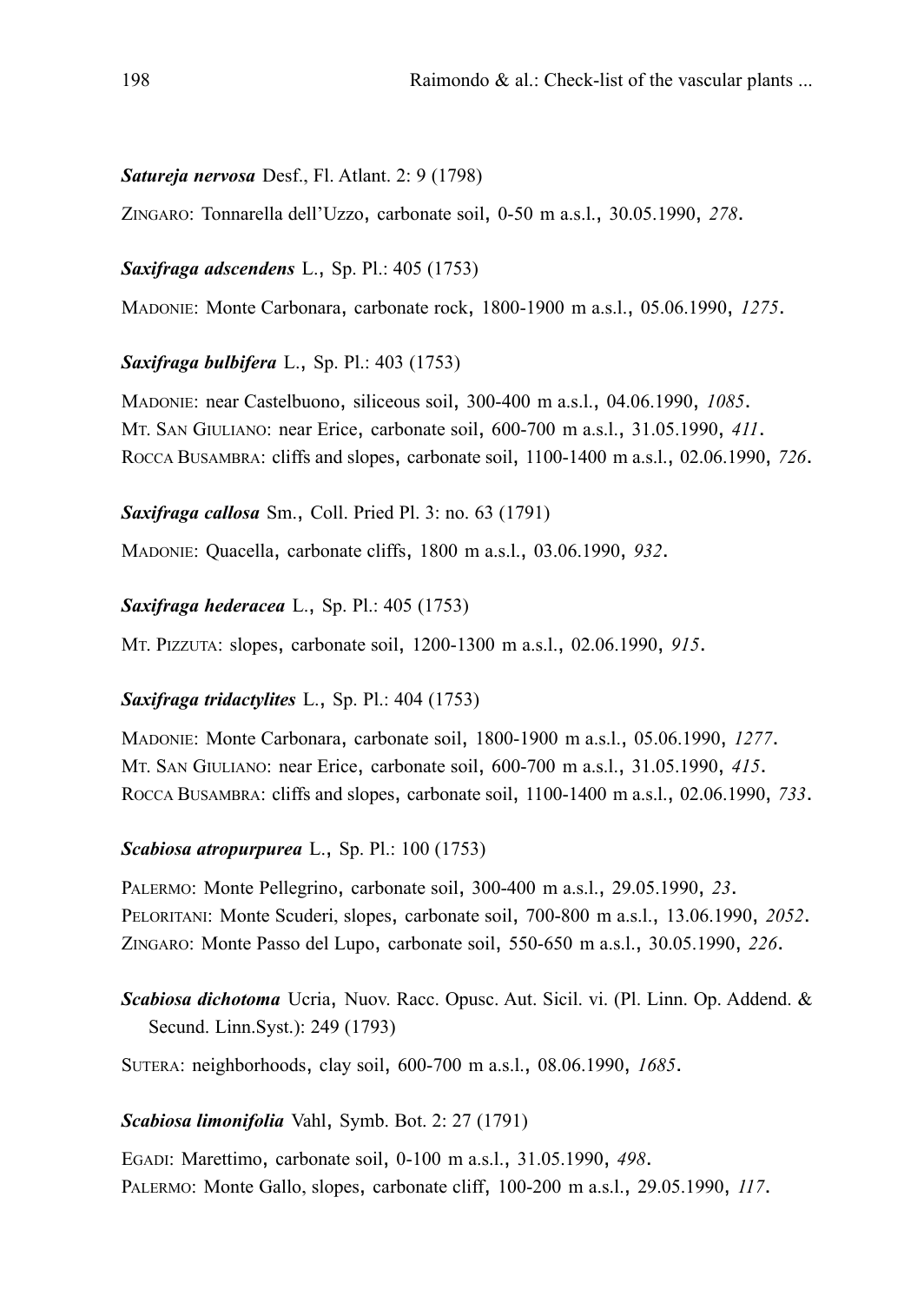***Satureja nervosa*** Desf., Fl. Atlant. 2: 9 (1798)

ZINGARO: Tonnarella dell'Uzzo, carbonate soil, 0-50 m a.s.l., 30.05.1990, *278*.

***Saxifraga adscendens*** L., Sp. Pl.: 405 (1753)

MADONIE: Monte Carbonara, carbonate rock, 1800-1900 m a.s.l., 05.06.1990, *1275*.

***Saxifraga bulbifera*** L., Sp. Pl.: 403 (1753)

MADONIE: near Castelbuono, siliceous soil, 300-400 m a.s.l., 04.06.1990, *1085*.
MT. SAN GIULIANO: near Erice, carbonate soil, 600-700 m a.s.l., 31.05.1990, *411*.
ROCCA BUSAMBRA: cliffs and slopes, carbonate soil, 1100-1400 m a.s.l., 02.06.1990, *726*.

***Saxifraga callosa*** Sm., Coll. Pried Pl. 3: no. 63 (1791)

MADONIE: Quacella, carbonate cliffs, 1800 m a.s.l., 03.06.1990, *932*.

***Saxifraga hederacea*** L., Sp. Pl.: 405 (1753)

MT. PIZZUTA: slopes, carbonate soil, 1200-1300 m a.s.l., 02.06.1990, *915*.

***Saxifraga tridactylites*** L., Sp. Pl.: 404 (1753)

MADONIE: Monte Carbonara, carbonate soil, 1800-1900 m a.s.l., 05.06.1990, *1277*.
MT. SAN GIULIANO: near Erice, carbonate soil, 600-700 m a.s.l., 31.05.1990, *415*.
ROCCA BUSAMBRA: cliffs and slopes, carbonate soil, 1100-1400 m a.s.l., 02.06.1990, *733*.

***Scabiosa atropurpurea*** L., Sp. Pl.: 100 (1753)

PALERMO: Monte Pellegrino, carbonate soil, 300-400 m a.s.l., 29.05.1990, *23*.
PELORITANI: Monte Scuderi, slopes, carbonate soil, 700-800 m a.s.l., 13.06.1990, *2052*.
ZINGARO: Monte Passo del Lupo, carbonate soil, 550-650 m a.s.l., 30.05.1990, *226*.

***Scabiosa dichotoma*** Ucria, Nuov. Racc. Opusc. Aut. Sicil. vi. (Pl. Linn. Op. Addend. & Secund. Linn.Syst.): 249 (1793)

SUTERA: neighborhoods, clay soil, 600-700 m a.s.l., 08.06.1990, *1685*.

***Scabiosa limonifolia*** Vahl, Symb. Bot. 2: 27 (1791)

EGADI: Marettimo, carbonate soil, 0-100 m a.s.l., 31.05.1990, *498*.
PALERMO: Monte Gallo, slopes, carbonate cliff, 100-200 m a.s.l., 29.05.1990, *117*.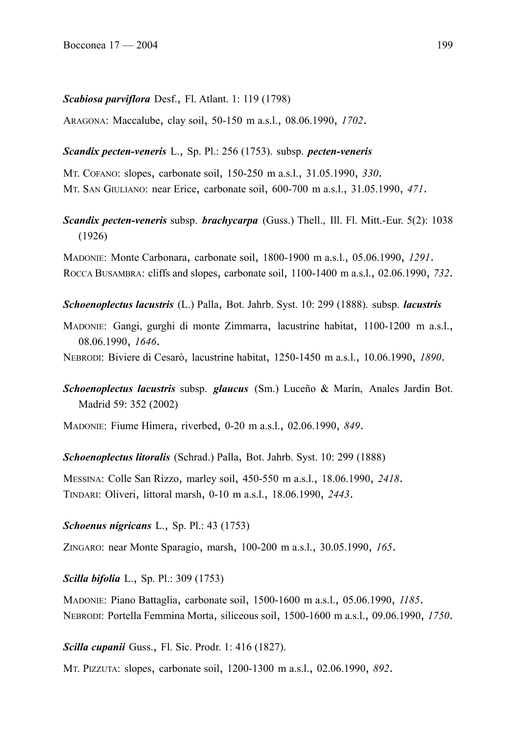***Scabiosa parviflora*** Desf., Fl. Atlant. 1: 119 (1798)

ARAGONA: Maccalube, clay soil, 50-150 m a.s.l., 08.06.1990, *1702*.

***Scandix pecten-veneris*** L., Sp. Pl.: 256 (1753). subsp. ***pecten-veneris***

MT. COFANO: slopes, carbonate soil, 150-250 m a.s.l., 31.05.1990, *330*.
MT. SAN GIULIANO: near Erice, carbonate soil, 600-700 m a.s.l., 31.05.1990, *471*.

***Scandix pecten-veneris*** subsp. ***brachycarpa*** (Guss.) Thell., Ill. Fl. Mitt.-Eur. 5(2): 1038 (1926)

MADONIE: Monte Carbonara, carbonate soil, 1800-1900 m a.s.l., 05.06.1990, *1291*.
ROCCA BUSAMBRA: cliffs and slopes, carbonate soil, 1100-1400 m a.s.l., 02.06.1990, *732*.

***Schoenoplectus lacustris*** (L.) Palla, Bot. Jahrb. Syst. 10: 299 (1888). subsp. ***lacustris***

MADONIE: Gangi, gurghi di monte Zimmarra, lacustrine habitat, 1100-1200 m a.s.l., 08.06.1990, *1646*.
NEBRODI: Biviere di Cesarò, lacustrine habitat, 1250-1450 m a.s.l., 10.06.1990, *1890*.

***Schoenoplectus lacustris*** subsp. ***glaucus*** (Sm.) Luceño & Marín, Anales Jardin Bot. Madrid 59: 352 (2002)

MADONIE: Fiume Himera, riverbed, 0-20 m a.s.l., 02.06.1990, *849*.

***Schoenoplectus litoralis*** (Schrad.) Palla, Bot. Jahrb. Syst. 10: 299 (1888)

MESSINA: Colle San Rizzo, marley soil, 450-550 m a.s.l., 18.06.1990, *2418*.
TINDARI: Oliveri, littoral marsh, 0-10 m a.s.l., 18.06.1990, *2443*.

***Schoenus nigricans*** L., Sp. Pl.: 43 (1753)

ZINGARO: near Monte Sparagio, marsh, 100-200 m a.s.l., 30.05.1990, *165*.

***Scilla bifolia*** L., Sp. Pl.: 309 (1753)

MADONIE: Piano Battaglia, carbonate soil, 1500-1600 m a.s.l., 05.06.1990, *1185*.
NEBRODI: Portella Femmina Morta, siliceous soil, 1500-1600 m a.s.l., 09.06.1990, *1750*.

***Scilla cupanii*** Guss., Fl. Sic. Prodr. 1: 416 (1827).

MT. PIZZUTA: slopes, carbonate soil, 1200-1300 m a.s.l., 02.06.1990, *892*.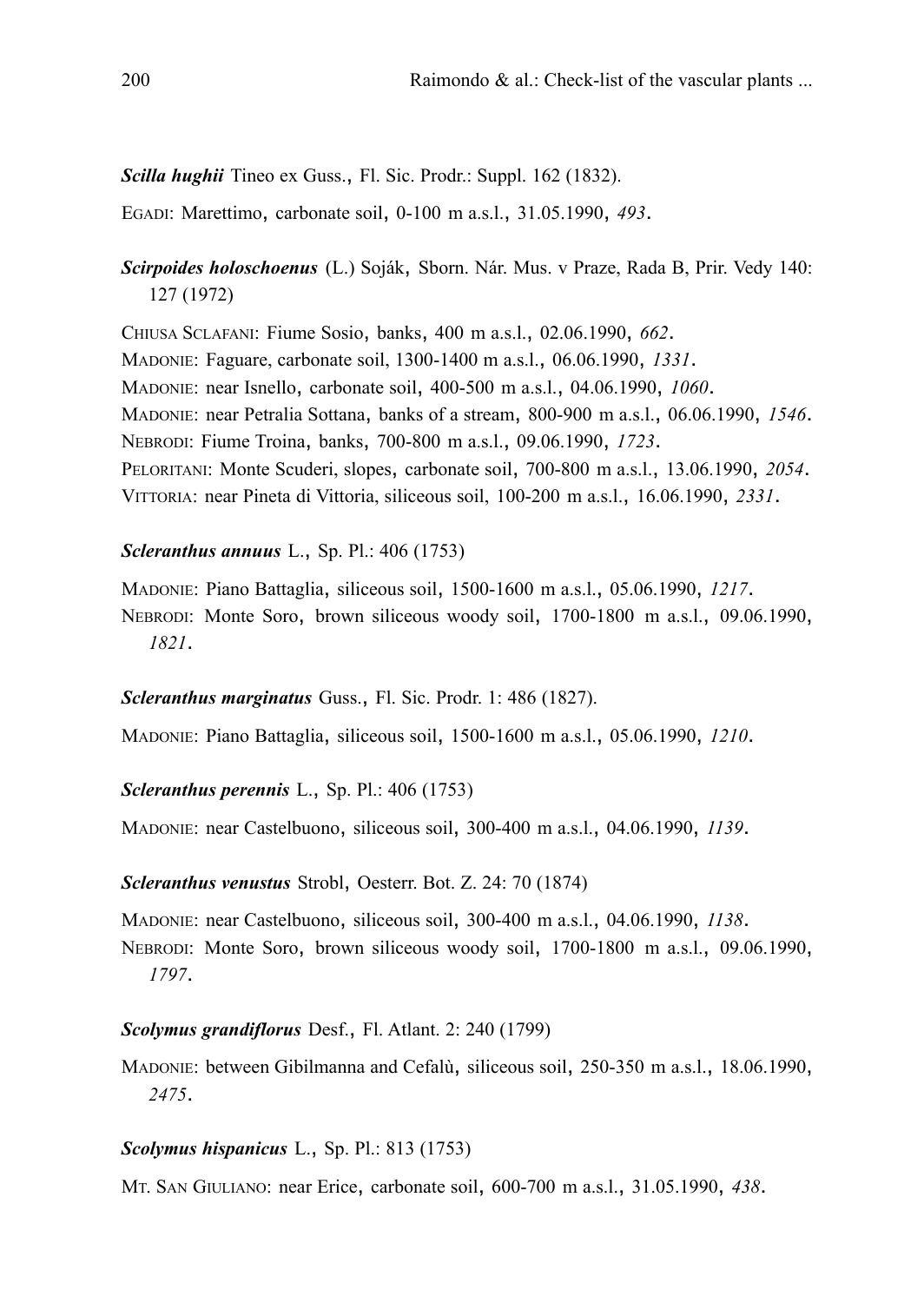***Scilla hughii*** Tineo ex Guss., Fl. Sic. Prodr.: Suppl. 162 (1832).

EGADI: Marettimo, carbonate soil, 0-100 m a.s.l., 31.05.1990, *493*.

***Scirpoides holoschoenus*** (L.) Soják, Sborn. Nár. Mus. v Praze, Rada B, Prir. Vedy 140: 127 (1972)

CHIUSA SCLAFANI: Fiume Sosio, banks, 400 m a.s.l., 02.06.1990, *662*.
MADONIE: Faguare, carbonate soil, 1300-1400 m a.s.l., 06.06.1990, *1331*.
MADONIE: near Isnello, carbonate soil, 400-500 m a.s.l., 04.06.1990, *1060*.
MADONIE: near Petralia Sottana, banks of a stream, 800-900 m a.s.l., 06.06.1990, *1546*.
NEBRODI: Fiume Troina, banks, 700-800 m a.s.l., 09.06.1990, *1723*.
PELORITANI: Monte Scuderi, slopes, carbonate soil, 700-800 m a.s.l., 13.06.1990, *2054*.
VITTORIA: near Pineta di Vittoria, siliceous soil, 100-200 m a.s.l., 16.06.1990, *2331*.

***Scleranthus annuus*** L., Sp. Pl.: 406 (1753)

MADONIE: Piano Battaglia, siliceous soil, 1500-1600 m a.s.l., 05.06.1990, *1217*.
NEBRODI: Monte Soro, brown siliceous woody soil, 1700-1800 m a.s.l., 09.06.1990, *1821*.

***Scleranthus marginatus*** Guss., Fl. Sic. Prodr. 1: 486 (1827).

MADONIE: Piano Battaglia, siliceous soil, 1500-1600 m a.s.l., 05.06.1990, *1210*.

***Scleranthus perennis*** L., Sp. Pl.: 406 (1753)

MADONIE: near Castelbuono, siliceous soil, 300-400 m a.s.l., 04.06.1990, *1139*.

***Scleranthus venustus*** Strobl, Oesterr. Bot. Z. 24: 70 (1874)

MADONIE: near Castelbuono, siliceous soil, 300-400 m a.s.l., 04.06.1990, *1138*.
NEBRODI: Monte Soro, brown siliceous woody soil, 1700-1800 m a.s.l., 09.06.1990, *1797*.

***Scolymus grandiflorus*** Desf., Fl. Atlant. 2: 240 (1799)

MADONIE: between Gibilmanna and Cefalù, siliceous soil, 250-350 m a.s.l., 18.06.1990, *2475*.

***Scolymus hispanicus*** L., Sp. Pl.: 813 (1753)

MT. SAN GIULIANO: near Erice, carbonate soil, 600-700 m a.s.l., 31.05.1990, *438*.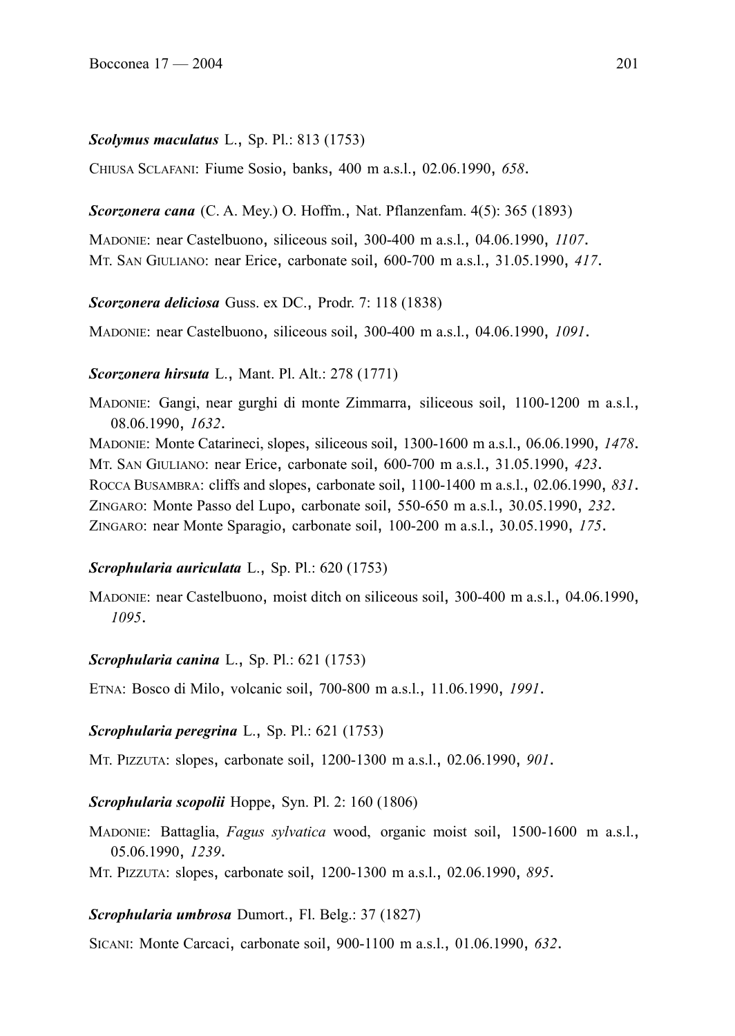***Scolymus maculatus*** L., Sp. Pl.: 813 (1753)

CHIUSA SCLAFANI: Fiume Sosio, banks, 400 m a.s.l., 02.06.1990, *658*.

***Scorzonera cana*** (C. A. Mey.) O. Hoffm., Nat. Pflanzenfam. 4(5): 365 (1893)

MADONIE: near Castelbuono, siliceous soil, 300-400 m a.s.l., 04.06.1990, *1107*.
MT. SAN GIULIANO: near Erice, carbonate soil, 600-700 m a.s.l., 31.05.1990, *417*.

***Scorzonera deliciosa*** Guss. ex DC., Prodr. 7: 118 (1838)

MADONIE: near Castelbuono, siliceous soil, 300-400 m a.s.l., 04.06.1990, *1091*.

***Scorzonera hirsuta*** L., Mant. Pl. Alt.: 278 (1771)

MADONIE: Gangi, near gurghi di monte Zimmarra, siliceous soil, 1100-1200 m a.s.l., 08.06.1990, *1632*.
MADONIE: Monte Catarineci, slopes, siliceous soil, 1300-1600 m a.s.l., 06.06.1990, *1478*.
MT. SAN GIULIANO: near Erice, carbonate soil, 600-700 m a.s.l., 31.05.1990, *423*.
ROCCA BUSAMBRA: cliffs and slopes, carbonate soil, 1100-1400 m a.s.l., 02.06.1990, *831*.
ZINGARO: Monte Passo del Lupo, carbonate soil, 550-650 m a.s.l., 30.05.1990, *232*.
ZINGARO: near Monte Sparagio, carbonate soil, 100-200 m a.s.l., 30.05.1990, *175*.

***Scrophularia auriculata*** L., Sp. Pl.: 620 (1753)

MADONIE: near Castelbuono, moist ditch on siliceous soil, 300-400 m a.s.l., 04.06.1990, *1095*.

***Scrophularia canina*** L., Sp. Pl.: 621 (1753)

ETNA: Bosco di Milo, volcanic soil, 700-800 m a.s.l., 11.06.1990, *1991*.

***Scrophularia peregrina*** L., Sp. Pl.: 621 (1753)

MT. PIZZUTA: slopes, carbonate soil, 1200-1300 m a.s.l., 02.06.1990, *901*.

***Scrophularia scopolii*** Hoppe, Syn. Pl. 2: 160 (1806)

MADONIE: Battaglia, *Fagus sylvatica* wood, organic moist soil, 1500-1600 m a.s.l., 05.06.1990, *1239*.
MT. PIZZUTA: slopes, carbonate soil, 1200-1300 m a.s.l., 02.06.1990, *895*.

***Scrophularia umbrosa*** Dumort., Fl. Belg.: 37 (1827)

SICANI: Monte Carcaci, carbonate soil, 900-1100 m a.s.l., 01.06.1990, *632*.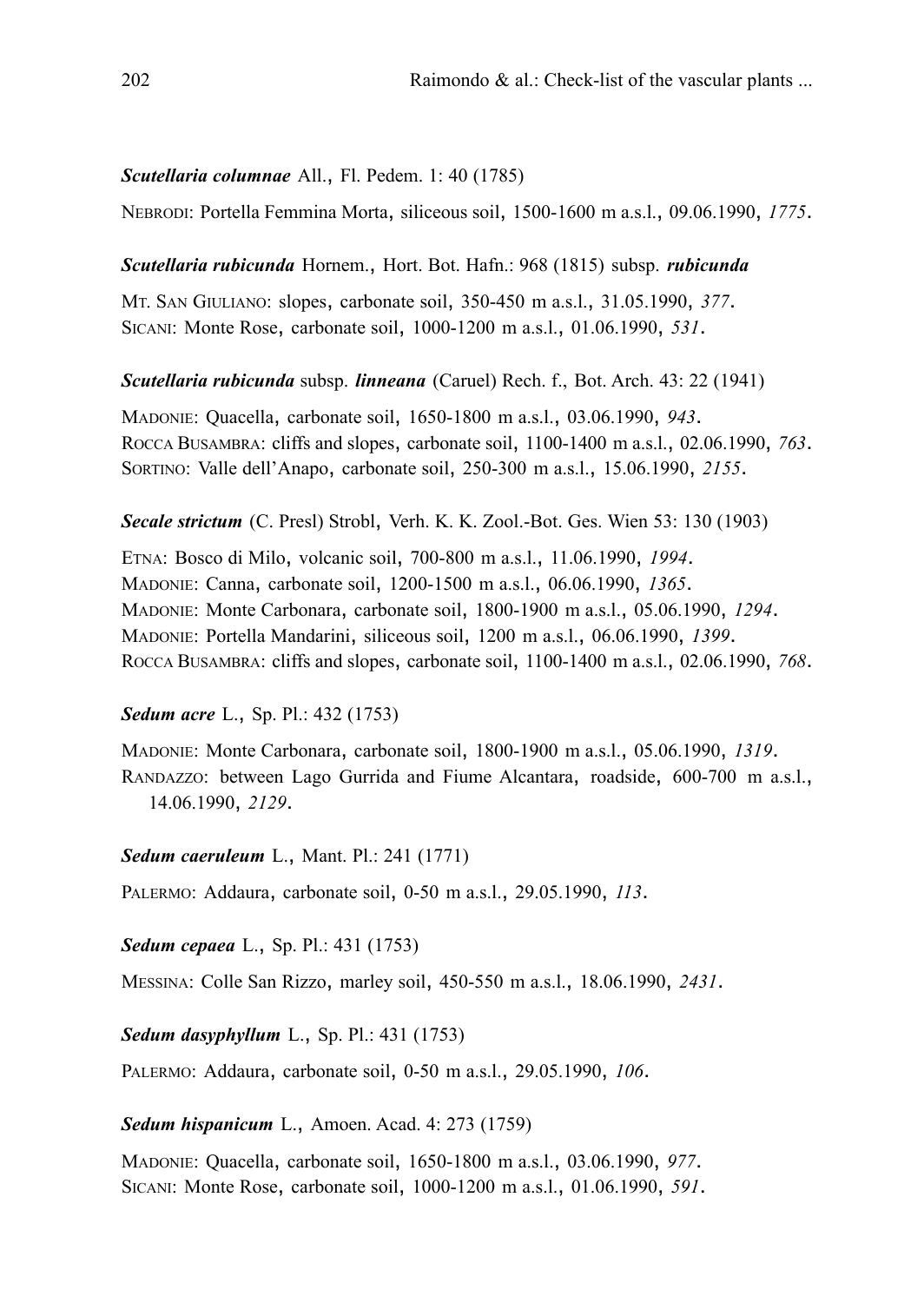***Scutellaria columnae*** All., Fl. Pedem. 1: 40 (1785)

NEBRODI: Portella Femmina Morta, siliceous soil, 1500-1600 m a.s.l., 09.06.1990, *1775*.

***Scutellaria rubicunda*** Hornem., Hort. Bot. Hafn.: 968 (1815) subsp. ***rubicunda***

MT. SAN GIULIANO: slopes, carbonate soil, 350-450 m a.s.l., 31.05.1990, *377*.
SICANI: Monte Rose, carbonate soil, 1000-1200 m a.s.l., 01.06.1990, *531*.

***Scutellaria rubicunda*** subsp. ***linneana*** (Caruel) Rech. f., Bot. Arch. 43: 22 (1941)

MADONIE: Quacella, carbonate soil, 1650-1800 m a.s.l., 03.06.1990, *943*.
ROCCA BUSAMBRA: cliffs and slopes, carbonate soil, 1100-1400 m a.s.l., 02.06.1990, *763*.
SORTINO: Valle dell'Anapo, carbonate soil, 250-300 m a.s.l., 15.06.1990, *2155*.

***Secale strictum*** (C. Presl) Strobl, Verh. K. K. Zool.-Bot. Ges. Wien 53: 130 (1903)

ETNA: Bosco di Milo, volcanic soil, 700-800 m a.s.l., 11.06.1990, *1994*.
MADONIE: Canna, carbonate soil, 1200-1500 m a.s.l., 06.06.1990, *1365*.
MADONIE: Monte Carbonara, carbonate soil, 1800-1900 m a.s.l., 05.06.1990, *1294*.
MADONIE: Portella Mandarini, siliceous soil, 1200 m a.s.l., 06.06.1990, *1399*.
ROCCA BUSAMBRA: cliffs and slopes, carbonate soil, 1100-1400 m a.s.l., 02.06.1990, *768*.

***Sedum acre*** L., Sp. Pl.: 432 (1753)

MADONIE: Monte Carbonara, carbonate soil, 1800-1900 m a.s.l., 05.06.1990, *1319*.
RANDAZZO: between Lago Gurrida and Fiume Alcantara, roadside, 600-700 m a.s.l., 14.06.1990, *2129*.

***Sedum caeruleum*** L., Mant. Pl.: 241 (1771)

PALERMO: Addaura, carbonate soil, 0-50 m a.s.l., 29.05.1990, *113*.

***Sedum cepaea*** L., Sp. Pl.: 431 (1753)

MESSINA: Colle San Rizzo, marley soil, 450-550 m a.s.l., 18.06.1990, *2431*.

***Sedum dasyphyllum*** L., Sp. Pl.: 431 (1753)

PALERMO: Addaura, carbonate soil, 0-50 m a.s.l., 29.05.1990, *106*.

***Sedum hispanicum*** L., Amoen. Acad. 4: 273 (1759)

MADONIE: Quacella, carbonate soil, 1650-1800 m a.s.l., 03.06.1990, *977*.
SICANI: Monte Rose, carbonate soil, 1000-1200 m a.s.l., 01.06.1990, *591*.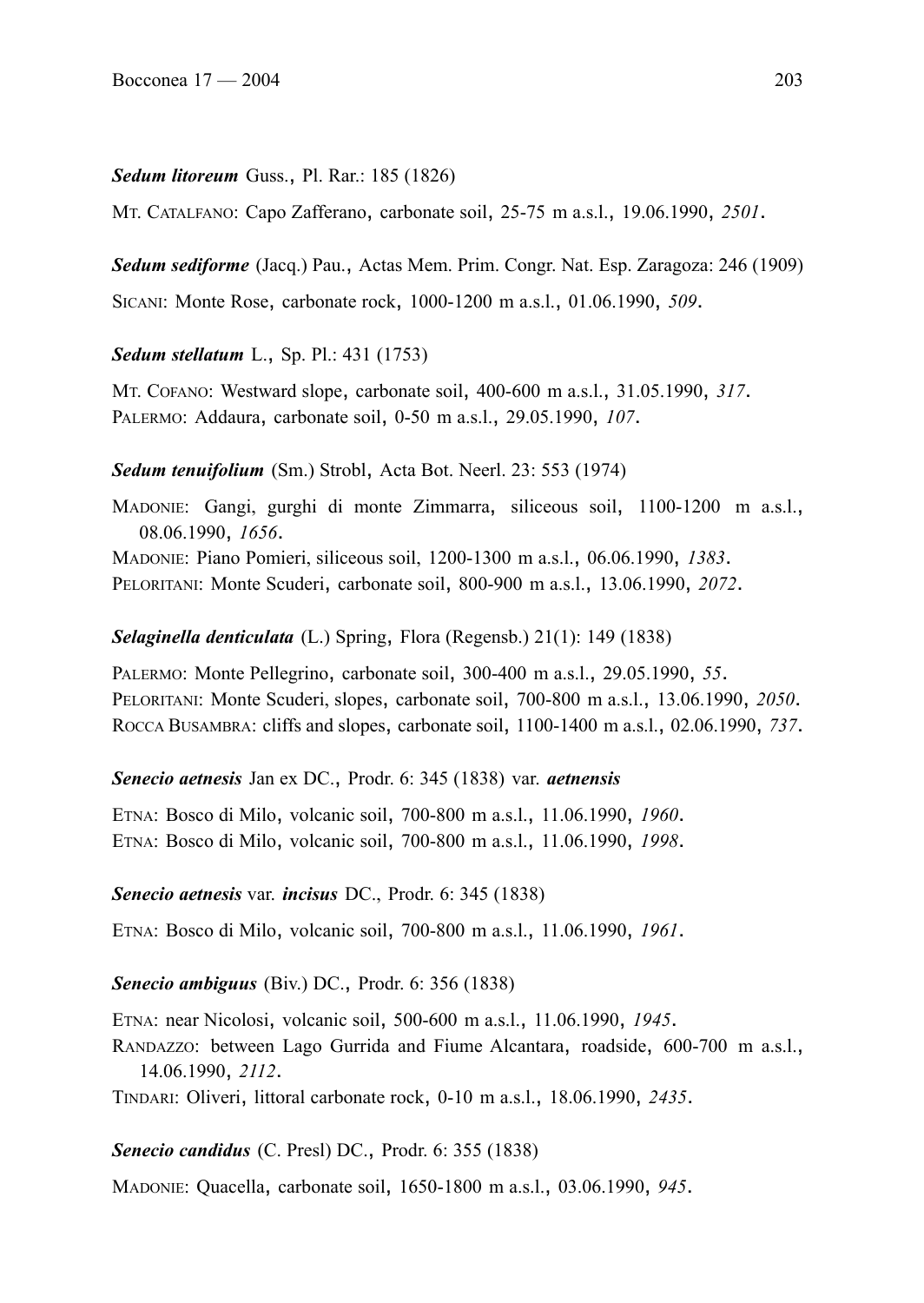***Sedum litoreum*** Guss., Pl. Rar.: 185 (1826)

MT. CATALFANO: Capo Zafferano, carbonate soil, 25-75 m a.s.l., 19.06.1990, *2501*.

***Sedum sediforme*** (Jacq.) Pau., Actas Mem. Prim. Congr. Nat. Esp. Zaragoza: 246 (1909)

SICANI: Monte Rose, carbonate rock, 1000-1200 m a.s.l., 01.06.1990, *509*.

***Sedum stellatum*** L., Sp. Pl.: 431 (1753)

MT. COFANO: Westward slope, carbonate soil, 400-600 m a.s.l., 31.05.1990, *317*.
PALERMO: Addaura, carbonate soil, 0-50 m a.s.l., 29.05.1990, *107*.

***Sedum tenuifolium*** (Sm.) Strobl, Acta Bot. Neerl. 23: 553 (1974)

MADONIE: Gangi, gurghi di monte Zimmarra, siliceous soil, 1100-1200 m a.s.l., 08.06.1990, *1656*.
MADONIE: Piano Pomieri, siliceous soil, 1200-1300 m a.s.l., 06.06.1990, *1383*.
PELORITANI: Monte Scuderi, carbonate soil, 800-900 m a.s.l., 13.06.1990, *2072*.

***Selaginella denticulata*** (L.) Spring, Flora (Regensb.) 21(1): 149 (1838)

PALERMO: Monte Pellegrino, carbonate soil, 300-400 m a.s.l., 29.05.1990, *55*.
PELORITANI: Monte Scuderi, slopes, carbonate soil, 700-800 m a.s.l., 13.06.1990, *2050*.
ROCCA BUSAMBRA: cliffs and slopes, carbonate soil, 1100-1400 m a.s.l., 02.06.1990, *737*.

***Senecio aetnesis*** Jan ex DC., Prodr. 6: 345 (1838) var. ***aetnensis***

ETNA: Bosco di Milo, volcanic soil, 700-800 m a.s.l., 11.06.1990, *1960*.
ETNA: Bosco di Milo, volcanic soil, 700-800 m a.s.l., 11.06.1990, *1998*.

***Senecio aetnesis*** var. ***incisus*** DC., Prodr. 6: 345 (1838)

ETNA: Bosco di Milo, volcanic soil, 700-800 m a.s.l., 11.06.1990, *1961*.

***Senecio ambiguus*** (Biv.) DC., Prodr. 6: 356 (1838)

ETNA: near Nicolosi, volcanic soil, 500-600 m a.s.l., 11.06.1990, *1945*.
RANDAZZO: between Lago Gurrida and Fiume Alcantara, roadside, 600-700 m a.s.l., 14.06.1990, *2112*.
TINDARI: Oliveri, littoral carbonate rock, 0-10 m a.s.l., 18.06.1990, *2435*.

***Senecio candidus*** (C. Presl) DC., Prodr. 6: 355 (1838)

MADONIE: Quacella, carbonate soil, 1650-1800 m a.s.l., 03.06.1990, *945*.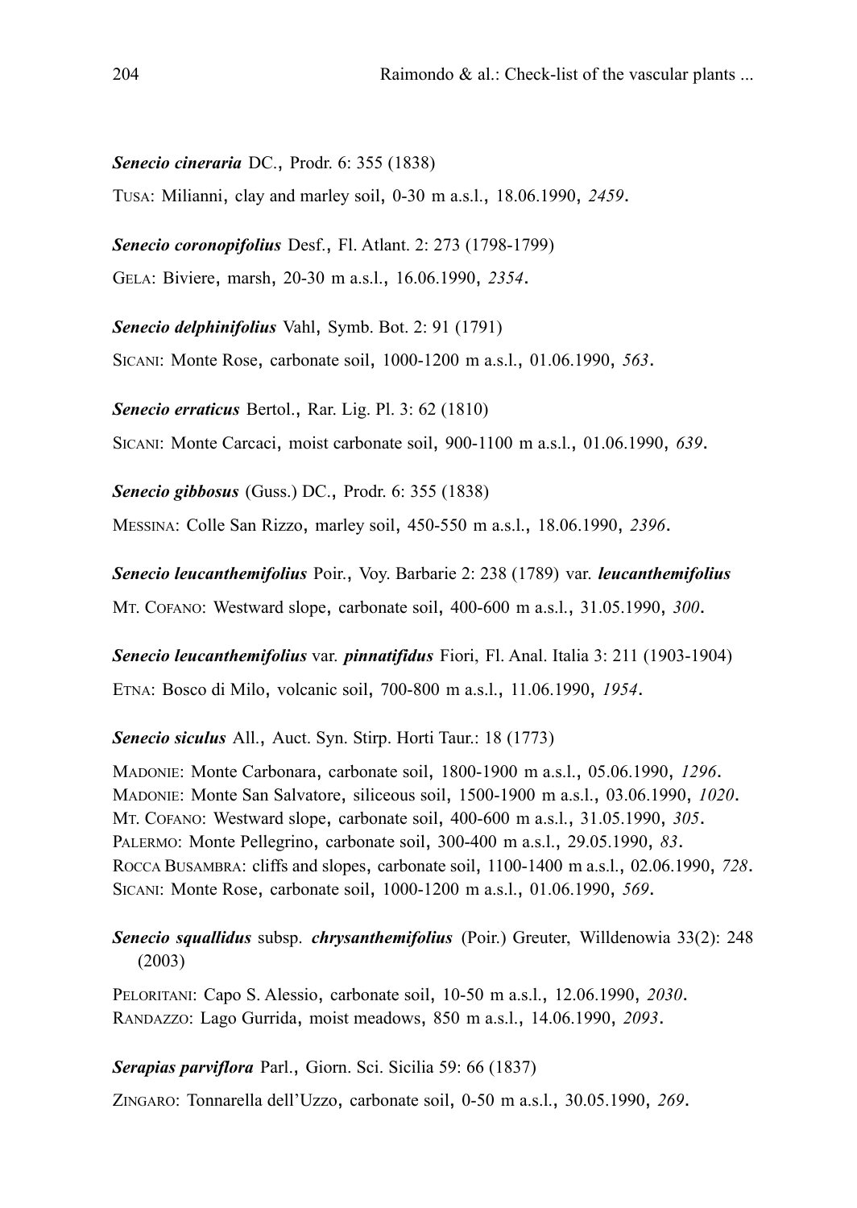***Senecio cineraria*** DC., Prodr. 6: 355 (1838)

TUSA: Milianni, clay and marley soil, 0-30 m a.s.l., 18.06.1990, *2459*.

***Senecio coronopifolius*** Desf., Fl. Atlant. 2: 273 (1798-1799)

GELA: Biviere, marsh, 20-30 m a.s.l., 16.06.1990, *2354*.

***Senecio delphinifolius*** Vahl, Symb. Bot. 2: 91 (1791)

SICANI: Monte Rose, carbonate soil, 1000-1200 m a.s.l., 01.06.1990, *563*.

***Senecio erraticus*** Bertol., Rar. Lig. Pl. 3: 62 (1810)

SICANI: Monte Carcaci, moist carbonate soil, 900-1100 m a.s.l., 01.06.1990, *639*.

***Senecio gibbosus*** (Guss.) DC., Prodr. 6: 355 (1838)

MESSINA: Colle San Rizzo, marley soil, 450-550 m a.s.l., 18.06.1990, *2396*.

***Senecio leucanthemifolius*** Poir., Voy. Barbarie 2: 238 (1789) var. ***leucanthemifolius***

MT. COFANO: Westward slope, carbonate soil, 400-600 m a.s.l., 31.05.1990, *300*.

***Senecio leucanthemifolius*** var. ***pinnatifidus*** Fiori, Fl. Anal. Italia 3: 211 (1903-1904)

ETNA: Bosco di Milo, volcanic soil, 700-800 m a.s.l., 11.06.1990, *1954*.

***Senecio siculus*** All., Auct. Syn. Stirp. Horti Taur.: 18 (1773)

MADONIE: Monte Carbonara, carbonate soil, 1800-1900 m a.s.l., 05.06.1990, *1296*.
MADONIE: Monte San Salvatore, siliceous soil, 1500-1900 m a.s.l., 03.06.1990, *1020*.
MT. COFANO: Westward slope, carbonate soil, 400-600 m a.s.l., 31.05.1990, *305*.
PALERMO: Monte Pellegrino, carbonate soil, 300-400 m a.s.l., 29.05.1990, *83*.
ROCCA BUSAMBRA: cliffs and slopes, carbonate soil, 1100-1400 m a.s.l., 02.06.1990, *728*.
SICANI: Monte Rose, carbonate soil, 1000-1200 m a.s.l., 01.06.1990, *569*.

***Senecio squallidus*** subsp. ***chrysanthemifolius*** (Poir.) Greuter, Willdenowia 33(2): 248 (2003)

PELORITANI: Capo S. Alessio, carbonate soil, 10-50 m a.s.l., 12.06.1990, *2030*.
RANDAZZO: Lago Gurrida, moist meadows, 850 m a.s.l., 14.06.1990, *2093*.

***Serapias parviflora*** Parl., Giorn. Sci. Sicilia 59: 66 (1837)

ZINGARO: Tonnarella dell'Uzzo, carbonate soil, 0-50 m a.s.l., 30.05.1990, *269*.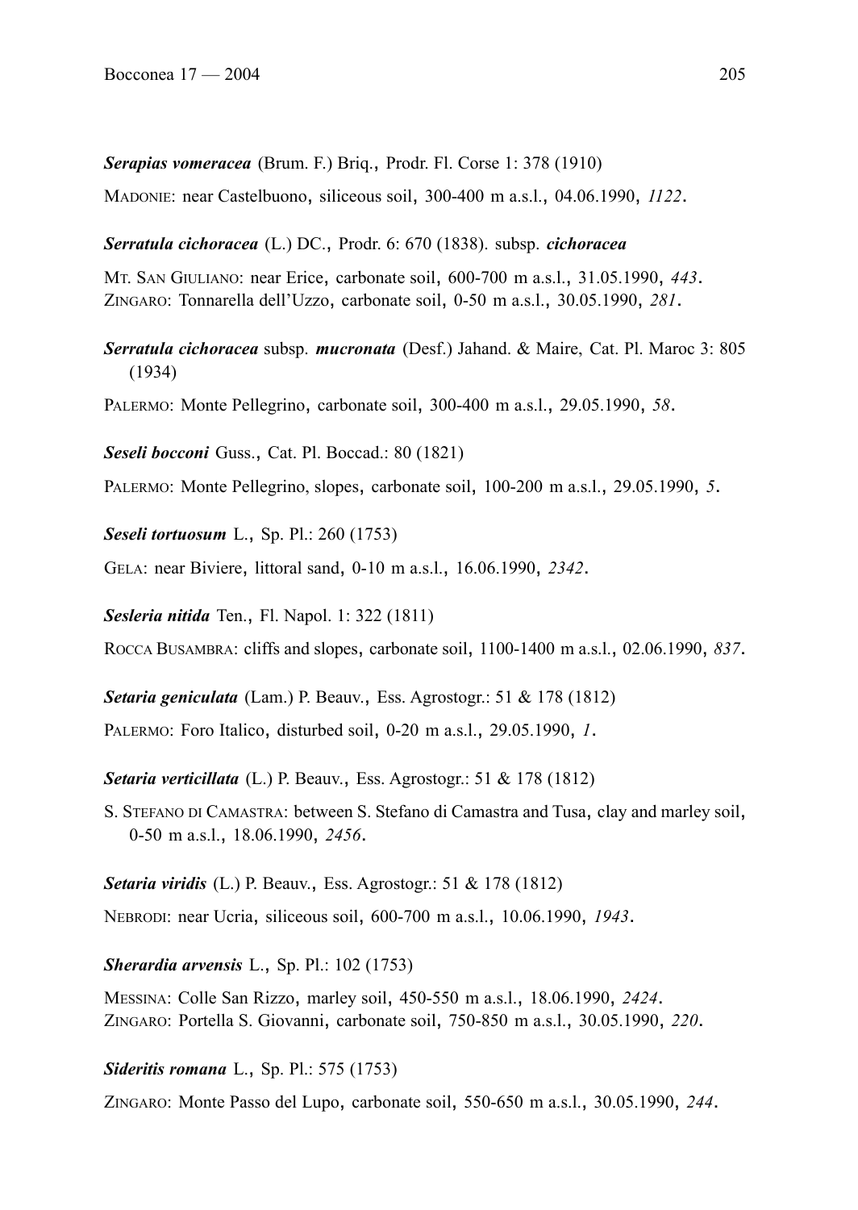***Serapias vomeracea*** (Brum. F.) Briq., Prodr. Fl. Corse 1: 378 (1910)

MADONIE: near Castelbuono, siliceous soil, 300-400 m a.s.l., 04.06.1990, *1122*.

***Serratula cichoracea*** (L.) DC., Prodr. 6: 670 (1838). subsp. ***cichoracea***

MT. SAN GIULIANO: near Erice, carbonate soil, 600-700 m a.s.l., 31.05.1990, *443*.
ZINGARO: Tonnarella dell'Uzzo, carbonate soil, 0-50 m a.s.l., 30.05.1990, *281*.

***Serratula cichoracea*** subsp. ***mucronata*** (Desf.) Jahand. & Maire, Cat. Pl. Maroc 3: 805 (1934)

PALERMO: Monte Pellegrino, carbonate soil, 300-400 m a.s.l., 29.05.1990, *58*.

***Seseli bocconi*** Guss., Cat. Pl. Boccad.: 80 (1821)

PALERMO: Monte Pellegrino, slopes, carbonate soil, 100-200 m a.s.l., 29.05.1990, *5*.

***Seseli tortuosum*** L., Sp. Pl.: 260 (1753)

GELA: near Biviere, littoral sand, 0-10 m a.s.l., 16.06.1990, *2342*.

***Sesleria nitida*** Ten., Fl. Napol. 1: 322 (1811)

ROCCA BUSAMBRA: cliffs and slopes, carbonate soil, 1100-1400 m a.s.l., 02.06.1990, *837*.

***Setaria geniculata*** (Lam.) P. Beauv., Ess. Agrostogr.: 51 & 178 (1812)

PALERMO: Foro Italico, disturbed soil, 0-20 m a.s.l., 29.05.1990, *1*.

***Setaria verticillata*** (L.) P. Beauv., Ess. Agrostogr.: 51 & 178 (1812)

S. STEFANO DI CAMASTRA: between S. Stefano di Camastra and Tusa, clay and marley soil, 0-50 m a.s.l., 18.06.1990, *2456*.

***Setaria viridis*** (L.) P. Beauv., Ess. Agrostogr.: 51 & 178 (1812)

NEBRODI: near Ucria, siliceous soil, 600-700 m a.s.l., 10.06.1990, *1943*.

***Sherardia arvensis*** L., Sp. Pl.: 102 (1753)

MESSINA: Colle San Rizzo, marley soil, 450-550 m a.s.l., 18.06.1990, *2424*.
ZINGARO: Portella S. Giovanni, carbonate soil, 750-850 m a.s.l., 30.05.1990, *220*.

***Sideritis romana*** L., Sp. Pl.: 575 (1753)

ZINGARO: Monte Passo del Lupo, carbonate soil, 550-650 m a.s.l., 30.05.1990, *244*.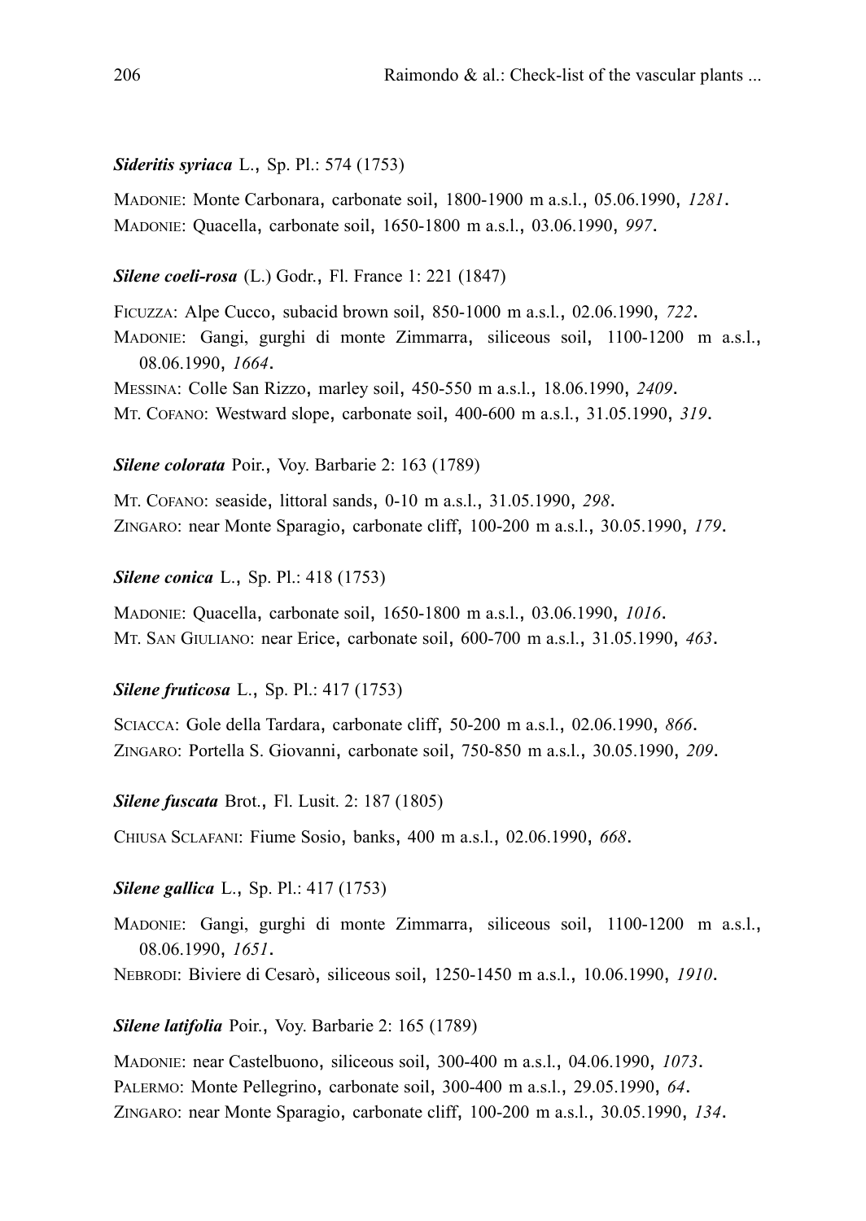***Sideritis syriaca*** L., Sp. Pl.: 574 (1753)

MADONIE: Monte Carbonara, carbonate soil, 1800-1900 m a.s.l., 05.06.1990, *1281*.
MADONIE: Quacella, carbonate soil, 1650-1800 m a.s.l., 03.06.1990, *997*.

***Silene coeli-rosa*** (L.) Godr., Fl. France 1: 221 (1847)

FICUZZA: Alpe Cucco, subacid brown soil, 850-1000 m a.s.l., 02.06.1990, *722*.
MADONIE: Gangi, gurghi di monte Zimmarra, siliceous soil, 1100-1200 m a.s.l., 08.06.1990, *1664*.
MESSINA: Colle San Rizzo, marley soil, 450-550 m a.s.l., 18.06.1990, *2409*.
MT. COFANO: Westward slope, carbonate soil, 400-600 m a.s.l., 31.05.1990, *319*.

***Silene colorata*** Poir., Voy. Barbarie 2: 163 (1789)

MT. COFANO: seaside, littoral sands, 0-10 m a.s.l., 31.05.1990, *298*.
ZINGARO: near Monte Sparagio, carbonate cliff, 100-200 m a.s.l., 30.05.1990, *179*.

***Silene conica*** L., Sp. Pl.: 418 (1753)

MADONIE: Quacella, carbonate soil, 1650-1800 m a.s.l., 03.06.1990, *1016*.
MT. SAN GIULIANO: near Erice, carbonate soil, 600-700 m a.s.l., 31.05.1990, *463*.

***Silene fruticosa*** L., Sp. Pl.: 417 (1753)

SCIACCA: Gole della Tardara, carbonate cliff, 50-200 m a.s.l., 02.06.1990, *866*.
ZINGARO: Portella S. Giovanni, carbonate soil, 750-850 m a.s.l., 30.05.1990, *209*.

***Silene fuscata*** Brot., Fl. Lusit. 2: 187 (1805)

CHIUSA SCLAFANI: Fiume Sosio, banks, 400 m a.s.l., 02.06.1990, *668*.

***Silene gallica*** L., Sp. Pl.: 417 (1753)

MADONIE: Gangi, gurghi di monte Zimmarra, siliceous soil, 1100-1200 m a.s.l., 08.06.1990, *1651*.
NEBRODI: Biviere di Cesarò, siliceous soil, 1250-1450 m a.s.l., 10.06.1990, *1910*.

***Silene latifolia*** Poir., Voy. Barbarie 2: 165 (1789)

MADONIE: near Castelbuono, siliceous soil, 300-400 m a.s.l., 04.06.1990, *1073*.
PALERMO: Monte Pellegrino, carbonate soil, 300-400 m a.s.l., 29.05.1990, *64*.
ZINGARO: near Monte Sparagio, carbonate cliff, 100-200 m a.s.l., 30.05.1990, *134*.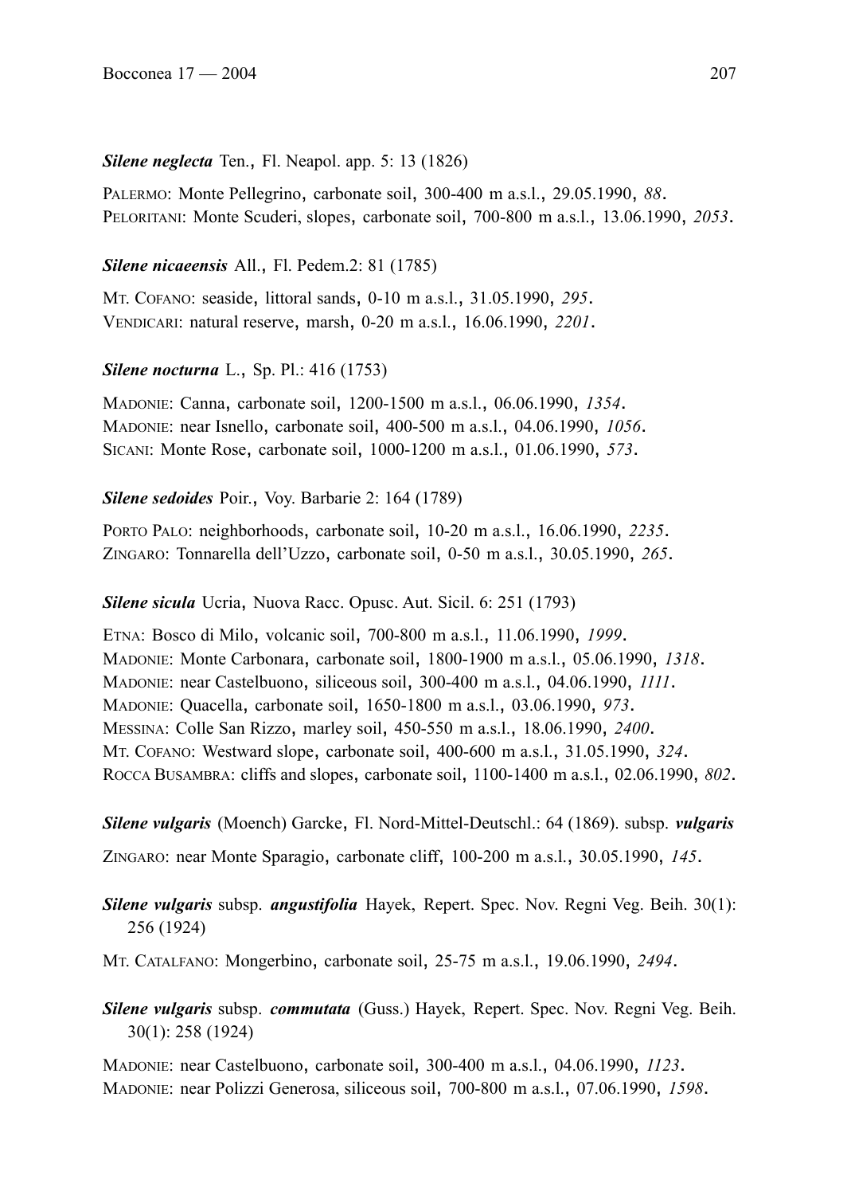***Silene neglecta*** Ten., Fl. Neapol. app. 5: 13 (1826)

PALERMO: Monte Pellegrino, carbonate soil, 300-400 m a.s.l., 29.05.1990, *88*.
PELORITANI: Monte Scuderi, slopes, carbonate soil, 700-800 m a.s.l., 13.06.1990, *2053*.

***Silene nicaeensis*** All., Fl. Pedem.2: 81 (1785)

MT. COFANO: seaside, littoral sands, 0-10 m a.s.l., 31.05.1990, *295*.
VENDICARI: natural reserve, marsh, 0-20 m a.s.l., 16.06.1990, *2201*.

***Silene nocturna*** L., Sp. Pl.: 416 (1753)

MADONIE: Canna, carbonate soil, 1200-1500 m a.s.l., 06.06.1990, *1354*.
MADONIE: near Isnello, carbonate soil, 400-500 m a.s.l., 04.06.1990, *1056*.
SICANI: Monte Rose, carbonate soil, 1000-1200 m a.s.l., 01.06.1990, *573*.

***Silene sedoides*** Poir., Voy. Barbarie 2: 164 (1789)

PORTO PALO: neighborhoods, carbonate soil, 10-20 m a.s.l., 16.06.1990, *2235*.
ZINGARO: Tonnarella dell'Uzzo, carbonate soil, 0-50 m a.s.l., 30.05.1990, *265*.

***Silene sicula*** Ucria, Nuova Racc. Opusc. Aut. Sicil. 6: 251 (1793)

ETNA: Bosco di Milo, volcanic soil, 700-800 m a.s.l., 11.06.1990, *1999*.
MADONIE: Monte Carbonara, carbonate soil, 1800-1900 m a.s.l., 05.06.1990, *1318*.
MADONIE: near Castelbuono, siliceous soil, 300-400 m a.s.l., 04.06.1990, *1111*.
MADONIE: Quacella, carbonate soil, 1650-1800 m a.s.l., 03.06.1990, *973*.
MESSINA: Colle San Rizzo, marley soil, 450-550 m a.s.l., 18.06.1990, *2400*.
MT. COFANO: Westward slope, carbonate soil, 400-600 m a.s.l., 31.05.1990, *324*.
ROCCA BUSAMBRA: cliffs and slopes, carbonate soil, 1100-1400 m a.s.l., 02.06.1990, *802*.

***Silene vulgaris*** (Moench) Garcke, Fl. Nord-Mittel-Deutschl.: 64 (1869). subsp. ***vulgaris***

ZINGARO: near Monte Sparagio, carbonate cliff, 100-200 m a.s.l., 30.05.1990, *145*.

***Silene vulgaris*** subsp. ***angustifolia*** Hayek, Repert. Spec. Nov. Regni Veg. Beih. 30(1): 256 (1924)

MT. CATALFANO: Mongerbino, carbonate soil, 25-75 m a.s.l., 19.06.1990, *2494*.

***Silene vulgaris*** subsp. ***commutata*** (Guss.) Hayek, Repert. Spec. Nov. Regni Veg. Beih. 30(1): 258 (1924)

MADONIE: near Castelbuono, carbonate soil, 300-400 m a.s.l., 04.06.1990, *1123*.
MADONIE: near Polizzi Generosa, siliceous soil, 700-800 m a.s.l., 07.06.1990, *1598*.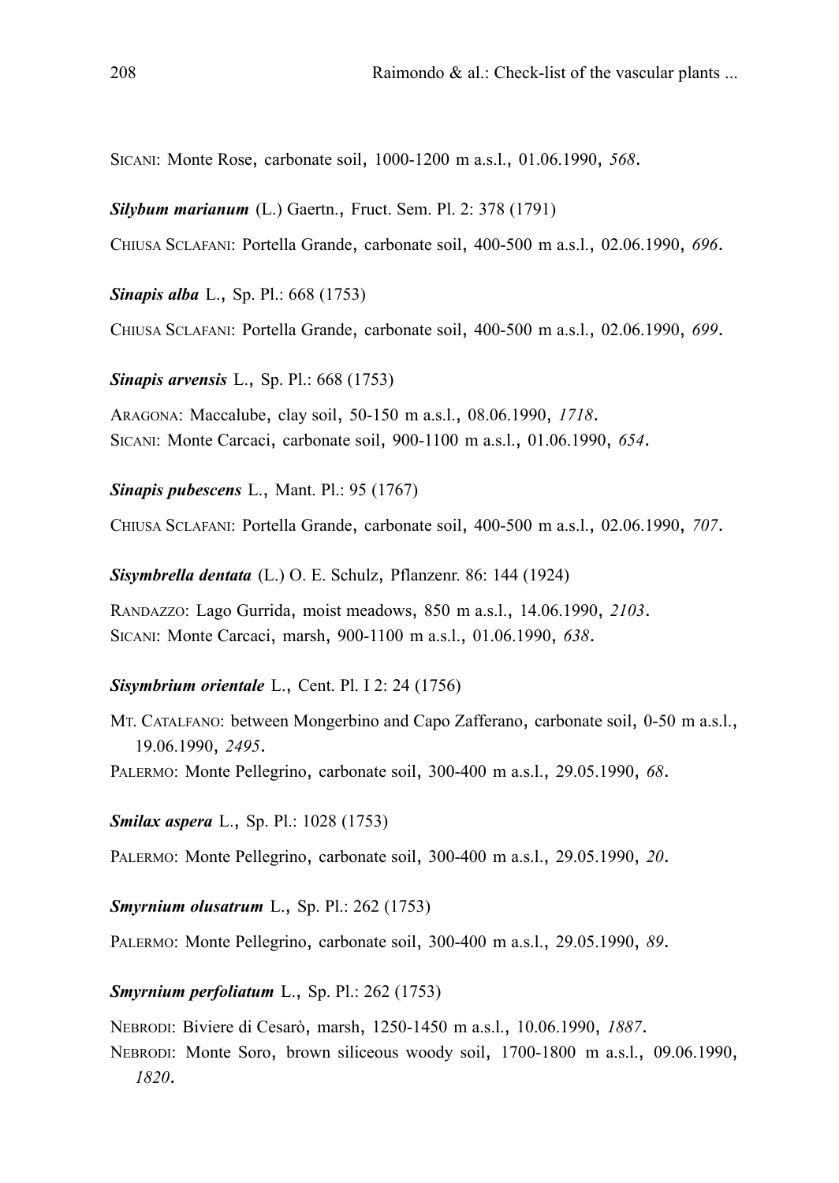SICANI: Monte Rose, carbonate soil, 1000-1200 m a.s.l., 01.06.1990, *568*.

***Silybum marianum*** (L.) Gaertn., Fruct. Sem. Pl. 2: 378 (1791)

CHIUSA SCLAFANI: Portella Grande, carbonate soil, 400-500 m a.s.l., 02.06.1990, *696*.

***Sinapis alba*** L., Sp. Pl.: 668 (1753)

CHIUSA SCLAFANI: Portella Grande, carbonate soil, 400-500 m a.s.l., 02.06.1990, *699*.

***Sinapis arvensis*** L., Sp. Pl.: 668 (1753)

ARAGONA: Maccalube, clay soil, 50-150 m a.s.l., 08.06.1990, *1718*.
SICANI: Monte Carcaci, carbonate soil, 900-1100 m a.s.l., 01.06.1990, *654*.

***Sinapis pubescens*** L., Mant. Pl.: 95 (1767)

CHIUSA SCLAFANI: Portella Grande, carbonate soil, 400-500 m a.s.l., 02.06.1990, *707*.

***Sisymbrella dentata*** (L.) O. E. Schulz, Pflanzenr. 86: 144 (1924)

RANDAZZO: Lago Gurrida, moist meadows, 850 m a.s.l., 14.06.1990, *2103*.
SICANI: Monte Carcaci, marsh, 900-1100 m a.s.l., 01.06.1990, *638*.

***Sisymbrium orientale*** L., Cent. Pl. I 2: 24 (1756)

MT. CATALFANO: between Mongerbino and Capo Zafferano, carbonate soil, 0-50 m a.s.l., 19.06.1990, *2495*.
PALERMO: Monte Pellegrino, carbonate soil, 300-400 m a.s.l., 29.05.1990, *68*.

***Smilax aspera*** L., Sp. Pl.: 1028 (1753)

PALERMO: Monte Pellegrino, carbonate soil, 300-400 m a.s.l., 29.05.1990, *20*.

***Smyrnium olusatrum*** L., Sp. Pl.: 262 (1753)

PALERMO: Monte Pellegrino, carbonate soil, 300-400 m a.s.l., 29.05.1990, *89*.

***Smyrnium perfoliatum*** L., Sp. Pl.: 262 (1753)

NEBRODI: Biviere di Cesarò, marsh, 1250-1450 m a.s.l., 10.06.1990, *1887*.
NEBRODI: Monte Soro, brown siliceous woody soil, 1700-1800 m a.s.l., 09.06.1990, *1820*.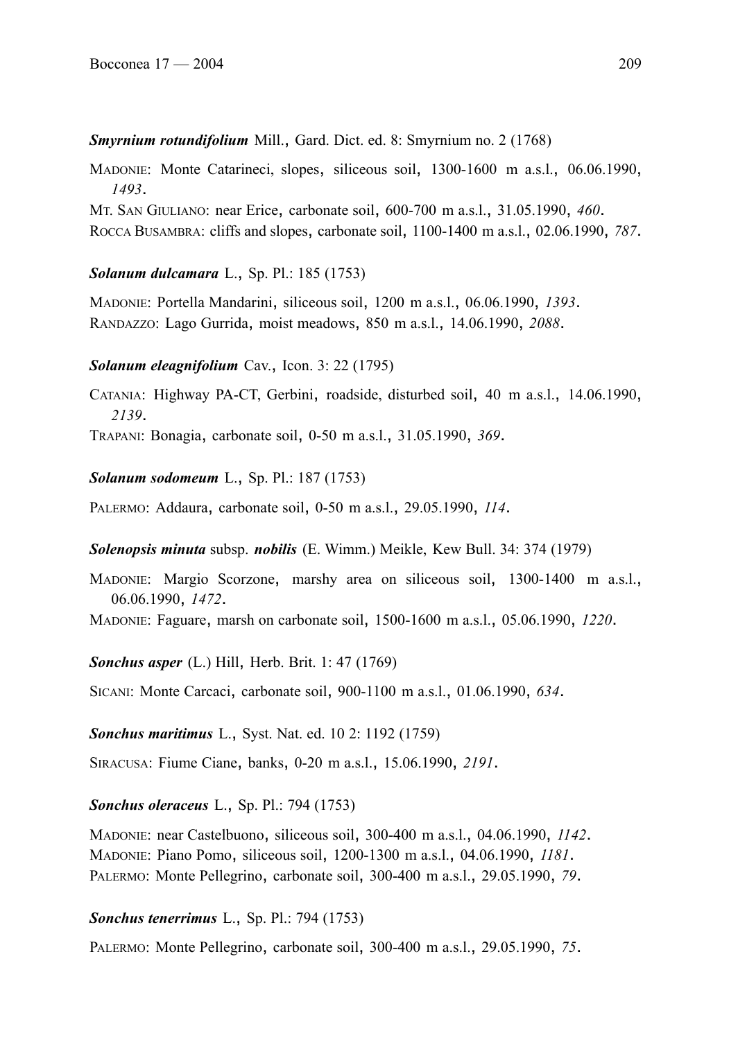***Smyrnium rotundifolium*** Mill., Gard. Dict. ed. 8: Smyrnium no. 2 (1768)

MADONIE: Monte Catarineci, slopes, siliceous soil, 1300-1600 m a.s.l., 06.06.1990, *1493*.

MT. SAN GIULIANO: near Erice, carbonate soil, 600-700 m a.s.l., 31.05.1990, *460*.

ROCCA BUSAMBRA: cliffs and slopes, carbonate soil, 1100-1400 m a.s.l., 02.06.1990, *787*.

***Solanum dulcamara*** L., Sp. Pl.: 185 (1753)

MADONIE: Portella Mandarini, siliceous soil, 1200 m a.s.l., 06.06.1990, *1393*.

RANDAZZO: Lago Gurrida, moist meadows, 850 m a.s.l., 14.06.1990, *2088*.

***Solanum eleagnifolium*** Cav., Icon. 3: 22 (1795)

CATANIA: Highway PA-CT, Gerbini, roadside, disturbed soil, 40 m a.s.l., 14.06.1990, *2139*.

TRAPANI: Bonagia, carbonate soil, 0-50 m a.s.l., 31.05.1990, *369*.

***Solanum sodomeum*** L., Sp. Pl.: 187 (1753)

PALERMO: Addaura, carbonate soil, 0-50 m a.s.l., 29.05.1990, *114*.

***Solenopsis minuta*** subsp. ***nobilis*** (E. Wimm.) Meikle, Kew Bull. 34: 374 (1979)

MADONIE: Margio Scorzone, marshy area on siliceous soil, 1300-1400 m a.s.l., 06.06.1990, *1472*.

MADONIE: Faguare, marsh on carbonate soil, 1500-1600 m a.s.l., 05.06.1990, *1220*.

***Sonchus asper*** (L.) Hill, Herb. Brit. 1: 47 (1769)

SICANI: Monte Carcaci, carbonate soil, 900-1100 m a.s.l., 01.06.1990, *634*.

***Sonchus maritimus*** L., Syst. Nat. ed. 10 2: 1192 (1759)

SIRACUSA: Fiume Ciane, banks, 0-20 m a.s.l., 15.06.1990, *2191*.

***Sonchus oleraceus*** L., Sp. Pl.: 794 (1753)

MADONIE: near Castelbuono, siliceous soil, 300-400 m a.s.l., 04.06.1990, *1142*.

MADONIE: Piano Pomo, siliceous soil, 1200-1300 m a.s.l., 04.06.1990, *1181*.

PALERMO: Monte Pellegrino, carbonate soil, 300-400 m a.s.l., 29.05.1990, *79*.

***Sonchus tenerrimus*** L., Sp. Pl.: 794 (1753)

PALERMO: Monte Pellegrino, carbonate soil, 300-400 m a.s.l., 29.05.1990, *75*.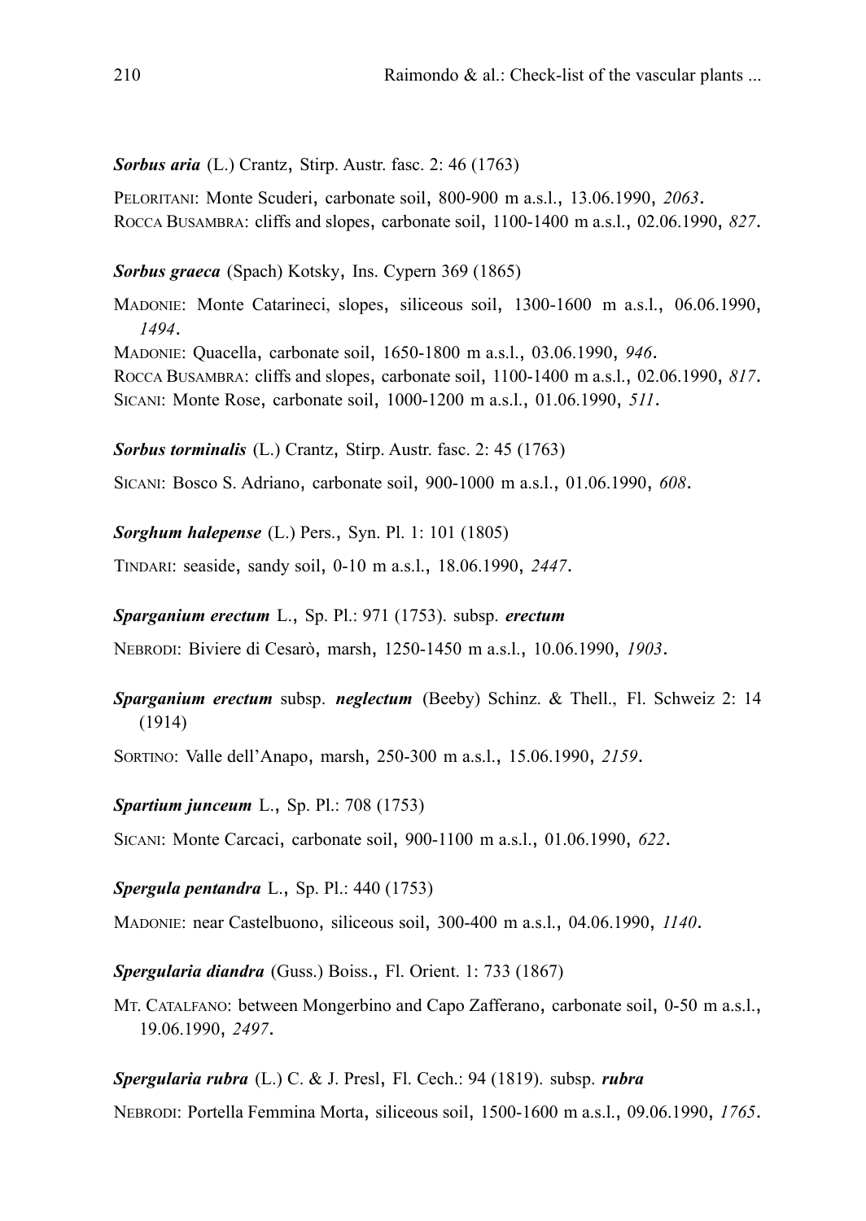***Sorbus aria*** (L.) Crantz, Stirp. Austr. fasc. 2: 46 (1763)

PELORITANI: Monte Scuderi, carbonate soil, 800-900 m a.s.l., 13.06.1990, *2063*.
ROCCA BUSAMBRA: cliffs and slopes, carbonate soil, 1100-1400 m a.s.l., 02.06.1990, *827*.

***Sorbus graeca*** (Spach) Kotsky, Ins. Cypern 369 (1865)

MADONIE: Monte Catarineci, slopes, siliceous soil, 1300-1600 m a.s.l., 06.06.1990, *1494*.
MADONIE: Quacella, carbonate soil, 1650-1800 m a.s.l., 03.06.1990, *946*.
ROCCA BUSAMBRA: cliffs and slopes, carbonate soil, 1100-1400 m a.s.l., 02.06.1990, *817*.
SICANI: Monte Rose, carbonate soil, 1000-1200 m a.s.l., 01.06.1990, *511*.

***Sorbus torminalis*** (L.) Crantz, Stirp. Austr. fasc. 2: 45 (1763)

SICANI: Bosco S. Adriano, carbonate soil, 900-1000 m a.s.l., 01.06.1990, *608*.

***Sorghum halepense*** (L.) Pers., Syn. Pl. 1: 101 (1805)

TINDARI: seaside, sandy soil, 0-10 m a.s.l., 18.06.1990, *2447*.

***Sparganium erectum*** L., Sp. Pl.: 971 (1753). subsp. ***erectum***

NEBRODI: Biviere di Cesarò, marsh, 1250-1450 m a.s.l., 10.06.1990, *1903*.

***Sparganium erectum*** subsp. ***neglectum*** (Beeby) Schinz. & Thell., Fl. Schweiz 2: 14 (1914)

SORTINO: Valle dell'Anapo, marsh, 250-300 m a.s.l., 15.06.1990, *2159*.

***Spartium junceum*** L., Sp. Pl.: 708 (1753)

SICANI: Monte Carcaci, carbonate soil, 900-1100 m a.s.l., 01.06.1990, *622*.

***Spergula pentandra*** L., Sp. Pl.: 440 (1753)

MADONIE: near Castelbuono, siliceous soil, 300-400 m a.s.l., 04.06.1990, *1140*.

***Spergularia diandra*** (Guss.) Boiss., Fl. Orient. 1: 733 (1867)

MT. CATALFANO: between Mongerbino and Capo Zafferano, carbonate soil, 0-50 m a.s.l., 19.06.1990, *2497*.

***Spergularia rubra*** (L.) C. & J. Presl, Fl. Cech.: 94 (1819). subsp. ***rubra***

NEBRODI: Portella Femmina Morta, siliceous soil, 1500-1600 m a.s.l., 09.06.1990, *1765*.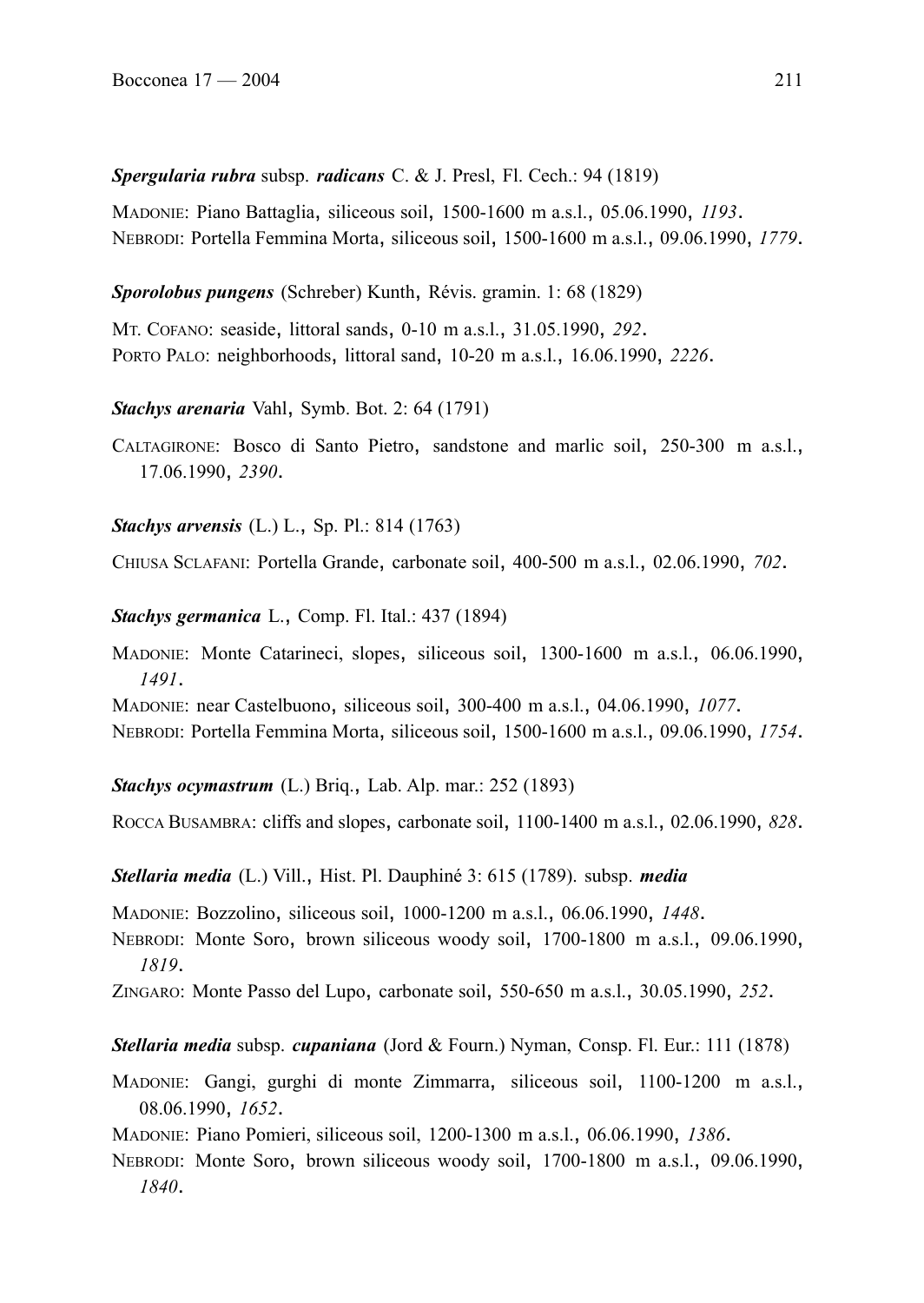***Spergularia rubra*** subsp. ***radicans*** C. & J. Presl, Fl. Cech.: 94 (1819)

MADONIE: Piano Battaglia, siliceous soil, 1500-1600 m a.s.l., 05.06.1990, *1193*.
NEBRODI: Portella Femmina Morta, siliceous soil, 1500-1600 m a.s.l., 09.06.1990, *1779*.

***Sporolobus pungens*** (Schreber) Kunth, Révis. gramin. 1: 68 (1829)

MT. COFANO: seaside, littoral sands, 0-10 m a.s.l., 31.05.1990, *292*.
PORTO PALO: neighborhoods, littoral sand, 10-20 m a.s.l., 16.06.1990, *2226*.

***Stachys arenaria*** Vahl, Symb. Bot. 2: 64 (1791)

CALTAGIRONE: Bosco di Santo Pietro, sandstone and marlic soil, 250-300 m a.s.l., 17.06.1990, *2390*.

***Stachys arvensis*** (L.) L., Sp. Pl.: 814 (1763)

CHIUSA SCLAFANI: Portella Grande, carbonate soil, 400-500 m a.s.l., 02.06.1990, *702*.

***Stachys germanica*** L., Comp. Fl. Ital.: 437 (1894)

MADONIE: Monte Catarineci, slopes, siliceous soil, 1300-1600 m a.s.l., 06.06.1990, *1491*.
MADONIE: near Castelbuono, siliceous soil, 300-400 m a.s.l., 04.06.1990, *1077*.
NEBRODI: Portella Femmina Morta, siliceous soil, 1500-1600 m a.s.l., 09.06.1990, *1754*.

***Stachys ocymastrum*** (L.) Briq., Lab. Alp. mar.: 252 (1893)

ROCCA BUSAMBRA: cliffs and slopes, carbonate soil, 1100-1400 m a.s.l., 02.06.1990, *828*.

***Stellaria media*** (L.) Vill., Hist. Pl. Dauphiné 3: 615 (1789). subsp. ***media***

MADONIE: Bozzolino, siliceous soil, 1000-1200 m a.s.l., 06.06.1990, *1448*.
NEBRODI: Monte Soro, brown siliceous woody soil, 1700-1800 m a.s.l., 09.06.1990, *1819*.
ZINGARO: Monte Passo del Lupo, carbonate soil, 550-650 m a.s.l., 30.05.1990, *252*.

***Stellaria media*** subsp. ***cupaniana*** (Jord & Fourn.) Nyman, Consp. Fl. Eur.: 111 (1878)

MADONIE: Gangi, gurghi di monte Zimmarra, siliceous soil, 1100-1200 m a.s.l., 08.06.1990, *1652*.
MADONIE: Piano Pomieri, siliceous soil, 1200-1300 m a.s.l., 06.06.1990, *1386*.
NEBRODI: Monte Soro, brown siliceous woody soil, 1700-1800 m a.s.l., 09.06.1990, *1840*.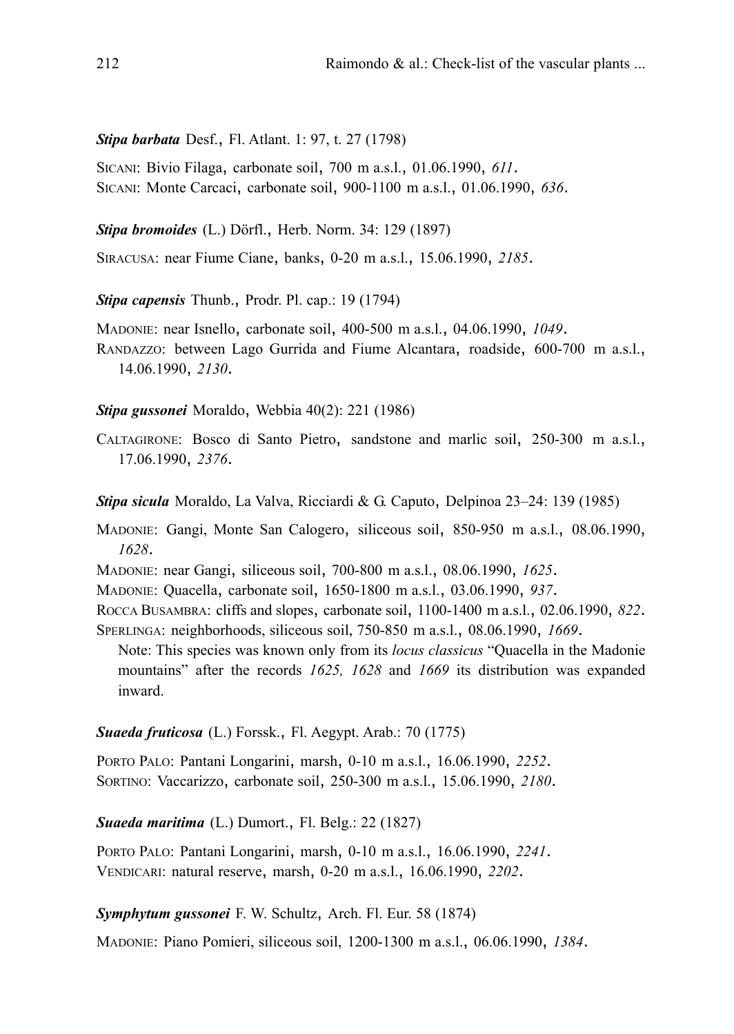***Stipa barbata*** Desf., Fl. Atlant. 1: 97, t. 27 (1798)

SICANI: Bivio Filaga, carbonate soil, 700 m a.s.l., 01.06.1990, *611*.
SICANI: Monte Carcaci, carbonate soil, 900-1100 m a.s.l., 01.06.1990, *636*.

***Stipa bromoides*** (L.) Dörfl., Herb. Norm. 34: 129 (1897)

SIRACUSA: near Fiume Ciane, banks, 0-20 m a.s.l., 15.06.1990, *2185*.

***Stipa capensis*** Thunb., Prodr. Pl. cap.: 19 (1794)

MADONIE: near Isnello, carbonate soil, 400-500 m a.s.l., 04.06.1990, *1049*.
RANDAZZO: between Lago Gurrida and Fiume Alcantara, roadside, 600-700 m a.s.l., 14.06.1990, *2130*.

***Stipa gussonei*** Moraldo, Webbia 40(2): 221 (1986)

CALTAGIRONE: Bosco di Santo Pietro, sandstone and marlic soil, 250-300 m a.s.l., 17.06.1990, *2376*.

***Stipa sicula*** Moraldo, La Valva, Ricciardi & G. Caputo, Delpinoa 23–24: 139 (1985)

MADONIE: Gangi, Monte San Calogero, siliceous soil, 850-950 m a.s.l., 08.06.1990, *1628*.
MADONIE: near Gangi, siliceous soil, 700-800 m a.s.l., 08.06.1990, *1625*.
MADONIE: Quacella, carbonate soil, 1650-1800 m a.s.l., 03.06.1990, *937*.
ROCCA BUSAMBRA: cliffs and slopes, carbonate soil, 1100-1400 m a.s.l., 02.06.1990, *822*.
SPERLINGA: neighborhoods, siliceous soil, 750-850 m a.s.l., 08.06.1990, *1669*.
Note: This species was known only from its *locus classicus* "Quacella in the Madonie mountains" after the records *1625, 1628* and *1669* its distribution was expanded inward.

***Suaeda fruticosa*** (L.) Forssk., Fl. Aegypt. Arab.: 70 (1775)

PORTO PALO: Pantani Longarini, marsh, 0-10 m a.s.l., 16.06.1990, *2252*.
SORTINO: Vaccarizzo, carbonate soil, 250-300 m a.s.l., 15.06.1990, *2180*.

***Suaeda maritima*** (L.) Dumort., Fl. Belg.: 22 (1827)

PORTO PALO: Pantani Longarini, marsh, 0-10 m a.s.l., 16.06.1990, *2241*.
VENDICARI: natural reserve, marsh, 0-20 m a.s.l., 16.06.1990, *2202*.

***Symphytum gussonei*** F. W. Schultz, Arch. Fl. Eur. 58 (1874)

MADONIE: Piano Pomieri, siliceous soil, 1200-1300 m a.s.l., 06.06.1990, *1384*.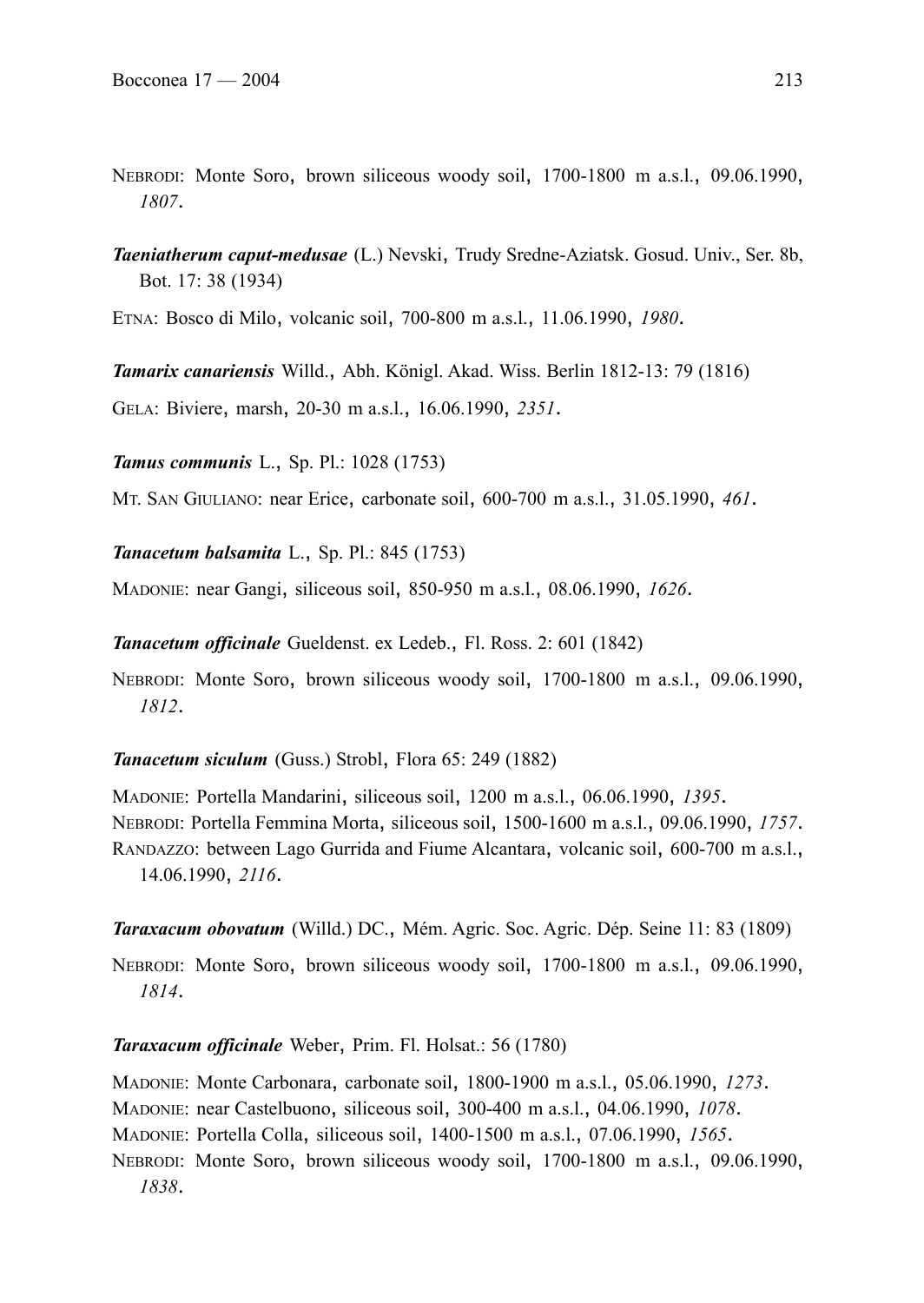NEBRODI: Monte Soro, brown siliceous woody soil, 1700-1800 m a.s.l., 09.06.1990, *1807*.

***Taeniatherum caput-medusae*** (L.) Nevski, Trudy Sredne-Aziatsk. Gosud. Univ., Ser. 8b, Bot. 17: 38 (1934)

ETNA: Bosco di Milo, volcanic soil, 700-800 m a.s.l., 11.06.1990, *1980*.

***Tamarix canariensis*** Willd., Abh. Königl. Akad. Wiss. Berlin 1812-13: 79 (1816)

GELA: Biviere, marsh, 20-30 m a.s.l., 16.06.1990, *2351*.

***Tamus communis*** L., Sp. Pl.: 1028 (1753)

MT. SAN GIULIANO: near Erice, carbonate soil, 600-700 m a.s.l., 31.05.1990, *461*.

***Tanacetum balsamita*** L., Sp. Pl.: 845 (1753)

MADONIE: near Gangi, siliceous soil, 850-950 m a.s.l., 08.06.1990, *1626*.

***Tanacetum officinale*** Gueldenst. ex Ledeb., Fl. Ross. 2: 601 (1842)

NEBRODI: Monte Soro, brown siliceous woody soil, 1700-1800 m a.s.l., 09.06.1990, *1812*.

***Tanacetum siculum*** (Guss.) Strobl, Flora 65: 249 (1882)

MADONIE: Portella Mandarini, siliceous soil, 1200 m a.s.l., 06.06.1990, *1395*.
NEBRODI: Portella Femmina Morta, siliceous soil, 1500-1600 m a.s.l., 09.06.1990, *1757*.
RANDAZZO: between Lago Gurrida and Fiume Alcantara, volcanic soil, 600-700 m a.s.l., 14.06.1990, *2116*.

***Taraxacum obovatum*** (Willd.) DC., Mém. Agric. Soc. Agric. Dép. Seine 11: 83 (1809)

NEBRODI: Monte Soro, brown siliceous woody soil, 1700-1800 m a.s.l., 09.06.1990, *1814*.

***Taraxacum officinale*** Weber, Prim. Fl. Holsat.: 56 (1780)

MADONIE: Monte Carbonara, carbonate soil, 1800-1900 m a.s.l., 05.06.1990, *1273*.
MADONIE: near Castelbuono, siliceous soil, 300-400 m a.s.l., 04.06.1990, *1078*.
MADONIE: Portella Colla, siliceous soil, 1400-1500 m a.s.l., 07.06.1990, *1565*.
NEBRODI: Monte Soro, brown siliceous woody soil, 1700-1800 m a.s.l., 09.06.1990, *1838*.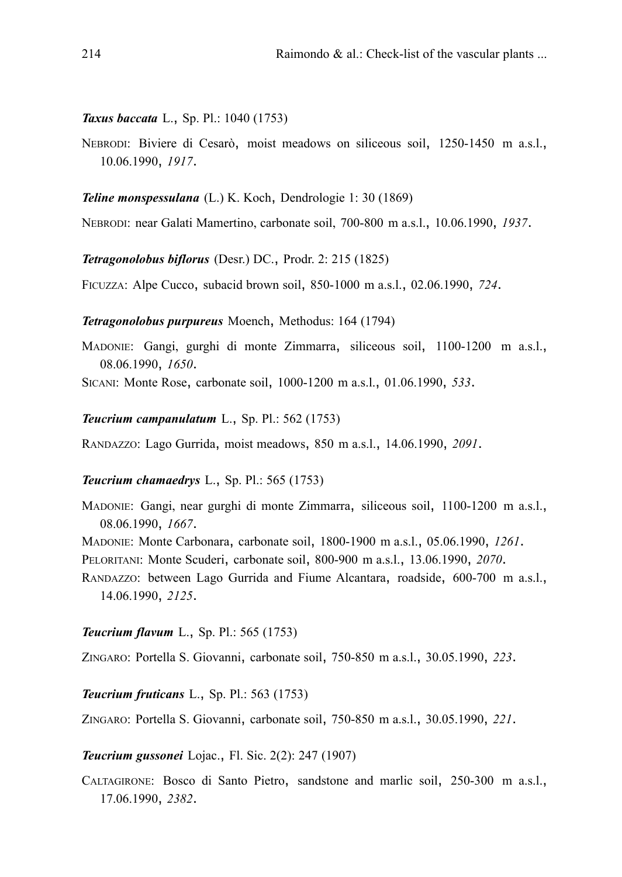***Taxus baccata*** L., Sp. Pl.: 1040 (1753)

NEBRODI: Biviere di Cesarò, moist meadows on siliceous soil, 1250-1450 m a.s.l., 10.06.1990, *1917*.

***Teline monspessulana*** (L.) K. Koch, Dendrologie 1: 30 (1869)

NEBRODI: near Galati Mamertino, carbonate soil, 700-800 m a.s.l., 10.06.1990, *1937*.

***Tetragonolobus biflorus*** (Desr.) DC., Prodr. 2: 215 (1825)

FICUZZA: Alpe Cucco, subacid brown soil, 850-1000 m a.s.l., 02.06.1990, *724*.

***Tetragonolobus purpureus*** Moench, Methodus: 164 (1794)

MADONIE: Gangi, gurghi di monte Zimmarra, siliceous soil, 1100-1200 m a.s.l., 08.06.1990, *1650*.

SICANI: Monte Rose, carbonate soil, 1000-1200 m a.s.l., 01.06.1990, *533*.

***Teucrium campanulatum*** L., Sp. Pl.: 562 (1753)

RANDAZZO: Lago Gurrida, moist meadows, 850 m a.s.l., 14.06.1990, *2091*.

***Teucrium chamaedrys*** L., Sp. Pl.: 565 (1753)

MADONIE: Gangi, near gurghi di monte Zimmarra, siliceous soil, 1100-1200 m a.s.l., 08.06.1990, *1667*.

MADONIE: Monte Carbonara, carbonate soil, 1800-1900 m a.s.l., 05.06.1990, *1261*.

PELORITANI: Monte Scuderi, carbonate soil, 800-900 m a.s.l., 13.06.1990, *2070*.

RANDAZZO: between Lago Gurrida and Fiume Alcantara, roadside, 600-700 m a.s.l., 14.06.1990, *2125*.

***Teucrium flavum*** L., Sp. Pl.: 565 (1753)

ZINGARO: Portella S. Giovanni, carbonate soil, 750-850 m a.s.l., 30.05.1990, *223*.

***Teucrium fruticans*** L., Sp. Pl.: 563 (1753)

ZINGARO: Portella S. Giovanni, carbonate soil, 750-850 m a.s.l., 30.05.1990, *221*.

***Teucrium gussonei*** Lojac., Fl. Sic. 2(2): 247 (1907)

CALTAGIRONE: Bosco di Santo Pietro, sandstone and marlic soil, 250-300 m a.s.l., 17.06.1990, *2382*.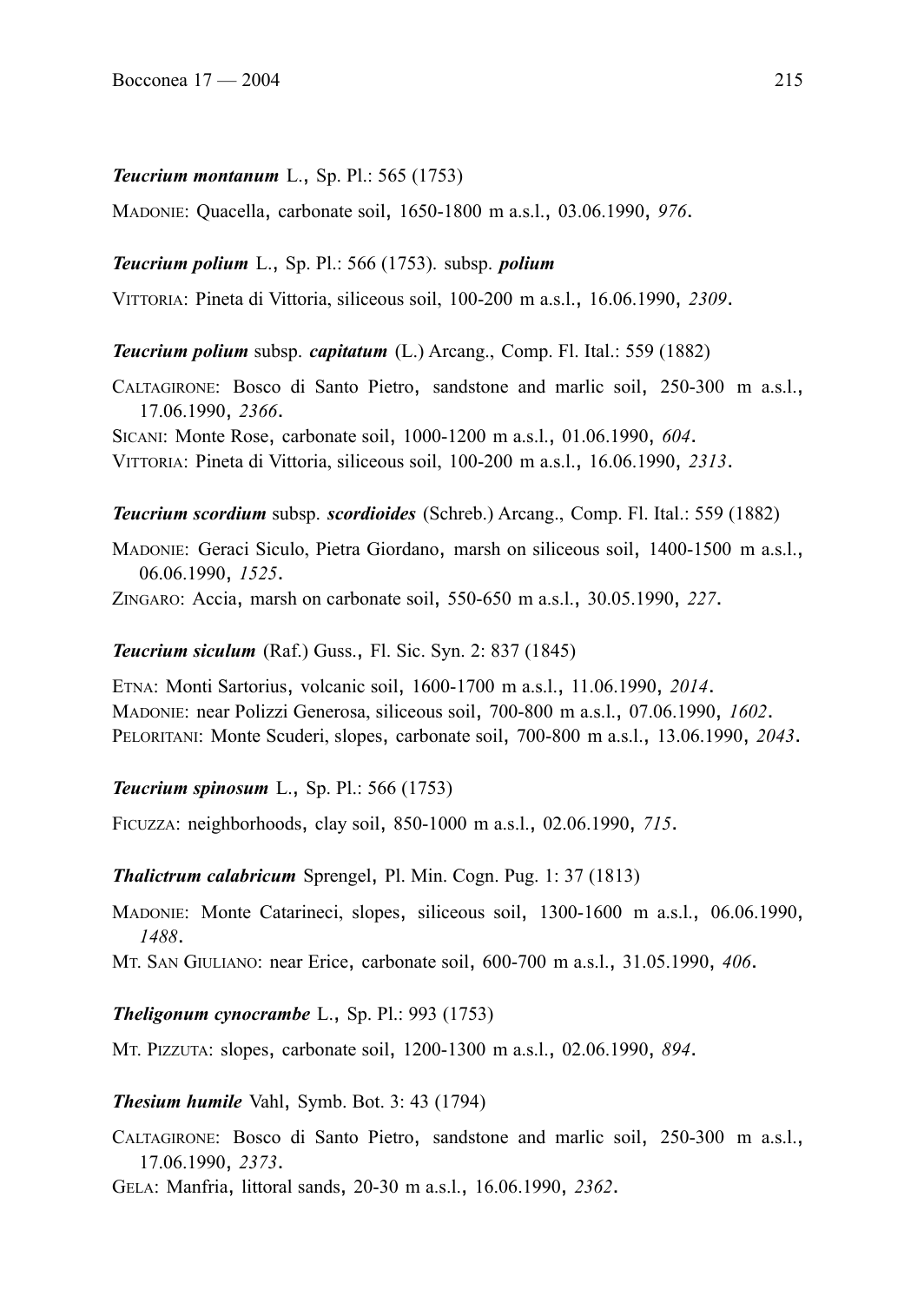***Teucrium montanum*** L., Sp. Pl.: 565 (1753)

MADONIE: Quacella, carbonate soil, 1650-1800 m a.s.l., 03.06.1990, *976*.

***Teucrium polium*** L., Sp. Pl.: 566 (1753). subsp. ***polium***

VITTORIA: Pineta di Vittoria, siliceous soil, 100-200 m a.s.l., 16.06.1990, *2309*.

***Teucrium polium*** subsp. ***capitatum*** (L.) Arcang., Comp. Fl. Ital.: 559 (1882)

CALTAGIRONE: Bosco di Santo Pietro, sandstone and marlic soil, 250-300 m a.s.l., 17.06.1990, *2366*.
SICANI: Monte Rose, carbonate soil, 1000-1200 m a.s.l., 01.06.1990, *604*.
VITTORIA: Pineta di Vittoria, siliceous soil, 100-200 m a.s.l., 16.06.1990, *2313*.

***Teucrium scordium*** subsp. ***scordioides*** (Schreb.) Arcang., Comp. Fl. Ital.: 559 (1882)

MADONIE: Geraci Siculo, Pietra Giordano, marsh on siliceous soil, 1400-1500 m a.s.l., 06.06.1990, *1525*.
ZINGARO: Accia, marsh on carbonate soil, 550-650 m a.s.l., 30.05.1990, *227*.

***Teucrium siculum*** (Raf.) Guss., Fl. Sic. Syn. 2: 837 (1845)

ETNA: Monti Sartorius, volcanic soil, 1600-1700 m a.s.l., 11.06.1990, *2014*.
MADONIE: near Polizzi Generosa, siliceous soil, 700-800 m a.s.l., 07.06.1990, *1602*.
PELORITANI: Monte Scuderi, slopes, carbonate soil, 700-800 m a.s.l., 13.06.1990, *2043*.

***Teucrium spinosum*** L., Sp. Pl.: 566 (1753)

FICUZZA: neighborhoods, clay soil, 850-1000 m a.s.l., 02.06.1990, *715*.

***Thalictrum calabricum*** Sprengel, Pl. Min. Cogn. Pug. 1: 37 (1813)

MADONIE: Monte Catarineci, slopes, siliceous soil, 1300-1600 m a.s.l., 06.06.1990, *1488*.
MT. SAN GIULIANO: near Erice, carbonate soil, 600-700 m a.s.l., 31.05.1990, *406*.

***Theligonum cynocrambe*** L., Sp. Pl.: 993 (1753)

MT. PIZZUTA: slopes, carbonate soil, 1200-1300 m a.s.l., 02.06.1990, *894*.

***Thesium humile*** Vahl, Symb. Bot. 3: 43 (1794)

CALTAGIRONE: Bosco di Santo Pietro, sandstone and marlic soil, 250-300 m a.s.l., 17.06.1990, *2373*.
GELA: Manfria, littoral sands, 20-30 m a.s.l., 16.06.1990, *2362*.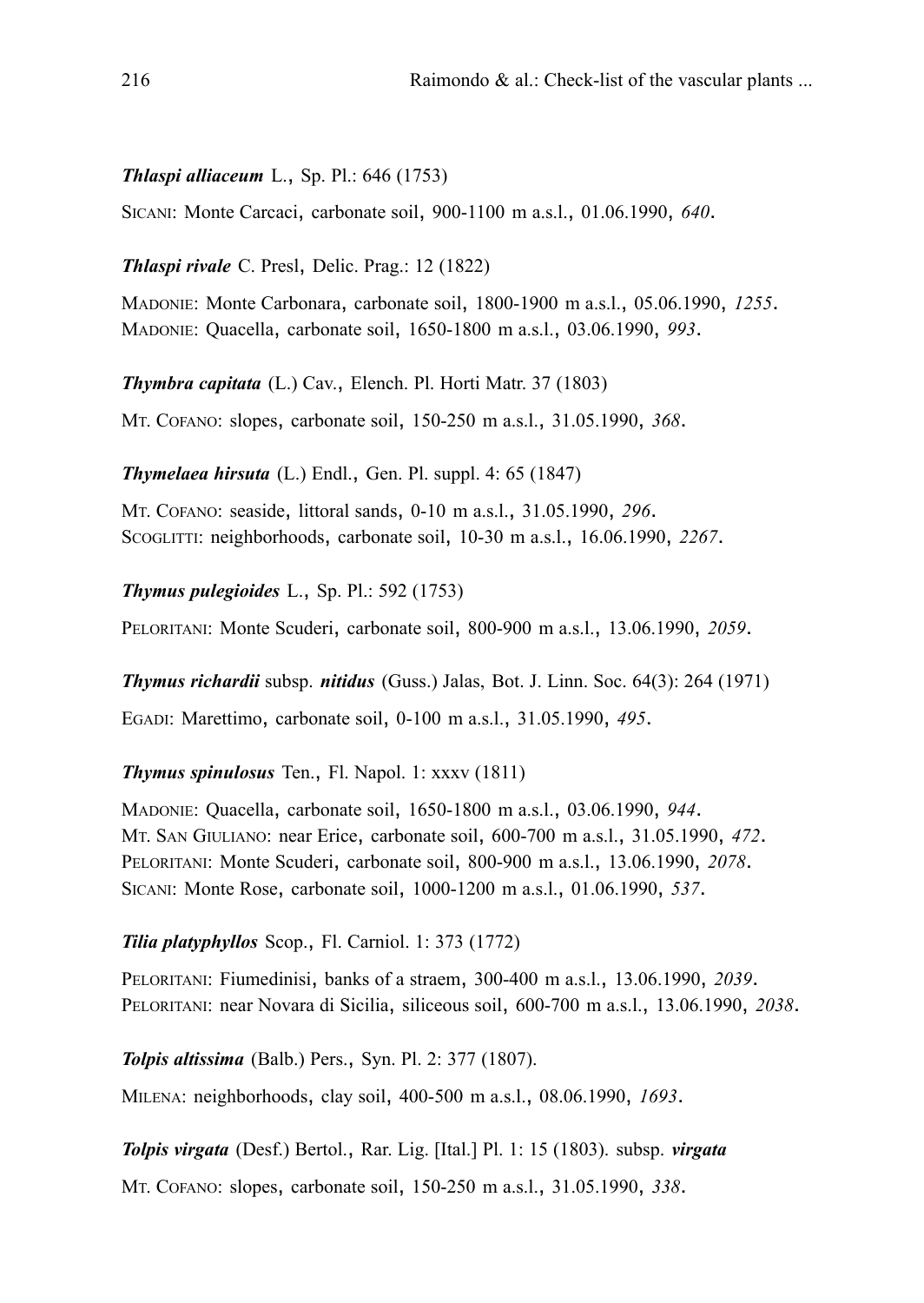***Thlaspi alliaceum*** L., Sp. Pl.: 646 (1753)

SICANI: Monte Carcaci, carbonate soil, 900-1100 m a.s.l., 01.06.1990, *640*.

***Thlaspi rivale*** C. Presl, Delic. Prag.: 12 (1822)

MADONIE: Monte Carbonara, carbonate soil, 1800-1900 m a.s.l., 05.06.1990, *1255*.
MADONIE: Quacella, carbonate soil, 1650-1800 m a.s.l., 03.06.1990, *993*.

***Thymbra capitata*** (L.) Cav., Elench. Pl. Horti Matr. 37 (1803)

MT. COFANO: slopes, carbonate soil, 150-250 m a.s.l., 31.05.1990, *368*.

***Thymelaea hirsuta*** (L.) Endl., Gen. Pl. suppl. 4: 65 (1847)

MT. COFANO: seaside, littoral sands, 0-10 m a.s.l., 31.05.1990, *296*.
SCOGLITTI: neighborhoods, carbonate soil, 10-30 m a.s.l., 16.06.1990, *2267*.

***Thymus pulegioides*** L., Sp. Pl.: 592 (1753)

PELORITANI: Monte Scuderi, carbonate soil, 800-900 m a.s.l., 13.06.1990, *2059*.

***Thymus richardii*** subsp. ***nitidus*** (Guss.) Jalas, Bot. J. Linn. Soc. 64(3): 264 (1971)

EGADI: Marettimo, carbonate soil, 0-100 m a.s.l., 31.05.1990, *495*.

***Thymus spinulosus*** Ten., Fl. Napol. 1: xxxv (1811)

MADONIE: Quacella, carbonate soil, 1650-1800 m a.s.l., 03.06.1990, *944*.
MT. SAN GIULIANO: near Erice, carbonate soil, 600-700 m a.s.l., 31.05.1990, *472*.
PELORITANI: Monte Scuderi, carbonate soil, 800-900 m a.s.l., 13.06.1990, *2078*.
SICANI: Monte Rose, carbonate soil, 1000-1200 m a.s.l., 01.06.1990, *537*.

***Tilia platyphyllos*** Scop., Fl. Carniol. 1: 373 (1772)

PELORITANI: Fiumedinisi, banks of a straem, 300-400 m a.s.l., 13.06.1990, *2039*.
PELORITANI: near Novara di Sicilia, siliceous soil, 600-700 m a.s.l., 13.06.1990, *2038*.

***Tolpis altissima*** (Balb.) Pers., Syn. Pl. 2: 377 (1807).

MILENA: neighborhoods, clay soil, 400-500 m a.s.l., 08.06.1990, *1693*.

***Tolpis virgata*** (Desf.) Bertol., Rar. Lig. [Ital.] Pl. 1: 15 (1803). subsp. ***virgata***

MT. COFANO: slopes, carbonate soil, 150-250 m a.s.l., 31.05.1990, *338*.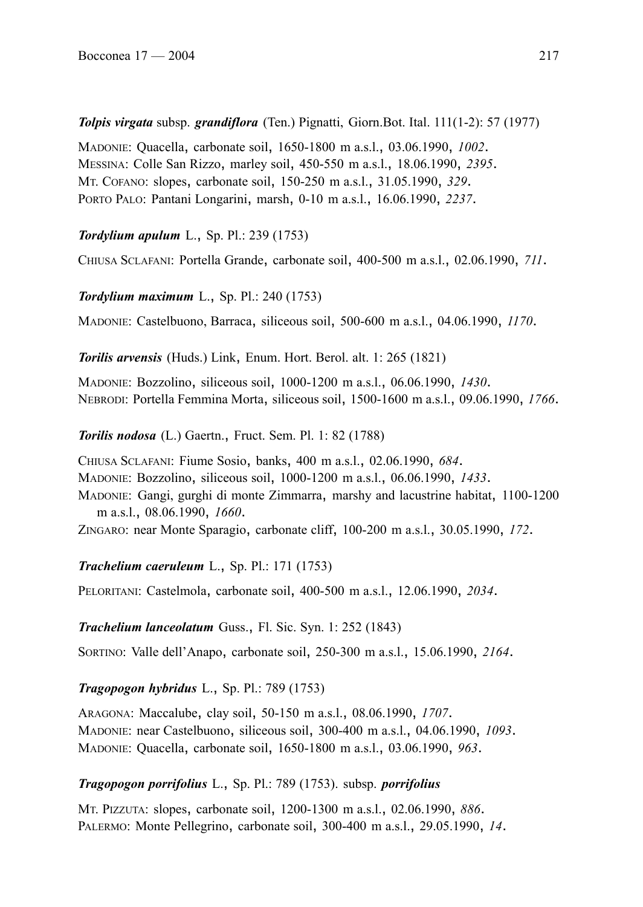***Tolpis virgata*** subsp. ***grandiflora*** (Ten.) Pignatti, Giorn.Bot. Ital. 111(1-2): 57 (1977)

MADONIE: Quacella, carbonate soil, 1650-1800 m a.s.l., 03.06.1990, *1002*.
MESSINA: Colle San Rizzo, marley soil, 450-550 m a.s.l., 18.06.1990, *2395*.
MT. COFANO: slopes, carbonate soil, 150-250 m a.s.l., 31.05.1990, *329*.
PORTO PALO: Pantani Longarini, marsh, 0-10 m a.s.l., 16.06.1990, *2237*.

***Tordylium apulum*** L., Sp. Pl.: 239 (1753)

CHIUSA SCLAFANI: Portella Grande, carbonate soil, 400-500 m a.s.l., 02.06.1990, *711*.

***Tordylium maximum*** L., Sp. Pl.: 240 (1753)

MADONIE: Castelbuono, Barraca, siliceous soil, 500-600 m a.s.l., 04.06.1990, *1170*.

***Torilis arvensis*** (Huds.) Link, Enum. Hort. Berol. alt. 1: 265 (1821)

MADONIE: Bozzolino, siliceous soil, 1000-1200 m a.s.l., 06.06.1990, *1430*.
NEBRODI: Portella Femmina Morta, siliceous soil, 1500-1600 m a.s.l., 09.06.1990, *1766*.

***Torilis nodosa*** (L.) Gaertn., Fruct. Sem. Pl. 1: 82 (1788)

CHIUSA SCLAFANI: Fiume Sosio, banks, 400 m a.s.l., 02.06.1990, *684*.
MADONIE: Bozzolino, siliceous soil, 1000-1200 m a.s.l., 06.06.1990, *1433*.
MADONIE: Gangi, gurghi di monte Zimmarra, marshy and lacustrine habitat, 1100-1200 m a.s.l., 08.06.1990, *1660*.
ZINGARO: near Monte Sparagio, carbonate cliff, 100-200 m a.s.l., 30.05.1990, *172*.

***Trachelium caeruleum*** L., Sp. Pl.: 171 (1753)

PELORITANI: Castelmola, carbonate soil, 400-500 m a.s.l., 12.06.1990, *2034*.

***Trachelium lanceolatum*** Guss., Fl. Sic. Syn. 1: 252 (1843)

SORTINO: Valle dell'Anapo, carbonate soil, 250-300 m a.s.l., 15.06.1990, *2164*.

***Tragopogon hybridus*** L., Sp. Pl.: 789 (1753)

ARAGONA: Maccalube, clay soil, 50-150 m a.s.l., 08.06.1990, *1707*.
MADONIE: near Castelbuono, siliceous soil, 300-400 m a.s.l., 04.06.1990, *1093*.
MADONIE: Quacella, carbonate soil, 1650-1800 m a.s.l., 03.06.1990, *963*.

***Tragopogon porrifolius*** L., Sp. Pl.: 789 (1753). subsp. ***porrifolius***

MT. PIZZUTA: slopes, carbonate soil, 1200-1300 m a.s.l., 02.06.1990, *886*.
PALERMO: Monte Pellegrino, carbonate soil, 300-400 m a.s.l., 29.05.1990, *14*.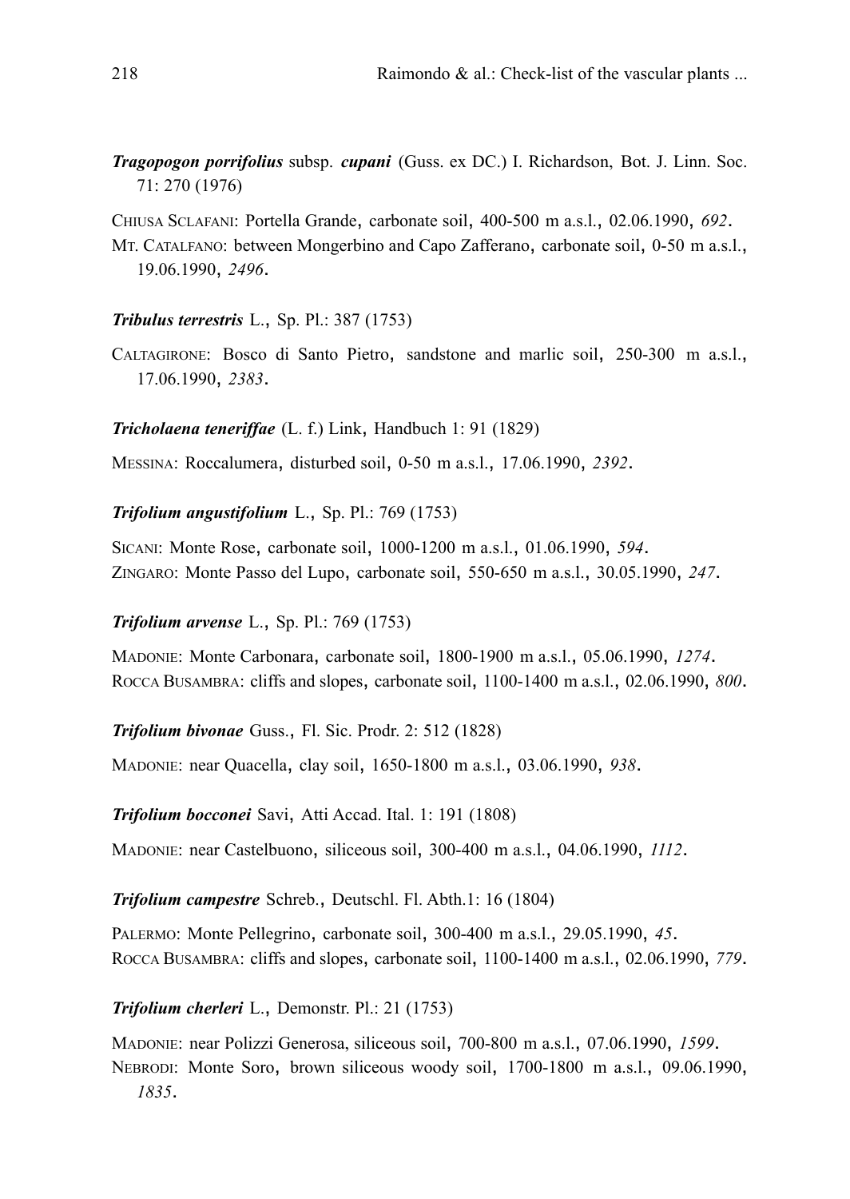***Tragopogon porrifolius*** subsp. ***cupani*** (Guss. ex DC.) I. Richardson, Bot. J. Linn. Soc. 71: 270 (1976)

CHIUSA SCLAFANI: Portella Grande, carbonate soil, 400-500 m a.s.l., 02.06.1990, *692*.
MT. CATALFANO: between Mongerbino and Capo Zafferano, carbonate soil, 0-50 m a.s.l., 19.06.1990, *2496*.

***Tribulus terrestris*** L., Sp. Pl.: 387 (1753)

CALTAGIRONE: Bosco di Santo Pietro, sandstone and marlic soil, 250-300 m a.s.l., 17.06.1990, *2383*.

***Tricholaena teneriffae*** (L. f.) Link, Handbuch 1: 91 (1829)

MESSINA: Roccalumera, disturbed soil, 0-50 m a.s.l., 17.06.1990, *2392*.

***Trifolium angustifolium*** L., Sp. Pl.: 769 (1753)

SICANI: Monte Rose, carbonate soil, 1000-1200 m a.s.l., 01.06.1990, *594*.
ZINGARO: Monte Passo del Lupo, carbonate soil, 550-650 m a.s.l., 30.05.1990, *247*.

***Trifolium arvense*** L., Sp. Pl.: 769 (1753)

MADONIE: Monte Carbonara, carbonate soil, 1800-1900 m a.s.l., 05.06.1990, *1274*.
ROCCA BUSAMBRA: cliffs and slopes, carbonate soil, 1100-1400 m a.s.l., 02.06.1990, *800*.

***Trifolium bivonae*** Guss., Fl. Sic. Prodr. 2: 512 (1828)

MADONIE: near Quacella, clay soil, 1650-1800 m a.s.l., 03.06.1990, *938*.

***Trifolium bocconei*** Savi, Atti Accad. Ital. 1: 191 (1808)

MADONIE: near Castelbuono, siliceous soil, 300-400 m a.s.l., 04.06.1990, *1112*.

***Trifolium campestre*** Schreb., Deutschl. Fl. Abth.1: 16 (1804)

PALERMO: Monte Pellegrino, carbonate soil, 300-400 m a.s.l., 29.05.1990, *45*.
ROCCA BUSAMBRA: cliffs and slopes, carbonate soil, 1100-1400 m a.s.l., 02.06.1990, *779*.

***Trifolium cherleri*** L., Demonstr. Pl.: 21 (1753)

MADONIE: near Polizzi Generosa, siliceous soil, 700-800 m a.s.l., 07.06.1990, *1599*.
NEBRODI: Monte Soro, brown siliceous woody soil, 1700-1800 m a.s.l., 09.06.1990, *1835*.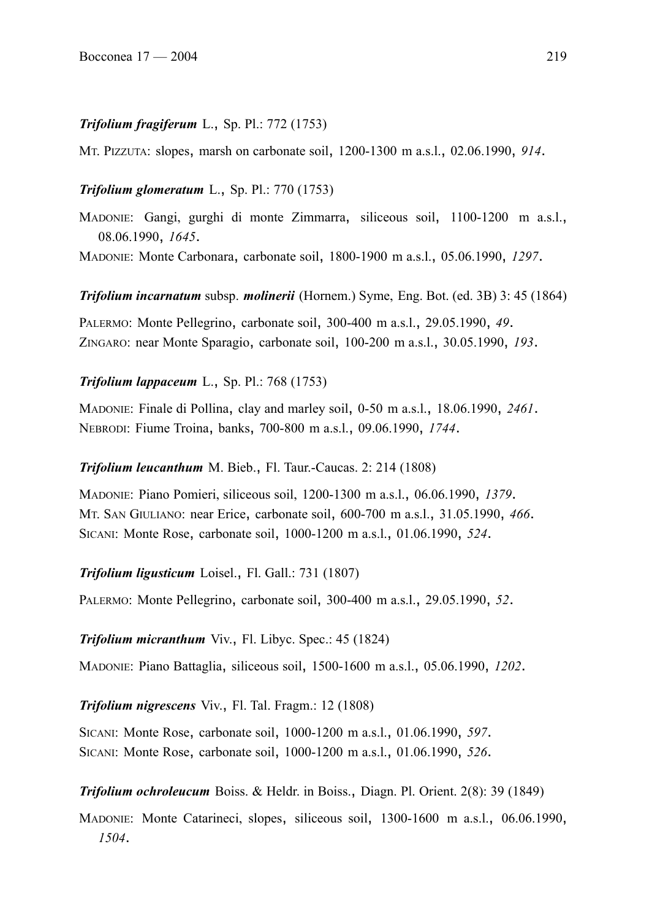***Trifolium fragiferum*** L., Sp. Pl.: 772 (1753)

MT. PIZZUTA: slopes, marsh on carbonate soil, 1200-1300 m a.s.l., 02.06.1990, *914*.

***Trifolium glomeratum*** L., Sp. Pl.: 770 (1753)

MADONIE: Gangi, gurghi di monte Zimmarra, siliceous soil, 1100-1200 m a.s.l., 08.06.1990, *1645*.

MADONIE: Monte Carbonara, carbonate soil, 1800-1900 m a.s.l., 05.06.1990, *1297*.

***Trifolium incarnatum*** subsp. ***molinerii*** (Hornem.) Syme, Eng. Bot. (ed. 3B) 3: 45 (1864)

PALERMO: Monte Pellegrino, carbonate soil, 300-400 m a.s.l., 29.05.1990, *49*.

ZINGARO: near Monte Sparagio, carbonate soil, 100-200 m a.s.l., 30.05.1990, *193*.

***Trifolium lappaceum*** L., Sp. Pl.: 768 (1753)

MADONIE: Finale di Pollina, clay and marley soil, 0-50 m a.s.l., 18.06.1990, *2461*.

NEBRODI: Fiume Troina, banks, 700-800 m a.s.l., 09.06.1990, *1744*.

***Trifolium leucanthum*** M. Bieb., Fl. Taur.-Caucas. 2: 214 (1808)

MADONIE: Piano Pomieri, siliceous soil, 1200-1300 m a.s.l., 06.06.1990, *1379*.

MT. SAN GIULIANO: near Erice, carbonate soil, 600-700 m a.s.l., 31.05.1990, *466*.

SICANI: Monte Rose, carbonate soil, 1000-1200 m a.s.l., 01.06.1990, *524*.

***Trifolium ligusticum*** Loisel., Fl. Gall.: 731 (1807)

PALERMO: Monte Pellegrino, carbonate soil, 300-400 m a.s.l., 29.05.1990, *52*.

***Trifolium micranthum*** Viv., Fl. Libyc. Spec.: 45 (1824)

MADONIE: Piano Battaglia, siliceous soil, 1500-1600 m a.s.l., 05.06.1990, *1202*.

***Trifolium nigrescens*** Viv., Fl. Tal. Fragm.: 12 (1808)

SICANI: Monte Rose, carbonate soil, 1000-1200 m a.s.l., 01.06.1990, *597*.

SICANI: Monte Rose, carbonate soil, 1000-1200 m a.s.l., 01.06.1990, *526*.

***Trifolium ochroleucum*** Boiss. & Heldr. in Boiss., Diagn. Pl. Orient. 2(8): 39 (1849)

MADONIE: Monte Catarineci, slopes, siliceous soil, 1300-1600 m a.s.l., 06.06.1990, *1504*.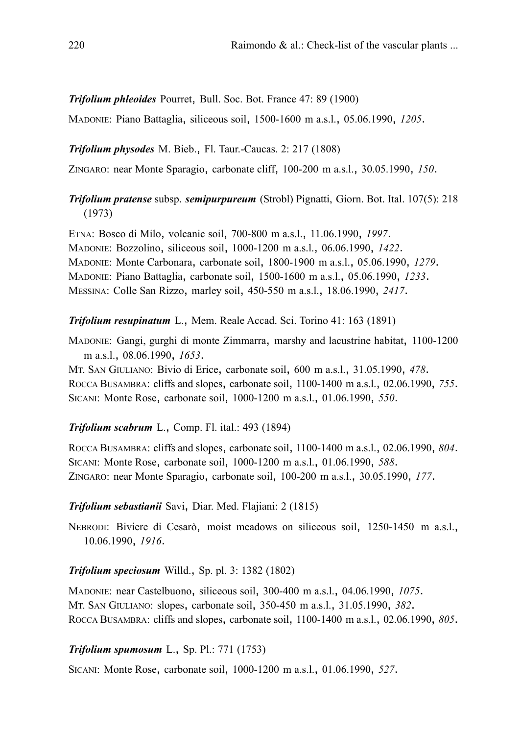***Trifolium phleoides*** Pourret, Bull. Soc. Bot. France 47: 89 (1900)

MADONIE: Piano Battaglia, siliceous soil, 1500-1600 m a.s.l., 05.06.1990, *1205*.

***Trifolium physodes*** M. Bieb., Fl. Taur.-Caucas. 2: 217 (1808)

ZINGARO: near Monte Sparagio, carbonate cliff, 100-200 m a.s.l., 30.05.1990, *150*.

***Trifolium pratense*** subsp. ***semipurpureum*** (Strobl) Pignatti, Giorn. Bot. Ital. 107(5): 218 (1973)

ETNA: Bosco di Milo, volcanic soil, 700-800 m a.s.l., 11.06.1990, *1997*.
MADONIE: Bozzolino, siliceous soil, 1000-1200 m a.s.l., 06.06.1990, *1422*.
MADONIE: Monte Carbonara, carbonate soil, 1800-1900 m a.s.l., 05.06.1990, *1279*.
MADONIE: Piano Battaglia, carbonate soil, 1500-1600 m a.s.l., 05.06.1990, *1233*.
MESSINA: Colle San Rizzo, marley soil, 450-550 m a.s.l., 18.06.1990, *2417*.

***Trifolium resupinatum*** L., Mem. Reale Accad. Sci. Torino 41: 163 (1891)

MADONIE: Gangi, gurghi di monte Zimmarra, marshy and lacustrine habitat, 1100-1200 m a.s.l., 08.06.1990, *1653*.
MT. SAN GIULIANO: Bivio di Erice, carbonate soil, 600 m a.s.l., 31.05.1990, *478*.
ROCCA BUSAMBRA: cliffs and slopes, carbonate soil, 1100-1400 m a.s.l., 02.06.1990, *755*.
SICANI: Monte Rose, carbonate soil, 1000-1200 m a.s.l., 01.06.1990, *550*.

***Trifolium scabrum*** L., Comp. Fl. ital.: 493 (1894)

ROCCA BUSAMBRA: cliffs and slopes, carbonate soil, 1100-1400 m a.s.l., 02.06.1990, *804*.
SICANI: Monte Rose, carbonate soil, 1000-1200 m a.s.l., 01.06.1990, *588*.
ZINGARO: near Monte Sparagio, carbonate soil, 100-200 m a.s.l., 30.05.1990, *177*.

***Trifolium sebastianii*** Savi, Diar. Med. Flajiani: 2 (1815)

NEBRODI: Biviere di Cesarò, moist meadows on siliceous soil, 1250-1450 m a.s.l., 10.06.1990, *1916*.

***Trifolium speciosum*** Willd., Sp. pl. 3: 1382 (1802)

MADONIE: near Castelbuono, siliceous soil, 300-400 m a.s.l., 04.06.1990, *1075*.
MT. SAN GIULIANO: slopes, carbonate soil, 350-450 m a.s.l., 31.05.1990, *382*.
ROCCA BUSAMBRA: cliffs and slopes, carbonate soil, 1100-1400 m a.s.l., 02.06.1990, *805*.

***Trifolium spumosum*** L., Sp. Pl.: 771 (1753)

SICANI: Monte Rose, carbonate soil, 1000-1200 m a.s.l., 01.06.1990, *527*.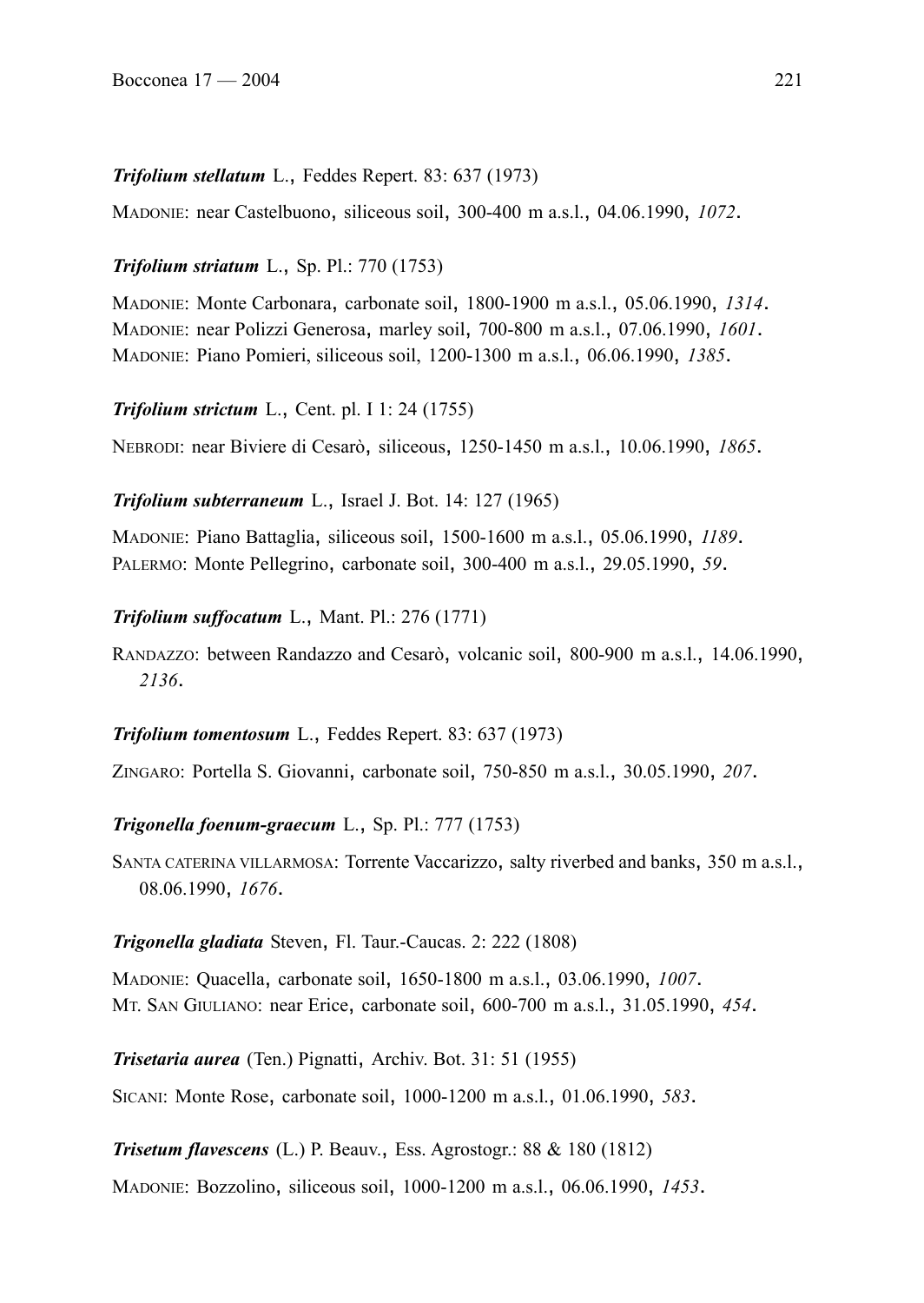***Trifolium stellatum*** L., Feddes Repert. 83: 637 (1973)

MADONIE: near Castelbuono, siliceous soil, 300-400 m a.s.l., 04.06.1990, *1072*.

***Trifolium striatum*** L., Sp. Pl.: 770 (1753)

MADONIE: Monte Carbonara, carbonate soil, 1800-1900 m a.s.l., 05.06.1990, *1314*.
MADONIE: near Polizzi Generosa, marley soil, 700-800 m a.s.l., 07.06.1990, *1601*.
MADONIE: Piano Pomieri, siliceous soil, 1200-1300 m a.s.l., 06.06.1990, *1385*.

***Trifolium strictum*** L., Cent. pl. I 1: 24 (1755)

NEBRODI: near Biviere di Cesarò, siliceous, 1250-1450 m a.s.l., 10.06.1990, *1865*.

***Trifolium subterraneum*** L., Israel J. Bot. 14: 127 (1965)

MADONIE: Piano Battaglia, siliceous soil, 1500-1600 m a.s.l., 05.06.1990, *1189*.
PALERMO: Monte Pellegrino, carbonate soil, 300-400 m a.s.l., 29.05.1990, *59*.

***Trifolium suffocatum*** L., Mant. Pl.: 276 (1771)

RANDAZZO: between Randazzo and Cesarò, volcanic soil, 800-900 m a.s.l., 14.06.1990, *2136*.

***Trifolium tomentosum*** L., Feddes Repert. 83: 637 (1973)

ZINGARO: Portella S. Giovanni, carbonate soil, 750-850 m a.s.l., 30.05.1990, *207*.

***Trigonella foenum-graecum*** L., Sp. Pl.: 777 (1753)

SANTA CATERINA VILLARMOSA: Torrente Vaccarizzo, salty riverbed and banks, 350 m a.s.l., 08.06.1990, *1676*.

***Trigonella gladiata*** Steven, Fl. Taur.-Caucas. 2: 222 (1808)

MADONIE: Quacella, carbonate soil, 1650-1800 m a.s.l., 03.06.1990, *1007*.
MT. SAN GIULIANO: near Erice, carbonate soil, 600-700 m a.s.l., 31.05.1990, *454*.

***Trisetaria aurea*** (Ten.) Pignatti, Archiv. Bot. 31: 51 (1955)

SICANI: Monte Rose, carbonate soil, 1000-1200 m a.s.l., 01.06.1990, *583*.

***Trisetum flavescens*** (L.) P. Beauv., Ess. Agrostogr.: 88 & 180 (1812)

MADONIE: Bozzolino, siliceous soil, 1000-1200 m a.s.l., 06.06.1990, *1453*.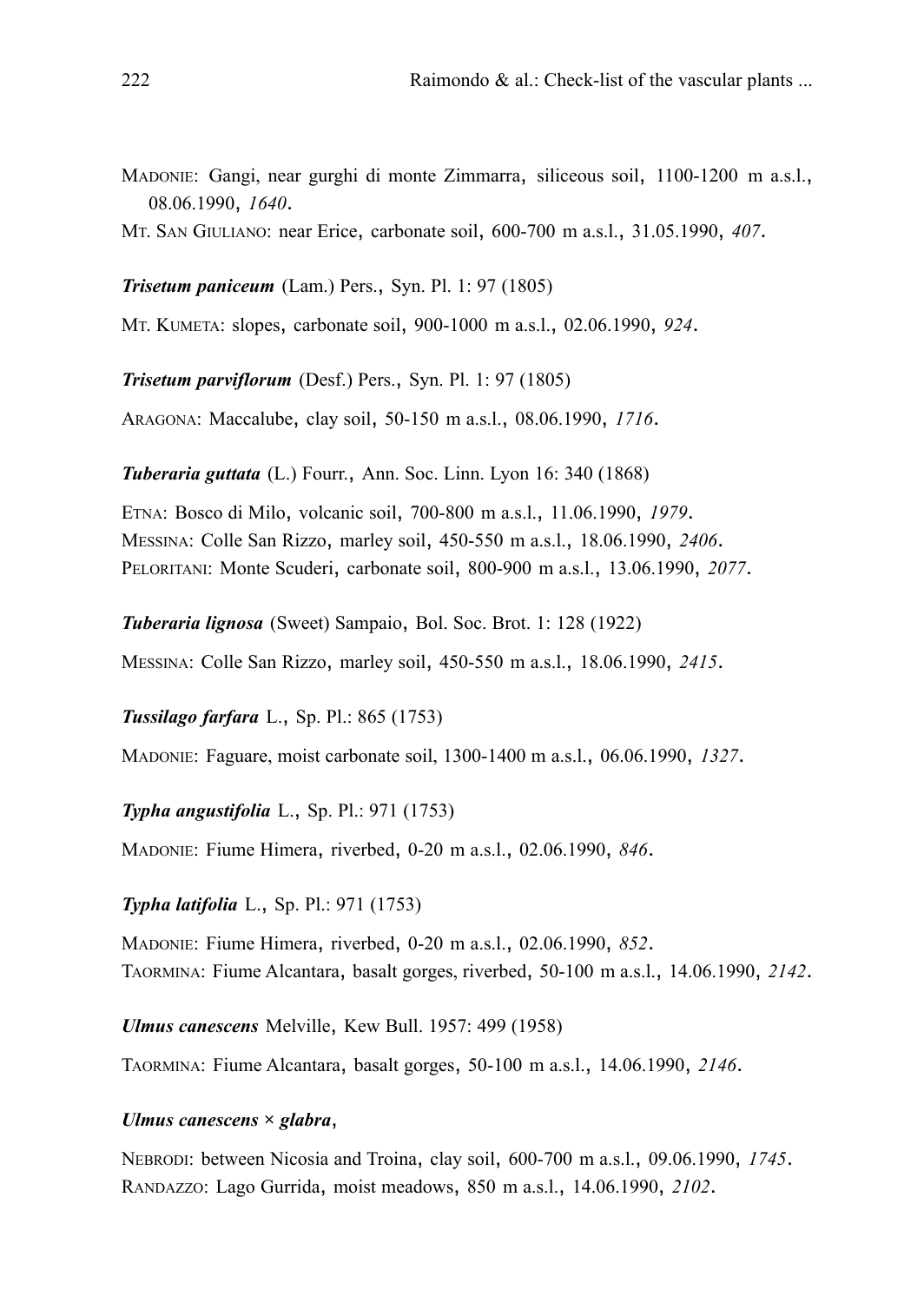MADONIE: Gangi, near gurghi di monte Zimmarra, siliceous soil, 1100-1200 m a.s.l., 08.06.1990, *1640*.

MT. SAN GIULIANO: near Erice, carbonate soil, 600-700 m a.s.l., 31.05.1990, *407*.

***Trisetum paniceum*** (Lam.) Pers., Syn. Pl. 1: 97 (1805)

MT. KUMETA: slopes, carbonate soil, 900-1000 m a.s.l., 02.06.1990, *924*.

***Trisetum parviflorum*** (Desf.) Pers., Syn. Pl. 1: 97 (1805)

ARAGONA: Maccalube, clay soil, 50-150 m a.s.l., 08.06.1990, *1716*.

***Tuberaria guttata*** (L.) Fourr., Ann. Soc. Linn. Lyon 16: 340 (1868)

ETNA: Bosco di Milo, volcanic soil, 700-800 m a.s.l., 11.06.1990, *1979*.

MESSINA: Colle San Rizzo, marley soil, 450-550 m a.s.l., 18.06.1990, *2406*.

PELORITANI: Monte Scuderi, carbonate soil, 800-900 m a.s.l., 13.06.1990, *2077*.

***Tuberaria lignosa*** (Sweet) Sampaio, Bol. Soc. Brot. 1: 128 (1922)

MESSINA: Colle San Rizzo, marley soil, 450-550 m a.s.l., 18.06.1990, *2415*.

***Tussilago farfara*** L., Sp. Pl.: 865 (1753)

MADONIE: Faguare, moist carbonate soil, 1300-1400 m a.s.l., 06.06.1990, *1327*.

***Typha angustifolia*** L., Sp. Pl.: 971 (1753)

MADONIE: Fiume Himera, riverbed, 0-20 m a.s.l., 02.06.1990, *846*.

***Typha latifolia*** L., Sp. Pl.: 971 (1753)

MADONIE: Fiume Himera, riverbed, 0-20 m a.s.l., 02.06.1990, *852*.

TAORMINA: Fiume Alcantara, basalt gorges, riverbed, 50-100 m a.s.l., 14.06.1990, *2142*.

***Ulmus canescens*** Melville, Kew Bull. 1957: 499 (1958)

TAORMINA: Fiume Alcantara, basalt gorges, 50-100 m a.s.l., 14.06.1990, *2146*.

***Ulmus canescens × glabra***,

NEBRODI: between Nicosia and Troina, clay soil, 600-700 m a.s.l., 09.06.1990, *1745*.

RANDAZZO: Lago Gurrida, moist meadows, 850 m a.s.l., 14.06.1990, *2102*.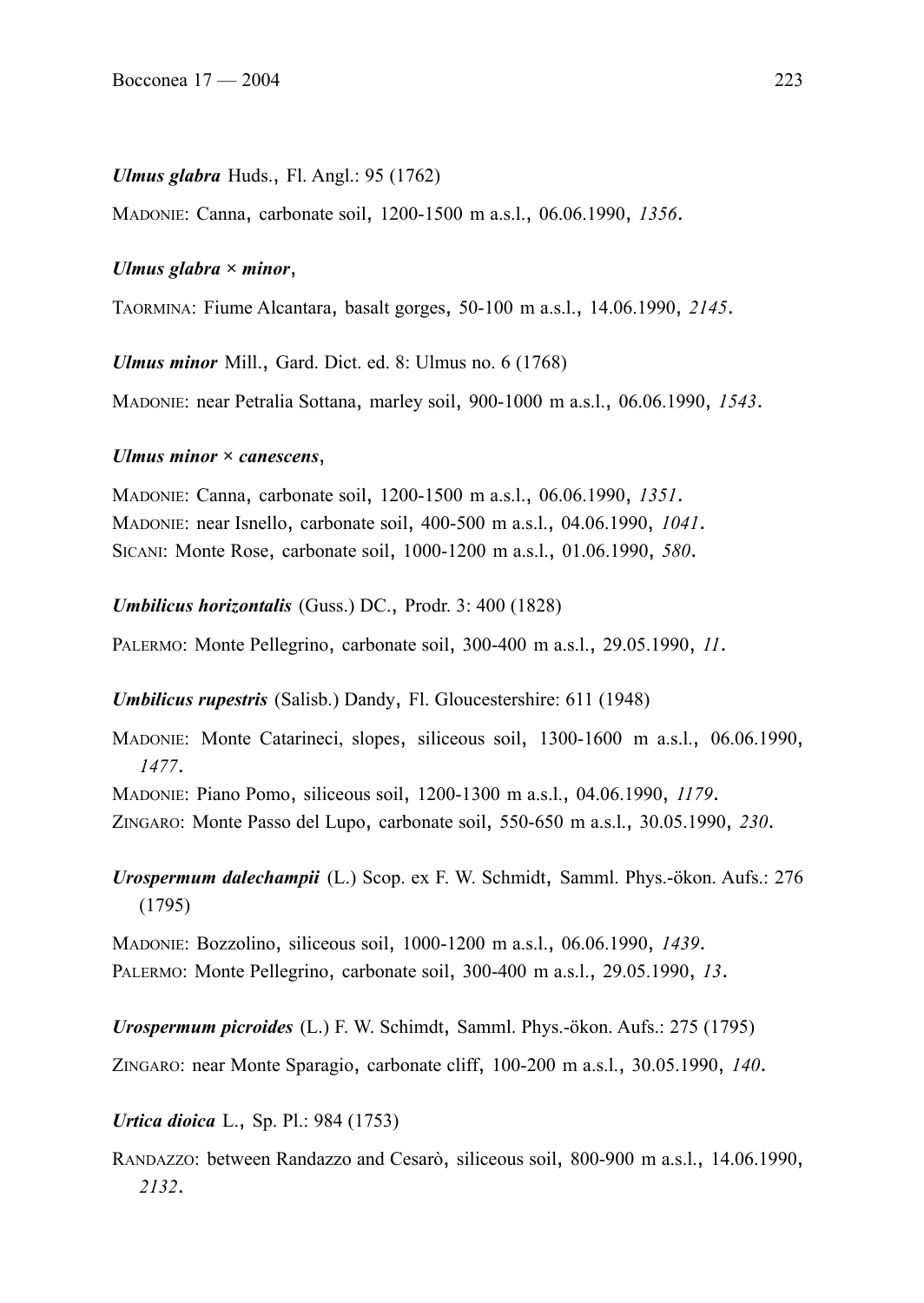***Ulmus glabra*** Huds., Fl. Angl.: 95 (1762)

MADONIE: Canna, carbonate soil, 1200-1500 m a.s.l., 06.06.1990, *1356*.

***Ulmus glabra* × *minor***,

TAORMINA: Fiume Alcantara, basalt gorges, 50-100 m a.s.l., 14.06.1990, *2145*.

***Ulmus minor*** Mill., Gard. Dict. ed. 8: Ulmus no. 6 (1768)

MADONIE: near Petralia Sottana, marley soil, 900-1000 m a.s.l., 06.06.1990, *1543*.

***Ulmus minor* × *canescens***,

MADONIE: Canna, carbonate soil, 1200-1500 m a.s.l., 06.06.1990, *1351*.
MADONIE: near Isnello, carbonate soil, 400-500 m a.s.l., 04.06.1990, *1041*.
SICANI: Monte Rose, carbonate soil, 1000-1200 m a.s.l., 01.06.1990, *580*.

***Umbilicus horizontalis*** (Guss.) DC., Prodr. 3: 400 (1828)

PALERMO: Monte Pellegrino, carbonate soil, 300-400 m a.s.l., 29.05.1990, *11*.

***Umbilicus rupestris*** (Salisb.) Dandy, Fl. Gloucestershire: 611 (1948)

MADONIE: Monte Catarineci, slopes, siliceous soil, 1300-1600 m a.s.l., 06.06.1990, *1477*.
MADONIE: Piano Pomo, siliceous soil, 1200-1300 m a.s.l., 04.06.1990, *1179*.
ZINGARO: Monte Passo del Lupo, carbonate soil, 550-650 m a.s.l., 30.05.1990, *230*.

***Urospermum dalechampii*** (L.) Scop. ex F. W. Schmidt, Samml. Phys.-ökon. Aufs.: 276 (1795)

MADONIE: Bozzolino, siliceous soil, 1000-1200 m a.s.l., 06.06.1990, *1439*.
PALERMO: Monte Pellegrino, carbonate soil, 300-400 m a.s.l., 29.05.1990, *13*.

***Urospermum picroides*** (L.) F. W. Schimdt, Samml. Phys.-ökon. Aufs.: 275 (1795)

ZINGARO: near Monte Sparagio, carbonate cliff, 100-200 m a.s.l., 30.05.1990, *140*.

***Urtica dioica*** L., Sp. Pl.: 984 (1753)

RANDAZZO: between Randazzo and Cesarò, siliceous soil, 800-900 m a.s.l., 14.06.1990, *2132*.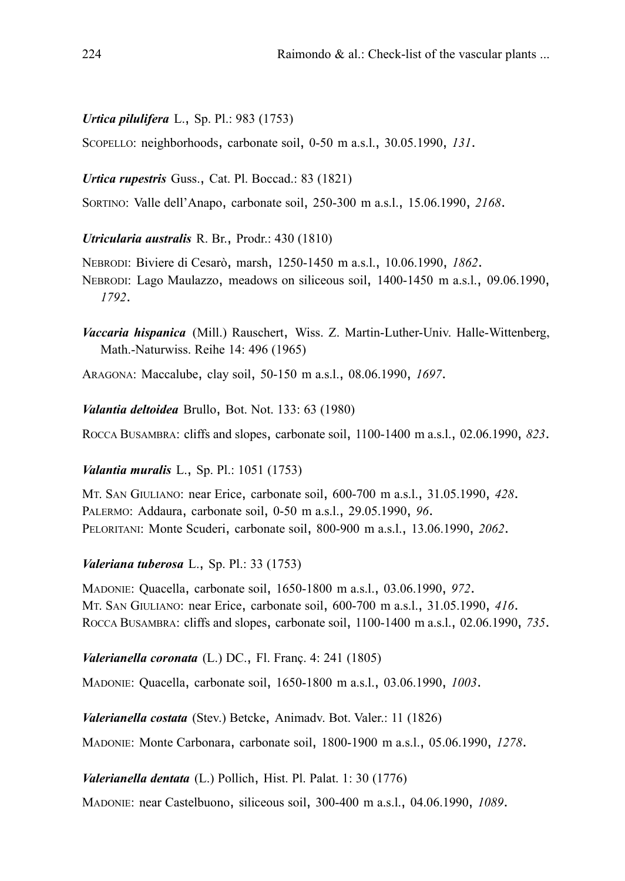***Urtica pilulifera*** L., Sp. Pl.: 983 (1753)

SCOPELLO: neighborhoods, carbonate soil, 0-50 m a.s.l., 30.05.1990, *131*.

***Urtica rupestris*** Guss., Cat. Pl. Boccad.: 83 (1821)

SORTINO: Valle dell'Anapo, carbonate soil, 250-300 m a.s.l., 15.06.1990, *2168*.

***Utricularia australis*** R. Br., Prodr.: 430 (1810)

NEBRODI: Biviere di Cesarò, marsh, 1250-1450 m a.s.l., 10.06.1990, *1862*.
NEBRODI: Lago Maulazzo, meadows on siliceous soil, 1400-1450 m a.s.l., 09.06.1990, *1792*.

***Vaccaria hispanica*** (Mill.) Rauschert, Wiss. Z. Martin-Luther-Univ. Halle-Wittenberg, Math.-Naturwiss. Reihe 14: 496 (1965)

ARAGONA: Maccalube, clay soil, 50-150 m a.s.l., 08.06.1990, *1697*.

***Valantia deltoidea*** Brullo, Bot. Not. 133: 63 (1980)

ROCCA BUSAMBRA: cliffs and slopes, carbonate soil, 1100-1400 m a.s.l., 02.06.1990, *823*.

***Valantia muralis*** L., Sp. Pl.: 1051 (1753)

MT. SAN GIULIANO: near Erice, carbonate soil, 600-700 m a.s.l., 31.05.1990, *428*.
PALERMO: Addaura, carbonate soil, 0-50 m a.s.l., 29.05.1990, *96*.
PELORITANI: Monte Scuderi, carbonate soil, 800-900 m a.s.l., 13.06.1990, *2062*.

***Valeriana tuberosa*** L., Sp. Pl.: 33 (1753)

MADONIE: Quacella, carbonate soil, 1650-1800 m a.s.l., 03.06.1990, *972*.
MT. SAN GIULIANO: near Erice, carbonate soil, 600-700 m a.s.l., 31.05.1990, *416*.
ROCCA BUSAMBRA: cliffs and slopes, carbonate soil, 1100-1400 m a.s.l., 02.06.1990, *735*.

***Valerianella coronata*** (L.) DC., Fl. Franç. 4: 241 (1805)

MADONIE: Quacella, carbonate soil, 1650-1800 m a.s.l., 03.06.1990, *1003*.

***Valerianella costata*** (Stev.) Betcke, Animadv. Bot. Valer.: 11 (1826)

MADONIE: Monte Carbonara, carbonate soil, 1800-1900 m a.s.l., 05.06.1990, *1278*.

***Valerianella dentata*** (L.) Pollich, Hist. Pl. Palat. 1: 30 (1776)

MADONIE: near Castelbuono, siliceous soil, 300-400 m a.s.l., 04.06.1990, *1089*.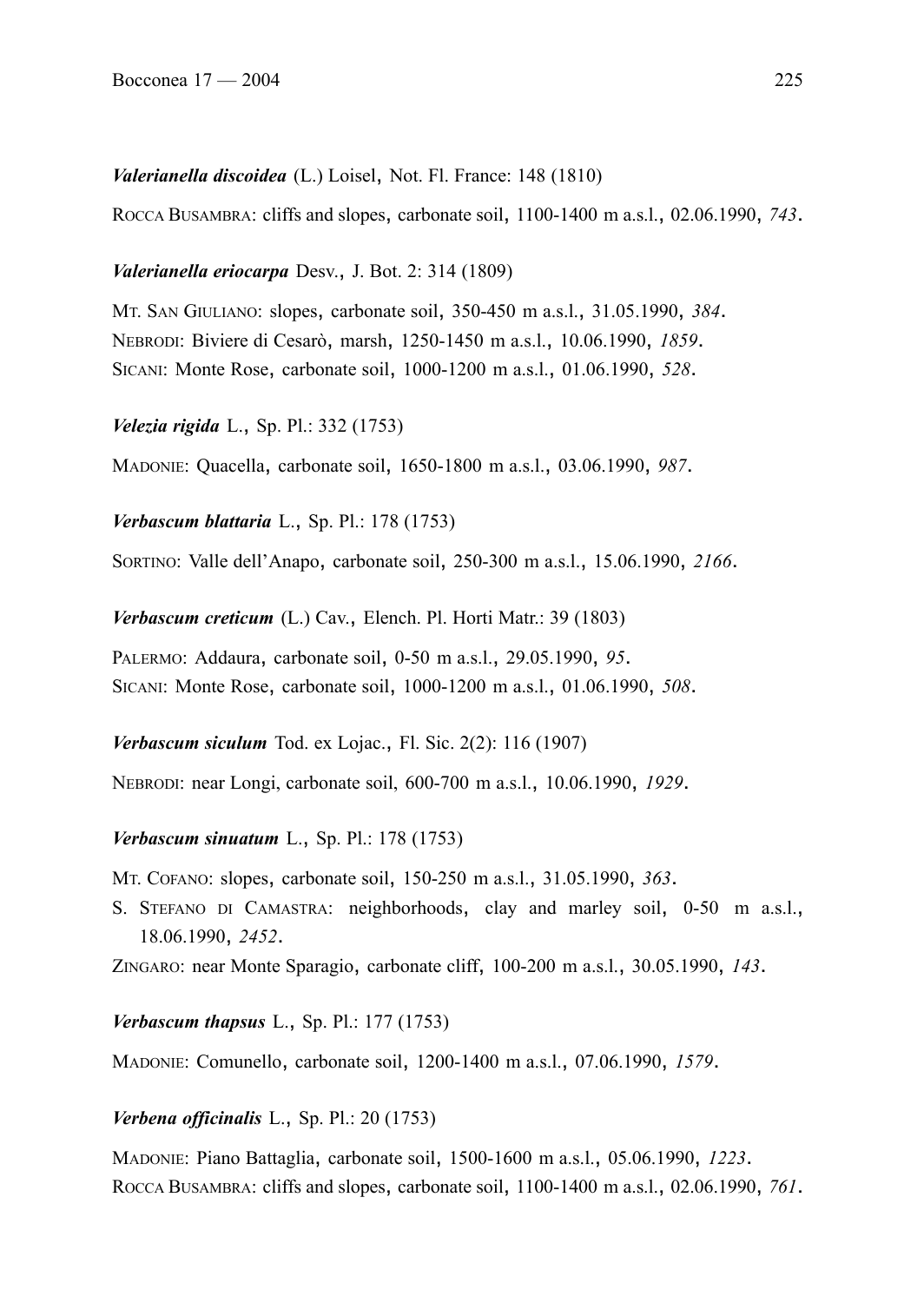***Valerianella discoidea*** (L.) Loisel, Not. Fl. France: 148 (1810)

ROCCA BUSAMBRA: cliffs and slopes, carbonate soil, 1100-1400 m a.s.l., 02.06.1990, *743*.

***Valerianella eriocarpa*** Desv., J. Bot. 2: 314 (1809)

MT. SAN GIULIANO: slopes, carbonate soil, 350-450 m a.s.l., 31.05.1990, *384*.
NEBRODI: Biviere di Cesarò, marsh, 1250-1450 m a.s.l., 10.06.1990, *1859*.
SICANI: Monte Rose, carbonate soil, 1000-1200 m a.s.l., 01.06.1990, *528*.

***Velezia rigida*** L., Sp. Pl.: 332 (1753)

MADONIE: Quacella, carbonate soil, 1650-1800 m a.s.l., 03.06.1990, *987*.

***Verbascum blattaria*** L., Sp. Pl.: 178 (1753)

SORTINO: Valle dell'Anapo, carbonate soil, 250-300 m a.s.l., 15.06.1990, *2166*.

***Verbascum creticum*** (L.) Cav., Elench. Pl. Horti Matr.: 39 (1803)

PALERMO: Addaura, carbonate soil, 0-50 m a.s.l., 29.05.1990, *95*.
SICANI: Monte Rose, carbonate soil, 1000-1200 m a.s.l., 01.06.1990, *508*.

***Verbascum siculum*** Tod. ex Lojac., Fl. Sic. 2(2): 116 (1907)

NEBRODI: near Longi, carbonate soil, 600-700 m a.s.l., 10.06.1990, *1929*.

***Verbascum sinuatum*** L., Sp. Pl.: 178 (1753)

MT. COFANO: slopes, carbonate soil, 150-250 m a.s.l., 31.05.1990, *363*.
S. STEFANO DI CAMASTRA: neighborhoods, clay and marley soil, 0-50 m a.s.l., 18.06.1990, *2452*.
ZINGARO: near Monte Sparagio, carbonate cliff, 100-200 m a.s.l., 30.05.1990, *143*.

***Verbascum thapsus*** L., Sp. Pl.: 177 (1753)

MADONIE: Comunello, carbonate soil, 1200-1400 m a.s.l., 07.06.1990, *1579*.

***Verbena officinalis*** L., Sp. Pl.: 20 (1753)

MADONIE: Piano Battaglia, carbonate soil, 1500-1600 m a.s.l., 05.06.1990, *1223*.
ROCCA BUSAMBRA: cliffs and slopes, carbonate soil, 1100-1400 m a.s.l., 02.06.1990, *761*.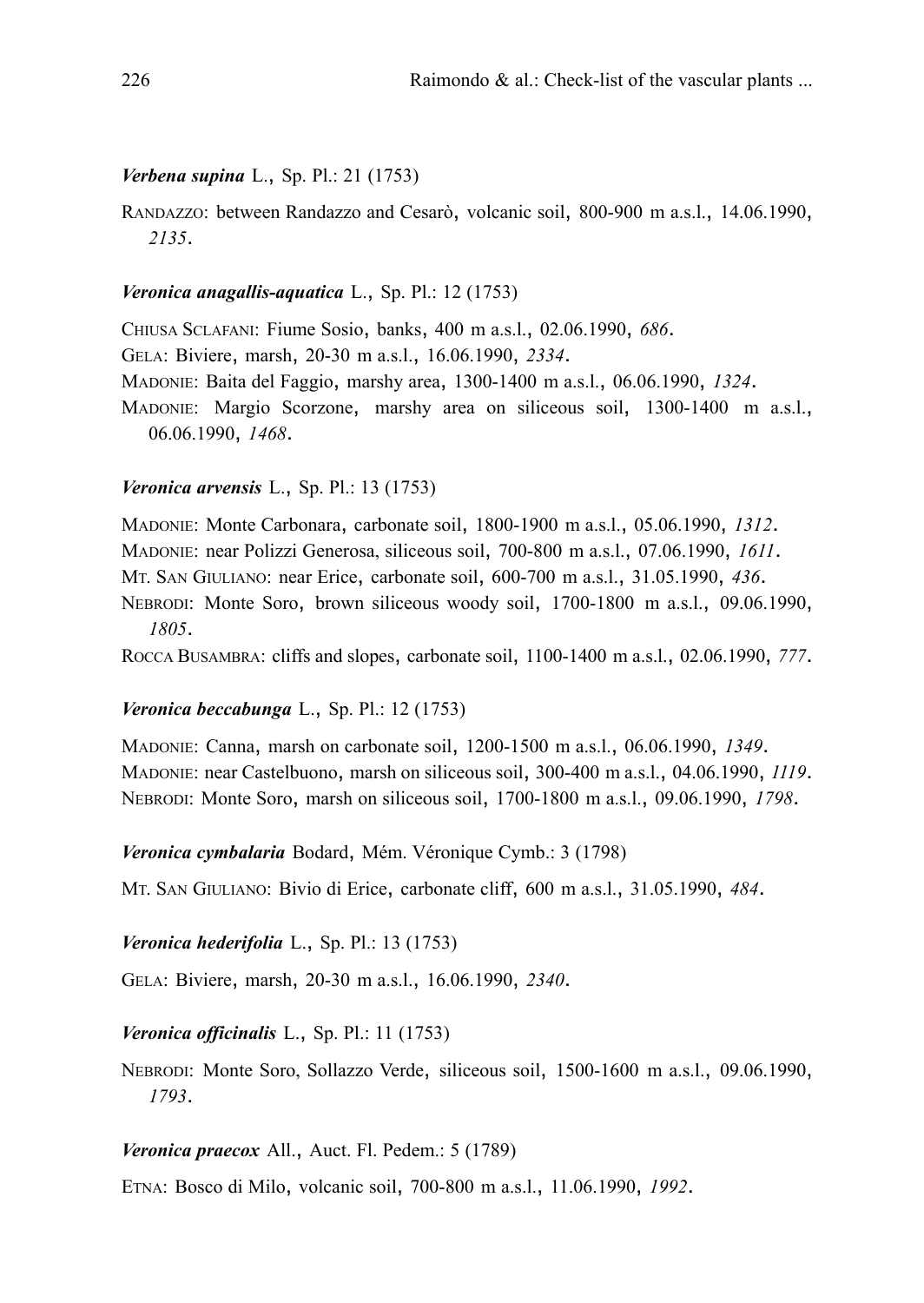***Verbena supina*** L., Sp. Pl.: 21 (1753)

RANDAZZO: between Randazzo and Cesarò, volcanic soil, 800-900 m a.s.l., 14.06.1990, *2135*.

***Veronica anagallis-aquatica*** L., Sp. Pl.: 12 (1753)

CHIUSA SCLAFANI: Fiume Sosio, banks, 400 m a.s.l., 02.06.1990, *686*.
GELA: Biviere, marsh, 20-30 m a.s.l., 16.06.1990, *2334*.
MADONIE: Baita del Faggio, marshy area, 1300-1400 m a.s.l., 06.06.1990, *1324*.
MADONIE: Margio Scorzone, marshy area on siliceous soil, 1300-1400 m a.s.l., 06.06.1990, *1468*.

***Veronica arvensis*** L., Sp. Pl.: 13 (1753)

MADONIE: Monte Carbonara, carbonate soil, 1800-1900 m a.s.l., 05.06.1990, *1312*.
MADONIE: near Polizzi Generosa, siliceous soil, 700-800 m a.s.l., 07.06.1990, *1611*.
MT. SAN GIULIANO: near Erice, carbonate soil, 600-700 m a.s.l., 31.05.1990, *436*.
NEBRODI: Monte Soro, brown siliceous woody soil, 1700-1800 m a.s.l., 09.06.1990, *1805*.
ROCCA BUSAMBRA: cliffs and slopes, carbonate soil, 1100-1400 m a.s.l., 02.06.1990, *777*.

***Veronica beccabunga*** L., Sp. Pl.: 12 (1753)

MADONIE: Canna, marsh on carbonate soil, 1200-1500 m a.s.l., 06.06.1990, *1349*.
MADONIE: near Castelbuono, marsh on siliceous soil, 300-400 m a.s.l., 04.06.1990, *1119*.
NEBRODI: Monte Soro, marsh on siliceous soil, 1700-1800 m a.s.l., 09.06.1990, *1798*.

***Veronica cymbalaria*** Bodard, Mém. Véronique Cymb.: 3 (1798)

MT. SAN GIULIANO: Bivio di Erice, carbonate cliff, 600 m a.s.l., 31.05.1990, *484*.

***Veronica hederifolia*** L., Sp. Pl.: 13 (1753)

GELA: Biviere, marsh, 20-30 m a.s.l., 16.06.1990, *2340*.

***Veronica officinalis*** L., Sp. Pl.: 11 (1753)

NEBRODI: Monte Soro, Sollazzo Verde, siliceous soil, 1500-1600 m a.s.l., 09.06.1990, *1793*.

***Veronica praecox*** All., Auct. Fl. Pedem.: 5 (1789)

ETNA: Bosco di Milo, volcanic soil, 700-800 m a.s.l., 11.06.1990, *1992*.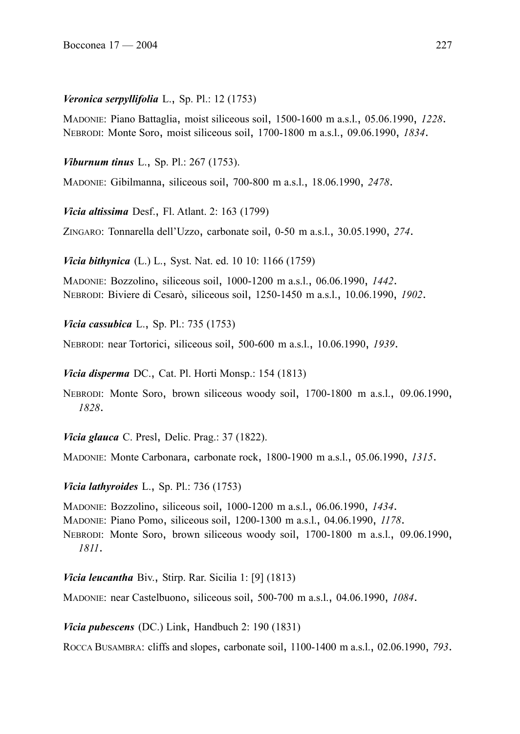***Veronica serpyllifolia*** L., Sp. Pl.: 12 (1753)

MADONIE: Piano Battaglia, moist siliceous soil, 1500-1600 m a.s.l., 05.06.1990, *1228*.
NEBRODI: Monte Soro, moist siliceous soil, 1700-1800 m a.s.l., 09.06.1990, *1834*.

***Viburnum tinus*** L., Sp. Pl.: 267 (1753).

MADONIE: Gibilmanna, siliceous soil, 700-800 m a.s.l., 18.06.1990, *2478*.

***Vicia altissima*** Desf., Fl. Atlant. 2: 163 (1799)

ZINGARO: Tonnarella dell'Uzzo, carbonate soil, 0-50 m a.s.l., 30.05.1990, *274*.

***Vicia bithynica*** (L.) L., Syst. Nat. ed. 10 10: 1166 (1759)

MADONIE: Bozzolino, siliceous soil, 1000-1200 m a.s.l., 06.06.1990, *1442*.
NEBRODI: Biviere di Cesarò, siliceous soil, 1250-1450 m a.s.l., 10.06.1990, *1902*.

***Vicia cassubica*** L., Sp. Pl.: 735 (1753)

NEBRODI: near Tortorici, siliceous soil, 500-600 m a.s.l., 10.06.1990, *1939*.

***Vicia disperma*** DC., Cat. Pl. Horti Monsp.: 154 (1813)

NEBRODI: Monte Soro, brown siliceous woody soil, 1700-1800 m a.s.l., 09.06.1990, *1828*.

***Vicia glauca*** C. Presl, Delic. Prag.: 37 (1822).

MADONIE: Monte Carbonara, carbonate rock, 1800-1900 m a.s.l., 05.06.1990, *1315*.

***Vicia lathyroides*** L., Sp. Pl.: 736 (1753)

MADONIE: Bozzolino, siliceous soil, 1000-1200 m a.s.l., 06.06.1990, *1434*.
MADONIE: Piano Pomo, siliceous soil, 1200-1300 m a.s.l., 04.06.1990, *1178*.
NEBRODI: Monte Soro, brown siliceous woody soil, 1700-1800 m a.s.l., 09.06.1990, *1811*.

***Vicia leucantha*** Biv., Stirp. Rar. Sicilia 1: [9] (1813)

MADONIE: near Castelbuono, siliceous soil, 500-700 m a.s.l., 04.06.1990, *1084*.

***Vicia pubescens*** (DC.) Link, Handbuch 2: 190 (1831)

ROCCA BUSAMBRA: cliffs and slopes, carbonate soil, 1100-1400 m a.s.l., 02.06.1990, *793*.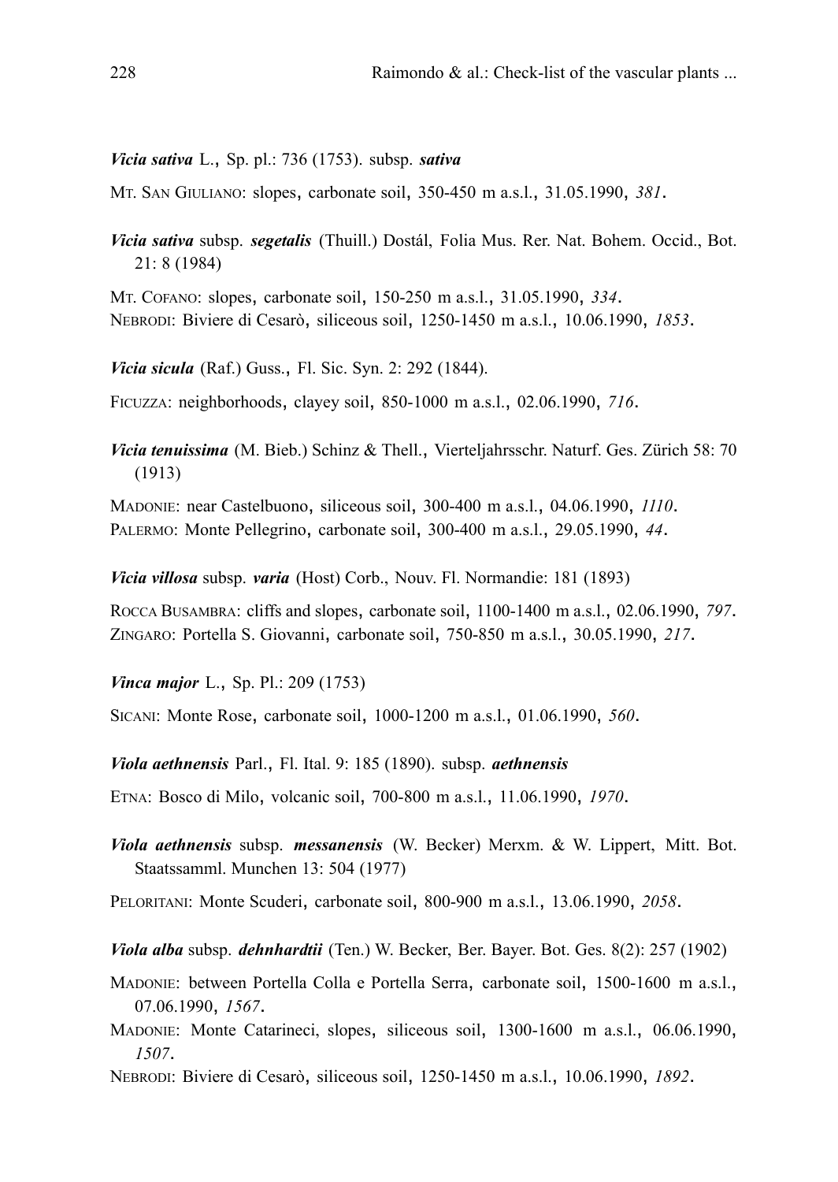***Vicia sativa*** L., Sp. pl.: 736 (1753). subsp. ***sativa***

MT. SAN GIULIANO: slopes, carbonate soil, 350-450 m a.s.l., 31.05.1990, *381*.

***Vicia sativa*** subsp. ***segetalis*** (Thuill.) Dostál, Folia Mus. Rer. Nat. Bohem. Occid., Bot. 21: 8 (1984)

MT. COFANO: slopes, carbonate soil, 150-250 m a.s.l., 31.05.1990, *334*.
NEBRODI: Biviere di Cesarò, siliceous soil, 1250-1450 m a.s.l., 10.06.1990, *1853*.

***Vicia sicula*** (Raf.) Guss., Fl. Sic. Syn. 2: 292 (1844).

FICUZZA: neighborhoods, clayey soil, 850-1000 m a.s.l., 02.06.1990, *716*.

***Vicia tenuissima*** (M. Bieb.) Schinz & Thell., Vierteljahrsschr. Naturf. Ges. Zürich 58: 70 (1913)

MADONIE: near Castelbuono, siliceous soil, 300-400 m a.s.l., 04.06.1990, *1110*.
PALERMO: Monte Pellegrino, carbonate soil, 300-400 m a.s.l., 29.05.1990, *44*.

***Vicia villosa*** subsp. ***varia*** (Host) Corb., Nouv. Fl. Normandie: 181 (1893)

ROCCA BUSAMBRA: cliffs and slopes, carbonate soil, 1100-1400 m a.s.l., 02.06.1990, *797*.
ZINGARO: Portella S. Giovanni, carbonate soil, 750-850 m a.s.l., 30.05.1990, *217*.

***Vinca major*** L., Sp. Pl.: 209 (1753)

SICANI: Monte Rose, carbonate soil, 1000-1200 m a.s.l., 01.06.1990, *560*.

***Viola aethnensis*** Parl., Fl. Ital. 9: 185 (1890). subsp. ***aethnensis***

ETNA: Bosco di Milo, volcanic soil, 700-800 m a.s.l., 11.06.1990, *1970*.

***Viola aethnensis*** subsp. ***messanensis*** (W. Becker) Merxm. & W. Lippert, Mitt. Bot. Staatssamml. Munchen 13: 504 (1977)

PELORITANI: Monte Scuderi, carbonate soil, 800-900 m a.s.l., 13.06.1990, *2058*.

***Viola alba*** subsp. ***dehnhardtii*** (Ten.) W. Becker, Ber. Bayer. Bot. Ges. 8(2): 257 (1902)

MADONIE: between Portella Colla e Portella Serra, carbonate soil, 1500-1600 m a.s.l., 07.06.1990, *1567*.
MADONIE: Monte Catarineci, slopes, siliceous soil, 1300-1600 m a.s.l., 06.06.1990, *1507*.
NEBRODI: Biviere di Cesarò, siliceous soil, 1250-1450 m a.s.l., 10.06.1990, *1892*.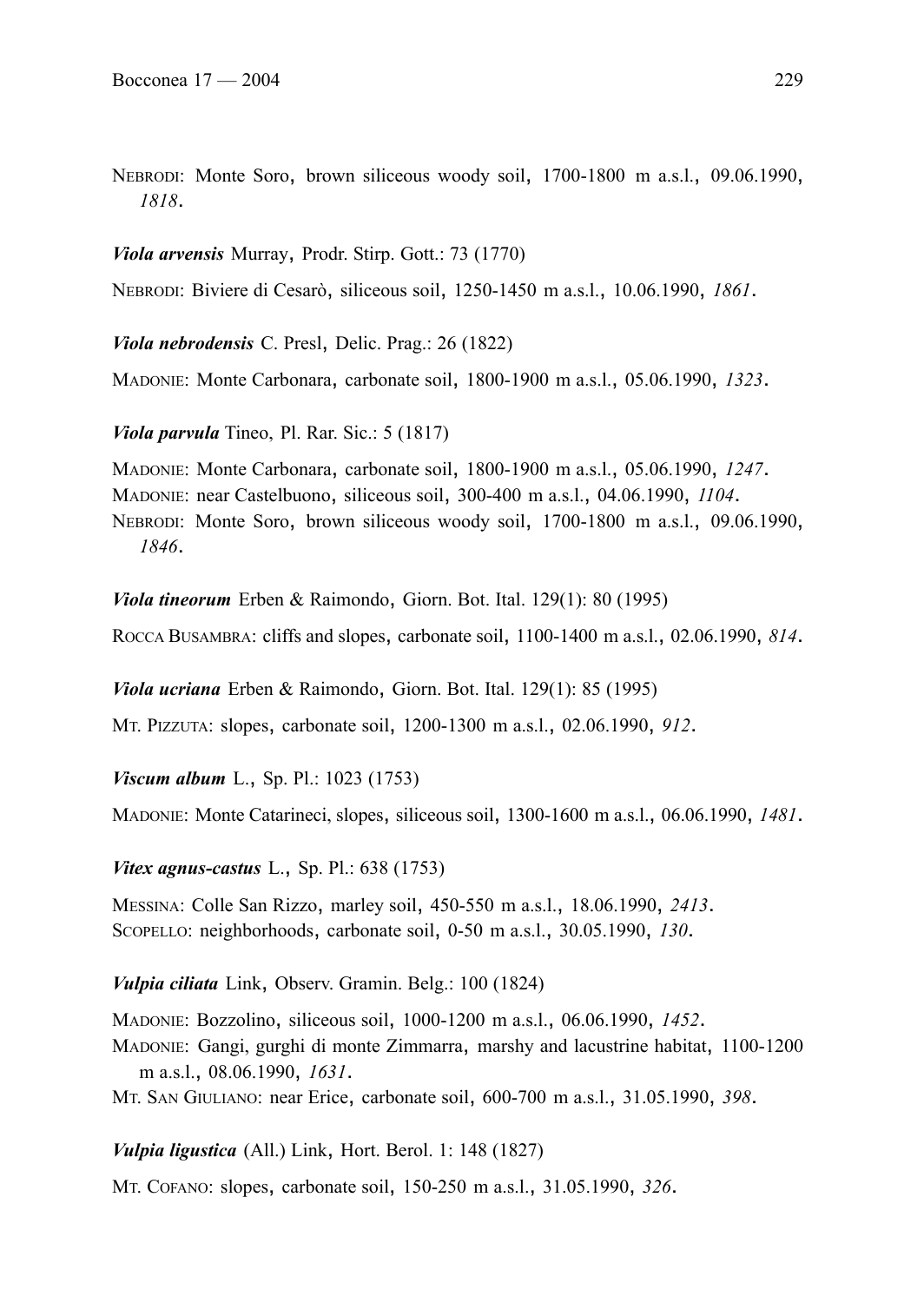NEBRODI: Monte Soro, brown siliceous woody soil, 1700-1800 m a.s.l., 09.06.1990, *1818*.

***Viola arvensis*** Murray, Prodr. Stirp. Gott.: 73 (1770)

NEBRODI: Biviere di Cesarò, siliceous soil, 1250-1450 m a.s.l., 10.06.1990, *1861*.

***Viola nebrodensis*** C. Presl, Delic. Prag.: 26 (1822)

MADONIE: Monte Carbonara, carbonate soil, 1800-1900 m a.s.l., 05.06.1990, *1323*.

***Viola parvula*** Tineo, Pl. Rar. Sic.: 5 (1817)

MADONIE: Monte Carbonara, carbonate soil, 1800-1900 m a.s.l., 05.06.1990, *1247*.
MADONIE: near Castelbuono, siliceous soil, 300-400 m a.s.l., 04.06.1990, *1104*.
NEBRODI: Monte Soro, brown siliceous woody soil, 1700-1800 m a.s.l., 09.06.1990, *1846*.

***Viola tineorum*** Erben & Raimondo, Giorn. Bot. Ital. 129(1): 80 (1995)

ROCCA BUSAMBRA: cliffs and slopes, carbonate soil, 1100-1400 m a.s.l., 02.06.1990, *814*.

***Viola ucriana*** Erben & Raimondo, Giorn. Bot. Ital. 129(1): 85 (1995)

MT. PIZZUTA: slopes, carbonate soil, 1200-1300 m a.s.l., 02.06.1990, *912*.

***Viscum album*** L., Sp. Pl.: 1023 (1753)

MADONIE: Monte Catarineci, slopes, siliceous soil, 1300-1600 m a.s.l., 06.06.1990, *1481*.

***Vitex agnus-castus*** L., Sp. Pl.: 638 (1753)

MESSINA: Colle San Rizzo, marley soil, 450-550 m a.s.l., 18.06.1990, *2413*.
SCOPELLO: neighborhoods, carbonate soil, 0-50 m a.s.l., 30.05.1990, *130*.

***Vulpia ciliata*** Link, Observ. Gramin. Belg.: 100 (1824)

MADONIE: Bozzolino, siliceous soil, 1000-1200 m a.s.l., 06.06.1990, *1452*.
MADONIE: Gangi, gurghi di monte Zimmarra, marshy and lacustrine habitat, 1100-1200 m a.s.l., 08.06.1990, *1631*.
MT. SAN GIULIANO: near Erice, carbonate soil, 600-700 m a.s.l., 31.05.1990, *398*.

***Vulpia ligustica*** (All.) Link, Hort. Berol. 1: 148 (1827)

MT. COFANO: slopes, carbonate soil, 150-250 m a.s.l., 31.05.1990, *326*.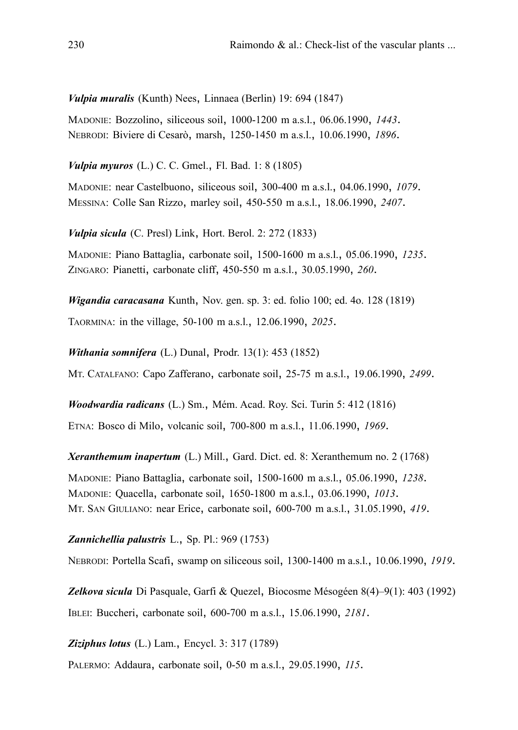***Vulpia muralis*** (Kunth) Nees, Linnaea (Berlin) 19: 694 (1847)

MADONIE: Bozzolino, siliceous soil, 1000-1200 m a.s.l., 06.06.1990, *1443*.
NEBRODI: Biviere di Cesarò, marsh, 1250-1450 m a.s.l., 10.06.1990, *1896*.

***Vulpia myuros*** (L.) C. C. Gmel., Fl. Bad. 1: 8 (1805)

MADONIE: near Castelbuono, siliceous soil, 300-400 m a.s.l., 04.06.1990, *1079*.
MESSINA: Colle San Rizzo, marley soil, 450-550 m a.s.l., 18.06.1990, *2407*.

***Vulpia sicula*** (C. Presl) Link, Hort. Berol. 2: 272 (1833)

MADONIE: Piano Battaglia, carbonate soil, 1500-1600 m a.s.l., 05.06.1990, *1235*.
ZINGARO: Pianetti, carbonate cliff, 450-550 m a.s.l., 30.05.1990, *260*.

***Wigandia caracasana*** Kunth, Nov. gen. sp. 3: ed. folio 100; ed. 4o. 128 (1819)

TAORMINA: in the village, 50-100 m a.s.l., 12.06.1990, *2025*.

***Withania somnifera*** (L.) Dunal, Prodr. 13(1): 453 (1852)

MT. CATALFANO: Capo Zafferano, carbonate soil, 25-75 m a.s.l., 19.06.1990, *2499*.

***Woodwardia radicans*** (L.) Sm., Mém. Acad. Roy. Sci. Turin 5: 412 (1816)

ETNA: Bosco di Milo, volcanic soil, 700-800 m a.s.l., 11.06.1990, *1969*.

***Xeranthemum inapertum*** (L.) Mill., Gard. Dict. ed. 8: Xeranthemum no. 2 (1768)

MADONIE: Piano Battaglia, carbonate soil, 1500-1600 m a.s.l., 05.06.1990, *1238*.
MADONIE: Quacella, carbonate soil, 1650-1800 m a.s.l., 03.06.1990, *1013*.
MT. SAN GIULIANO: near Erice, carbonate soil, 600-700 m a.s.l., 31.05.1990, *419*.

***Zannichellia palustris*** L., Sp. Pl.: 969 (1753)

NEBRODI: Portella Scafi, swamp on siliceous soil, 1300-1400 m a.s.l., 10.06.1990, *1919*.

***Zelkova sicula*** Di Pasquale, Garfi & Quezel, Biocosme Mésogéen 8(4)–9(1): 403 (1992)

IBLEI: Buccheri, carbonate soil, 600-700 m a.s.l., 15.06.1990, *2181*.

***Ziziphus lotus*** (L.) Lam., Encycl. 3: 317 (1789)

PALERMO: Addaura, carbonate soil, 0-50 m a.s.l., 29.05.1990, *115*.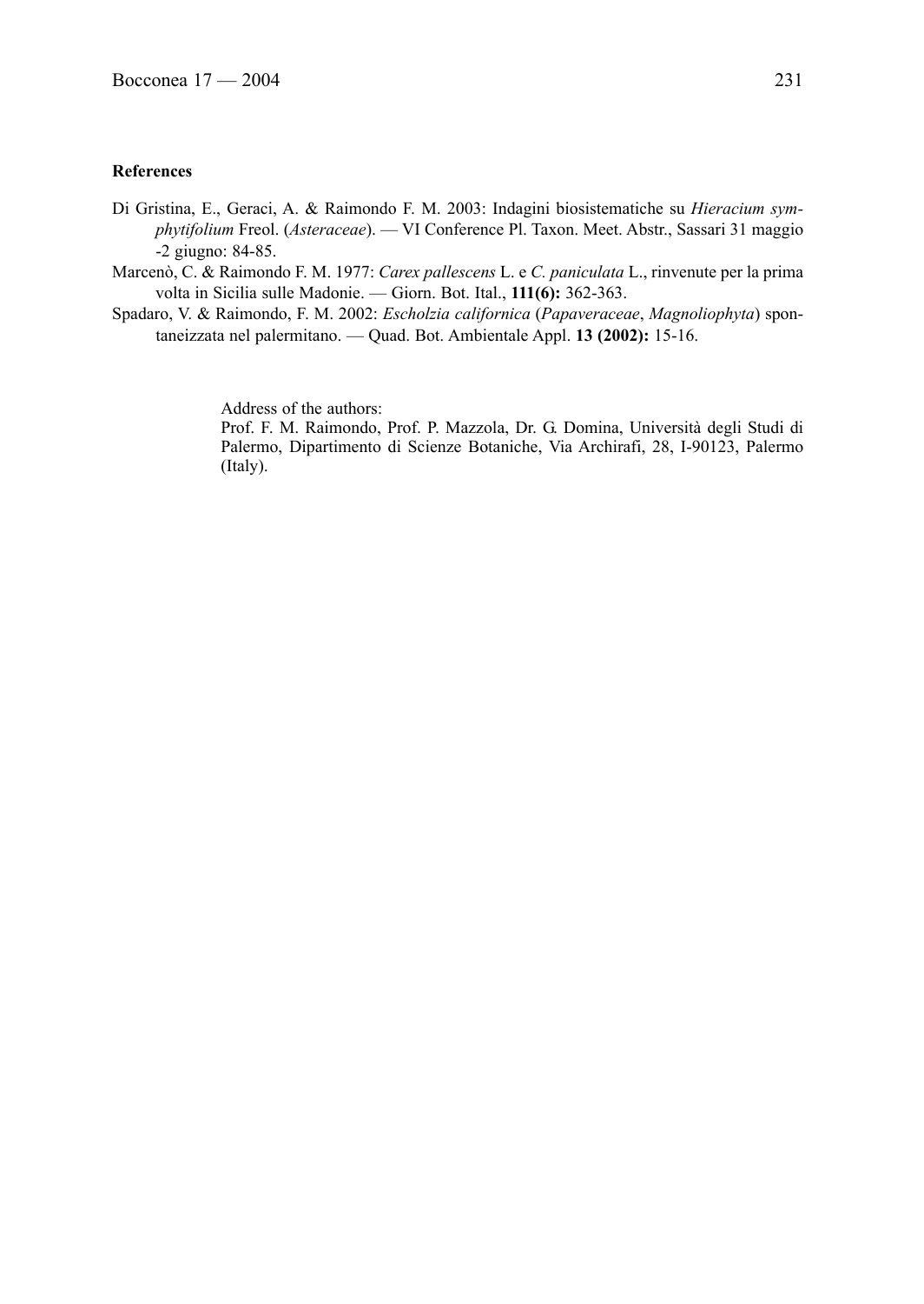#### References

Di Gristina, E., Geraci, A. & Raimondo F. M. 2003: Indagini biosistematiche su *Hieracium symphytifolium* Freol. (*Asteraceae*). — VI Conference Pl. Taxon. Meet. Abstr., Sassari 31 maggio -2 giugno: 84-85.

Marcenò, C. & Raimondo F. M. 1977: *Carex pallescens* L. e *C. paniculata* L., rinvenute per la prima volta in Sicilia sulle Madonie. — Giorn. Bot. Ital., **111(6):** 362-363.

Spadaro, V. & Raimondo, F. M. 2002: *Escholzia californica* (*Papaveraceae*, *Magnoliophyta*) spontaneizzata nel palermitano. — Quad. Bot. Ambientale Appl. **13 (2002):** 15-16.

Address of the authors:
Prof. F. M. Raimondo, Prof. P. Mazzola, Dr. G. Domina, Università degli Studi di Palermo, Dipartimento di Scienze Botaniche, Via Archirafi, 28, I-90123, Palermo (Italy).